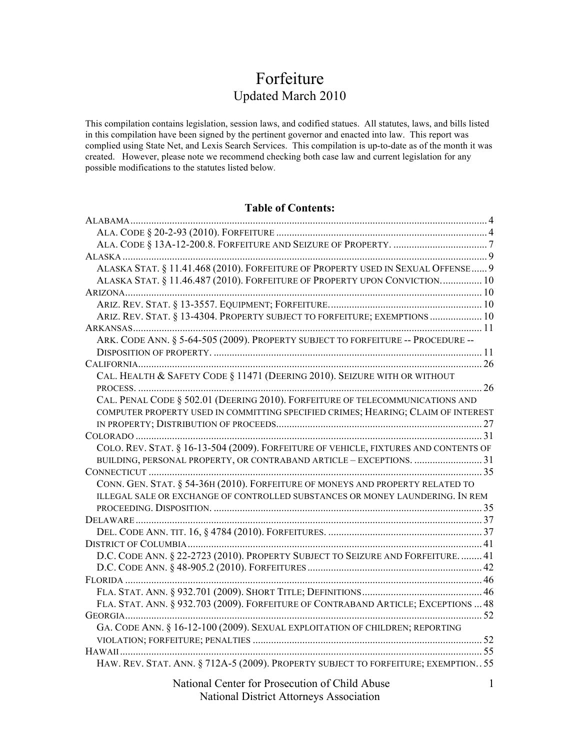# Forfeiture

## Updated March 2010

This compilation contains legislation, session laws, and codified statues. All statutes, laws, and bills listed in this compilation have been signed by the pertinent governor and enacted into law. This report was complied using State Net, and Lexis Search Services. This compilation is up-to-date as of the month it was created. However, please note we recommend checking both case law and current legislation for any possible modifications to the statutes listed below.

### Table of Contents:

- ALABAMA ..... 4
  - ALA. CODE § 20-2-93 (2010). FORFEITURE ..... 4
  - ALA. CODE § 13A-12-200.8. FORFEITURE AND SEIZURE OF PROPERTY. ..... 7
- ALASKA ..... 9
  - ALASKA STAT. § 11.41.468 (2010). FORFEITURE OF PROPERTY USED IN SEXUAL OFFENSE ..... 9
  - ALASKA STAT. § 11.46.487 (2010). FORFEITURE OF PROPERTY UPON CONVICTION. ..... 10
- ARIZONA ..... 10
  - ARIZ. REV. STAT. § 13-3557. EQUIPMENT; FORFEITURE. ..... 10
  - ARIZ. REV. STAT. § 13-4304. PROPERTY SUBJECT TO FORFEITURE; EXEMPTIONS ..... 10
- ARKANSAS ..... 11
  - ARK. CODE ANN. § 5-64-505 (2009). PROPERTY SUBJECT TO FORFEITURE -- PROCEDURE -- DISPOSITION OF PROPERTY. ..... 11
- CALIFORNIA ..... 26
  - CAL. HEALTH & SAFETY CODE § 11471 (DEERING 2010). SEIZURE WITH OR WITHOUT PROCESS. ..... 26
  - CAL. PENAL CODE § 502.01 (DEERING 2010). FORFEITURE OF TELECOMMUNICATIONS AND COMPUTER PROPERTY USED IN COMMITTING SPECIFIED CRIMES; HEARING; CLAIM OF INTEREST IN PROPERTY; DISTRIBUTION OF PROCEEDS ..... 27
- COLORADO ..... 31
  - COLO. REV. STAT. § 16-13-504 (2009). FORFEITURE OF VEHICLE, FIXTURES AND CONTENTS OF BUILDING, PERSONAL PROPERTY, OR CONTRABAND ARTICLE – EXCEPTIONS. ..... 31
- CONNECTICUT ..... 35
  - CONN. GEN. STAT. § 54-36H (2010). FORFEITURE OF MONEYS AND PROPERTY RELATED TO ILLEGAL SALE OR EXCHANGE OF CONTROLLED SUBSTANCES OR MONEY LAUNDERING. IN REM PROCEEDING. DISPOSITION. ..... 35
- DELAWARE ..... 37
  - DEL. CODE ANN. TIT. 16, § 4784 (2010). FORFEITURES. ..... 37
- DISTRICT OF COLUMBIA ..... 41
  - D.C. CODE ANN. § 22-2723 (2010). PROPERTY SUBJECT TO SEIZURE AND FORFEITURE. ..... 41
  - D.C. CODE ANN. § 48-905.2 (2010). FORFEITURES ..... 42
- FLORIDA ..... 46
  - FLA. STAT. ANN. § 932.701 (2009). SHORT TITLE; DEFINITIONS ..... 46
  - FLA. STAT. ANN. § 932.703 (2009). FORFEITURE OF CONTRABAND ARTICLE; EXCEPTIONS ..... 48
- GEORGIA ..... 52
  - GA. CODE ANN. § 16-12-100 (2009). SEXUAL EXPLOITATION OF CHILDREN; REPORTING VIOLATION; FORFEITURE; PENALTIES ..... 52
- HAWAII ..... 55
  - HAW. REV. STAT. ANN. § 712A-5 (2009). PROPERTY SUBJECT TO FORFEITURE; EXEMPTION. ..... 55

National Center for Prosecution of Child Abuse
National District Attorneys Association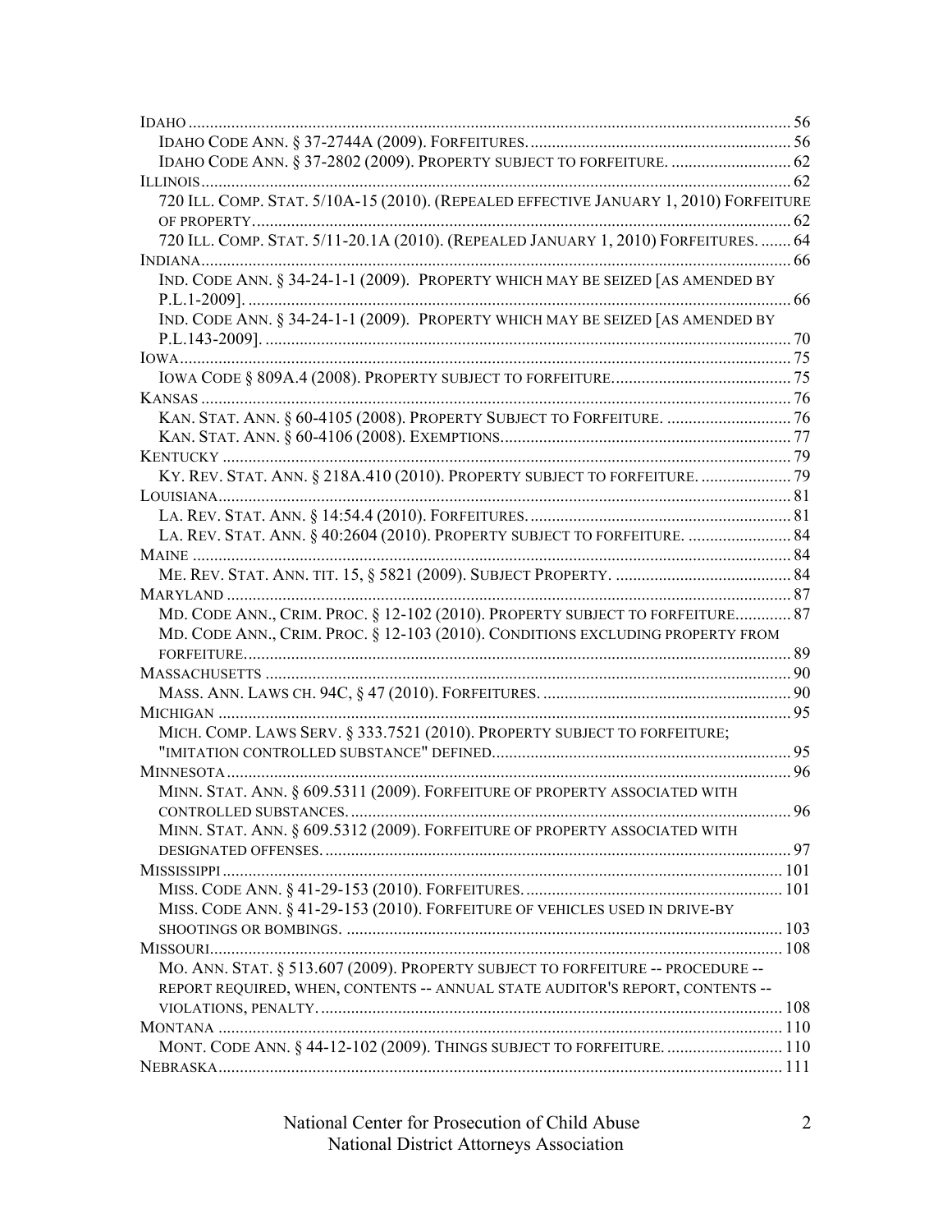IDAHO ........................................................................................................................................ 56
- IDAHO CODE ANN. § 37-2744A (2009). FORFEITURES. ............................................................ 56
- IDAHO CODE ANN. § 37-2802 (2009). PROPERTY SUBJECT TO FORFEITURE. ............................ 62

ILLINOIS ..................................................................................................................................... 62
- 720 ILL. COMP. STAT. 5/10A-15 (2010). (REPEALED EFFECTIVE JANUARY 1, 2010) FORFEITURE OF PROPERTY. ............................................................................................................................ 62
- 720 ILL. COMP. STAT. 5/11-20.1A (2010). (REPEALED JANUARY 1, 2010) FORFEITURES. ....... 64

INDIANA ..................................................................................................................................... 66
- IND. CODE ANN. § 34-24-1-1 (2009). PROPERTY WHICH MAY BE SEIZED [AS AMENDED BY P.L.1-2009]. ............................................................................................................................... 66
- IND. CODE ANN. § 34-24-1-1 (2009). PROPERTY WHICH MAY BE SEIZED [AS AMENDED BY P.L.143-2009]. .......................................................................................................................... 70

IOWA ......................................................................................................................................... 75
- IOWA CODE § 809A.4 (2008). PROPERTY SUBJECT TO FORFEITURE. ......................................... 75

KANSAS ..................................................................................................................................... 76
- KAN. STAT. ANN. § 60-4105 (2008). PROPERTY SUBJECT TO FORFEITURE. ............................. 76
- KAN. STAT. ANN. § 60-4106 (2008). EXEMPTIONS. .................................................................. 77

KENTUCKY ................................................................................................................................ 79
- KY. REV. STAT. ANN. § 218A.410 (2010). PROPERTY SUBJECT TO FORFEITURE. ..................... 79

LOUISIANA ................................................................................................................................. 81
- LA. REV. STAT. ANN. § 14:54.4 (2010). FORFEITURES. ............................................................ 81
- LA. REV. STAT. ANN. § 40:2604 (2010). PROPERTY SUBJECT TO FORFEITURE. ........................ 84

MAINE ....................................................................................................................................... 84
- ME. REV. STAT. ANN. TIT. 15, § 5821 (2009). SUBJECT PROPERTY. ......................................... 84

MARYLAND ............................................................................................................................... 87
- MD. CODE ANN., CRIM. PROC. § 12-102 (2010). PROPERTY SUBJECT TO FORFEITURE............. 87
- MD. CODE ANN., CRIM. PROC. § 12-103 (2010). CONDITIONS EXCLUDING PROPERTY FROM FORFEITURE. ............................................................................................................................ 89

MASSACHUSETTS ...................................................................................................................... 90
- MASS. ANN. LAWS CH. 94C, § 47 (2010). FORFEITURES. .......................................................... 90

MICHIGAN ................................................................................................................................. 95
- MICH. COMP. LAWS SERV. § 333.7521 (2010). PROPERTY SUBJECT TO FORFEITURE; "IMITATION CONTROLLED SUBSTANCE" DEFINED. ..................................................................... 95

MINNESOTA ............................................................................................................................... 96
- MINN. STAT. ANN. § 609.5311 (2009). FORFEITURE OF PROPERTY ASSOCIATED WITH CONTROLLED SUBSTANCES. ...................................................................................................... 96
- MINN. STAT. ANN. § 609.5312 (2009). FORFEITURE OF PROPERTY ASSOCIATED WITH DESIGNATED OFFENSES. ........................................................................................................... 97

MISSISSIPPI .............................................................................................................................. 101
- MISS. CODE ANN. § 41-29-153 (2010). FORFEITURES. ........................................................... 101
- MISS. CODE ANN. § 41-29-153 (2010). FORFEITURE OF VEHICLES USED IN DRIVE-BY SHOOTINGS OR BOMBINGS. .................................................................................................... 103

MISSOURI ................................................................................................................................. 108
- MO. ANN. STAT. § 513.607 (2009). PROPERTY SUBJECT TO FORFEITURE -- PROCEDURE -- REPORT REQUIRED, WHEN, CONTENTS -- ANNUAL STATE AUDITOR'S REPORT, CONTENTS -- VIOLATIONS, PENALTY. .......................................................................................................... 108

MONTANA ................................................................................................................................ 110
- MONT. CODE ANN. § 44-12-102 (2009). THINGS SUBJECT TO FORFEITURE. ........................... 110

NEBRASKA ................................................................................................................................ 111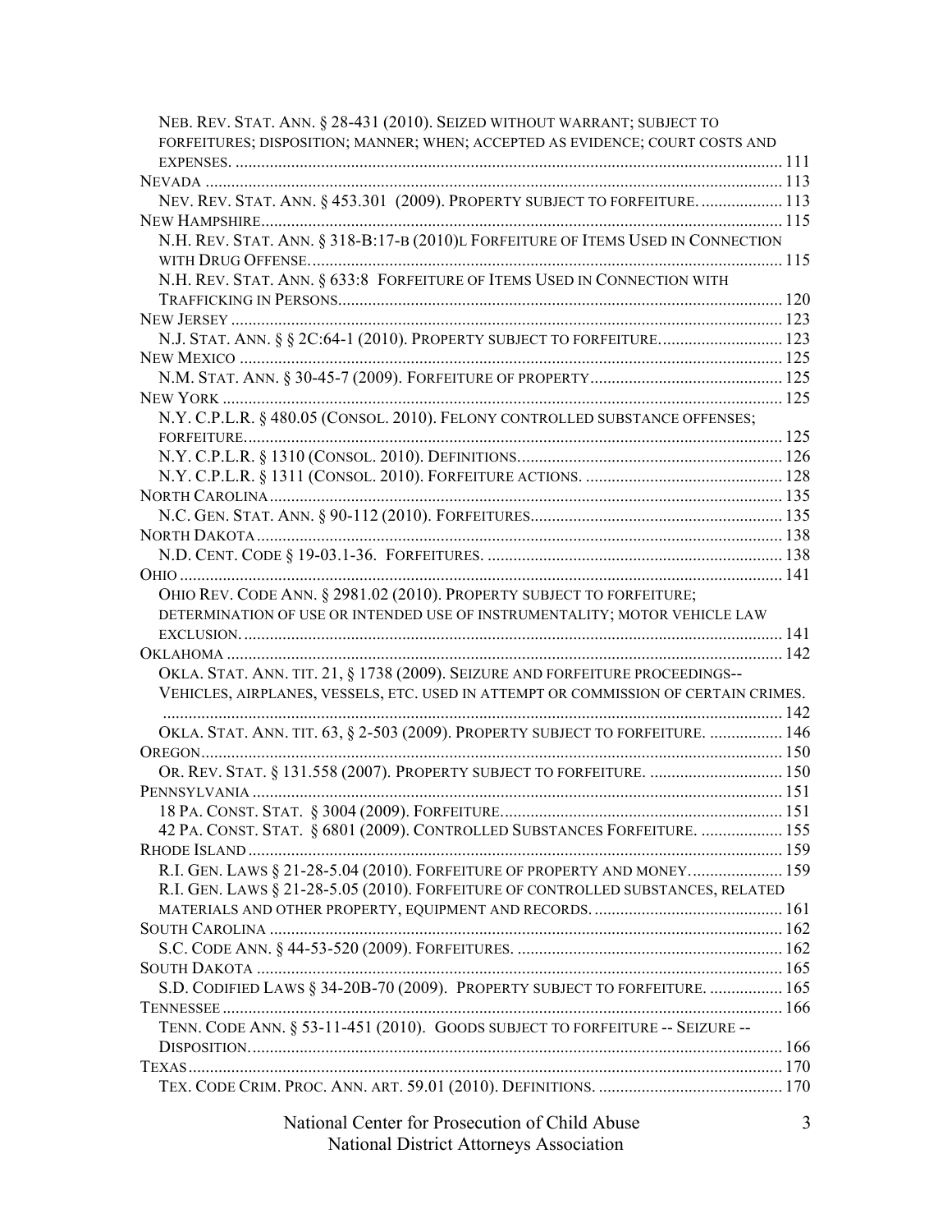NEB. REV. STAT. ANN. § 28-431 (2010). SEIZED WITHOUT WARRANT; SUBJECT TO FORFEITURES; DISPOSITION; MANNER; WHEN; ACCEPTED AS EVIDENCE; COURT COSTS AND EXPENSES. ..... 111

NEVADA ..... 113

NEV. REV. STAT. ANN. § 453.301 (2009). PROPERTY SUBJECT TO FORFEITURE. ..... 113

NEW HAMPSHIRE ..... 115

N.H. REV. STAT. ANN. § 318-B:17-B (2010)L FORFEITURE OF ITEMS USED IN CONNECTION WITH DRUG OFFENSE. ..... 115

N.H. REV. STAT. ANN. § 633:8 FORFEITURE OF ITEMS USED IN CONNECTION WITH TRAFFICKING IN PERSONS ..... 120

NEW JERSEY ..... 123

N.J. STAT. ANN. § § 2C:64-1 (2010). PROPERTY SUBJECT TO FORFEITURE. ..... 123

NEW MEXICO ..... 125

N.M. STAT. ANN. § 30-45-7 (2009). FORFEITURE OF PROPERTY ..... 125

NEW YORK ..... 125

N.Y. C.P.L.R. § 480.05 (CONSOL. 2010). FELONY CONTROLLED SUBSTANCE OFFENSES; FORFEITURE. ..... 125

N.Y. C.P.L.R. § 1310 (CONSOL. 2010). DEFINITIONS. ..... 126

N.Y. C.P.L.R. § 1311 (CONSOL. 2010). FORFEITURE ACTIONS. ..... 128

NORTH CAROLINA ..... 135

N.C. GEN. STAT. ANN. § 90-112 (2010). FORFEITURES. ..... 135

NORTH DAKOTA ..... 138

N.D. CENT. CODE § 19-03.1-36. FORFEITURES. ..... 138

OHIO ..... 141

OHIO REV. CODE ANN. § 2981.02 (2010). PROPERTY SUBJECT TO FORFEITURE; DETERMINATION OF USE OR INTENDED USE OF INSTRUMENTALITY; MOTOR VEHICLE LAW EXCLUSION. ..... 141

OKLAHOMA ..... 142

OKLA. STAT. ANN. TIT. 21, § 1738 (2009). SEIZURE AND FORFEITURE PROCEEDINGS-- VEHICLES, AIRPLANES, VESSELS, ETC. USED IN ATTEMPT OR COMMISSION OF CERTAIN CRIMES. ..... 142

OKLA. STAT. ANN. TIT. 63, § 2-503 (2009). PROPERTY SUBJECT TO FORFEITURE. ..... 146

OREGON ..... 150

OR. REV. STAT. § 131.558 (2007). PROPERTY SUBJECT TO FORFEITURE. ..... 150

PENNSYLVANIA ..... 151

18 PA. CONST. STAT. § 3004 (2009). FORFEITURE ..... 151

42 PA. CONST. STAT. § 6801 (2009). CONTROLLED SUBSTANCES FORFEITURE. ..... 155

RHODE ISLAND ..... 159

R.I. GEN. LAWS § 21-28-5.04 (2010). FORFEITURE OF PROPERTY AND MONEY. ..... 159

R.I. GEN. LAWS § 21-28-5.05 (2010). FORFEITURE OF CONTROLLED SUBSTANCES, RELATED MATERIALS AND OTHER PROPERTY, EQUIPMENT AND RECORDS. ..... 161

SOUTH CAROLINA ..... 162

S.C. CODE ANN. § 44-53-520 (2009). FORFEITURES. ..... 162

SOUTH DAKOTA ..... 165

S.D. CODIFIED LAWS § 34-20B-70 (2009). PROPERTY SUBJECT TO FORFEITURE. ..... 165

TENNESSEE ..... 166

TENN. CODE ANN. § 53-11-451 (2010). GOODS SUBJECT TO FORFEITURE -- SEIZURE -- DISPOSITION. ..... 166

TEXAS ..... 170

TEX. CODE CRIM. PROC. ANN. ART. 59.01 (2010). DEFINITIONS. ..... 170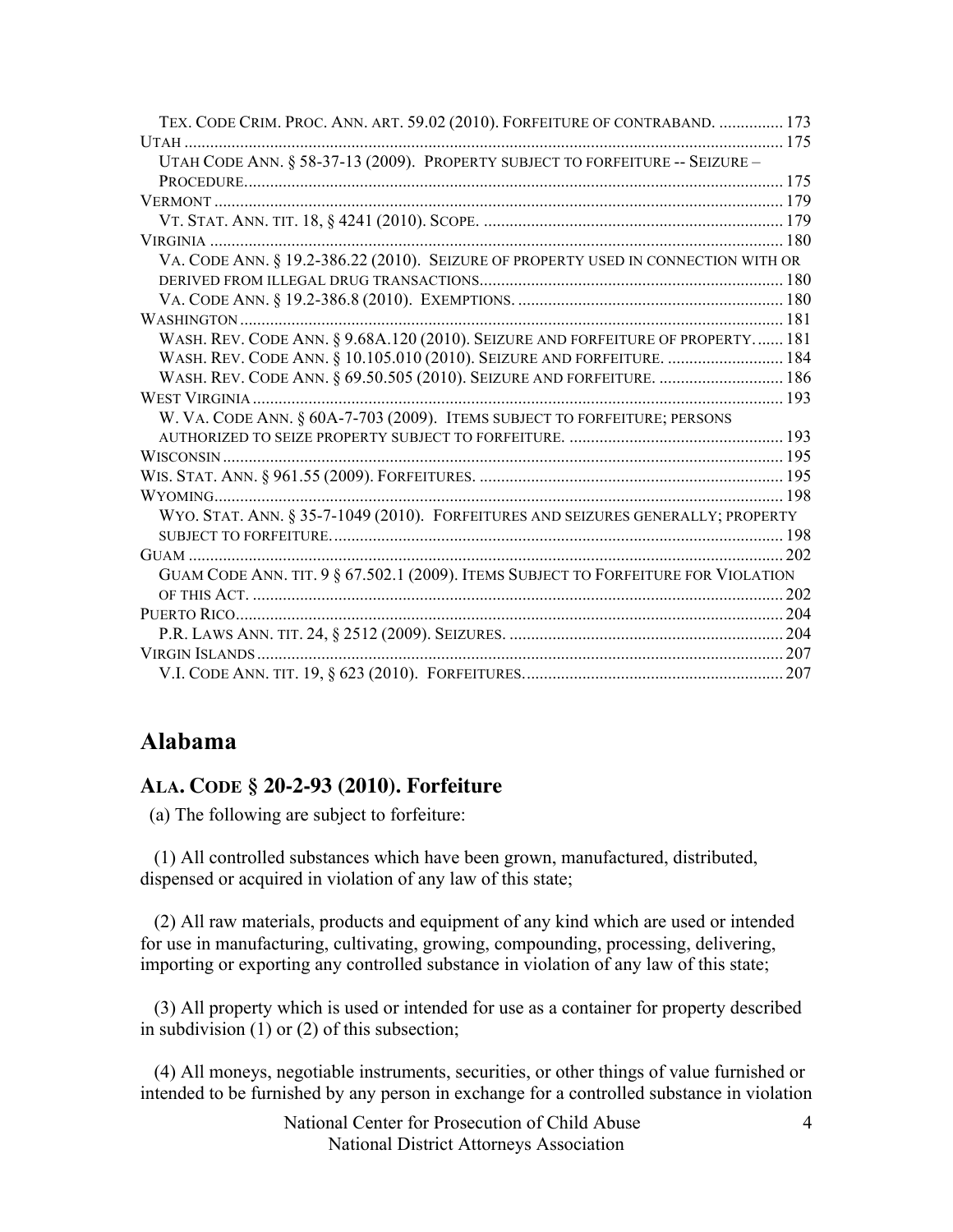TEX. CODE CRIM. PROC. ANN. ART. 59.02 (2010). FORFEITURE OF CONTRABAND. ............... 173
UTAH ........................................................................................................................... 175
UTAH CODE ANN. § 58-37-13 (2009). PROPERTY SUBJECT TO FORFEITURE -- SEIZURE – PROCEDURE............................................................................................................ 175
VERMONT .................................................................................................................... 179
VT. STAT. ANN. TIT. 18, § 4241 (2010). SCOPE. ...................................................................... 179
VIRGINIA ..................................................................................................................... 180
VA. CODE ANN. § 19.2-386.22 (2010). SEIZURE OF PROPERTY USED IN CONNECTION WITH OR DERIVED FROM ILLEGAL DRUG TRANSACTIONS...................................................................... 180
VA. CODE ANN. § 19.2-386.8 (2010). EXEMPTIONS. .............................................................. 180
WASHINGTON .............................................................................................................. 181
WASH. REV. CODE ANN. § 9.68A.120 (2010). SEIZURE AND FORFEITURE OF PROPERTY....... 181
WASH. REV. CODE ANN. § 10.105.010 (2010). SEIZURE AND FORFEITURE. ........................... 184
WASH. REV. CODE ANN. § 69.50.505 (2010). SEIZURE AND FORFEITURE. ............................. 186
WEST VIRGINIA ............................................................................................................ 193
W. VA. CODE ANN. § 60A-7-703 (2009). ITEMS SUBJECT TO FORFEITURE; PERSONS AUTHORIZED TO SEIZE PROPERTY SUBJECT TO FORFEITURE. .................................................. 193
WISCONSIN .................................................................................................................. 195
WIS. STAT. ANN. § 961.55 (2009). FORFEITURES. ....................................................................... 195
WYOMING..................................................................................................................... 198
WYO. STAT. ANN. § 35-7-1049 (2010). FORFEITURES AND SEIZURES GENERALLY; PROPERTY SUBJECT TO FORFEITURE. ......................................................................................................... 198
GUAM ........................................................................................................................... 202
GUAM CODE ANN. TIT. 9 § 67.502.1 (2009). ITEMS SUBJECT TO FORFEITURE FOR VIOLATION OF THIS ACT. ........................................................................................................................... 202
PUERTO RICO................................................................................................................ 204
P.R. LAWS ANN. TIT. 24, § 2512 (2009). SEIZURES. ................................................................ 204
VIRGIN ISLANDS .......................................................................................................... 207
V.I. CODE ANN. TIT. 19, § 623 (2010). FORFEITURES............................................................. 207

## Alabama

### ALA. CODE § 20-2-93 (2010). Forfeiture

(a) The following are subject to forfeiture:

(1) All controlled substances which have been grown, manufactured, distributed, dispensed or acquired in violation of any law of this state;

(2) All raw materials, products and equipment of any kind which are used or intended for use in manufacturing, cultivating, growing, compounding, processing, delivering, importing or exporting any controlled substance in violation of any law of this state;

(3) All property which is used or intended for use as a container for property described in subdivision (1) or (2) of this subsection;

(4) All moneys, negotiable instruments, securities, or other things of value furnished or intended to be furnished by any person in exchange for a controlled substance in violation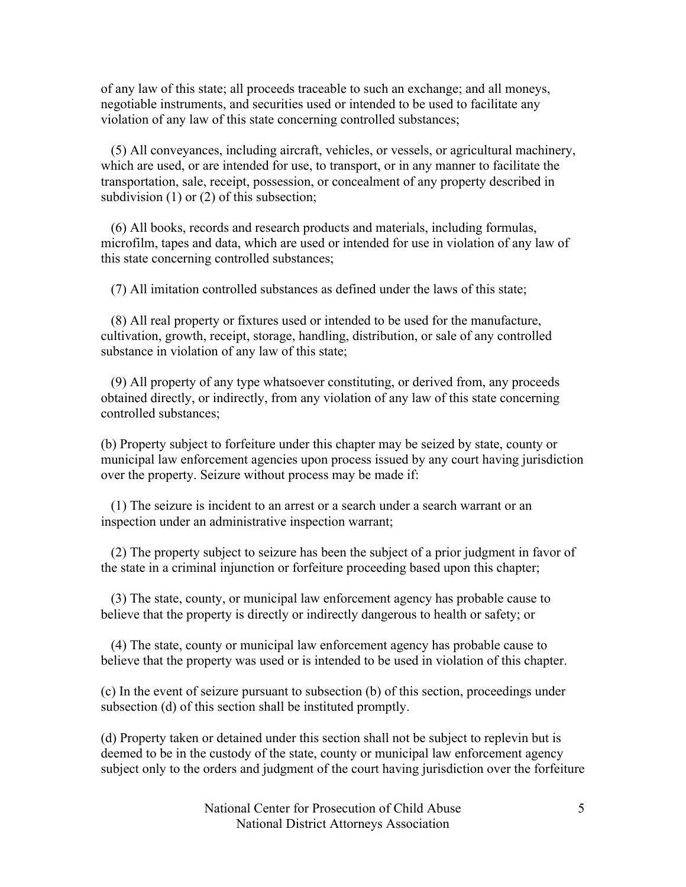of any law of this state; all proceeds traceable to such an exchange; and all moneys, negotiable instruments, and securities used or intended to be used to facilitate any violation of any law of this state concerning controlled substances;

(5) All conveyances, including aircraft, vehicles, or vessels, or agricultural machinery, which are used, or are intended for use, to transport, or in any manner to facilitate the transportation, sale, receipt, possession, or concealment of any property described in subdivision (1) or (2) of this subsection;

(6) All books, records and research products and materials, including formulas, microfilm, tapes and data, which are used or intended for use in violation of any law of this state concerning controlled substances;

(7) All imitation controlled substances as defined under the laws of this state;

(8) All real property or fixtures used or intended to be used for the manufacture, cultivation, growth, receipt, storage, handling, distribution, or sale of any controlled substance in violation of any law of this state;

(9) All property of any type whatsoever constituting, or derived from, any proceeds obtained directly, or indirectly, from any violation of any law of this state concerning controlled substances;

(b) Property subject to forfeiture under this chapter may be seized by state, county or municipal law enforcement agencies upon process issued by any court having jurisdiction over the property. Seizure without process may be made if:

(1) The seizure is incident to an arrest or a search under a search warrant or an inspection under an administrative inspection warrant;

(2) The property subject to seizure has been the subject of a prior judgment in favor of the state in a criminal injunction or forfeiture proceeding based upon this chapter;

(3) The state, county, or municipal law enforcement agency has probable cause to believe that the property is directly or indirectly dangerous to health or safety; or

(4) The state, county or municipal law enforcement agency has probable cause to believe that the property was used or is intended to be used in violation of this chapter.

(c) In the event of seizure pursuant to subsection (b) of this section, proceedings under subsection (d) of this section shall be instituted promptly.

(d) Property taken or detained under this section shall not be subject to replevin but is deemed to be in the custody of the state, county or municipal law enforcement agency subject only to the orders and judgment of the court having jurisdiction over the forfeiture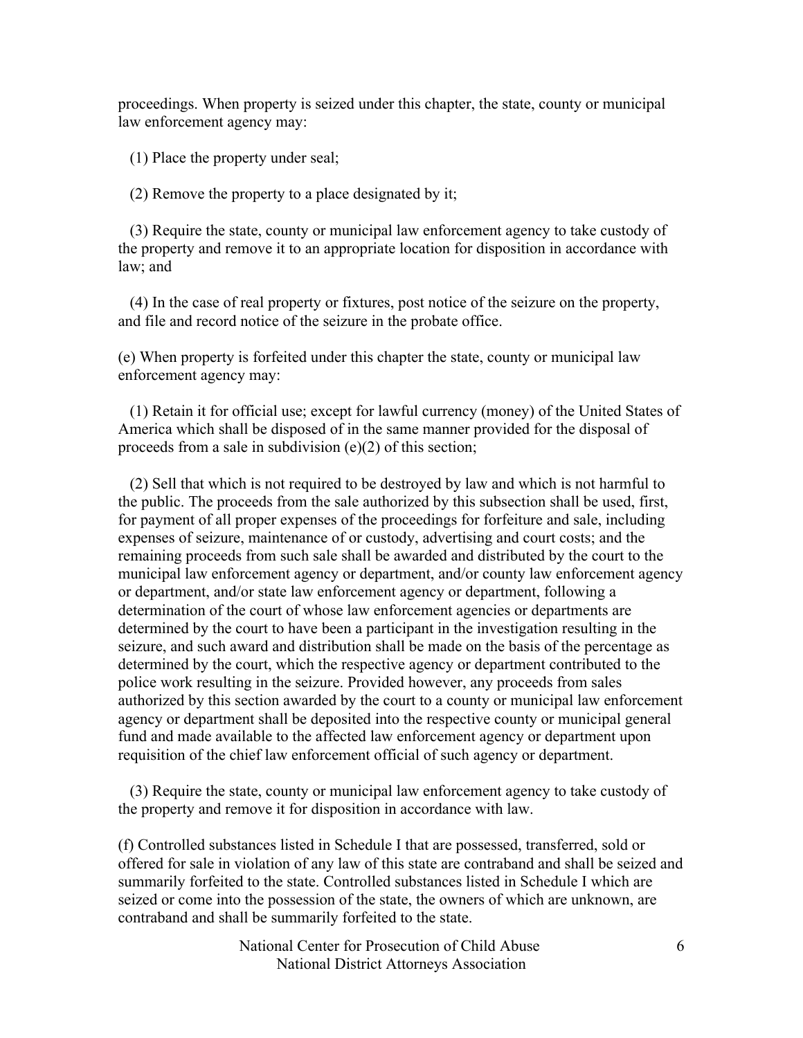proceedings. When property is seized under this chapter, the state, county or municipal law enforcement agency may:

(1) Place the property under seal;

(2) Remove the property to a place designated by it;

(3) Require the state, county or municipal law enforcement agency to take custody of the property and remove it to an appropriate location for disposition in accordance with law; and

(4) In the case of real property or fixtures, post notice of the seizure on the property, and file and record notice of the seizure in the probate office.

(e) When property is forfeited under this chapter the state, county or municipal law enforcement agency may:

(1) Retain it for official use; except for lawful currency (money) of the United States of America which shall be disposed of in the same manner provided for the disposal of proceeds from a sale in subdivision (e)(2) of this section;

(2) Sell that which is not required to be destroyed by law and which is not harmful to the public. The proceeds from the sale authorized by this subsection shall be used, first, for payment of all proper expenses of the proceedings for forfeiture and sale, including expenses of seizure, maintenance of or custody, advertising and court costs; and the remaining proceeds from such sale shall be awarded and distributed by the court to the municipal law enforcement agency or department, and/or county law enforcement agency or department, and/or state law enforcement agency or department, following a determination of the court of whose law enforcement agencies or departments are determined by the court to have been a participant in the investigation resulting in the seizure, and such award and distribution shall be made on the basis of the percentage as determined by the court, which the respective agency or department contributed to the police work resulting in the seizure. Provided however, any proceeds from sales authorized by this section awarded by the court to a county or municipal law enforcement agency or department shall be deposited into the respective county or municipal general fund and made available to the affected law enforcement agency or department upon requisition of the chief law enforcement official of such agency or department.

(3) Require the state, county or municipal law enforcement agency to take custody of the property and remove it for disposition in accordance with law.

(f) Controlled substances listed in Schedule I that are possessed, transferred, sold or offered for sale in violation of any law of this state are contraband and shall be seized and summarily forfeited to the state. Controlled substances listed in Schedule I which are seized or come into the possession of the state, the owners of which are unknown, are contraband and shall be summarily forfeited to the state.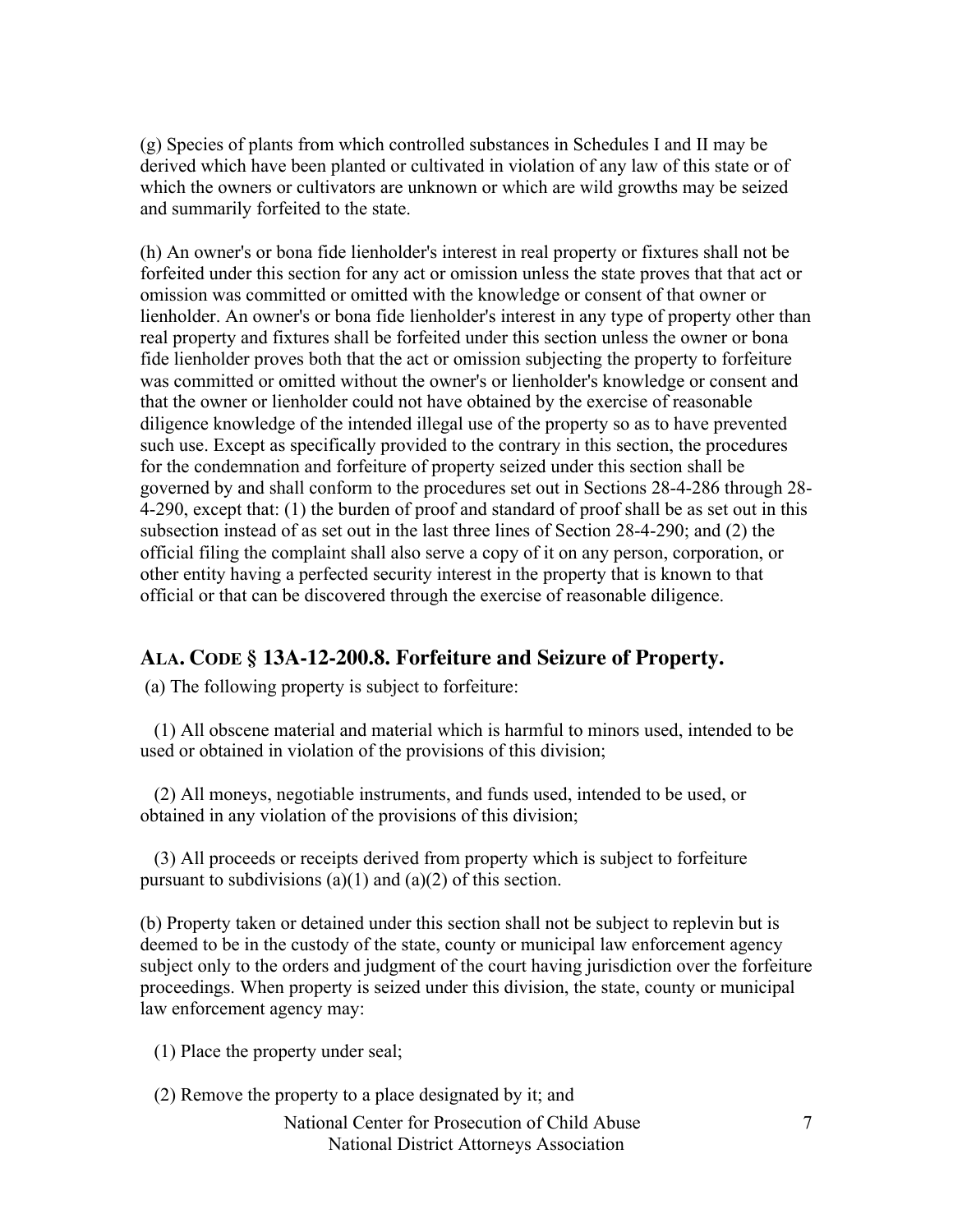(g) Species of plants from which controlled substances in Schedules I and II may be derived which have been planted or cultivated in violation of any law of this state or of which the owners or cultivators are unknown or which are wild growths may be seized and summarily forfeited to the state.

(h) An owner's or bona fide lienholder's interest in real property or fixtures shall not be forfeited under this section for any act or omission unless the state proves that that act or omission was committed or omitted with the knowledge or consent of that owner or lienholder. An owner's or bona fide lienholder's interest in any type of property other than real property and fixtures shall be forfeited under this section unless the owner or bona fide lienholder proves both that the act or omission subjecting the property to forfeiture was committed or omitted without the owner's or lienholder's knowledge or consent and that the owner or lienholder could not have obtained by the exercise of reasonable diligence knowledge of the intended illegal use of the property so as to have prevented such use. Except as specifically provided to the contrary in this section, the procedures for the condemnation and forfeiture of property seized under this section shall be governed by and shall conform to the procedures set out in Sections 28-4-286 through 28-4-290, except that: (1) the burden of proof and standard of proof shall be as set out in this subsection instead of as set out in the last three lines of Section 28-4-290; and (2) the official filing the complaint shall also serve a copy of it on any person, corporation, or other entity having a perfected security interest in the property that is known to that official or that can be discovered through the exercise of reasonable diligence.

## ALA. CODE § 13A-12-200.8. Forfeiture and Seizure of Property.

(a) The following property is subject to forfeiture:

(1) All obscene material and material which is harmful to minors used, intended to be used or obtained in violation of the provisions of this division;

(2) All moneys, negotiable instruments, and funds used, intended to be used, or obtained in any violation of the provisions of this division;

(3) All proceeds or receipts derived from property which is subject to forfeiture pursuant to subdivisions (a)(1) and (a)(2) of this section.

(b) Property taken or detained under this section shall not be subject to replevin but is deemed to be in the custody of the state, county or municipal law enforcement agency subject only to the orders and judgment of the court having jurisdiction over the forfeiture proceedings. When property is seized under this division, the state, county or municipal law enforcement agency may:

(1) Place the property under seal;

(2) Remove the property to a place designated by it; and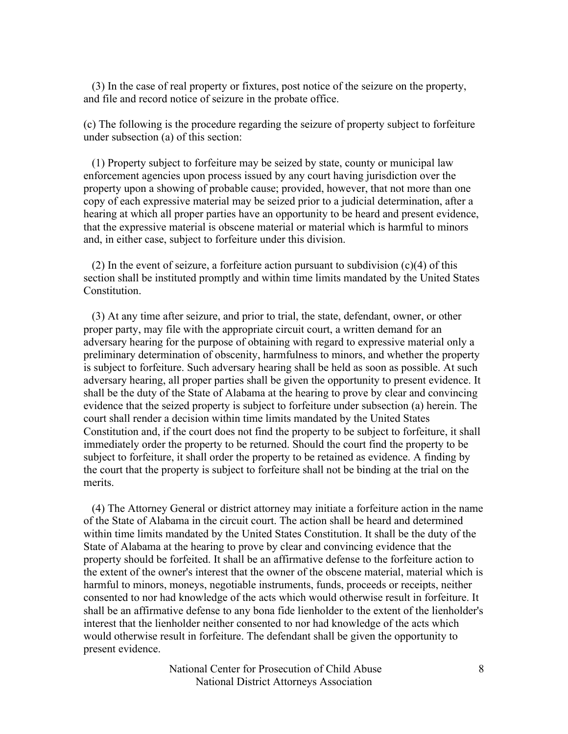(3) In the case of real property or fixtures, post notice of the seizure on the property, and file and record notice of seizure in the probate office.

(c) The following is the procedure regarding the seizure of property subject to forfeiture under subsection (a) of this section:

(1) Property subject to forfeiture may be seized by state, county or municipal law enforcement agencies upon process issued by any court having jurisdiction over the property upon a showing of probable cause; provided, however, that not more than one copy of each expressive material may be seized prior to a judicial determination, after a hearing at which all proper parties have an opportunity to be heard and present evidence, that the expressive material is obscene material or material which is harmful to minors and, in either case, subject to forfeiture under this division.

(2) In the event of seizure, a forfeiture action pursuant to subdivision (c)(4) of this section shall be instituted promptly and within time limits mandated by the United States Constitution.

(3) At any time after seizure, and prior to trial, the state, defendant, owner, or other proper party, may file with the appropriate circuit court, a written demand for an adversary hearing for the purpose of obtaining with regard to expressive material only a preliminary determination of obscenity, harmfulness to minors, and whether the property is subject to forfeiture. Such adversary hearing shall be held as soon as possible. At such adversary hearing, all proper parties shall be given the opportunity to present evidence. It shall be the duty of the State of Alabama at the hearing to prove by clear and convincing evidence that the seized property is subject to forfeiture under subsection (a) herein. The court shall render a decision within time limits mandated by the United States Constitution and, if the court does not find the property to be subject to forfeiture, it shall immediately order the property to be returned. Should the court find the property to be subject to forfeiture, it shall order the property to be retained as evidence. A finding by the court that the property is subject to forfeiture shall not be binding at the trial on the merits.

(4) The Attorney General or district attorney may initiate a forfeiture action in the name of the State of Alabama in the circuit court. The action shall be heard and determined within time limits mandated by the United States Constitution. It shall be the duty of the State of Alabama at the hearing to prove by clear and convincing evidence that the property should be forfeited. It shall be an affirmative defense to the forfeiture action to the extent of the owner's interest that the owner of the obscene material, material which is harmful to minors, moneys, negotiable instruments, funds, proceeds or receipts, neither consented to nor had knowledge of the acts which would otherwise result in forfeiture. It shall be an affirmative defense to any bona fide lienholder to the extent of the lienholder's interest that the lienholder neither consented to nor had knowledge of the acts which would otherwise result in forfeiture. The defendant shall be given the opportunity to present evidence.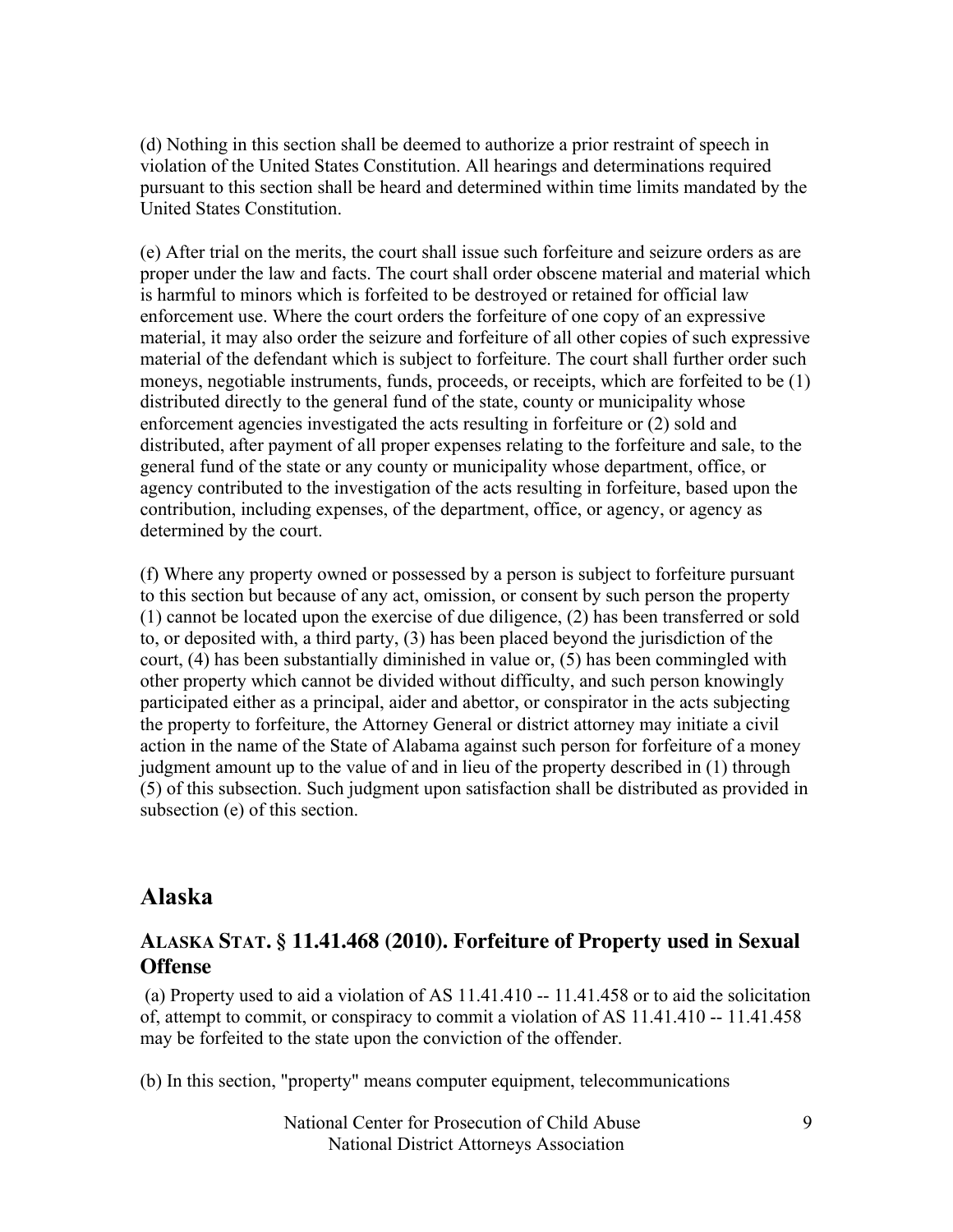(d) Nothing in this section shall be deemed to authorize a prior restraint of speech in violation of the United States Constitution. All hearings and determinations required pursuant to this section shall be heard and determined within time limits mandated by the United States Constitution.

(e) After trial on the merits, the court shall issue such forfeiture and seizure orders as are proper under the law and facts. The court shall order obscene material and material which is harmful to minors which is forfeited to be destroyed or retained for official law enforcement use. Where the court orders the forfeiture of one copy of an expressive material, it may also order the seizure and forfeiture of all other copies of such expressive material of the defendant which is subject to forfeiture. The court shall further order such moneys, negotiable instruments, funds, proceeds, or receipts, which are forfeited to be (1) distributed directly to the general fund of the state, county or municipality whose enforcement agencies investigated the acts resulting in forfeiture or (2) sold and distributed, after payment of all proper expenses relating to the forfeiture and sale, to the general fund of the state or any county or municipality whose department, office, or agency contributed to the investigation of the acts resulting in forfeiture, based upon the contribution, including expenses, of the department, office, or agency, or agency as determined by the court.

(f) Where any property owned or possessed by a person is subject to forfeiture pursuant to this section but because of any act, omission, or consent by such person the property (1) cannot be located upon the exercise of due diligence, (2) has been transferred or sold to, or deposited with, a third party, (3) has been placed beyond the jurisdiction of the court, (4) has been substantially diminished in value or, (5) has been commingled with other property which cannot be divided without difficulty, and such person knowingly participated either as a principal, aider and abettor, or conspirator in the acts subjecting the property to forfeiture, the Attorney General or district attorney may initiate a civil action in the name of the State of Alabama against such person for forfeiture of a money judgment amount up to the value of and in lieu of the property described in (1) through (5) of this subsection. Such judgment upon satisfaction shall be distributed as provided in subsection (e) of this section.

## Alaska

### ALASKA STAT. § 11.41.468 (2010). Forfeiture of Property used in Sexual Offense

(a) Property used to aid a violation of AS 11.41.410 -- 11.41.458 or to aid the solicitation of, attempt to commit, or conspiracy to commit a violation of AS 11.41.410 -- 11.41.458 may be forfeited to the state upon the conviction of the offender.

(b) In this section, "property" means computer equipment, telecommunications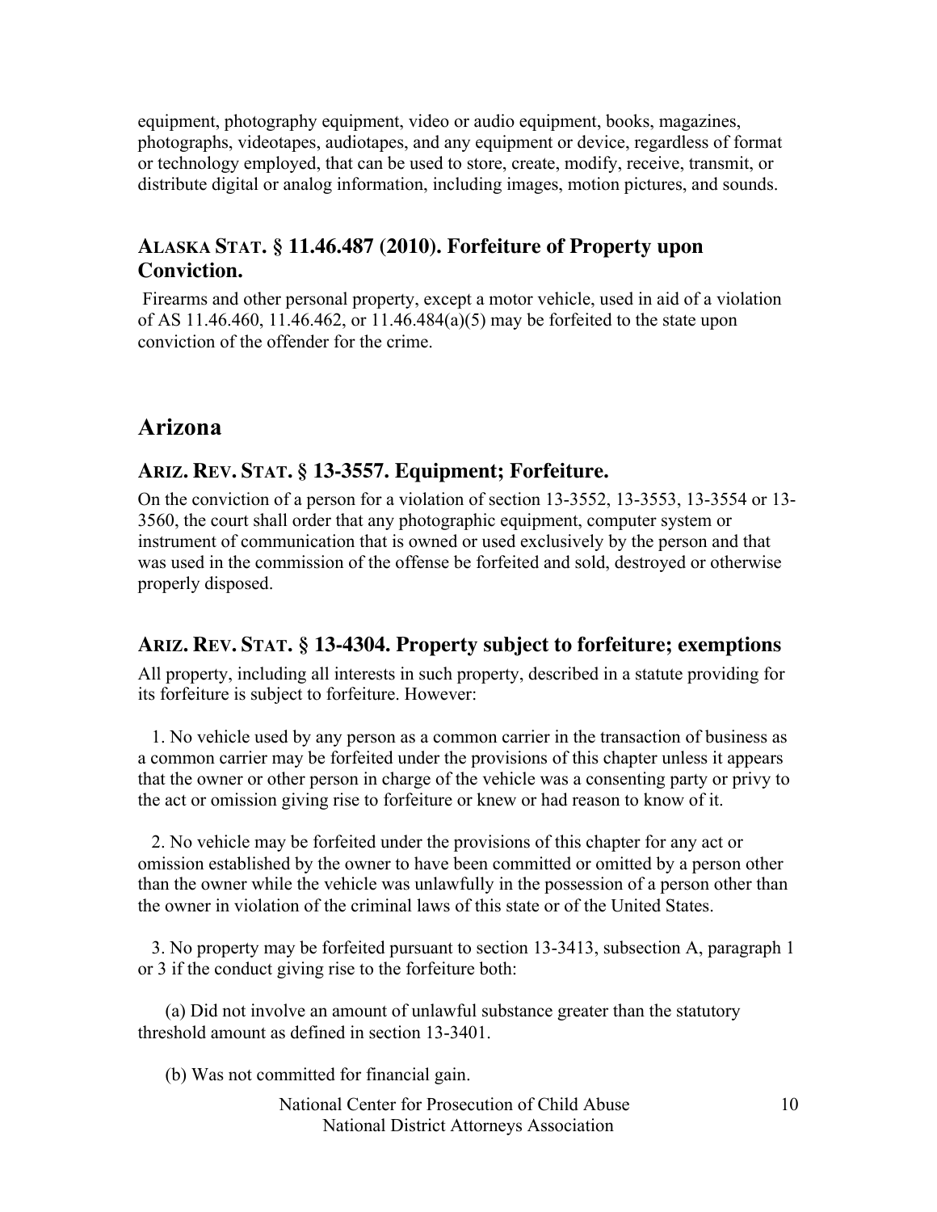equipment, photography equipment, video or audio equipment, books, magazines, photographs, videotapes, audiotapes, and any equipment or device, regardless of format or technology employed, that can be used to store, create, modify, receive, transmit, or distribute digital or analog information, including images, motion pictures, and sounds.

### ALASKA STAT. § 11.46.487 (2010). Forfeiture of Property upon Conviction.

Firearms and other personal property, except a motor vehicle, used in aid of a violation of AS 11.46.460, 11.46.462, or 11.46.484(a)(5) may be forfeited to the state upon conviction of the offender for the crime.

## Arizona

### ARIZ. REV. STAT. § 13-3557. Equipment; Forfeiture.

On the conviction of a person for a violation of section 13-3552, 13-3553, 13-3554 or 13-3560, the court shall order that any photographic equipment, computer system or instrument of communication that is owned or used exclusively by the person and that was used in the commission of the offense be forfeited and sold, destroyed or otherwise properly disposed.

### ARIZ. REV. STAT. § 13-4304. Property subject to forfeiture; exemptions

All property, including all interests in such property, described in a statute providing for its forfeiture is subject to forfeiture. However:

1. No vehicle used by any person as a common carrier in the transaction of business as a common carrier may be forfeited under the provisions of this chapter unless it appears that the owner or other person in charge of the vehicle was a consenting party or privy to the act or omission giving rise to forfeiture or knew or had reason to know of it.

2. No vehicle may be forfeited under the provisions of this chapter for any act or omission established by the owner to have been committed or omitted by a person other than the owner while the vehicle was unlawfully in the possession of a person other than the owner in violation of the criminal laws of this state or of the United States.

3. No property may be forfeited pursuant to section 13-3413, subsection A, paragraph 1 or 3 if the conduct giving rise to the forfeiture both:

(a) Did not involve an amount of unlawful substance greater than the statutory threshold amount as defined in section 13-3401.

(b) Was not committed for financial gain.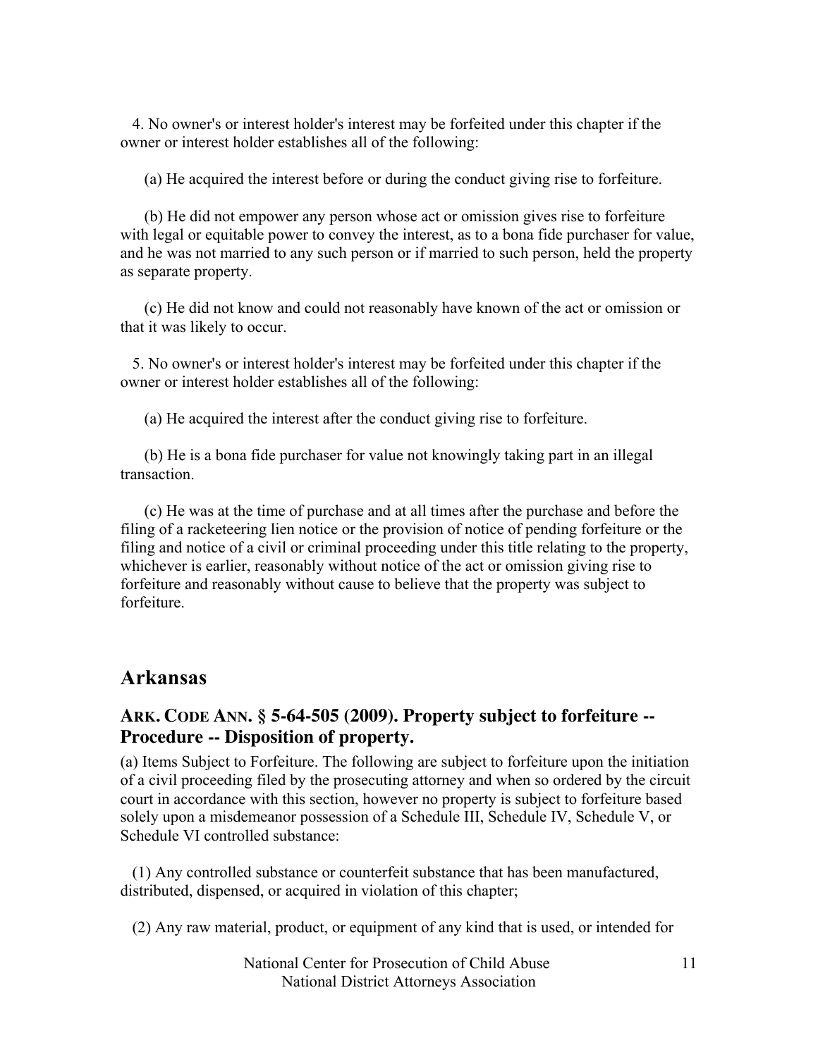4. No owner's or interest holder's interest may be forfeited under this chapter if the owner or interest holder establishes all of the following:

(a) He acquired the interest before or during the conduct giving rise to forfeiture.

(b) He did not empower any person whose act or omission gives rise to forfeiture with legal or equitable power to convey the interest, as to a bona fide purchaser for value, and he was not married to any such person or if married to such person, held the property as separate property.

(c) He did not know and could not reasonably have known of the act or omission or that it was likely to occur.

5. No owner's or interest holder's interest may be forfeited under this chapter if the owner or interest holder establishes all of the following:

(a) He acquired the interest after the conduct giving rise to forfeiture.

(b) He is a bona fide purchaser for value not knowingly taking part in an illegal transaction.

(c) He was at the time of purchase and at all times after the purchase and before the filing of a racketeering lien notice or the provision of notice of pending forfeiture or the filing and notice of a civil or criminal proceeding under this title relating to the property, whichever is earlier, reasonably without notice of the act or omission giving rise to forfeiture and reasonably without cause to believe that the property was subject to forfeiture.

## Arkansas

### ARK. CODE ANN. § 5-64-505 (2009). Property subject to forfeiture -- Procedure -- Disposition of property.

(a) Items Subject to Forfeiture. The following are subject to forfeiture upon the initiation of a civil proceeding filed by the prosecuting attorney and when so ordered by the circuit court in accordance with this section, however no property is subject to forfeiture based solely upon a misdemeanor possession of a Schedule III, Schedule IV, Schedule V, or Schedule VI controlled substance:

(1) Any controlled substance or counterfeit substance that has been manufactured, distributed, dispensed, or acquired in violation of this chapter;

(2) Any raw material, product, or equipment of any kind that is used, or intended for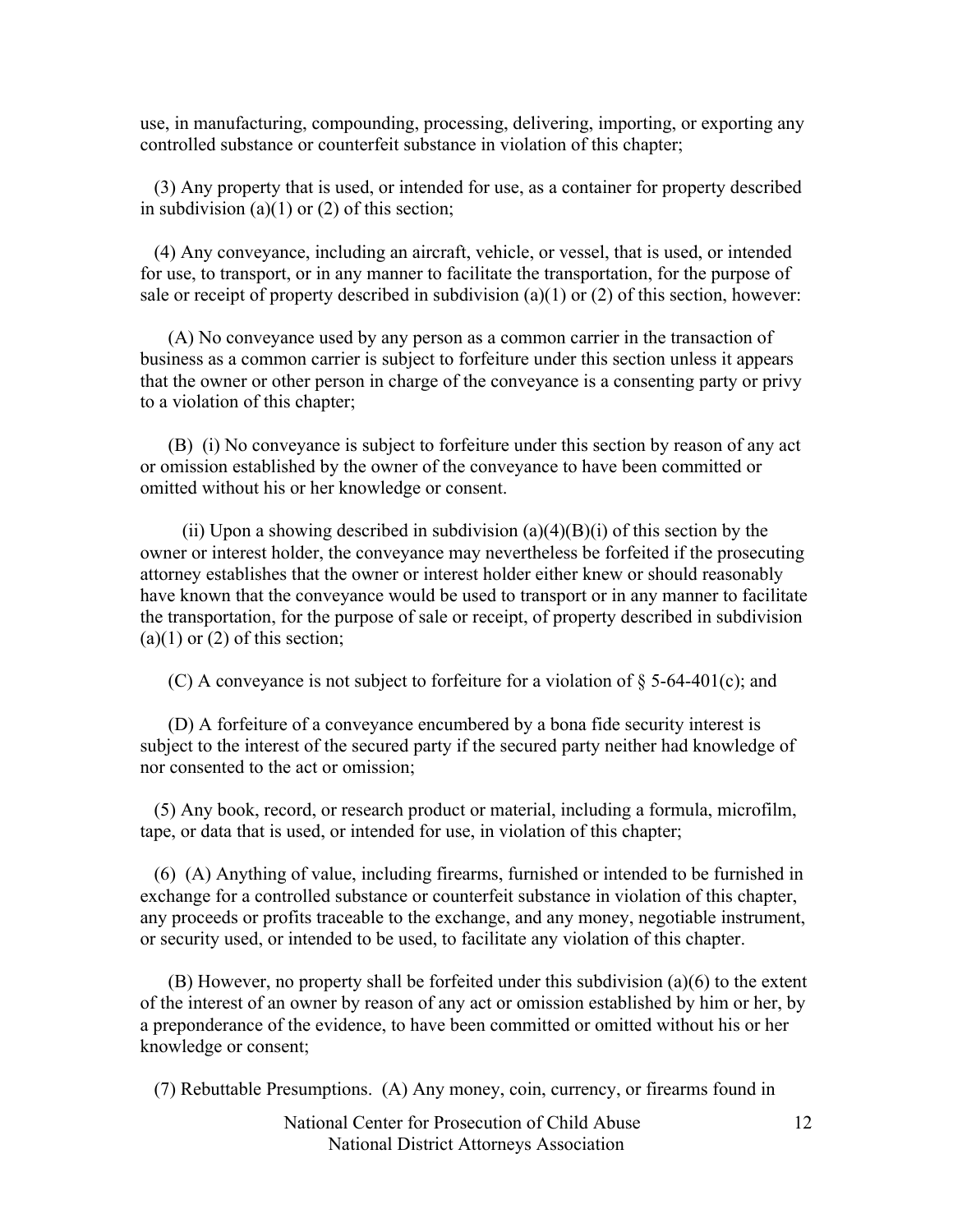use, in manufacturing, compounding, processing, delivering, importing, or exporting any controlled substance or counterfeit substance in violation of this chapter;

(3) Any property that is used, or intended for use, as a container for property described in subdivision (a)(1) or (2) of this section;

(4) Any conveyance, including an aircraft, vehicle, or vessel, that is used, or intended for use, to transport, or in any manner to facilitate the transportation, for the purpose of sale or receipt of property described in subdivision (a)(1) or (2) of this section, however:

(A) No conveyance used by any person as a common carrier in the transaction of business as a common carrier is subject to forfeiture under this section unless it appears that the owner or other person in charge of the conveyance is a consenting party or privy to a violation of this chapter;

(B) (i) No conveyance is subject to forfeiture under this section by reason of any act or omission established by the owner of the conveyance to have been committed or omitted without his or her knowledge or consent.

(ii) Upon a showing described in subdivision (a)(4)(B)(i) of this section by the owner or interest holder, the conveyance may nevertheless be forfeited if the prosecuting attorney establishes that the owner or interest holder either knew or should reasonably have known that the conveyance would be used to transport or in any manner to facilitate the transportation, for the purpose of sale or receipt, of property described in subdivision (a)(1) or (2) of this section;

(C) A conveyance is not subject to forfeiture for a violation of § 5-64-401(c); and

(D) A forfeiture of a conveyance encumbered by a bona fide security interest is subject to the interest of the secured party if the secured party neither had knowledge of nor consented to the act or omission;

(5) Any book, record, or research product or material, including a formula, microfilm, tape, or data that is used, or intended for use, in violation of this chapter;

(6) (A) Anything of value, including firearms, furnished or intended to be furnished in exchange for a controlled substance or counterfeit substance in violation of this chapter, any proceeds or profits traceable to the exchange, and any money, negotiable instrument, or security used, or intended to be used, to facilitate any violation of this chapter.

(B) However, no property shall be forfeited under this subdivision (a)(6) to the extent of the interest of an owner by reason of any act or omission established by him or her, by a preponderance of the evidence, to have been committed or omitted without his or her knowledge or consent;

(7) Rebuttable Presumptions. (A) Any money, coin, currency, or firearms found in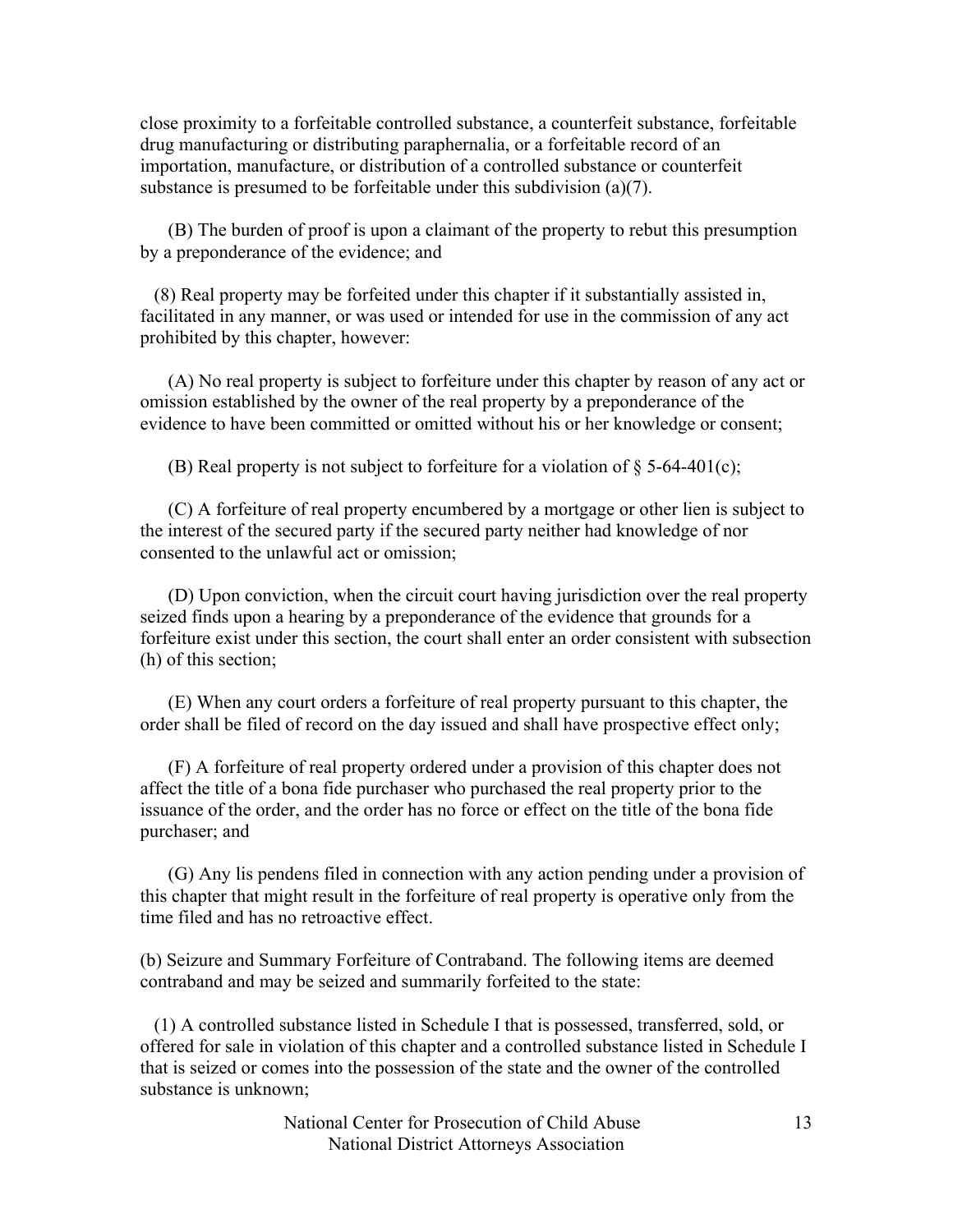close proximity to a forfeitable controlled substance, a counterfeit substance, forfeitable drug manufacturing or distributing paraphernalia, or a forfeitable record of an importation, manufacture, or distribution of a controlled substance or counterfeit substance is presumed to be forfeitable under this subdivision (a)(7).

(B) The burden of proof is upon a claimant of the property to rebut this presumption by a preponderance of the evidence; and

(8) Real property may be forfeited under this chapter if it substantially assisted in, facilitated in any manner, or was used or intended for use in the commission of any act prohibited by this chapter, however:

(A) No real property is subject to forfeiture under this chapter by reason of any act or omission established by the owner of the real property by a preponderance of the evidence to have been committed or omitted without his or her knowledge or consent;

(B) Real property is not subject to forfeiture for a violation of § 5-64-401(c);

(C) A forfeiture of real property encumbered by a mortgage or other lien is subject to the interest of the secured party if the secured party neither had knowledge of nor consented to the unlawful act or omission;

(D) Upon conviction, when the circuit court having jurisdiction over the real property seized finds upon a hearing by a preponderance of the evidence that grounds for a forfeiture exist under this section, the court shall enter an order consistent with subsection (h) of this section;

(E) When any court orders a forfeiture of real property pursuant to this chapter, the order shall be filed of record on the day issued and shall have prospective effect only;

(F) A forfeiture of real property ordered under a provision of this chapter does not affect the title of a bona fide purchaser who purchased the real property prior to the issuance of the order, and the order has no force or effect on the title of the bona fide purchaser; and

(G) Any lis pendens filed in connection with any action pending under a provision of this chapter that might result in the forfeiture of real property is operative only from the time filed and has no retroactive effect.

(b) Seizure and Summary Forfeiture of Contraband. The following items are deemed contraband and may be seized and summarily forfeited to the state:

(1) A controlled substance listed in Schedule I that is possessed, transferred, sold, or offered for sale in violation of this chapter and a controlled substance listed in Schedule I that is seized or comes into the possession of the state and the owner of the controlled substance is unknown;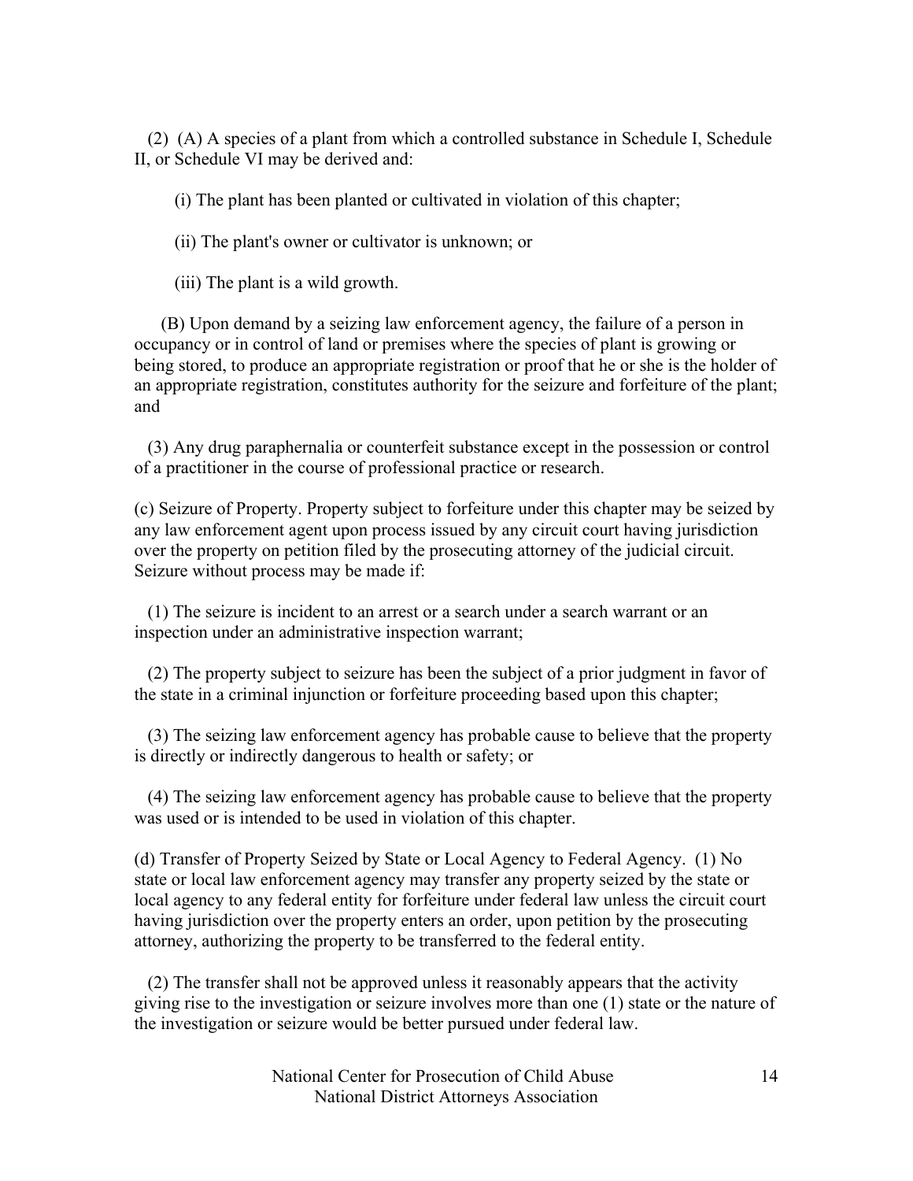(2) (A) A species of a plant from which a controlled substance in Schedule I, Schedule II, or Schedule VI may be derived and:

(i) The plant has been planted or cultivated in violation of this chapter;

(ii) The plant's owner or cultivator is unknown; or

(iii) The plant is a wild growth.

(B) Upon demand by a seizing law enforcement agency, the failure of a person in occupancy or in control of land or premises where the species of plant is growing or being stored, to produce an appropriate registration or proof that he or she is the holder of an appropriate registration, constitutes authority for the seizure and forfeiture of the plant; and

(3) Any drug paraphernalia or counterfeit substance except in the possession or control of a practitioner in the course of professional practice or research.

(c) Seizure of Property. Property subject to forfeiture under this chapter may be seized by any law enforcement agent upon process issued by any circuit court having jurisdiction over the property on petition filed by the prosecuting attorney of the judicial circuit. Seizure without process may be made if:

(1) The seizure is incident to an arrest or a search under a search warrant or an inspection under an administrative inspection warrant;

(2) The property subject to seizure has been the subject of a prior judgment in favor of the state in a criminal injunction or forfeiture proceeding based upon this chapter;

(3) The seizing law enforcement agency has probable cause to believe that the property is directly or indirectly dangerous to health or safety; or

(4) The seizing law enforcement agency has probable cause to believe that the property was used or is intended to be used in violation of this chapter.

(d) Transfer of Property Seized by State or Local Agency to Federal Agency. (1) No state or local law enforcement agency may transfer any property seized by the state or local agency to any federal entity for forfeiture under federal law unless the circuit court having jurisdiction over the property enters an order, upon petition by the prosecuting attorney, authorizing the property to be transferred to the federal entity.

(2) The transfer shall not be approved unless it reasonably appears that the activity giving rise to the investigation or seizure involves more than one (1) state or the nature of the investigation or seizure would be better pursued under federal law.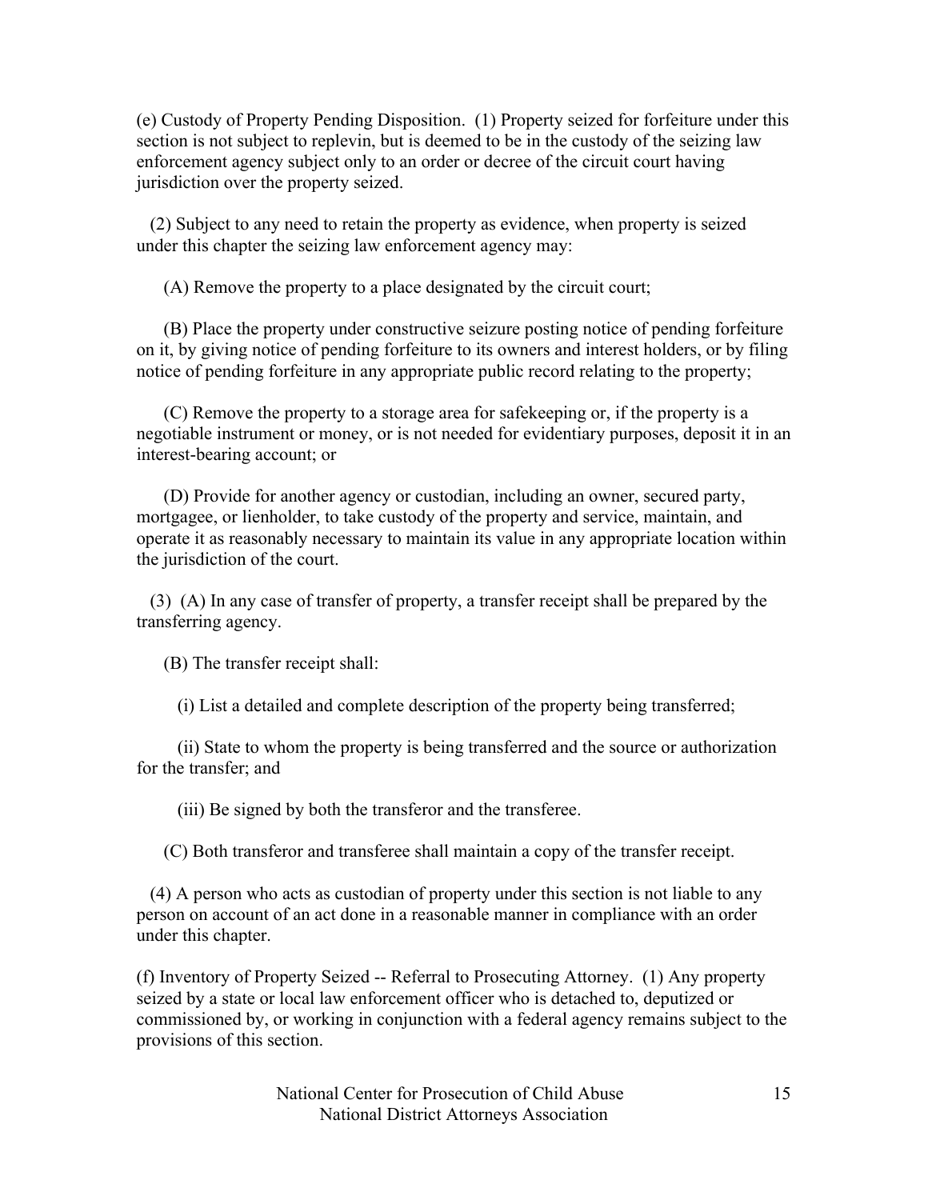(e) Custody of Property Pending Disposition. (1) Property seized for forfeiture under this section is not subject to replevin, but is deemed to be in the custody of the seizing law enforcement agency subject only to an order or decree of the circuit court having jurisdiction over the property seized.

(2) Subject to any need to retain the property as evidence, when property is seized under this chapter the seizing law enforcement agency may:

(A) Remove the property to a place designated by the circuit court;

(B) Place the property under constructive seizure posting notice of pending forfeiture on it, by giving notice of pending forfeiture to its owners and interest holders, or by filing notice of pending forfeiture in any appropriate public record relating to the property;

(C) Remove the property to a storage area for safekeeping or, if the property is a negotiable instrument or money, or is not needed for evidentiary purposes, deposit it in an interest-bearing account; or

(D) Provide for another agency or custodian, including an owner, secured party, mortgagee, or lienholder, to take custody of the property and service, maintain, and operate it as reasonably necessary to maintain its value in any appropriate location within the jurisdiction of the court.

(3) (A) In any case of transfer of property, a transfer receipt shall be prepared by the transferring agency.

(B) The transfer receipt shall:

(i) List a detailed and complete description of the property being transferred;

(ii) State to whom the property is being transferred and the source or authorization for the transfer; and

(iii) Be signed by both the transferor and the transferee.

(C) Both transferor and transferee shall maintain a copy of the transfer receipt.

(4) A person who acts as custodian of property under this section is not liable to any person on account of an act done in a reasonable manner in compliance with an order under this chapter.

(f) Inventory of Property Seized -- Referral to Prosecuting Attorney. (1) Any property seized by a state or local law enforcement officer who is detached to, deputized or commissioned by, or working in conjunction with a federal agency remains subject to the provisions of this section.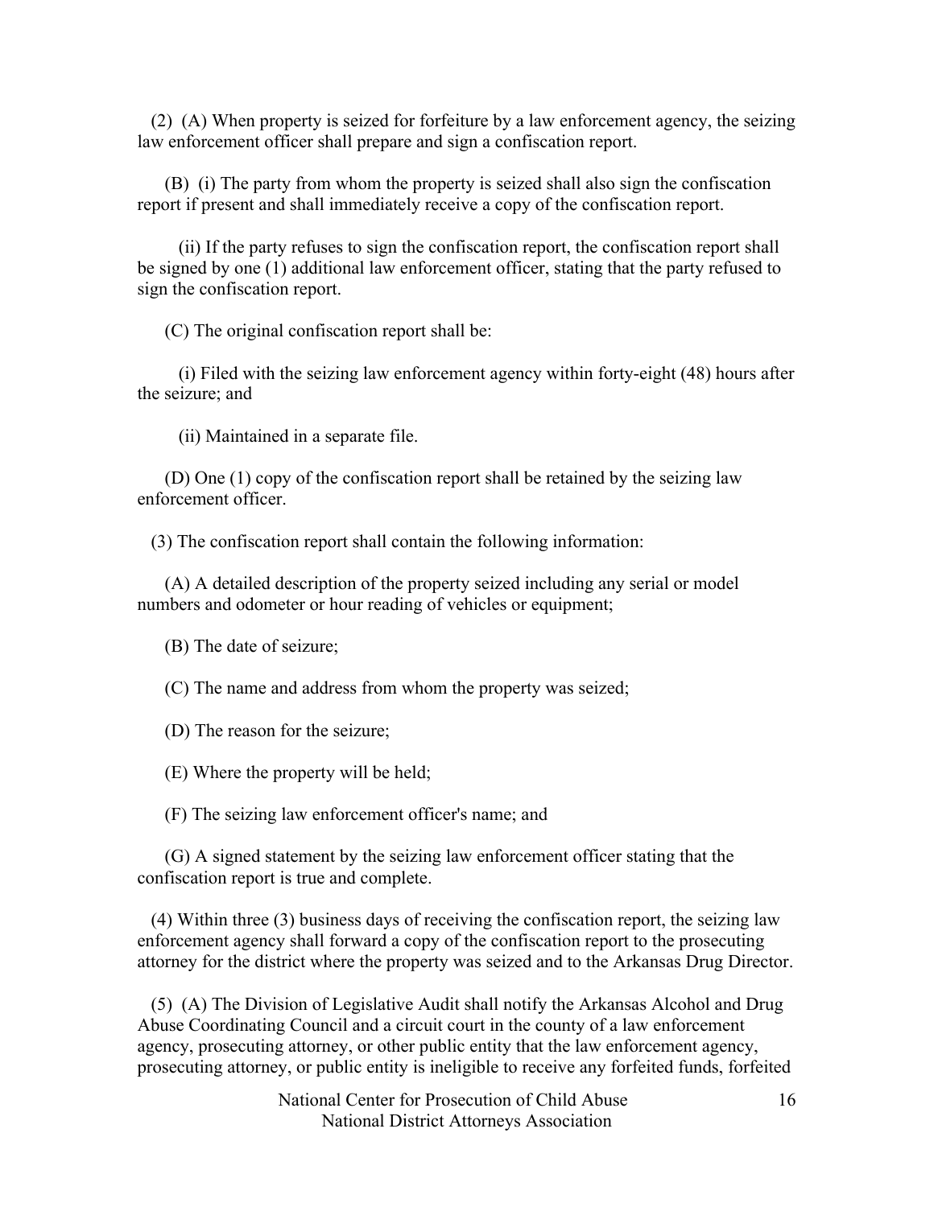(2) (A) When property is seized for forfeiture by a law enforcement agency, the seizing law enforcement officer shall prepare and sign a confiscation report.

(B) (i) The party from whom the property is seized shall also sign the confiscation report if present and shall immediately receive a copy of the confiscation report.

(ii) If the party refuses to sign the confiscation report, the confiscation report shall be signed by one (1) additional law enforcement officer, stating that the party refused to sign the confiscation report.

(C) The original confiscation report shall be:

(i) Filed with the seizing law enforcement agency within forty-eight (48) hours after the seizure; and

(ii) Maintained in a separate file.

(D) One (1) copy of the confiscation report shall be retained by the seizing law enforcement officer.

(3) The confiscation report shall contain the following information:

(A) A detailed description of the property seized including any serial or model numbers and odometer or hour reading of vehicles or equipment;

(B) The date of seizure;

(C) The name and address from whom the property was seized;

(D) The reason for the seizure;

(E) Where the property will be held;

(F) The seizing law enforcement officer's name; and

(G) A signed statement by the seizing law enforcement officer stating that the confiscation report is true and complete.

(4) Within three (3) business days of receiving the confiscation report, the seizing law enforcement agency shall forward a copy of the confiscation report to the prosecuting attorney for the district where the property was seized and to the Arkansas Drug Director.

(5) (A) The Division of Legislative Audit shall notify the Arkansas Alcohol and Drug Abuse Coordinating Council and a circuit court in the county of a law enforcement agency, prosecuting attorney, or other public entity that the law enforcement agency, prosecuting attorney, or public entity is ineligible to receive any forfeited funds, forfeited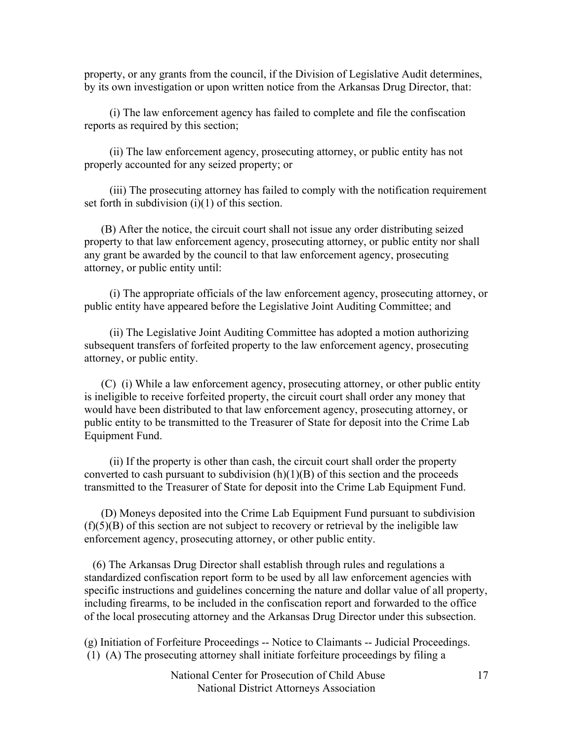property, or any grants from the council, if the Division of Legislative Audit determines, by its own investigation or upon written notice from the Arkansas Drug Director, that:

(i) The law enforcement agency has failed to complete and file the confiscation reports as required by this section;

(ii) The law enforcement agency, prosecuting attorney, or public entity has not properly accounted for any seized property; or

(iii) The prosecuting attorney has failed to comply with the notification requirement set forth in subdivision (i)(1) of this section.

(B) After the notice, the circuit court shall not issue any order distributing seized property to that law enforcement agency, prosecuting attorney, or public entity nor shall any grant be awarded by the council to that law enforcement agency, prosecuting attorney, or public entity until:

(i) The appropriate officials of the law enforcement agency, prosecuting attorney, or public entity have appeared before the Legislative Joint Auditing Committee; and

(ii) The Legislative Joint Auditing Committee has adopted a motion authorizing subsequent transfers of forfeited property to the law enforcement agency, prosecuting attorney, or public entity.

(C) (i) While a law enforcement agency, prosecuting attorney, or other public entity is ineligible to receive forfeited property, the circuit court shall order any money that would have been distributed to that law enforcement agency, prosecuting attorney, or public entity to be transmitted to the Treasurer of State for deposit into the Crime Lab Equipment Fund.

(ii) If the property is other than cash, the circuit court shall order the property converted to cash pursuant to subdivision (h)(1)(B) of this section and the proceeds transmitted to the Treasurer of State for deposit into the Crime Lab Equipment Fund.

(D) Moneys deposited into the Crime Lab Equipment Fund pursuant to subdivision (f)(5)(B) of this section are not subject to recovery or retrieval by the ineligible law enforcement agency, prosecuting attorney, or other public entity.

(6) The Arkansas Drug Director shall establish through rules and regulations a standardized confiscation report form to be used by all law enforcement agencies with specific instructions and guidelines concerning the nature and dollar value of all property, including firearms, to be included in the confiscation report and forwarded to the office of the local prosecuting attorney and the Arkansas Drug Director under this subsection.

(g) Initiation of Forfeiture Proceedings -- Notice to Claimants -- Judicial Proceedings.
(1) (A) The prosecuting attorney shall initiate forfeiture proceedings by filing a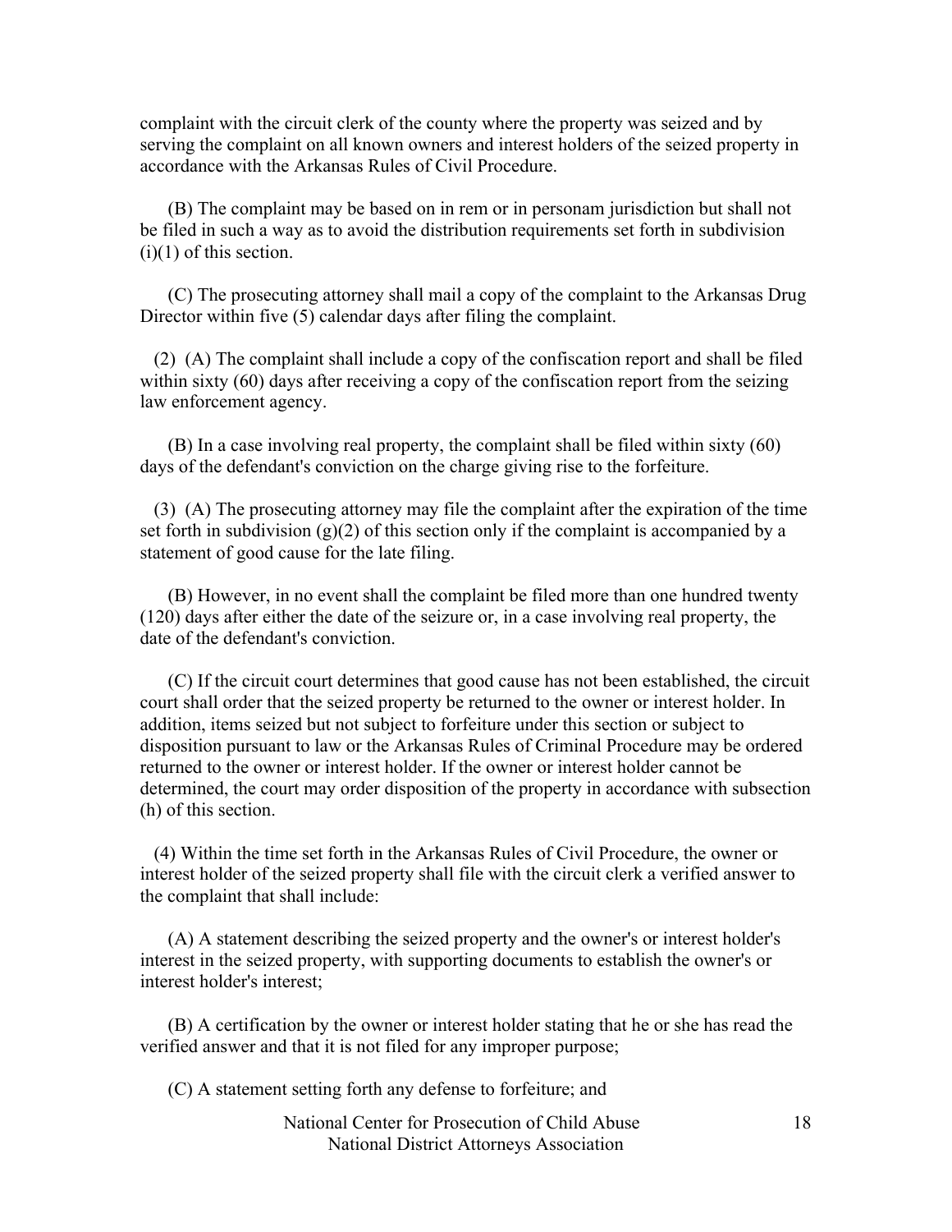complaint with the circuit clerk of the county where the property was seized and by serving the complaint on all known owners and interest holders of the seized property in accordance with the Arkansas Rules of Civil Procedure.

(B) The complaint may be based on in rem or in personam jurisdiction but shall not be filed in such a way as to avoid the distribution requirements set forth in subdivision (i)(1) of this section.

(C) The prosecuting attorney shall mail a copy of the complaint to the Arkansas Drug Director within five (5) calendar days after filing the complaint.

(2) (A) The complaint shall include a copy of the confiscation report and shall be filed within sixty (60) days after receiving a copy of the confiscation report from the seizing law enforcement agency.

(B) In a case involving real property, the complaint shall be filed within sixty (60) days of the defendant's conviction on the charge giving rise to the forfeiture.

(3) (A) The prosecuting attorney may file the complaint after the expiration of the time set forth in subdivision (g)(2) of this section only if the complaint is accompanied by a statement of good cause for the late filing.

(B) However, in no event shall the complaint be filed more than one hundred twenty (120) days after either the date of the seizure or, in a case involving real property, the date of the defendant's conviction.

(C) If the circuit court determines that good cause has not been established, the circuit court shall order that the seized property be returned to the owner or interest holder. In addition, items seized but not subject to forfeiture under this section or subject to disposition pursuant to law or the Arkansas Rules of Criminal Procedure may be ordered returned to the owner or interest holder. If the owner or interest holder cannot be determined, the court may order disposition of the property in accordance with subsection (h) of this section.

(4) Within the time set forth in the Arkansas Rules of Civil Procedure, the owner or interest holder of the seized property shall file with the circuit clerk a verified answer to the complaint that shall include:

(A) A statement describing the seized property and the owner's or interest holder's interest in the seized property, with supporting documents to establish the owner's or interest holder's interest;

(B) A certification by the owner or interest holder stating that he or she has read the verified answer and that it is not filed for any improper purpose;

(C) A statement setting forth any defense to forfeiture; and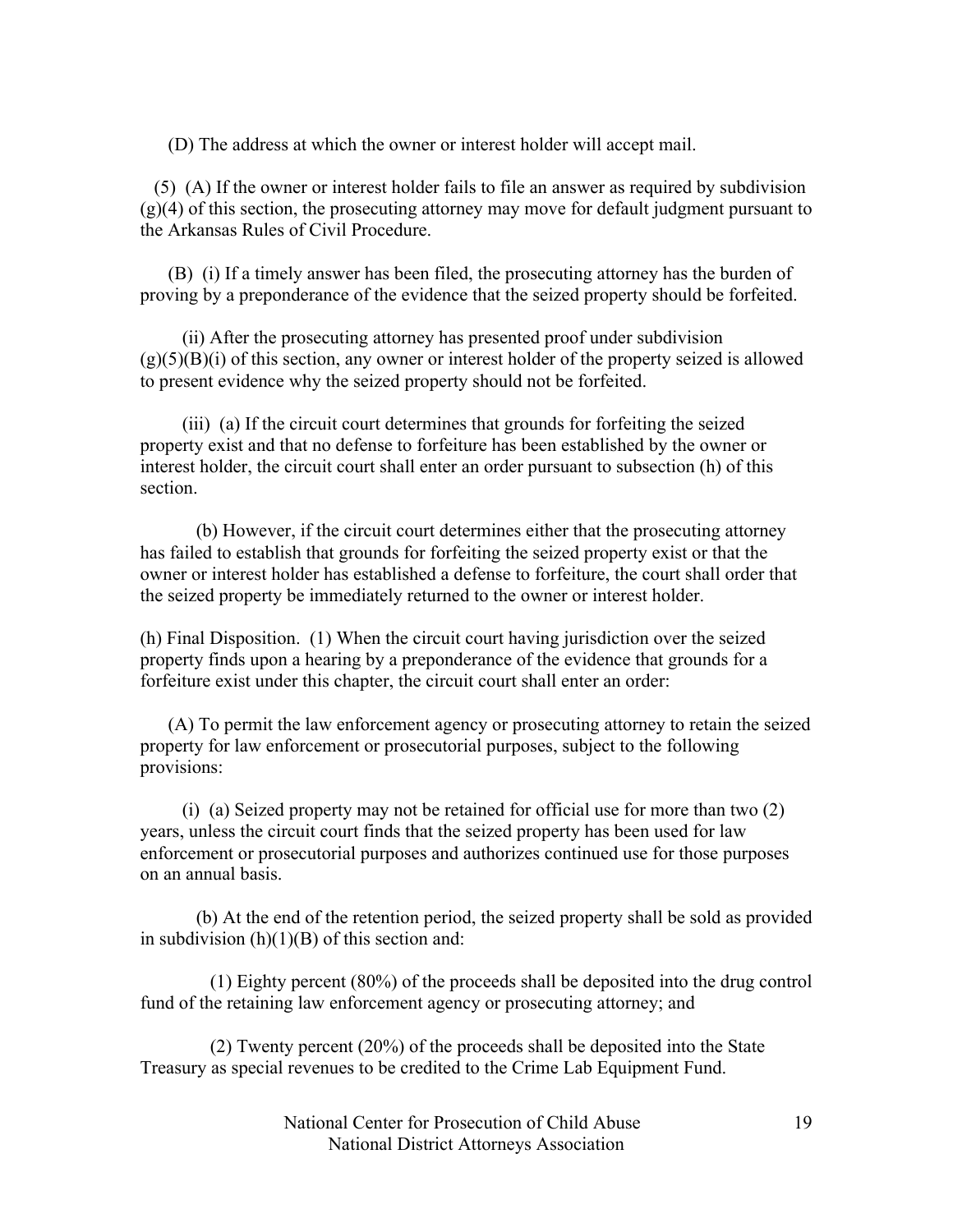(D) The address at which the owner or interest holder will accept mail.

(5) (A) If the owner or interest holder fails to file an answer as required by subdivision (g)(4) of this section, the prosecuting attorney may move for default judgment pursuant to the Arkansas Rules of Civil Procedure.

(B) (i) If a timely answer has been filed, the prosecuting attorney has the burden of proving by a preponderance of the evidence that the seized property should be forfeited.

(ii) After the prosecuting attorney has presented proof under subdivision (g)(5)(B)(i) of this section, any owner or interest holder of the property seized is allowed to present evidence why the seized property should not be forfeited.

(iii) (a) If the circuit court determines that grounds for forfeiting the seized property exist and that no defense to forfeiture has been established by the owner or interest holder, the circuit court shall enter an order pursuant to subsection (h) of this section.

(b) However, if the circuit court determines either that the prosecuting attorney has failed to establish that grounds for forfeiting the seized property exist or that the owner or interest holder has established a defense to forfeiture, the court shall order that the seized property be immediately returned to the owner or interest holder.

(h) Final Disposition. (1) When the circuit court having jurisdiction over the seized property finds upon a hearing by a preponderance of the evidence that grounds for a forfeiture exist under this chapter, the circuit court shall enter an order:

(A) To permit the law enforcement agency or prosecuting attorney to retain the seized property for law enforcement or prosecutorial purposes, subject to the following provisions:

(i) (a) Seized property may not be retained for official use for more than two (2) years, unless the circuit court finds that the seized property has been used for law enforcement or prosecutorial purposes and authorizes continued use for those purposes on an annual basis.

(b) At the end of the retention period, the seized property shall be sold as provided in subdivision (h)(1)(B) of this section and:

(1) Eighty percent (80%) of the proceeds shall be deposited into the drug control fund of the retaining law enforcement agency or prosecuting attorney; and

(2) Twenty percent (20%) of the proceeds shall be deposited into the State Treasury as special revenues to be credited to the Crime Lab Equipment Fund.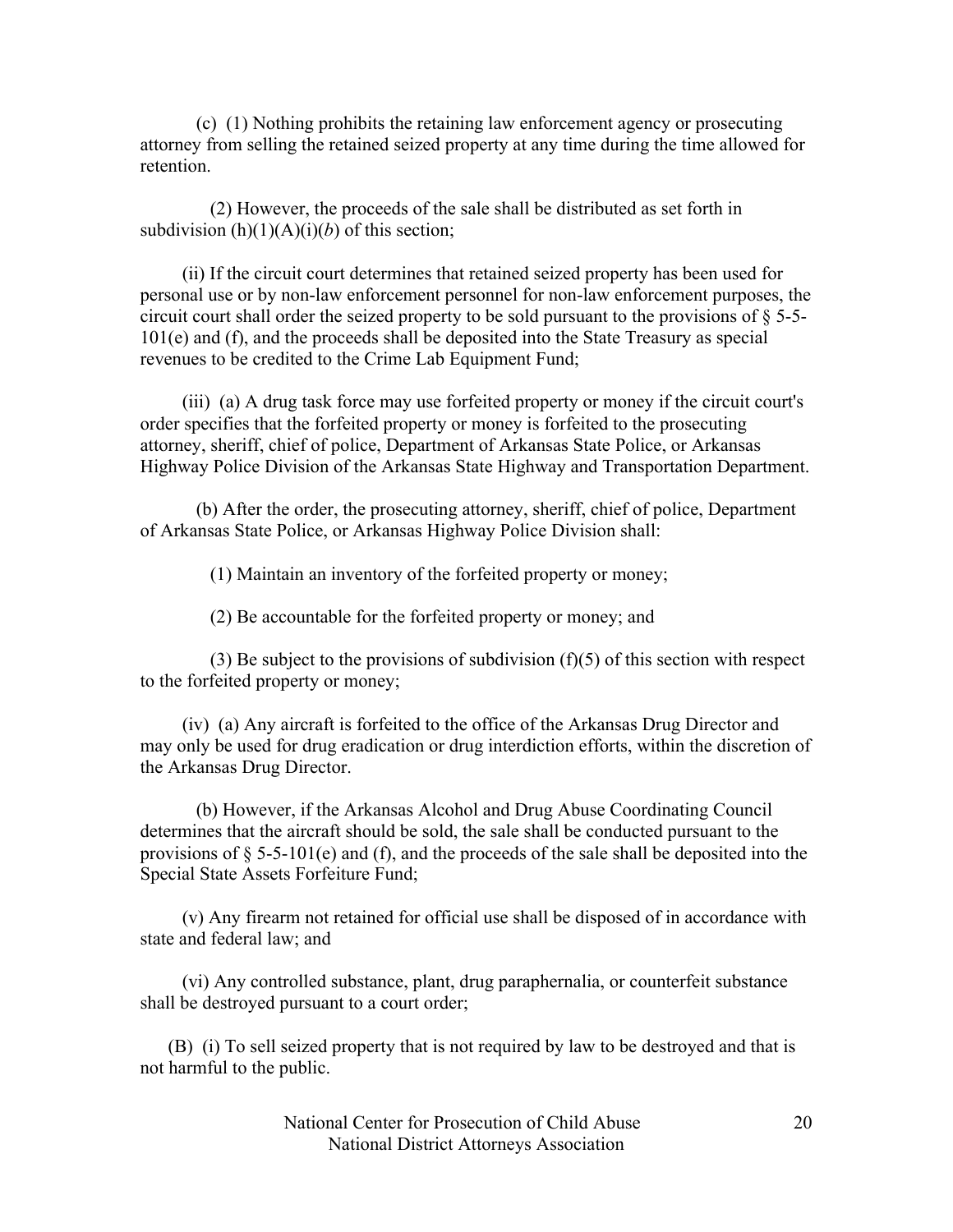(c) (1) Nothing prohibits the retaining law enforcement agency or prosecuting attorney from selling the retained seized property at any time during the time allowed for retention.

(2) However, the proceeds of the sale shall be distributed as set forth in subdivision (h)(1)(A)(i)(*b*) of this section;

(ii) If the circuit court determines that retained seized property has been used for personal use or by non-law enforcement personnel for non-law enforcement purposes, the circuit court shall order the seized property to be sold pursuant to the provisions of § 5-5-101(e) and (f), and the proceeds shall be deposited into the State Treasury as special revenues to be credited to the Crime Lab Equipment Fund;

(iii) (a) A drug task force may use forfeited property or money if the circuit court's order specifies that the forfeited property or money is forfeited to the prosecuting attorney, sheriff, chief of police, Department of Arkansas State Police, or Arkansas Highway Police Division of the Arkansas State Highway and Transportation Department.

(b) After the order, the prosecuting attorney, sheriff, chief of police, Department of Arkansas State Police, or Arkansas Highway Police Division shall:

(1) Maintain an inventory of the forfeited property or money;

(2) Be accountable for the forfeited property or money; and

(3) Be subject to the provisions of subdivision (f)(5) of this section with respect to the forfeited property or money;

(iv) (a) Any aircraft is forfeited to the office of the Arkansas Drug Director and may only be used for drug eradication or drug interdiction efforts, within the discretion of the Arkansas Drug Director.

(b) However, if the Arkansas Alcohol and Drug Abuse Coordinating Council determines that the aircraft should be sold, the sale shall be conducted pursuant to the provisions of § 5-5-101(e) and (f), and the proceeds of the sale shall be deposited into the Special State Assets Forfeiture Fund;

(v) Any firearm not retained for official use shall be disposed of in accordance with state and federal law; and

(vi) Any controlled substance, plant, drug paraphernalia, or counterfeit substance shall be destroyed pursuant to a court order;

(B) (i) To sell seized property that is not required by law to be destroyed and that is not harmful to the public.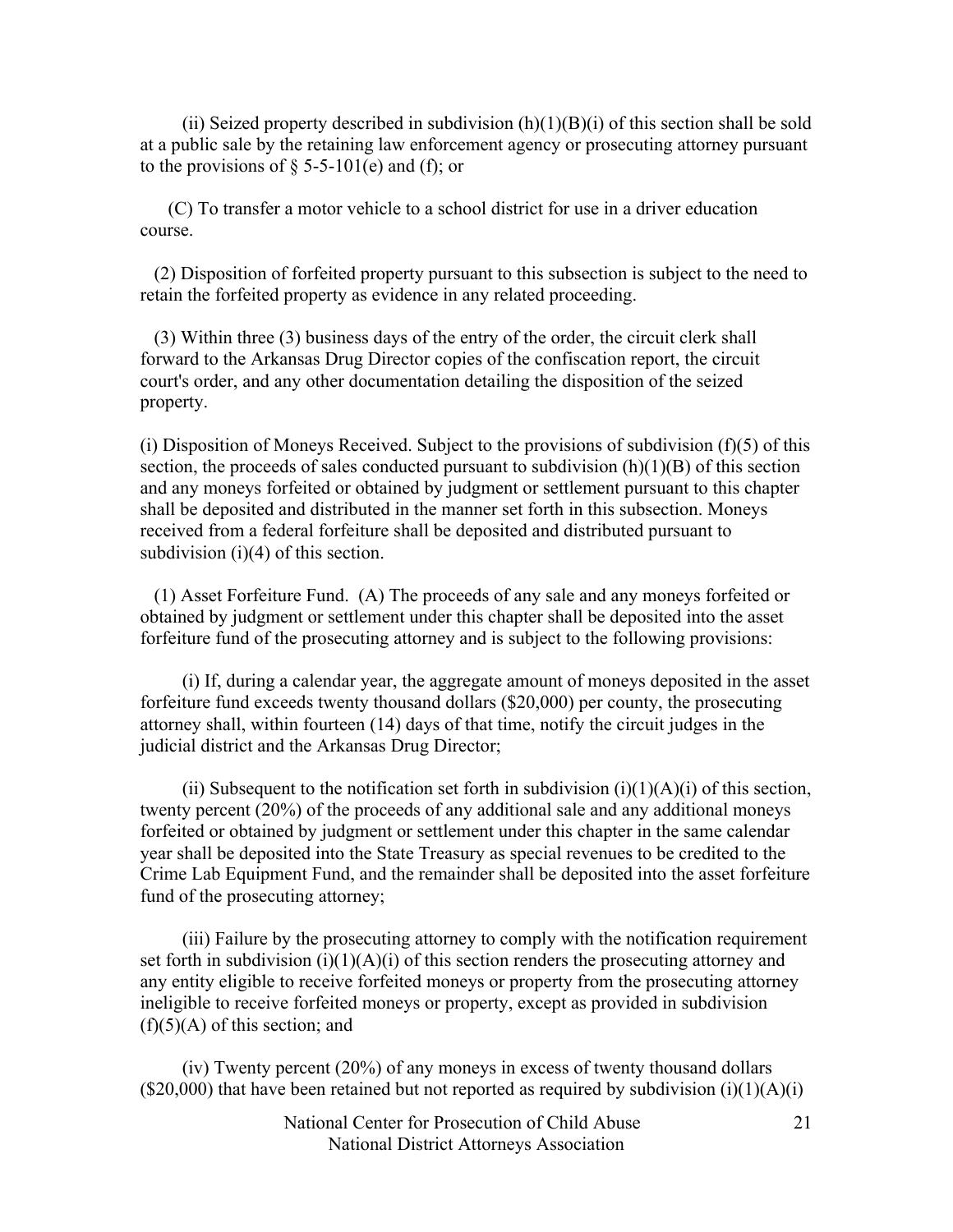(ii) Seized property described in subdivision (h)(1)(B)(i) of this section shall be sold at a public sale by the retaining law enforcement agency or prosecuting attorney pursuant to the provisions of § 5-5-101(e) and (f); or

(C) To transfer a motor vehicle to a school district for use in a driver education course.

(2) Disposition of forfeited property pursuant to this subsection is subject to the need to retain the forfeited property as evidence in any related proceeding.

(3) Within three (3) business days of the entry of the order, the circuit clerk shall forward to the Arkansas Drug Director copies of the confiscation report, the circuit court's order, and any other documentation detailing the disposition of the seized property.

(i) Disposition of Moneys Received. Subject to the provisions of subdivision (f)(5) of this section, the proceeds of sales conducted pursuant to subdivision (h)(1)(B) of this section and any moneys forfeited or obtained by judgment or settlement pursuant to this chapter shall be deposited and distributed in the manner set forth in this subsection. Moneys received from a federal forfeiture shall be deposited and distributed pursuant to subdivision (i)(4) of this section.

(1) Asset Forfeiture Fund. (A) The proceeds of any sale and any moneys forfeited or obtained by judgment or settlement under this chapter shall be deposited into the asset forfeiture fund of the prosecuting attorney and is subject to the following provisions:

(i) If, during a calendar year, the aggregate amount of moneys deposited in the asset forfeiture fund exceeds twenty thousand dollars ($20,000) per county, the prosecuting attorney shall, within fourteen (14) days of that time, notify the circuit judges in the judicial district and the Arkansas Drug Director;

(ii) Subsequent to the notification set forth in subdivision (i)(1)(A)(i) of this section, twenty percent (20%) of the proceeds of any additional sale and any additional moneys forfeited or obtained by judgment or settlement under this chapter in the same calendar year shall be deposited into the State Treasury as special revenues to be credited to the Crime Lab Equipment Fund, and the remainder shall be deposited into the asset forfeiture fund of the prosecuting attorney;

(iii) Failure by the prosecuting attorney to comply with the notification requirement set forth in subdivision (i)(1)(A)(i) of this section renders the prosecuting attorney and any entity eligible to receive forfeited moneys or property from the prosecuting attorney ineligible to receive forfeited moneys or property, except as provided in subdivision (f)(5)(A) of this section; and

(iv) Twenty percent (20%) of any moneys in excess of twenty thousand dollars ($20,000) that have been retained but not reported as required by subdivision (i)(1)(A)(i)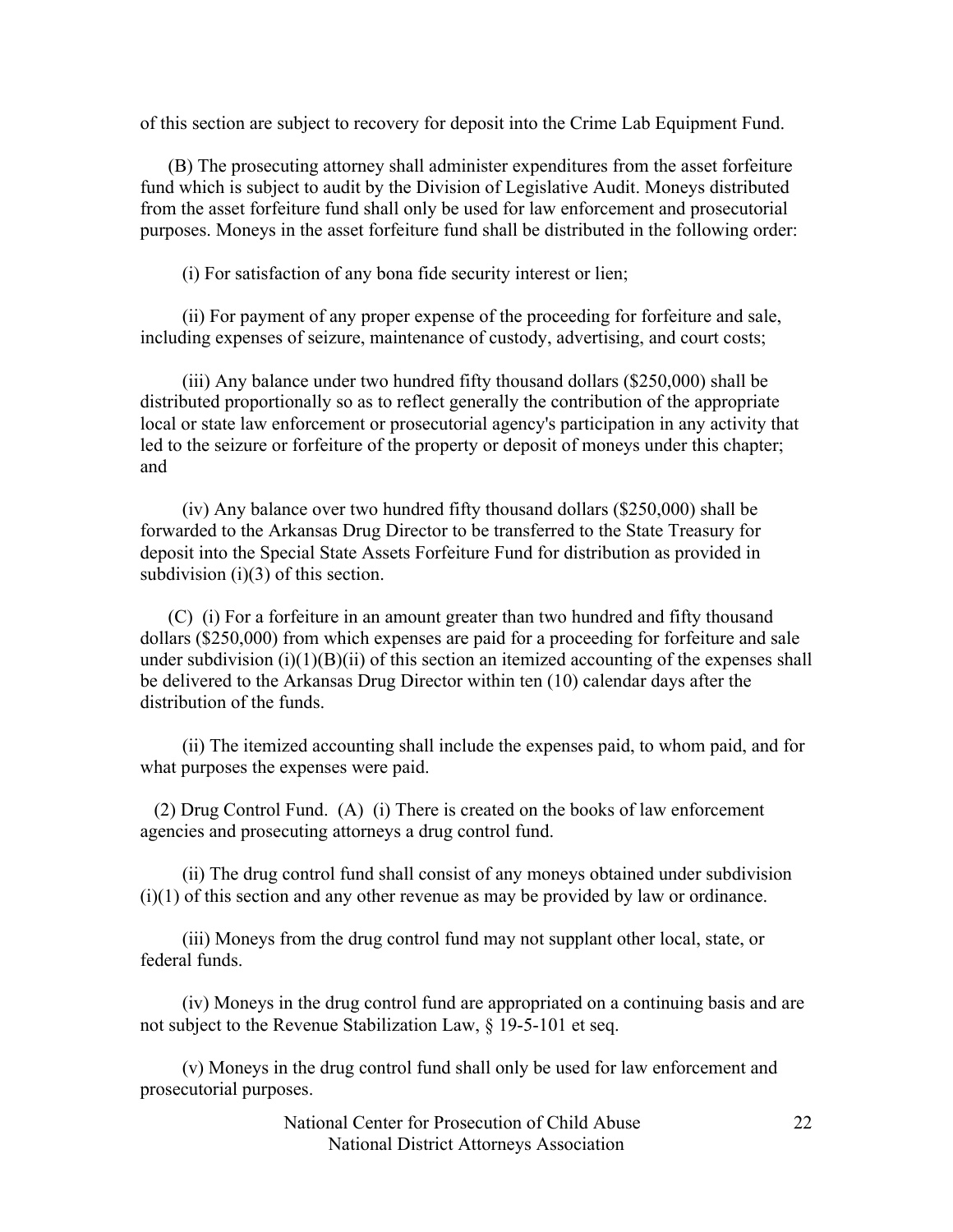of this section are subject to recovery for deposit into the Crime Lab Equipment Fund.

(B) The prosecuting attorney shall administer expenditures from the asset forfeiture fund which is subject to audit by the Division of Legislative Audit. Moneys distributed from the asset forfeiture fund shall only be used for law enforcement and prosecutorial purposes. Moneys in the asset forfeiture fund shall be distributed in the following order:

(i) For satisfaction of any bona fide security interest or lien;

(ii) For payment of any proper expense of the proceeding for forfeiture and sale, including expenses of seizure, maintenance of custody, advertising, and court costs;

(iii) Any balance under two hundred fifty thousand dollars ($250,000) shall be distributed proportionally so as to reflect generally the contribution of the appropriate local or state law enforcement or prosecutorial agency's participation in any activity that led to the seizure or forfeiture of the property or deposit of moneys under this chapter; and

(iv) Any balance over two hundred fifty thousand dollars ($250,000) shall be forwarded to the Arkansas Drug Director to be transferred to the State Treasury for deposit into the Special State Assets Forfeiture Fund for distribution as provided in subdivision (i)(3) of this section.

(C) (i) For a forfeiture in an amount greater than two hundred and fifty thousand dollars ($250,000) from which expenses are paid for a proceeding for forfeiture and sale under subdivision (i)(1)(B)(ii) of this section an itemized accounting of the expenses shall be delivered to the Arkansas Drug Director within ten (10) calendar days after the distribution of the funds.

(ii) The itemized accounting shall include the expenses paid, to whom paid, and for what purposes the expenses were paid.

(2) Drug Control Fund. (A) (i) There is created on the books of law enforcement agencies and prosecuting attorneys a drug control fund.

(ii) The drug control fund shall consist of any moneys obtained under subdivision (i)(1) of this section and any other revenue as may be provided by law or ordinance.

(iii) Moneys from the drug control fund may not supplant other local, state, or federal funds.

(iv) Moneys in the drug control fund are appropriated on a continuing basis and are not subject to the Revenue Stabilization Law, § 19-5-101 et seq.

(v) Moneys in the drug control fund shall only be used for law enforcement and prosecutorial purposes.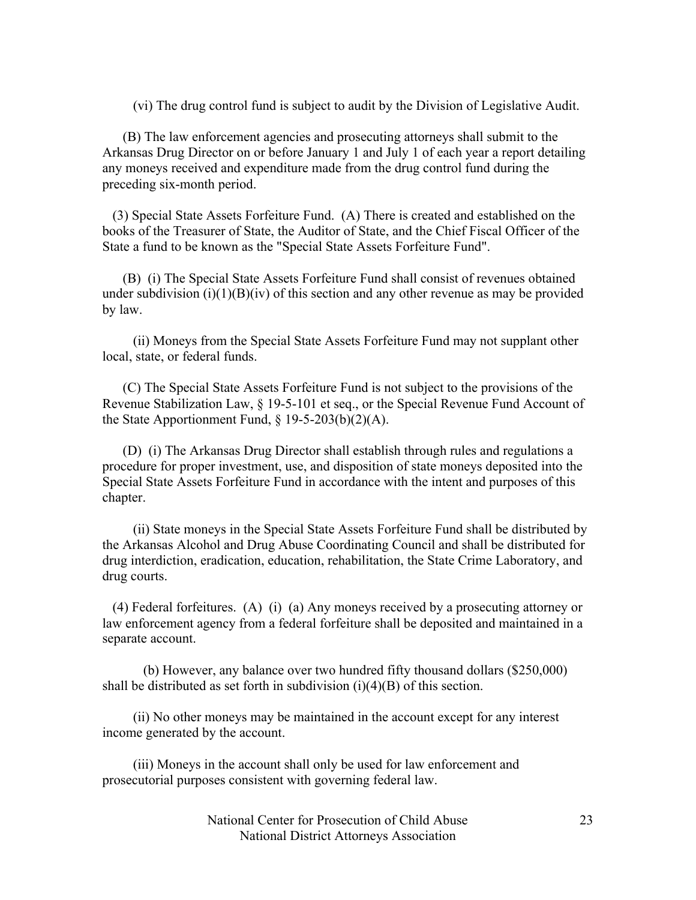(vi) The drug control fund is subject to audit by the Division of Legislative Audit.

(B) The law enforcement agencies and prosecuting attorneys shall submit to the Arkansas Drug Director on or before January 1 and July 1 of each year a report detailing any moneys received and expenditure made from the drug control fund during the preceding six-month period.

(3) Special State Assets Forfeiture Fund. (A) There is created and established on the books of the Treasurer of State, the Auditor of State, and the Chief Fiscal Officer of the State a fund to be known as the "Special State Assets Forfeiture Fund".

(B) (i) The Special State Assets Forfeiture Fund shall consist of revenues obtained under subdivision (i)(1)(B)(iv) of this section and any other revenue as may be provided by law.

(ii) Moneys from the Special State Assets Forfeiture Fund may not supplant other local, state, or federal funds.

(C) The Special State Assets Forfeiture Fund is not subject to the provisions of the Revenue Stabilization Law, § 19-5-101 et seq., or the Special Revenue Fund Account of the State Apportionment Fund, § 19-5-203(b)(2)(A).

(D) (i) The Arkansas Drug Director shall establish through rules and regulations a procedure for proper investment, use, and disposition of state moneys deposited into the Special State Assets Forfeiture Fund in accordance with the intent and purposes of this chapter.

(ii) State moneys in the Special State Assets Forfeiture Fund shall be distributed by the Arkansas Alcohol and Drug Abuse Coordinating Council and shall be distributed for drug interdiction, eradication, education, rehabilitation, the State Crime Laboratory, and drug courts.

(4) Federal forfeitures. (A) (i) (a) Any moneys received by a prosecuting attorney or law enforcement agency from a federal forfeiture shall be deposited and maintained in a separate account.

(b) However, any balance over two hundred fifty thousand dollars ($250,000) shall be distributed as set forth in subdivision (i)(4)(B) of this section.

(ii) No other moneys may be maintained in the account except for any interest income generated by the account.

(iii) Moneys in the account shall only be used for law enforcement and prosecutorial purposes consistent with governing federal law.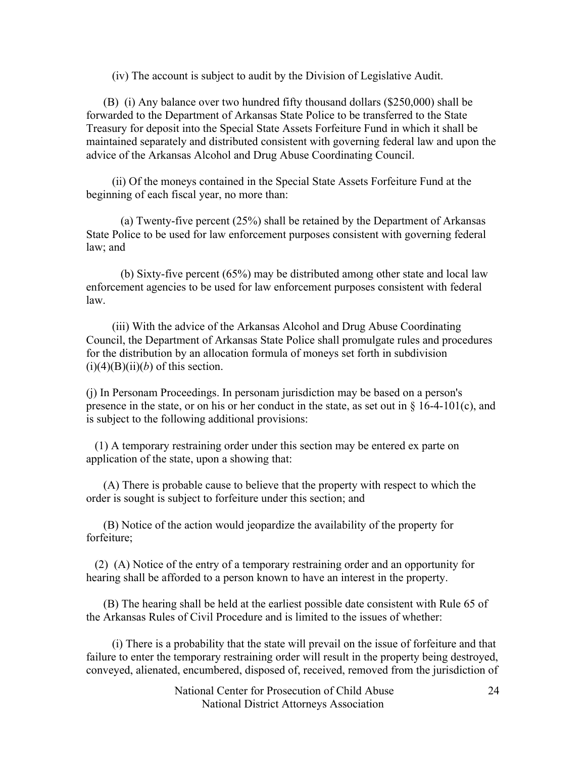(iv) The account is subject to audit by the Division of Legislative Audit.

(B) (i) Any balance over two hundred fifty thousand dollars ($250,000) shall be forwarded to the Department of Arkansas State Police to be transferred to the State Treasury for deposit into the Special State Assets Forfeiture Fund in which it shall be maintained separately and distributed consistent with governing federal law and upon the advice of the Arkansas Alcohol and Drug Abuse Coordinating Council.

(ii) Of the moneys contained in the Special State Assets Forfeiture Fund at the beginning of each fiscal year, no more than:

(a) Twenty-five percent (25%) shall be retained by the Department of Arkansas State Police to be used for law enforcement purposes consistent with governing federal law; and

(b) Sixty-five percent (65%) may be distributed among other state and local law enforcement agencies to be used for law enforcement purposes consistent with federal law.

(iii) With the advice of the Arkansas Alcohol and Drug Abuse Coordinating Council, the Department of Arkansas State Police shall promulgate rules and procedures for the distribution by an allocation formula of moneys set forth in subdivision (i)(4)(B)(ii)(*b*) of this section.

(j) In Personam Proceedings. In personam jurisdiction may be based on a person's presence in the state, or on his or her conduct in the state, as set out in § 16-4-101(c), and is subject to the following additional provisions:

(1) A temporary restraining order under this section may be entered ex parte on application of the state, upon a showing that:

(A) There is probable cause to believe that the property with respect to which the order is sought is subject to forfeiture under this section; and

(B) Notice of the action would jeopardize the availability of the property for forfeiture;

(2) (A) Notice of the entry of a temporary restraining order and an opportunity for hearing shall be afforded to a person known to have an interest in the property.

(B) The hearing shall be held at the earliest possible date consistent with Rule 65 of the Arkansas Rules of Civil Procedure and is limited to the issues of whether:

(i) There is a probability that the state will prevail on the issue of forfeiture and that failure to enter the temporary restraining order will result in the property being destroyed, conveyed, alienated, encumbered, disposed of, received, removed from the jurisdiction of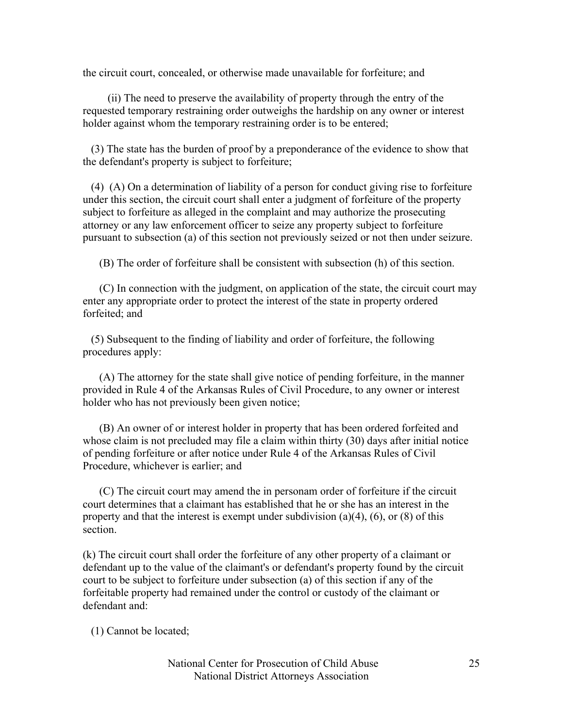the circuit court, concealed, or otherwise made unavailable for forfeiture; and

(ii) The need to preserve the availability of property through the entry of the requested temporary restraining order outweighs the hardship on any owner or interest holder against whom the temporary restraining order is to be entered;

(3) The state has the burden of proof by a preponderance of the evidence to show that the defendant's property is subject to forfeiture;

(4) (A) On a determination of liability of a person for conduct giving rise to forfeiture under this section, the circuit court shall enter a judgment of forfeiture of the property subject to forfeiture as alleged in the complaint and may authorize the prosecuting attorney or any law enforcement officer to seize any property subject to forfeiture pursuant to subsection (a) of this section not previously seized or not then under seizure.

(B) The order of forfeiture shall be consistent with subsection (h) of this section.

(C) In connection with the judgment, on application of the state, the circuit court may enter any appropriate order to protect the interest of the state in property ordered forfeited; and

(5) Subsequent to the finding of liability and order of forfeiture, the following procedures apply:

(A) The attorney for the state shall give notice of pending forfeiture, in the manner provided in Rule 4 of the Arkansas Rules of Civil Procedure, to any owner or interest holder who has not previously been given notice;

(B) An owner of or interest holder in property that has been ordered forfeited and whose claim is not precluded may file a claim within thirty (30) days after initial notice of pending forfeiture or after notice under Rule 4 of the Arkansas Rules of Civil Procedure, whichever is earlier; and

(C) The circuit court may amend the in personam order of forfeiture if the circuit court determines that a claimant has established that he or she has an interest in the property and that the interest is exempt under subdivision (a)(4), (6), or (8) of this section.

(k) The circuit court shall order the forfeiture of any other property of a claimant or defendant up to the value of the claimant's or defendant's property found by the circuit court to be subject to forfeiture under subsection (a) of this section if any of the forfeitable property had remained under the control or custody of the claimant or defendant and:

(1) Cannot be located;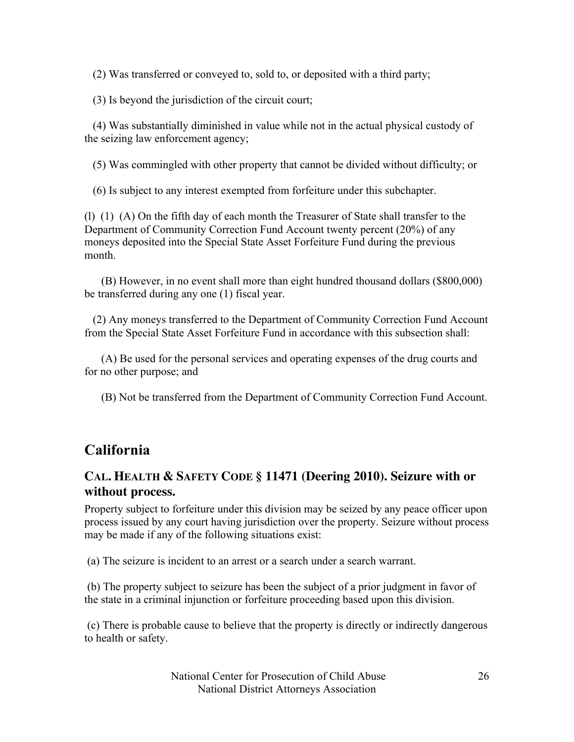(2) Was transferred or conveyed to, sold to, or deposited with a third party;

(3) Is beyond the jurisdiction of the circuit court;

(4) Was substantially diminished in value while not in the actual physical custody of the seizing law enforcement agency;

(5) Was commingled with other property that cannot be divided without difficulty; or

(6) Is subject to any interest exempted from forfeiture under this subchapter.

(l) (1) (A) On the fifth day of each month the Treasurer of State shall transfer to the Department of Community Correction Fund Account twenty percent (20%) of any moneys deposited into the Special State Asset Forfeiture Fund during the previous month.

(B) However, in no event shall more than eight hundred thousand dollars ($800,000) be transferred during any one (1) fiscal year.

(2) Any moneys transferred to the Department of Community Correction Fund Account from the Special State Asset Forfeiture Fund in accordance with this subsection shall:

(A) Be used for the personal services and operating expenses of the drug courts and for no other purpose; and

(B) Not be transferred from the Department of Community Correction Fund Account.

## California

### CAL. HEALTH & SAFETY CODE § 11471 (Deering 2010). Seizure with or without process.

Property subject to forfeiture under this division may be seized by any peace officer upon process issued by any court having jurisdiction over the property. Seizure without process may be made if any of the following situations exist:

(a) The seizure is incident to an arrest or a search under a search warrant.

(b) The property subject to seizure has been the subject of a prior judgment in favor of the state in a criminal injunction or forfeiture proceeding based upon this division.

(c) There is probable cause to believe that the property is directly or indirectly dangerous to health or safety.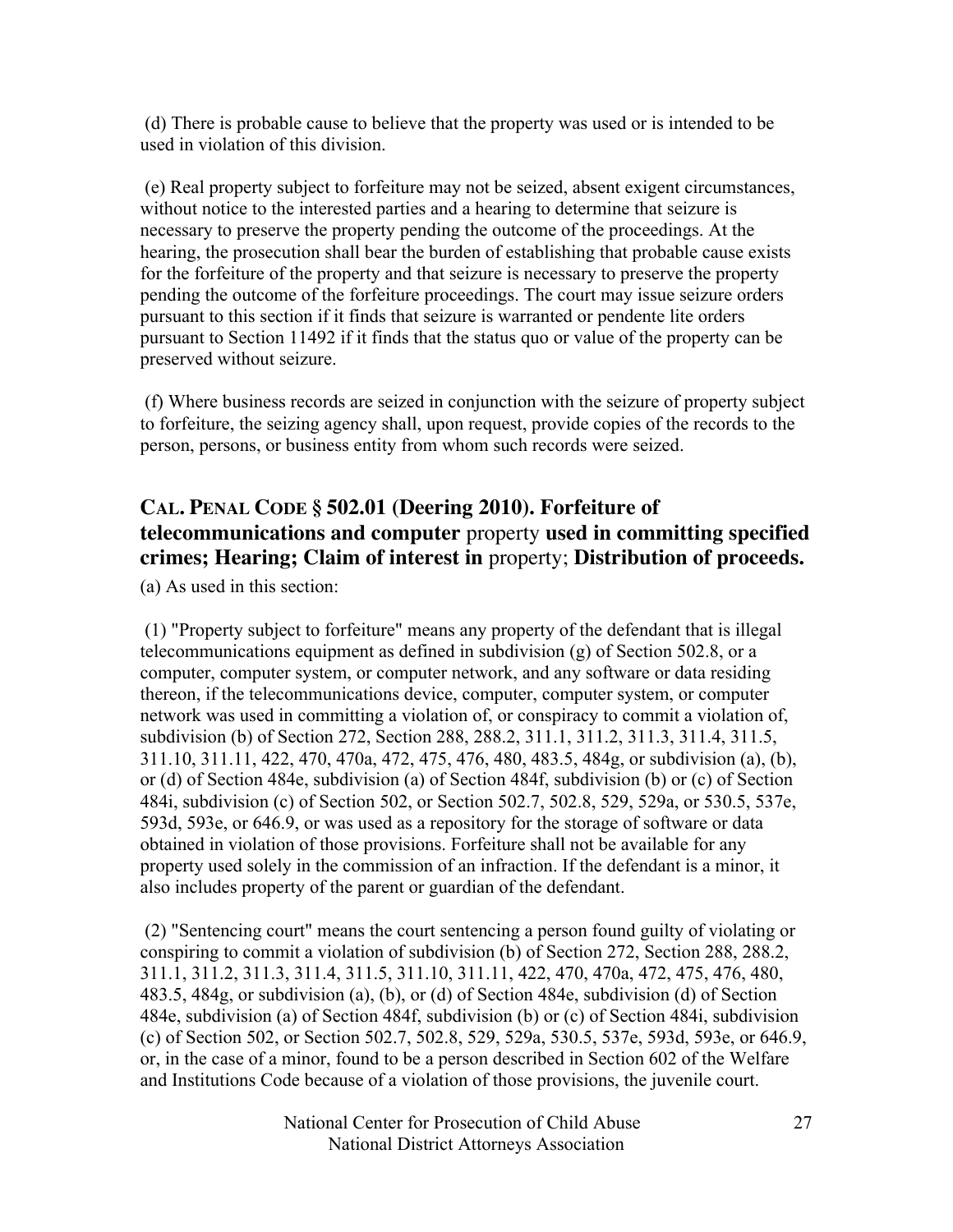(d) There is probable cause to believe that the property was used or is intended to be used in violation of this division.

(e) Real property subject to forfeiture may not be seized, absent exigent circumstances, without notice to the interested parties and a hearing to determine that seizure is necessary to preserve the property pending the outcome of the proceedings. At the hearing, the prosecution shall bear the burden of establishing that probable cause exists for the forfeiture of the property and that seizure is necessary to preserve the property pending the outcome of the forfeiture proceedings. The court may issue seizure orders pursuant to this section if it finds that seizure is warranted or pendente lite orders pursuant to Section 11492 if it finds that the status quo or value of the property can be preserved without seizure.

(f) Where business records are seized in conjunction with the seizure of property subject to forfeiture, the seizing agency shall, upon request, provide copies of the records to the person, persons, or business entity from whom such records were seized.

## CAL. PENAL CODE § 502.01 (Deering 2010). Forfeiture of telecommunications and computer property used in committing specified crimes; Hearing; Claim of interest in property; Distribution of proceeds.

(a) As used in this section:

(1) "Property subject to forfeiture" means any property of the defendant that is illegal telecommunications equipment as defined in subdivision (g) of Section 502.8, or a computer, computer system, or computer network, and any software or data residing thereon, if the telecommunications device, computer, computer system, or computer network was used in committing a violation of, or conspiracy to commit a violation of, subdivision (b) of Section 272, Section 288, 288.2, 311.1, 311.2, 311.3, 311.4, 311.5, 311.10, 311.11, 422, 470, 470a, 472, 475, 476, 480, 483.5, 484g, or subdivision (a), (b), or (d) of Section 484e, subdivision (a) of Section 484f, subdivision (b) or (c) of Section 484i, subdivision (c) of Section 502, or Section 502.7, 502.8, 529, 529a, or 530.5, 537e, 593d, 593e, or 646.9, or was used as a repository for the storage of software or data obtained in violation of those provisions. Forfeiture shall not be available for any property used solely in the commission of an infraction. If the defendant is a minor, it also includes property of the parent or guardian of the defendant.

(2) "Sentencing court" means the court sentencing a person found guilty of violating or conspiring to commit a violation of subdivision (b) of Section 272, Section 288, 288.2, 311.1, 311.2, 311.3, 311.4, 311.5, 311.10, 311.11, 422, 470, 470a, 472, 475, 476, 480, 483.5, 484g, or subdivision (a), (b), or (d) of Section 484e, subdivision (d) of Section 484e, subdivision (a) of Section 484f, subdivision (b) or (c) of Section 484i, subdivision (c) of Section 502, or Section 502.7, 502.8, 529, 529a, 530.5, 537e, 593d, 593e, or 646.9, or, in the case of a minor, found to be a person described in Section 602 of the Welfare and Institutions Code because of a violation of those provisions, the juvenile court.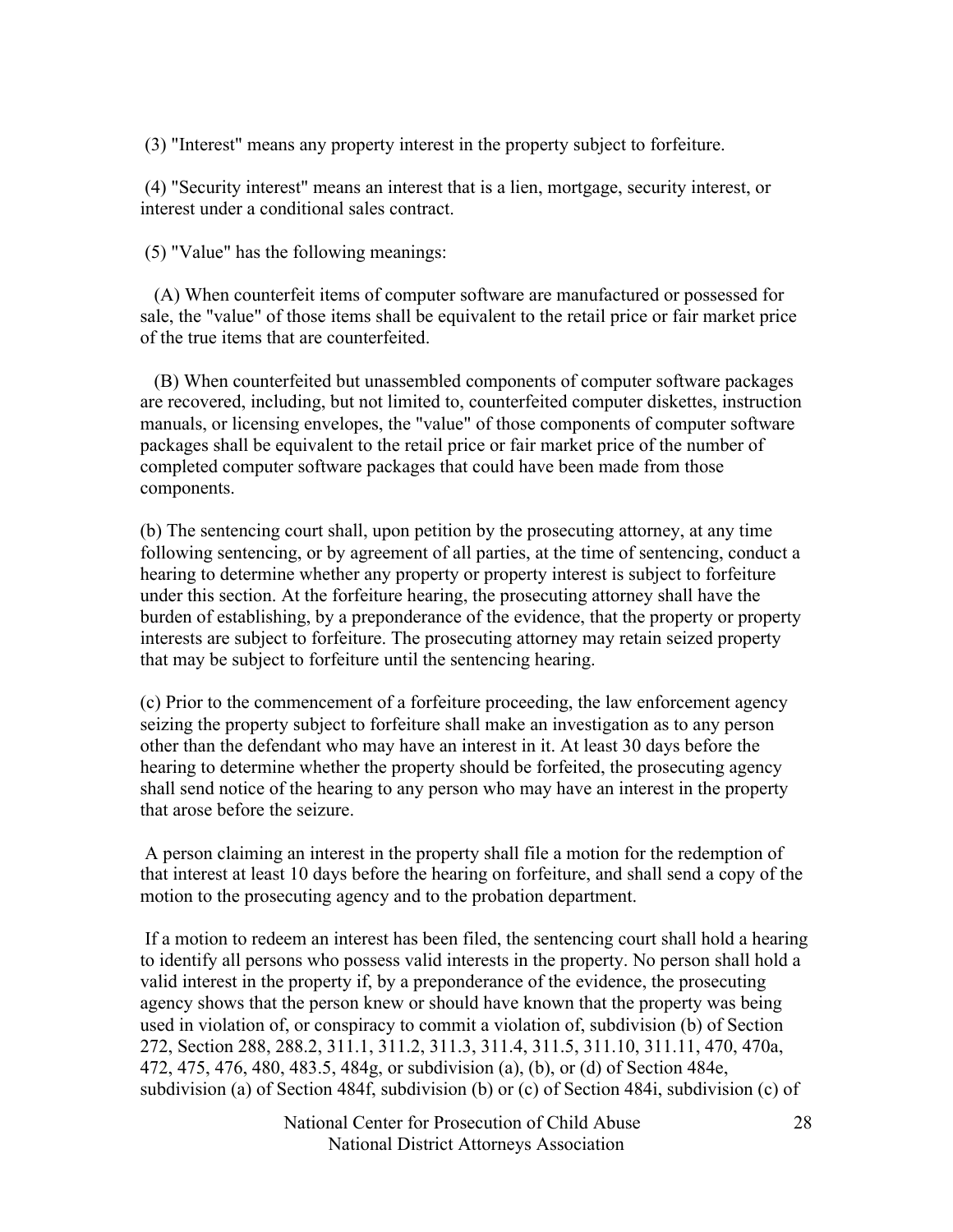(3) "Interest" means any property interest in the property subject to forfeiture.

(4) "Security interest" means an interest that is a lien, mortgage, security interest, or interest under a conditional sales contract.

(5) "Value" has the following meanings:

(A) When counterfeit items of computer software are manufactured or possessed for sale, the "value" of those items shall be equivalent to the retail price or fair market price of the true items that are counterfeited.

(B) When counterfeited but unassembled components of computer software packages are recovered, including, but not limited to, counterfeited computer diskettes, instruction manuals, or licensing envelopes, the "value" of those components of computer software packages shall be equivalent to the retail price or fair market price of the number of completed computer software packages that could have been made from those components.

(b) The sentencing court shall, upon petition by the prosecuting attorney, at any time following sentencing, or by agreement of all parties, at the time of sentencing, conduct a hearing to determine whether any property or property interest is subject to forfeiture under this section. At the forfeiture hearing, the prosecuting attorney shall have the burden of establishing, by a preponderance of the evidence, that the property or property interests are subject to forfeiture. The prosecuting attorney may retain seized property that may be subject to forfeiture until the sentencing hearing.

(c) Prior to the commencement of a forfeiture proceeding, the law enforcement agency seizing the property subject to forfeiture shall make an investigation as to any person other than the defendant who may have an interest in it. At least 30 days before the hearing to determine whether the property should be forfeited, the prosecuting agency shall send notice of the hearing to any person who may have an interest in the property that arose before the seizure.

A person claiming an interest in the property shall file a motion for the redemption of that interest at least 10 days before the hearing on forfeiture, and shall send a copy of the motion to the prosecuting agency and to the probation department.

If a motion to redeem an interest has been filed, the sentencing court shall hold a hearing to identify all persons who possess valid interests in the property. No person shall hold a valid interest in the property if, by a preponderance of the evidence, the prosecuting agency shows that the person knew or should have known that the property was being used in violation of, or conspiracy to commit a violation of, subdivision (b) of Section 272, Section 288, 288.2, 311.1, 311.2, 311.3, 311.4, 311.5, 311.10, 311.11, 470, 470a, 472, 475, 476, 480, 483.5, 484g, or subdivision (a), (b), or (d) of Section 484e, subdivision (a) of Section 484f, subdivision (b) or (c) of Section 484i, subdivision (c) of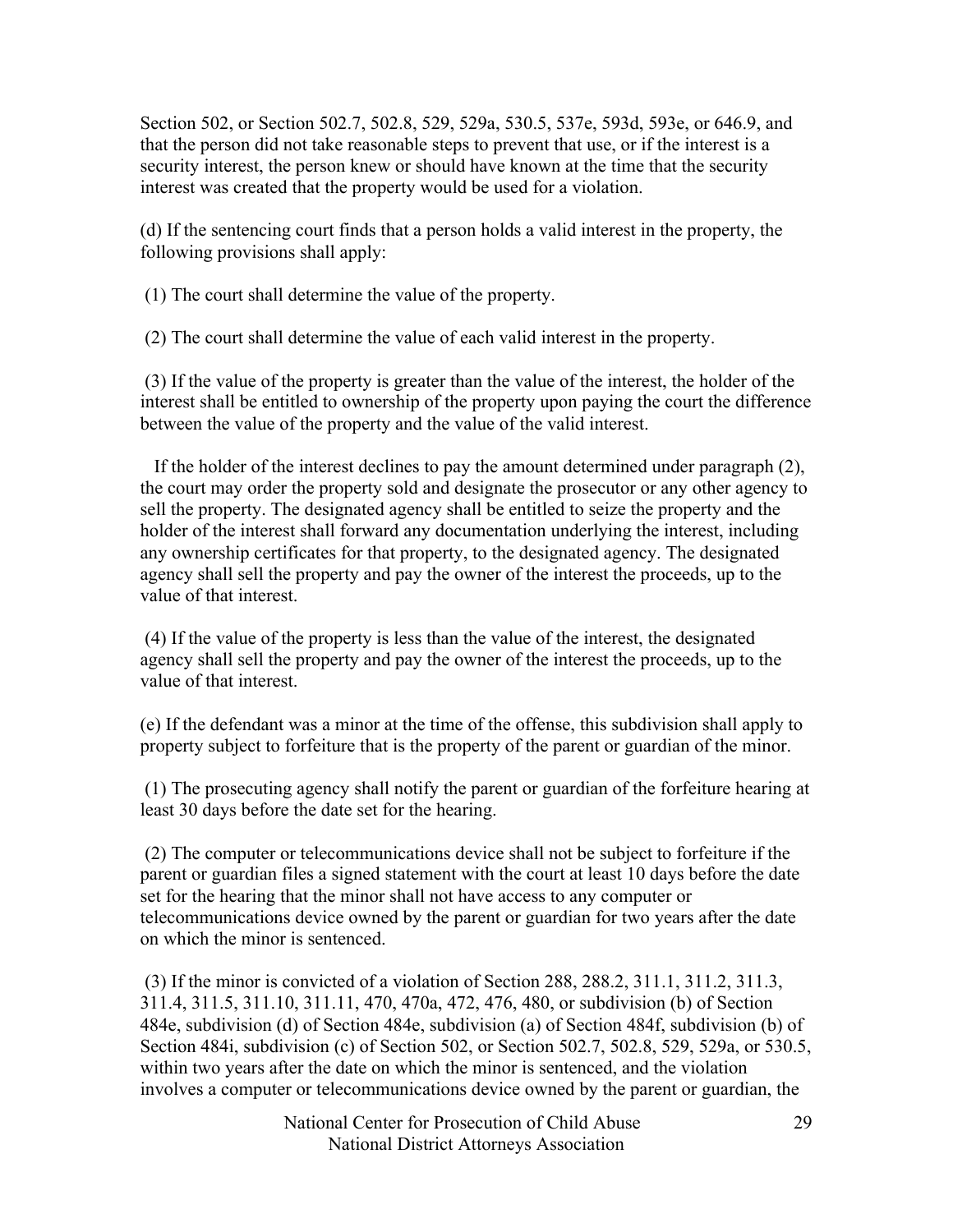Section 502, or Section 502.7, 502.8, 529, 529a, 530.5, 537e, 593d, 593e, or 646.9, and that the person did not take reasonable steps to prevent that use, or if the interest is a security interest, the person knew or should have known at the time that the security interest was created that the property would be used for a violation.

(d) If the sentencing court finds that a person holds a valid interest in the property, the following provisions shall apply:

(1) The court shall determine the value of the property.

(2) The court shall determine the value of each valid interest in the property.

(3) If the value of the property is greater than the value of the interest, the holder of the interest shall be entitled to ownership of the property upon paying the court the difference between the value of the property and the value of the valid interest.

If the holder of the interest declines to pay the amount determined under paragraph (2), the court may order the property sold and designate the prosecutor or any other agency to sell the property. The designated agency shall be entitled to seize the property and the holder of the interest shall forward any documentation underlying the interest, including any ownership certificates for that property, to the designated agency. The designated agency shall sell the property and pay the owner of the interest the proceeds, up to the value of that interest.

(4) If the value of the property is less than the value of the interest, the designated agency shall sell the property and pay the owner of the interest the proceeds, up to the value of that interest.

(e) If the defendant was a minor at the time of the offense, this subdivision shall apply to property subject to forfeiture that is the property of the parent or guardian of the minor.

(1) The prosecuting agency shall notify the parent or guardian of the forfeiture hearing at least 30 days before the date set for the hearing.

(2) The computer or telecommunications device shall not be subject to forfeiture if the parent or guardian files a signed statement with the court at least 10 days before the date set for the hearing that the minor shall not have access to any computer or telecommunications device owned by the parent or guardian for two years after the date on which the minor is sentenced.

(3) If the minor is convicted of a violation of Section 288, 288.2, 311.1, 311.2, 311.3, 311.4, 311.5, 311.10, 311.11, 470, 470a, 472, 476, 480, or subdivision (b) of Section 484e, subdivision (d) of Section 484e, subdivision (a) of Section 484f, subdivision (b) of Section 484i, subdivision (c) of Section 502, or Section 502.7, 502.8, 529, 529a, or 530.5, within two years after the date on which the minor is sentenced, and the violation involves a computer or telecommunications device owned by the parent or guardian, the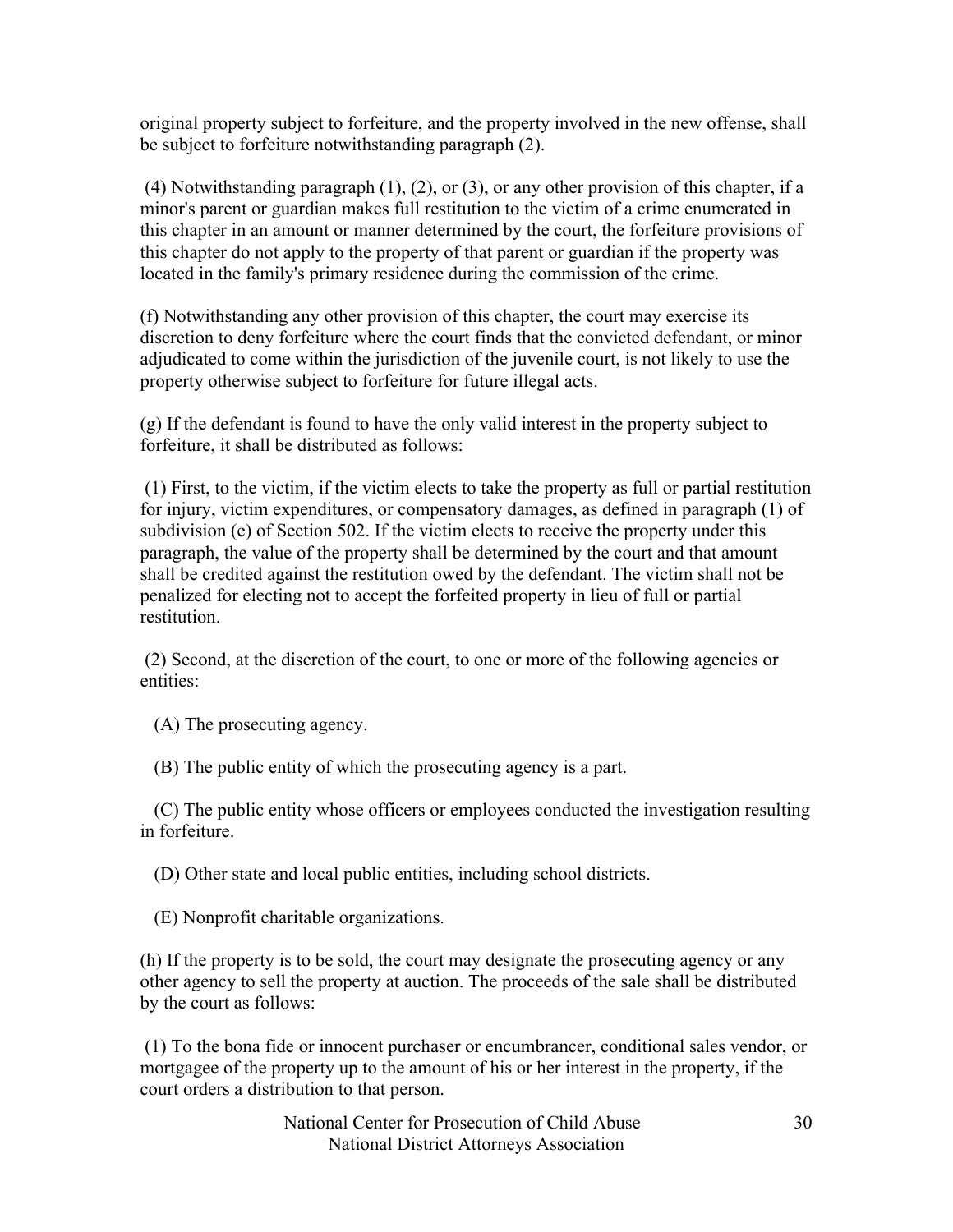original property subject to forfeiture, and the property involved in the new offense, shall be subject to forfeiture notwithstanding paragraph (2).

(4) Notwithstanding paragraph (1), (2), or (3), or any other provision of this chapter, if a minor's parent or guardian makes full restitution to the victim of a crime enumerated in this chapter in an amount or manner determined by the court, the forfeiture provisions of this chapter do not apply to the property of that parent or guardian if the property was located in the family's primary residence during the commission of the crime.

(f) Notwithstanding any other provision of this chapter, the court may exercise its discretion to deny forfeiture where the court finds that the convicted defendant, or minor adjudicated to come within the jurisdiction of the juvenile court, is not likely to use the property otherwise subject to forfeiture for future illegal acts.

(g) If the defendant is found to have the only valid interest in the property subject to forfeiture, it shall be distributed as follows:

(1) First, to the victim, if the victim elects to take the property as full or partial restitution for injury, victim expenditures, or compensatory damages, as defined in paragraph (1) of subdivision (e) of Section 502. If the victim elects to receive the property under this paragraph, the value of the property shall be determined by the court and that amount shall be credited against the restitution owed by the defendant. The victim shall not be penalized for electing not to accept the forfeited property in lieu of full or partial restitution.

(2) Second, at the discretion of the court, to one or more of the following agencies or entities:

(A) The prosecuting agency.

(B) The public entity of which the prosecuting agency is a part.

(C) The public entity whose officers or employees conducted the investigation resulting in forfeiture.

(D) Other state and local public entities, including school districts.

(E) Nonprofit charitable organizations.

(h) If the property is to be sold, the court may designate the prosecuting agency or any other agency to sell the property at auction. The proceeds of the sale shall be distributed by the court as follows:

(1) To the bona fide or innocent purchaser or encumbrancer, conditional sales vendor, or mortgagee of the property up to the amount of his or her interest in the property, if the court orders a distribution to that person.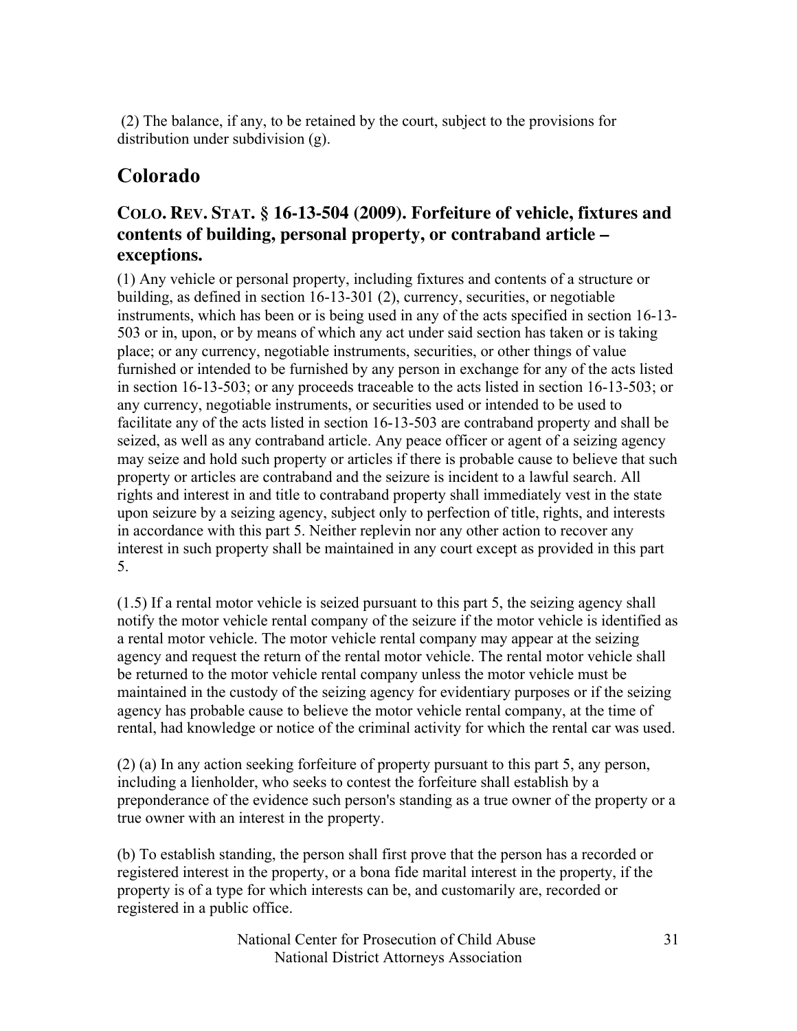(2) The balance, if any, to be retained by the court, subject to the provisions for distribution under subdivision (g).

## Colorado

### COLO. REV. STAT. § 16-13-504 (2009). Forfeiture of vehicle, fixtures and contents of building, personal property, or contraband article – exceptions.

(1) Any vehicle or personal property, including fixtures and contents of a structure or building, as defined in section 16-13-301 (2), currency, securities, or negotiable instruments, which has been or is being used in any of the acts specified in section 16-13-503 or in, upon, or by means of which any act under said section has taken or is taking place; or any currency, negotiable instruments, securities, or other things of value furnished or intended to be furnished by any person in exchange for any of the acts listed in section 16-13-503; or any proceeds traceable to the acts listed in section 16-13-503; or any currency, negotiable instruments, or securities used or intended to be used to facilitate any of the acts listed in section 16-13-503 are contraband property and shall be seized, as well as any contraband article. Any peace officer or agent of a seizing agency may seize and hold such property or articles if there is probable cause to believe that such property or articles are contraband and the seizure is incident to a lawful search. All rights and interest in and title to contraband property shall immediately vest in the state upon seizure by a seizing agency, subject only to perfection of title, rights, and interests in accordance with this part 5. Neither replevin nor any other action to recover any interest in such property shall be maintained in any court except as provided in this part 5.

(1.5) If a rental motor vehicle is seized pursuant to this part 5, the seizing agency shall notify the motor vehicle rental company of the seizure if the motor vehicle is identified as a rental motor vehicle. The motor vehicle rental company may appear at the seizing agency and request the return of the rental motor vehicle. The rental motor vehicle shall be returned to the motor vehicle rental company unless the motor vehicle must be maintained in the custody of the seizing agency for evidentiary purposes or if the seizing agency has probable cause to believe the motor vehicle rental company, at the time of rental, had knowledge or notice of the criminal activity for which the rental car was used.

(2) (a) In any action seeking forfeiture of property pursuant to this part 5, any person, including a lienholder, who seeks to contest the forfeiture shall establish by a preponderance of the evidence such person's standing as a true owner of the property or a true owner with an interest in the property.

(b) To establish standing, the person shall first prove that the person has a recorded or registered interest in the property, or a bona fide marital interest in the property, if the property is of a type for which interests can be, and customarily are, recorded or registered in a public office.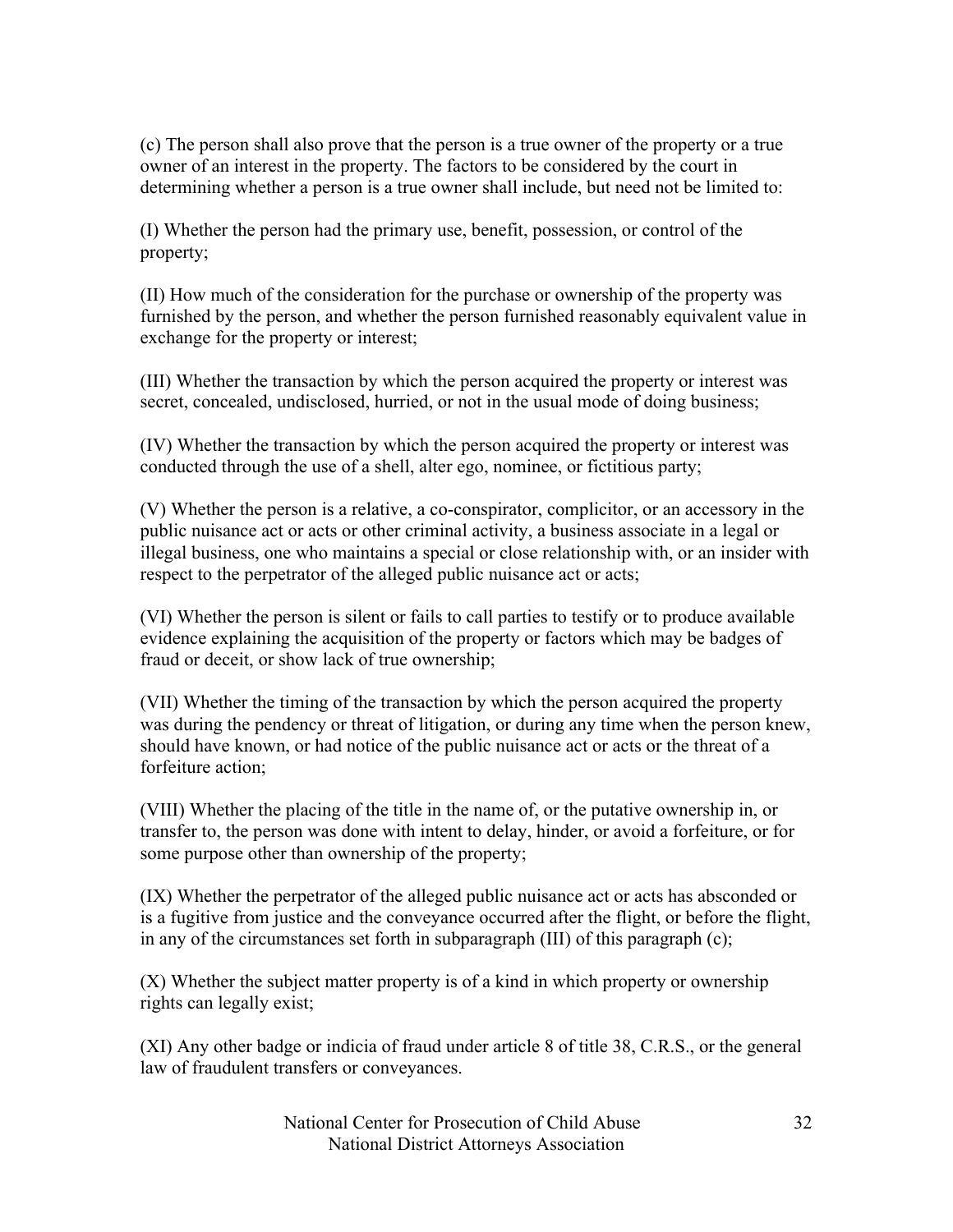(c) The person shall also prove that the person is a true owner of the property or a true owner of an interest in the property. The factors to be considered by the court in determining whether a person is a true owner shall include, but need not be limited to:

(I) Whether the person had the primary use, benefit, possession, or control of the property;

(II) How much of the consideration for the purchase or ownership of the property was furnished by the person, and whether the person furnished reasonably equivalent value in exchange for the property or interest;

(III) Whether the transaction by which the person acquired the property or interest was secret, concealed, undisclosed, hurried, or not in the usual mode of doing business;

(IV) Whether the transaction by which the person acquired the property or interest was conducted through the use of a shell, alter ego, nominee, or fictitious party;

(V) Whether the person is a relative, a co-conspirator, complicitor, or an accessory in the public nuisance act or acts or other criminal activity, a business associate in a legal or illegal business, one who maintains a special or close relationship with, or an insider with respect to the perpetrator of the alleged public nuisance act or acts;

(VI) Whether the person is silent or fails to call parties to testify or to produce available evidence explaining the acquisition of the property or factors which may be badges of fraud or deceit, or show lack of true ownership;

(VII) Whether the timing of the transaction by which the person acquired the property was during the pendency or threat of litigation, or during any time when the person knew, should have known, or had notice of the public nuisance act or acts or the threat of a forfeiture action;

(VIII) Whether the placing of the title in the name of, or the putative ownership in, or transfer to, the person was done with intent to delay, hinder, or avoid a forfeiture, or for some purpose other than ownership of the property;

(IX) Whether the perpetrator of the alleged public nuisance act or acts has absconded or is a fugitive from justice and the conveyance occurred after the flight, or before the flight, in any of the circumstances set forth in subparagraph (III) of this paragraph (c);

(X) Whether the subject matter property is of a kind in which property or ownership rights can legally exist;

(XI) Any other badge or indicia of fraud under article 8 of title 38, C.R.S., or the general law of fraudulent transfers or conveyances.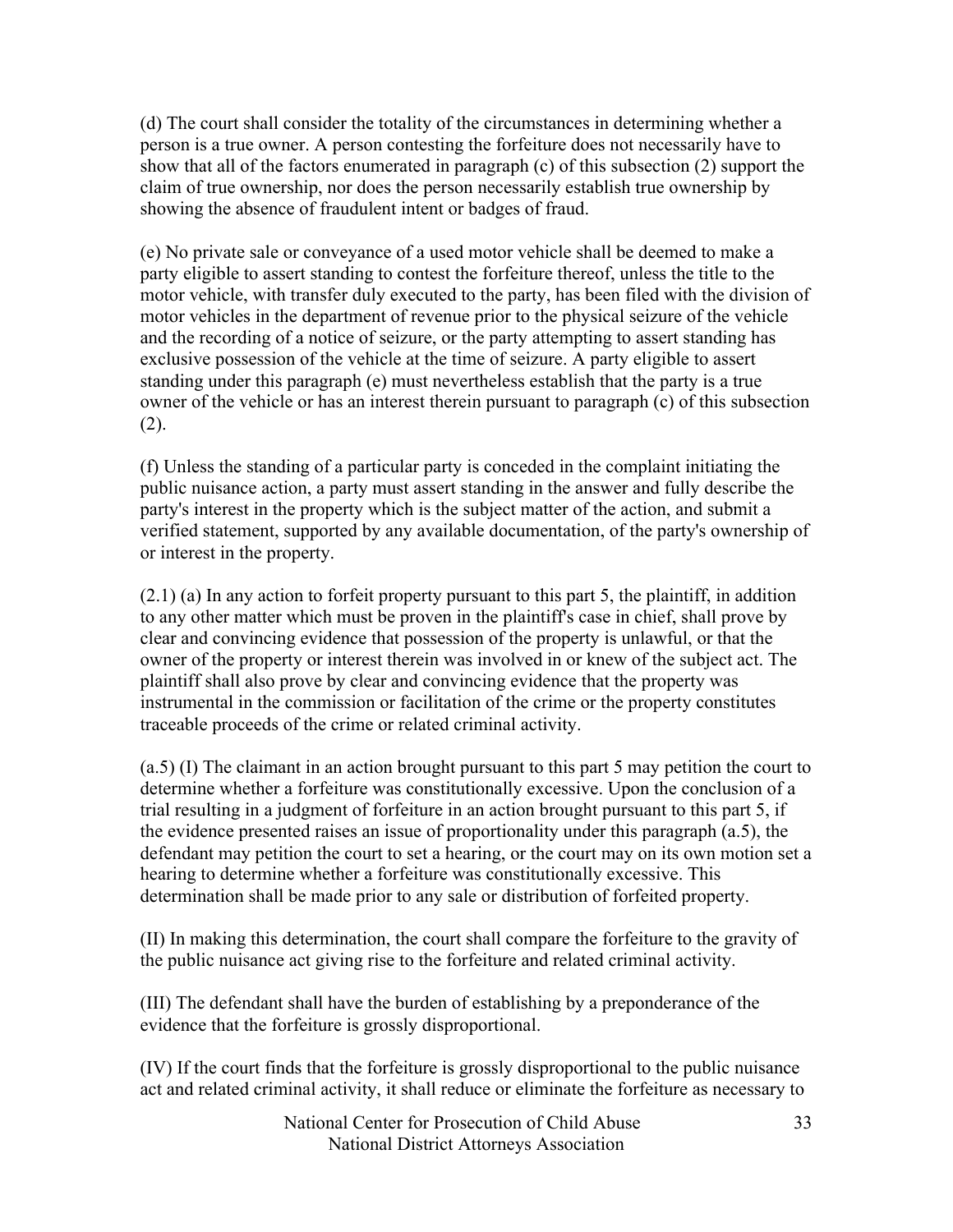(d) The court shall consider the totality of the circumstances in determining whether a person is a true owner. A person contesting the forfeiture does not necessarily have to show that all of the factors enumerated in paragraph (c) of this subsection (2) support the claim of true ownership, nor does the person necessarily establish true ownership by showing the absence of fraudulent intent or badges of fraud.

(e) No private sale or conveyance of a used motor vehicle shall be deemed to make a party eligible to assert standing to contest the forfeiture thereof, unless the title to the motor vehicle, with transfer duly executed to the party, has been filed with the division of motor vehicles in the department of revenue prior to the physical seizure of the vehicle and the recording of a notice of seizure, or the party attempting to assert standing has exclusive possession of the vehicle at the time of seizure. A party eligible to assert standing under this paragraph (e) must nevertheless establish that the party is a true owner of the vehicle or has an interest therein pursuant to paragraph (c) of this subsection (2).

(f) Unless the standing of a particular party is conceded in the complaint initiating the public nuisance action, a party must assert standing in the answer and fully describe the party's interest in the property which is the subject matter of the action, and submit a verified statement, supported by any available documentation, of the party's ownership of or interest in the property.

(2.1) (a) In any action to forfeit property pursuant to this part 5, the plaintiff, in addition to any other matter which must be proven in the plaintiff's case in chief, shall prove by clear and convincing evidence that possession of the property is unlawful, or that the owner of the property or interest therein was involved in or knew of the subject act. The plaintiff shall also prove by clear and convincing evidence that the property was instrumental in the commission or facilitation of the crime or the property constitutes traceable proceeds of the crime or related criminal activity.

(a.5) (I) The claimant in an action brought pursuant to this part 5 may petition the court to determine whether a forfeiture was constitutionally excessive. Upon the conclusion of a trial resulting in a judgment of forfeiture in an action brought pursuant to this part 5, if the evidence presented raises an issue of proportionality under this paragraph (a.5), the defendant may petition the court to set a hearing, or the court may on its own motion set a hearing to determine whether a forfeiture was constitutionally excessive. This determination shall be made prior to any sale or distribution of forfeited property.

(II) In making this determination, the court shall compare the forfeiture to the gravity of the public nuisance act giving rise to the forfeiture and related criminal activity.

(III) The defendant shall have the burden of establishing by a preponderance of the evidence that the forfeiture is grossly disproportional.

(IV) If the court finds that the forfeiture is grossly disproportional to the public nuisance act and related criminal activity, it shall reduce or eliminate the forfeiture as necessary to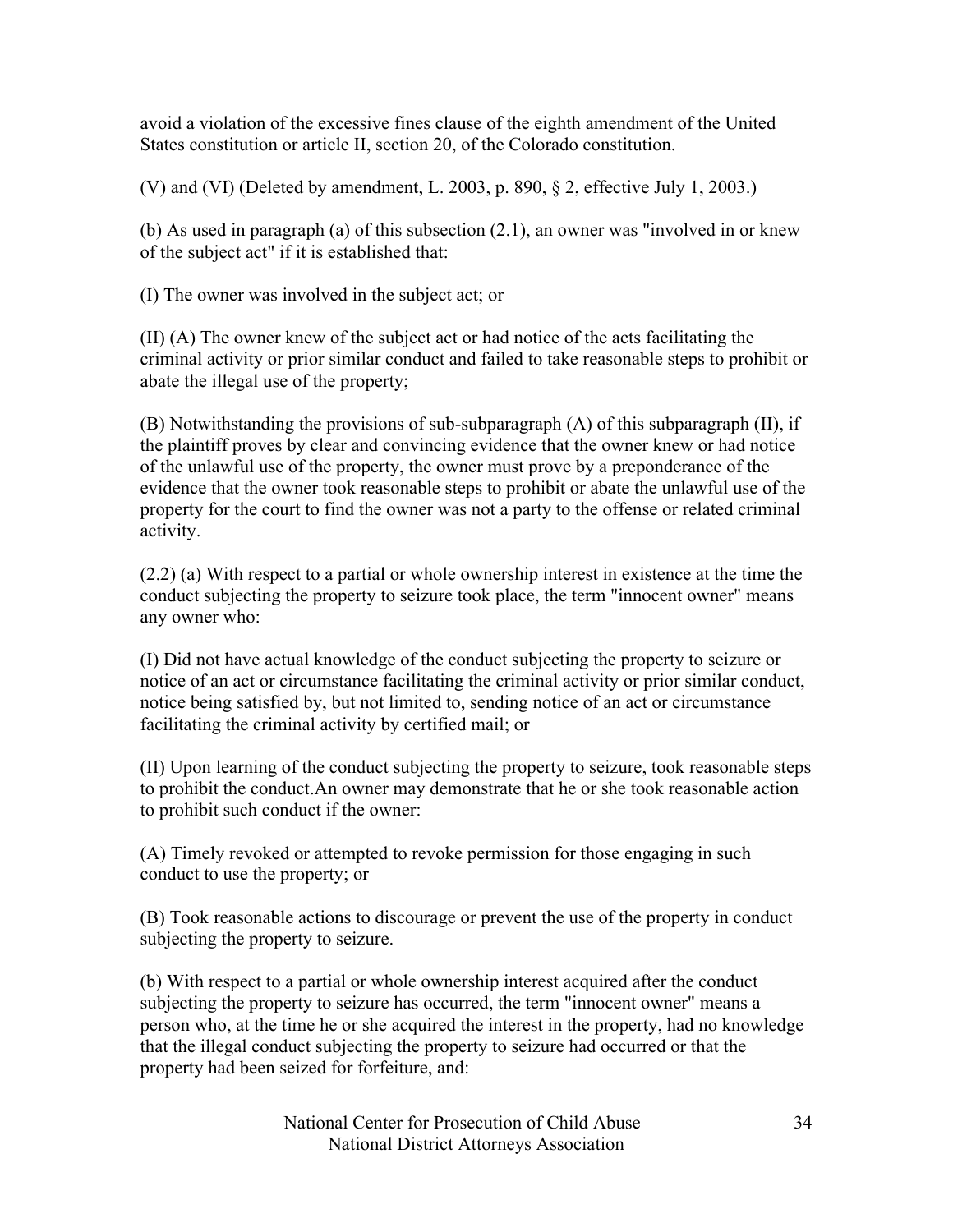avoid a violation of the excessive fines clause of the eighth amendment of the United States constitution or article II, section 20, of the Colorado constitution.

(V) and (VI) (Deleted by amendment, L. 2003, p. 890, § 2, effective July 1, 2003.)

(b) As used in paragraph (a) of this subsection (2.1), an owner was "involved in or knew of the subject act" if it is established that:

(I) The owner was involved in the subject act; or

(II) (A) The owner knew of the subject act or had notice of the acts facilitating the criminal activity or prior similar conduct and failed to take reasonable steps to prohibit or abate the illegal use of the property;

(B) Notwithstanding the provisions of sub-subparagraph (A) of this subparagraph (II), if the plaintiff proves by clear and convincing evidence that the owner knew or had notice of the unlawful use of the property, the owner must prove by a preponderance of the evidence that the owner took reasonable steps to prohibit or abate the unlawful use of the property for the court to find the owner was not a party to the offense or related criminal activity.

(2.2) (a) With respect to a partial or whole ownership interest in existence at the time the conduct subjecting the property to seizure took place, the term "innocent owner" means any owner who:

(I) Did not have actual knowledge of the conduct subjecting the property to seizure or notice of an act or circumstance facilitating the criminal activity or prior similar conduct, notice being satisfied by, but not limited to, sending notice of an act or circumstance facilitating the criminal activity by certified mail; or

(II) Upon learning of the conduct subjecting the property to seizure, took reasonable steps to prohibit the conduct.An owner may demonstrate that he or she took reasonable action to prohibit such conduct if the owner:

(A) Timely revoked or attempted to revoke permission for those engaging in such conduct to use the property; or

(B) Took reasonable actions to discourage or prevent the use of the property in conduct subjecting the property to seizure.

(b) With respect to a partial or whole ownership interest acquired after the conduct subjecting the property to seizure has occurred, the term "innocent owner" means a person who, at the time he or she acquired the interest in the property, had no knowledge that the illegal conduct subjecting the property to seizure had occurred or that the property had been seized for forfeiture, and: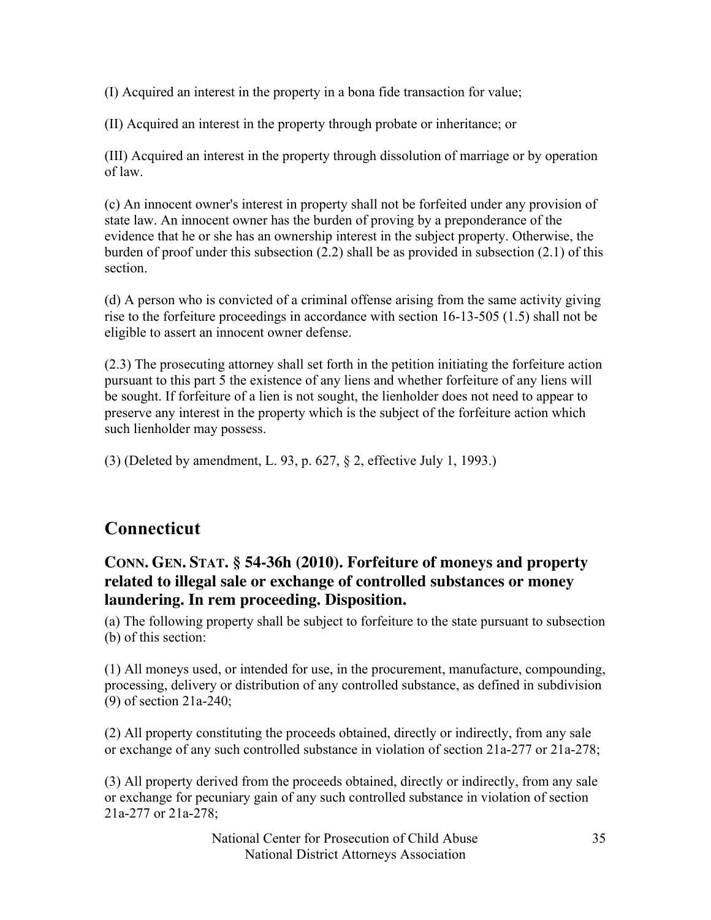(I) Acquired an interest in the property in a bona fide transaction for value;

(II) Acquired an interest in the property through probate or inheritance; or

(III) Acquired an interest in the property through dissolution of marriage or by operation of law.

(c) An innocent owner's interest in property shall not be forfeited under any provision of state law. An innocent owner has the burden of proving by a preponderance of the evidence that he or she has an ownership interest in the subject property. Otherwise, the burden of proof under this subsection (2.2) shall be as provided in subsection (2.1) of this section.

(d) A person who is convicted of a criminal offense arising from the same activity giving rise to the forfeiture proceedings in accordance with section 16-13-505 (1.5) shall not be eligible to assert an innocent owner defense.

(2.3) The prosecuting attorney shall set forth in the petition initiating the forfeiture action pursuant to this part 5 the existence of any liens and whether forfeiture of any liens will be sought. If forfeiture of a lien is not sought, the lienholder does not need to appear to preserve any interest in the property which is the subject of the forfeiture action which such lienholder may possess.

(3) (Deleted by amendment, L. 93, p. 627, § 2, effective July 1, 1993.)

## Connecticut

### CONN. GEN. STAT. § 54-36h (2010). Forfeiture of moneys and property related to illegal sale or exchange of controlled substances or money laundering. In rem proceeding. Disposition.

(a) The following property shall be subject to forfeiture to the state pursuant to subsection (b) of this section:

(1) All moneys used, or intended for use, in the procurement, manufacture, compounding, processing, delivery or distribution of any controlled substance, as defined in subdivision (9) of section 21a-240;

(2) All property constituting the proceeds obtained, directly or indirectly, from any sale or exchange of any such controlled substance in violation of section 21a-277 or 21a-278;

(3) All property derived from the proceeds obtained, directly or indirectly, from any sale or exchange for pecuniary gain of any such controlled substance in violation of section 21a-277 or 21a-278;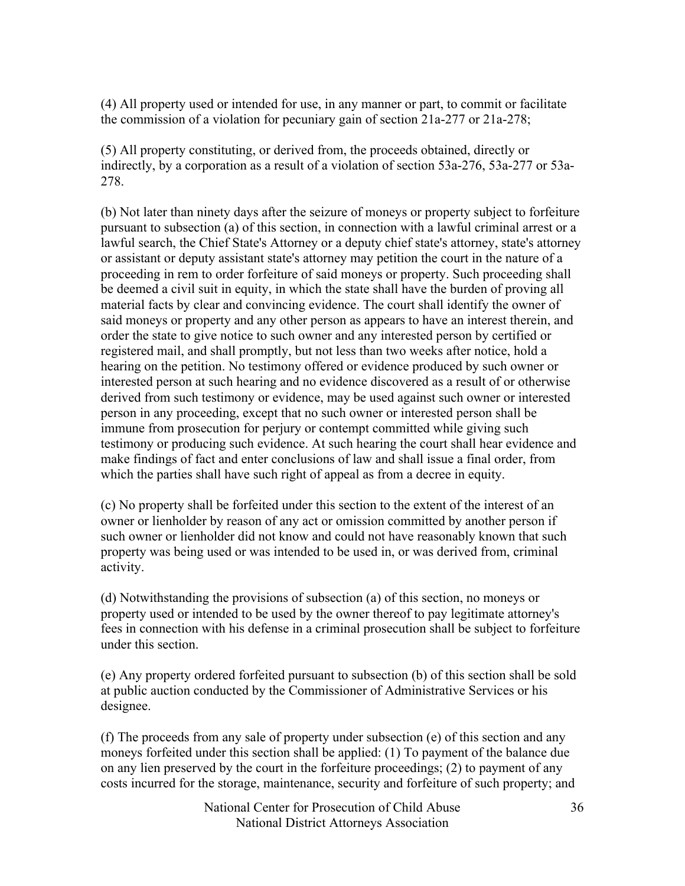(4) All property used or intended for use, in any manner or part, to commit or facilitate the commission of a violation for pecuniary gain of section 21a-277 or 21a-278;

(5) All property constituting, or derived from, the proceeds obtained, directly or indirectly, by a corporation as a result of a violation of section 53a-276, 53a-277 or 53a-278.

(b) Not later than ninety days after the seizure of moneys or property subject to forfeiture pursuant to subsection (a) of this section, in connection with a lawful criminal arrest or a lawful search, the Chief State's Attorney or a deputy chief state's attorney, state's attorney or assistant or deputy assistant state's attorney may petition the court in the nature of a proceeding in rem to order forfeiture of said moneys or property. Such proceeding shall be deemed a civil suit in equity, in which the state shall have the burden of proving all material facts by clear and convincing evidence. The court shall identify the owner of said moneys or property and any other person as appears to have an interest therein, and order the state to give notice to such owner and any interested person by certified or registered mail, and shall promptly, but not less than two weeks after notice, hold a hearing on the petition. No testimony offered or evidence produced by such owner or interested person at such hearing and no evidence discovered as a result of or otherwise derived from such testimony or evidence, may be used against such owner or interested person in any proceeding, except that no such owner or interested person shall be immune from prosecution for perjury or contempt committed while giving such testimony or producing such evidence. At such hearing the court shall hear evidence and make findings of fact and enter conclusions of law and shall issue a final order, from which the parties shall have such right of appeal as from a decree in equity.

(c) No property shall be forfeited under this section to the extent of the interest of an owner or lienholder by reason of any act or omission committed by another person if such owner or lienholder did not know and could not have reasonably known that such property was being used or was intended to be used in, or was derived from, criminal activity.

(d) Notwithstanding the provisions of subsection (a) of this section, no moneys or property used or intended to be used by the owner thereof to pay legitimate attorney's fees in connection with his defense in a criminal prosecution shall be subject to forfeiture under this section.

(e) Any property ordered forfeited pursuant to subsection (b) of this section shall be sold at public auction conducted by the Commissioner of Administrative Services or his designee.

(f) The proceeds from any sale of property under subsection (e) of this section and any moneys forfeited under this section shall be applied: (1) To payment of the balance due on any lien preserved by the court in the forfeiture proceedings; (2) to payment of any costs incurred for the storage, maintenance, security and forfeiture of such property; and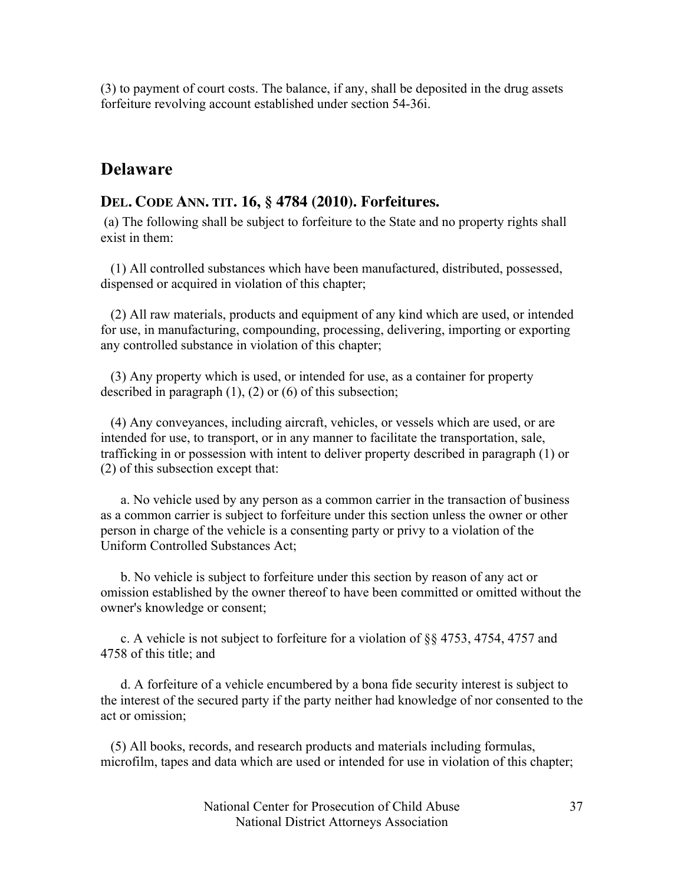(3) to payment of court costs. The balance, if any, shall be deposited in the drug assets forfeiture revolving account established under section 54-36i.

## Delaware

### DEL. CODE ANN. TIT. 16, § 4784 (2010). Forfeitures.

(a) The following shall be subject to forfeiture to the State and no property rights shall exist in them:

(1) All controlled substances which have been manufactured, distributed, possessed, dispensed or acquired in violation of this chapter;

(2) All raw materials, products and equipment of any kind which are used, or intended for use, in manufacturing, compounding, processing, delivering, importing or exporting any controlled substance in violation of this chapter;

(3) Any property which is used, or intended for use, as a container for property described in paragraph (1), (2) or (6) of this subsection;

(4) Any conveyances, including aircraft, vehicles, or vessels which are used, or are intended for use, to transport, or in any manner to facilitate the transportation, sale, trafficking in or possession with intent to deliver property described in paragraph (1) or (2) of this subsection except that:

a. No vehicle used by any person as a common carrier in the transaction of business as a common carrier is subject to forfeiture under this section unless the owner or other person in charge of the vehicle is a consenting party or privy to a violation of the Uniform Controlled Substances Act;

b. No vehicle is subject to forfeiture under this section by reason of any act or omission established by the owner thereof to have been committed or omitted without the owner's knowledge or consent;

c. A vehicle is not subject to forfeiture for a violation of §§ 4753, 4754, 4757 and 4758 of this title; and

d. A forfeiture of a vehicle encumbered by a bona fide security interest is subject to the interest of the secured party if the party neither had knowledge of nor consented to the act or omission;

(5) All books, records, and research products and materials including formulas, microfilm, tapes and data which are used or intended for use in violation of this chapter;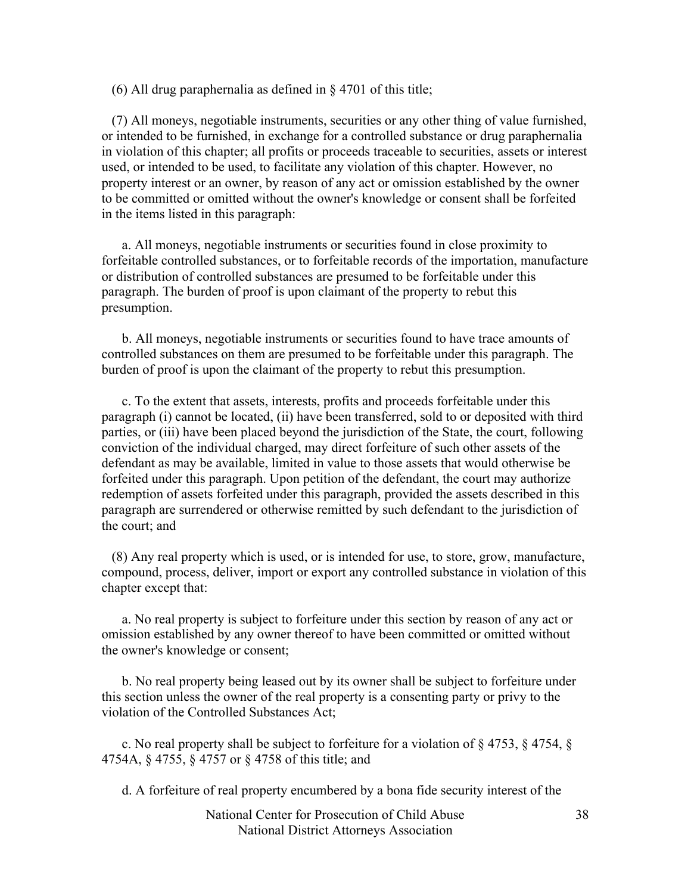(6) All drug paraphernalia as defined in § 4701 of this title;

(7) All moneys, negotiable instruments, securities or any other thing of value furnished, or intended to be furnished, in exchange for a controlled substance or drug paraphernalia in violation of this chapter; all profits or proceeds traceable to securities, assets or interest used, or intended to be used, to facilitate any violation of this chapter. However, no property interest or an owner, by reason of any act or omission established by the owner to be committed or omitted without the owner's knowledge or consent shall be forfeited in the items listed in this paragraph:

a. All moneys, negotiable instruments or securities found in close proximity to forfeitable controlled substances, or to forfeitable records of the importation, manufacture or distribution of controlled substances are presumed to be forfeitable under this paragraph. The burden of proof is upon claimant of the property to rebut this presumption.

b. All moneys, negotiable instruments or securities found to have trace amounts of controlled substances on them are presumed to be forfeitable under this paragraph. The burden of proof is upon the claimant of the property to rebut this presumption.

c. To the extent that assets, interests, profits and proceeds forfeitable under this paragraph (i) cannot be located, (ii) have been transferred, sold to or deposited with third parties, or (iii) have been placed beyond the jurisdiction of the State, the court, following conviction of the individual charged, may direct forfeiture of such other assets of the defendant as may be available, limited in value to those assets that would otherwise be forfeited under this paragraph. Upon petition of the defendant, the court may authorize redemption of assets forfeited under this paragraph, provided the assets described in this paragraph are surrendered or otherwise remitted by such defendant to the jurisdiction of the court; and

(8) Any real property which is used, or is intended for use, to store, grow, manufacture, compound, process, deliver, import or export any controlled substance in violation of this chapter except that:

a. No real property is subject to forfeiture under this section by reason of any act or omission established by any owner thereof to have been committed or omitted without the owner's knowledge or consent;

b. No real property being leased out by its owner shall be subject to forfeiture under this section unless the owner of the real property is a consenting party or privy to the violation of the Controlled Substances Act;

c. No real property shall be subject to forfeiture for a violation of § 4753, § 4754, § 4754A, § 4755, § 4757 or § 4758 of this title; and

d. A forfeiture of real property encumbered by a bona fide security interest of the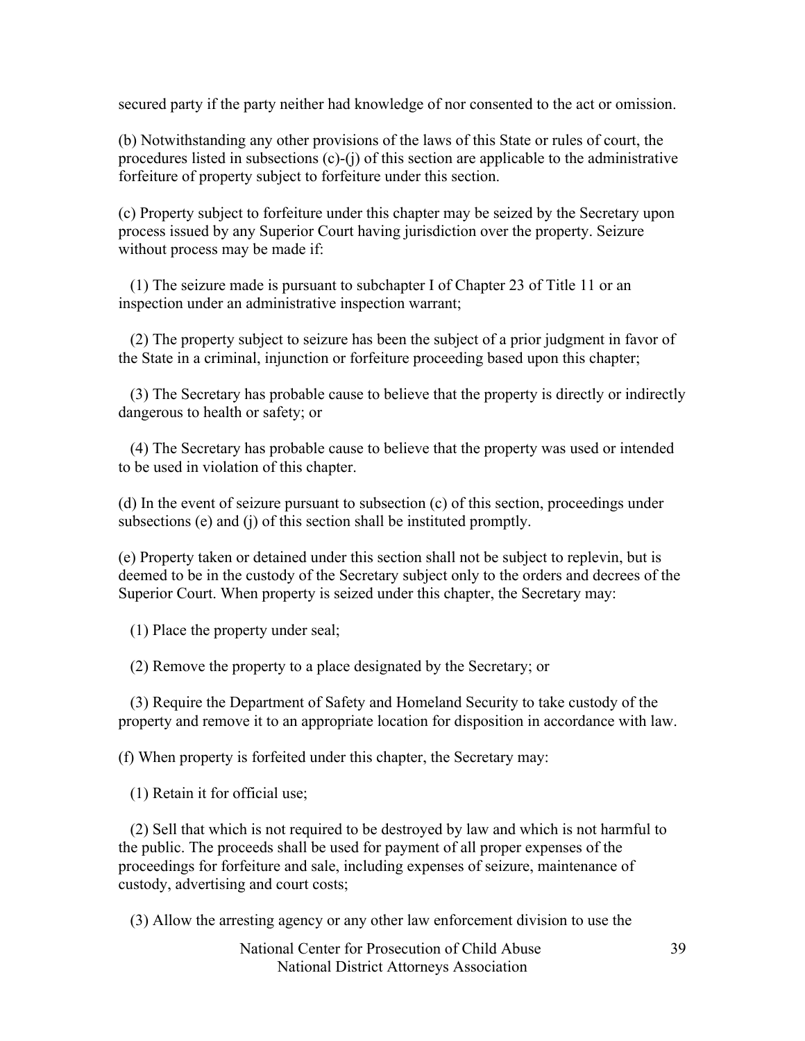secured party if the party neither had knowledge of nor consented to the act or omission.

(b) Notwithstanding any other provisions of the laws of this State or rules of court, the procedures listed in subsections (c)-(j) of this section are applicable to the administrative forfeiture of property subject to forfeiture under this section.

(c) Property subject to forfeiture under this chapter may be seized by the Secretary upon process issued by any Superior Court having jurisdiction over the property. Seizure without process may be made if:

(1) The seizure made is pursuant to subchapter I of Chapter 23 of Title 11 or an inspection under an administrative inspection warrant;

(2) The property subject to seizure has been the subject of a prior judgment in favor of the State in a criminal, injunction or forfeiture proceeding based upon this chapter;

(3) The Secretary has probable cause to believe that the property is directly or indirectly dangerous to health or safety; or

(4) The Secretary has probable cause to believe that the property was used or intended to be used in violation of this chapter.

(d) In the event of seizure pursuant to subsection (c) of this section, proceedings under subsections (e) and (j) of this section shall be instituted promptly.

(e) Property taken or detained under this section shall not be subject to replevin, but is deemed to be in the custody of the Secretary subject only to the orders and decrees of the Superior Court. When property is seized under this chapter, the Secretary may:

(1) Place the property under seal;

(2) Remove the property to a place designated by the Secretary; or

(3) Require the Department of Safety and Homeland Security to take custody of the property and remove it to an appropriate location for disposition in accordance with law.

(f) When property is forfeited under this chapter, the Secretary may:

(1) Retain it for official use;

(2) Sell that which is not required to be destroyed by law and which is not harmful to the public. The proceeds shall be used for payment of all proper expenses of the proceedings for forfeiture and sale, including expenses of seizure, maintenance of custody, advertising and court costs;

(3) Allow the arresting agency or any other law enforcement division to use the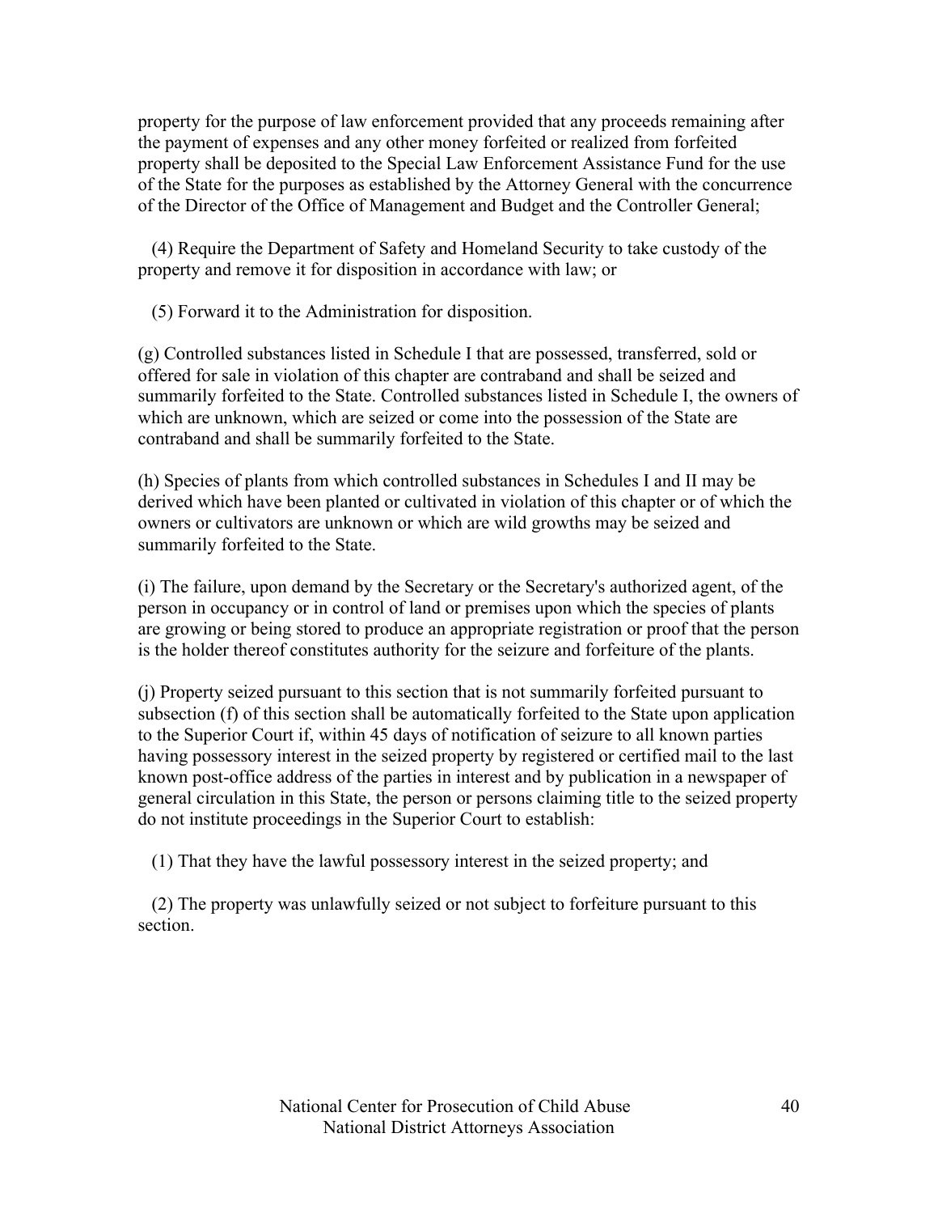property for the purpose of law enforcement provided that any proceeds remaining after the payment of expenses and any other money forfeited or realized from forfeited property shall be deposited to the Special Law Enforcement Assistance Fund for the use of the State for the purposes as established by the Attorney General with the concurrence of the Director of the Office of Management and Budget and the Controller General;

(4) Require the Department of Safety and Homeland Security to take custody of the property and remove it for disposition in accordance with law; or

(5) Forward it to the Administration for disposition.

(g) Controlled substances listed in Schedule I that are possessed, transferred, sold or offered for sale in violation of this chapter are contraband and shall be seized and summarily forfeited to the State. Controlled substances listed in Schedule I, the owners of which are unknown, which are seized or come into the possession of the State are contraband and shall be summarily forfeited to the State.

(h) Species of plants from which controlled substances in Schedules I and II may be derived which have been planted or cultivated in violation of this chapter or of which the owners or cultivators are unknown or which are wild growths may be seized and summarily forfeited to the State.

(i) The failure, upon demand by the Secretary or the Secretary's authorized agent, of the person in occupancy or in control of land or premises upon which the species of plants are growing or being stored to produce an appropriate registration or proof that the person is the holder thereof constitutes authority for the seizure and forfeiture of the plants.

(j) Property seized pursuant to this section that is not summarily forfeited pursuant to subsection (f) of this section shall be automatically forfeited to the State upon application to the Superior Court if, within 45 days of notification of seizure to all known parties having possessory interest in the seized property by registered or certified mail to the last known post-office address of the parties in interest and by publication in a newspaper of general circulation in this State, the person or persons claiming title to the seized property do not institute proceedings in the Superior Court to establish:

(1) That they have the lawful possessory interest in the seized property; and

(2) The property was unlawfully seized or not subject to forfeiture pursuant to this section.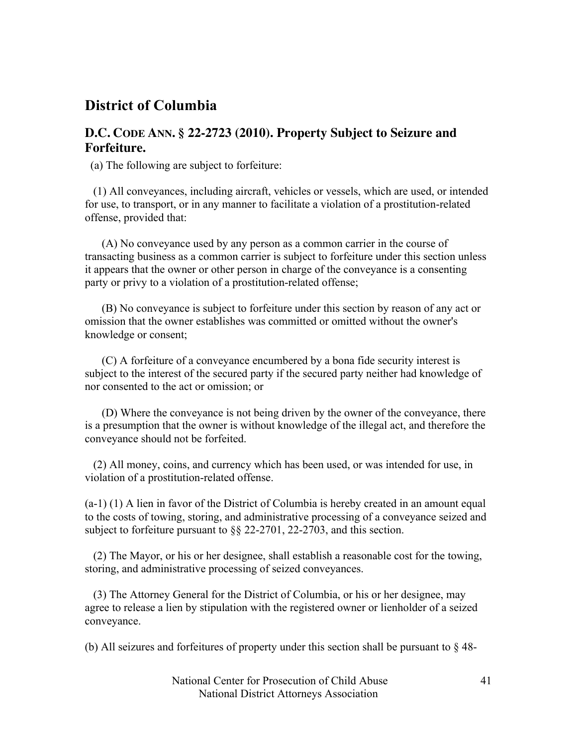## District of Columbia

### D.C. CODE ANN. § 22-2723 (2010). Property Subject to Seizure and Forfeiture.

(a) The following are subject to forfeiture:

(1) All conveyances, including aircraft, vehicles or vessels, which are used, or intended for use, to transport, or in any manner to facilitate a violation of a prostitution-related offense, provided that:

(A) No conveyance used by any person as a common carrier in the course of transacting business as a common carrier is subject to forfeiture under this section unless it appears that the owner or other person in charge of the conveyance is a consenting party or privy to a violation of a prostitution-related offense;

(B) No conveyance is subject to forfeiture under this section by reason of any act or omission that the owner establishes was committed or omitted without the owner's knowledge or consent;

(C) A forfeiture of a conveyance encumbered by a bona fide security interest is subject to the interest of the secured party if the secured party neither had knowledge of nor consented to the act or omission; or

(D) Where the conveyance is not being driven by the owner of the conveyance, there is a presumption that the owner is without knowledge of the illegal act, and therefore the conveyance should not be forfeited.

(2) All money, coins, and currency which has been used, or was intended for use, in violation of a prostitution-related offense.

(a-1) (1) A lien in favor of the District of Columbia is hereby created in an amount equal to the costs of towing, storing, and administrative processing of a conveyance seized and subject to forfeiture pursuant to §§ 22-2701, 22-2703, and this section.

(2) The Mayor, or his or her designee, shall establish a reasonable cost for the towing, storing, and administrative processing of seized conveyances.

(3) The Attorney General for the District of Columbia, or his or her designee, may agree to release a lien by stipulation with the registered owner or lienholder of a seized conveyance.

(b) All seizures and forfeitures of property under this section shall be pursuant to § 48-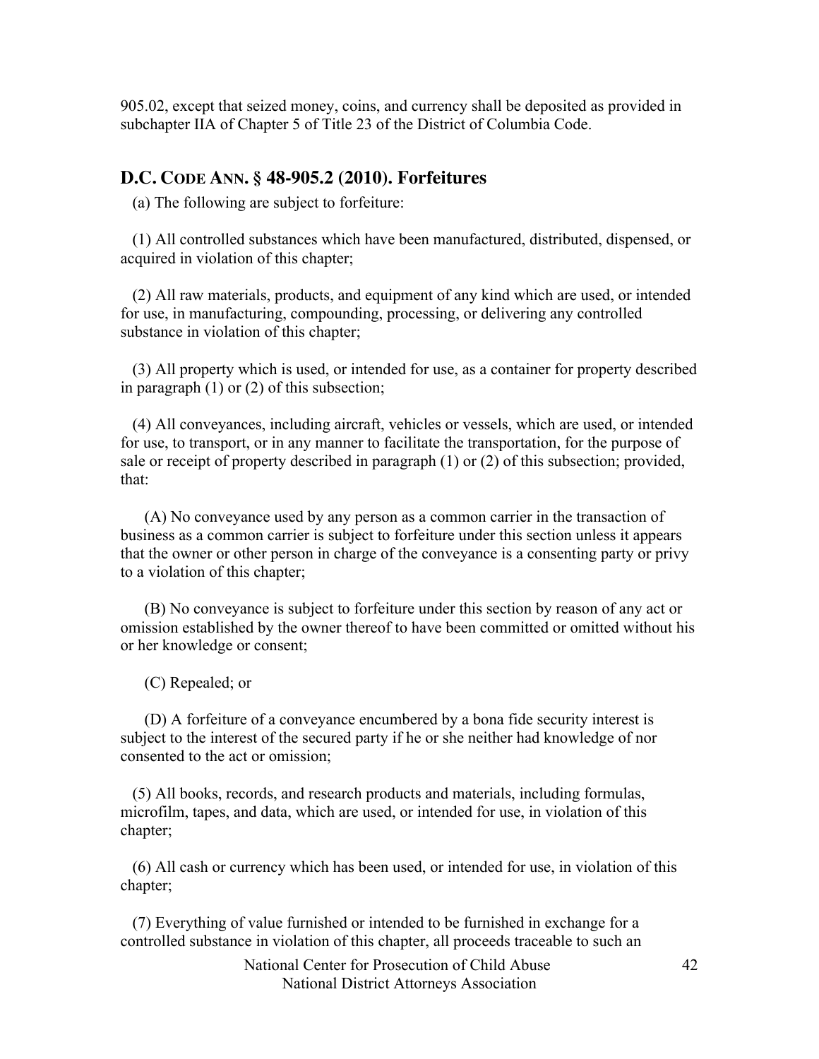905.02, except that seized money, coins, and currency shall be deposited as provided in subchapter IIA of Chapter 5 of Title 23 of the District of Columbia Code.

## D.C. CODE ANN. § 48-905.2 (2010). Forfeitures

(a) The following are subject to forfeiture:

(1) All controlled substances which have been manufactured, distributed, dispensed, or acquired in violation of this chapter;

(2) All raw materials, products, and equipment of any kind which are used, or intended for use, in manufacturing, compounding, processing, or delivering any controlled substance in violation of this chapter;

(3) All property which is used, or intended for use, as a container for property described in paragraph (1) or (2) of this subsection;

(4) All conveyances, including aircraft, vehicles or vessels, which are used, or intended for use, to transport, or in any manner to facilitate the transportation, for the purpose of sale or receipt of property described in paragraph (1) or (2) of this subsection; provided, that:

(A) No conveyance used by any person as a common carrier in the transaction of business as a common carrier is subject to forfeiture under this section unless it appears that the owner or other person in charge of the conveyance is a consenting party or privy to a violation of this chapter;

(B) No conveyance is subject to forfeiture under this section by reason of any act or omission established by the owner thereof to have been committed or omitted without his or her knowledge or consent;

(C) Repealed; or

(D) A forfeiture of a conveyance encumbered by a bona fide security interest is subject to the interest of the secured party if he or she neither had knowledge of nor consented to the act or omission;

(5) All books, records, and research products and materials, including formulas, microfilm, tapes, and data, which are used, or intended for use, in violation of this chapter;

(6) All cash or currency which has been used, or intended for use, in violation of this chapter;

(7) Everything of value furnished or intended to be furnished in exchange for a controlled substance in violation of this chapter, all proceeds traceable to such an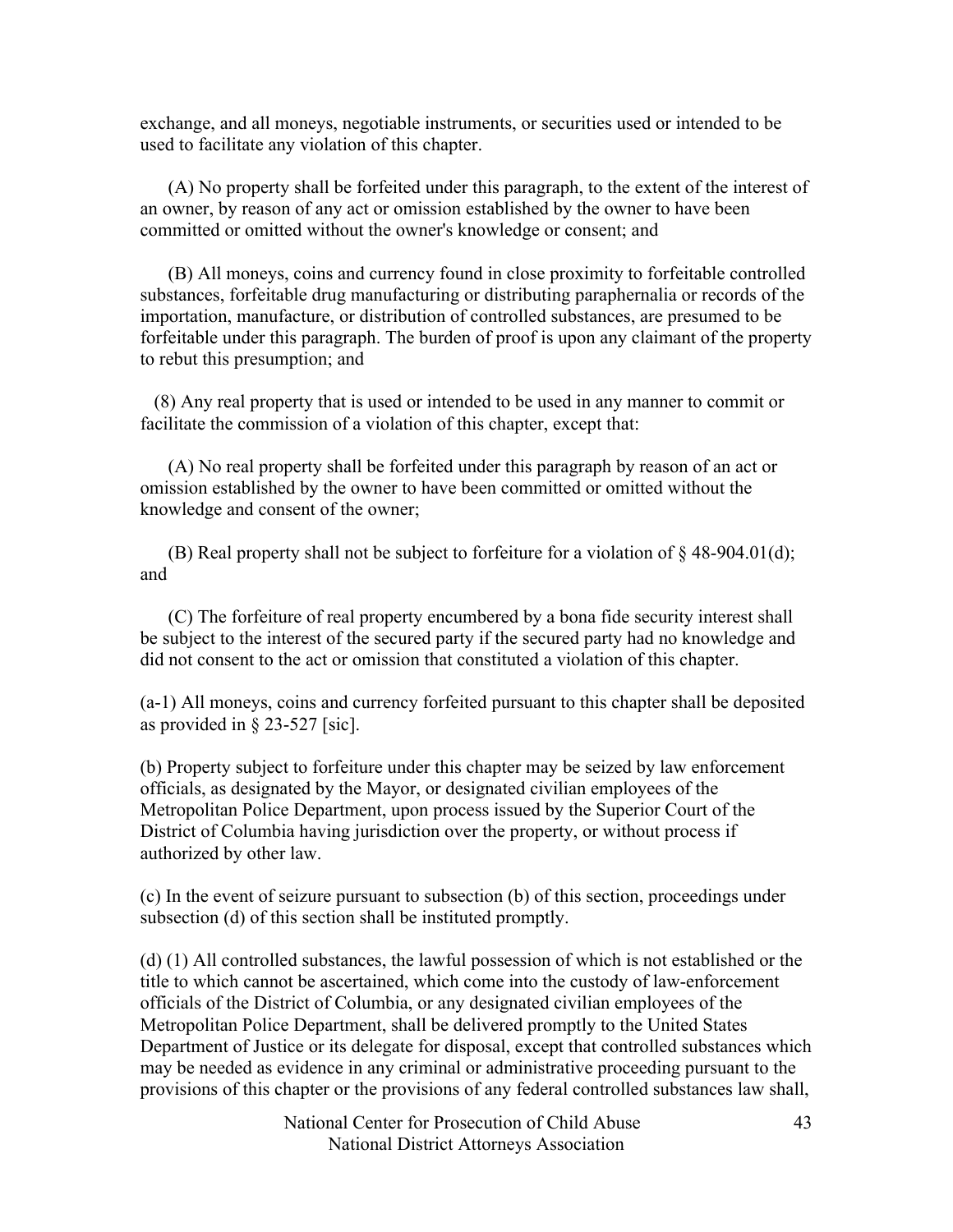exchange, and all moneys, negotiable instruments, or securities used or intended to be used to facilitate any violation of this chapter.

(A) No property shall be forfeited under this paragraph, to the extent of the interest of an owner, by reason of any act or omission established by the owner to have been committed or omitted without the owner's knowledge or consent; and

(B) All moneys, coins and currency found in close proximity to forfeitable controlled substances, forfeitable drug manufacturing or distributing paraphernalia or records of the importation, manufacture, or distribution of controlled substances, are presumed to be forfeitable under this paragraph. The burden of proof is upon any claimant of the property to rebut this presumption; and

(8) Any real property that is used or intended to be used in any manner to commit or facilitate the commission of a violation of this chapter, except that:

(A) No real property shall be forfeited under this paragraph by reason of an act or omission established by the owner to have been committed or omitted without the knowledge and consent of the owner;

(B) Real property shall not be subject to forfeiture for a violation of § 48-904.01(d); and

(C) The forfeiture of real property encumbered by a bona fide security interest shall be subject to the interest of the secured party if the secured party had no knowledge and did not consent to the act or omission that constituted a violation of this chapter.

(a-1) All moneys, coins and currency forfeited pursuant to this chapter shall be deposited as provided in § 23-527 [sic].

(b) Property subject to forfeiture under this chapter may be seized by law enforcement officials, as designated by the Mayor, or designated civilian employees of the Metropolitan Police Department, upon process issued by the Superior Court of the District of Columbia having jurisdiction over the property, or without process if authorized by other law.

(c) In the event of seizure pursuant to subsection (b) of this section, proceedings under subsection (d) of this section shall be instituted promptly.

(d) (1) All controlled substances, the lawful possession of which is not established or the title to which cannot be ascertained, which come into the custody of law-enforcement officials of the District of Columbia, or any designated civilian employees of the Metropolitan Police Department, shall be delivered promptly to the United States Department of Justice or its delegate for disposal, except that controlled substances which may be needed as evidence in any criminal or administrative proceeding pursuant to the provisions of this chapter or the provisions of any federal controlled substances law shall,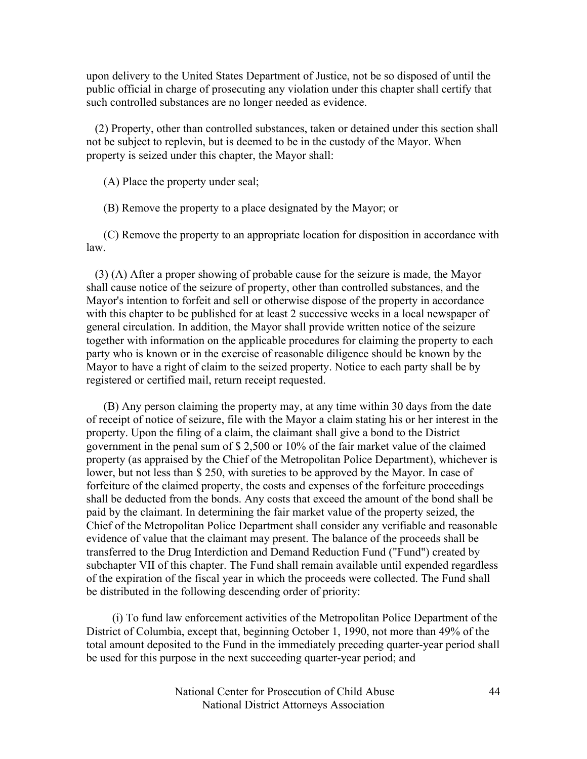upon delivery to the United States Department of Justice, not be so disposed of until the public official in charge of prosecuting any violation under this chapter shall certify that such controlled substances are no longer needed as evidence.

(2) Property, other than controlled substances, taken or detained under this section shall not be subject to replevin, but is deemed to be in the custody of the Mayor. When property is seized under this chapter, the Mayor shall:

(A) Place the property under seal;

(B) Remove the property to a place designated by the Mayor; or

(C) Remove the property to an appropriate location for disposition in accordance with law.

(3) (A) After a proper showing of probable cause for the seizure is made, the Mayor shall cause notice of the seizure of property, other than controlled substances, and the Mayor's intention to forfeit and sell or otherwise dispose of the property in accordance with this chapter to be published for at least 2 successive weeks in a local newspaper of general circulation. In addition, the Mayor shall provide written notice of the seizure together with information on the applicable procedures for claiming the property to each party who is known or in the exercise of reasonable diligence should be known by the Mayor to have a right of claim to the seized property. Notice to each party shall be by registered or certified mail, return receipt requested.

(B) Any person claiming the property may, at any time within 30 days from the date of receipt of notice of seizure, file with the Mayor a claim stating his or her interest in the property. Upon the filing of a claim, the claimant shall give a bond to the District government in the penal sum of $ 2,500 or 10% of the fair market value of the claimed property (as appraised by the Chief of the Metropolitan Police Department), whichever is lower, but not less than $ 250, with sureties to be approved by the Mayor. In case of forfeiture of the claimed property, the costs and expenses of the forfeiture proceedings shall be deducted from the bonds. Any costs that exceed the amount of the bond shall be paid by the claimant. In determining the fair market value of the property seized, the Chief of the Metropolitan Police Department shall consider any verifiable and reasonable evidence of value that the claimant may present. The balance of the proceeds shall be transferred to the Drug Interdiction and Demand Reduction Fund ("Fund") created by subchapter VII of this chapter. The Fund shall remain available until expended regardless of the expiration of the fiscal year in which the proceeds were collected. The Fund shall be distributed in the following descending order of priority:

(i) To fund law enforcement activities of the Metropolitan Police Department of the District of Columbia, except that, beginning October 1, 1990, not more than 49% of the total amount deposited to the Fund in the immediately preceding quarter-year period shall be used for this purpose in the next succeeding quarter-year period; and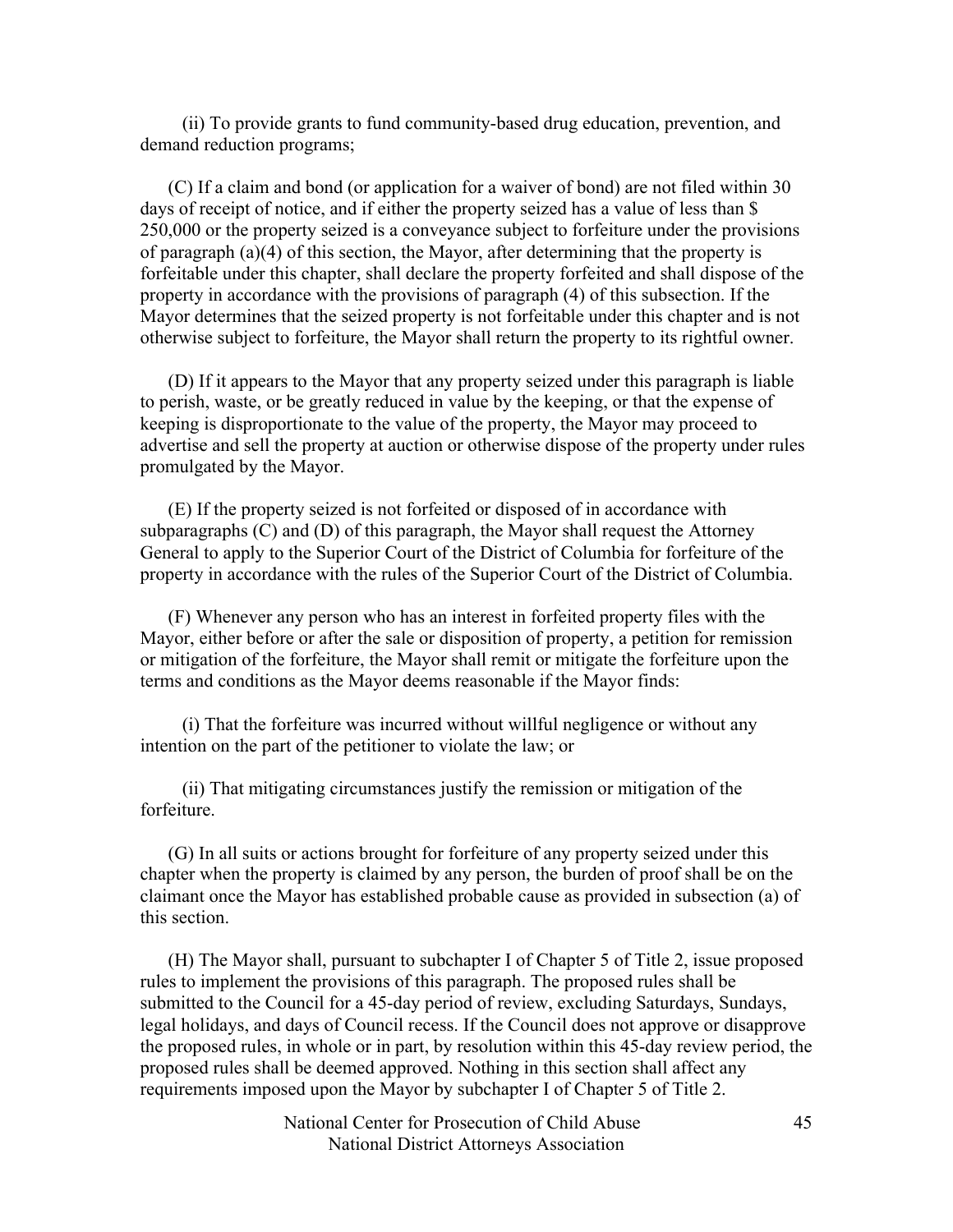(ii) To provide grants to fund community-based drug education, prevention, and demand reduction programs;

(C) If a claim and bond (or application for a waiver of bond) are not filed within 30 days of receipt of notice, and if either the property seized has a value of less than $ 250,000 or the property seized is a conveyance subject to forfeiture under the provisions of paragraph (a)(4) of this section, the Mayor, after determining that the property is forfeitable under this chapter, shall declare the property forfeited and shall dispose of the property in accordance with the provisions of paragraph (4) of this subsection. If the Mayor determines that the seized property is not forfeitable under this chapter and is not otherwise subject to forfeiture, the Mayor shall return the property to its rightful owner.

(D) If it appears to the Mayor that any property seized under this paragraph is liable to perish, waste, or be greatly reduced in value by the keeping, or that the expense of keeping is disproportionate to the value of the property, the Mayor may proceed to advertise and sell the property at auction or otherwise dispose of the property under rules promulgated by the Mayor.

(E) If the property seized is not forfeited or disposed of in accordance with subparagraphs (C) and (D) of this paragraph, the Mayor shall request the Attorney General to apply to the Superior Court of the District of Columbia for forfeiture of the property in accordance with the rules of the Superior Court of the District of Columbia.

(F) Whenever any person who has an interest in forfeited property files with the Mayor, either before or after the sale or disposition of property, a petition for remission or mitigation of the forfeiture, the Mayor shall remit or mitigate the forfeiture upon the terms and conditions as the Mayor deems reasonable if the Mayor finds:

(i) That the forfeiture was incurred without willful negligence or without any intention on the part of the petitioner to violate the law; or

(ii) That mitigating circumstances justify the remission or mitigation of the forfeiture.

(G) In all suits or actions brought for forfeiture of any property seized under this chapter when the property is claimed by any person, the burden of proof shall be on the claimant once the Mayor has established probable cause as provided in subsection (a) of this section.

(H) The Mayor shall, pursuant to subchapter I of Chapter 5 of Title 2, issue proposed rules to implement the provisions of this paragraph. The proposed rules shall be submitted to the Council for a 45-day period of review, excluding Saturdays, Sundays, legal holidays, and days of Council recess. If the Council does not approve or disapprove the proposed rules, in whole or in part, by resolution within this 45-day review period, the proposed rules shall be deemed approved. Nothing in this section shall affect any requirements imposed upon the Mayor by subchapter I of Chapter 5 of Title 2.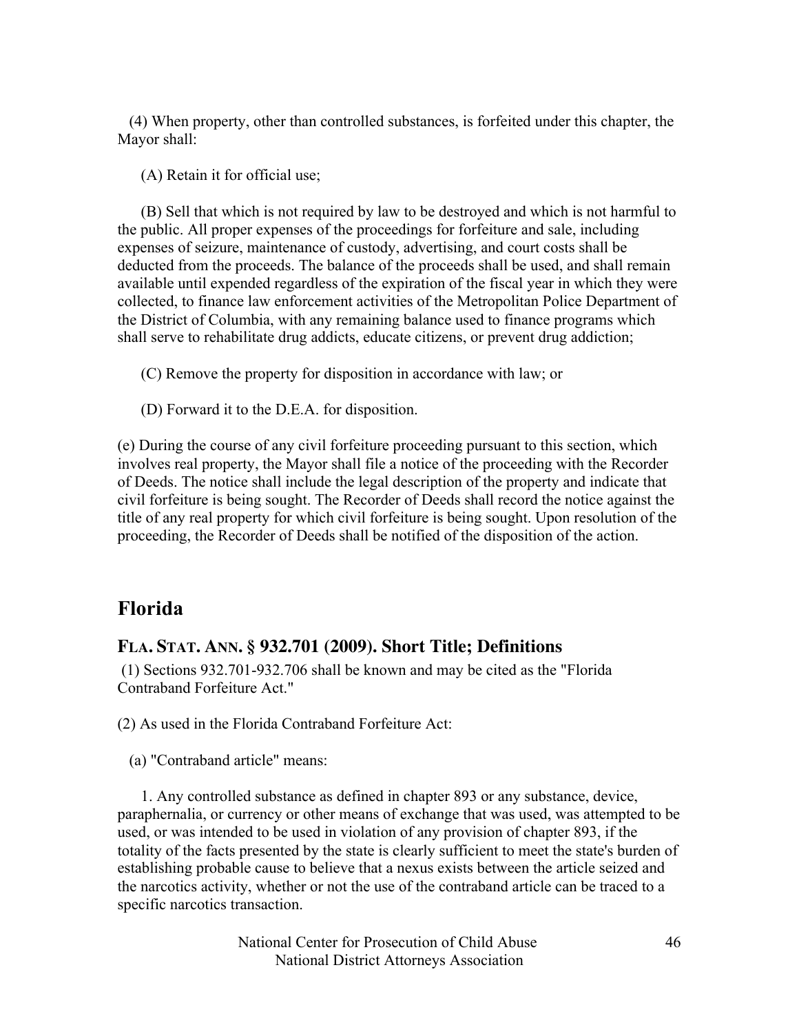(4) When property, other than controlled substances, is forfeited under this chapter, the Mayor shall:

(A) Retain it for official use;

(B) Sell that which is not required by law to be destroyed and which is not harmful to the public. All proper expenses of the proceedings for forfeiture and sale, including expenses of seizure, maintenance of custody, advertising, and court costs shall be deducted from the proceeds. The balance of the proceeds shall be used, and shall remain available until expended regardless of the expiration of the fiscal year in which they were collected, to finance law enforcement activities of the Metropolitan Police Department of the District of Columbia, with any remaining balance used to finance programs which shall serve to rehabilitate drug addicts, educate citizens, or prevent drug addiction;

(C) Remove the property for disposition in accordance with law; or

(D) Forward it to the D.E.A. for disposition.

(e) During the course of any civil forfeiture proceeding pursuant to this section, which involves real property, the Mayor shall file a notice of the proceeding with the Recorder of Deeds. The notice shall include the legal description of the property and indicate that civil forfeiture is being sought. The Recorder of Deeds shall record the notice against the title of any real property for which civil forfeiture is being sought. Upon resolution of the proceeding, the Recorder of Deeds shall be notified of the disposition of the action.

## Florida

### FLA. STAT. ANN. § 932.701 (2009). Short Title; Definitions

(1) Sections 932.701-932.706 shall be known and may be cited as the "Florida Contraband Forfeiture Act."

(2) As used in the Florida Contraband Forfeiture Act:

(a) "Contraband article" means:

1. Any controlled substance as defined in chapter 893 or any substance, device, paraphernalia, or currency or other means of exchange that was used, was attempted to be used, or was intended to be used in violation of any provision of chapter 893, if the totality of the facts presented by the state is clearly sufficient to meet the state's burden of establishing probable cause to believe that a nexus exists between the article seized and the narcotics activity, whether or not the use of the contraband article can be traced to a specific narcotics transaction.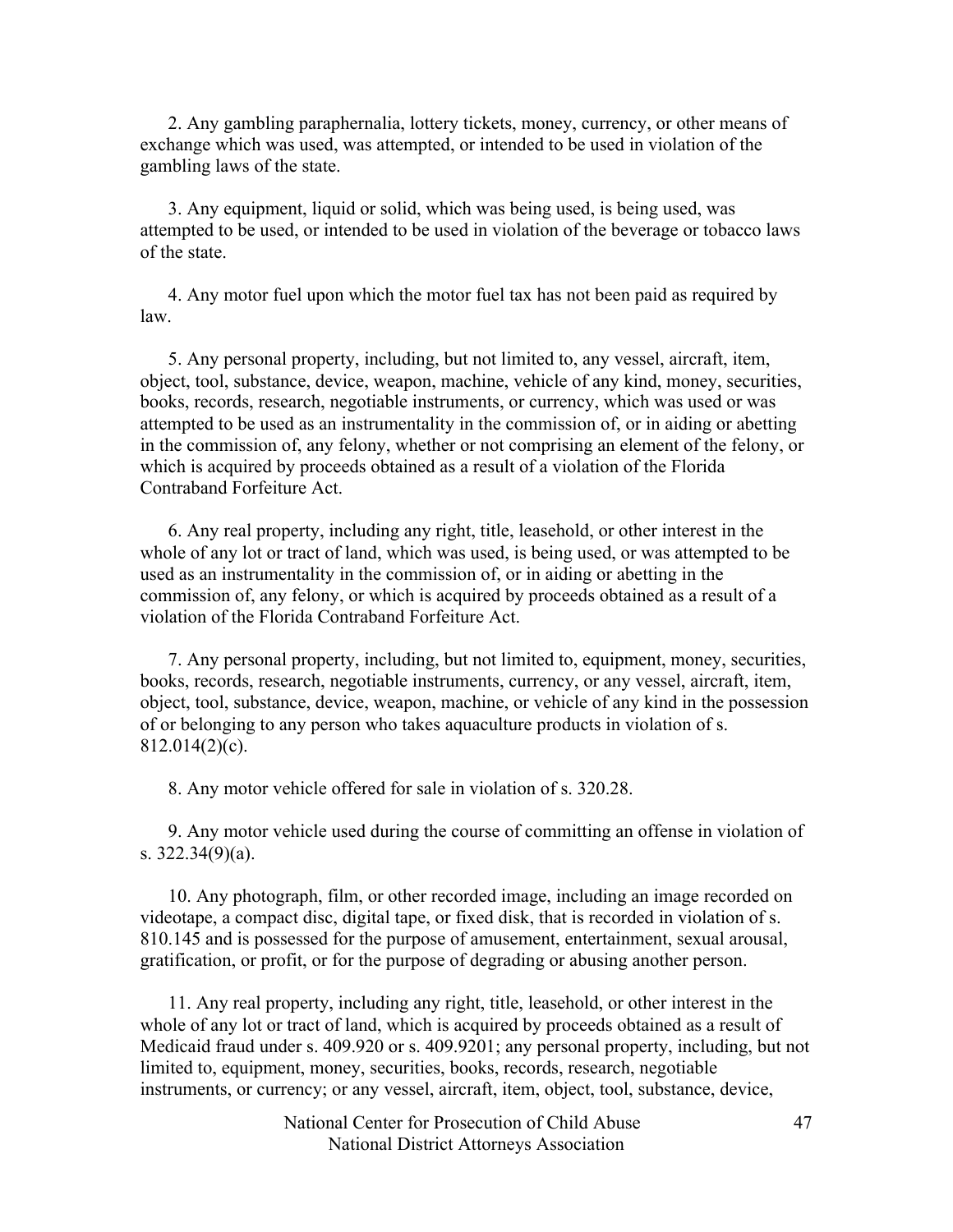2. Any gambling paraphernalia, lottery tickets, money, currency, or other means of exchange which was used, was attempted, or intended to be used in violation of the gambling laws of the state.

3. Any equipment, liquid or solid, which was being used, is being used, was attempted to be used, or intended to be used in violation of the beverage or tobacco laws of the state.

4. Any motor fuel upon which the motor fuel tax has not been paid as required by law.

5. Any personal property, including, but not limited to, any vessel, aircraft, item, object, tool, substance, device, weapon, machine, vehicle of any kind, money, securities, books, records, research, negotiable instruments, or currency, which was used or was attempted to be used as an instrumentality in the commission of, or in aiding or abetting in the commission of, any felony, whether or not comprising an element of the felony, or which is acquired by proceeds obtained as a result of a violation of the Florida Contraband Forfeiture Act.

6. Any real property, including any right, title, leasehold, or other interest in the whole of any lot or tract of land, which was used, is being used, or was attempted to be used as an instrumentality in the commission of, or in aiding or abetting in the commission of, any felony, or which is acquired by proceeds obtained as a result of a violation of the Florida Contraband Forfeiture Act.

7. Any personal property, including, but not limited to, equipment, money, securities, books, records, research, negotiable instruments, currency, or any vessel, aircraft, item, object, tool, substance, device, weapon, machine, or vehicle of any kind in the possession of or belonging to any person who takes aquaculture products in violation of s. 812.014(2)(c).

8. Any motor vehicle offered for sale in violation of s. 320.28.

9. Any motor vehicle used during the course of committing an offense in violation of s. 322.34(9)(a).

10. Any photograph, film, or other recorded image, including an image recorded on videotape, a compact disc, digital tape, or fixed disk, that is recorded in violation of s. 810.145 and is possessed for the purpose of amusement, entertainment, sexual arousal, gratification, or profit, or for the purpose of degrading or abusing another person.

11. Any real property, including any right, title, leasehold, or other interest in the whole of any lot or tract of land, which is acquired by proceeds obtained as a result of Medicaid fraud under s. 409.920 or s. 409.9201; any personal property, including, but not limited to, equipment, money, securities, books, records, research, negotiable instruments, or currency; or any vessel, aircraft, item, object, tool, substance, device,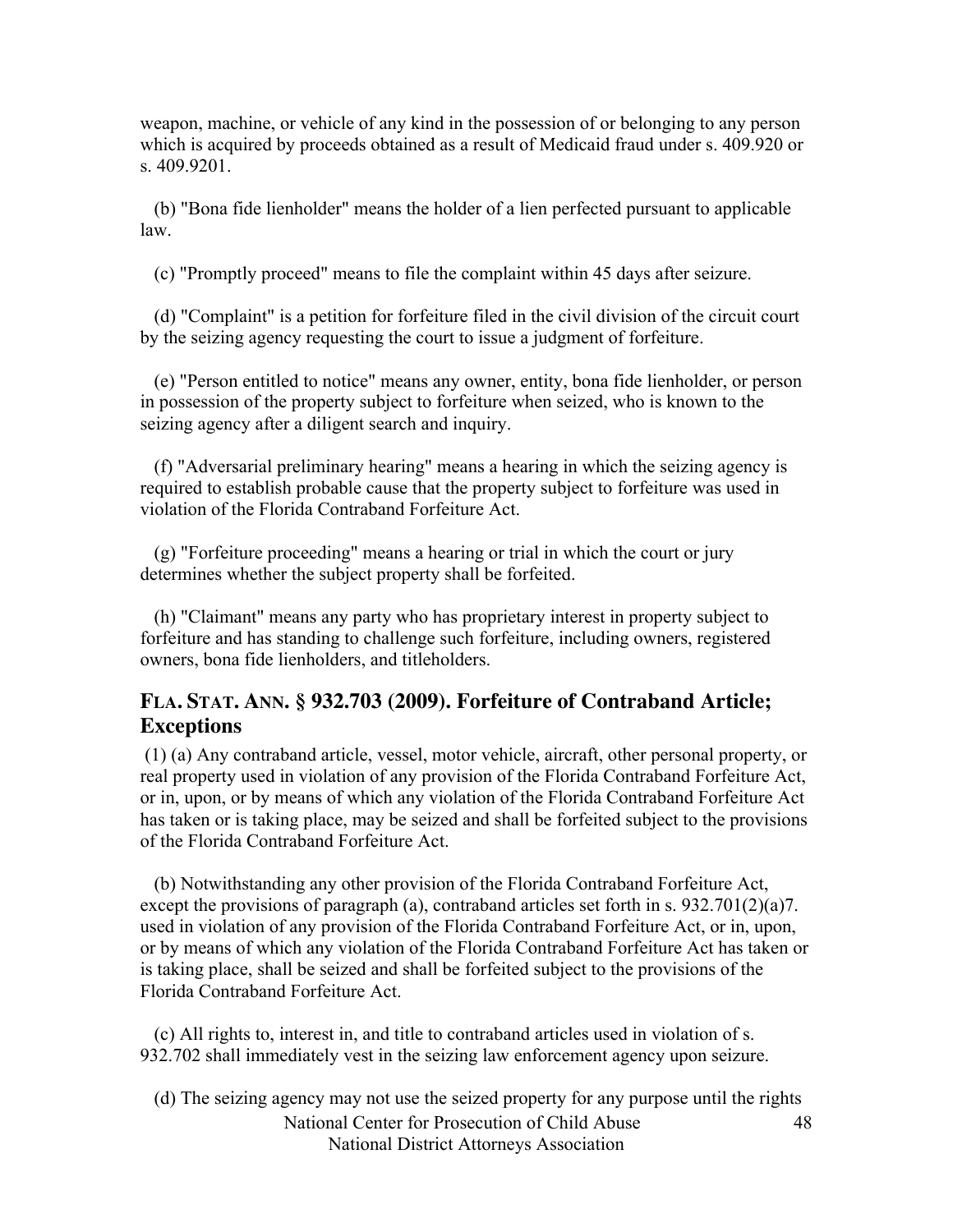weapon, machine, or vehicle of any kind in the possession of or belonging to any person which is acquired by proceeds obtained as a result of Medicaid fraud under s. 409.920 or s. 409.9201.

(b) "Bona fide lienholder" means the holder of a lien perfected pursuant to applicable law.

(c) "Promptly proceed" means to file the complaint within 45 days after seizure.

(d) "Complaint" is a petition for forfeiture filed in the civil division of the circuit court by the seizing agency requesting the court to issue a judgment of forfeiture.

(e) "Person entitled to notice" means any owner, entity, bona fide lienholder, or person in possession of the property subject to forfeiture when seized, who is known to the seizing agency after a diligent search and inquiry.

(f) "Adversarial preliminary hearing" means a hearing in which the seizing agency is required to establish probable cause that the property subject to forfeiture was used in violation of the Florida Contraband Forfeiture Act.

(g) "Forfeiture proceeding" means a hearing or trial in which the court or jury determines whether the subject property shall be forfeited.

(h) "Claimant" means any party who has proprietary interest in property subject to forfeiture and has standing to challenge such forfeiture, including owners, registered owners, bona fide lienholders, and titleholders.

## FLA. STAT. ANN. § 932.703 (2009). Forfeiture of Contraband Article; Exceptions

(1) (a) Any contraband article, vessel, motor vehicle, aircraft, other personal property, or real property used in violation of any provision of the Florida Contraband Forfeiture Act, or in, upon, or by means of which any violation of the Florida Contraband Forfeiture Act has taken or is taking place, may be seized and shall be forfeited subject to the provisions of the Florida Contraband Forfeiture Act.

(b) Notwithstanding any other provision of the Florida Contraband Forfeiture Act, except the provisions of paragraph (a), contraband articles set forth in s. 932.701(2)(a)7. used in violation of any provision of the Florida Contraband Forfeiture Act, or in, upon, or by means of which any violation of the Florida Contraband Forfeiture Act has taken or is taking place, shall be seized and shall be forfeited subject to the provisions of the Florida Contraband Forfeiture Act.

(c) All rights to, interest in, and title to contraband articles used in violation of s. 932.702 shall immediately vest in the seizing law enforcement agency upon seizure.

(d) The seizing agency may not use the seized property for any purpose until the rights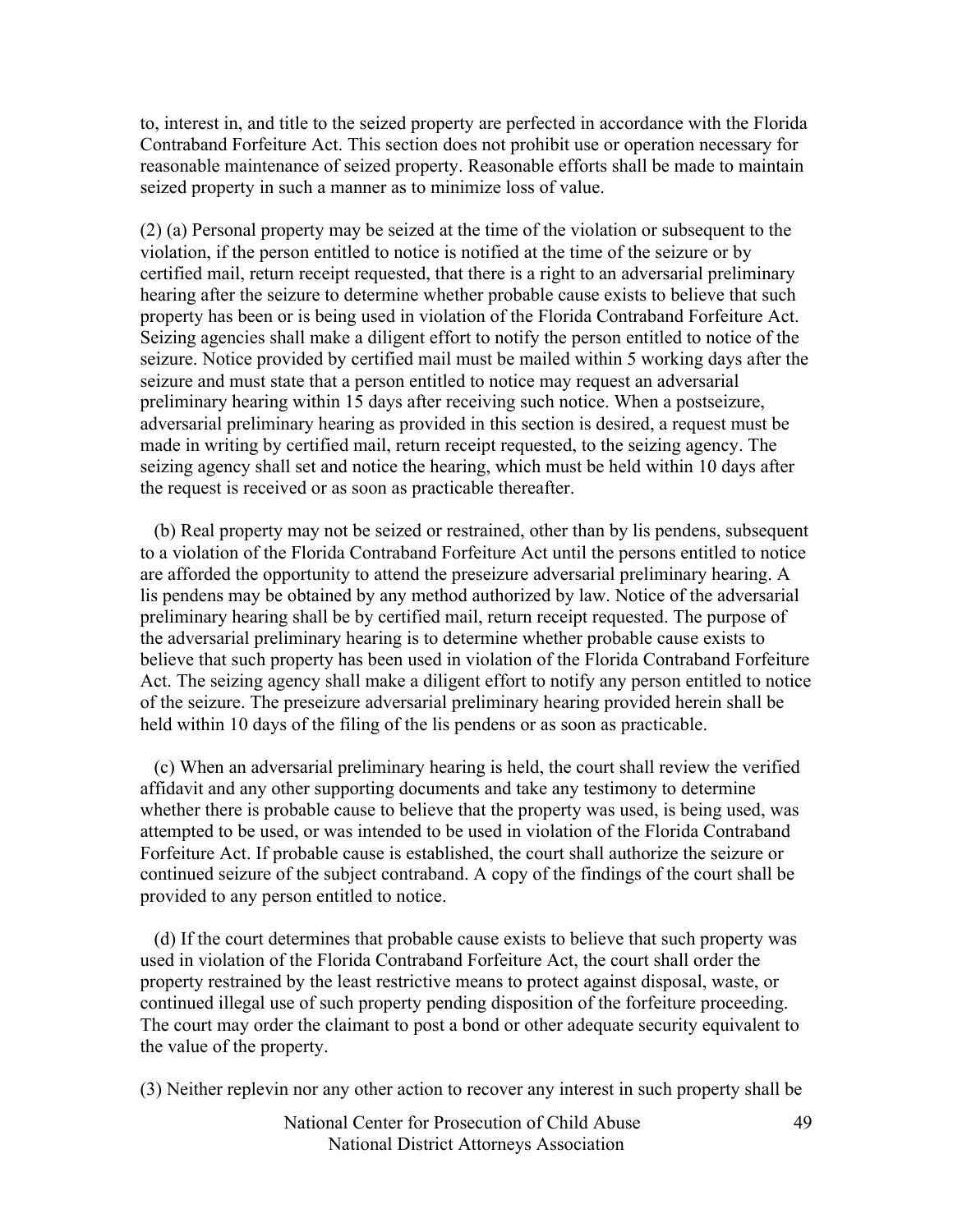to, interest in, and title to the seized property are perfected in accordance with the Florida Contraband Forfeiture Act. This section does not prohibit use or operation necessary for reasonable maintenance of seized property. Reasonable efforts shall be made to maintain seized property in such a manner as to minimize loss of value.

(2) (a) Personal property may be seized at the time of the violation or subsequent to the violation, if the person entitled to notice is notified at the time of the seizure or by certified mail, return receipt requested, that there is a right to an adversarial preliminary hearing after the seizure to determine whether probable cause exists to believe that such property has been or is being used in violation of the Florida Contraband Forfeiture Act. Seizing agencies shall make a diligent effort to notify the person entitled to notice of the seizure. Notice provided by certified mail must be mailed within 5 working days after the seizure and must state that a person entitled to notice may request an adversarial preliminary hearing within 15 days after receiving such notice. When a postseizure, adversarial preliminary hearing as provided in this section is desired, a request must be made in writing by certified mail, return receipt requested, to the seizing agency. The seizing agency shall set and notice the hearing, which must be held within 10 days after the request is received or as soon as practicable thereafter.

(b) Real property may not be seized or restrained, other than by lis pendens, subsequent to a violation of the Florida Contraband Forfeiture Act until the persons entitled to notice are afforded the opportunity to attend the preseizure adversarial preliminary hearing. A lis pendens may be obtained by any method authorized by law. Notice of the adversarial preliminary hearing shall be by certified mail, return receipt requested. The purpose of the adversarial preliminary hearing is to determine whether probable cause exists to believe that such property has been used in violation of the Florida Contraband Forfeiture Act. The seizing agency shall make a diligent effort to notify any person entitled to notice of the seizure. The preseizure adversarial preliminary hearing provided herein shall be held within 10 days of the filing of the lis pendens or as soon as practicable.

(c) When an adversarial preliminary hearing is held, the court shall review the verified affidavit and any other supporting documents and take any testimony to determine whether there is probable cause to believe that the property was used, is being used, was attempted to be used, or was intended to be used in violation of the Florida Contraband Forfeiture Act. If probable cause is established, the court shall authorize the seizure or continued seizure of the subject contraband. A copy of the findings of the court shall be provided to any person entitled to notice.

(d) If the court determines that probable cause exists to believe that such property was used in violation of the Florida Contraband Forfeiture Act, the court shall order the property restrained by the least restrictive means to protect against disposal, waste, or continued illegal use of such property pending disposition of the forfeiture proceeding. The court may order the claimant to post a bond or other adequate security equivalent to the value of the property.

(3) Neither replevin nor any other action to recover any interest in such property shall be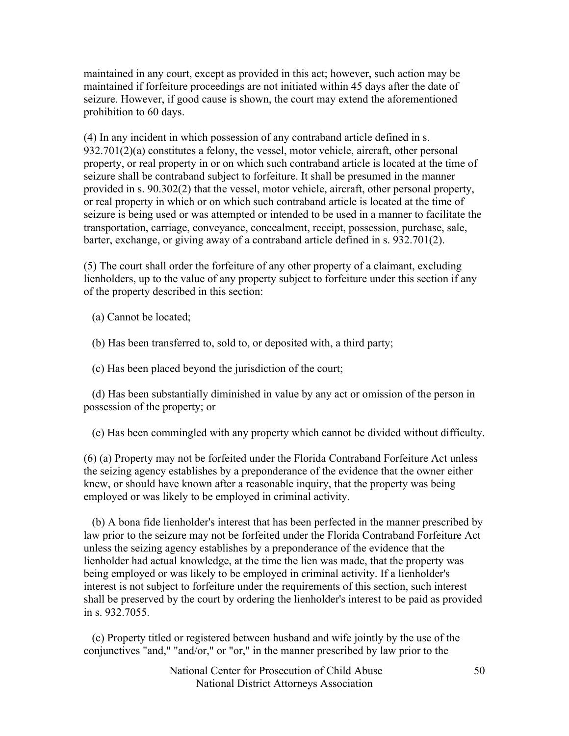maintained in any court, except as provided in this act; however, such action may be maintained if forfeiture proceedings are not initiated within 45 days after the date of seizure. However, if good cause is shown, the court may extend the aforementioned prohibition to 60 days.

(4) In any incident in which possession of any contraband article defined in s. 932.701(2)(a) constitutes a felony, the vessel, motor vehicle, aircraft, other personal property, or real property in or on which such contraband article is located at the time of seizure shall be contraband subject to forfeiture. It shall be presumed in the manner provided in s. 90.302(2) that the vessel, motor vehicle, aircraft, other personal property, or real property in which or on which such contraband article is located at the time of seizure is being used or was attempted or intended to be used in a manner to facilitate the transportation, carriage, conveyance, concealment, receipt, possession, purchase, sale, barter, exchange, or giving away of a contraband article defined in s. 932.701(2).

(5) The court shall order the forfeiture of any other property of a claimant, excluding lienholders, up to the value of any property subject to forfeiture under this section if any of the property described in this section:

(a) Cannot be located;

(b) Has been transferred to, sold to, or deposited with, a third party;

(c) Has been placed beyond the jurisdiction of the court;

(d) Has been substantially diminished in value by any act or omission of the person in possession of the property; or

(e) Has been commingled with any property which cannot be divided without difficulty.

(6) (a) Property may not be forfeited under the Florida Contraband Forfeiture Act unless the seizing agency establishes by a preponderance of the evidence that the owner either knew, or should have known after a reasonable inquiry, that the property was being employed or was likely to be employed in criminal activity.

(b) A bona fide lienholder's interest that has been perfected in the manner prescribed by law prior to the seizure may not be forfeited under the Florida Contraband Forfeiture Act unless the seizing agency establishes by a preponderance of the evidence that the lienholder had actual knowledge, at the time the lien was made, that the property was being employed or was likely to be employed in criminal activity. If a lienholder's interest is not subject to forfeiture under the requirements of this section, such interest shall be preserved by the court by ordering the lienholder's interest to be paid as provided in s. 932.7055.

(c) Property titled or registered between husband and wife jointly by the use of the conjunctives "and," "and/or," or "or," in the manner prescribed by law prior to the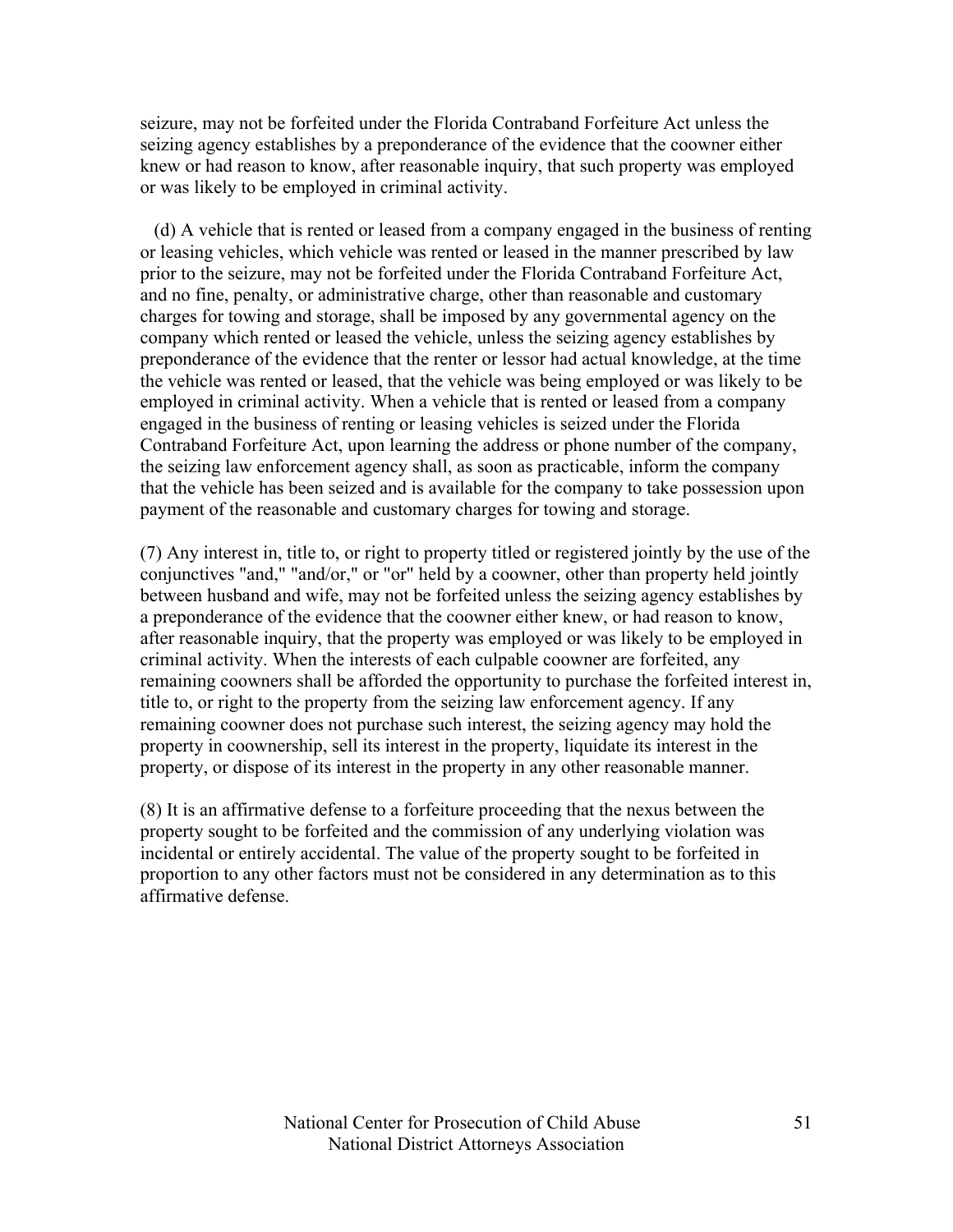seizure, may not be forfeited under the Florida Contraband Forfeiture Act unless the seizing agency establishes by a preponderance of the evidence that the coowner either knew or had reason to know, after reasonable inquiry, that such property was employed or was likely to be employed in criminal activity.

(d) A vehicle that is rented or leased from a company engaged in the business of renting or leasing vehicles, which vehicle was rented or leased in the manner prescribed by law prior to the seizure, may not be forfeited under the Florida Contraband Forfeiture Act, and no fine, penalty, or administrative charge, other than reasonable and customary charges for towing and storage, shall be imposed by any governmental agency on the company which rented or leased the vehicle, unless the seizing agency establishes by preponderance of the evidence that the renter or lessor had actual knowledge, at the time the vehicle was rented or leased, that the vehicle was being employed or was likely to be employed in criminal activity. When a vehicle that is rented or leased from a company engaged in the business of renting or leasing vehicles is seized under the Florida Contraband Forfeiture Act, upon learning the address or phone number of the company, the seizing law enforcement agency shall, as soon as practicable, inform the company that the vehicle has been seized and is available for the company to take possession upon payment of the reasonable and customary charges for towing and storage.

(7) Any interest in, title to, or right to property titled or registered jointly by the use of the conjunctives "and," "and/or," or "or" held by a coowner, other than property held jointly between husband and wife, may not be forfeited unless the seizing agency establishes by a preponderance of the evidence that the coowner either knew, or had reason to know, after reasonable inquiry, that the property was employed or was likely to be employed in criminal activity. When the interests of each culpable coowner are forfeited, any remaining coowners shall be afforded the opportunity to purchase the forfeited interest in, title to, or right to the property from the seizing law enforcement agency. If any remaining coowner does not purchase such interest, the seizing agency may hold the property in coownership, sell its interest in the property, liquidate its interest in the property, or dispose of its interest in the property in any other reasonable manner.

(8) It is an affirmative defense to a forfeiture proceeding that the nexus between the property sought to be forfeited and the commission of any underlying violation was incidental or entirely accidental. The value of the property sought to be forfeited in proportion to any other factors must not be considered in any determination as to this affirmative defense.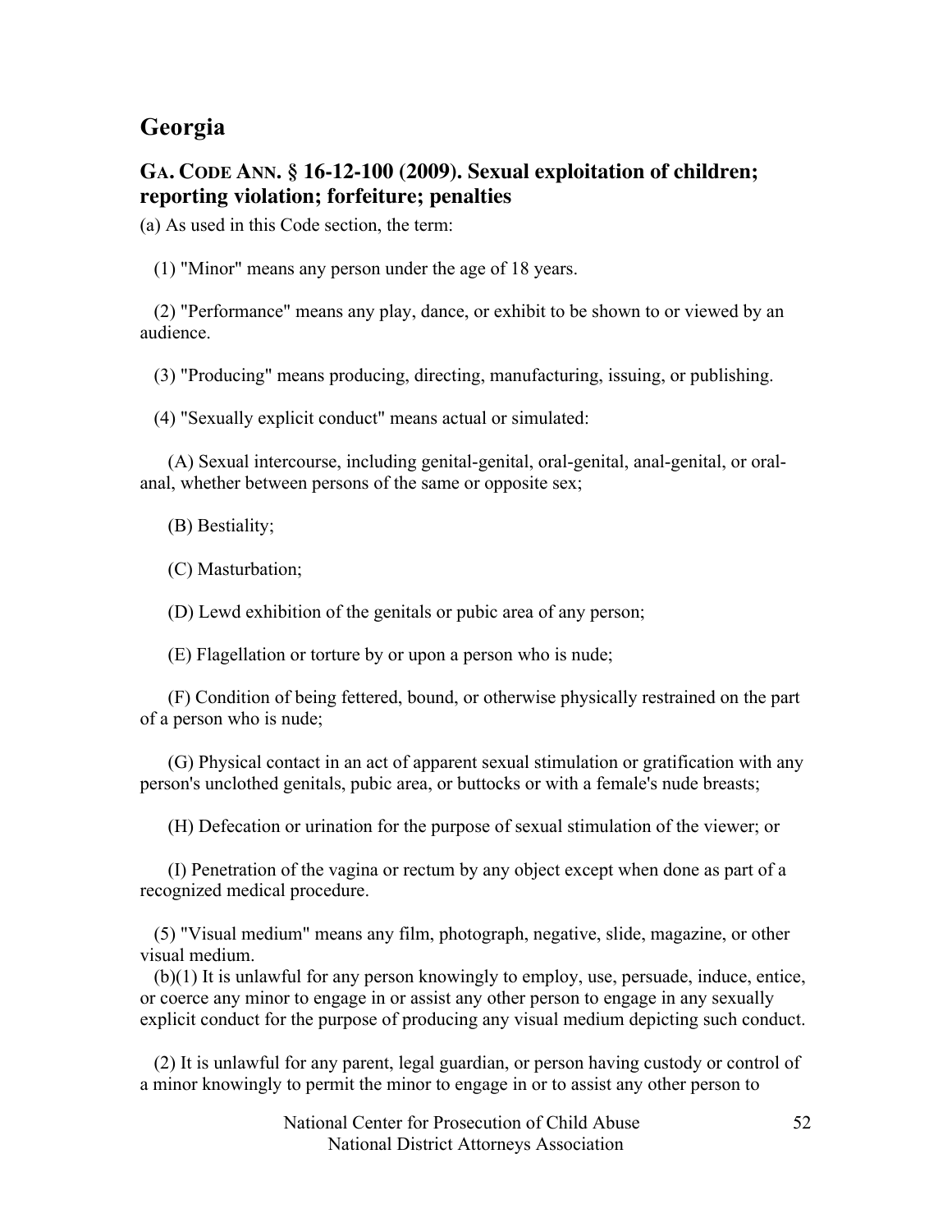## Georgia

### GA. CODE ANN. § 16-12-100 (2009). Sexual exploitation of children; reporting violation; forfeiture; penalties

(a) As used in this Code section, the term:

(1) "Minor" means any person under the age of 18 years.

(2) "Performance" means any play, dance, or exhibit to be shown to or viewed by an audience.

(3) "Producing" means producing, directing, manufacturing, issuing, or publishing.

(4) "Sexually explicit conduct" means actual or simulated:

(A) Sexual intercourse, including genital-genital, oral-genital, anal-genital, or oral-anal, whether between persons of the same or opposite sex;

(B) Bestiality;

(C) Masturbation;

(D) Lewd exhibition of the genitals or pubic area of any person;

(E) Flagellation or torture by or upon a person who is nude;

(F) Condition of being fettered, bound, or otherwise physically restrained on the part of a person who is nude;

(G) Physical contact in an act of apparent sexual stimulation or gratification with any person's unclothed genitals, pubic area, or buttocks or with a female's nude breasts;

(H) Defecation or urination for the purpose of sexual stimulation of the viewer; or

(I) Penetration of the vagina or rectum by any object except when done as part of a recognized medical procedure.

(5) "Visual medium" means any film, photograph, negative, slide, magazine, or other visual medium.

(b)(1) It is unlawful for any person knowingly to employ, use, persuade, induce, entice, or coerce any minor to engage in or assist any other person to engage in any sexually explicit conduct for the purpose of producing any visual medium depicting such conduct.

(2) It is unlawful for any parent, legal guardian, or person having custody or control of a minor knowingly to permit the minor to engage in or to assist any other person to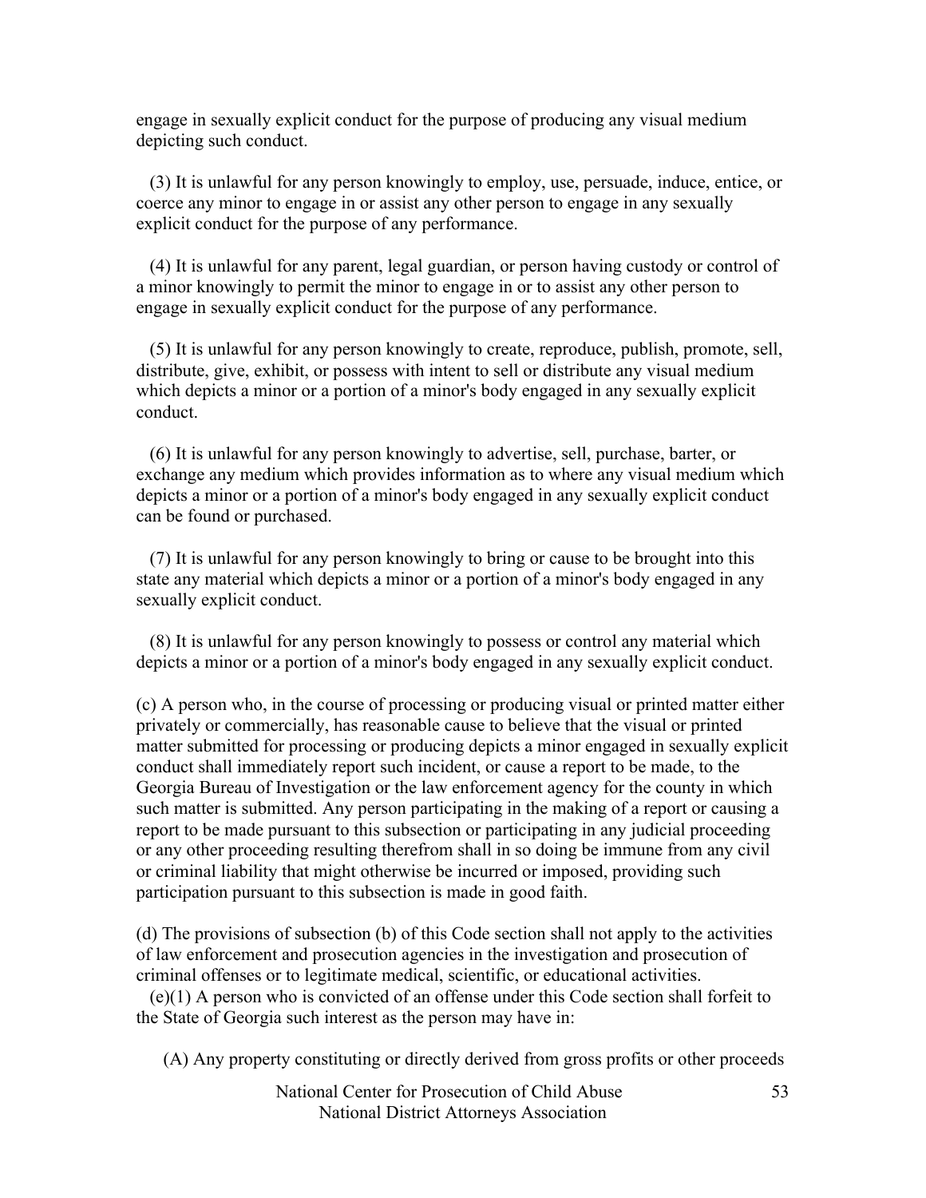engage in sexually explicit conduct for the purpose of producing any visual medium depicting such conduct.

(3) It is unlawful for any person knowingly to employ, use, persuade, induce, entice, or coerce any minor to engage in or assist any other person to engage in any sexually explicit conduct for the purpose of any performance.

(4) It is unlawful for any parent, legal guardian, or person having custody or control of a minor knowingly to permit the minor to engage in or to assist any other person to engage in sexually explicit conduct for the purpose of any performance.

(5) It is unlawful for any person knowingly to create, reproduce, publish, promote, sell, distribute, give, exhibit, or possess with intent to sell or distribute any visual medium which depicts a minor or a portion of a minor's body engaged in any sexually explicit conduct.

(6) It is unlawful for any person knowingly to advertise, sell, purchase, barter, or exchange any medium which provides information as to where any visual medium which depicts a minor or a portion of a minor's body engaged in any sexually explicit conduct can be found or purchased.

(7) It is unlawful for any person knowingly to bring or cause to be brought into this state any material which depicts a minor or a portion of a minor's body engaged in any sexually explicit conduct.

(8) It is unlawful for any person knowingly to possess or control any material which depicts a minor or a portion of a minor's body engaged in any sexually explicit conduct.

(c) A person who, in the course of processing or producing visual or printed matter either privately or commercially, has reasonable cause to believe that the visual or printed matter submitted for processing or producing depicts a minor engaged in sexually explicit conduct shall immediately report such incident, or cause a report to be made, to the Georgia Bureau of Investigation or the law enforcement agency for the county in which such matter is submitted. Any person participating in the making of a report or causing a report to be made pursuant to this subsection or participating in any judicial proceeding or any other proceeding resulting therefrom shall in so doing be immune from any civil or criminal liability that might otherwise be incurred or imposed, providing such participation pursuant to this subsection is made in good faith.

(d) The provisions of subsection (b) of this Code section shall not apply to the activities of law enforcement and prosecution agencies in the investigation and prosecution of criminal offenses or to legitimate medical, scientific, or educational activities.

(e)(1) A person who is convicted of an offense under this Code section shall forfeit to the State of Georgia such interest as the person may have in:

(A) Any property constituting or directly derived from gross profits or other proceeds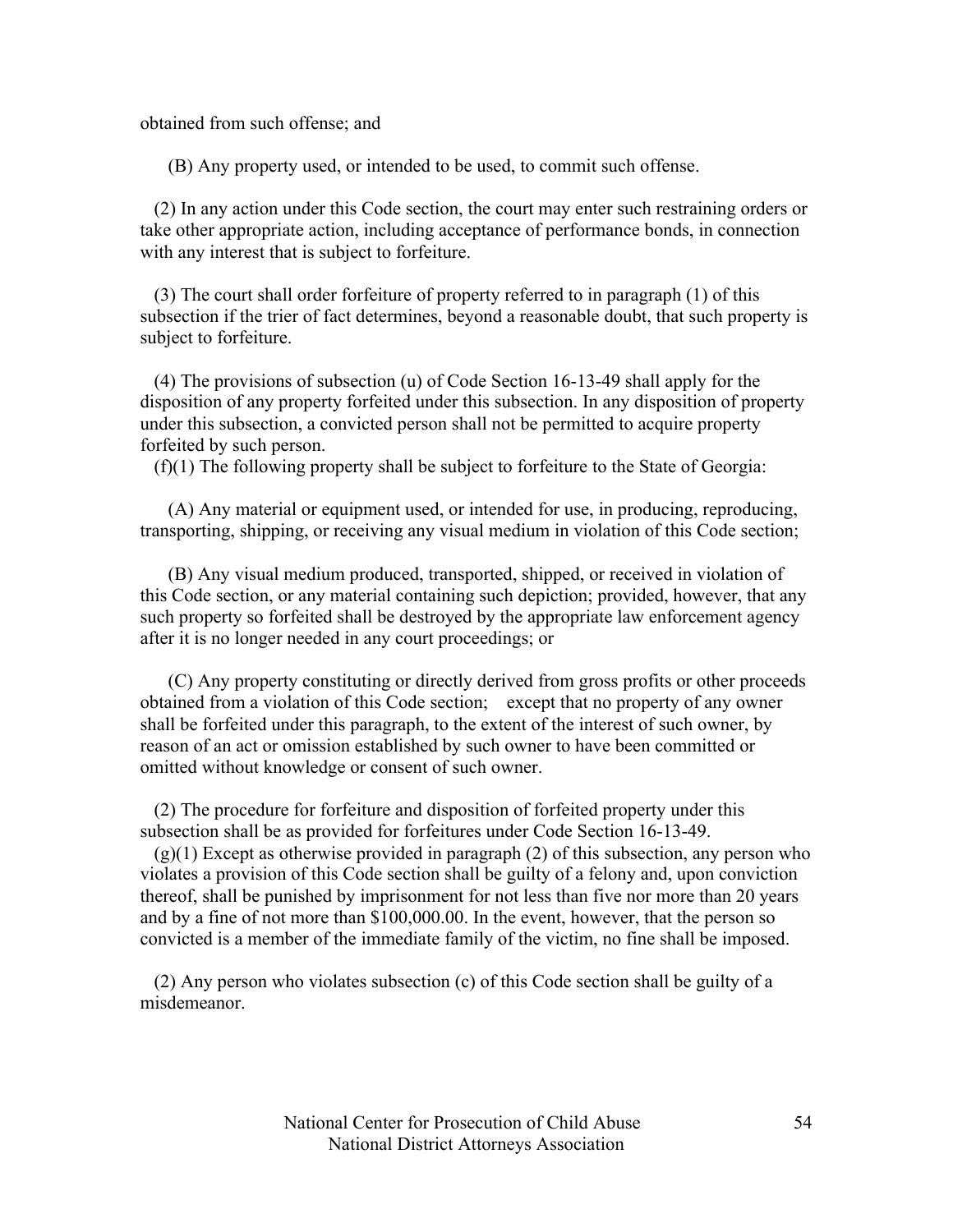obtained from such offense; and

(B) Any property used, or intended to be used, to commit such offense.

(2) In any action under this Code section, the court may enter such restraining orders or take other appropriate action, including acceptance of performance bonds, in connection with any interest that is subject to forfeiture.

(3) The court shall order forfeiture of property referred to in paragraph (1) of this subsection if the trier of fact determines, beyond a reasonable doubt, that such property is subject to forfeiture.

(4) The provisions of subsection (u) of Code Section 16-13-49 shall apply for the disposition of any property forfeited under this subsection. In any disposition of property under this subsection, a convicted person shall not be permitted to acquire property forfeited by such person.

(f)(1) The following property shall be subject to forfeiture to the State of Georgia:

(A) Any material or equipment used, or intended for use, in producing, reproducing, transporting, shipping, or receiving any visual medium in violation of this Code section;

(B) Any visual medium produced, transported, shipped, or received in violation of this Code section, or any material containing such depiction; provided, however, that any such property so forfeited shall be destroyed by the appropriate law enforcement agency after it is no longer needed in any court proceedings; or

(C) Any property constituting or directly derived from gross profits or other proceeds obtained from a violation of this Code section; except that no property of any owner shall be forfeited under this paragraph, to the extent of the interest of such owner, by reason of an act or omission established by such owner to have been committed or omitted without knowledge or consent of such owner.

(2) The procedure for forfeiture and disposition of forfeited property under this subsection shall be as provided for forfeitures under Code Section 16-13-49.

(g)(1) Except as otherwise provided in paragraph (2) of this subsection, any person who violates a provision of this Code section shall be guilty of a felony and, upon conviction thereof, shall be punished by imprisonment for not less than five nor more than 20 years and by a fine of not more than $100,000.00. In the event, however, that the person so convicted is a member of the immediate family of the victim, no fine shall be imposed.

(2) Any person who violates subsection (c) of this Code section shall be guilty of a misdemeanor.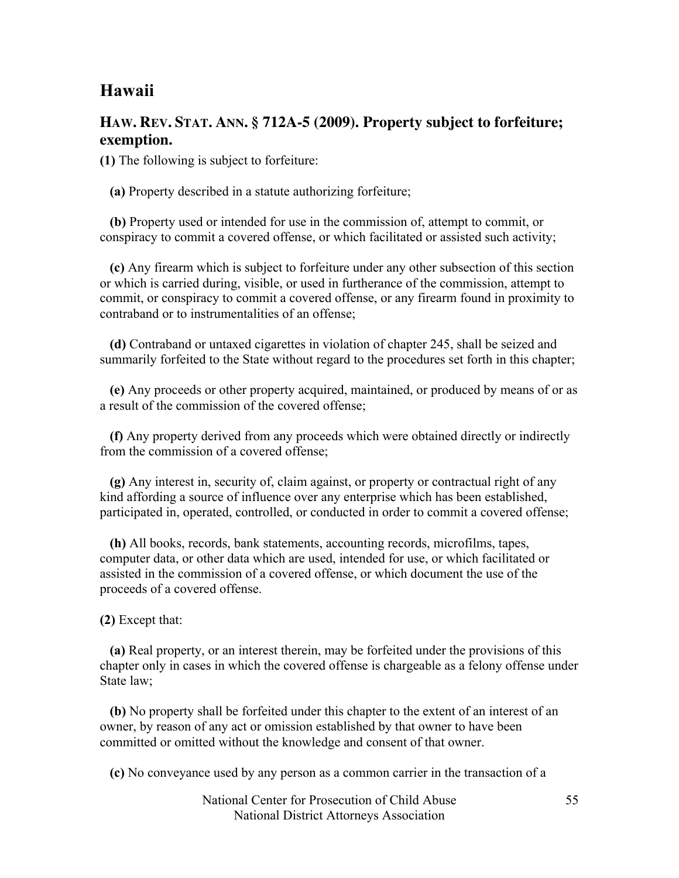## Hawaii

### HAW. REV. STAT. ANN. § 712A-5 (2009). Property subject to forfeiture; exemption.

**(1)** The following is subject to forfeiture:

**(a)** Property described in a statute authorizing forfeiture;

**(b)** Property used or intended for use in the commission of, attempt to commit, or conspiracy to commit a covered offense, or which facilitated or assisted such activity;

**(c)** Any firearm which is subject to forfeiture under any other subsection of this section or which is carried during, visible, or used in furtherance of the commission, attempt to commit, or conspiracy to commit a covered offense, or any firearm found in proximity to contraband or to instrumentalities of an offense;

**(d)** Contraband or untaxed cigarettes in violation of chapter 245, shall be seized and summarily forfeited to the State without regard to the procedures set forth in this chapter;

**(e)** Any proceeds or other property acquired, maintained, or produced by means of or as a result of the commission of the covered offense;

**(f)** Any property derived from any proceeds which were obtained directly or indirectly from the commission of a covered offense;

**(g)** Any interest in, security of, claim against, or property or contractual right of any kind affording a source of influence over any enterprise which has been established, participated in, operated, controlled, or conducted in order to commit a covered offense;

**(h)** All books, records, bank statements, accounting records, microfilms, tapes, computer data, or other data which are used, intended for use, or which facilitated or assisted in the commission of a covered offense, or which document the use of the proceeds of a covered offense.

**(2)** Except that:

**(a)** Real property, or an interest therein, may be forfeited under the provisions of this chapter only in cases in which the covered offense is chargeable as a felony offense under State law;

**(b)** No property shall be forfeited under this chapter to the extent of an interest of an owner, by reason of any act or omission established by that owner to have been committed or omitted without the knowledge and consent of that owner.

**(c)** No conveyance used by any person as a common carrier in the transaction of a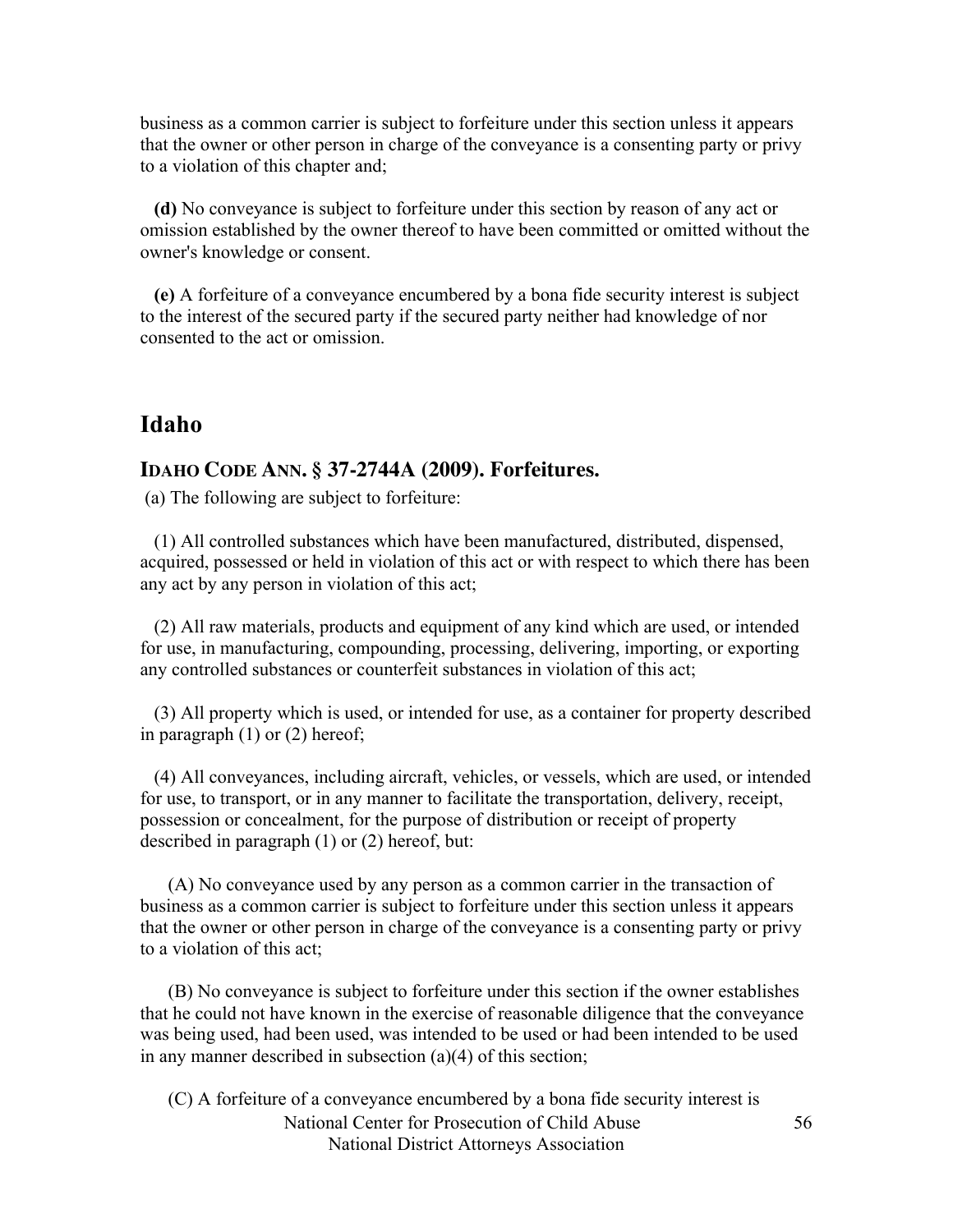business as a common carrier is subject to forfeiture under this section unless it appears that the owner or other person in charge of the conveyance is a consenting party or privy to a violation of this chapter and;

**(d)** No conveyance is subject to forfeiture under this section by reason of any act or omission established by the owner thereof to have been committed or omitted without the owner's knowledge or consent.

**(e)** A forfeiture of a conveyance encumbered by a bona fide security interest is subject to the interest of the secured party if the secured party neither had knowledge of nor consented to the act or omission.

## Idaho

### IDAHO CODE ANN. § 37-2744A (2009). Forfeitures.

(a) The following are subject to forfeiture:

(1) All controlled substances which have been manufactured, distributed, dispensed, acquired, possessed or held in violation of this act or with respect to which there has been any act by any person in violation of this act;

(2) All raw materials, products and equipment of any kind which are used, or intended for use, in manufacturing, compounding, processing, delivering, importing, or exporting any controlled substances or counterfeit substances in violation of this act;

(3) All property which is used, or intended for use, as a container for property described in paragraph (1) or (2) hereof;

(4) All conveyances, including aircraft, vehicles, or vessels, which are used, or intended for use, to transport, or in any manner to facilitate the transportation, delivery, receipt, possession or concealment, for the purpose of distribution or receipt of property described in paragraph (1) or (2) hereof, but:

(A) No conveyance used by any person as a common carrier in the transaction of business as a common carrier is subject to forfeiture under this section unless it appears that the owner or other person in charge of the conveyance is a consenting party or privy to a violation of this act;

(B) No conveyance is subject to forfeiture under this section if the owner establishes that he could not have known in the exercise of reasonable diligence that the conveyance was being used, had been used, was intended to be used or had been intended to be used in any manner described in subsection (a)(4) of this section;

(C) A forfeiture of a conveyance encumbered by a bona fide security interest is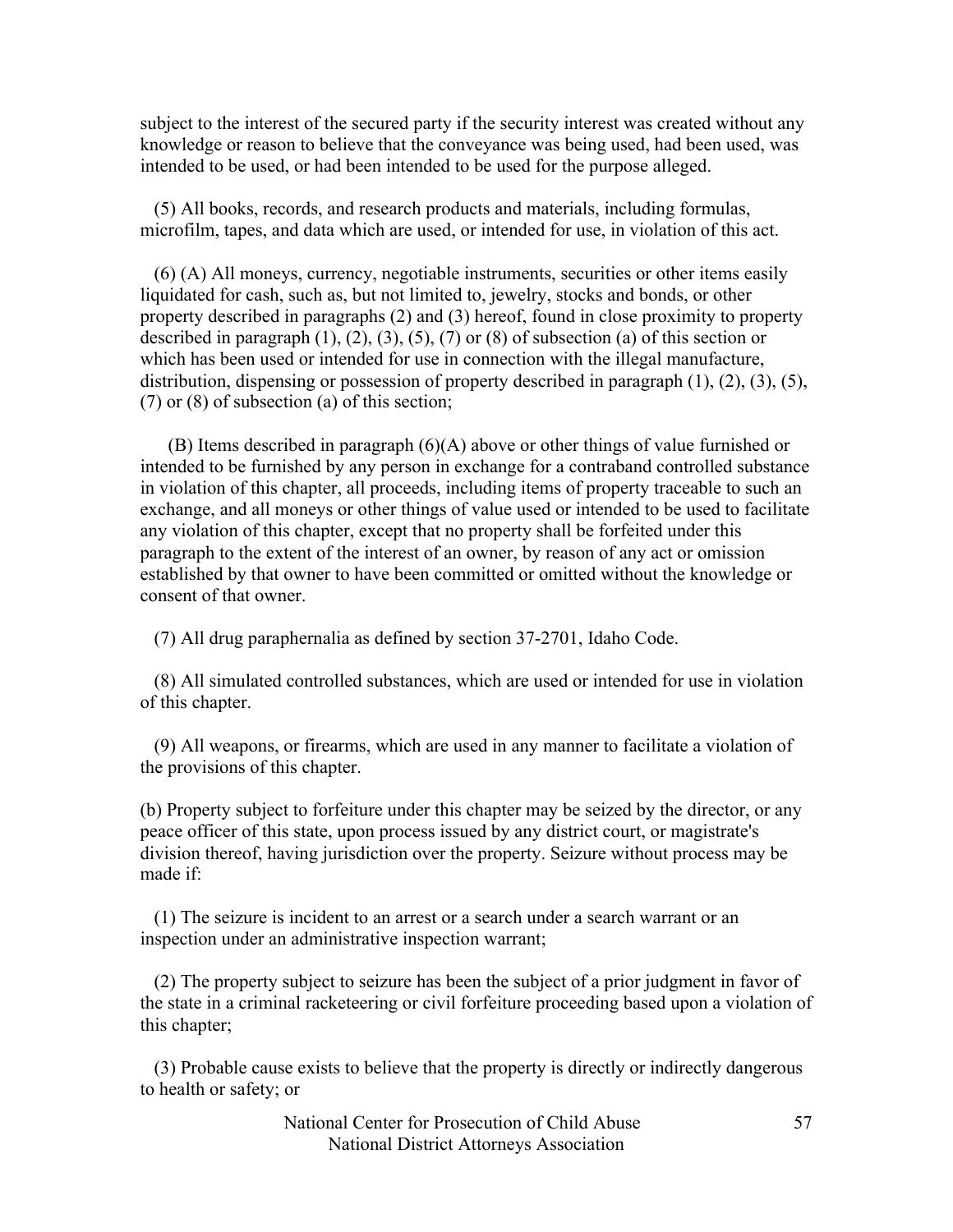subject to the interest of the secured party if the security interest was created without any knowledge or reason to believe that the conveyance was being used, had been used, was intended to be used, or had been intended to be used for the purpose alleged.

(5) All books, records, and research products and materials, including formulas, microfilm, tapes, and data which are used, or intended for use, in violation of this act.

(6) (A) All moneys, currency, negotiable instruments, securities or other items easily liquidated for cash, such as, but not limited to, jewelry, stocks and bonds, or other property described in paragraphs (2) and (3) hereof, found in close proximity to property described in paragraph (1), (2), (3), (5), (7) or (8) of subsection (a) of this section or which has been used or intended for use in connection with the illegal manufacture, distribution, dispensing or possession of property described in paragraph (1), (2), (3), (5), (7) or (8) of subsection (a) of this section;

(B) Items described in paragraph (6)(A) above or other things of value furnished or intended to be furnished by any person in exchange for a contraband controlled substance in violation of this chapter, all proceeds, including items of property traceable to such an exchange, and all moneys or other things of value used or intended to be used to facilitate any violation of this chapter, except that no property shall be forfeited under this paragraph to the extent of the interest of an owner, by reason of any act or omission established by that owner to have been committed or omitted without the knowledge or consent of that owner.

(7) All drug paraphernalia as defined by section 37-2701, Idaho Code.

(8) All simulated controlled substances, which are used or intended for use in violation of this chapter.

(9) All weapons, or firearms, which are used in any manner to facilitate a violation of the provisions of this chapter.

(b) Property subject to forfeiture under this chapter may be seized by the director, or any peace officer of this state, upon process issued by any district court, or magistrate's division thereof, having jurisdiction over the property. Seizure without process may be made if:

(1) The seizure is incident to an arrest or a search under a search warrant or an inspection under an administrative inspection warrant;

(2) The property subject to seizure has been the subject of a prior judgment in favor of the state in a criminal racketeering or civil forfeiture proceeding based upon a violation of this chapter;

(3) Probable cause exists to believe that the property is directly or indirectly dangerous to health or safety; or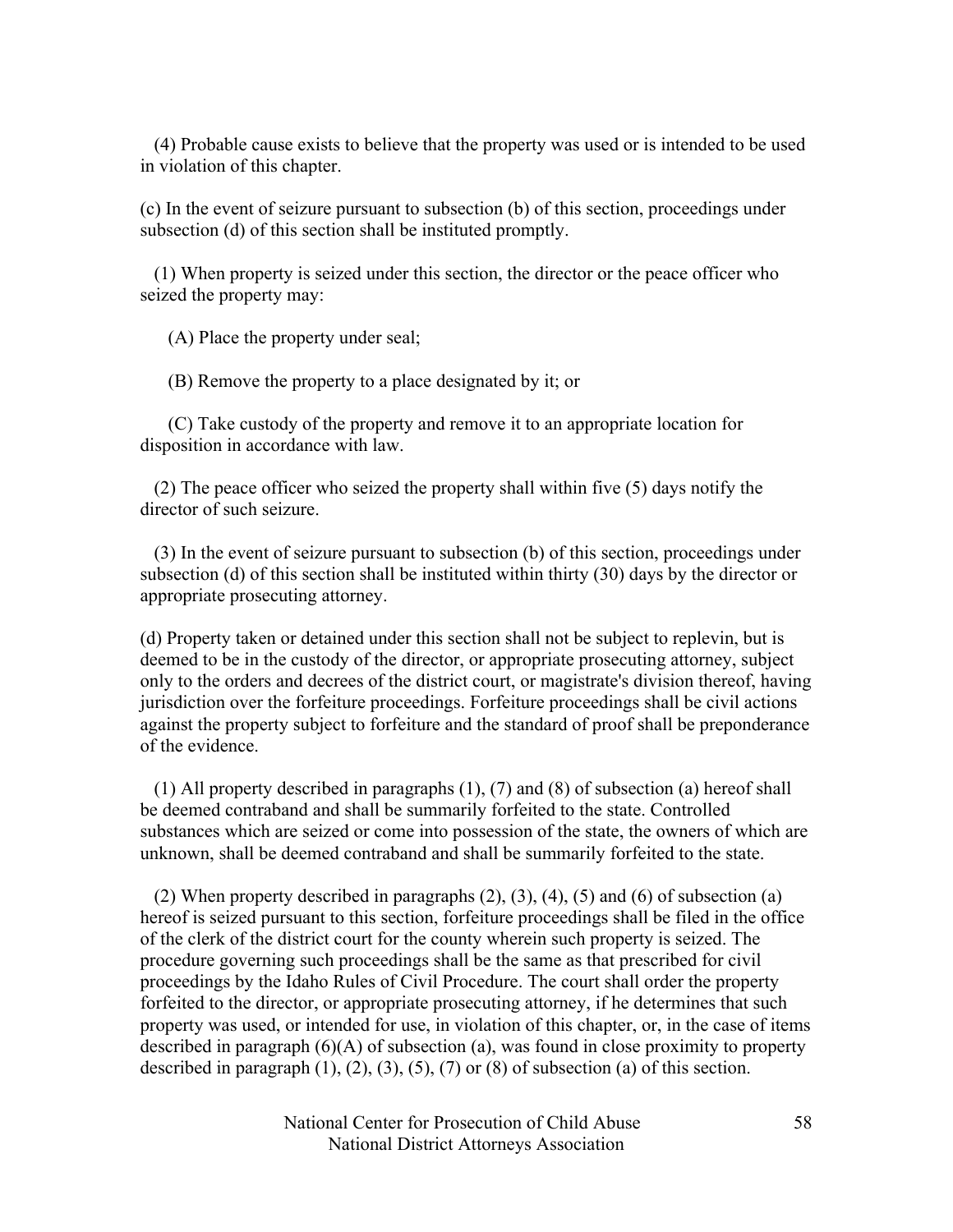(4) Probable cause exists to believe that the property was used or is intended to be used in violation of this chapter.

(c) In the event of seizure pursuant to subsection (b) of this section, proceedings under subsection (d) of this section shall be instituted promptly.

(1) When property is seized under this section, the director or the peace officer who seized the property may:

(A) Place the property under seal;

(B) Remove the property to a place designated by it; or

(C) Take custody of the property and remove it to an appropriate location for disposition in accordance with law.

(2) The peace officer who seized the property shall within five (5) days notify the director of such seizure.

(3) In the event of seizure pursuant to subsection (b) of this section, proceedings under subsection (d) of this section shall be instituted within thirty (30) days by the director or appropriate prosecuting attorney.

(d) Property taken or detained under this section shall not be subject to replevin, but is deemed to be in the custody of the director, or appropriate prosecuting attorney, subject only to the orders and decrees of the district court, or magistrate's division thereof, having jurisdiction over the forfeiture proceedings. Forfeiture proceedings shall be civil actions against the property subject to forfeiture and the standard of proof shall be preponderance of the evidence.

(1) All property described in paragraphs (1), (7) and (8) of subsection (a) hereof shall be deemed contraband and shall be summarily forfeited to the state. Controlled substances which are seized or come into possession of the state, the owners of which are unknown, shall be deemed contraband and shall be summarily forfeited to the state.

(2) When property described in paragraphs (2), (3), (4), (5) and (6) of subsection (a) hereof is seized pursuant to this section, forfeiture proceedings shall be filed in the office of the clerk of the district court for the county wherein such property is seized. The procedure governing such proceedings shall be the same as that prescribed for civil proceedings by the Idaho Rules of Civil Procedure. The court shall order the property forfeited to the director, or appropriate prosecuting attorney, if he determines that such property was used, or intended for use, in violation of this chapter, or, in the case of items described in paragraph (6)(A) of subsection (a), was found in close proximity to property described in paragraph (1), (2), (3), (5), (7) or (8) of subsection (a) of this section.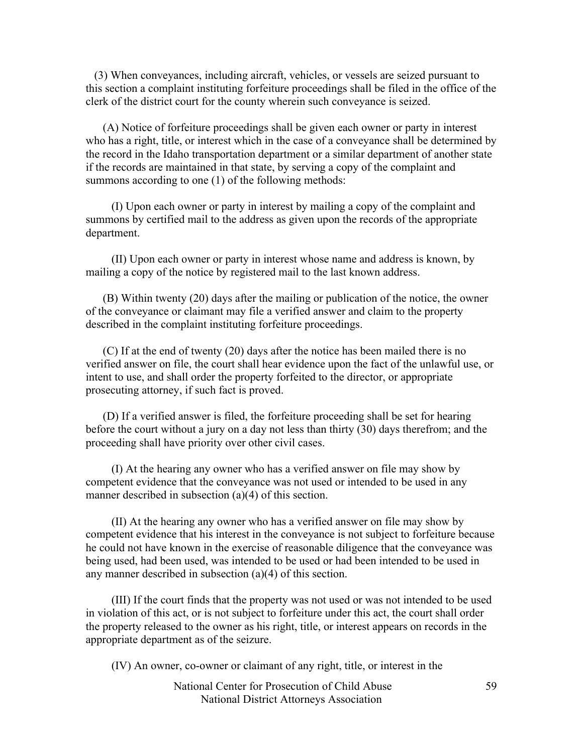(3) When conveyances, including aircraft, vehicles, or vessels are seized pursuant to this section a complaint instituting forfeiture proceedings shall be filed in the office of the clerk of the district court for the county wherein such conveyance is seized.

(A) Notice of forfeiture proceedings shall be given each owner or party in interest who has a right, title, or interest which in the case of a conveyance shall be determined by the record in the Idaho transportation department or a similar department of another state if the records are maintained in that state, by serving a copy of the complaint and summons according to one (1) of the following methods:

(I) Upon each owner or party in interest by mailing a copy of the complaint and summons by certified mail to the address as given upon the records of the appropriate department.

(II) Upon each owner or party in interest whose name and address is known, by mailing a copy of the notice by registered mail to the last known address.

(B) Within twenty (20) days after the mailing or publication of the notice, the owner of the conveyance or claimant may file a verified answer and claim to the property described in the complaint instituting forfeiture proceedings.

(C) If at the end of twenty (20) days after the notice has been mailed there is no verified answer on file, the court shall hear evidence upon the fact of the unlawful use, or intent to use, and shall order the property forfeited to the director, or appropriate prosecuting attorney, if such fact is proved.

(D) If a verified answer is filed, the forfeiture proceeding shall be set for hearing before the court without a jury on a day not less than thirty (30) days therefrom; and the proceeding shall have priority over other civil cases.

(I) At the hearing any owner who has a verified answer on file may show by competent evidence that the conveyance was not used or intended to be used in any manner described in subsection (a)(4) of this section.

(II) At the hearing any owner who has a verified answer on file may show by competent evidence that his interest in the conveyance is not subject to forfeiture because he could not have known in the exercise of reasonable diligence that the conveyance was being used, had been used, was intended to be used or had been intended to be used in any manner described in subsection (a)(4) of this section.

(III) If the court finds that the property was not used or was not intended to be used in violation of this act, or is not subject to forfeiture under this act, the court shall order the property released to the owner as his right, title, or interest appears on records in the appropriate department as of the seizure.

(IV) An owner, co-owner or claimant of any right, title, or interest in the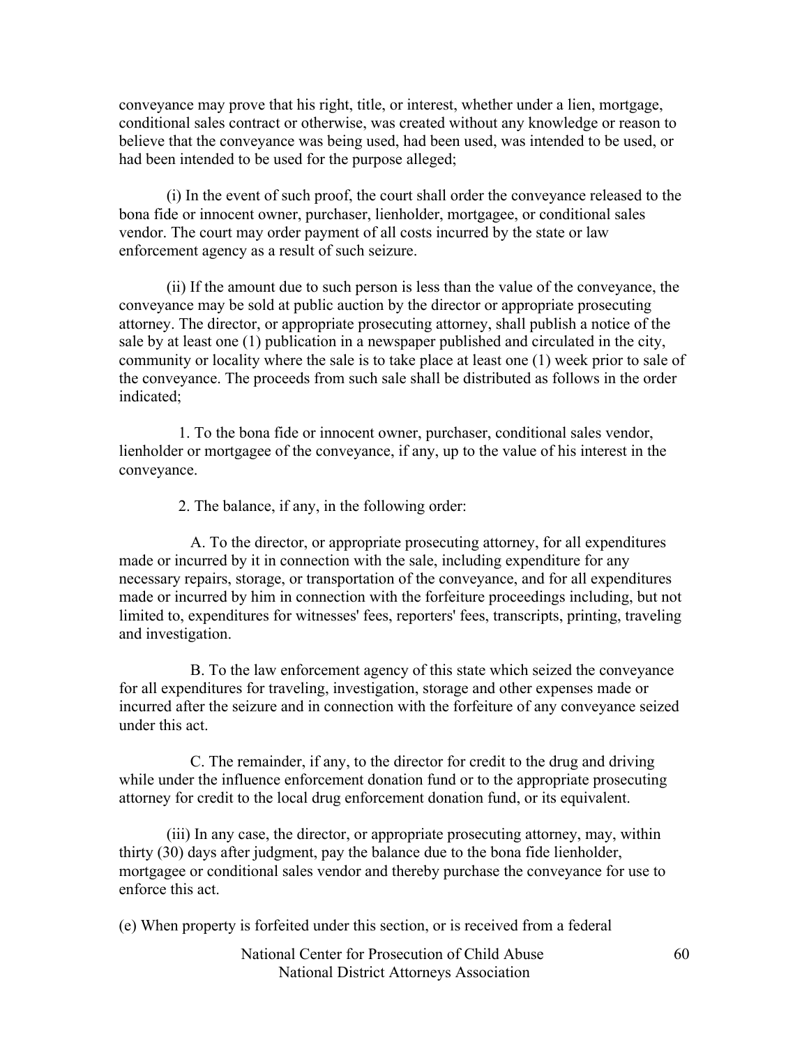conveyance may prove that his right, title, or interest, whether under a lien, mortgage, conditional sales contract or otherwise, was created without any knowledge or reason to believe that the conveyance was being used, had been used, was intended to be used, or had been intended to be used for the purpose alleged;

(i) In the event of such proof, the court shall order the conveyance released to the bona fide or innocent owner, purchaser, lienholder, mortgagee, or conditional sales vendor. The court may order payment of all costs incurred by the state or law enforcement agency as a result of such seizure.

(ii) If the amount due to such person is less than the value of the conveyance, the conveyance may be sold at public auction by the director or appropriate prosecuting attorney. The director, or appropriate prosecuting attorney, shall publish a notice of the sale by at least one (1) publication in a newspaper published and circulated in the city, community or locality where the sale is to take place at least one (1) week prior to sale of the conveyance. The proceeds from such sale shall be distributed as follows in the order indicated;

1. To the bona fide or innocent owner, purchaser, conditional sales vendor, lienholder or mortgagee of the conveyance, if any, up to the value of his interest in the conveyance.

2. The balance, if any, in the following order:

A. To the director, or appropriate prosecuting attorney, for all expenditures made or incurred by it in connection with the sale, including expenditure for any necessary repairs, storage, or transportation of the conveyance, and for all expenditures made or incurred by him in connection with the forfeiture proceedings including, but not limited to, expenditures for witnesses' fees, reporters' fees, transcripts, printing, traveling and investigation.

B. To the law enforcement agency of this state which seized the conveyance for all expenditures for traveling, investigation, storage and other expenses made or incurred after the seizure and in connection with the forfeiture of any conveyance seized under this act.

C. The remainder, if any, to the director for credit to the drug and driving while under the influence enforcement donation fund or to the appropriate prosecuting attorney for credit to the local drug enforcement donation fund, or its equivalent.

(iii) In any case, the director, or appropriate prosecuting attorney, may, within thirty (30) days after judgment, pay the balance due to the bona fide lienholder, mortgagee or conditional sales vendor and thereby purchase the conveyance for use to enforce this act.

(e) When property is forfeited under this section, or is received from a federal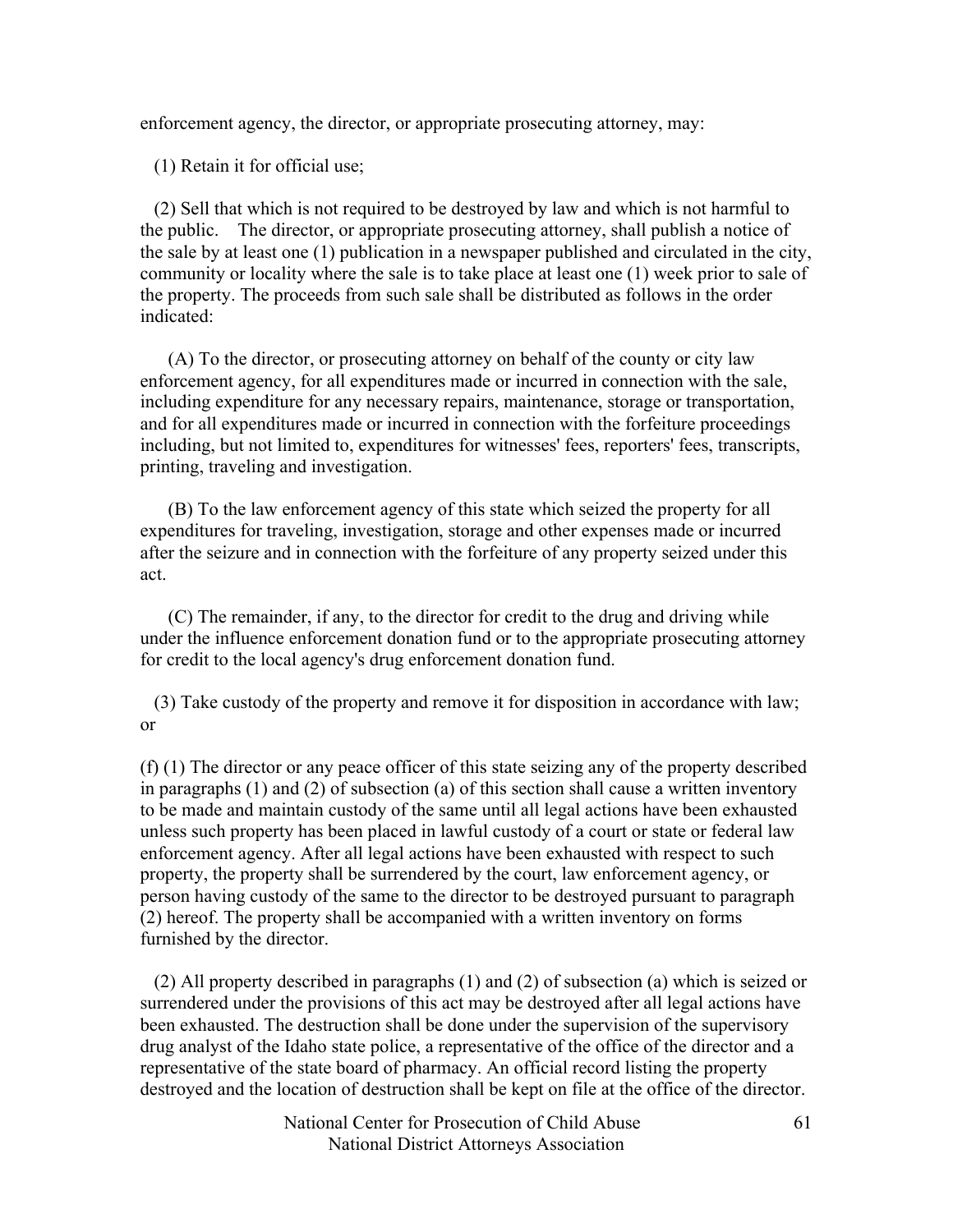enforcement agency, the director, or appropriate prosecuting attorney, may:

(1) Retain it for official use;

(2) Sell that which is not required to be destroyed by law and which is not harmful to the public. The director, or appropriate prosecuting attorney, shall publish a notice of the sale by at least one (1) publication in a newspaper published and circulated in the city, community or locality where the sale is to take place at least one (1) week prior to sale of the property. The proceeds from such sale shall be distributed as follows in the order indicated:

(A) To the director, or prosecuting attorney on behalf of the county or city law enforcement agency, for all expenditures made or incurred in connection with the sale, including expenditure for any necessary repairs, maintenance, storage or transportation, and for all expenditures made or incurred in connection with the forfeiture proceedings including, but not limited to, expenditures for witnesses' fees, reporters' fees, transcripts, printing, traveling and investigation.

(B) To the law enforcement agency of this state which seized the property for all expenditures for traveling, investigation, storage and other expenses made or incurred after the seizure and in connection with the forfeiture of any property seized under this act.

(C) The remainder, if any, to the director for credit to the drug and driving while under the influence enforcement donation fund or to the appropriate prosecuting attorney for credit to the local agency's drug enforcement donation fund.

(3) Take custody of the property and remove it for disposition in accordance with law; or

(f) (1) The director or any peace officer of this state seizing any of the property described in paragraphs (1) and (2) of subsection (a) of this section shall cause a written inventory to be made and maintain custody of the same until all legal actions have been exhausted unless such property has been placed in lawful custody of a court or state or federal law enforcement agency. After all legal actions have been exhausted with respect to such property, the property shall be surrendered by the court, law enforcement agency, or person having custody of the same to the director to be destroyed pursuant to paragraph (2) hereof. The property shall be accompanied with a written inventory on forms furnished by the director.

(2) All property described in paragraphs (1) and (2) of subsection (a) which is seized or surrendered under the provisions of this act may be destroyed after all legal actions have been exhausted. The destruction shall be done under the supervision of the supervisory drug analyst of the Idaho state police, a representative of the office of the director and a representative of the state board of pharmacy. An official record listing the property destroyed and the location of destruction shall be kept on file at the office of the director.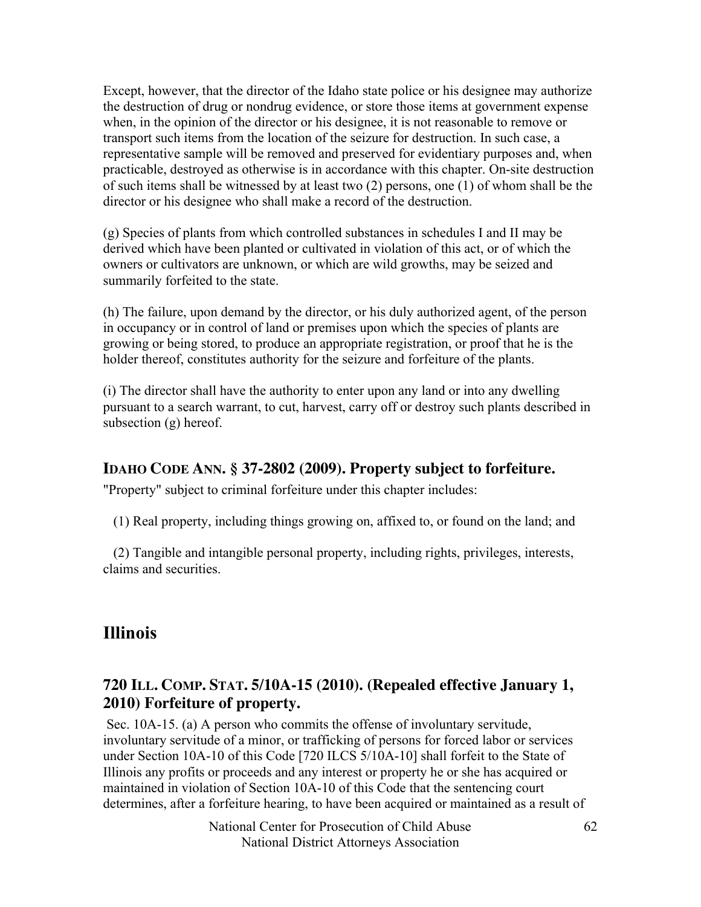Except, however, that the director of the Idaho state police or his designee may authorize the destruction of drug or nondrug evidence, or store those items at government expense when, in the opinion of the director or his designee, it is not reasonable to remove or transport such items from the location of the seizure for destruction. In such case, a representative sample will be removed and preserved for evidentiary purposes and, when practicable, destroyed as otherwise is in accordance with this chapter. On-site destruction of such items shall be witnessed by at least two (2) persons, one (1) of whom shall be the director or his designee who shall make a record of the destruction.

(g) Species of plants from which controlled substances in schedules I and II may be derived which have been planted or cultivated in violation of this act, or of which the owners or cultivators are unknown, or which are wild growths, may be seized and summarily forfeited to the state.

(h) The failure, upon demand by the director, or his duly authorized agent, of the person in occupancy or in control of land or premises upon which the species of plants are growing or being stored, to produce an appropriate registration, or proof that he is the holder thereof, constitutes authority for the seizure and forfeiture of the plants.

(i) The director shall have the authority to enter upon any land or into any dwelling pursuant to a search warrant, to cut, harvest, carry off or destroy such plants described in subsection (g) hereof.

### IDAHO CODE ANN. § 37-2802 (2009). Property subject to forfeiture.

"Property" subject to criminal forfeiture under this chapter includes:

(1) Real property, including things growing on, affixed to, or found on the land; and

(2) Tangible and intangible personal property, including rights, privileges, interests, claims and securities.

## Illinois

### 720 ILL. COMP. STAT. 5/10A-15 (2010). (Repealed effective January 1, 2010) Forfeiture of property.

Sec. 10A-15. (a) A person who commits the offense of involuntary servitude, involuntary servitude of a minor, or trafficking of persons for forced labor or services under Section 10A-10 of this Code [720 ILCS 5/10A-10] shall forfeit to the State of Illinois any profits or proceeds and any interest or property he or she has acquired or maintained in violation of Section 10A-10 of this Code that the sentencing court determines, after a forfeiture hearing, to have been acquired or maintained as a result of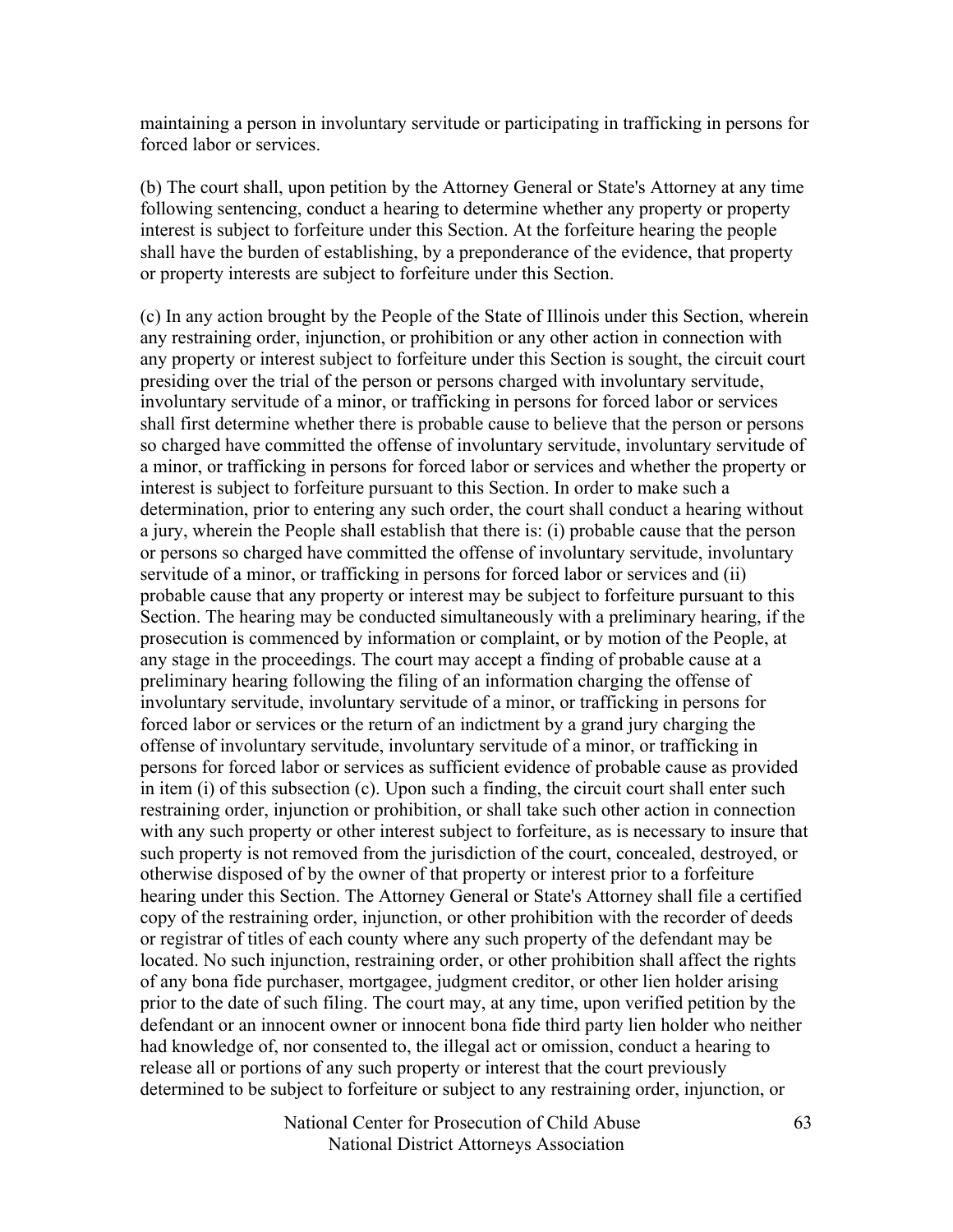maintaining a person in involuntary servitude or participating in trafficking in persons for forced labor or services.

(b) The court shall, upon petition by the Attorney General or State's Attorney at any time following sentencing, conduct a hearing to determine whether any property or property interest is subject to forfeiture under this Section. At the forfeiture hearing the people shall have the burden of establishing, by a preponderance of the evidence, that property or property interests are subject to forfeiture under this Section.

(c) In any action brought by the People of the State of Illinois under this Section, wherein any restraining order, injunction, or prohibition or any other action in connection with any property or interest subject to forfeiture under this Section is sought, the circuit court presiding over the trial of the person or persons charged with involuntary servitude, involuntary servitude of a minor, or trafficking in persons for forced labor or services shall first determine whether there is probable cause to believe that the person or persons so charged have committed the offense of involuntary servitude, involuntary servitude of a minor, or trafficking in persons for forced labor or services and whether the property or interest is subject to forfeiture pursuant to this Section. In order to make such a determination, prior to entering any such order, the court shall conduct a hearing without a jury, wherein the People shall establish that there is: (i) probable cause that the person or persons so charged have committed the offense of involuntary servitude, involuntary servitude of a minor, or trafficking in persons for forced labor or services and (ii) probable cause that any property or interest may be subject to forfeiture pursuant to this Section. The hearing may be conducted simultaneously with a preliminary hearing, if the prosecution is commenced by information or complaint, or by motion of the People, at any stage in the proceedings. The court may accept a finding of probable cause at a preliminary hearing following the filing of an information charging the offense of involuntary servitude, involuntary servitude of a minor, or trafficking in persons for forced labor or services or the return of an indictment by a grand jury charging the offense of involuntary servitude, involuntary servitude of a minor, or trafficking in persons for forced labor or services as sufficient evidence of probable cause as provided in item (i) of this subsection (c). Upon such a finding, the circuit court shall enter such restraining order, injunction or prohibition, or shall take such other action in connection with any such property or other interest subject to forfeiture, as is necessary to insure that such property is not removed from the jurisdiction of the court, concealed, destroyed, or otherwise disposed of by the owner of that property or interest prior to a forfeiture hearing under this Section. The Attorney General or State's Attorney shall file a certified copy of the restraining order, injunction, or other prohibition with the recorder of deeds or registrar of titles of each county where any such property of the defendant may be located. No such injunction, restraining order, or other prohibition shall affect the rights of any bona fide purchaser, mortgagee, judgment creditor, or other lien holder arising prior to the date of such filing. The court may, at any time, upon verified petition by the defendant or an innocent owner or innocent bona fide third party lien holder who neither had knowledge of, nor consented to, the illegal act or omission, conduct a hearing to release all or portions of any such property or interest that the court previously determined to be subject to forfeiture or subject to any restraining order, injunction, or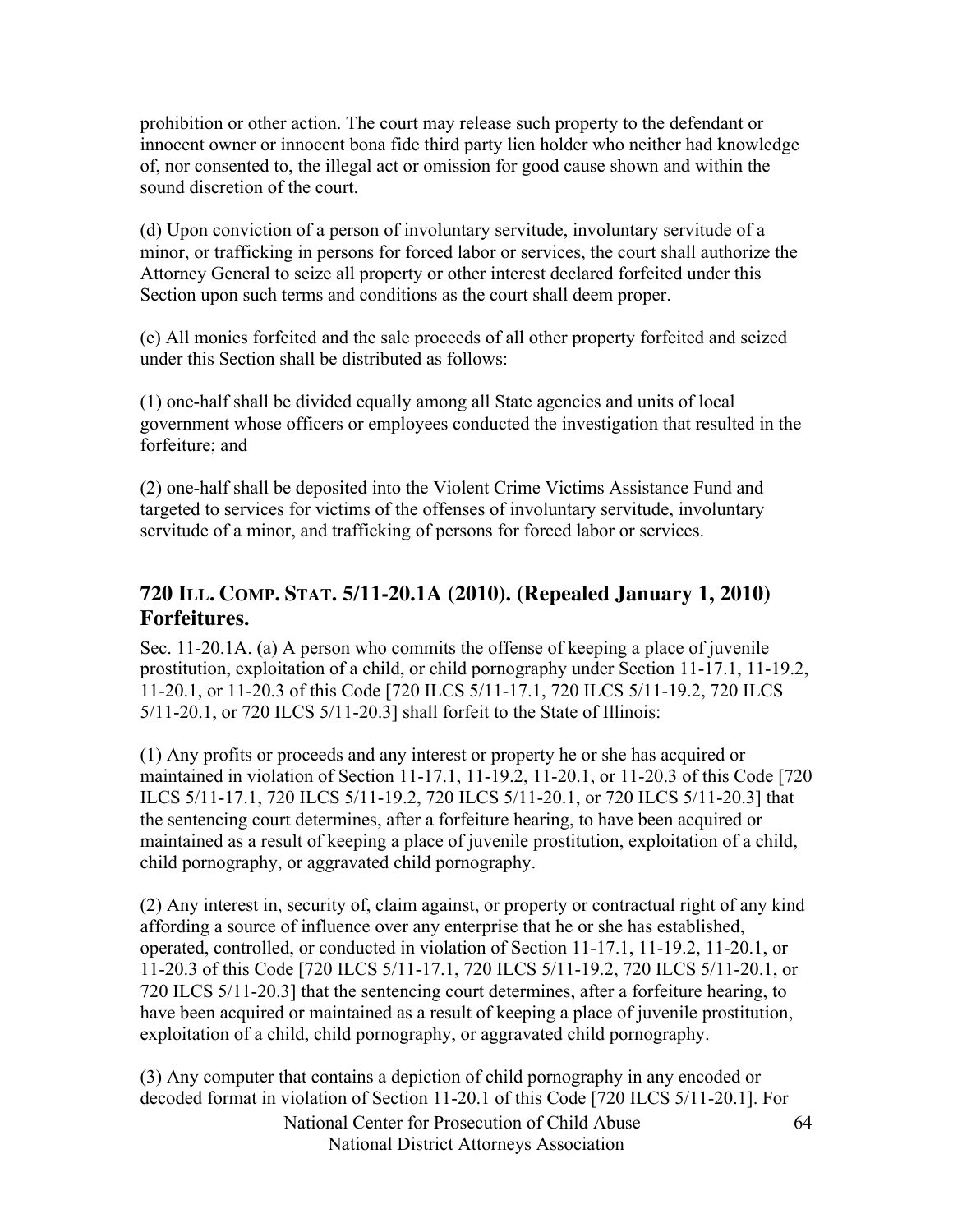prohibition or other action. The court may release such property to the defendant or innocent owner or innocent bona fide third party lien holder who neither had knowledge of, nor consented to, the illegal act or omission for good cause shown and within the sound discretion of the court.

(d) Upon conviction of a person of involuntary servitude, involuntary servitude of a minor, or trafficking in persons for forced labor or services, the court shall authorize the Attorney General to seize all property or other interest declared forfeited under this Section upon such terms and conditions as the court shall deem proper.

(e) All monies forfeited and the sale proceeds of all other property forfeited and seized under this Section shall be distributed as follows:

(1) one-half shall be divided equally among all State agencies and units of local government whose officers or employees conducted the investigation that resulted in the forfeiture; and

(2) one-half shall be deposited into the Violent Crime Victims Assistance Fund and targeted to services for victims of the offenses of involuntary servitude, involuntary servitude of a minor, and trafficking of persons for forced labor or services.

## 720 ILL. COMP. STAT. 5/11-20.1A (2010). (Repealed January 1, 2010) Forfeitures.

Sec. 11-20.1A. (a) A person who commits the offense of keeping a place of juvenile prostitution, exploitation of a child, or child pornography under Section 11-17.1, 11-19.2, 11-20.1, or 11-20.3 of this Code [720 ILCS 5/11-17.1, 720 ILCS 5/11-19.2, 720 ILCS 5/11-20.1, or 720 ILCS 5/11-20.3] shall forfeit to the State of Illinois:

(1) Any profits or proceeds and any interest or property he or she has acquired or maintained in violation of Section 11-17.1, 11-19.2, 11-20.1, or 11-20.3 of this Code [720 ILCS 5/11-17.1, 720 ILCS 5/11-19.2, 720 ILCS 5/11-20.1, or 720 ILCS 5/11-20.3] that the sentencing court determines, after a forfeiture hearing, to have been acquired or maintained as a result of keeping a place of juvenile prostitution, exploitation of a child, child pornography, or aggravated child pornography.

(2) Any interest in, security of, claim against, or property or contractual right of any kind affording a source of influence over any enterprise that he or she has established, operated, controlled, or conducted in violation of Section 11-17.1, 11-19.2, 11-20.1, or 11-20.3 of this Code [720 ILCS 5/11-17.1, 720 ILCS 5/11-19.2, 720 ILCS 5/11-20.1, or 720 ILCS 5/11-20.3] that the sentencing court determines, after a forfeiture hearing, to have been acquired or maintained as a result of keeping a place of juvenile prostitution, exploitation of a child, child pornography, or aggravated child pornography.

(3) Any computer that contains a depiction of child pornography in any encoded or decoded format in violation of Section 11-20.1 of this Code [720 ILCS 5/11-20.1]. For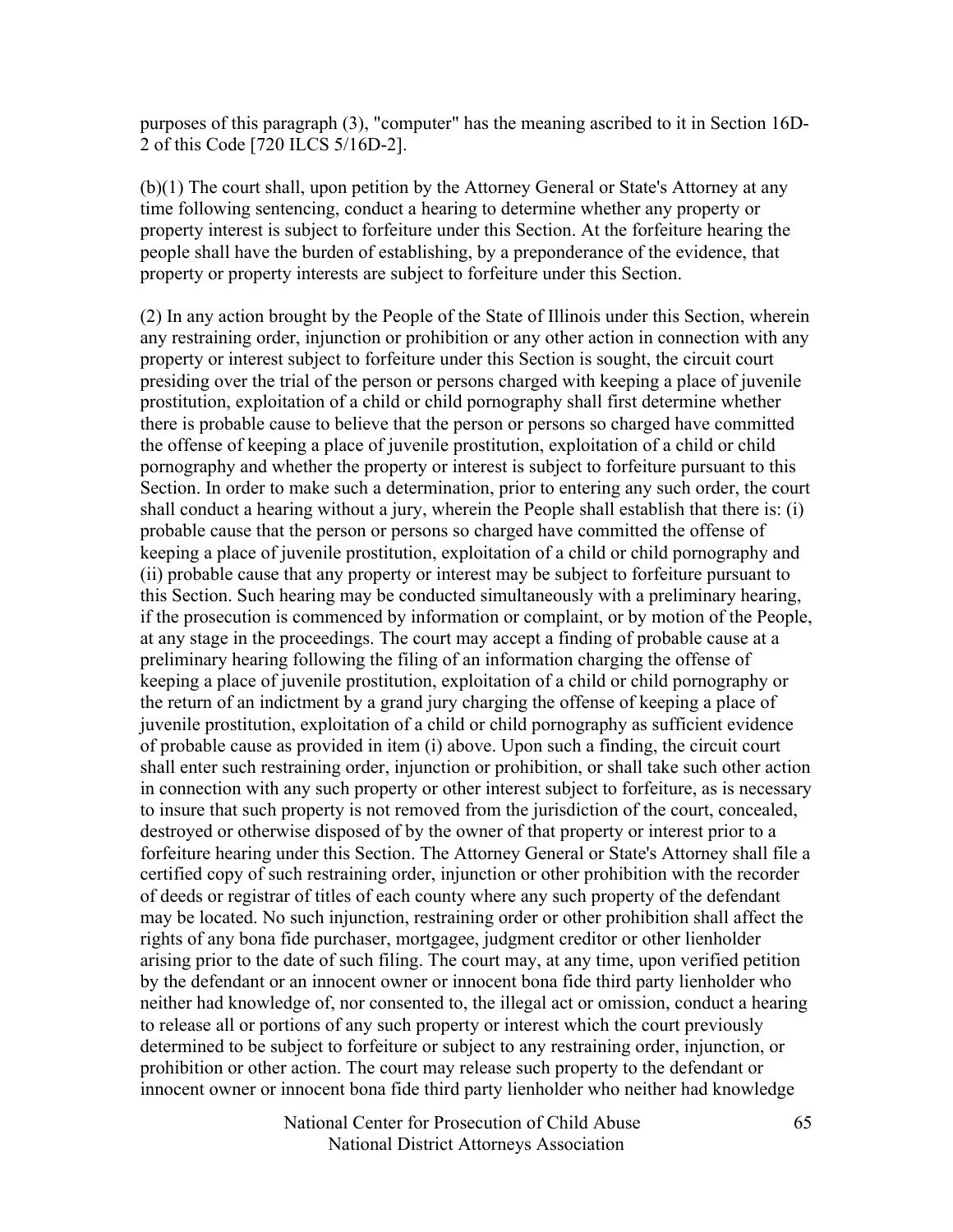purposes of this paragraph (3), "computer" has the meaning ascribed to it in Section 16D-2 of this Code [720 ILCS 5/16D-2].

(b)(1) The court shall, upon petition by the Attorney General or State's Attorney at any time following sentencing, conduct a hearing to determine whether any property or property interest is subject to forfeiture under this Section. At the forfeiture hearing the people shall have the burden of establishing, by a preponderance of the evidence, that property or property interests are subject to forfeiture under this Section.

(2) In any action brought by the People of the State of Illinois under this Section, wherein any restraining order, injunction or prohibition or any other action in connection with any property or interest subject to forfeiture under this Section is sought, the circuit court presiding over the trial of the person or persons charged with keeping a place of juvenile prostitution, exploitation of a child or child pornography shall first determine whether there is probable cause to believe that the person or persons so charged have committed the offense of keeping a place of juvenile prostitution, exploitation of a child or child pornography and whether the property or interest is subject to forfeiture pursuant to this Section. In order to make such a determination, prior to entering any such order, the court shall conduct a hearing without a jury, wherein the People shall establish that there is: (i) probable cause that the person or persons so charged have committed the offense of keeping a place of juvenile prostitution, exploitation of a child or child pornography and (ii) probable cause that any property or interest may be subject to forfeiture pursuant to this Section. Such hearing may be conducted simultaneously with a preliminary hearing, if the prosecution is commenced by information or complaint, or by motion of the People, at any stage in the proceedings. The court may accept a finding of probable cause at a preliminary hearing following the filing of an information charging the offense of keeping a place of juvenile prostitution, exploitation of a child or child pornography or the return of an indictment by a grand jury charging the offense of keeping a place of juvenile prostitution, exploitation of a child or child pornography as sufficient evidence of probable cause as provided in item (i) above. Upon such a finding, the circuit court shall enter such restraining order, injunction or prohibition, or shall take such other action in connection with any such property or other interest subject to forfeiture, as is necessary to insure that such property is not removed from the jurisdiction of the court, concealed, destroyed or otherwise disposed of by the owner of that property or interest prior to a forfeiture hearing under this Section. The Attorney General or State's Attorney shall file a certified copy of such restraining order, injunction or other prohibition with the recorder of deeds or registrar of titles of each county where any such property of the defendant may be located. No such injunction, restraining order or other prohibition shall affect the rights of any bona fide purchaser, mortgagee, judgment creditor or other lienholder arising prior to the date of such filing. The court may, at any time, upon verified petition by the defendant or an innocent owner or innocent bona fide third party lienholder who neither had knowledge of, nor consented to, the illegal act or omission, conduct a hearing to release all or portions of any such property or interest which the court previously determined to be subject to forfeiture or subject to any restraining order, injunction, or prohibition or other action. The court may release such property to the defendant or innocent owner or innocent bona fide third party lienholder who neither had knowledge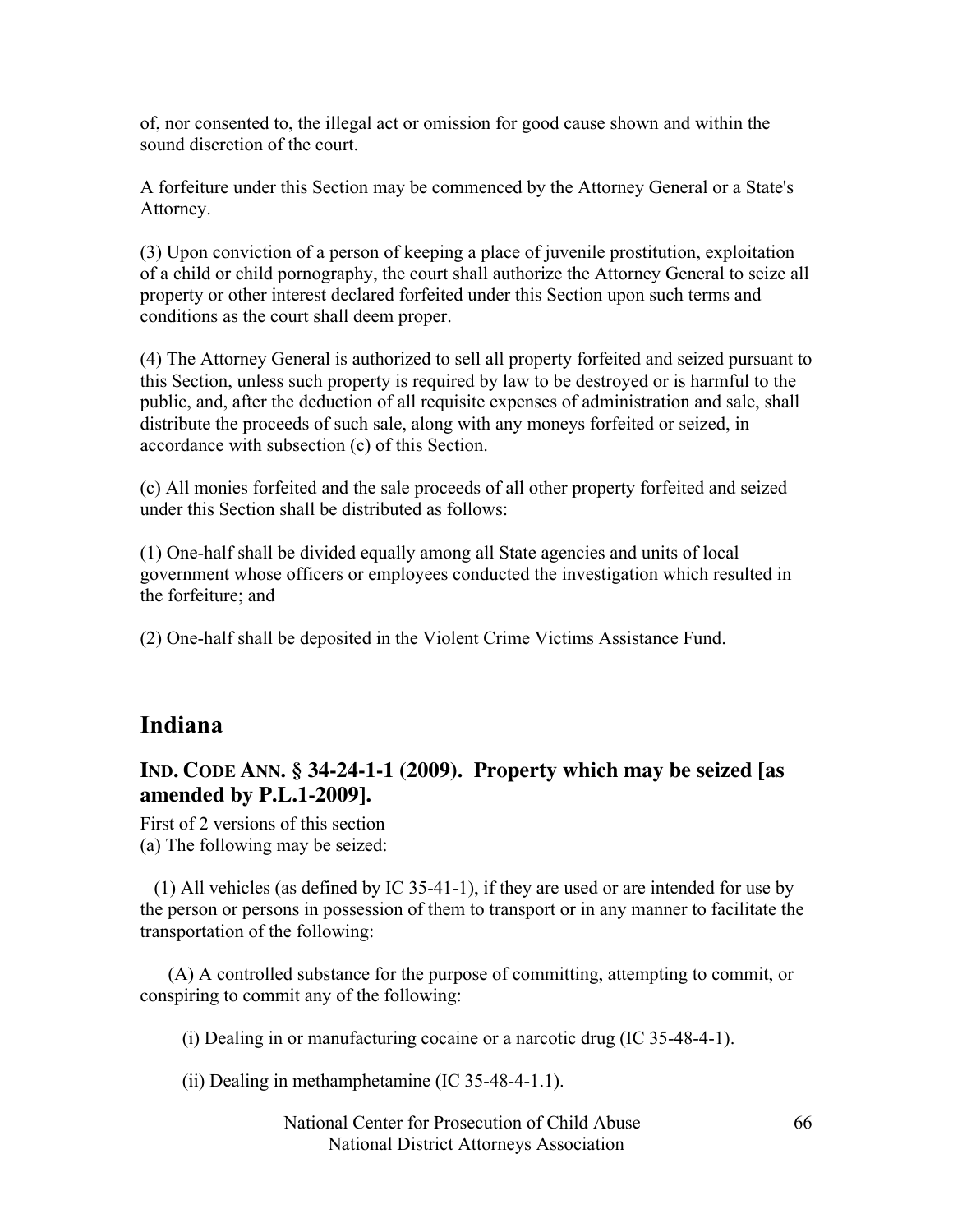of, nor consented to, the illegal act or omission for good cause shown and within the sound discretion of the court.

A forfeiture under this Section may be commenced by the Attorney General or a State's Attorney.

(3) Upon conviction of a person of keeping a place of juvenile prostitution, exploitation of a child or child pornography, the court shall authorize the Attorney General to seize all property or other interest declared forfeited under this Section upon such terms and conditions as the court shall deem proper.

(4) The Attorney General is authorized to sell all property forfeited and seized pursuant to this Section, unless such property is required by law to be destroyed or is harmful to the public, and, after the deduction of all requisite expenses of administration and sale, shall distribute the proceeds of such sale, along with any moneys forfeited or seized, in accordance with subsection (c) of this Section.

(c) All monies forfeited and the sale proceeds of all other property forfeited and seized under this Section shall be distributed as follows:

(1) One-half shall be divided equally among all State agencies and units of local government whose officers or employees conducted the investigation which resulted in the forfeiture; and

(2) One-half shall be deposited in the Violent Crime Victims Assistance Fund.

## Indiana

### IND. CODE ANN. § 34-24-1-1 (2009). Property which may be seized [as amended by P.L.1-2009].

First of 2 versions of this section
(a) The following may be seized:

(1) All vehicles (as defined by IC 35-41-1), if they are used or are intended for use by the person or persons in possession of them to transport or in any manner to facilitate the transportation of the following:

(A) A controlled substance for the purpose of committing, attempting to commit, or conspiring to commit any of the following:

(i) Dealing in or manufacturing cocaine or a narcotic drug (IC 35-48-4-1).

(ii) Dealing in methamphetamine (IC 35-48-4-1.1).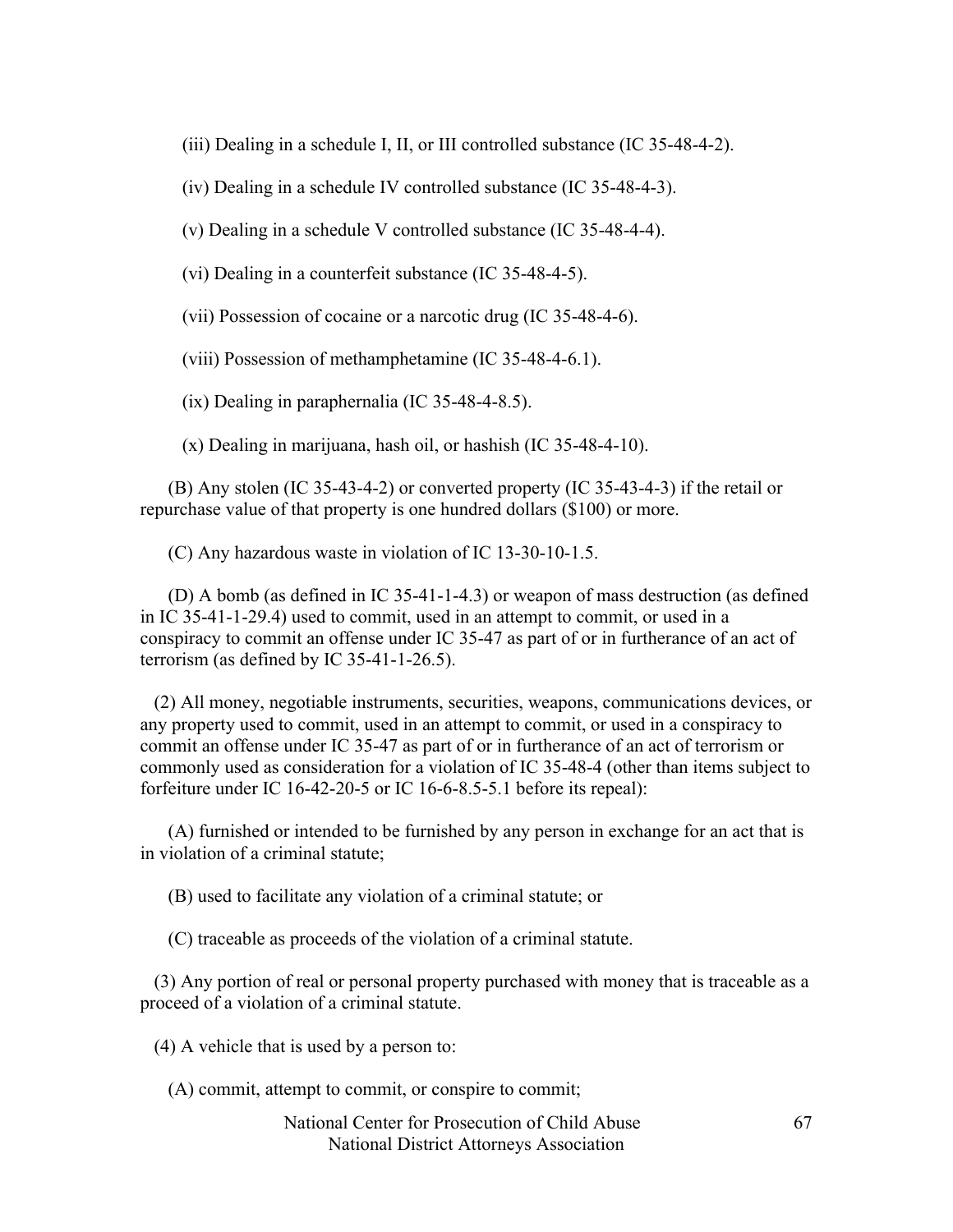(iii) Dealing in a schedule I, II, or III controlled substance (IC 35-48-4-2).

(iv) Dealing in a schedule IV controlled substance (IC 35-48-4-3).

(v) Dealing in a schedule V controlled substance (IC 35-48-4-4).

(vi) Dealing in a counterfeit substance (IC 35-48-4-5).

(vii) Possession of cocaine or a narcotic drug (IC 35-48-4-6).

(viii) Possession of methamphetamine (IC 35-48-4-6.1).

(ix) Dealing in paraphernalia (IC 35-48-4-8.5).

(x) Dealing in marijuana, hash oil, or hashish (IC 35-48-4-10).

(B) Any stolen (IC 35-43-4-2) or converted property (IC 35-43-4-3) if the retail or repurchase value of that property is one hundred dollars ($100) or more.

(C) Any hazardous waste in violation of IC 13-30-10-1.5.

(D) A bomb (as defined in IC 35-41-1-4.3) or weapon of mass destruction (as defined in IC 35-41-1-29.4) used to commit, used in an attempt to commit, or used in a conspiracy to commit an offense under IC 35-47 as part of or in furtherance of an act of terrorism (as defined by IC 35-41-1-26.5).

(2) All money, negotiable instruments, securities, weapons, communications devices, or any property used to commit, used in an attempt to commit, or used in a conspiracy to commit an offense under IC 35-47 as part of or in furtherance of an act of terrorism or commonly used as consideration for a violation of IC 35-48-4 (other than items subject to forfeiture under IC 16-42-20-5 or IC 16-6-8.5-5.1 before its repeal):

(A) furnished or intended to be furnished by any person in exchange for an act that is in violation of a criminal statute;

(B) used to facilitate any violation of a criminal statute; or

(C) traceable as proceeds of the violation of a criminal statute.

(3) Any portion of real or personal property purchased with money that is traceable as a proceed of a violation of a criminal statute.

(4) A vehicle that is used by a person to:

(A) commit, attempt to commit, or conspire to commit;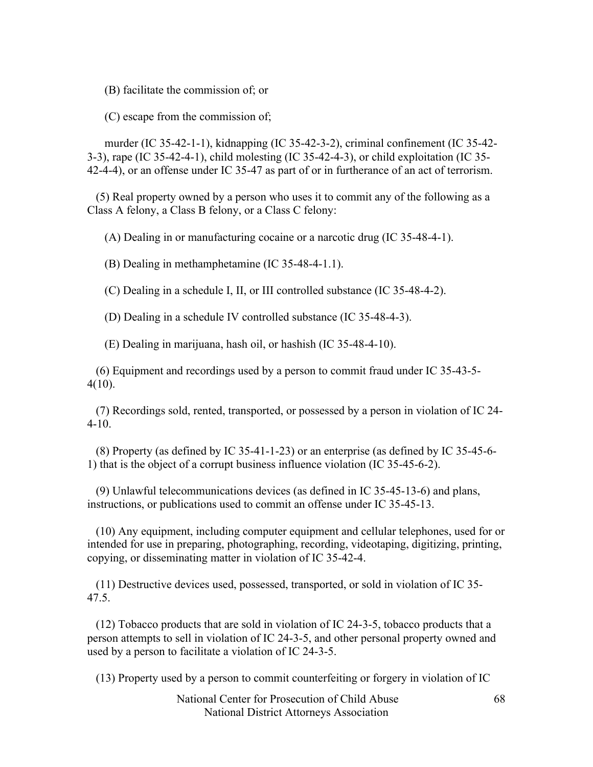(B) facilitate the commission of; or

(C) escape from the commission of;

murder (IC 35-42-1-1), kidnapping (IC 35-42-3-2), criminal confinement (IC 35-42-3-3), rape (IC 35-42-4-1), child molesting (IC 35-42-4-3), or child exploitation (IC 35-42-4-4), or an offense under IC 35-47 as part of or in furtherance of an act of terrorism.

(5) Real property owned by a person who uses it to commit any of the following as a Class A felony, a Class B felony, or a Class C felony:

(A) Dealing in or manufacturing cocaine or a narcotic drug (IC 35-48-4-1).

(B) Dealing in methamphetamine (IC 35-48-4-1.1).

(C) Dealing in a schedule I, II, or III controlled substance (IC 35-48-4-2).

(D) Dealing in a schedule IV controlled substance (IC 35-48-4-3).

(E) Dealing in marijuana, hash oil, or hashish (IC 35-48-4-10).

(6) Equipment and recordings used by a person to commit fraud under IC 35-43-5-4(10).

(7) Recordings sold, rented, transported, or possessed by a person in violation of IC 24-4-10.

(8) Property (as defined by IC 35-41-1-23) or an enterprise (as defined by IC 35-45-6-1) that is the object of a corrupt business influence violation (IC 35-45-6-2).

(9) Unlawful telecommunications devices (as defined in IC 35-45-13-6) and plans, instructions, or publications used to commit an offense under IC 35-45-13.

(10) Any equipment, including computer equipment and cellular telephones, used for or intended for use in preparing, photographing, recording, videotaping, digitizing, printing, copying, or disseminating matter in violation of IC 35-42-4.

(11) Destructive devices used, possessed, transported, or sold in violation of IC 35-47.5.

(12) Tobacco products that are sold in violation of IC 24-3-5, tobacco products that a person attempts to sell in violation of IC 24-3-5, and other personal property owned and used by a person to facilitate a violation of IC 24-3-5.

(13) Property used by a person to commit counterfeiting or forgery in violation of IC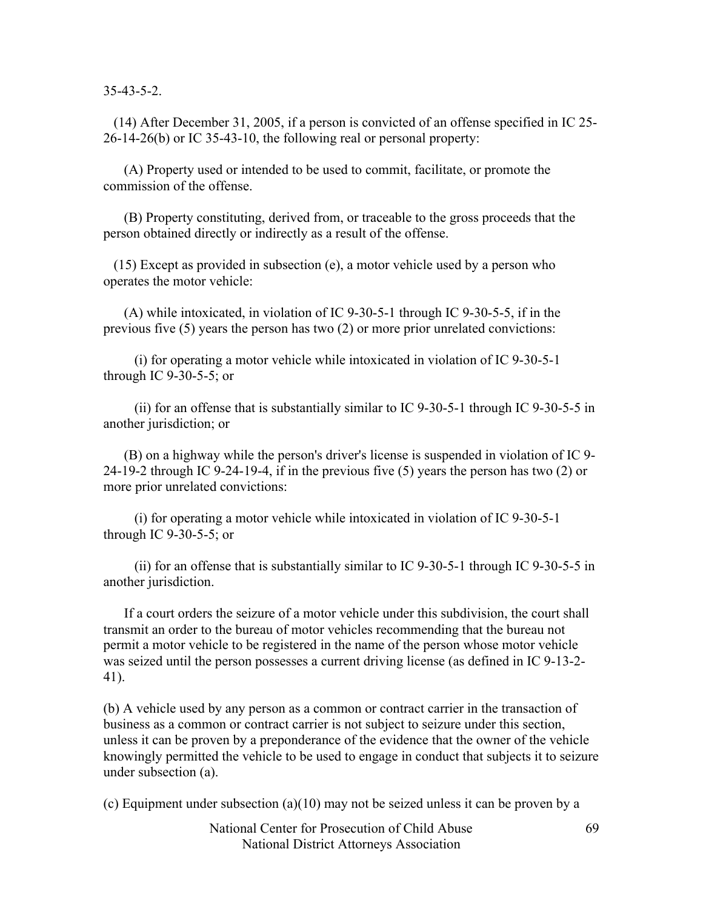35-43-5-2.

(14) After December 31, 2005, if a person is convicted of an offense specified in IC 25-26-14-26(b) or IC 35-43-10, the following real or personal property:

(A) Property used or intended to be used to commit, facilitate, or promote the commission of the offense.

(B) Property constituting, derived from, or traceable to the gross proceeds that the person obtained directly or indirectly as a result of the offense.

(15) Except as provided in subsection (e), a motor vehicle used by a person who operates the motor vehicle:

(A) while intoxicated, in violation of IC 9-30-5-1 through IC 9-30-5-5, if in the previous five (5) years the person has two (2) or more prior unrelated convictions:

(i) for operating a motor vehicle while intoxicated in violation of IC 9-30-5-1 through IC 9-30-5-5; or

(ii) for an offense that is substantially similar to IC 9-30-5-1 through IC 9-30-5-5 in another jurisdiction; or

(B) on a highway while the person's driver's license is suspended in violation of IC 9-24-19-2 through IC 9-24-19-4, if in the previous five (5) years the person has two (2) or more prior unrelated convictions:

(i) for operating a motor vehicle while intoxicated in violation of IC 9-30-5-1 through IC 9-30-5-5; or

(ii) for an offense that is substantially similar to IC 9-30-5-1 through IC 9-30-5-5 in another jurisdiction.

If a court orders the seizure of a motor vehicle under this subdivision, the court shall transmit an order to the bureau of motor vehicles recommending that the bureau not permit a motor vehicle to be registered in the name of the person whose motor vehicle was seized until the person possesses a current driving license (as defined in IC 9-13-2-41).

(b) A vehicle used by any person as a common or contract carrier in the transaction of business as a common or contract carrier is not subject to seizure under this section, unless it can be proven by a preponderance of the evidence that the owner of the vehicle knowingly permitted the vehicle to be used to engage in conduct that subjects it to seizure under subsection (a).

(c) Equipment under subsection (a)(10) may not be seized unless it can be proven by a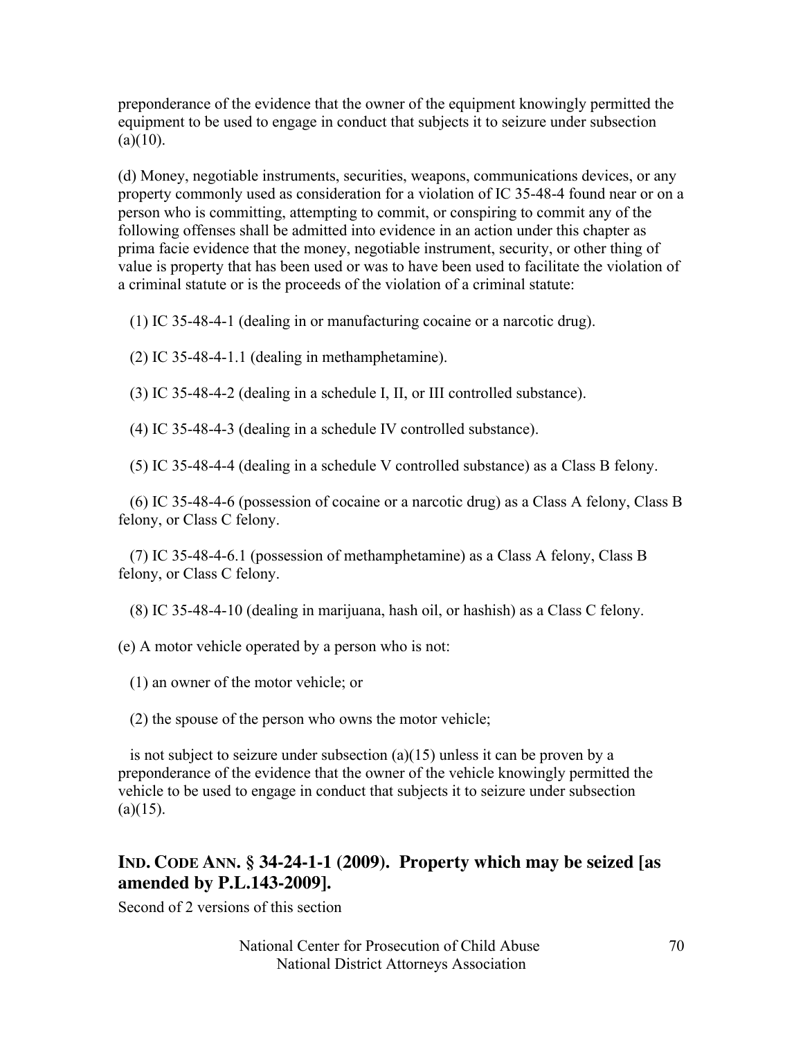preponderance of the evidence that the owner of the equipment knowingly permitted the equipment to be used to engage in conduct that subjects it to seizure under subsection (a)(10).

(d) Money, negotiable instruments, securities, weapons, communications devices, or any property commonly used as consideration for a violation of IC 35-48-4 found near or on a person who is committing, attempting to commit, or conspiring to commit any of the following offenses shall be admitted into evidence in an action under this chapter as prima facie evidence that the money, negotiable instrument, security, or other thing of value is property that has been used or was to have been used to facilitate the violation of a criminal statute or is the proceeds of the violation of a criminal statute:

(1) IC 35-48-4-1 (dealing in or manufacturing cocaine or a narcotic drug).

(2) IC 35-48-4-1.1 (dealing in methamphetamine).

(3) IC 35-48-4-2 (dealing in a schedule I, II, or III controlled substance).

(4) IC 35-48-4-3 (dealing in a schedule IV controlled substance).

(5) IC 35-48-4-4 (dealing in a schedule V controlled substance) as a Class B felony.

(6) IC 35-48-4-6 (possession of cocaine or a narcotic drug) as a Class A felony, Class B felony, or Class C felony.

(7) IC 35-48-4-6.1 (possession of methamphetamine) as a Class A felony, Class B felony, or Class C felony.

(8) IC 35-48-4-10 (dealing in marijuana, hash oil, or hashish) as a Class C felony.

(e) A motor vehicle operated by a person who is not:

(1) an owner of the motor vehicle; or

(2) the spouse of the person who owns the motor vehicle;

is not subject to seizure under subsection (a)(15) unless it can be proven by a preponderance of the evidence that the owner of the vehicle knowingly permitted the vehicle to be used to engage in conduct that subjects it to seizure under subsection (a)(15).

## IND. CODE ANN. § 34-24-1-1 (2009). Property which may be seized [as amended by P.L.143-2009].

Second of 2 versions of this section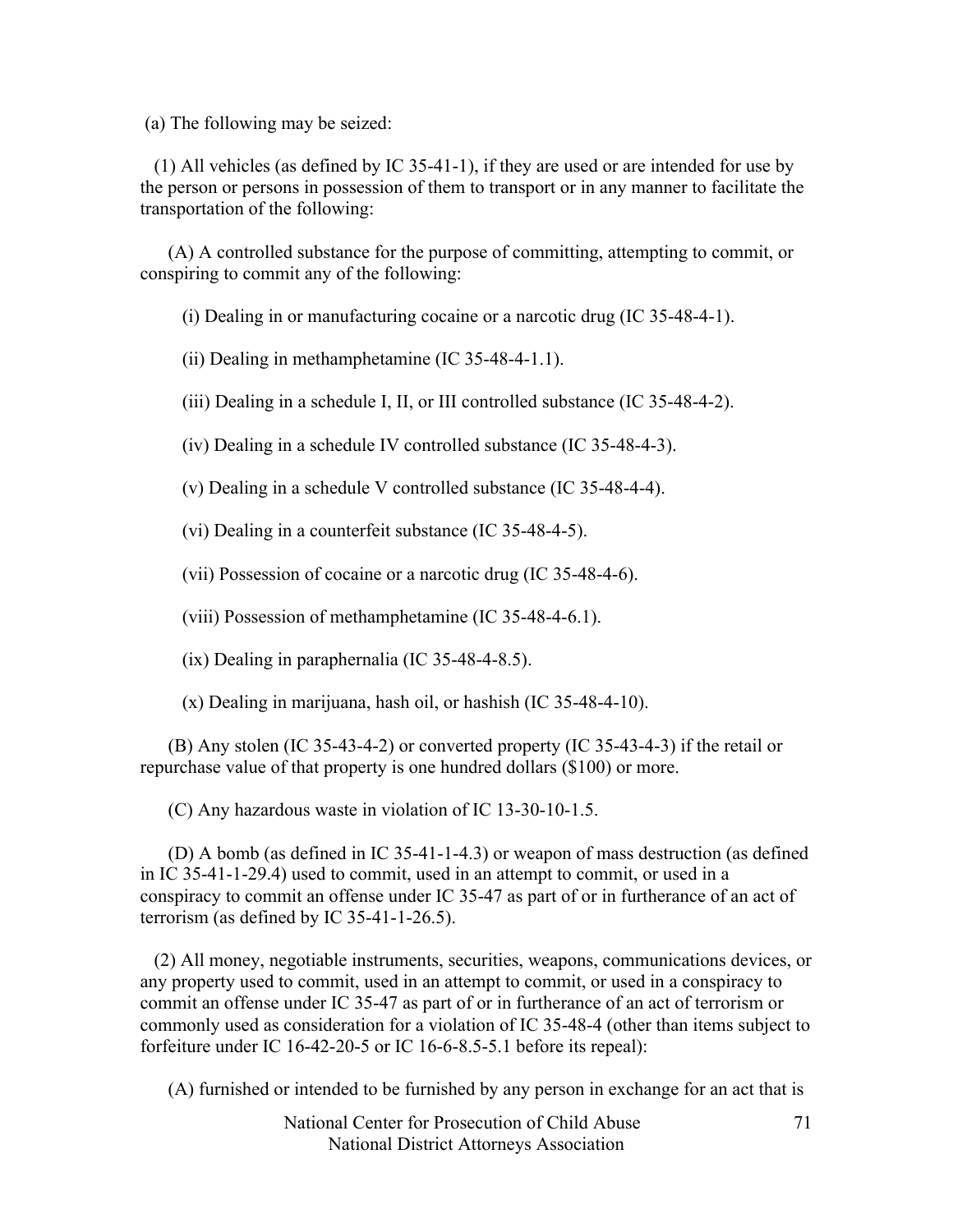(a) The following may be seized:

(1) All vehicles (as defined by IC 35-41-1), if they are used or are intended for use by the person or persons in possession of them to transport or in any manner to facilitate the transportation of the following:

(A) A controlled substance for the purpose of committing, attempting to commit, or conspiring to commit any of the following:

(i) Dealing in or manufacturing cocaine or a narcotic drug (IC 35-48-4-1).

(ii) Dealing in methamphetamine (IC 35-48-4-1.1).

(iii) Dealing in a schedule I, II, or III controlled substance (IC 35-48-4-2).

(iv) Dealing in a schedule IV controlled substance (IC 35-48-4-3).

(v) Dealing in a schedule V controlled substance (IC 35-48-4-4).

(vi) Dealing in a counterfeit substance (IC 35-48-4-5).

(vii) Possession of cocaine or a narcotic drug (IC 35-48-4-6).

(viii) Possession of methamphetamine (IC 35-48-4-6.1).

(ix) Dealing in paraphernalia (IC 35-48-4-8.5).

(x) Dealing in marijuana, hash oil, or hashish (IC 35-48-4-10).

(B) Any stolen (IC 35-43-4-2) or converted property (IC 35-43-4-3) if the retail or repurchase value of that property is one hundred dollars ($100) or more.

(C) Any hazardous waste in violation of IC 13-30-10-1.5.

(D) A bomb (as defined in IC 35-41-1-4.3) or weapon of mass destruction (as defined in IC 35-41-1-29.4) used to commit, used in an attempt to commit, or used in a conspiracy to commit an offense under IC 35-47 as part of or in furtherance of an act of terrorism (as defined by IC 35-41-1-26.5).

(2) All money, negotiable instruments, securities, weapons, communications devices, or any property used to commit, used in an attempt to commit, or used in a conspiracy to commit an offense under IC 35-47 as part of or in furtherance of an act of terrorism or commonly used as consideration for a violation of IC 35-48-4 (other than items subject to forfeiture under IC 16-42-20-5 or IC 16-6-8.5-5.1 before its repeal):

(A) furnished or intended to be furnished by any person in exchange for an act that is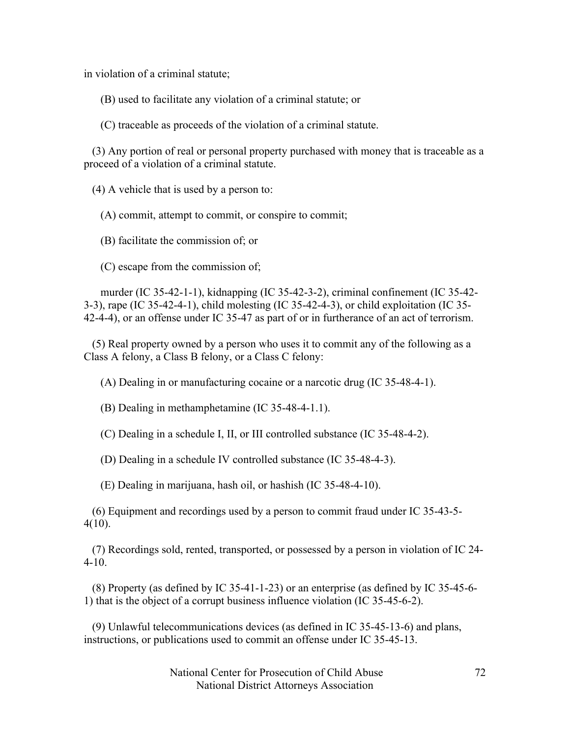in violation of a criminal statute;

(B) used to facilitate any violation of a criminal statute; or

(C) traceable as proceeds of the violation of a criminal statute.

(3) Any portion of real or personal property purchased with money that is traceable as a proceed of a violation of a criminal statute.

(4) A vehicle that is used by a person to:

(A) commit, attempt to commit, or conspire to commit;

(B) facilitate the commission of; or

(C) escape from the commission of;

murder (IC 35-42-1-1), kidnapping (IC 35-42-3-2), criminal confinement (IC 35-42-3-3), rape (IC 35-42-4-1), child molesting (IC 35-42-4-3), or child exploitation (IC 35-42-4-4), or an offense under IC 35-47 as part of or in furtherance of an act of terrorism.

(5) Real property owned by a person who uses it to commit any of the following as a Class A felony, a Class B felony, or a Class C felony:

(A) Dealing in or manufacturing cocaine or a narcotic drug (IC 35-48-4-1).

(B) Dealing in methamphetamine (IC 35-48-4-1.1).

(C) Dealing in a schedule I, II, or III controlled substance (IC 35-48-4-2).

(D) Dealing in a schedule IV controlled substance (IC 35-48-4-3).

(E) Dealing in marijuana, hash oil, or hashish (IC 35-48-4-10).

(6) Equipment and recordings used by a person to commit fraud under IC 35-43-5-4(10).

(7) Recordings sold, rented, transported, or possessed by a person in violation of IC 24-4-10.

(8) Property (as defined by IC 35-41-1-23) or an enterprise (as defined by IC 35-45-6-1) that is the object of a corrupt business influence violation (IC 35-45-6-2).

(9) Unlawful telecommunications devices (as defined in IC 35-45-13-6) and plans, instructions, or publications used to commit an offense under IC 35-45-13.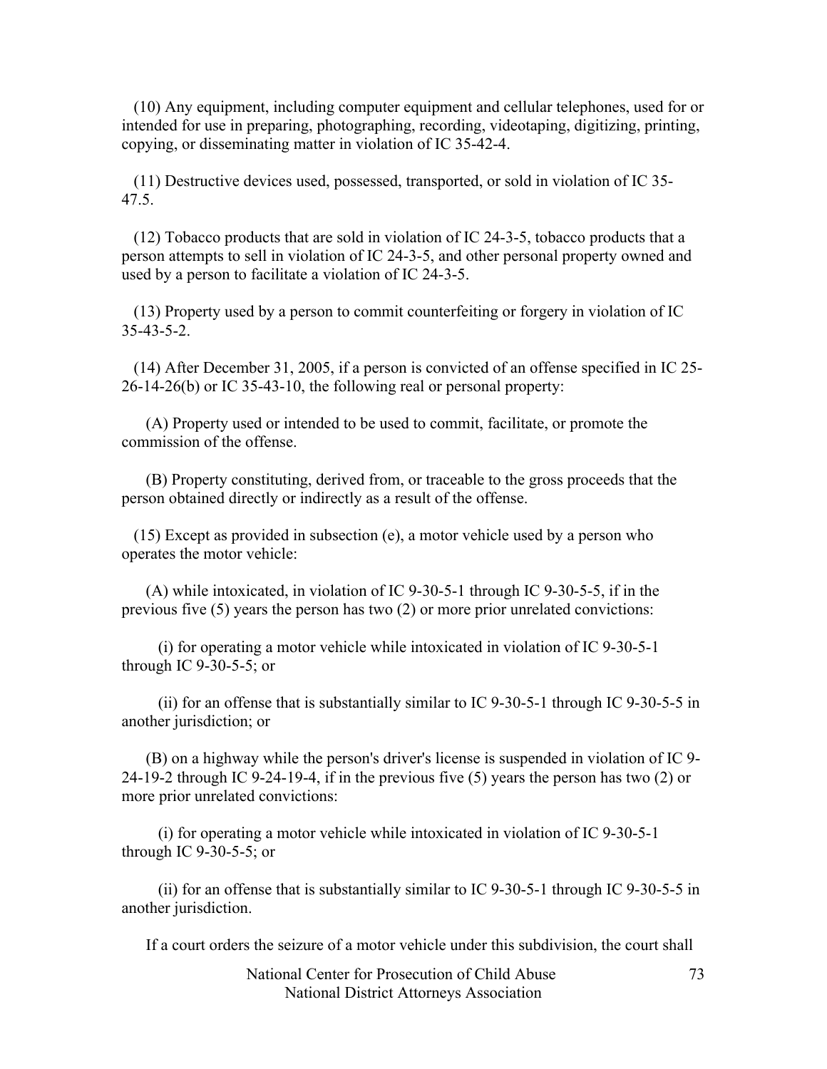(10) Any equipment, including computer equipment and cellular telephones, used for or intended for use in preparing, photographing, recording, videotaping, digitizing, printing, copying, or disseminating matter in violation of IC 35-42-4.

(11) Destructive devices used, possessed, transported, or sold in violation of IC 35-47.5.

(12) Tobacco products that are sold in violation of IC 24-3-5, tobacco products that a person attempts to sell in violation of IC 24-3-5, and other personal property owned and used by a person to facilitate a violation of IC 24-3-5.

(13) Property used by a person to commit counterfeiting or forgery in violation of IC 35-43-5-2.

(14) After December 31, 2005, if a person is convicted of an offense specified in IC 25-26-14-26(b) or IC 35-43-10, the following real or personal property:

(A) Property used or intended to be used to commit, facilitate, or promote the commission of the offense.

(B) Property constituting, derived from, or traceable to the gross proceeds that the person obtained directly or indirectly as a result of the offense.

(15) Except as provided in subsection (e), a motor vehicle used by a person who operates the motor vehicle:

(A) while intoxicated, in violation of IC 9-30-5-1 through IC 9-30-5-5, if in the previous five (5) years the person has two (2) or more prior unrelated convictions:

(i) for operating a motor vehicle while intoxicated in violation of IC 9-30-5-1 through IC 9-30-5-5; or

(ii) for an offense that is substantially similar to IC 9-30-5-1 through IC 9-30-5-5 in another jurisdiction; or

(B) on a highway while the person's driver's license is suspended in violation of IC 9-24-19-2 through IC 9-24-19-4, if in the previous five (5) years the person has two (2) or more prior unrelated convictions:

(i) for operating a motor vehicle while intoxicated in violation of IC 9-30-5-1 through IC 9-30-5-5; or

(ii) for an offense that is substantially similar to IC 9-30-5-1 through IC 9-30-5-5 in another jurisdiction.

If a court orders the seizure of a motor vehicle under this subdivision, the court shall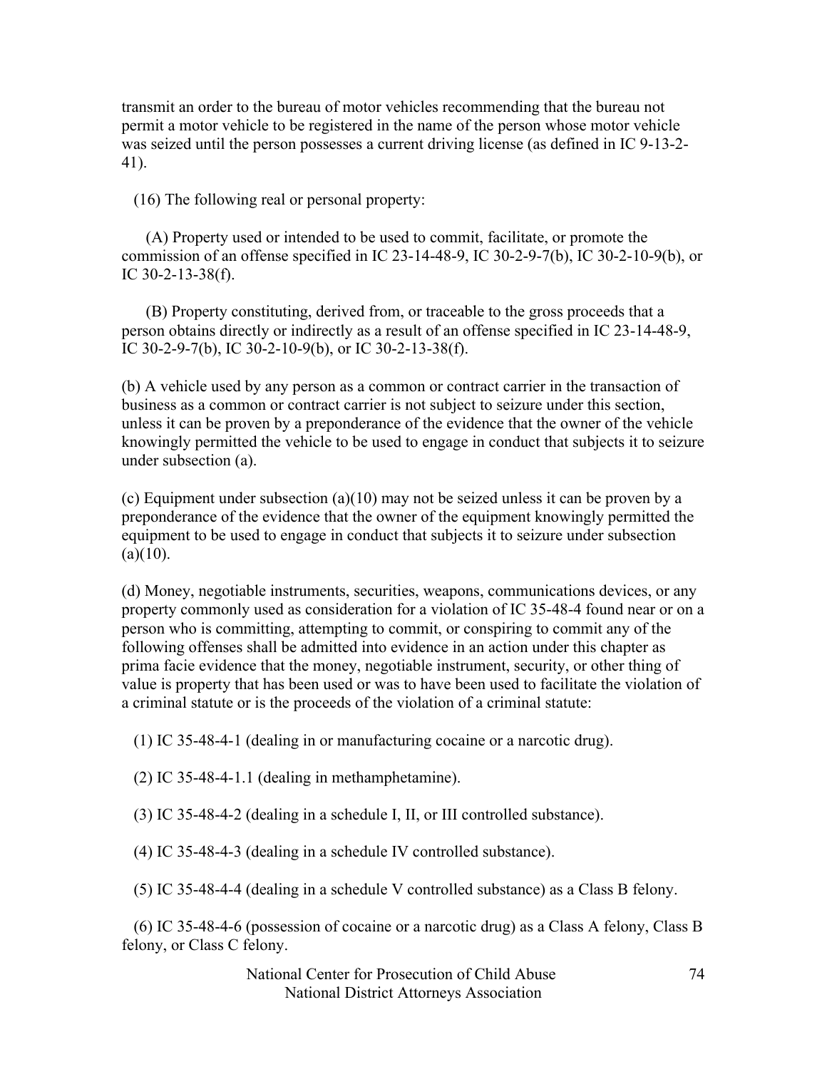transmit an order to the bureau of motor vehicles recommending that the bureau not permit a motor vehicle to be registered in the name of the person whose motor vehicle was seized until the person possesses a current driving license (as defined in IC 9-13-2-41).

(16) The following real or personal property:

(A) Property used or intended to be used to commit, facilitate, or promote the commission of an offense specified in IC 23-14-48-9, IC 30-2-9-7(b), IC 30-2-10-9(b), or IC 30-2-13-38(f).

(B) Property constituting, derived from, or traceable to the gross proceeds that a person obtains directly or indirectly as a result of an offense specified in IC 23-14-48-9, IC 30-2-9-7(b), IC 30-2-10-9(b), or IC 30-2-13-38(f).

(b) A vehicle used by any person as a common or contract carrier in the transaction of business as a common or contract carrier is not subject to seizure under this section, unless it can be proven by a preponderance of the evidence that the owner of the vehicle knowingly permitted the vehicle to be used to engage in conduct that subjects it to seizure under subsection (a).

(c) Equipment under subsection (a)(10) may not be seized unless it can be proven by a preponderance of the evidence that the owner of the equipment knowingly permitted the equipment to be used to engage in conduct that subjects it to seizure under subsection (a)(10).

(d) Money, negotiable instruments, securities, weapons, communications devices, or any property commonly used as consideration for a violation of IC 35-48-4 found near or on a person who is committing, attempting to commit, or conspiring to commit any of the following offenses shall be admitted into evidence in an action under this chapter as prima facie evidence that the money, negotiable instrument, security, or other thing of value is property that has been used or was to have been used to facilitate the violation of a criminal statute or is the proceeds of the violation of a criminal statute:

(1) IC 35-48-4-1 (dealing in or manufacturing cocaine or a narcotic drug).

(2) IC 35-48-4-1.1 (dealing in methamphetamine).

(3) IC 35-48-4-2 (dealing in a schedule I, II, or III controlled substance).

(4) IC 35-48-4-3 (dealing in a schedule IV controlled substance).

(5) IC 35-48-4-4 (dealing in a schedule V controlled substance) as a Class B felony.

(6) IC 35-48-4-6 (possession of cocaine or a narcotic drug) as a Class A felony, Class B felony, or Class C felony.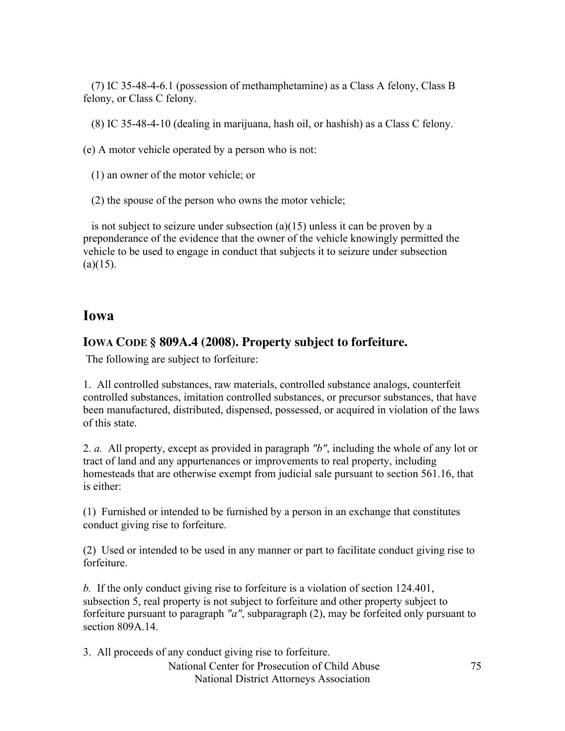(7) IC 35-48-4-6.1 (possession of methamphetamine) as a Class A felony, Class B felony, or Class C felony.

(8) IC 35-48-4-10 (dealing in marijuana, hash oil, or hashish) as a Class C felony.

(e) A motor vehicle operated by a person who is not:

(1) an owner of the motor vehicle; or

(2) the spouse of the person who owns the motor vehicle;

is not subject to seizure under subsection (a)(15) unless it can be proven by a preponderance of the evidence that the owner of the vehicle knowingly permitted the vehicle to be used to engage in conduct that subjects it to seizure under subsection (a)(15).

## Iowa

### IOWA CODE § 809A.4 (2008). Property subject to forfeiture.

The following are subject to forfeiture:

1. All controlled substances, raw materials, controlled substance analogs, counterfeit controlled substances, imitation controlled substances, or precursor substances, that have been manufactured, distributed, dispensed, possessed, or acquired in violation of the laws of this state.

2. *a.* All property, except as provided in paragraph *"b"*, including the whole of any lot or tract of land and any appurtenances or improvements to real property, including homesteads that are otherwise exempt from judicial sale pursuant to section 561.16, that is either:

(1) Furnished or intended to be furnished by a person in an exchange that constitutes conduct giving rise to forfeiture.

(2) Used or intended to be used in any manner or part to facilitate conduct giving rise to forfeiture.

*b.* If the only conduct giving rise to forfeiture is a violation of section 124.401, subsection 5, real property is not subject to forfeiture and other property subject to forfeiture pursuant to paragraph *"a"*, subparagraph (2), may be forfeited only pursuant to section 809A.14.

3. All proceeds of any conduct giving rise to forfeiture.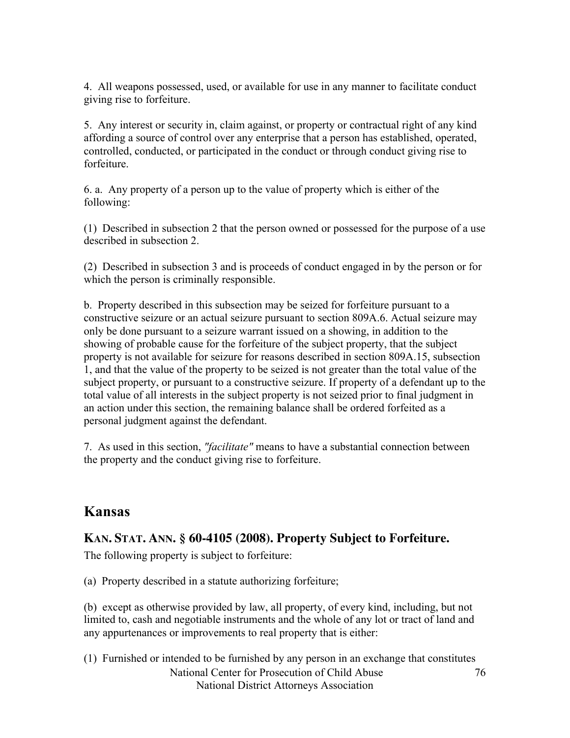4. All weapons possessed, used, or available for use in any manner to facilitate conduct giving rise to forfeiture.

5. Any interest or security in, claim against, or property or contractual right of any kind affording a source of control over any enterprise that a person has established, operated, controlled, conducted, or participated in the conduct or through conduct giving rise to forfeiture.

6. a. Any property of a person up to the value of property which is either of the following:

(1) Described in subsection 2 that the person owned or possessed for the purpose of a use described in subsection 2.

(2) Described in subsection 3 and is proceeds of conduct engaged in by the person or for which the person is criminally responsible.

b. Property described in this subsection may be seized for forfeiture pursuant to a constructive seizure or an actual seizure pursuant to section 809A.6. Actual seizure may only be done pursuant to a seizure warrant issued on a showing, in addition to the showing of probable cause for the forfeiture of the subject property, that the subject property is not available for seizure for reasons described in section 809A.15, subsection 1, and that the value of the property to be seized is not greater than the total value of the subject property, or pursuant to a constructive seizure. If property of a defendant up to the total value of all interests in the subject property is not seized prior to final judgment in an action under this section, the remaining balance shall be ordered forfeited as a personal judgment against the defendant.

7. As used in this section, *"facilitate"* means to have a substantial connection between the property and the conduct giving rise to forfeiture.

## Kansas

### KAN. STAT. ANN. § 60-4105 (2008). Property Subject to Forfeiture.

The following property is subject to forfeiture:

(a) Property described in a statute authorizing forfeiture;

(b) except as otherwise provided by law, all property, of every kind, including, but not limited to, cash and negotiable instruments and the whole of any lot or tract of land and any appurtenances or improvements to real property that is either:

(1) Furnished or intended to be furnished by any person in an exchange that constitutes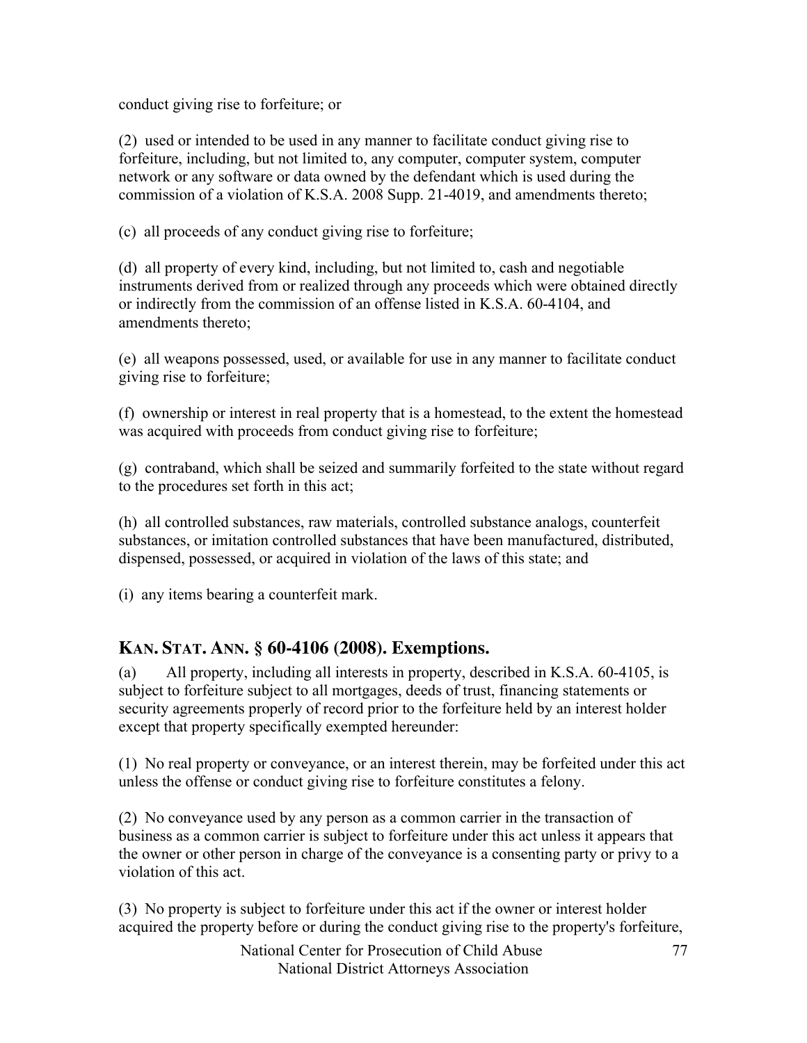conduct giving rise to forfeiture; or

(2) used or intended to be used in any manner to facilitate conduct giving rise to forfeiture, including, but not limited to, any computer, computer system, computer network or any software or data owned by the defendant which is used during the commission of a violation of K.S.A. 2008 Supp. 21-4019, and amendments thereto;

(c) all proceeds of any conduct giving rise to forfeiture;

(d) all property of every kind, including, but not limited to, cash and negotiable instruments derived from or realized through any proceeds which were obtained directly or indirectly from the commission of an offense listed in K.S.A. 60-4104, and amendments thereto;

(e) all weapons possessed, used, or available for use in any manner to facilitate conduct giving rise to forfeiture;

(f) ownership or interest in real property that is a homestead, to the extent the homestead was acquired with proceeds from conduct giving rise to forfeiture;

(g) contraband, which shall be seized and summarily forfeited to the state without regard to the procedures set forth in this act;

(h) all controlled substances, raw materials, controlled substance analogs, counterfeit substances, or imitation controlled substances that have been manufactured, distributed, dispensed, possessed, or acquired in violation of the laws of this state; and

(i) any items bearing a counterfeit mark.

## KAN. STAT. ANN. § 60-4106 (2008). Exemptions.

(a) All property, including all interests in property, described in K.S.A. 60-4105, is subject to forfeiture subject to all mortgages, deeds of trust, financing statements or security agreements properly of record prior to the forfeiture held by an interest holder except that property specifically exempted hereunder:

(1) No real property or conveyance, or an interest therein, may be forfeited under this act unless the offense or conduct giving rise to forfeiture constitutes a felony.

(2) No conveyance used by any person as a common carrier in the transaction of business as a common carrier is subject to forfeiture under this act unless it appears that the owner or other person in charge of the conveyance is a consenting party or privy to a violation of this act.

(3) No property is subject to forfeiture under this act if the owner or interest holder acquired the property before or during the conduct giving rise to the property's forfeiture,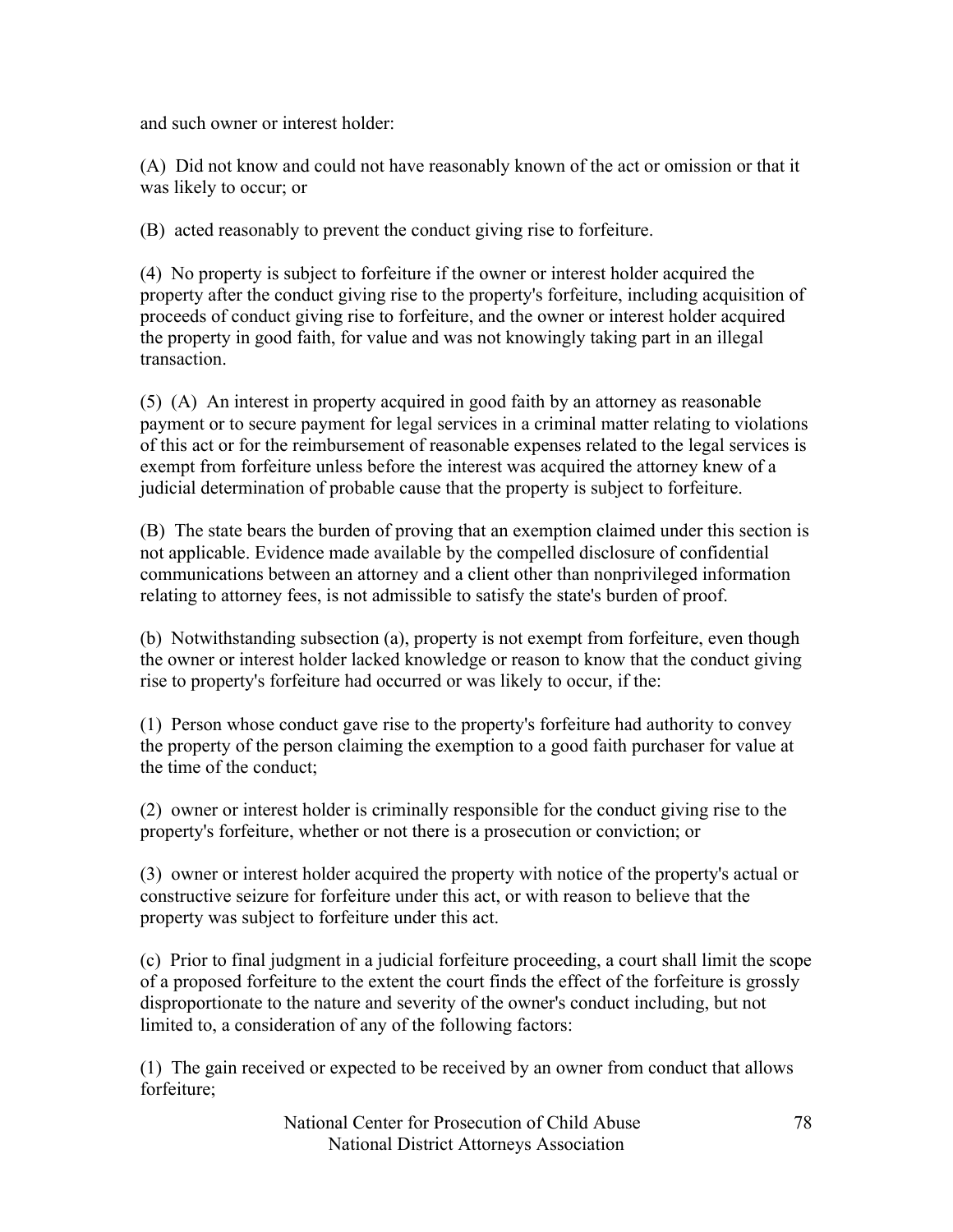and such owner or interest holder:

(A) Did not know and could not have reasonably known of the act or omission or that it was likely to occur; or

(B) acted reasonably to prevent the conduct giving rise to forfeiture.

(4) No property is subject to forfeiture if the owner or interest holder acquired the property after the conduct giving rise to the property's forfeiture, including acquisition of proceeds of conduct giving rise to forfeiture, and the owner or interest holder acquired the property in good faith, for value and was not knowingly taking part in an illegal transaction.

(5) (A) An interest in property acquired in good faith by an attorney as reasonable payment or to secure payment for legal services in a criminal matter relating to violations of this act or for the reimbursement of reasonable expenses related to the legal services is exempt from forfeiture unless before the interest was acquired the attorney knew of a judicial determination of probable cause that the property is subject to forfeiture.

(B) The state bears the burden of proving that an exemption claimed under this section is not applicable. Evidence made available by the compelled disclosure of confidential communications between an attorney and a client other than nonprivileged information relating to attorney fees, is not admissible to satisfy the state's burden of proof.

(b) Notwithstanding subsection (a), property is not exempt from forfeiture, even though the owner or interest holder lacked knowledge or reason to know that the conduct giving rise to property's forfeiture had occurred or was likely to occur, if the:

(1) Person whose conduct gave rise to the property's forfeiture had authority to convey the property of the person claiming the exemption to a good faith purchaser for value at the time of the conduct;

(2) owner or interest holder is criminally responsible for the conduct giving rise to the property's forfeiture, whether or not there is a prosecution or conviction; or

(3) owner or interest holder acquired the property with notice of the property's actual or constructive seizure for forfeiture under this act, or with reason to believe that the property was subject to forfeiture under this act.

(c) Prior to final judgment in a judicial forfeiture proceeding, a court shall limit the scope of a proposed forfeiture to the extent the court finds the effect of the forfeiture is grossly disproportionate to the nature and severity of the owner's conduct including, but not limited to, a consideration of any of the following factors:

(1) The gain received or expected to be received by an owner from conduct that allows forfeiture;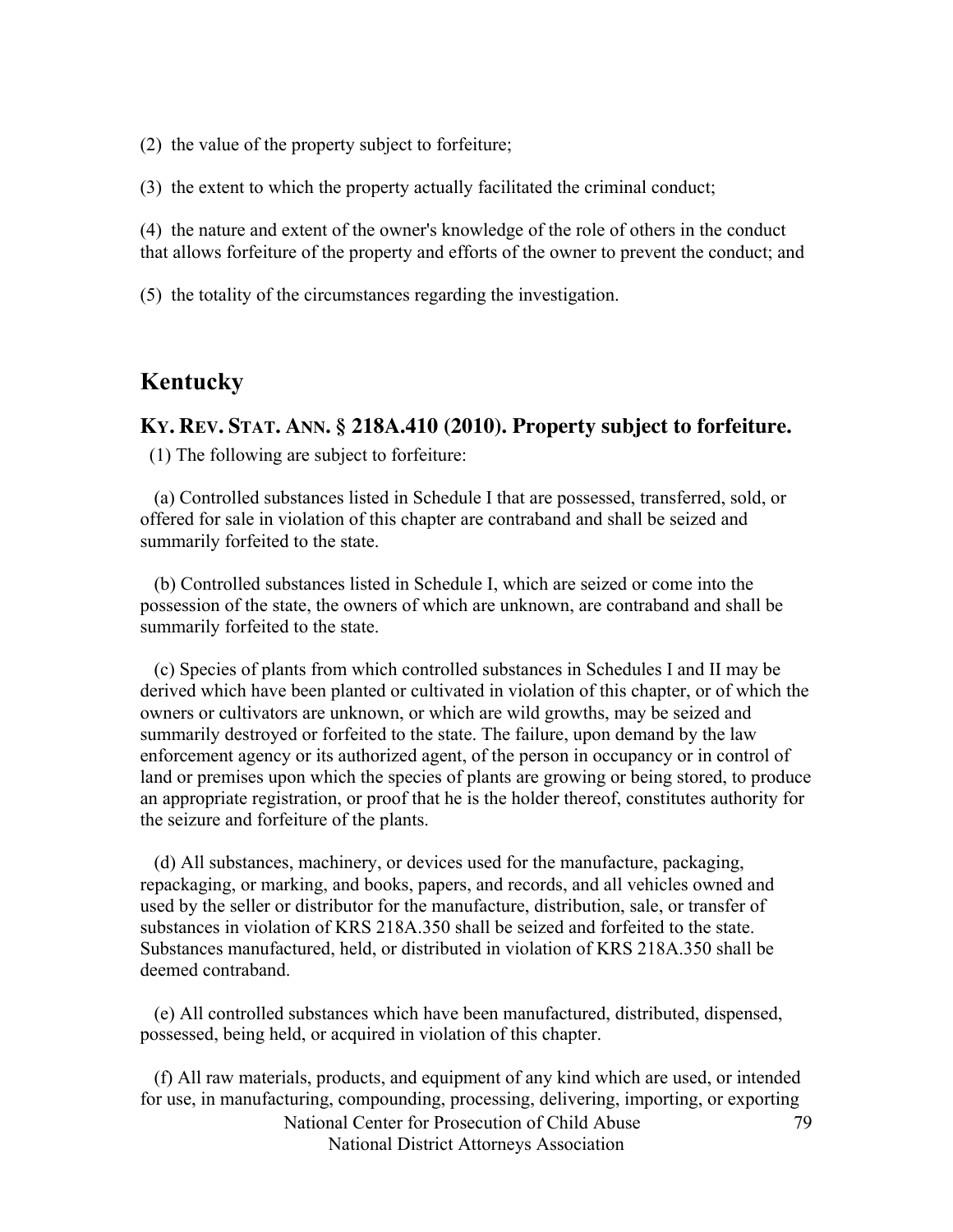(2) the value of the property subject to forfeiture;

(3) the extent to which the property actually facilitated the criminal conduct;

(4) the nature and extent of the owner's knowledge of the role of others in the conduct that allows forfeiture of the property and efforts of the owner to prevent the conduct; and

(5) the totality of the circumstances regarding the investigation.

## Kentucky

### KY. REV. STAT. ANN. § 218A.410 (2010). Property subject to forfeiture.

(1) The following are subject to forfeiture:

(a) Controlled substances listed in Schedule I that are possessed, transferred, sold, or offered for sale in violation of this chapter are contraband and shall be seized and summarily forfeited to the state.

(b) Controlled substances listed in Schedule I, which are seized or come into the possession of the state, the owners of which are unknown, are contraband and shall be summarily forfeited to the state.

(c) Species of plants from which controlled substances in Schedules I and II may be derived which have been planted or cultivated in violation of this chapter, or of which the owners or cultivators are unknown, or which are wild growths, may be seized and summarily destroyed or forfeited to the state. The failure, upon demand by the law enforcement agency or its authorized agent, of the person in occupancy or in control of land or premises upon which the species of plants are growing or being stored, to produce an appropriate registration, or proof that he is the holder thereof, constitutes authority for the seizure and forfeiture of the plants.

(d) All substances, machinery, or devices used for the manufacture, packaging, repackaging, or marking, and books, papers, and records, and all vehicles owned and used by the seller or distributor for the manufacture, distribution, sale, or transfer of substances in violation of KRS 218A.350 shall be seized and forfeited to the state. Substances manufactured, held, or distributed in violation of KRS 218A.350 shall be deemed contraband.

(e) All controlled substances which have been manufactured, distributed, dispensed, possessed, being held, or acquired in violation of this chapter.

(f) All raw materials, products, and equipment of any kind which are used, or intended for use, in manufacturing, compounding, processing, delivering, importing, or exporting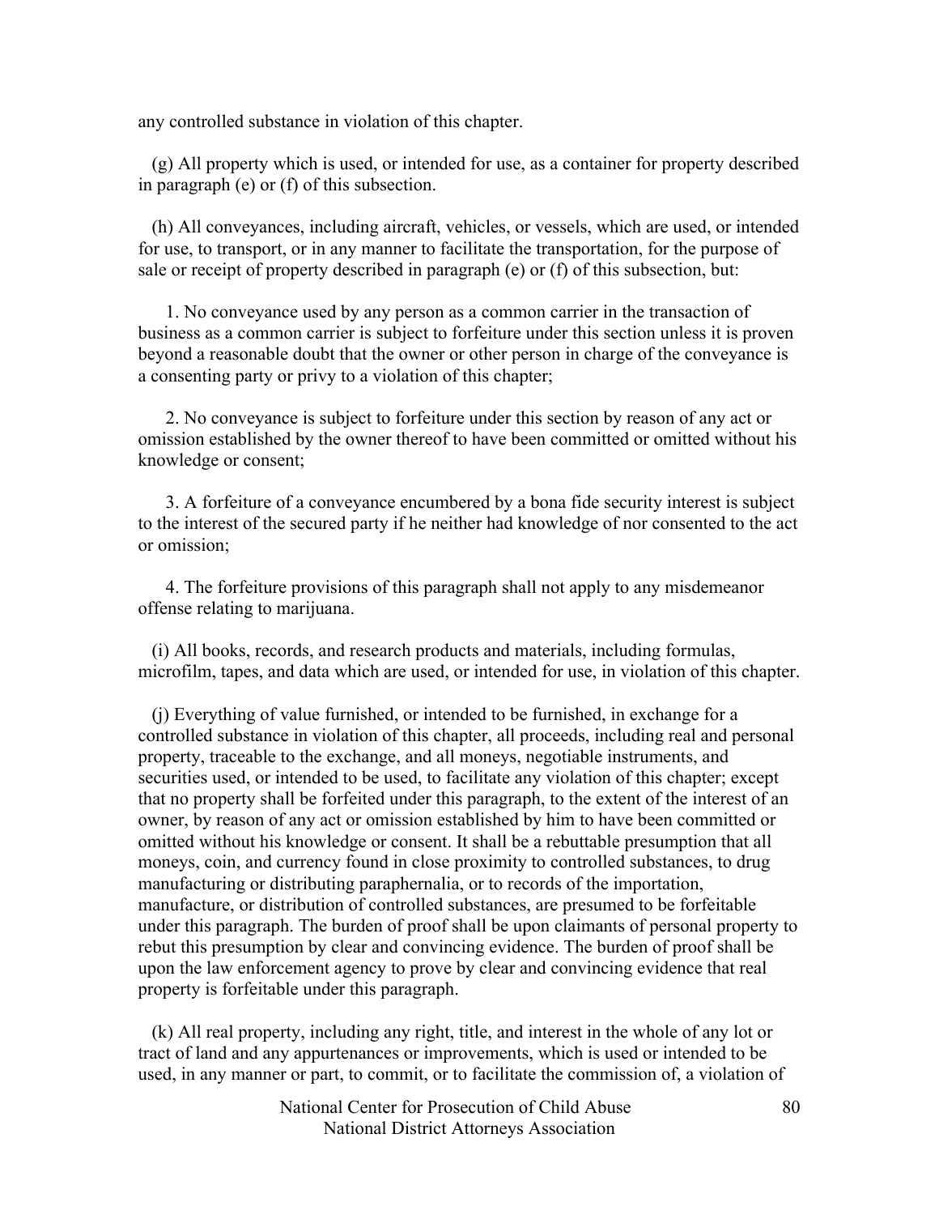any controlled substance in violation of this chapter.

(g) All property which is used, or intended for use, as a container for property described in paragraph (e) or (f) of this subsection.

(h) All conveyances, including aircraft, vehicles, or vessels, which are used, or intended for use, to transport, or in any manner to facilitate the transportation, for the purpose of sale or receipt of property described in paragraph (e) or (f) of this subsection, but:

1. No conveyance used by any person as a common carrier in the transaction of business as a common carrier is subject to forfeiture under this section unless it is proven beyond a reasonable doubt that the owner or other person in charge of the conveyance is a consenting party or privy to a violation of this chapter;

2. No conveyance is subject to forfeiture under this section by reason of any act or omission established by the owner thereof to have been committed or omitted without his knowledge or consent;

3. A forfeiture of a conveyance encumbered by a bona fide security interest is subject to the interest of the secured party if he neither had knowledge of nor consented to the act or omission;

4. The forfeiture provisions of this paragraph shall not apply to any misdemeanor offense relating to marijuana.

(i) All books, records, and research products and materials, including formulas, microfilm, tapes, and data which are used, or intended for use, in violation of this chapter.

(j) Everything of value furnished, or intended to be furnished, in exchange for a controlled substance in violation of this chapter, all proceeds, including real and personal property, traceable to the exchange, and all moneys, negotiable instruments, and securities used, or intended to be used, to facilitate any violation of this chapter; except that no property shall be forfeited under this paragraph, to the extent of the interest of an owner, by reason of any act or omission established by him to have been committed or omitted without his knowledge or consent. It shall be a rebuttable presumption that all moneys, coin, and currency found in close proximity to controlled substances, to drug manufacturing or distributing paraphernalia, or to records of the importation, manufacture, or distribution of controlled substances, are presumed to be forfeitable under this paragraph. The burden of proof shall be upon claimants of personal property to rebut this presumption by clear and convincing evidence. The burden of proof shall be upon the law enforcement agency to prove by clear and convincing evidence that real property is forfeitable under this paragraph.

(k) All real property, including any right, title, and interest in the whole of any lot or tract of land and any appurtenances or improvements, which is used or intended to be used, in any manner or part, to commit, or to facilitate the commission of, a violation of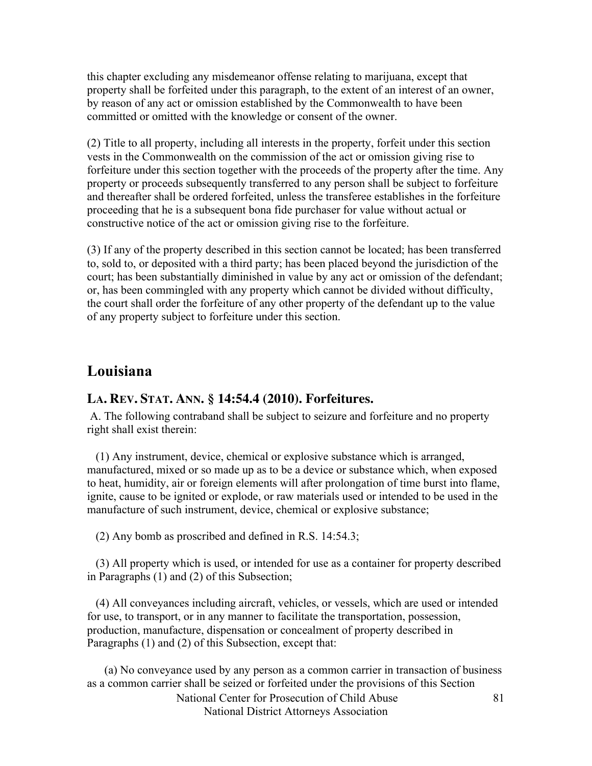this chapter excluding any misdemeanor offense relating to marijuana, except that property shall be forfeited under this paragraph, to the extent of an interest of an owner, by reason of any act or omission established by the Commonwealth to have been committed or omitted with the knowledge or consent of the owner.

(2) Title to all property, including all interests in the property, forfeit under this section vests in the Commonwealth on the commission of the act or omission giving rise to forfeiture under this section together with the proceeds of the property after the time. Any property or proceeds subsequently transferred to any person shall be subject to forfeiture and thereafter shall be ordered forfeited, unless the transferee establishes in the forfeiture proceeding that he is a subsequent bona fide purchaser for value without actual or constructive notice of the act or omission giving rise to the forfeiture.

(3) If any of the property described in this section cannot be located; has been transferred to, sold to, or deposited with a third party; has been placed beyond the jurisdiction of the court; has been substantially diminished in value by any act or omission of the defendant; or, has been commingled with any property which cannot be divided without difficulty, the court shall order the forfeiture of any other property of the defendant up to the value of any property subject to forfeiture under this section.

## Louisiana

### LA. REV. STAT. ANN. § 14:54.4 (2010). Forfeitures.

A. The following contraband shall be subject to seizure and forfeiture and no property right shall exist therein:

(1) Any instrument, device, chemical or explosive substance which is arranged, manufactured, mixed or so made up as to be a device or substance which, when exposed to heat, humidity, air or foreign elements will after prolongation of time burst into flame, ignite, cause to be ignited or explode, or raw materials used or intended to be used in the manufacture of such instrument, device, chemical or explosive substance;

(2) Any bomb as proscribed and defined in R.S. 14:54.3;

(3) All property which is used, or intended for use as a container for property described in Paragraphs (1) and (2) of this Subsection;

(4) All conveyances including aircraft, vehicles, or vessels, which are used or intended for use, to transport, or in any manner to facilitate the transportation, possession, production, manufacture, dispensation or concealment of property described in Paragraphs (1) and (2) of this Subsection, except that:

(a) No conveyance used by any person as a common carrier in transaction of business as a common carrier shall be seized or forfeited under the provisions of this Section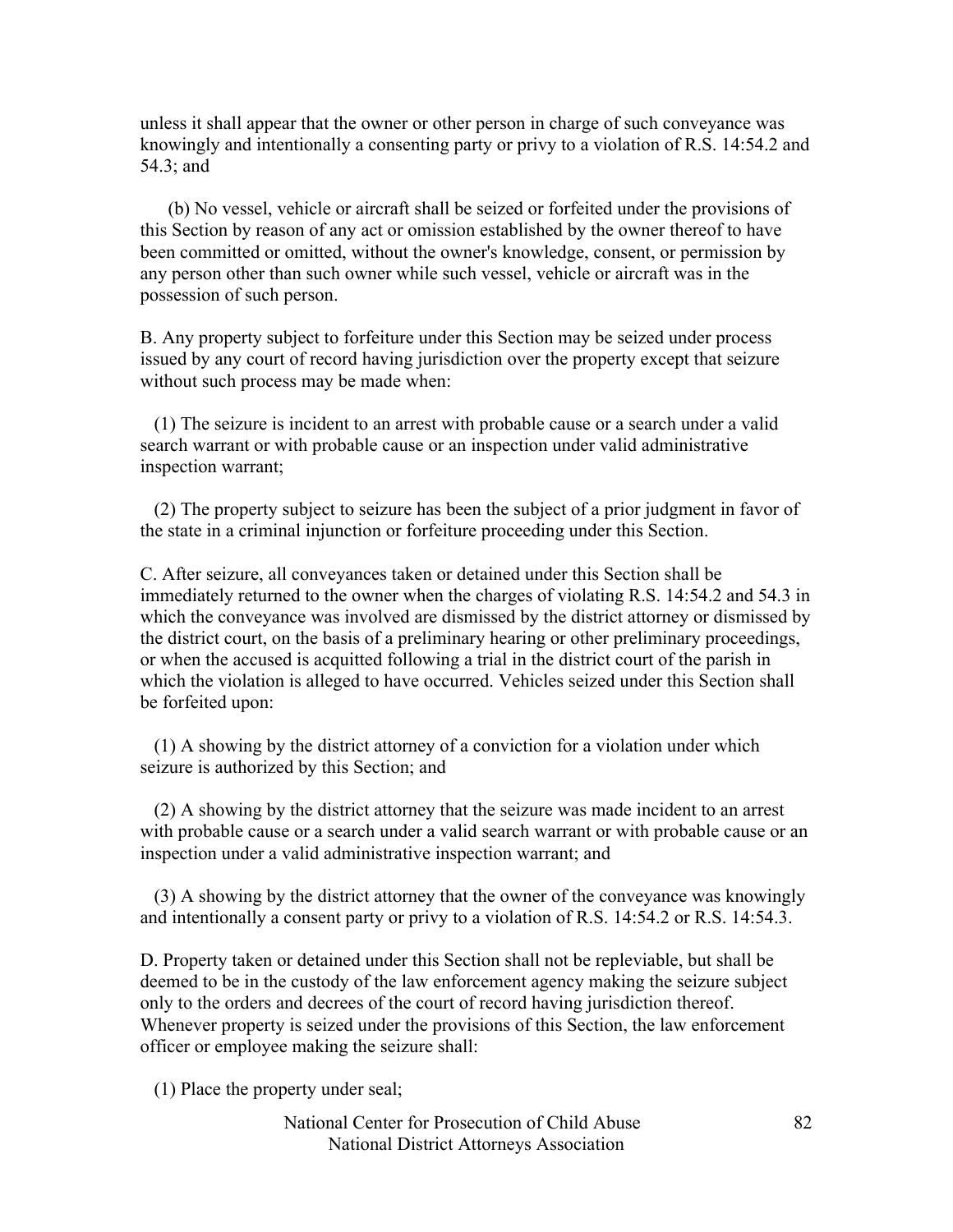unless it shall appear that the owner or other person in charge of such conveyance was knowingly and intentionally a consenting party or privy to a violation of R.S. 14:54.2 and 54.3; and

(b) No vessel, vehicle or aircraft shall be seized or forfeited under the provisions of this Section by reason of any act or omission established by the owner thereof to have been committed or omitted, without the owner's knowledge, consent, or permission by any person other than such owner while such vessel, vehicle or aircraft was in the possession of such person.

B. Any property subject to forfeiture under this Section may be seized under process issued by any court of record having jurisdiction over the property except that seizure without such process may be made when:

(1) The seizure is incident to an arrest with probable cause or a search under a valid search warrant or with probable cause or an inspection under valid administrative inspection warrant;

(2) The property subject to seizure has been the subject of a prior judgment in favor of the state in a criminal injunction or forfeiture proceeding under this Section.

C. After seizure, all conveyances taken or detained under this Section shall be immediately returned to the owner when the charges of violating R.S. 14:54.2 and 54.3 in which the conveyance was involved are dismissed by the district attorney or dismissed by the district court, on the basis of a preliminary hearing or other preliminary proceedings, or when the accused is acquitted following a trial in the district court of the parish in which the violation is alleged to have occurred. Vehicles seized under this Section shall be forfeited upon:

(1) A showing by the district attorney of a conviction for a violation under which seizure is authorized by this Section; and

(2) A showing by the district attorney that the seizure was made incident to an arrest with probable cause or a search under a valid search warrant or with probable cause or an inspection under a valid administrative inspection warrant; and

(3) A showing by the district attorney that the owner of the conveyance was knowingly and intentionally a consent party or privy to a violation of R.S. 14:54.2 or R.S. 14:54.3.

D. Property taken or detained under this Section shall not be repleviable, but shall be deemed to be in the custody of the law enforcement agency making the seizure subject only to the orders and decrees of the court of record having jurisdiction thereof. Whenever property is seized under the provisions of this Section, the law enforcement officer or employee making the seizure shall:

(1) Place the property under seal;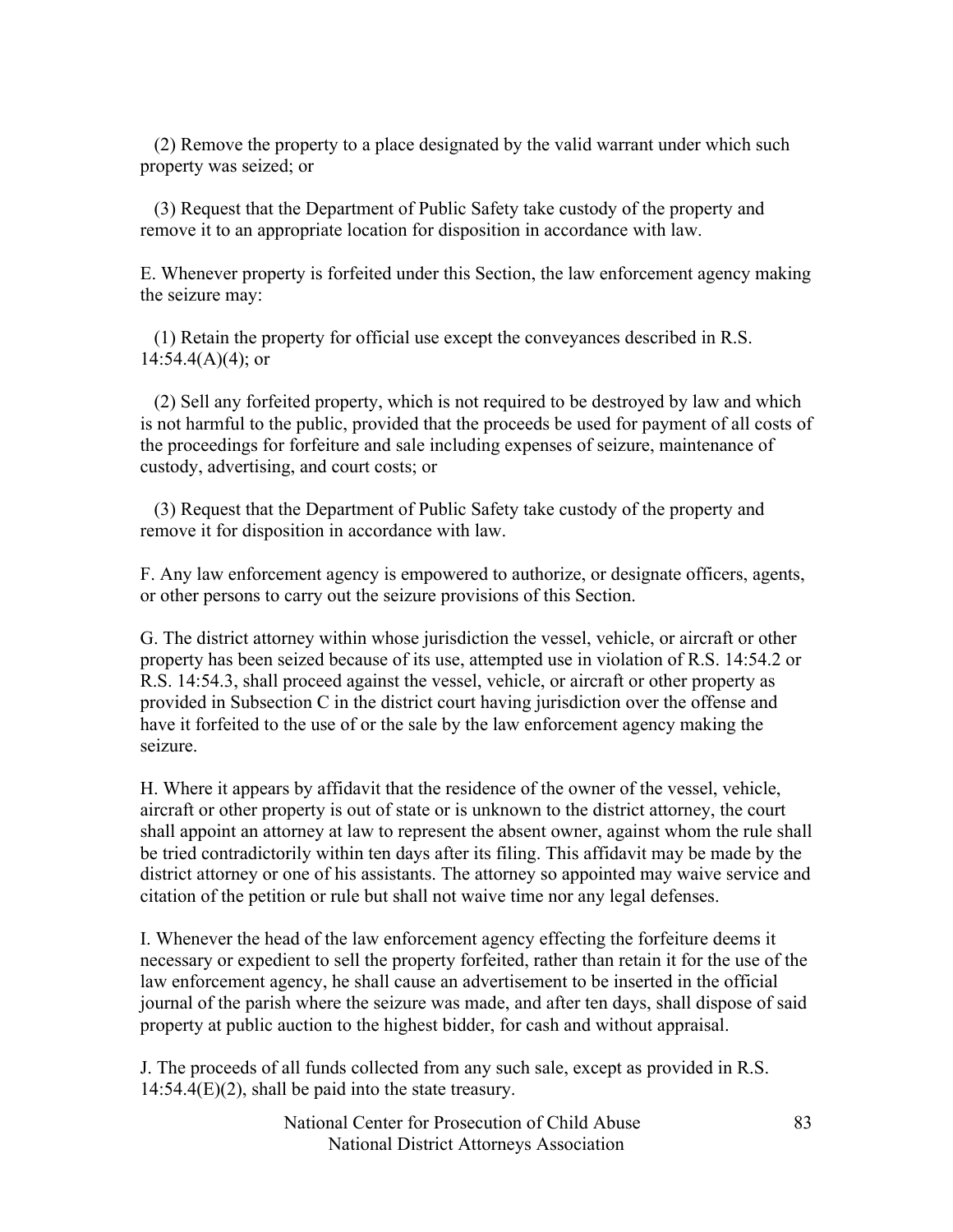(2) Remove the property to a place designated by the valid warrant under which such property was seized; or

(3) Request that the Department of Public Safety take custody of the property and remove it to an appropriate location for disposition in accordance with law.

E. Whenever property is forfeited under this Section, the law enforcement agency making the seizure may:

(1) Retain the property for official use except the conveyances described in R.S. 14:54.4(A)(4); or

(2) Sell any forfeited property, which is not required to be destroyed by law and which is not harmful to the public, provided that the proceeds be used for payment of all costs of the proceedings for forfeiture and sale including expenses of seizure, maintenance of custody, advertising, and court costs; or

(3) Request that the Department of Public Safety take custody of the property and remove it for disposition in accordance with law.

F. Any law enforcement agency is empowered to authorize, or designate officers, agents, or other persons to carry out the seizure provisions of this Section.

G. The district attorney within whose jurisdiction the vessel, vehicle, or aircraft or other property has been seized because of its use, attempted use in violation of R.S. 14:54.2 or R.S. 14:54.3, shall proceed against the vessel, vehicle, or aircraft or other property as provided in Subsection C in the district court having jurisdiction over the offense and have it forfeited to the use of or the sale by the law enforcement agency making the seizure.

H. Where it appears by affidavit that the residence of the owner of the vessel, vehicle, aircraft or other property is out of state or is unknown to the district attorney, the court shall appoint an attorney at law to represent the absent owner, against whom the rule shall be tried contradictorily within ten days after its filing. This affidavit may be made by the district attorney or one of his assistants. The attorney so appointed may waive service and citation of the petition or rule but shall not waive time nor any legal defenses.

I. Whenever the head of the law enforcement agency effecting the forfeiture deems it necessary or expedient to sell the property forfeited, rather than retain it for the use of the law enforcement agency, he shall cause an advertisement to be inserted in the official journal of the parish where the seizure was made, and after ten days, shall dispose of said property at public auction to the highest bidder, for cash and without appraisal.

J. The proceeds of all funds collected from any such sale, except as provided in R.S. 14:54.4(E)(2), shall be paid into the state treasury.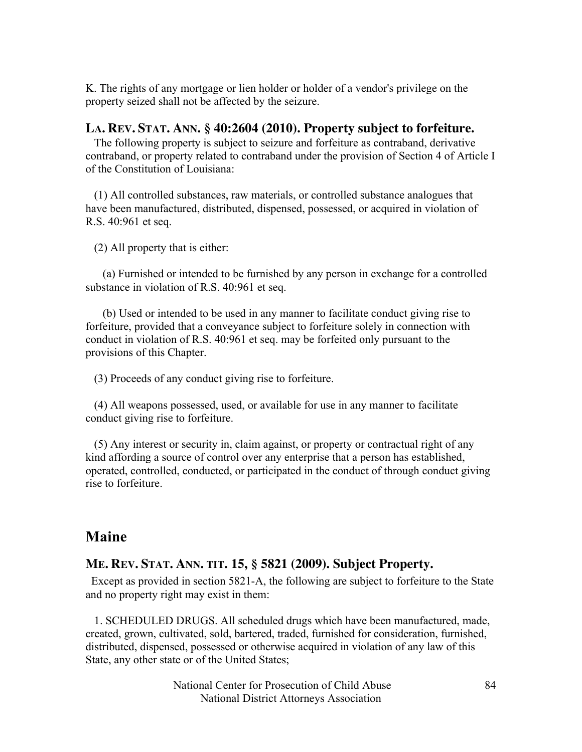K. The rights of any mortgage or lien holder or holder of a vendor's privilege on the property seized shall not be affected by the seizure.

### LA. REV. STAT. ANN. § 40:2604 (2010). Property subject to forfeiture.

The following property is subject to seizure and forfeiture as contraband, derivative contraband, or property related to contraband under the provision of Section 4 of Article I of the Constitution of Louisiana:

(1) All controlled substances, raw materials, or controlled substance analogues that have been manufactured, distributed, dispensed, possessed, or acquired in violation of R.S. 40:961 et seq.

(2) All property that is either:

(a) Furnished or intended to be furnished by any person in exchange for a controlled substance in violation of R.S. 40:961 et seq.

(b) Used or intended to be used in any manner to facilitate conduct giving rise to forfeiture, provided that a conveyance subject to forfeiture solely in connection with conduct in violation of R.S. 40:961 et seq. may be forfeited only pursuant to the provisions of this Chapter.

(3) Proceeds of any conduct giving rise to forfeiture.

(4) All weapons possessed, used, or available for use in any manner to facilitate conduct giving rise to forfeiture.

(5) Any interest or security in, claim against, or property or contractual right of any kind affording a source of control over any enterprise that a person has established, operated, controlled, conducted, or participated in the conduct of through conduct giving rise to forfeiture.

## Maine

### ME. REV. STAT. ANN. TIT. 15, § 5821 (2009). Subject Property.

Except as provided in section 5821-A, the following are subject to forfeiture to the State and no property right may exist in them:

1. SCHEDULED DRUGS. All scheduled drugs which have been manufactured, made, created, grown, cultivated, sold, bartered, traded, furnished for consideration, furnished, distributed, dispensed, possessed or otherwise acquired in violation of any law of this State, any other state or of the United States;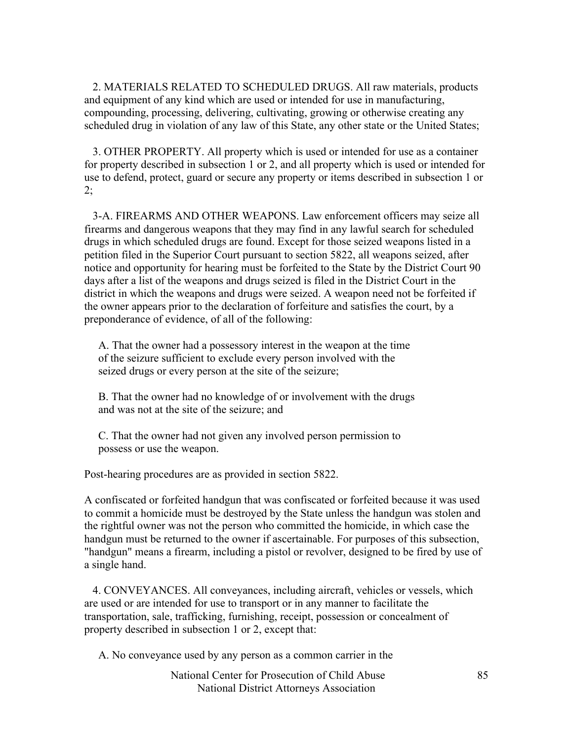2. MATERIALS RELATED TO SCHEDULED DRUGS. All raw materials, products and equipment of any kind which are used or intended for use in manufacturing, compounding, processing, delivering, cultivating, growing or otherwise creating any scheduled drug in violation of any law of this State, any other state or the United States;

3. OTHER PROPERTY. All property which is used or intended for use as a container for property described in subsection 1 or 2, and all property which is used or intended for use to defend, protect, guard or secure any property or items described in subsection 1 or 2;

3-A. FIREARMS AND OTHER WEAPONS. Law enforcement officers may seize all firearms and dangerous weapons that they may find in any lawful search for scheduled drugs in which scheduled drugs are found. Except for those seized weapons listed in a petition filed in the Superior Court pursuant to section 5822, all weapons seized, after notice and opportunity for hearing must be forfeited to the State by the District Court 90 days after a list of the weapons and drugs seized is filed in the District Court in the district in which the weapons and drugs were seized. A weapon need not be forfeited if the owner appears prior to the declaration of forfeiture and satisfies the court, by a preponderance of evidence, of all of the following:

A. That the owner had a possessory interest in the weapon at the time of the seizure sufficient to exclude every person involved with the seized drugs or every person at the site of the seizure;

B. That the owner had no knowledge of or involvement with the drugs and was not at the site of the seizure; and

C. That the owner had not given any involved person permission to possess or use the weapon.

Post-hearing procedures are as provided in section 5822.

A confiscated or forfeited handgun that was confiscated or forfeited because it was used to commit a homicide must be destroyed by the State unless the handgun was stolen and the rightful owner was not the person who committed the homicide, in which case the handgun must be returned to the owner if ascertainable. For purposes of this subsection, "handgun" means a firearm, including a pistol or revolver, designed to be fired by use of a single hand.

4. CONVEYANCES. All conveyances, including aircraft, vehicles or vessels, which are used or are intended for use to transport or in any manner to facilitate the transportation, sale, trafficking, furnishing, receipt, possession or concealment of property described in subsection 1 or 2, except that:

A. No conveyance used by any person as a common carrier in the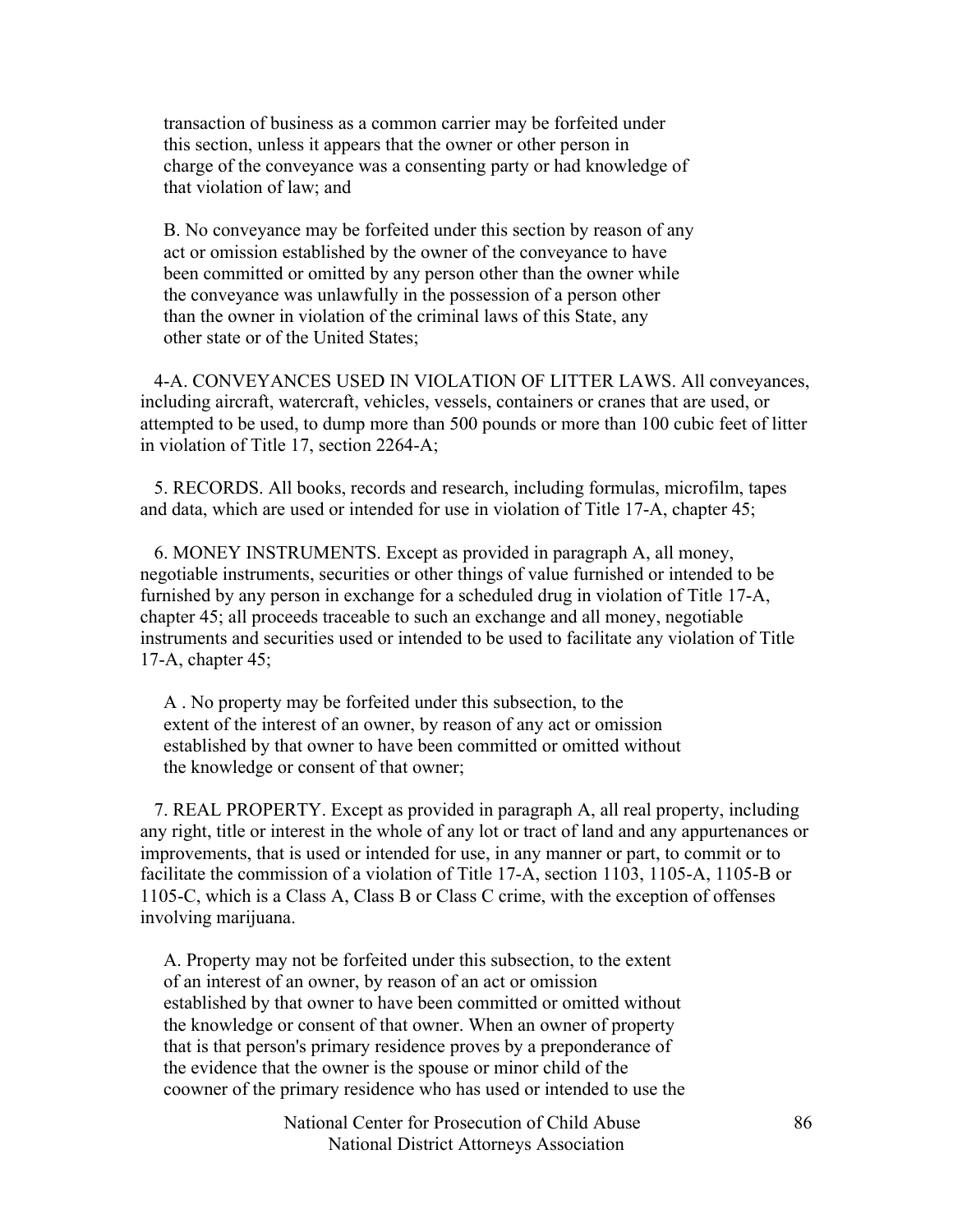transaction of business as a common carrier may be forfeited under this section, unless it appears that the owner or other person in charge of the conveyance was a consenting party or had knowledge of that violation of law; and

B. No conveyance may be forfeited under this section by reason of any act or omission established by the owner of the conveyance to have been committed or omitted by any person other than the owner while the conveyance was unlawfully in the possession of a person other than the owner in violation of the criminal laws of this State, any other state or of the United States;

4-A. CONVEYANCES USED IN VIOLATION OF LITTER LAWS. All conveyances, including aircraft, watercraft, vehicles, vessels, containers or cranes that are used, or attempted to be used, to dump more than 500 pounds or more than 100 cubic feet of litter in violation of Title 17, section 2264-A;

5. RECORDS. All books, records and research, including formulas, microfilm, tapes and data, which are used or intended for use in violation of Title 17-A, chapter 45;

6. MONEY INSTRUMENTS. Except as provided in paragraph A, all money, negotiable instruments, securities or other things of value furnished or intended to be furnished by any person in exchange for a scheduled drug in violation of Title 17-A, chapter 45; all proceeds traceable to such an exchange and all money, negotiable instruments and securities used or intended to be used to facilitate any violation of Title 17-A, chapter 45;

A . No property may be forfeited under this subsection, to the extent of the interest of an owner, by reason of any act or omission established by that owner to have been committed or omitted without the knowledge or consent of that owner;

7. REAL PROPERTY. Except as provided in paragraph A, all real property, including any right, title or interest in the whole of any lot or tract of land and any appurtenances or improvements, that is used or intended for use, in any manner or part, to commit or to facilitate the commission of a violation of Title 17-A, section 1103, 1105-A, 1105-B or 1105-C, which is a Class A, Class B or Class C crime, with the exception of offenses involving marijuana.

A. Property may not be forfeited under this subsection, to the extent of an interest of an owner, by reason of an act or omission established by that owner to have been committed or omitted without the knowledge or consent of that owner. When an owner of property that is that person's primary residence proves by a preponderance of the evidence that the owner is the spouse or minor child of the coowner of the primary residence who has used or intended to use the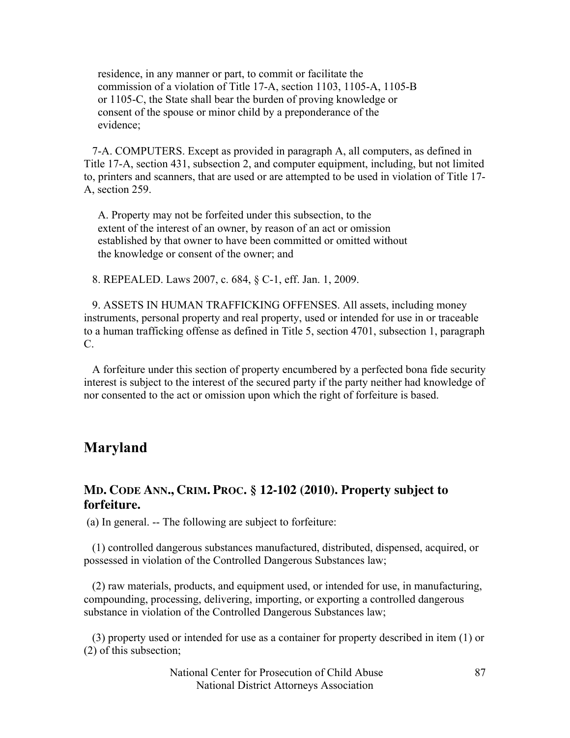residence, in any manner or part, to commit or facilitate the commission of a violation of Title 17-A, section 1103, 1105-A, 1105-B or 1105-C, the State shall bear the burden of proving knowledge or consent of the spouse or minor child by a preponderance of the evidence;

7-A. COMPUTERS. Except as provided in paragraph A, all computers, as defined in Title 17-A, section 431, subsection 2, and computer equipment, including, but not limited to, printers and scanners, that are used or are attempted to be used in violation of Title 17-A, section 259.

A. Property may not be forfeited under this subsection, to the extent of the interest of an owner, by reason of an act or omission established by that owner to have been committed or omitted without the knowledge or consent of the owner; and

8. REPEALED. Laws 2007, c. 684, § C-1, eff. Jan. 1, 2009.

9. ASSETS IN HUMAN TRAFFICKING OFFENSES. All assets, including money instruments, personal property and real property, used or intended for use in or traceable to a human trafficking offense as defined in Title 5, section 4701, subsection 1, paragraph C.

A forfeiture under this section of property encumbered by a perfected bona fide security interest is subject to the interest of the secured party if the party neither had knowledge of nor consented to the act or omission upon which the right of forfeiture is based.

## Maryland

### MD. CODE ANN., CRIM. PROC. § 12-102 (2010). Property subject to forfeiture.

(a) In general. -- The following are subject to forfeiture:

(1) controlled dangerous substances manufactured, distributed, dispensed, acquired, or possessed in violation of the Controlled Dangerous Substances law;

(2) raw materials, products, and equipment used, or intended for use, in manufacturing, compounding, processing, delivering, importing, or exporting a controlled dangerous substance in violation of the Controlled Dangerous Substances law;

(3) property used or intended for use as a container for property described in item (1) or (2) of this subsection;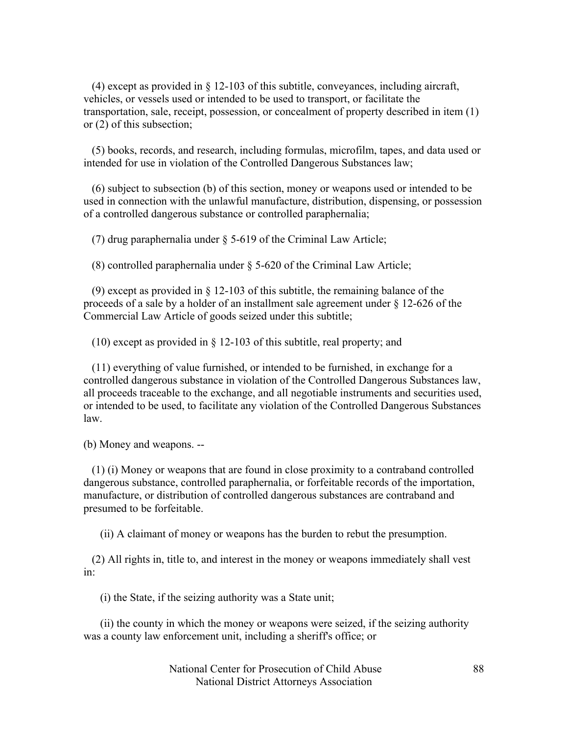(4) except as provided in § 12-103 of this subtitle, conveyances, including aircraft, vehicles, or vessels used or intended to be used to transport, or facilitate the transportation, sale, receipt, possession, or concealment of property described in item (1) or (2) of this subsection;

(5) books, records, and research, including formulas, microfilm, tapes, and data used or intended for use in violation of the Controlled Dangerous Substances law;

(6) subject to subsection (b) of this section, money or weapons used or intended to be used in connection with the unlawful manufacture, distribution, dispensing, or possession of a controlled dangerous substance or controlled paraphernalia;

(7) drug paraphernalia under § 5-619 of the Criminal Law Article;

(8) controlled paraphernalia under § 5-620 of the Criminal Law Article;

(9) except as provided in § 12-103 of this subtitle, the remaining balance of the proceeds of a sale by a holder of an installment sale agreement under § 12-626 of the Commercial Law Article of goods seized under this subtitle;

(10) except as provided in § 12-103 of this subtitle, real property; and

(11) everything of value furnished, or intended to be furnished, in exchange for a controlled dangerous substance in violation of the Controlled Dangerous Substances law, all proceeds traceable to the exchange, and all negotiable instruments and securities used, or intended to be used, to facilitate any violation of the Controlled Dangerous Substances law.

(b) Money and weapons. --

(1) (i) Money or weapons that are found in close proximity to a contraband controlled dangerous substance, controlled paraphernalia, or forfeitable records of the importation, manufacture, or distribution of controlled dangerous substances are contraband and presumed to be forfeitable.

(ii) A claimant of money or weapons has the burden to rebut the presumption.

(2) All rights in, title to, and interest in the money or weapons immediately shall vest in:

(i) the State, if the seizing authority was a State unit;

(ii) the county in which the money or weapons were seized, if the seizing authority was a county law enforcement unit, including a sheriff's office; or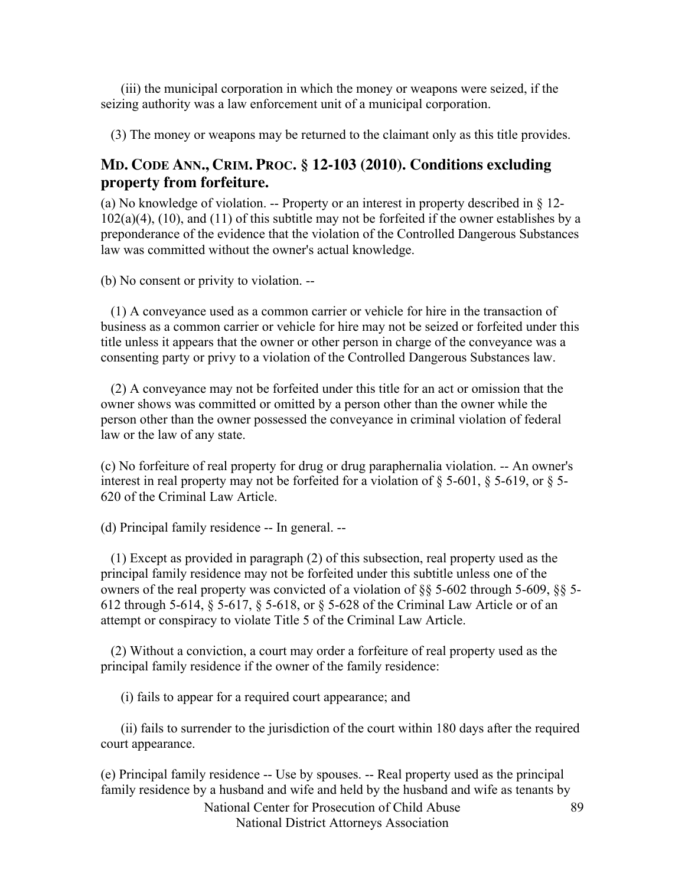(iii) the municipal corporation in which the money or weapons were seized, if the seizing authority was a law enforcement unit of a municipal corporation.

(3) The money or weapons may be returned to the claimant only as this title provides.

## MD. CODE ANN., CRIM. PROC. § 12-103 (2010). Conditions excluding property from forfeiture.

(a) No knowledge of violation. -- Property or an interest in property described in § 12-102(a)(4), (10), and (11) of this subtitle may not be forfeited if the owner establishes by a preponderance of the evidence that the violation of the Controlled Dangerous Substances law was committed without the owner's actual knowledge.

(b) No consent or privity to violation. --

(1) A conveyance used as a common carrier or vehicle for hire in the transaction of business as a common carrier or vehicle for hire may not be seized or forfeited under this title unless it appears that the owner or other person in charge of the conveyance was a consenting party or privy to a violation of the Controlled Dangerous Substances law.

(2) A conveyance may not be forfeited under this title for an act or omission that the owner shows was committed or omitted by a person other than the owner while the person other than the owner possessed the conveyance in criminal violation of federal law or the law of any state.

(c) No forfeiture of real property for drug or drug paraphernalia violation. -- An owner's interest in real property may not be forfeited for a violation of § 5-601, § 5-619, or § 5-620 of the Criminal Law Article.

(d) Principal family residence -- In general. --

(1) Except as provided in paragraph (2) of this subsection, real property used as the principal family residence may not be forfeited under this subtitle unless one of the owners of the real property was convicted of a violation of §§ 5-602 through 5-609, §§ 5-612 through 5-614, § 5-617, § 5-618, or § 5-628 of the Criminal Law Article or of an attempt or conspiracy to violate Title 5 of the Criminal Law Article.

(2) Without a conviction, a court may order a forfeiture of real property used as the principal family residence if the owner of the family residence:

(i) fails to appear for a required court appearance; and

(ii) fails to surrender to the jurisdiction of the court within 180 days after the required court appearance.

(e) Principal family residence -- Use by spouses. -- Real property used as the principal family residence by a husband and wife and held by the husband and wife as tenants by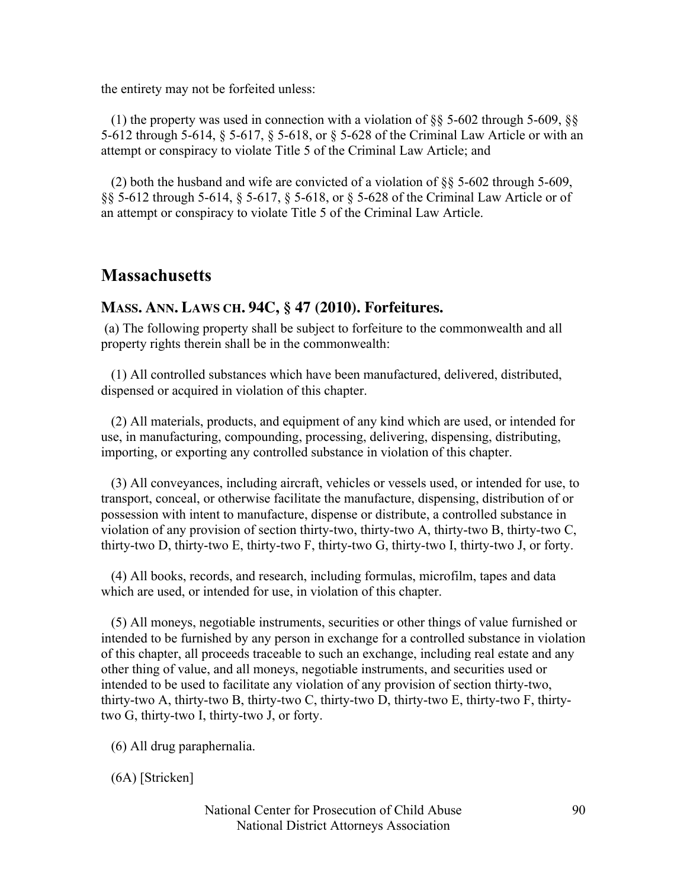the entirety may not be forfeited unless:

(1) the property was used in connection with a violation of §§ 5-602 through 5-609, §§ 5-612 through 5-614, § 5-617, § 5-618, or § 5-628 of the Criminal Law Article or with an attempt or conspiracy to violate Title 5 of the Criminal Law Article; and

(2) both the husband and wife are convicted of a violation of §§ 5-602 through 5-609, §§ 5-612 through 5-614, § 5-617, § 5-618, or § 5-628 of the Criminal Law Article or of an attempt or conspiracy to violate Title 5 of the Criminal Law Article.

## Massachusetts

### MASS. ANN. LAWS CH. 94C, § 47 (2010). Forfeitures.

(a) The following property shall be subject to forfeiture to the commonwealth and all property rights therein shall be in the commonwealth:

(1) All controlled substances which have been manufactured, delivered, distributed, dispensed or acquired in violation of this chapter.

(2) All materials, products, and equipment of any kind which are used, or intended for use, in manufacturing, compounding, processing, delivering, dispensing, distributing, importing, or exporting any controlled substance in violation of this chapter.

(3) All conveyances, including aircraft, vehicles or vessels used, or intended for use, to transport, conceal, or otherwise facilitate the manufacture, dispensing, distribution of or possession with intent to manufacture, dispense or distribute, a controlled substance in violation of any provision of section thirty-two, thirty-two A, thirty-two B, thirty-two C, thirty-two D, thirty-two E, thirty-two F, thirty-two G, thirty-two I, thirty-two J, or forty.

(4) All books, records, and research, including formulas, microfilm, tapes and data which are used, or intended for use, in violation of this chapter.

(5) All moneys, negotiable instruments, securities or other things of value furnished or intended to be furnished by any person in exchange for a controlled substance in violation of this chapter, all proceeds traceable to such an exchange, including real estate and any other thing of value, and all moneys, negotiable instruments, and securities used or intended to be used to facilitate any violation of any provision of section thirty-two, thirty-two A, thirty-two B, thirty-two C, thirty-two D, thirty-two E, thirty-two F, thirty-two G, thirty-two I, thirty-two J, or forty.

(6) All drug paraphernalia.

(6A) [Stricken]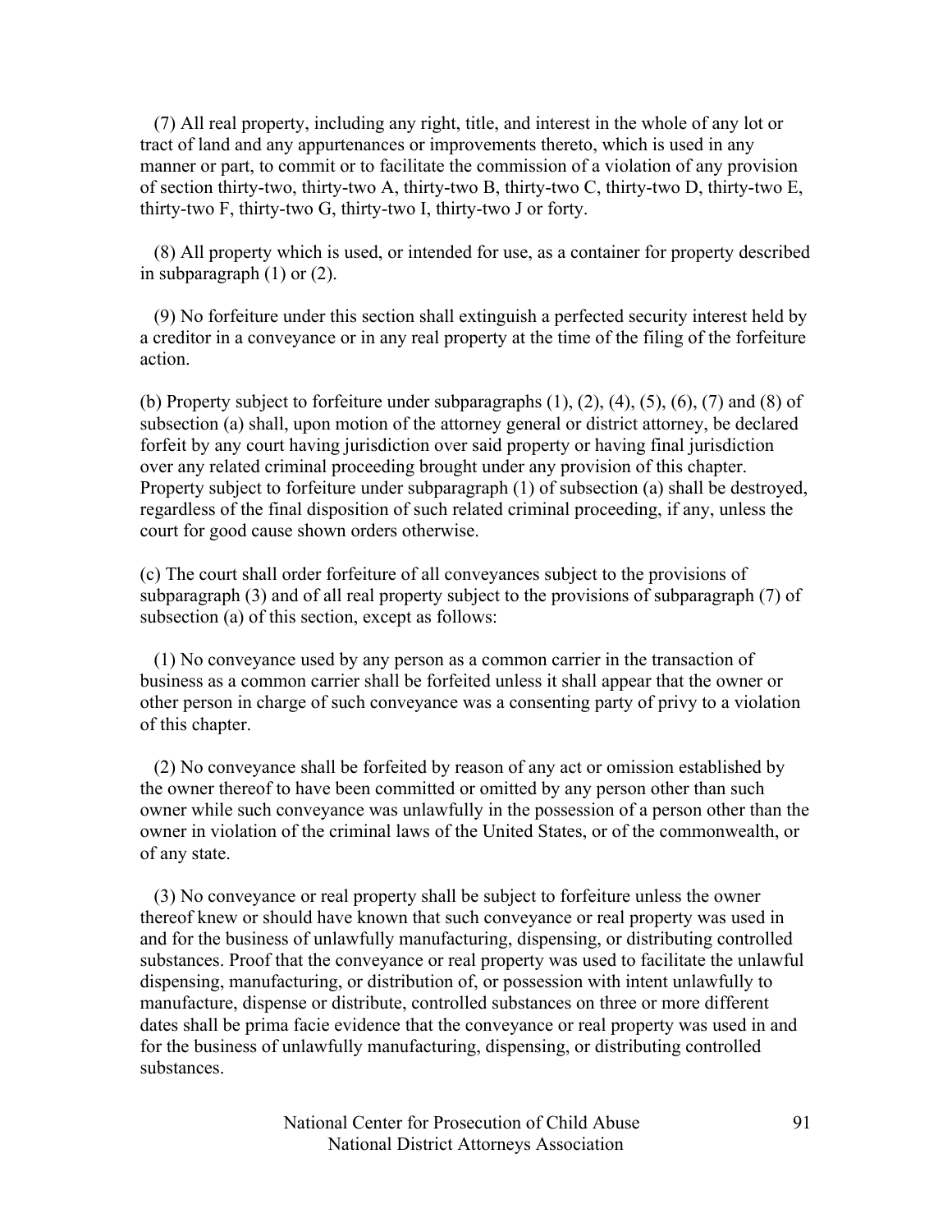(7) All real property, including any right, title, and interest in the whole of any lot or tract of land and any appurtenances or improvements thereto, which is used in any manner or part, to commit or to facilitate the commission of a violation of any provision of section thirty-two, thirty-two A, thirty-two B, thirty-two C, thirty-two D, thirty-two E, thirty-two F, thirty-two G, thirty-two I, thirty-two J or forty.

(8) All property which is used, or intended for use, as a container for property described in subparagraph (1) or (2).

(9) No forfeiture under this section shall extinguish a perfected security interest held by a creditor in a conveyance or in any real property at the time of the filing of the forfeiture action.

(b) Property subject to forfeiture under subparagraphs (1), (2), (4), (5), (6), (7) and (8) of subsection (a) shall, upon motion of the attorney general or district attorney, be declared forfeit by any court having jurisdiction over said property or having final jurisdiction over any related criminal proceeding brought under any provision of this chapter. Property subject to forfeiture under subparagraph (1) of subsection (a) shall be destroyed, regardless of the final disposition of such related criminal proceeding, if any, unless the court for good cause shown orders otherwise.

(c) The court shall order forfeiture of all conveyances subject to the provisions of subparagraph (3) and of all real property subject to the provisions of subparagraph (7) of subsection (a) of this section, except as follows:

(1) No conveyance used by any person as a common carrier in the transaction of business as a common carrier shall be forfeited unless it shall appear that the owner or other person in charge of such conveyance was a consenting party of privy to a violation of this chapter.

(2) No conveyance shall be forfeited by reason of any act or omission established by the owner thereof to have been committed or omitted by any person other than such owner while such conveyance was unlawfully in the possession of a person other than the owner in violation of the criminal laws of the United States, or of the commonwealth, or of any state.

(3) No conveyance or real property shall be subject to forfeiture unless the owner thereof knew or should have known that such conveyance or real property was used in and for the business of unlawfully manufacturing, dispensing, or distributing controlled substances. Proof that the conveyance or real property was used to facilitate the unlawful dispensing, manufacturing, or distribution of, or possession with intent unlawfully to manufacture, dispense or distribute, controlled substances on three or more different dates shall be prima facie evidence that the conveyance or real property was used in and for the business of unlawfully manufacturing, dispensing, or distributing controlled substances.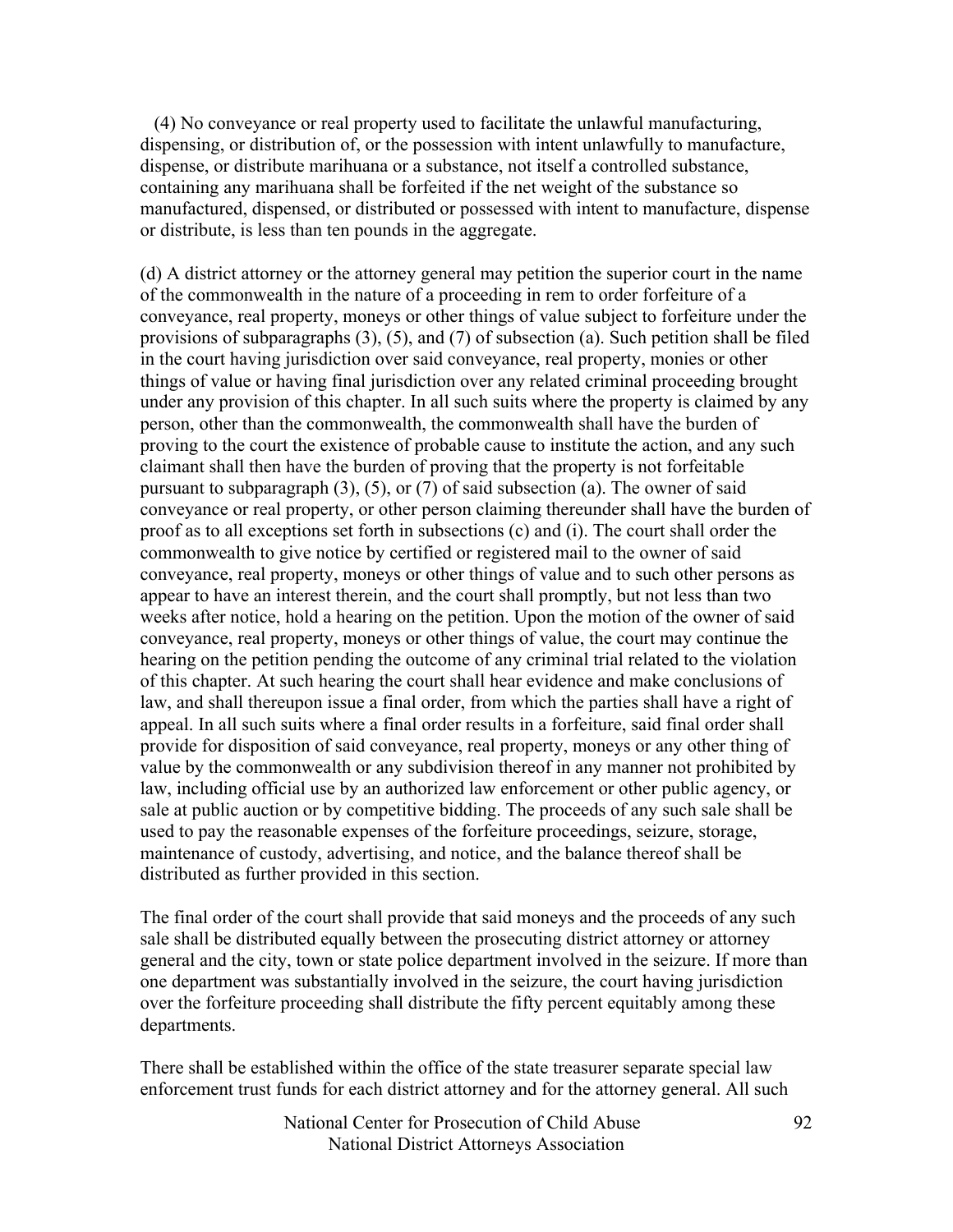(4) No conveyance or real property used to facilitate the unlawful manufacturing, dispensing, or distribution of, or the possession with intent unlawfully to manufacture, dispense, or distribute marihuana or a substance, not itself a controlled substance, containing any marihuana shall be forfeited if the net weight of the substance so manufactured, dispensed, or distributed or possessed with intent to manufacture, dispense or distribute, is less than ten pounds in the aggregate.

(d) A district attorney or the attorney general may petition the superior court in the name of the commonwealth in the nature of a proceeding in rem to order forfeiture of a conveyance, real property, moneys or other things of value subject to forfeiture under the provisions of subparagraphs (3), (5), and (7) of subsection (a). Such petition shall be filed in the court having jurisdiction over said conveyance, real property, monies or other things of value or having final jurisdiction over any related criminal proceeding brought under any provision of this chapter. In all such suits where the property is claimed by any person, other than the commonwealth, the commonwealth shall have the burden of proving to the court the existence of probable cause to institute the action, and any such claimant shall then have the burden of proving that the property is not forfeitable pursuant to subparagraph (3), (5), or (7) of said subsection (a). The owner of said conveyance or real property, or other person claiming thereunder shall have the burden of proof as to all exceptions set forth in subsections (c) and (i). The court shall order the commonwealth to give notice by certified or registered mail to the owner of said conveyance, real property, moneys or other things of value and to such other persons as appear to have an interest therein, and the court shall promptly, but not less than two weeks after notice, hold a hearing on the petition. Upon the motion of the owner of said conveyance, real property, moneys or other things of value, the court may continue the hearing on the petition pending the outcome of any criminal trial related to the violation of this chapter. At such hearing the court shall hear evidence and make conclusions of law, and shall thereupon issue a final order, from which the parties shall have a right of appeal. In all such suits where a final order results in a forfeiture, said final order shall provide for disposition of said conveyance, real property, moneys or any other thing of value by the commonwealth or any subdivision thereof in any manner not prohibited by law, including official use by an authorized law enforcement or other public agency, or sale at public auction or by competitive bidding. The proceeds of any such sale shall be used to pay the reasonable expenses of the forfeiture proceedings, seizure, storage, maintenance of custody, advertising, and notice, and the balance thereof shall be distributed as further provided in this section.

The final order of the court shall provide that said moneys and the proceeds of any such sale shall be distributed equally between the prosecuting district attorney or attorney general and the city, town or state police department involved in the seizure. If more than one department was substantially involved in the seizure, the court having jurisdiction over the forfeiture proceeding shall distribute the fifty percent equitably among these departments.

There shall be established within the office of the state treasurer separate special law enforcement trust funds for each district attorney and for the attorney general. All such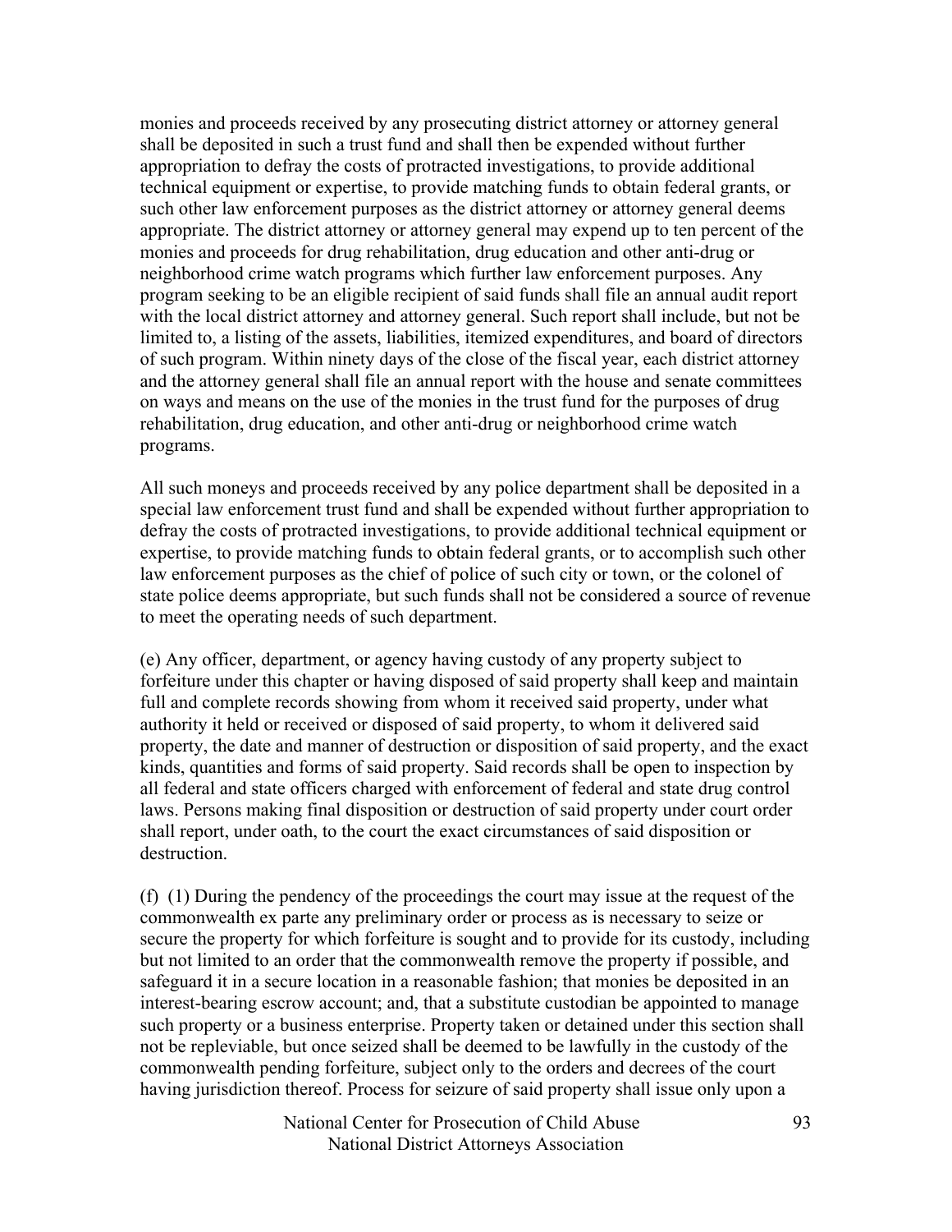monies and proceeds received by any prosecuting district attorney or attorney general shall be deposited in such a trust fund and shall then be expended without further appropriation to defray the costs of protracted investigations, to provide additional technical equipment or expertise, to provide matching funds to obtain federal grants, or such other law enforcement purposes as the district attorney or attorney general deems appropriate. The district attorney or attorney general may expend up to ten percent of the monies and proceeds for drug rehabilitation, drug education and other anti-drug or neighborhood crime watch programs which further law enforcement purposes. Any program seeking to be an eligible recipient of said funds shall file an annual audit report with the local district attorney and attorney general. Such report shall include, but not be limited to, a listing of the assets, liabilities, itemized expenditures, and board of directors of such program. Within ninety days of the close of the fiscal year, each district attorney and the attorney general shall file an annual report with the house and senate committees on ways and means on the use of the monies in the trust fund for the purposes of drug rehabilitation, drug education, and other anti-drug or neighborhood crime watch programs.

All such moneys and proceeds received by any police department shall be deposited in a special law enforcement trust fund and shall be expended without further appropriation to defray the costs of protracted investigations, to provide additional technical equipment or expertise, to provide matching funds to obtain federal grants, or to accomplish such other law enforcement purposes as the chief of police of such city or town, or the colonel of state police deems appropriate, but such funds shall not be considered a source of revenue to meet the operating needs of such department.

(e) Any officer, department, or agency having custody of any property subject to forfeiture under this chapter or having disposed of said property shall keep and maintain full and complete records showing from whom it received said property, under what authority it held or received or disposed of said property, to whom it delivered said property, the date and manner of destruction or disposition of said property, and the exact kinds, quantities and forms of said property. Said records shall be open to inspection by all federal and state officers charged with enforcement of federal and state drug control laws. Persons making final disposition or destruction of said property under court order shall report, under oath, to the court the exact circumstances of said disposition or destruction.

(f) (1) During the pendency of the proceedings the court may issue at the request of the commonwealth ex parte any preliminary order or process as is necessary to seize or secure the property for which forfeiture is sought and to provide for its custody, including but not limited to an order that the commonwealth remove the property if possible, and safeguard it in a secure location in a reasonable fashion; that monies be deposited in an interest-bearing escrow account; and, that a substitute custodian be appointed to manage such property or a business enterprise. Property taken or detained under this section shall not be repleviable, but once seized shall be deemed to be lawfully in the custody of the commonwealth pending forfeiture, subject only to the orders and decrees of the court having jurisdiction thereof. Process for seizure of said property shall issue only upon a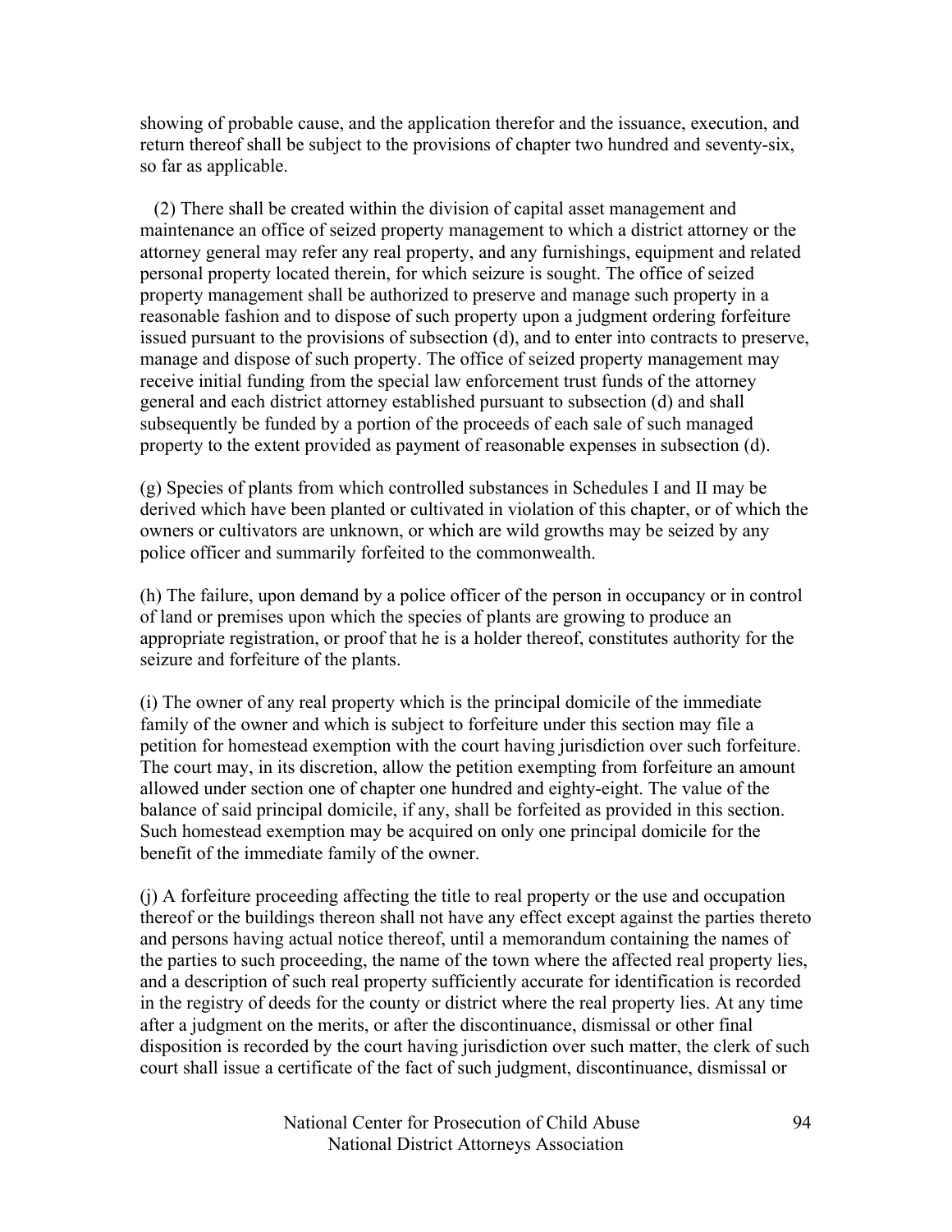showing of probable cause, and the application therefor and the issuance, execution, and return thereof shall be subject to the provisions of chapter two hundred and seventy-six, so far as applicable.

(2) There shall be created within the division of capital asset management and maintenance an office of seized property management to which a district attorney or the attorney general may refer any real property, and any furnishings, equipment and related personal property located therein, for which seizure is sought. The office of seized property management shall be authorized to preserve and manage such property in a reasonable fashion and to dispose of such property upon a judgment ordering forfeiture issued pursuant to the provisions of subsection (d), and to enter into contracts to preserve, manage and dispose of such property. The office of seized property management may receive initial funding from the special law enforcement trust funds of the attorney general and each district attorney established pursuant to subsection (d) and shall subsequently be funded by a portion of the proceeds of each sale of such managed property to the extent provided as payment of reasonable expenses in subsection (d).

(g) Species of plants from which controlled substances in Schedules I and II may be derived which have been planted or cultivated in violation of this chapter, or of which the owners or cultivators are unknown, or which are wild growths may be seized by any police officer and summarily forfeited to the commonwealth.

(h) The failure, upon demand by a police officer of the person in occupancy or in control of land or premises upon which the species of plants are growing to produce an appropriate registration, or proof that he is a holder thereof, constitutes authority for the seizure and forfeiture of the plants.

(i) The owner of any real property which is the principal domicile of the immediate family of the owner and which is subject to forfeiture under this section may file a petition for homestead exemption with the court having jurisdiction over such forfeiture. The court may, in its discretion, allow the petition exempting from forfeiture an amount allowed under section one of chapter one hundred and eighty-eight. The value of the balance of said principal domicile, if any, shall be forfeited as provided in this section. Such homestead exemption may be acquired on only one principal domicile for the benefit of the immediate family of the owner.

(j) A forfeiture proceeding affecting the title to real property or the use and occupation thereof or the buildings thereon shall not have any effect except against the parties thereto and persons having actual notice thereof, until a memorandum containing the names of the parties to such proceeding, the name of the town where the affected real property lies, and a description of such real property sufficiently accurate for identification is recorded in the registry of deeds for the county or district where the real property lies. At any time after a judgment on the merits, or after the discontinuance, dismissal or other final disposition is recorded by the court having jurisdiction over such matter, the clerk of such court shall issue a certificate of the fact of such judgment, discontinuance, dismissal or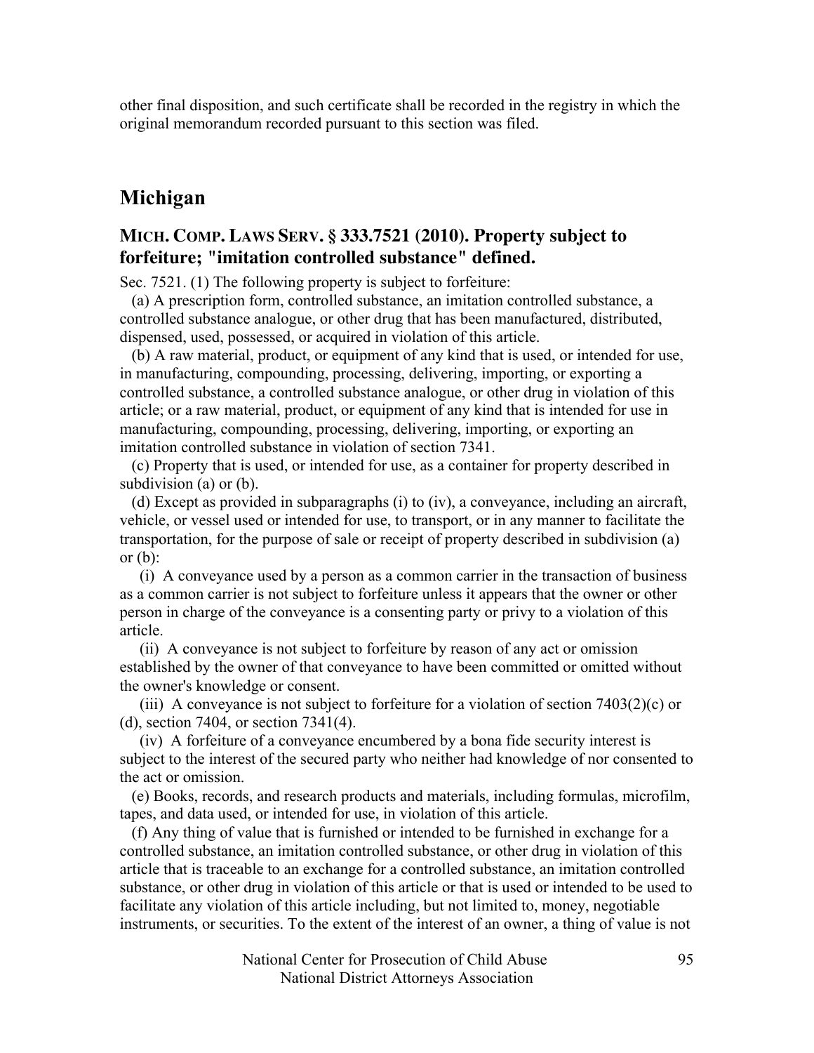other final disposition, and such certificate shall be recorded in the registry in which the original memorandum recorded pursuant to this section was filed.

## Michigan

### MICH. COMP. LAWS SERV. § 333.7521 (2010). Property subject to forfeiture; "imitation controlled substance" defined.

Sec. 7521. (1) The following property is subject to forfeiture:

(a) A prescription form, controlled substance, an imitation controlled substance, a controlled substance analogue, or other drug that has been manufactured, distributed, dispensed, used, possessed, or acquired in violation of this article.

(b) A raw material, product, or equipment of any kind that is used, or intended for use, in manufacturing, compounding, processing, delivering, importing, or exporting a controlled substance, a controlled substance analogue, or other drug in violation of this article; or a raw material, product, or equipment of any kind that is intended for use in manufacturing, compounding, processing, delivering, importing, or exporting an imitation controlled substance in violation of section 7341.

(c) Property that is used, or intended for use, as a container for property described in subdivision (a) or (b).

(d) Except as provided in subparagraphs (i) to (iv), a conveyance, including an aircraft, vehicle, or vessel used or intended for use, to transport, or in any manner to facilitate the transportation, for the purpose of sale or receipt of property described in subdivision (a) or (b):

(i) A conveyance used by a person as a common carrier in the transaction of business as a common carrier is not subject to forfeiture unless it appears that the owner or other person in charge of the conveyance is a consenting party or privy to a violation of this article.

(ii) A conveyance is not subject to forfeiture by reason of any act or omission established by the owner of that conveyance to have been committed or omitted without the owner's knowledge or consent.

(iii) A conveyance is not subject to forfeiture for a violation of section 7403(2)(c) or (d), section 7404, or section 7341(4).

(iv) A forfeiture of a conveyance encumbered by a bona fide security interest is subject to the interest of the secured party who neither had knowledge of nor consented to the act or omission.

(e) Books, records, and research products and materials, including formulas, microfilm, tapes, and data used, or intended for use, in violation of this article.

(f) Any thing of value that is furnished or intended to be furnished in exchange for a controlled substance, an imitation controlled substance, or other drug in violation of this article that is traceable to an exchange for a controlled substance, an imitation controlled substance, or other drug in violation of this article or that is used or intended to be used to facilitate any violation of this article including, but not limited to, money, negotiable instruments, or securities. To the extent of the interest of an owner, a thing of value is not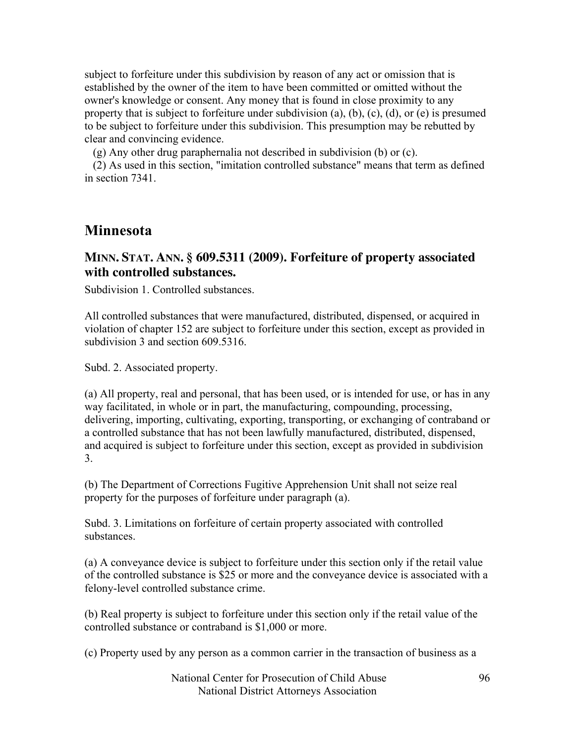subject to forfeiture under this subdivision by reason of any act or omission that is established by the owner of the item to have been committed or omitted without the owner's knowledge or consent. Any money that is found in close proximity to any property that is subject to forfeiture under subdivision (a), (b), (c), (d), or (e) is presumed to be subject to forfeiture under this subdivision. This presumption may be rebutted by clear and convincing evidence.

(g) Any other drug paraphernalia not described in subdivision (b) or (c).

(2) As used in this section, "imitation controlled substance" means that term as defined in section 7341.

## Minnesota

### MINN. STAT. ANN. § 609.5311 (2009). Forfeiture of property associated with controlled substances.

Subdivision 1. Controlled substances.

All controlled substances that were manufactured, distributed, dispensed, or acquired in violation of chapter 152 are subject to forfeiture under this section, except as provided in subdivision 3 and section 609.5316.

Subd. 2. Associated property.

(a) All property, real and personal, that has been used, or is intended for use, or has in any way facilitated, in whole or in part, the manufacturing, compounding, processing, delivering, importing, cultivating, exporting, transporting, or exchanging of contraband or a controlled substance that has not been lawfully manufactured, distributed, dispensed, and acquired is subject to forfeiture under this section, except as provided in subdivision 3.

(b) The Department of Corrections Fugitive Apprehension Unit shall not seize real property for the purposes of forfeiture under paragraph (a).

Subd. 3. Limitations on forfeiture of certain property associated with controlled substances.

(a) A conveyance device is subject to forfeiture under this section only if the retail value of the controlled substance is $25 or more and the conveyance device is associated with a felony-level controlled substance crime.

(b) Real property is subject to forfeiture under this section only if the retail value of the controlled substance or contraband is $1,000 or more.

(c) Property used by any person as a common carrier in the transaction of business as a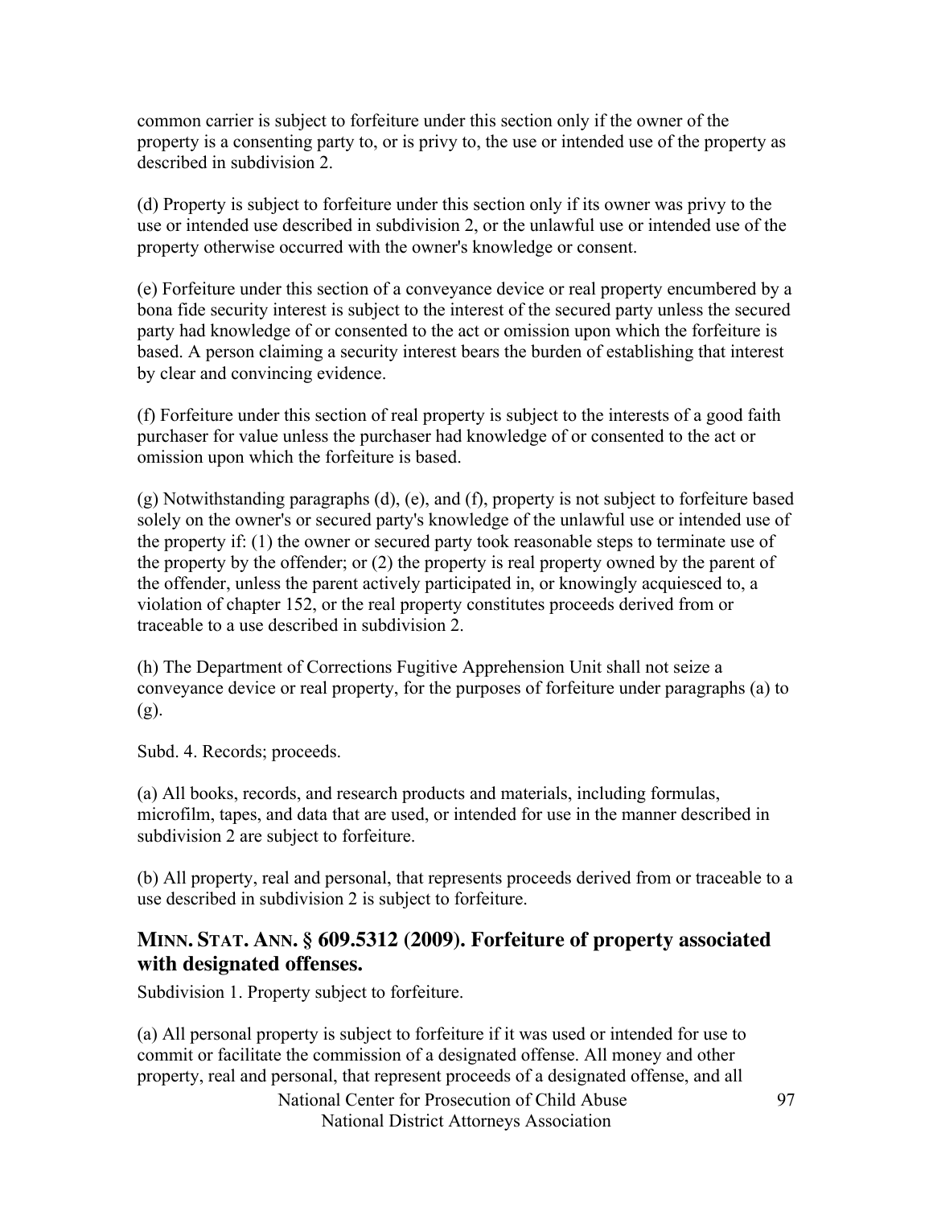common carrier is subject to forfeiture under this section only if the owner of the property is a consenting party to, or is privy to, the use or intended use of the property as described in subdivision 2.

(d) Property is subject to forfeiture under this section only if its owner was privy to the use or intended use described in subdivision 2, or the unlawful use or intended use of the property otherwise occurred with the owner's knowledge or consent.

(e) Forfeiture under this section of a conveyance device or real property encumbered by a bona fide security interest is subject to the interest of the secured party unless the secured party had knowledge of or consented to the act or omission upon which the forfeiture is based. A person claiming a security interest bears the burden of establishing that interest by clear and convincing evidence.

(f) Forfeiture under this section of real property is subject to the interests of a good faith purchaser for value unless the purchaser had knowledge of or consented to the act or omission upon which the forfeiture is based.

(g) Notwithstanding paragraphs (d), (e), and (f), property is not subject to forfeiture based solely on the owner's or secured party's knowledge of the unlawful use or intended use of the property if: (1) the owner or secured party took reasonable steps to terminate use of the property by the offender; or (2) the property is real property owned by the parent of the offender, unless the parent actively participated in, or knowingly acquiesced to, a violation of chapter 152, or the real property constitutes proceeds derived from or traceable to a use described in subdivision 2.

(h) The Department of Corrections Fugitive Apprehension Unit shall not seize a conveyance device or real property, for the purposes of forfeiture under paragraphs (a) to (g).

Subd. 4. Records; proceeds.

(a) All books, records, and research products and materials, including formulas, microfilm, tapes, and data that are used, or intended for use in the manner described in subdivision 2 are subject to forfeiture.

(b) All property, real and personal, that represents proceeds derived from or traceable to a use described in subdivision 2 is subject to forfeiture.

## MINN. STAT. ANN. § 609.5312 (2009). Forfeiture of property associated with designated offenses.

Subdivision 1. Property subject to forfeiture.

(a) All personal property is subject to forfeiture if it was used or intended for use to commit or facilitate the commission of a designated offense. All money and other property, real and personal, that represent proceeds of a designated offense, and all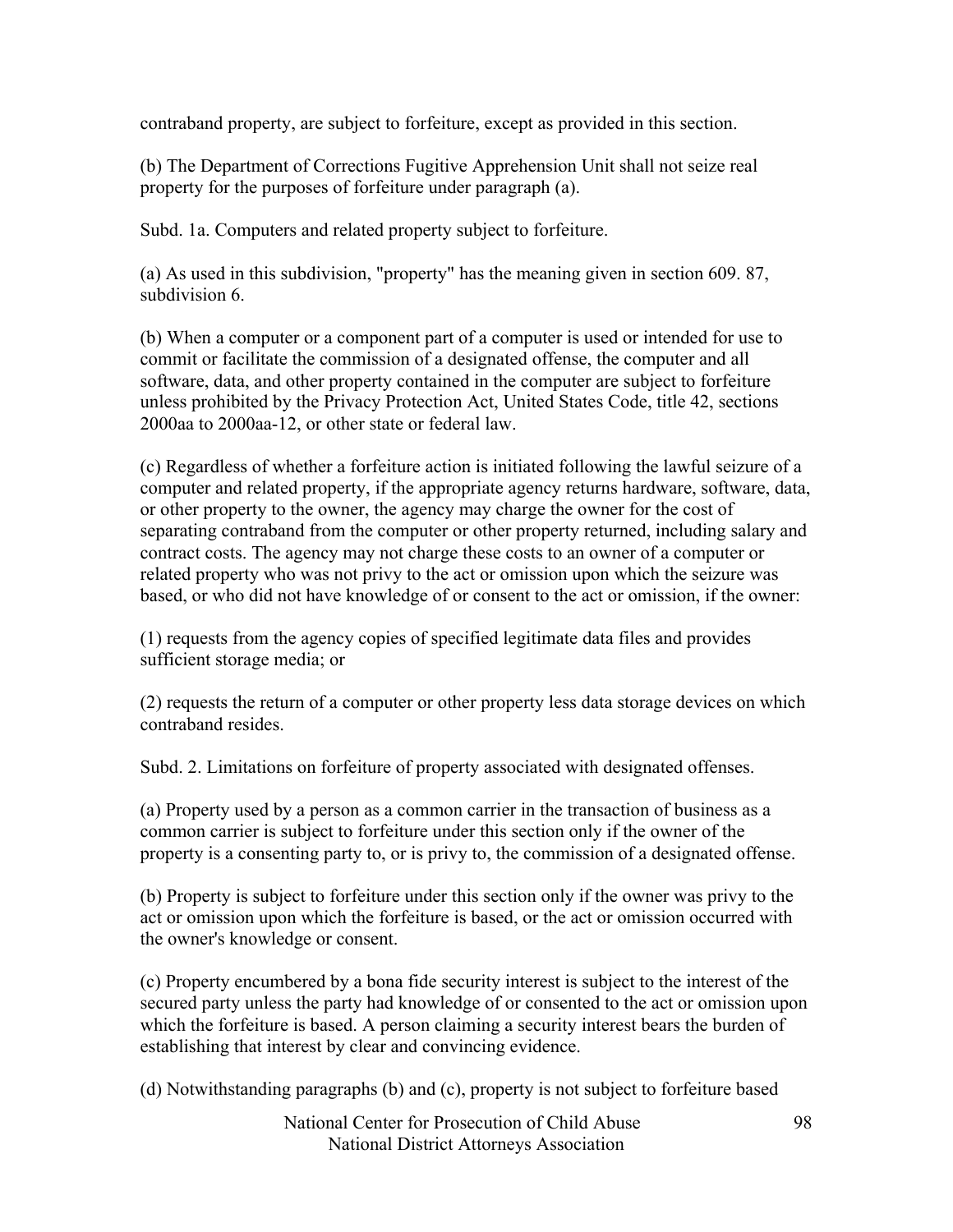contraband property, are subject to forfeiture, except as provided in this section.

(b) The Department of Corrections Fugitive Apprehension Unit shall not seize real property for the purposes of forfeiture under paragraph (a).

Subd. 1a. Computers and related property subject to forfeiture.

(a) As used in this subdivision, "property" has the meaning given in section 609. 87, subdivision 6.

(b) When a computer or a component part of a computer is used or intended for use to commit or facilitate the commission of a designated offense, the computer and all software, data, and other property contained in the computer are subject to forfeiture unless prohibited by the Privacy Protection Act, United States Code, title 42, sections 2000aa to 2000aa-12, or other state or federal law.

(c) Regardless of whether a forfeiture action is initiated following the lawful seizure of a computer and related property, if the appropriate agency returns hardware, software, data, or other property to the owner, the agency may charge the owner for the cost of separating contraband from the computer or other property returned, including salary and contract costs. The agency may not charge these costs to an owner of a computer or related property who was not privy to the act or omission upon which the seizure was based, or who did not have knowledge of or consent to the act or omission, if the owner:

(1) requests from the agency copies of specified legitimate data files and provides sufficient storage media; or

(2) requests the return of a computer or other property less data storage devices on which contraband resides.

Subd. 2. Limitations on forfeiture of property associated with designated offenses.

(a) Property used by a person as a common carrier in the transaction of business as a common carrier is subject to forfeiture under this section only if the owner of the property is a consenting party to, or is privy to, the commission of a designated offense.

(b) Property is subject to forfeiture under this section only if the owner was privy to the act or omission upon which the forfeiture is based, or the act or omission occurred with the owner's knowledge or consent.

(c) Property encumbered by a bona fide security interest is subject to the interest of the secured party unless the party had knowledge of or consented to the act or omission upon which the forfeiture is based. A person claiming a security interest bears the burden of establishing that interest by clear and convincing evidence.

(d) Notwithstanding paragraphs (b) and (c), property is not subject to forfeiture based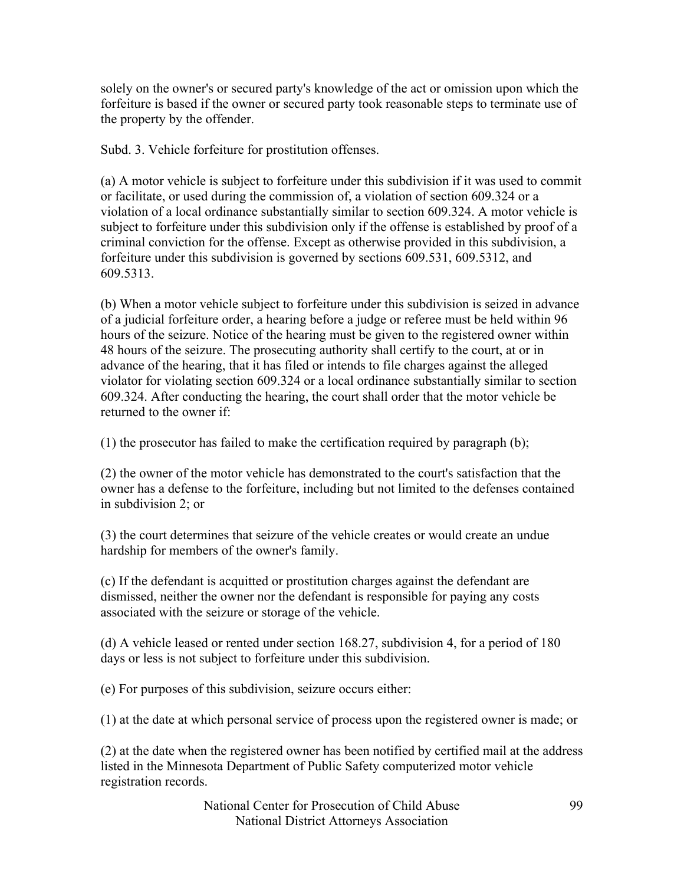solely on the owner's or secured party's knowledge of the act or omission upon which the forfeiture is based if the owner or secured party took reasonable steps to terminate use of the property by the offender.

Subd. 3. Vehicle forfeiture for prostitution offenses.

(a) A motor vehicle is subject to forfeiture under this subdivision if it was used to commit or facilitate, or used during the commission of, a violation of section 609.324 or a violation of a local ordinance substantially similar to section 609.324. A motor vehicle is subject to forfeiture under this subdivision only if the offense is established by proof of a criminal conviction for the offense. Except as otherwise provided in this subdivision, a forfeiture under this subdivision is governed by sections 609.531, 609.5312, and 609.5313.

(b) When a motor vehicle subject to forfeiture under this subdivision is seized in advance of a judicial forfeiture order, a hearing before a judge or referee must be held within 96 hours of the seizure. Notice of the hearing must be given to the registered owner within 48 hours of the seizure. The prosecuting authority shall certify to the court, at or in advance of the hearing, that it has filed or intends to file charges against the alleged violator for violating section 609.324 or a local ordinance substantially similar to section 609.324. After conducting the hearing, the court shall order that the motor vehicle be returned to the owner if:

(1) the prosecutor has failed to make the certification required by paragraph (b);

(2) the owner of the motor vehicle has demonstrated to the court's satisfaction that the owner has a defense to the forfeiture, including but not limited to the defenses contained in subdivision 2; or

(3) the court determines that seizure of the vehicle creates or would create an undue hardship for members of the owner's family.

(c) If the defendant is acquitted or prostitution charges against the defendant are dismissed, neither the owner nor the defendant is responsible for paying any costs associated with the seizure or storage of the vehicle.

(d) A vehicle leased or rented under section 168.27, subdivision 4, for a period of 180 days or less is not subject to forfeiture under this subdivision.

(e) For purposes of this subdivision, seizure occurs either:

(1) at the date at which personal service of process upon the registered owner is made; or

(2) at the date when the registered owner has been notified by certified mail at the address listed in the Minnesota Department of Public Safety computerized motor vehicle registration records.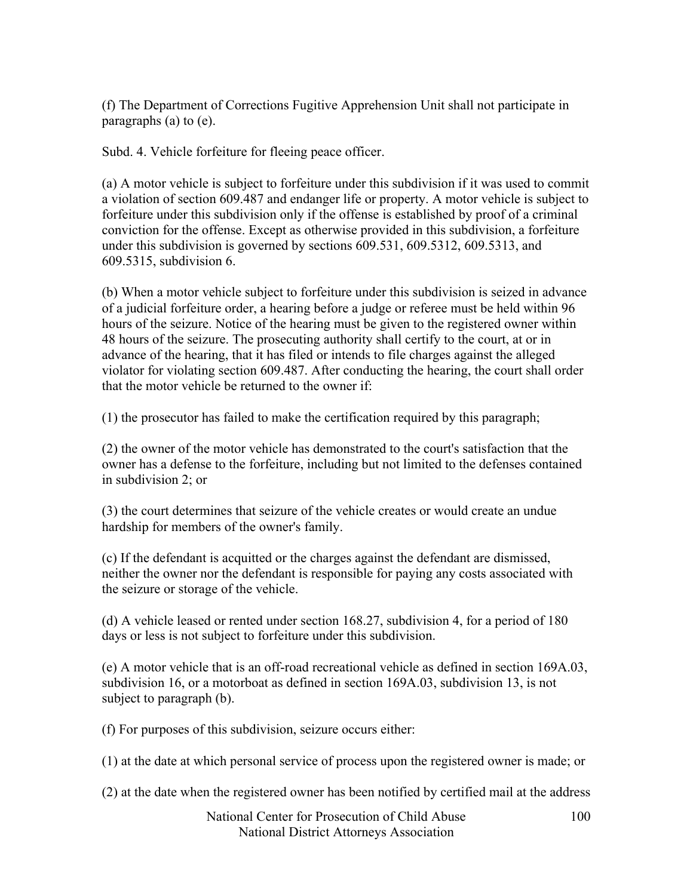(f) The Department of Corrections Fugitive Apprehension Unit shall not participate in paragraphs (a) to (e).

Subd. 4. Vehicle forfeiture for fleeing peace officer.

(a) A motor vehicle is subject to forfeiture under this subdivision if it was used to commit a violation of section 609.487 and endanger life or property. A motor vehicle is subject to forfeiture under this subdivision only if the offense is established by proof of a criminal conviction for the offense. Except as otherwise provided in this subdivision, a forfeiture under this subdivision is governed by sections 609.531, 609.5312, 609.5313, and 609.5315, subdivision 6.

(b) When a motor vehicle subject to forfeiture under this subdivision is seized in advance of a judicial forfeiture order, a hearing before a judge or referee must be held within 96 hours of the seizure. Notice of the hearing must be given to the registered owner within 48 hours of the seizure. The prosecuting authority shall certify to the court, at or in advance of the hearing, that it has filed or intends to file charges against the alleged violator for violating section 609.487. After conducting the hearing, the court shall order that the motor vehicle be returned to the owner if:

(1) the prosecutor has failed to make the certification required by this paragraph;

(2) the owner of the motor vehicle has demonstrated to the court's satisfaction that the owner has a defense to the forfeiture, including but not limited to the defenses contained in subdivision 2; or

(3) the court determines that seizure of the vehicle creates or would create an undue hardship for members of the owner's family.

(c) If the defendant is acquitted or the charges against the defendant are dismissed, neither the owner nor the defendant is responsible for paying any costs associated with the seizure or storage of the vehicle.

(d) A vehicle leased or rented under section 168.27, subdivision 4, for a period of 180 days or less is not subject to forfeiture under this subdivision.

(e) A motor vehicle that is an off-road recreational vehicle as defined in section 169A.03, subdivision 16, or a motorboat as defined in section 169A.03, subdivision 13, is not subject to paragraph (b).

(f) For purposes of this subdivision, seizure occurs either:

(1) at the date at which personal service of process upon the registered owner is made; or

(2) at the date when the registered owner has been notified by certified mail at the address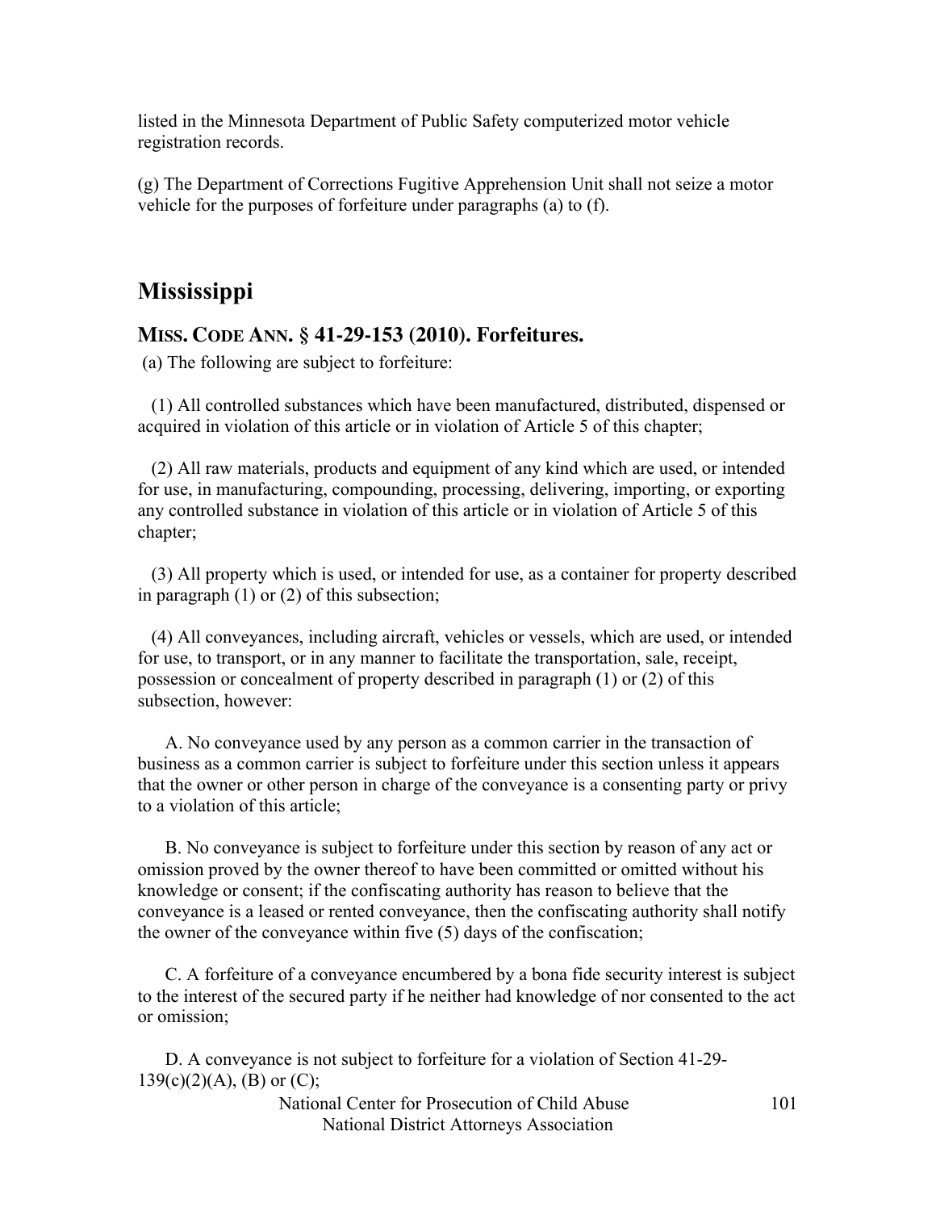listed in the Minnesota Department of Public Safety computerized motor vehicle registration records.

(g) The Department of Corrections Fugitive Apprehension Unit shall not seize a motor vehicle for the purposes of forfeiture under paragraphs (a) to (f).

## Mississippi

### MISS. CODE ANN. § 41-29-153 (2010). Forfeitures.

(a) The following are subject to forfeiture:

(1) All controlled substances which have been manufactured, distributed, dispensed or acquired in violation of this article or in violation of Article 5 of this chapter;

(2) All raw materials, products and equipment of any kind which are used, or intended for use, in manufacturing, compounding, processing, delivering, importing, or exporting any controlled substance in violation of this article or in violation of Article 5 of this chapter;

(3) All property which is used, or intended for use, as a container for property described in paragraph (1) or (2) of this subsection;

(4) All conveyances, including aircraft, vehicles or vessels, which are used, or intended for use, to transport, or in any manner to facilitate the transportation, sale, receipt, possession or concealment of property described in paragraph (1) or (2) of this subsection, however:

A. No conveyance used by any person as a common carrier in the transaction of business as a common carrier is subject to forfeiture under this section unless it appears that the owner or other person in charge of the conveyance is a consenting party or privy to a violation of this article;

B. No conveyance is subject to forfeiture under this section by reason of any act or omission proved by the owner thereof to have been committed or omitted without his knowledge or consent; if the confiscating authority has reason to believe that the conveyance is a leased or rented conveyance, then the confiscating authority shall notify the owner of the conveyance within five (5) days of the confiscation;

C. A forfeiture of a conveyance encumbered by a bona fide security interest is subject to the interest of the secured party if he neither had knowledge of nor consented to the act or omission;

D. A conveyance is not subject to forfeiture for a violation of Section 41-29-139(c)(2)(A), (B) or (C);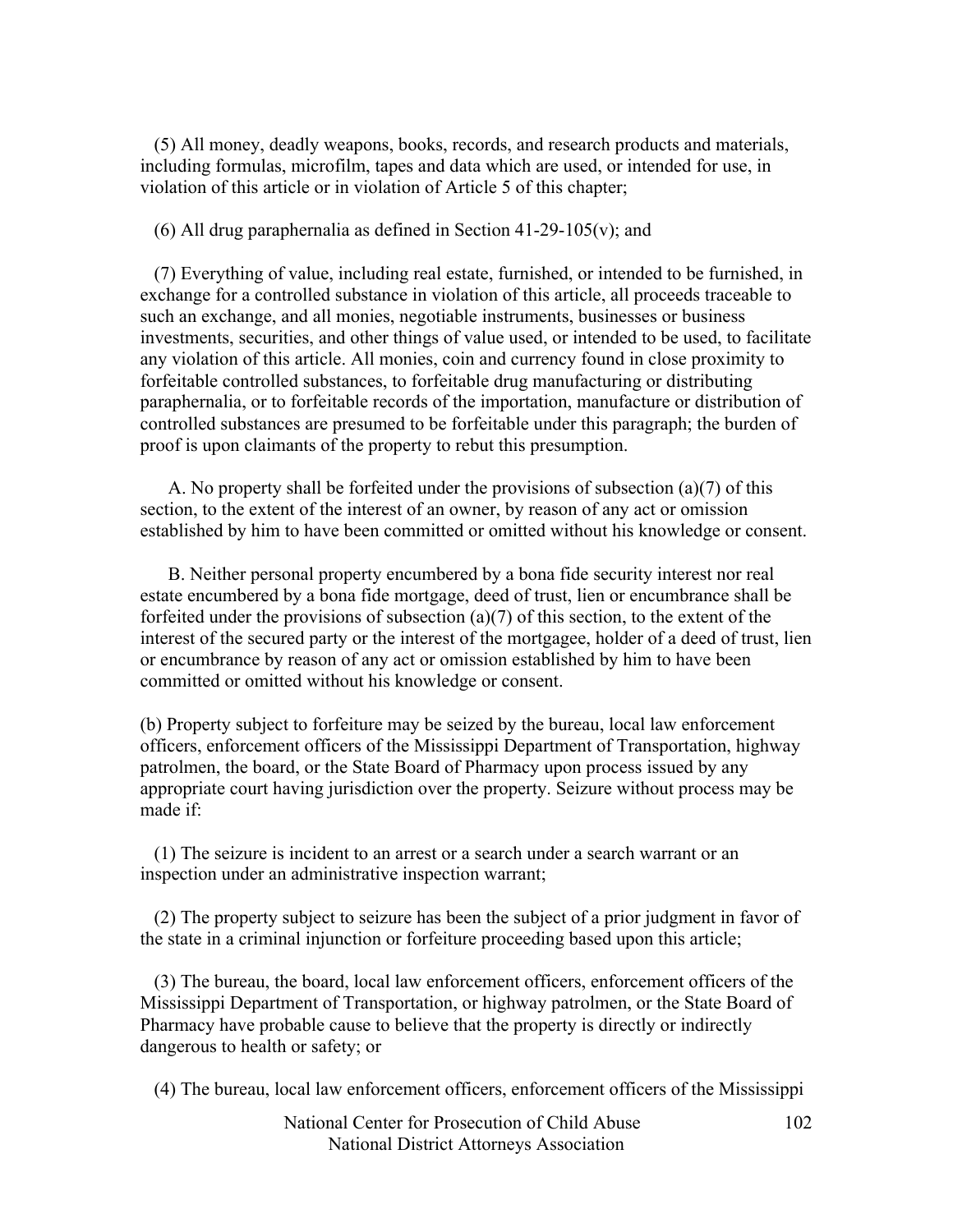(5) All money, deadly weapons, books, records, and research products and materials, including formulas, microfilm, tapes and data which are used, or intended for use, in violation of this article or in violation of Article 5 of this chapter;

(6) All drug paraphernalia as defined in Section 41-29-105(v); and

(7) Everything of value, including real estate, furnished, or intended to be furnished, in exchange for a controlled substance in violation of this article, all proceeds traceable to such an exchange, and all monies, negotiable instruments, businesses or business investments, securities, and other things of value used, or intended to be used, to facilitate any violation of this article. All monies, coin and currency found in close proximity to forfeitable controlled substances, to forfeitable drug manufacturing or distributing paraphernalia, or to forfeitable records of the importation, manufacture or distribution of controlled substances are presumed to be forfeitable under this paragraph; the burden of proof is upon claimants of the property to rebut this presumption.

A. No property shall be forfeited under the provisions of subsection (a)(7) of this section, to the extent of the interest of an owner, by reason of any act or omission established by him to have been committed or omitted without his knowledge or consent.

B. Neither personal property encumbered by a bona fide security interest nor real estate encumbered by a bona fide mortgage, deed of trust, lien or encumbrance shall be forfeited under the provisions of subsection (a)(7) of this section, to the extent of the interest of the secured party or the interest of the mortgagee, holder of a deed of trust, lien or encumbrance by reason of any act or omission established by him to have been committed or omitted without his knowledge or consent.

(b) Property subject to forfeiture may be seized by the bureau, local law enforcement officers, enforcement officers of the Mississippi Department of Transportation, highway patrolmen, the board, or the State Board of Pharmacy upon process issued by any appropriate court having jurisdiction over the property. Seizure without process may be made if:

(1) The seizure is incident to an arrest or a search under a search warrant or an inspection under an administrative inspection warrant;

(2) The property subject to seizure has been the subject of a prior judgment in favor of the state in a criminal injunction or forfeiture proceeding based upon this article;

(3) The bureau, the board, local law enforcement officers, enforcement officers of the Mississippi Department of Transportation, or highway patrolmen, or the State Board of Pharmacy have probable cause to believe that the property is directly or indirectly dangerous to health or safety; or

(4) The bureau, local law enforcement officers, enforcement officers of the Mississippi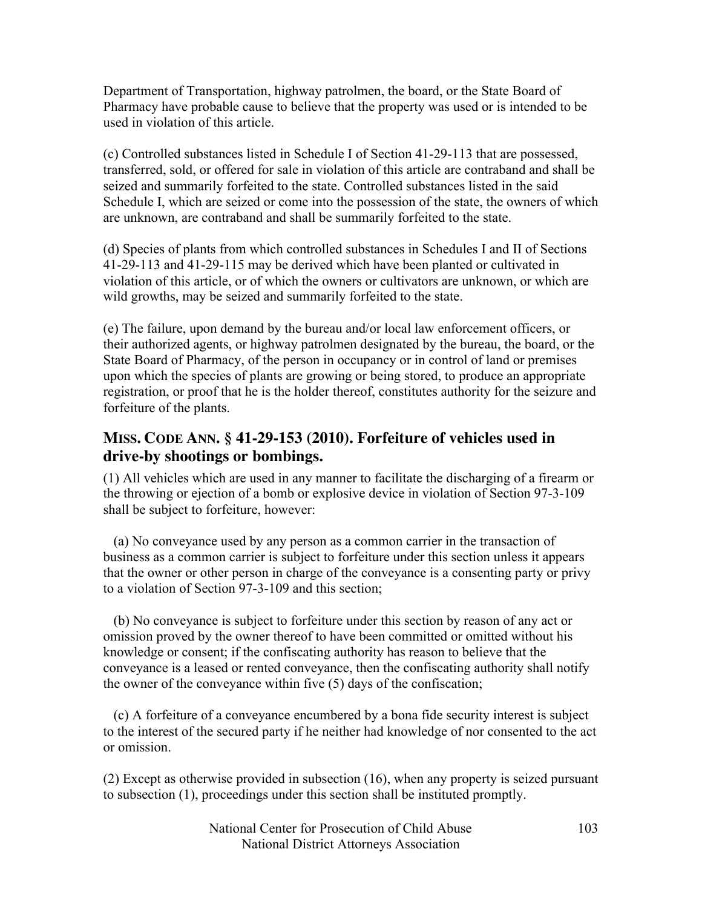Department of Transportation, highway patrolmen, the board, or the State Board of Pharmacy have probable cause to believe that the property was used or is intended to be used in violation of this article.

(c) Controlled substances listed in Schedule I of Section 41-29-113 that are possessed, transferred, sold, or offered for sale in violation of this article are contraband and shall be seized and summarily forfeited to the state. Controlled substances listed in the said Schedule I, which are seized or come into the possession of the state, the owners of which are unknown, are contraband and shall be summarily forfeited to the state.

(d) Species of plants from which controlled substances in Schedules I and II of Sections 41-29-113 and 41-29-115 may be derived which have been planted or cultivated in violation of this article, or of which the owners or cultivators are unknown, or which are wild growths, may be seized and summarily forfeited to the state.

(e) The failure, upon demand by the bureau and/or local law enforcement officers, or their authorized agents, or highway patrolmen designated by the bureau, the board, or the State Board of Pharmacy, of the person in occupancy or in control of land or premises upon which the species of plants are growing or being stored, to produce an appropriate registration, or proof that he is the holder thereof, constitutes authority for the seizure and forfeiture of the plants.

## MISS. CODE ANN. § 41-29-153 (2010). Forfeiture of vehicles used in drive-by shootings or bombings.

(1) All vehicles which are used in any manner to facilitate the discharging of a firearm or the throwing or ejection of a bomb or explosive device in violation of Section 97-3-109 shall be subject to forfeiture, however:

(a) No conveyance used by any person as a common carrier in the transaction of business as a common carrier is subject to forfeiture under this section unless it appears that the owner or other person in charge of the conveyance is a consenting party or privy to a violation of Section 97-3-109 and this section;

(b) No conveyance is subject to forfeiture under this section by reason of any act or omission proved by the owner thereof to have been committed or omitted without his knowledge or consent; if the confiscating authority has reason to believe that the conveyance is a leased or rented conveyance, then the confiscating authority shall notify the owner of the conveyance within five (5) days of the confiscation;

(c) A forfeiture of a conveyance encumbered by a bona fide security interest is subject to the interest of the secured party if he neither had knowledge of nor consented to the act or omission.

(2) Except as otherwise provided in subsection (16), when any property is seized pursuant to subsection (1), proceedings under this section shall be instituted promptly.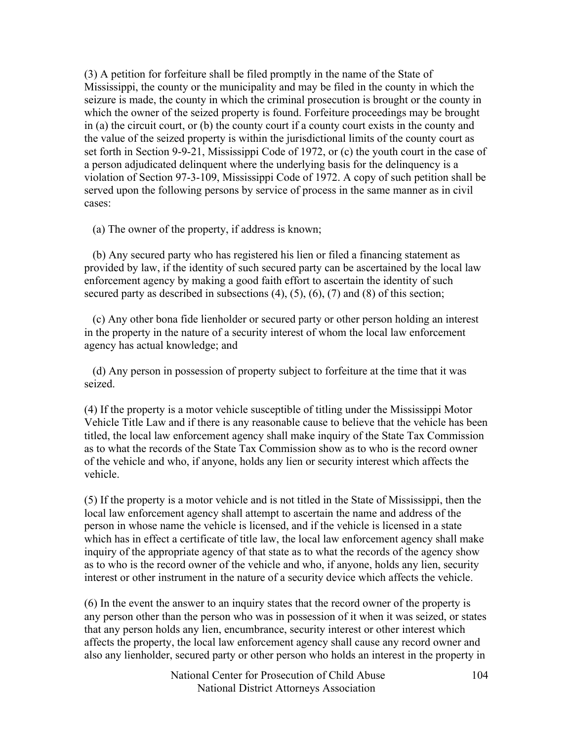(3) A petition for forfeiture shall be filed promptly in the name of the State of Mississippi, the county or the municipality and may be filed in the county in which the seizure is made, the county in which the criminal prosecution is brought or the county in which the owner of the seized property is found. Forfeiture proceedings may be brought in (a) the circuit court, or (b) the county court if a county court exists in the county and the value of the seized property is within the jurisdictional limits of the county court as set forth in Section 9-9-21, Mississippi Code of 1972, or (c) the youth court in the case of a person adjudicated delinquent where the underlying basis for the delinquency is a violation of Section 97-3-109, Mississippi Code of 1972. A copy of such petition shall be served upon the following persons by service of process in the same manner as in civil cases:

(a) The owner of the property, if address is known;

(b) Any secured party who has registered his lien or filed a financing statement as provided by law, if the identity of such secured party can be ascertained by the local law enforcement agency by making a good faith effort to ascertain the identity of such secured party as described in subsections (4), (5), (6), (7) and (8) of this section;

(c) Any other bona fide lienholder or secured party or other person holding an interest in the property in the nature of a security interest of whom the local law enforcement agency has actual knowledge; and

(d) Any person in possession of property subject to forfeiture at the time that it was seized.

(4) If the property is a motor vehicle susceptible of titling under the Mississippi Motor Vehicle Title Law and if there is any reasonable cause to believe that the vehicle has been titled, the local law enforcement agency shall make inquiry of the State Tax Commission as to what the records of the State Tax Commission show as to who is the record owner of the vehicle and who, if anyone, holds any lien or security interest which affects the vehicle.

(5) If the property is a motor vehicle and is not titled in the State of Mississippi, then the local law enforcement agency shall attempt to ascertain the name and address of the person in whose name the vehicle is licensed, and if the vehicle is licensed in a state which has in effect a certificate of title law, the local law enforcement agency shall make inquiry of the appropriate agency of that state as to what the records of the agency show as to who is the record owner of the vehicle and who, if anyone, holds any lien, security interest or other instrument in the nature of a security device which affects the vehicle.

(6) In the event the answer to an inquiry states that the record owner of the property is any person other than the person who was in possession of it when it was seized, or states that any person holds any lien, encumbrance, security interest or other interest which affects the property, the local law enforcement agency shall cause any record owner and also any lienholder, secured party or other person who holds an interest in the property in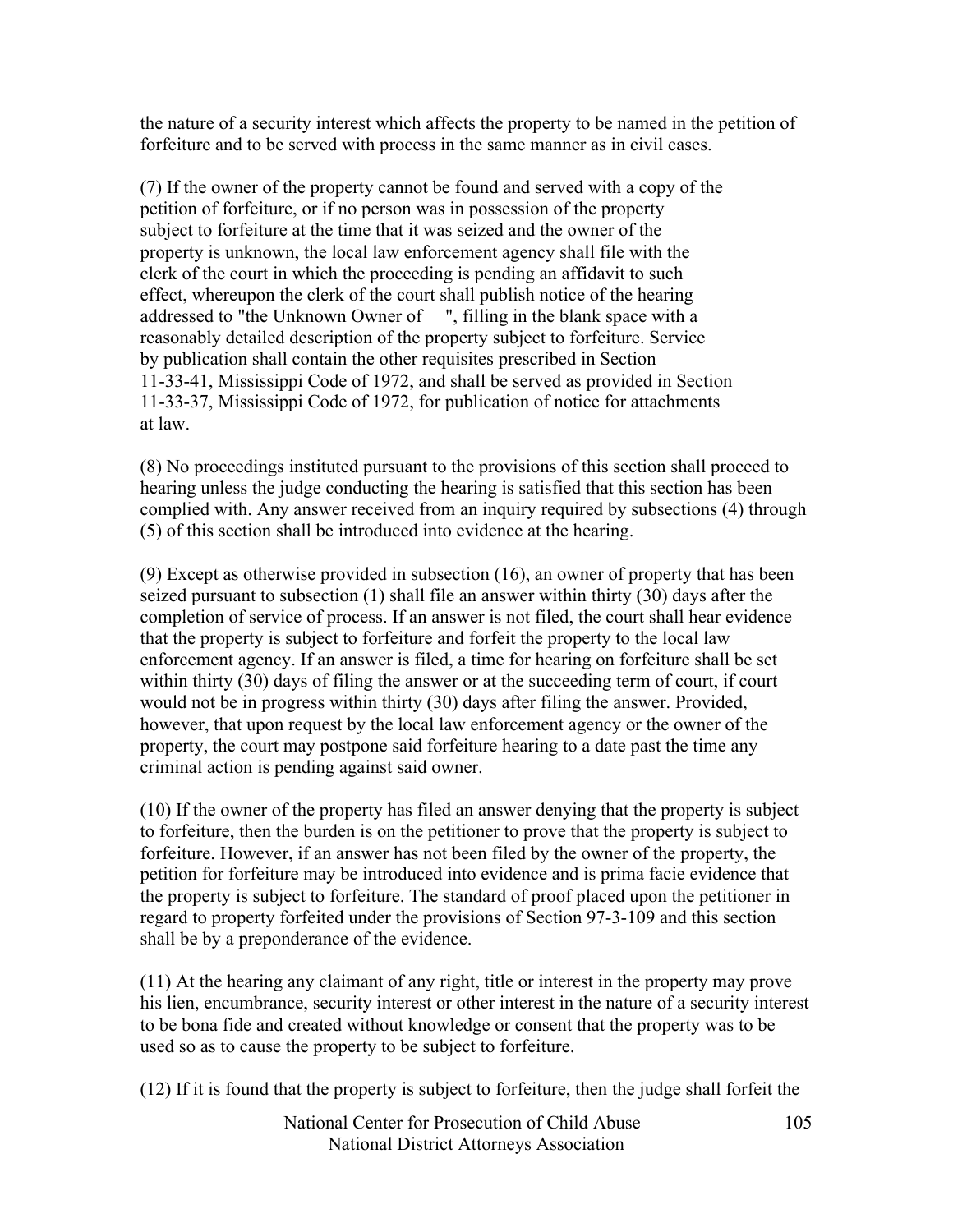the nature of a security interest which affects the property to be named in the petition of forfeiture and to be served with process in the same manner as in civil cases.

(7) If the owner of the property cannot be found and served with a copy of the petition of forfeiture, or if no person was in possession of the property subject to forfeiture at the time that it was seized and the owner of the property is unknown, the local law enforcement agency shall file with the clerk of the court in which the proceeding is pending an affidavit to such effect, whereupon the clerk of the court shall publish notice of the hearing addressed to "the Unknown Owner of     ", filling in the blank space with a reasonably detailed description of the property subject to forfeiture. Service by publication shall contain the other requisites prescribed in Section 11-33-41, Mississippi Code of 1972, and shall be served as provided in Section 11-33-37, Mississippi Code of 1972, for publication of notice for attachments at law.

(8) No proceedings instituted pursuant to the provisions of this section shall proceed to hearing unless the judge conducting the hearing is satisfied that this section has been complied with. Any answer received from an inquiry required by subsections (4) through (5) of this section shall be introduced into evidence at the hearing.

(9) Except as otherwise provided in subsection (16), an owner of property that has been seized pursuant to subsection (1) shall file an answer within thirty (30) days after the completion of service of process. If an answer is not filed, the court shall hear evidence that the property is subject to forfeiture and forfeit the property to the local law enforcement agency. If an answer is filed, a time for hearing on forfeiture shall be set within thirty (30) days of filing the answer or at the succeeding term of court, if court would not be in progress within thirty (30) days after filing the answer. Provided, however, that upon request by the local law enforcement agency or the owner of the property, the court may postpone said forfeiture hearing to a date past the time any criminal action is pending against said owner.

(10) If the owner of the property has filed an answer denying that the property is subject to forfeiture, then the burden is on the petitioner to prove that the property is subject to forfeiture. However, if an answer has not been filed by the owner of the property, the petition for forfeiture may be introduced into evidence and is prima facie evidence that the property is subject to forfeiture. The standard of proof placed upon the petitioner in regard to property forfeited under the provisions of Section 97-3-109 and this section shall be by a preponderance of the evidence.

(11) At the hearing any claimant of any right, title or interest in the property may prove his lien, encumbrance, security interest or other interest in the nature of a security interest to be bona fide and created without knowledge or consent that the property was to be used so as to cause the property to be subject to forfeiture.

(12) If it is found that the property is subject to forfeiture, then the judge shall forfeit the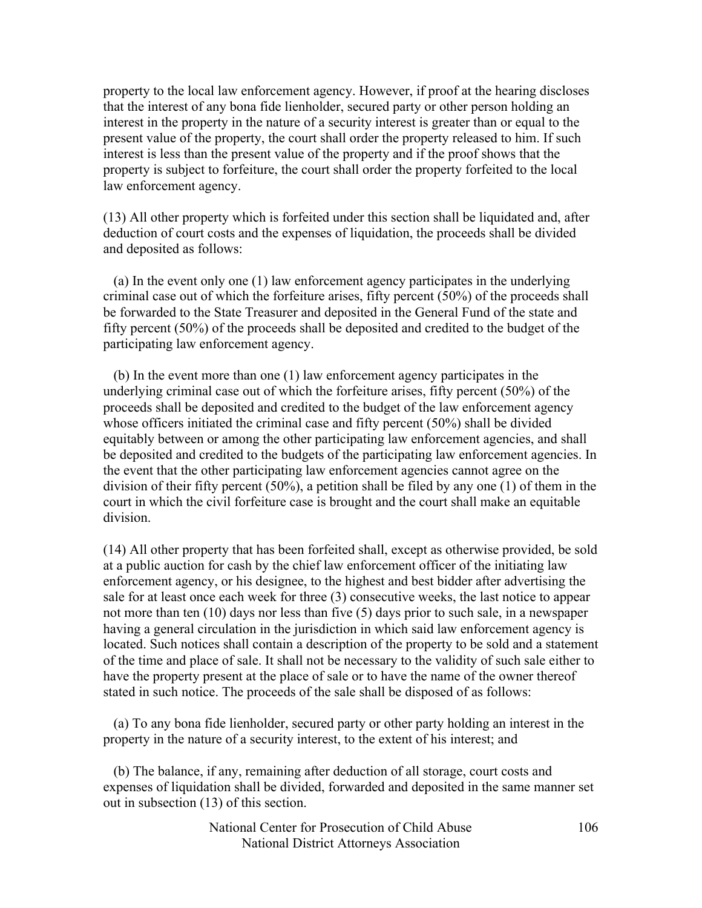property to the local law enforcement agency. However, if proof at the hearing discloses that the interest of any bona fide lienholder, secured party or other person holding an interest in the property in the nature of a security interest is greater than or equal to the present value of the property, the court shall order the property released to him. If such interest is less than the present value of the property and if the proof shows that the property is subject to forfeiture, the court shall order the property forfeited to the local law enforcement agency.

(13) All other property which is forfeited under this section shall be liquidated and, after deduction of court costs and the expenses of liquidation, the proceeds shall be divided and deposited as follows:

(a) In the event only one (1) law enforcement agency participates in the underlying criminal case out of which the forfeiture arises, fifty percent (50%) of the proceeds shall be forwarded to the State Treasurer and deposited in the General Fund of the state and fifty percent (50%) of the proceeds shall be deposited and credited to the budget of the participating law enforcement agency.

(b) In the event more than one (1) law enforcement agency participates in the underlying criminal case out of which the forfeiture arises, fifty percent (50%) of the proceeds shall be deposited and credited to the budget of the law enforcement agency whose officers initiated the criminal case and fifty percent (50%) shall be divided equitably between or among the other participating law enforcement agencies, and shall be deposited and credited to the budgets of the participating law enforcement agencies. In the event that the other participating law enforcement agencies cannot agree on the division of their fifty percent (50%), a petition shall be filed by any one (1) of them in the court in which the civil forfeiture case is brought and the court shall make an equitable division.

(14) All other property that has been forfeited shall, except as otherwise provided, be sold at a public auction for cash by the chief law enforcement officer of the initiating law enforcement agency, or his designee, to the highest and best bidder after advertising the sale for at least once each week for three (3) consecutive weeks, the last notice to appear not more than ten (10) days nor less than five (5) days prior to such sale, in a newspaper having a general circulation in the jurisdiction in which said law enforcement agency is located. Such notices shall contain a description of the property to be sold and a statement of the time and place of sale. It shall not be necessary to the validity of such sale either to have the property present at the place of sale or to have the name of the owner thereof stated in such notice. The proceeds of the sale shall be disposed of as follows:

(a) To any bona fide lienholder, secured party or other party holding an interest in the property in the nature of a security interest, to the extent of his interest; and

(b) The balance, if any, remaining after deduction of all storage, court costs and expenses of liquidation shall be divided, forwarded and deposited in the same manner set out in subsection (13) of this section.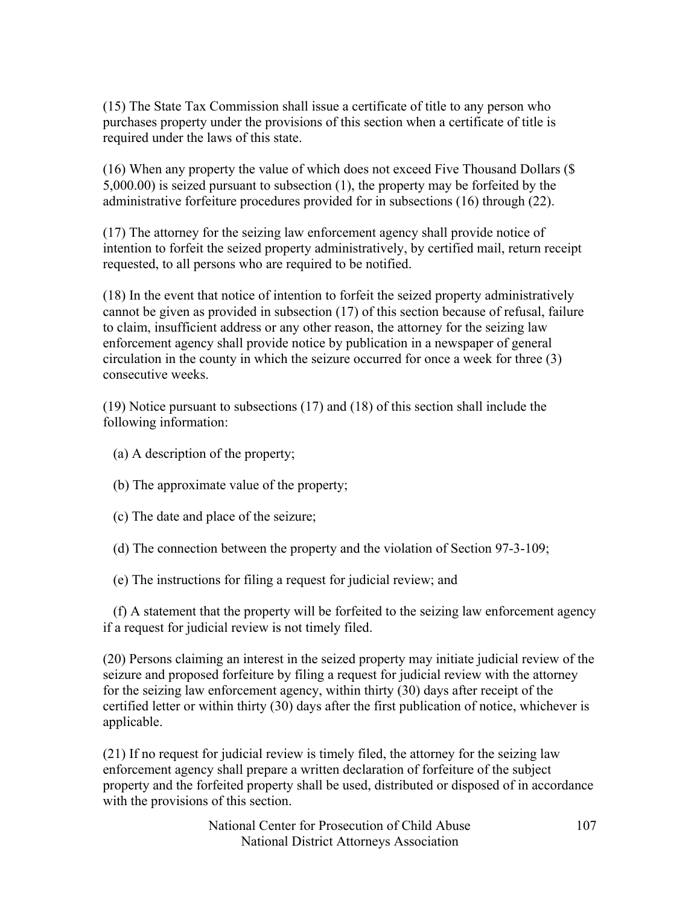(15) The State Tax Commission shall issue a certificate of title to any person who purchases property under the provisions of this section when a certificate of title is required under the laws of this state.

(16) When any property the value of which does not exceed Five Thousand Dollars ($ 5,000.00) is seized pursuant to subsection (1), the property may be forfeited by the administrative forfeiture procedures provided for in subsections (16) through (22).

(17) The attorney for the seizing law enforcement agency shall provide notice of intention to forfeit the seized property administratively, by certified mail, return receipt requested, to all persons who are required to be notified.

(18) In the event that notice of intention to forfeit the seized property administratively cannot be given as provided in subsection (17) of this section because of refusal, failure to claim, insufficient address or any other reason, the attorney for the seizing law enforcement agency shall provide notice by publication in a newspaper of general circulation in the county in which the seizure occurred for once a week for three (3) consecutive weeks.

(19) Notice pursuant to subsections (17) and (18) of this section shall include the following information:

(a) A description of the property;

(b) The approximate value of the property;

(c) The date and place of the seizure;

(d) The connection between the property and the violation of Section 97-3-109;

(e) The instructions for filing a request for judicial review; and

(f) A statement that the property will be forfeited to the seizing law enforcement agency if a request for judicial review is not timely filed.

(20) Persons claiming an interest in the seized property may initiate judicial review of the seizure and proposed forfeiture by filing a request for judicial review with the attorney for the seizing law enforcement agency, within thirty (30) days after receipt of the certified letter or within thirty (30) days after the first publication of notice, whichever is applicable.

(21) If no request for judicial review is timely filed, the attorney for the seizing law enforcement agency shall prepare a written declaration of forfeiture of the subject property and the forfeited property shall be used, distributed or disposed of in accordance with the provisions of this section.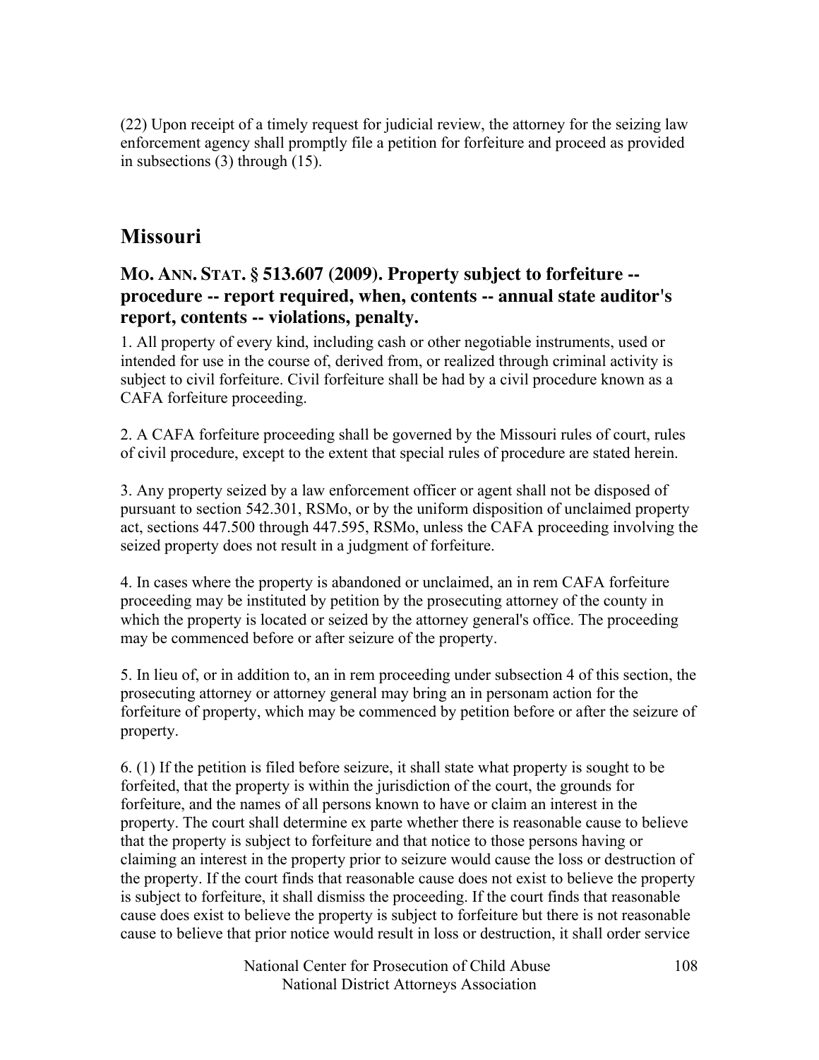(22) Upon receipt of a timely request for judicial review, the attorney for the seizing law enforcement agency shall promptly file a petition for forfeiture and proceed as provided in subsections (3) through (15).

## Missouri

### MO. ANN. STAT. § 513.607 (2009). Property subject to forfeiture -- procedure -- report required, when, contents -- annual state auditor's report, contents -- violations, penalty.

1. All property of every kind, including cash or other negotiable instruments, used or intended for use in the course of, derived from, or realized through criminal activity is subject to civil forfeiture. Civil forfeiture shall be had by a civil procedure known as a CAFA forfeiture proceeding.

2. A CAFA forfeiture proceeding shall be governed by the Missouri rules of court, rules of civil procedure, except to the extent that special rules of procedure are stated herein.

3. Any property seized by a law enforcement officer or agent shall not be disposed of pursuant to section 542.301, RSMo, or by the uniform disposition of unclaimed property act, sections 447.500 through 447.595, RSMo, unless the CAFA proceeding involving the seized property does not result in a judgment of forfeiture.

4. In cases where the property is abandoned or unclaimed, an in rem CAFA forfeiture proceeding may be instituted by petition by the prosecuting attorney of the county in which the property is located or seized by the attorney general's office. The proceeding may be commenced before or after seizure of the property.

5. In lieu of, or in addition to, an in rem proceeding under subsection 4 of this section, the prosecuting attorney or attorney general may bring an in personam action for the forfeiture of property, which may be commenced by petition before or after the seizure of property.

6. (1) If the petition is filed before seizure, it shall state what property is sought to be forfeited, that the property is within the jurisdiction of the court, the grounds for forfeiture, and the names of all persons known to have or claim an interest in the property. The court shall determine ex parte whether there is reasonable cause to believe that the property is subject to forfeiture and that notice to those persons having or claiming an interest in the property prior to seizure would cause the loss or destruction of the property. If the court finds that reasonable cause does not exist to believe the property is subject to forfeiture, it shall dismiss the proceeding. If the court finds that reasonable cause does exist to believe the property is subject to forfeiture but there is not reasonable cause to believe that prior notice would result in loss or destruction, it shall order service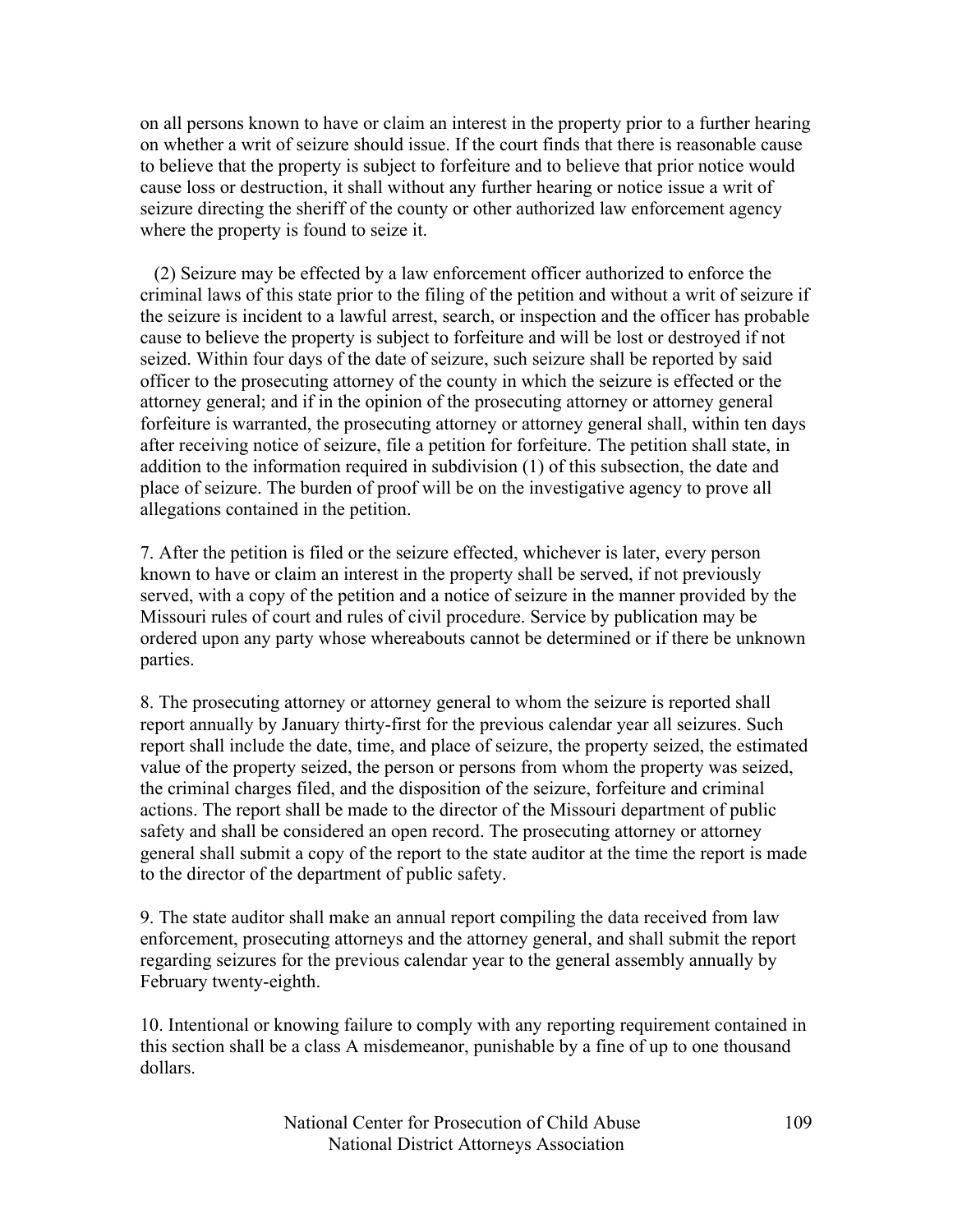on all persons known to have or claim an interest in the property prior to a further hearing on whether a writ of seizure should issue. If the court finds that there is reasonable cause to believe that the property is subject to forfeiture and to believe that prior notice would cause loss or destruction, it shall without any further hearing or notice issue a writ of seizure directing the sheriff of the county or other authorized law enforcement agency where the property is found to seize it.

(2) Seizure may be effected by a law enforcement officer authorized to enforce the criminal laws of this state prior to the filing of the petition and without a writ of seizure if the seizure is incident to a lawful arrest, search, or inspection and the officer has probable cause to believe the property is subject to forfeiture and will be lost or destroyed if not seized. Within four days of the date of seizure, such seizure shall be reported by said officer to the prosecuting attorney of the county in which the seizure is effected or the attorney general; and if in the opinion of the prosecuting attorney or attorney general forfeiture is warranted, the prosecuting attorney or attorney general shall, within ten days after receiving notice of seizure, file a petition for forfeiture. The petition shall state, in addition to the information required in subdivision (1) of this subsection, the date and place of seizure. The burden of proof will be on the investigative agency to prove all allegations contained in the petition.

7. After the petition is filed or the seizure effected, whichever is later, every person known to have or claim an interest in the property shall be served, if not previously served, with a copy of the petition and a notice of seizure in the manner provided by the Missouri rules of court and rules of civil procedure. Service by publication may be ordered upon any party whose whereabouts cannot be determined or if there be unknown parties.

8. The prosecuting attorney or attorney general to whom the seizure is reported shall report annually by January thirty-first for the previous calendar year all seizures. Such report shall include the date, time, and place of seizure, the property seized, the estimated value of the property seized, the person or persons from whom the property was seized, the criminal charges filed, and the disposition of the seizure, forfeiture and criminal actions. The report shall be made to the director of the Missouri department of public safety and shall be considered an open record. The prosecuting attorney or attorney general shall submit a copy of the report to the state auditor at the time the report is made to the director of the department of public safety.

9. The state auditor shall make an annual report compiling the data received from law enforcement, prosecuting attorneys and the attorney general, and shall submit the report regarding seizures for the previous calendar year to the general assembly annually by February twenty-eighth.

10. Intentional or knowing failure to comply with any reporting requirement contained in this section shall be a class A misdemeanor, punishable by a fine of up to one thousand dollars.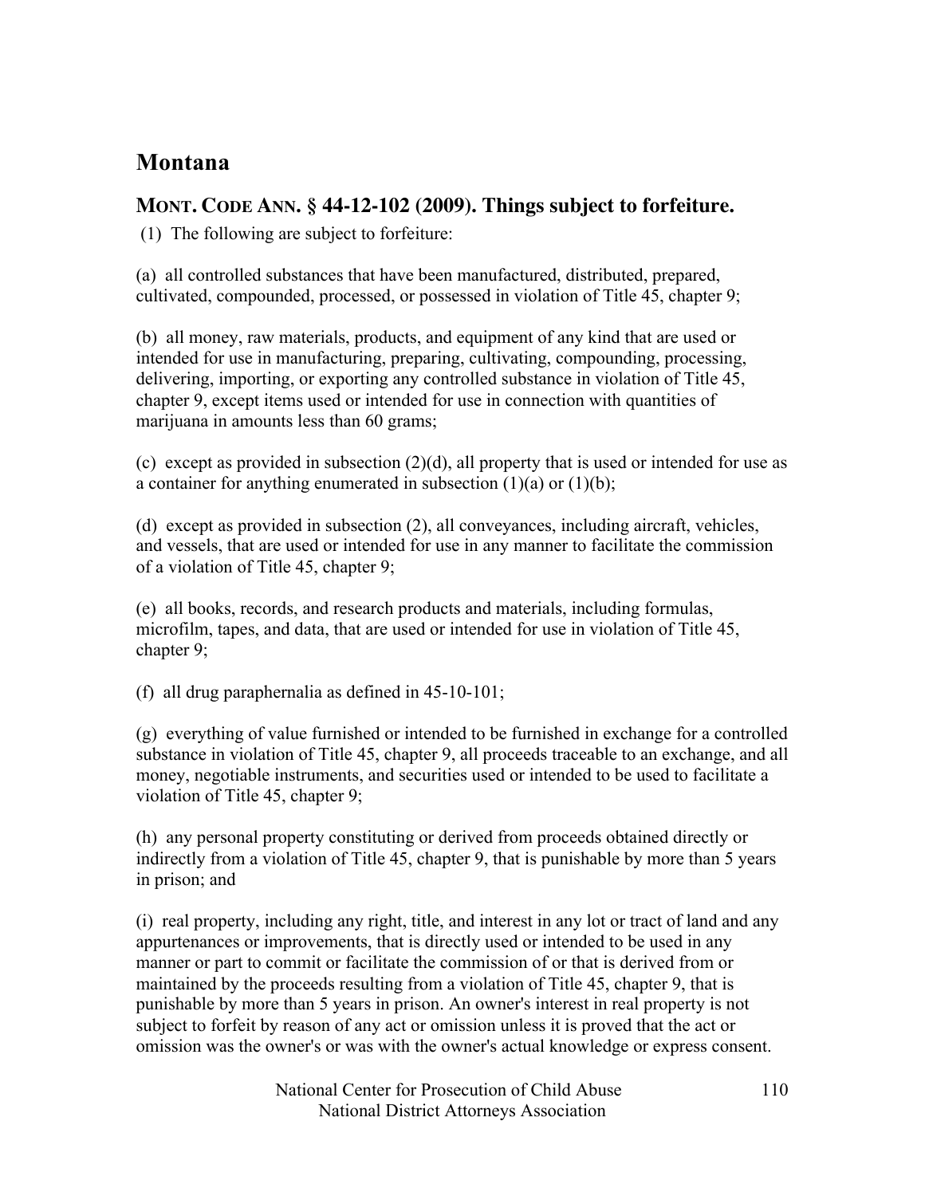## Montana

### MONT. CODE ANN. § 44-12-102 (2009). Things subject to forfeiture.

(1) The following are subject to forfeiture:

(a) all controlled substances that have been manufactured, distributed, prepared, cultivated, compounded, processed, or possessed in violation of Title 45, chapter 9;

(b) all money, raw materials, products, and equipment of any kind that are used or intended for use in manufacturing, preparing, cultivating, compounding, processing, delivering, importing, or exporting any controlled substance in violation of Title 45, chapter 9, except items used or intended for use in connection with quantities of marijuana in amounts less than 60 grams;

(c) except as provided in subsection (2)(d), all property that is used or intended for use as a container for anything enumerated in subsection (1)(a) or (1)(b);

(d) except as provided in subsection (2), all conveyances, including aircraft, vehicles, and vessels, that are used or intended for use in any manner to facilitate the commission of a violation of Title 45, chapter 9;

(e) all books, records, and research products and materials, including formulas, microfilm, tapes, and data, that are used or intended for use in violation of Title 45, chapter 9;

(f) all drug paraphernalia as defined in 45-10-101;

(g) everything of value furnished or intended to be furnished in exchange for a controlled substance in violation of Title 45, chapter 9, all proceeds traceable to an exchange, and all money, negotiable instruments, and securities used or intended to be used to facilitate a violation of Title 45, chapter 9;

(h) any personal property constituting or derived from proceeds obtained directly or indirectly from a violation of Title 45, chapter 9, that is punishable by more than 5 years in prison; and

(i) real property, including any right, title, and interest in any lot or tract of land and any appurtenances or improvements, that is directly used or intended to be used in any manner or part to commit or facilitate the commission of or that is derived from or maintained by the proceeds resulting from a violation of Title 45, chapter 9, that is punishable by more than 5 years in prison. An owner's interest in real property is not subject to forfeit by reason of any act or omission unless it is proved that the act or omission was the owner's or was with the owner's actual knowledge or express consent.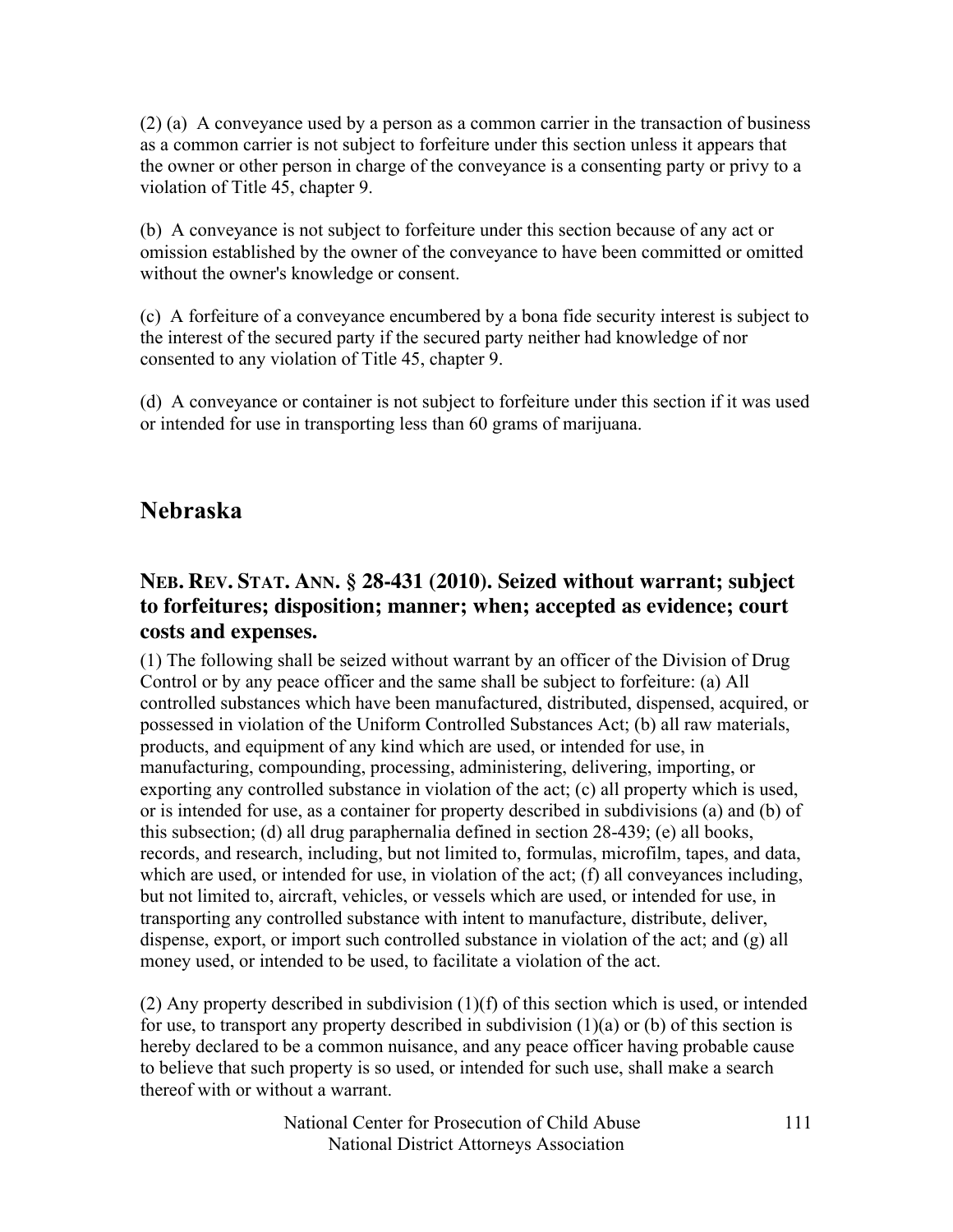(2) (a) A conveyance used by a person as a common carrier in the transaction of business as a common carrier is not subject to forfeiture under this section unless it appears that the owner or other person in charge of the conveyance is a consenting party or privy to a violation of Title 45, chapter 9.

(b) A conveyance is not subject to forfeiture under this section because of any act or omission established by the owner of the conveyance to have been committed or omitted without the owner's knowledge or consent.

(c) A forfeiture of a conveyance encumbered by a bona fide security interest is subject to the interest of the secured party if the secured party neither had knowledge of nor consented to any violation of Title 45, chapter 9.

(d) A conveyance or container is not subject to forfeiture under this section if it was used or intended for use in transporting less than 60 grams of marijuana.

## Nebraska

### NEB. REV. STAT. ANN. § 28-431 (2010). Seized without warrant; subject to forfeitures; disposition; manner; when; accepted as evidence; court costs and expenses.

(1) The following shall be seized without warrant by an officer of the Division of Drug Control or by any peace officer and the same shall be subject to forfeiture: (a) All controlled substances which have been manufactured, distributed, dispensed, acquired, or possessed in violation of the Uniform Controlled Substances Act; (b) all raw materials, products, and equipment of any kind which are used, or intended for use, in manufacturing, compounding, processing, administering, delivering, importing, or exporting any controlled substance in violation of the act; (c) all property which is used, or is intended for use, as a container for property described in subdivisions (a) and (b) of this subsection; (d) all drug paraphernalia defined in section 28-439; (e) all books, records, and research, including, but not limited to, formulas, microfilm, tapes, and data, which are used, or intended for use, in violation of the act; (f) all conveyances including, but not limited to, aircraft, vehicles, or vessels which are used, or intended for use, in transporting any controlled substance with intent to manufacture, distribute, deliver, dispense, export, or import such controlled substance in violation of the act; and (g) all money used, or intended to be used, to facilitate a violation of the act.

(2) Any property described in subdivision (1)(f) of this section which is used, or intended for use, to transport any property described in subdivision (1)(a) or (b) of this section is hereby declared to be a common nuisance, and any peace officer having probable cause to believe that such property is so used, or intended for such use, shall make a search thereof with or without a warrant.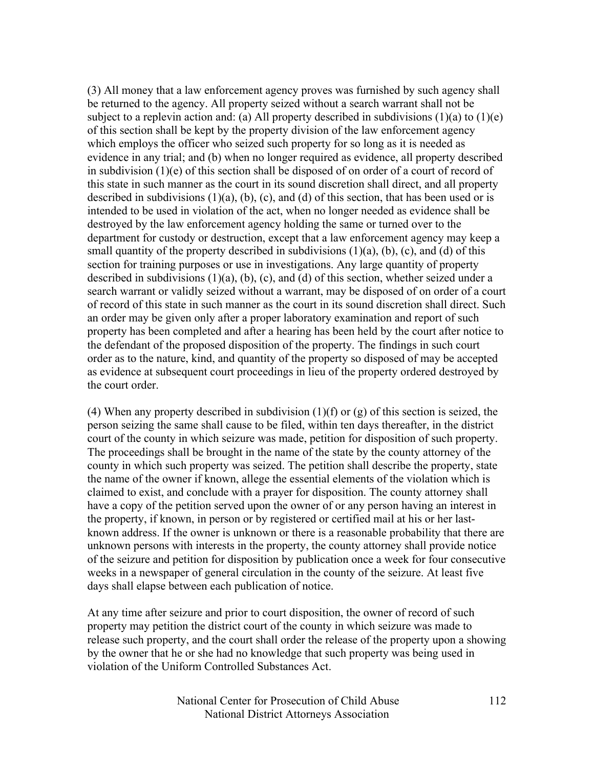(3) All money that a law enforcement agency proves was furnished by such agency shall be returned to the agency. All property seized without a search warrant shall not be subject to a replevin action and: (a) All property described in subdivisions (1)(a) to (1)(e) of this section shall be kept by the property division of the law enforcement agency which employs the officer who seized such property for so long as it is needed as evidence in any trial; and (b) when no longer required as evidence, all property described in subdivision (1)(e) of this section shall be disposed of on order of a court of record of this state in such manner as the court in its sound discretion shall direct, and all property described in subdivisions (1)(a), (b), (c), and (d) of this section, that has been used or is intended to be used in violation of the act, when no longer needed as evidence shall be destroyed by the law enforcement agency holding the same or turned over to the department for custody or destruction, except that a law enforcement agency may keep a small quantity of the property described in subdivisions (1)(a), (b), (c), and (d) of this section for training purposes or use in investigations. Any large quantity of property described in subdivisions (1)(a), (b), (c), and (d) of this section, whether seized under a search warrant or validly seized without a warrant, may be disposed of on order of a court of record of this state in such manner as the court in its sound discretion shall direct. Such an order may be given only after a proper laboratory examination and report of such property has been completed and after a hearing has been held by the court after notice to the defendant of the proposed disposition of the property. The findings in such court order as to the nature, kind, and quantity of the property so disposed of may be accepted as evidence at subsequent court proceedings in lieu of the property ordered destroyed by the court order.

(4) When any property described in subdivision (1)(f) or (g) of this section is seized, the person seizing the same shall cause to be filed, within ten days thereafter, in the district court of the county in which seizure was made, petition for disposition of such property. The proceedings shall be brought in the name of the state by the county attorney of the county in which such property was seized. The petition shall describe the property, state the name of the owner if known, allege the essential elements of the violation which is claimed to exist, and conclude with a prayer for disposition. The county attorney shall have a copy of the petition served upon the owner of or any person having an interest in the property, if known, in person or by registered or certified mail at his or her last-known address. If the owner is unknown or there is a reasonable probability that there are unknown persons with interests in the property, the county attorney shall provide notice of the seizure and petition for disposition by publication once a week for four consecutive weeks in a newspaper of general circulation in the county of the seizure. At least five days shall elapse between each publication of notice.

At any time after seizure and prior to court disposition, the owner of record of such property may petition the district court of the county in which seizure was made to release such property, and the court shall order the release of the property upon a showing by the owner that he or she had no knowledge that such property was being used in violation of the Uniform Controlled Substances Act.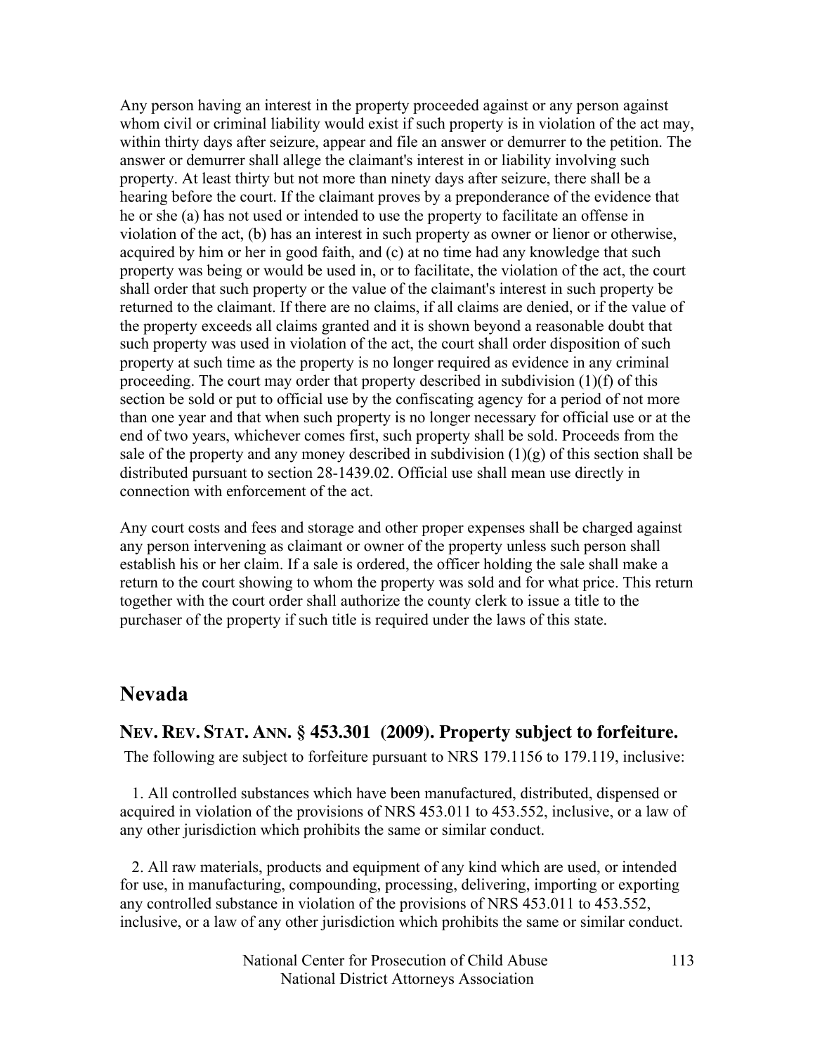Any person having an interest in the property proceeded against or any person against whom civil or criminal liability would exist if such property is in violation of the act may, within thirty days after seizure, appear and file an answer or demurrer to the petition. The answer or demurrer shall allege the claimant's interest in or liability involving such property. At least thirty but not more than ninety days after seizure, there shall be a hearing before the court. If the claimant proves by a preponderance of the evidence that he or she (a) has not used or intended to use the property to facilitate an offense in violation of the act, (b) has an interest in such property as owner or lienor or otherwise, acquired by him or her in good faith, and (c) at no time had any knowledge that such property was being or would be used in, or to facilitate, the violation of the act, the court shall order that such property or the value of the claimant's interest in such property be returned to the claimant. If there are no claims, if all claims are denied, or if the value of the property exceeds all claims granted and it is shown beyond a reasonable doubt that such property was used in violation of the act, the court shall order disposition of such property at such time as the property is no longer required as evidence in any criminal proceeding. The court may order that property described in subdivision (1)(f) of this section be sold or put to official use by the confiscating agency for a period of not more than one year and that when such property is no longer necessary for official use or at the end of two years, whichever comes first, such property shall be sold. Proceeds from the sale of the property and any money described in subdivision (1)(g) of this section shall be distributed pursuant to section 28-1439.02. Official use shall mean use directly in connection with enforcement of the act.

Any court costs and fees and storage and other proper expenses shall be charged against any person intervening as claimant or owner of the property unless such person shall establish his or her claim. If a sale is ordered, the officer holding the sale shall make a return to the court showing to whom the property was sold and for what price. This return together with the court order shall authorize the county clerk to issue a title to the purchaser of the property if such title is required under the laws of this state.

## Nevada

### NEV. REV. STAT. ANN. § 453.301 (2009). Property subject to forfeiture.

The following are subject to forfeiture pursuant to NRS 179.1156 to 179.119, inclusive:

1. All controlled substances which have been manufactured, distributed, dispensed or acquired in violation of the provisions of NRS 453.011 to 453.552, inclusive, or a law of any other jurisdiction which prohibits the same or similar conduct.

2. All raw materials, products and equipment of any kind which are used, or intended for use, in manufacturing, compounding, processing, delivering, importing or exporting any controlled substance in violation of the provisions of NRS 453.011 to 453.552, inclusive, or a law of any other jurisdiction which prohibits the same or similar conduct.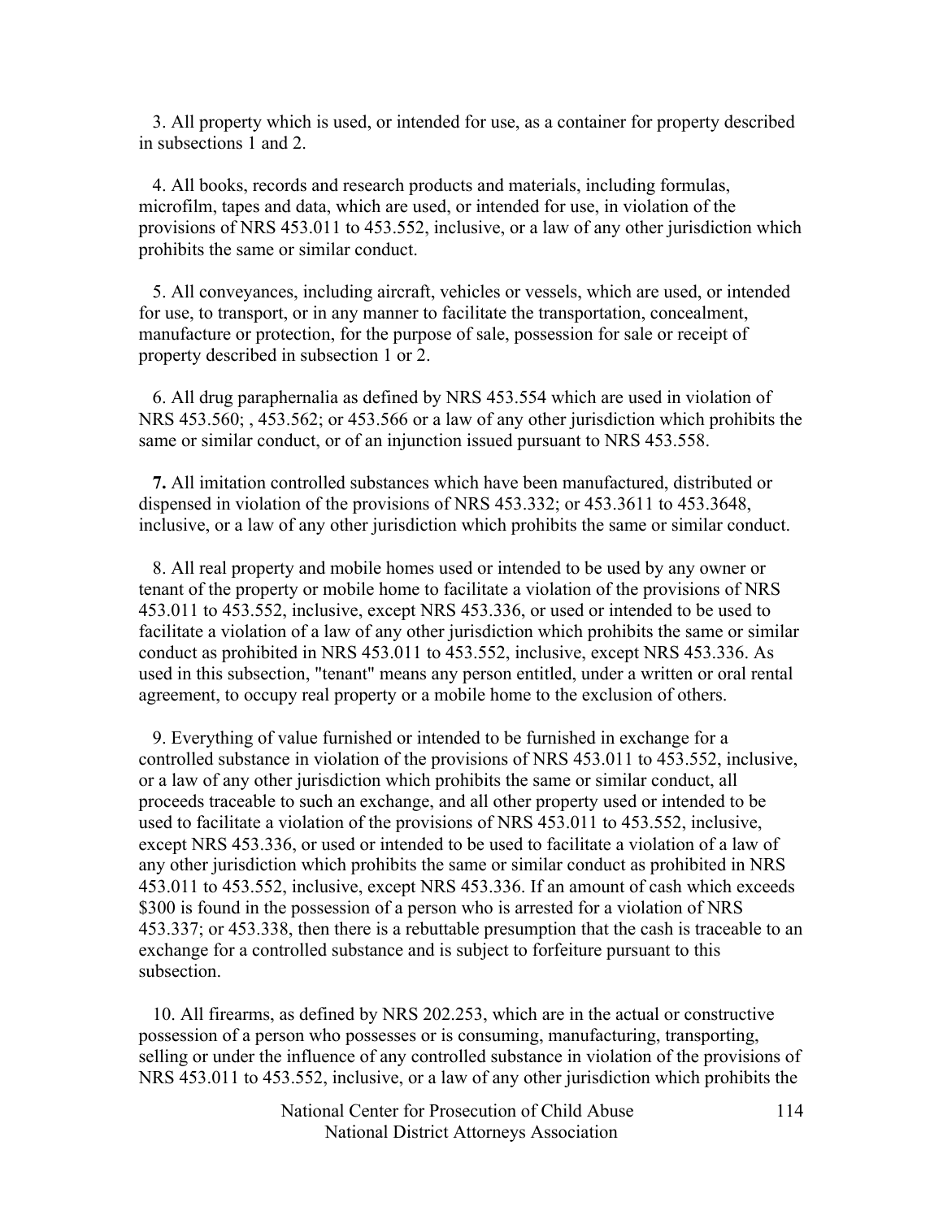3. All property which is used, or intended for use, as a container for property described in subsections 1 and 2.

4. All books, records and research products and materials, including formulas, microfilm, tapes and data, which are used, or intended for use, in violation of the provisions of NRS 453.011 to 453.552, inclusive, or a law of any other jurisdiction which prohibits the same or similar conduct.

5. All conveyances, including aircraft, vehicles or vessels, which are used, or intended for use, to transport, or in any manner to facilitate the transportation, concealment, manufacture or protection, for the purpose of sale, possession for sale or receipt of property described in subsection 1 or 2.

6. All drug paraphernalia as defined by NRS 453.554 which are used in violation of NRS 453.560; , 453.562; or 453.566 or a law of any other jurisdiction which prohibits the same or similar conduct, or of an injunction issued pursuant to NRS 453.558.

**7.** All imitation controlled substances which have been manufactured, distributed or dispensed in violation of the provisions of NRS 453.332; or 453.3611 to 453.3648, inclusive, or a law of any other jurisdiction which prohibits the same or similar conduct.

8. All real property and mobile homes used or intended to be used by any owner or tenant of the property or mobile home to facilitate a violation of the provisions of NRS 453.011 to 453.552, inclusive, except NRS 453.336, or used or intended to be used to facilitate a violation of a law of any other jurisdiction which prohibits the same or similar conduct as prohibited in NRS 453.011 to 453.552, inclusive, except NRS 453.336. As used in this subsection, "tenant" means any person entitled, under a written or oral rental agreement, to occupy real property or a mobile home to the exclusion of others.

9. Everything of value furnished or intended to be furnished in exchange for a controlled substance in violation of the provisions of NRS 453.011 to 453.552, inclusive, or a law of any other jurisdiction which prohibits the same or similar conduct, all proceeds traceable to such an exchange, and all other property used or intended to be used to facilitate a violation of the provisions of NRS 453.011 to 453.552, inclusive, except NRS 453.336, or used or intended to be used to facilitate a violation of a law of any other jurisdiction which prohibits the same or similar conduct as prohibited in NRS 453.011 to 453.552, inclusive, except NRS 453.336. If an amount of cash which exceeds $300 is found in the possession of a person who is arrested for a violation of NRS 453.337; or 453.338, then there is a rebuttable presumption that the cash is traceable to an exchange for a controlled substance and is subject to forfeiture pursuant to this subsection.

10. All firearms, as defined by NRS 202.253, which are in the actual or constructive possession of a person who possesses or is consuming, manufacturing, transporting, selling or under the influence of any controlled substance in violation of the provisions of NRS 453.011 to 453.552, inclusive, or a law of any other jurisdiction which prohibits the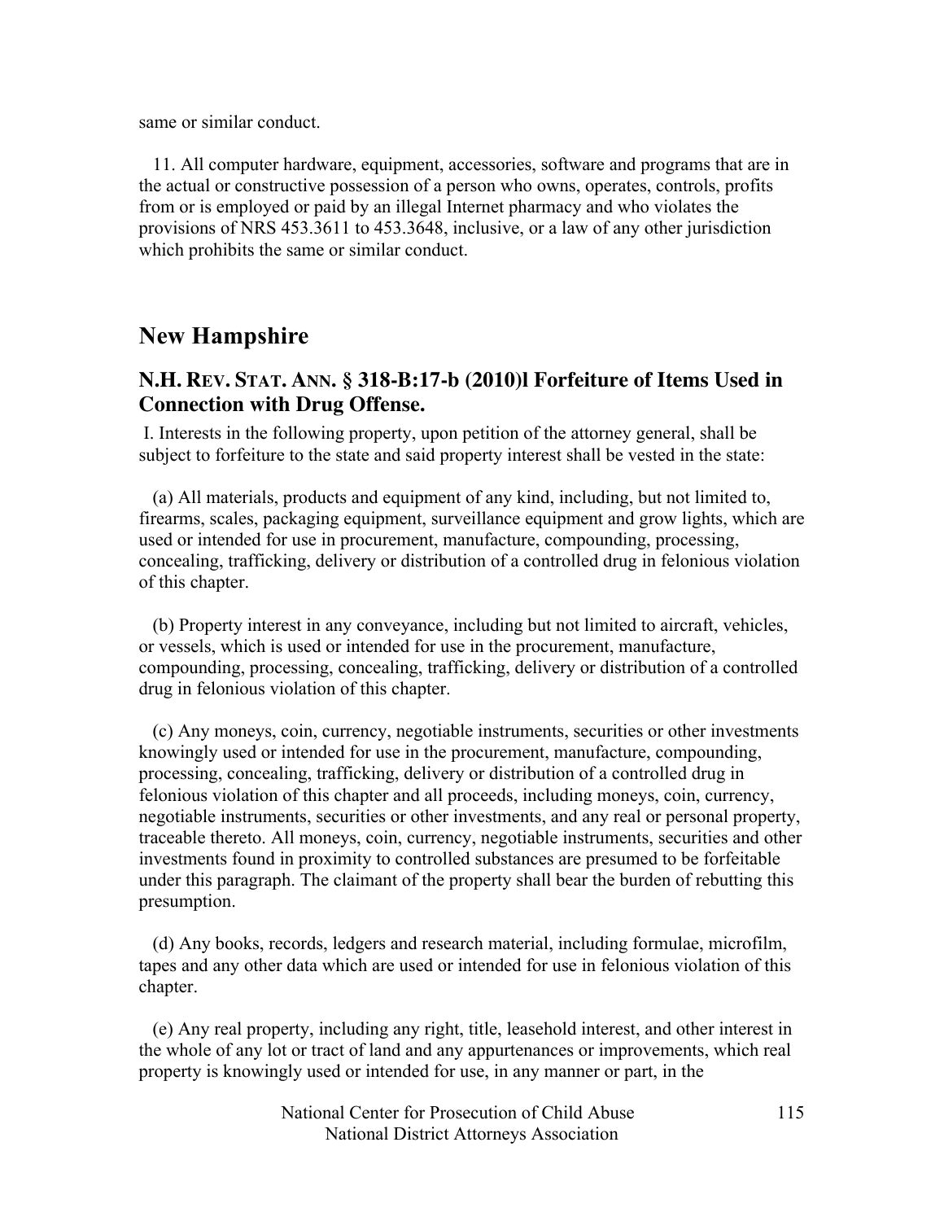same or similar conduct.

11. All computer hardware, equipment, accessories, software and programs that are in the actual or constructive possession of a person who owns, operates, controls, profits from or is employed or paid by an illegal Internet pharmacy and who violates the provisions of NRS 453.3611 to 453.3648, inclusive, or a law of any other jurisdiction which prohibits the same or similar conduct.

## New Hampshire

### N.H. REV. STAT. ANN. § 318-B:17-b (2010)l Forfeiture of Items Used in Connection with Drug Offense.

I. Interests in the following property, upon petition of the attorney general, shall be subject to forfeiture to the state and said property interest shall be vested in the state:

(a) All materials, products and equipment of any kind, including, but not limited to, firearms, scales, packaging equipment, surveillance equipment and grow lights, which are used or intended for use in procurement, manufacture, compounding, processing, concealing, trafficking, delivery or distribution of a controlled drug in felonious violation of this chapter.

(b) Property interest in any conveyance, including but not limited to aircraft, vehicles, or vessels, which is used or intended for use in the procurement, manufacture, compounding, processing, concealing, trafficking, delivery or distribution of a controlled drug in felonious violation of this chapter.

(c) Any moneys, coin, currency, negotiable instruments, securities or other investments knowingly used or intended for use in the procurement, manufacture, compounding, processing, concealing, trafficking, delivery or distribution of a controlled drug in felonious violation of this chapter and all proceeds, including moneys, coin, currency, negotiable instruments, securities or other investments, and any real or personal property, traceable thereto. All moneys, coin, currency, negotiable instruments, securities and other investments found in proximity to controlled substances are presumed to be forfeitable under this paragraph. The claimant of the property shall bear the burden of rebutting this presumption.

(d) Any books, records, ledgers and research material, including formulae, microfilm, tapes and any other data which are used or intended for use in felonious violation of this chapter.

(e) Any real property, including any right, title, leasehold interest, and other interest in the whole of any lot or tract of land and any appurtenances or improvements, which real property is knowingly used or intended for use, in any manner or part, in the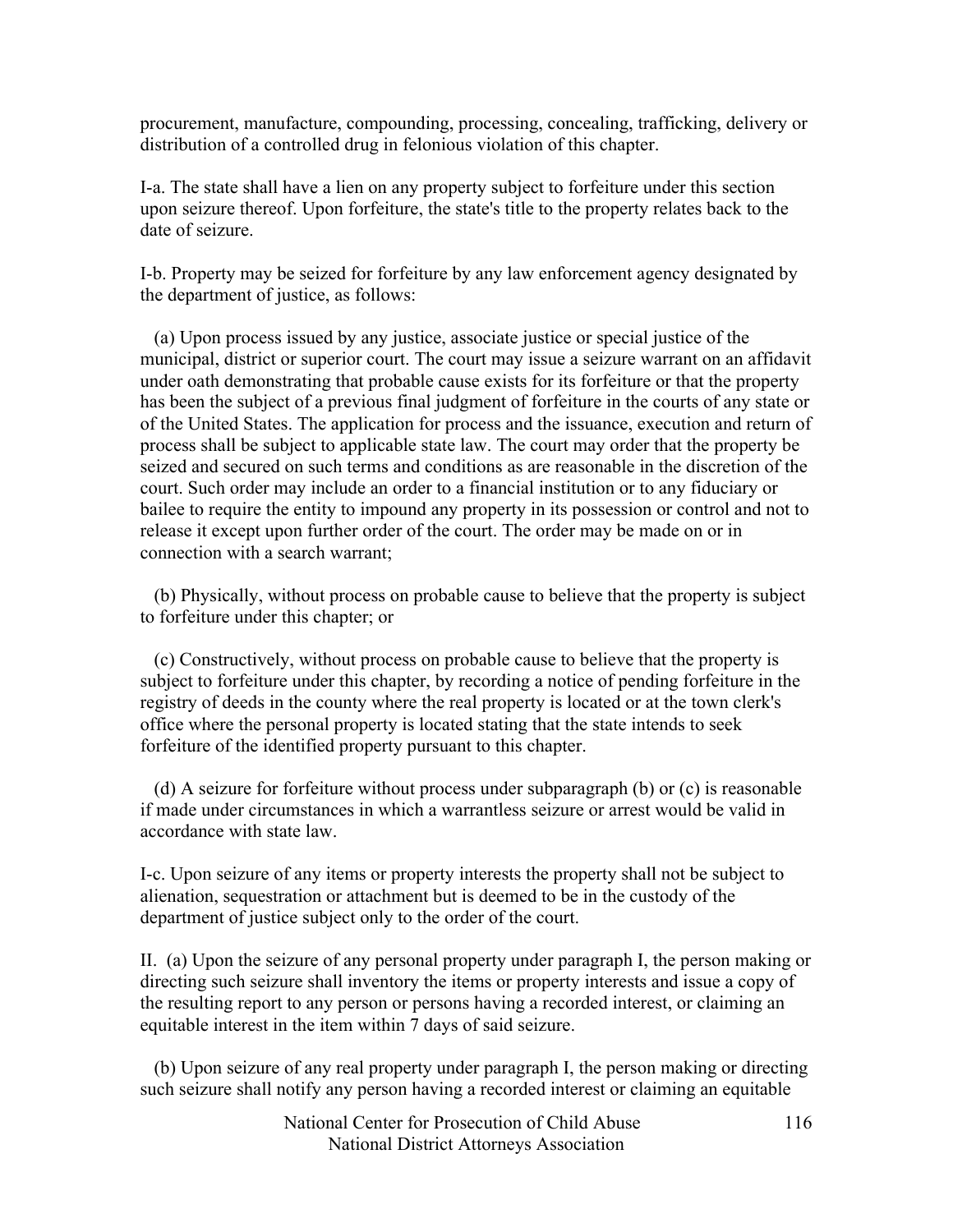procurement, manufacture, compounding, processing, concealing, trafficking, delivery or distribution of a controlled drug in felonious violation of this chapter.

I-a. The state shall have a lien on any property subject to forfeiture under this section upon seizure thereof. Upon forfeiture, the state's title to the property relates back to the date of seizure.

I-b. Property may be seized for forfeiture by any law enforcement agency designated by the department of justice, as follows:

(a) Upon process issued by any justice, associate justice or special justice of the municipal, district or superior court. The court may issue a seizure warrant on an affidavit under oath demonstrating that probable cause exists for its forfeiture or that the property has been the subject of a previous final judgment of forfeiture in the courts of any state or of the United States. The application for process and the issuance, execution and return of process shall be subject to applicable state law. The court may order that the property be seized and secured on such terms and conditions as are reasonable in the discretion of the court. Such order may include an order to a financial institution or to any fiduciary or bailee to require the entity to impound any property in its possession or control and not to release it except upon further order of the court. The order may be made on or in connection with a search warrant;

(b) Physically, without process on probable cause to believe that the property is subject to forfeiture under this chapter; or

(c) Constructively, without process on probable cause to believe that the property is subject to forfeiture under this chapter, by recording a notice of pending forfeiture in the registry of deeds in the county where the real property is located or at the town clerk's office where the personal property is located stating that the state intends to seek forfeiture of the identified property pursuant to this chapter.

(d) A seizure for forfeiture without process under subparagraph (b) or (c) is reasonable if made under circumstances in which a warrantless seizure or arrest would be valid in accordance with state law.

I-c. Upon seizure of any items or property interests the property shall not be subject to alienation, sequestration or attachment but is deemed to be in the custody of the department of justice subject only to the order of the court.

II. (a) Upon the seizure of any personal property under paragraph I, the person making or directing such seizure shall inventory the items or property interests and issue a copy of the resulting report to any person or persons having a recorded interest, or claiming an equitable interest in the item within 7 days of said seizure.

(b) Upon seizure of any real property under paragraph I, the person making or directing such seizure shall notify any person having a recorded interest or claiming an equitable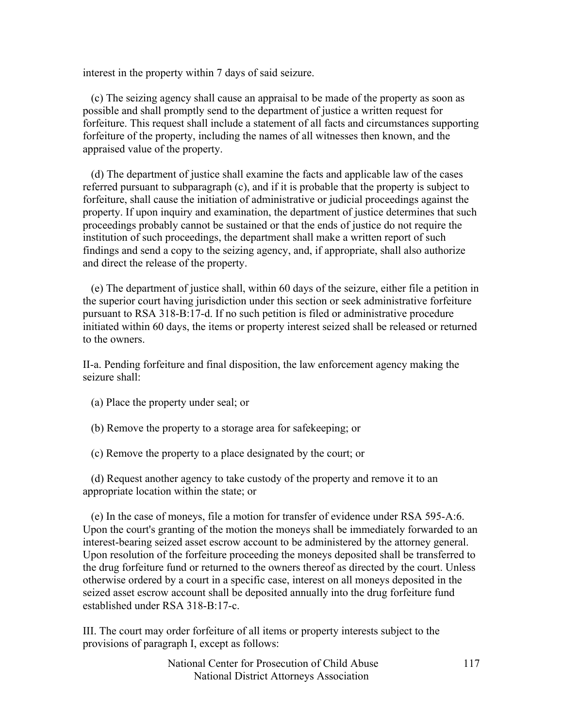interest in the property within 7 days of said seizure.

(c) The seizing agency shall cause an appraisal to be made of the property as soon as possible and shall promptly send to the department of justice a written request for forfeiture. This request shall include a statement of all facts and circumstances supporting forfeiture of the property, including the names of all witnesses then known, and the appraised value of the property.

(d) The department of justice shall examine the facts and applicable law of the cases referred pursuant to subparagraph (c), and if it is probable that the property is subject to forfeiture, shall cause the initiation of administrative or judicial proceedings against the property. If upon inquiry and examination, the department of justice determines that such proceedings probably cannot be sustained or that the ends of justice do not require the institution of such proceedings, the department shall make a written report of such findings and send a copy to the seizing agency, and, if appropriate, shall also authorize and direct the release of the property.

(e) The department of justice shall, within 60 days of the seizure, either file a petition in the superior court having jurisdiction under this section or seek administrative forfeiture pursuant to RSA 318-B:17-d. If no such petition is filed or administrative procedure initiated within 60 days, the items or property interest seized shall be released or returned to the owners.

II-a. Pending forfeiture and final disposition, the law enforcement agency making the seizure shall:

(a) Place the property under seal; or

(b) Remove the property to a storage area for safekeeping; or

(c) Remove the property to a place designated by the court; or

(d) Request another agency to take custody of the property and remove it to an appropriate location within the state; or

(e) In the case of moneys, file a motion for transfer of evidence under RSA 595-A:6. Upon the court's granting of the motion the moneys shall be immediately forwarded to an interest-bearing seized asset escrow account to be administered by the attorney general. Upon resolution of the forfeiture proceeding the moneys deposited shall be transferred to the drug forfeiture fund or returned to the owners thereof as directed by the court. Unless otherwise ordered by a court in a specific case, interest on all moneys deposited in the seized asset escrow account shall be deposited annually into the drug forfeiture fund established under RSA 318-B:17-c.

III. The court may order forfeiture of all items or property interests subject to the provisions of paragraph I, except as follows: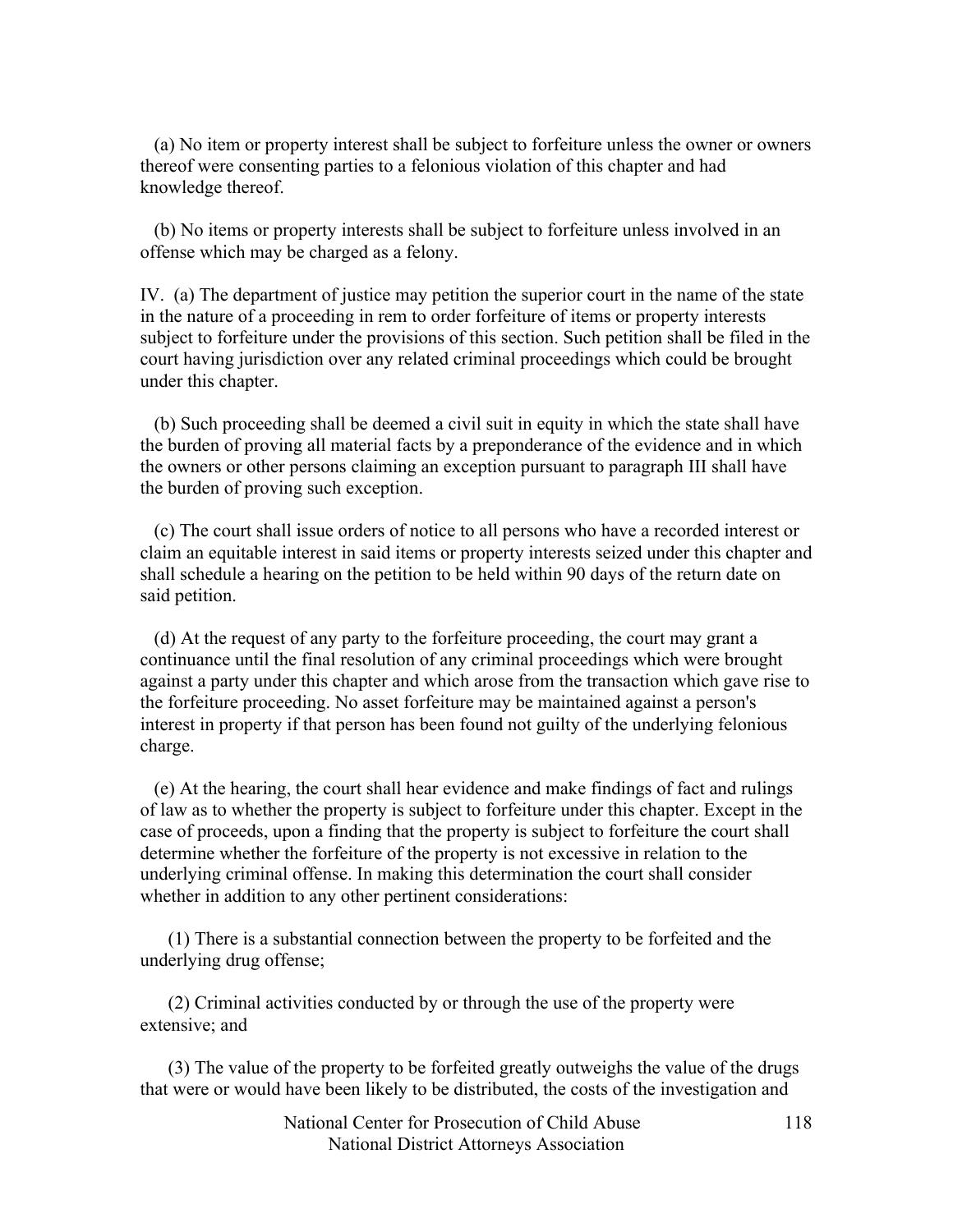(a) No item or property interest shall be subject to forfeiture unless the owner or owners thereof were consenting parties to a felonious violation of this chapter and had knowledge thereof.

(b) No items or property interests shall be subject to forfeiture unless involved in an offense which may be charged as a felony.

IV. (a) The department of justice may petition the superior court in the name of the state in the nature of a proceeding in rem to order forfeiture of items or property interests subject to forfeiture under the provisions of this section. Such petition shall be filed in the court having jurisdiction over any related criminal proceedings which could be brought under this chapter.

(b) Such proceeding shall be deemed a civil suit in equity in which the state shall have the burden of proving all material facts by a preponderance of the evidence and in which the owners or other persons claiming an exception pursuant to paragraph III shall have the burden of proving such exception.

(c) The court shall issue orders of notice to all persons who have a recorded interest or claim an equitable interest in said items or property interests seized under this chapter and shall schedule a hearing on the petition to be held within 90 days of the return date on said petition.

(d) At the request of any party to the forfeiture proceeding, the court may grant a continuance until the final resolution of any criminal proceedings which were brought against a party under this chapter and which arose from the transaction which gave rise to the forfeiture proceeding. No asset forfeiture may be maintained against a person's interest in property if that person has been found not guilty of the underlying felonious charge.

(e) At the hearing, the court shall hear evidence and make findings of fact and rulings of law as to whether the property is subject to forfeiture under this chapter. Except in the case of proceeds, upon a finding that the property is subject to forfeiture the court shall determine whether the forfeiture of the property is not excessive in relation to the underlying criminal offense. In making this determination the court shall consider whether in addition to any other pertinent considerations:

(1) There is a substantial connection between the property to be forfeited and the underlying drug offense;

(2) Criminal activities conducted by or through the use of the property were extensive; and

(3) The value of the property to be forfeited greatly outweighs the value of the drugs that were or would have been likely to be distributed, the costs of the investigation and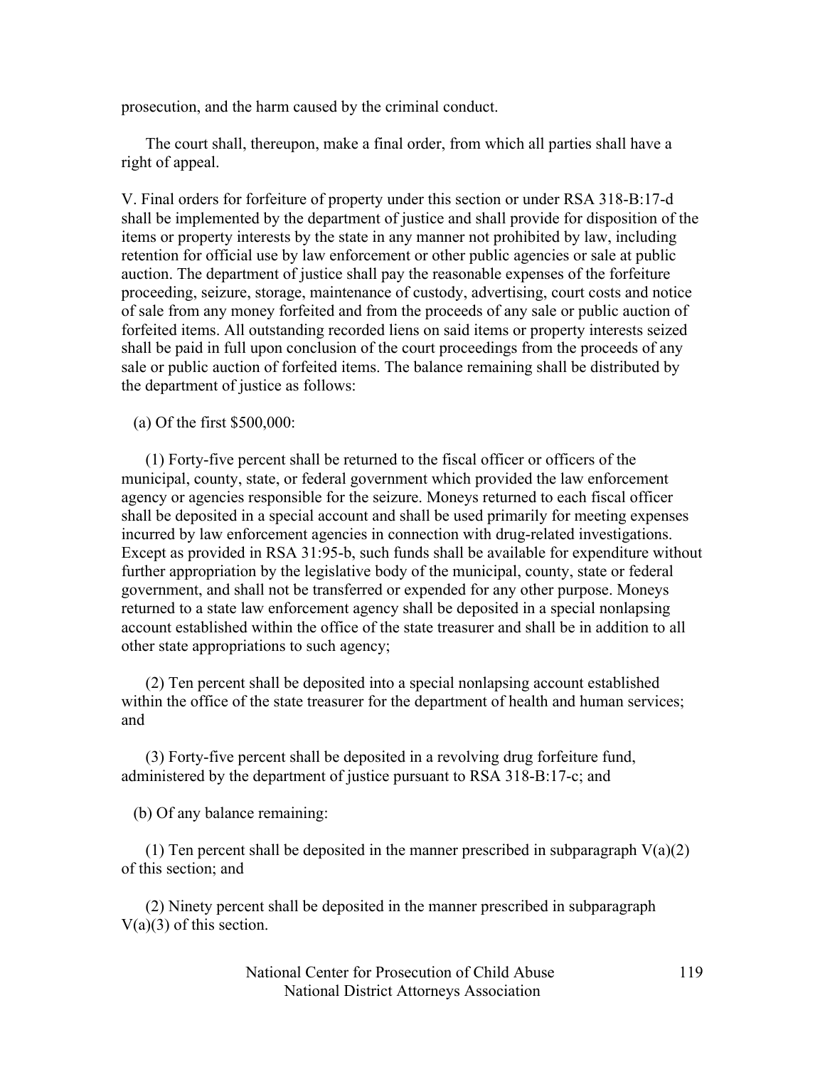prosecution, and the harm caused by the criminal conduct.

The court shall, thereupon, make a final order, from which all parties shall have a right of appeal.

V. Final orders for forfeiture of property under this section or under RSA 318-B:17-d shall be implemented by the department of justice and shall provide for disposition of the items or property interests by the state in any manner not prohibited by law, including retention for official use by law enforcement or other public agencies or sale at public auction. The department of justice shall pay the reasonable expenses of the forfeiture proceeding, seizure, storage, maintenance of custody, advertising, court costs and notice of sale from any money forfeited and from the proceeds of any sale or public auction of forfeited items. All outstanding recorded liens on said items or property interests seized shall be paid in full upon conclusion of the court proceedings from the proceeds of any sale or public auction of forfeited items. The balance remaining shall be distributed by the department of justice as follows:

(a) Of the first $500,000:

(1) Forty-five percent shall be returned to the fiscal officer or officers of the municipal, county, state, or federal government which provided the law enforcement agency or agencies responsible for the seizure. Moneys returned to each fiscal officer shall be deposited in a special account and shall be used primarily for meeting expenses incurred by law enforcement agencies in connection with drug-related investigations. Except as provided in RSA 31:95-b, such funds shall be available for expenditure without further appropriation by the legislative body of the municipal, county, state or federal government, and shall not be transferred or expended for any other purpose. Moneys returned to a state law enforcement agency shall be deposited in a special nonlapsing account established within the office of the state treasurer and shall be in addition to all other state appropriations to such agency;

(2) Ten percent shall be deposited into a special nonlapsing account established within the office of the state treasurer for the department of health and human services; and

(3) Forty-five percent shall be deposited in a revolving drug forfeiture fund, administered by the department of justice pursuant to RSA 318-B:17-c; and

(b) Of any balance remaining:

(1) Ten percent shall be deposited in the manner prescribed in subparagraph V(a)(2) of this section; and

(2) Ninety percent shall be deposited in the manner prescribed in subparagraph V(a)(3) of this section.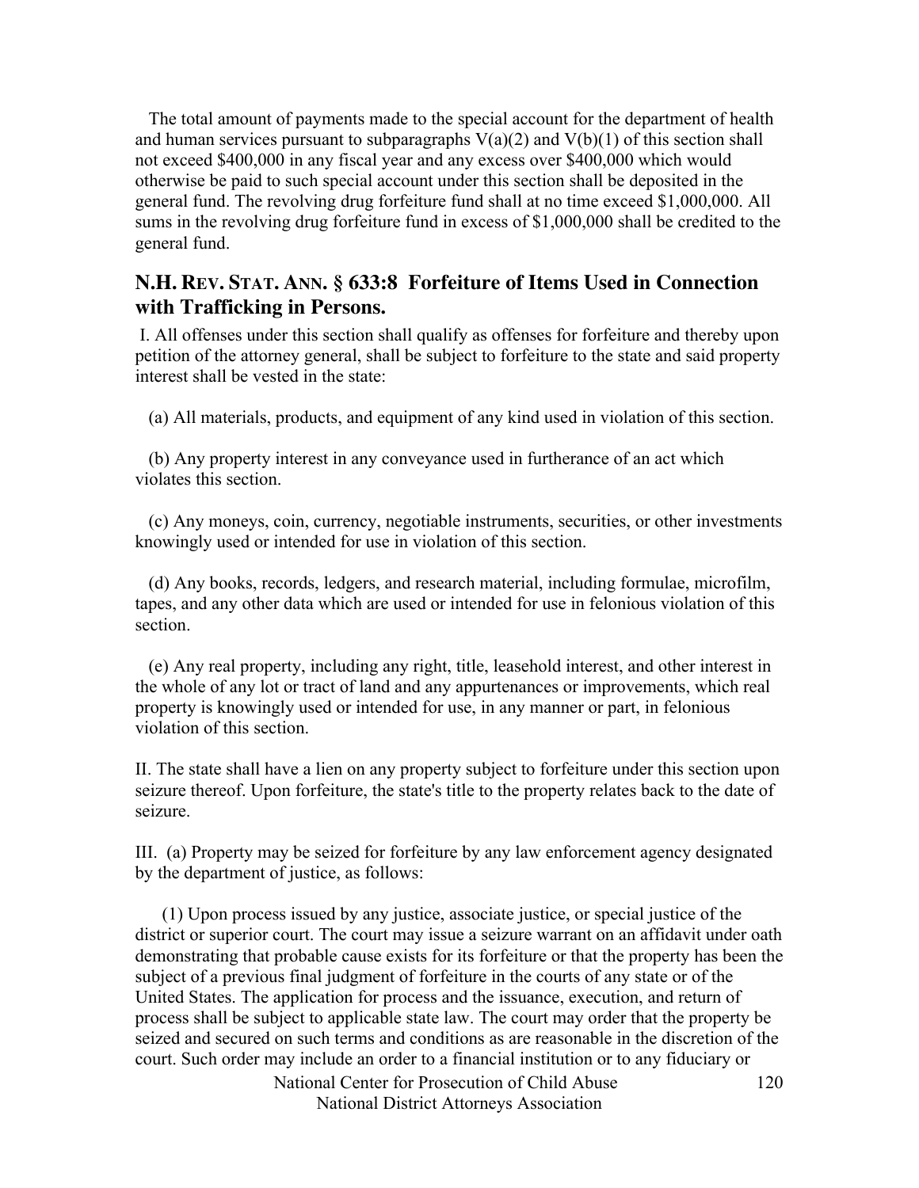The total amount of payments made to the special account for the department of health and human services pursuant to subparagraphs V(a)(2) and V(b)(1) of this section shall not exceed $400,000 in any fiscal year and any excess over $400,000 which would otherwise be paid to such special account under this section shall be deposited in the general fund. The revolving drug forfeiture fund shall at no time exceed $1,000,000. All sums in the revolving drug forfeiture fund in excess of $1,000,000 shall be credited to the general fund.

## N.H. Rev. Stat. Ann. § 633:8 Forfeiture of Items Used in Connection with Trafficking in Persons.

I. All offenses under this section shall qualify as offenses for forfeiture and thereby upon petition of the attorney general, shall be subject to forfeiture to the state and said property interest shall be vested in the state:

(a) All materials, products, and equipment of any kind used in violation of this section.

(b) Any property interest in any conveyance used in furtherance of an act which violates this section.

(c) Any moneys, coin, currency, negotiable instruments, securities, or other investments knowingly used or intended for use in violation of this section.

(d) Any books, records, ledgers, and research material, including formulae, microfilm, tapes, and any other data which are used or intended for use in felonious violation of this section.

(e) Any real property, including any right, title, leasehold interest, and other interest in the whole of any lot or tract of land and any appurtenances or improvements, which real property is knowingly used or intended for use, in any manner or part, in felonious violation of this section.

II. The state shall have a lien on any property subject to forfeiture under this section upon seizure thereof. Upon forfeiture, the state's title to the property relates back to the date of seizure.

III. (a) Property may be seized for forfeiture by any law enforcement agency designated by the department of justice, as follows:

(1) Upon process issued by any justice, associate justice, or special justice of the district or superior court. The court may issue a seizure warrant on an affidavit under oath demonstrating that probable cause exists for its forfeiture or that the property has been the subject of a previous final judgment of forfeiture in the courts of any state or of the United States. The application for process and the issuance, execution, and return of process shall be subject to applicable state law. The court may order that the property be seized and secured on such terms and conditions as are reasonable in the discretion of the court. Such order may include an order to a financial institution or to any fiduciary or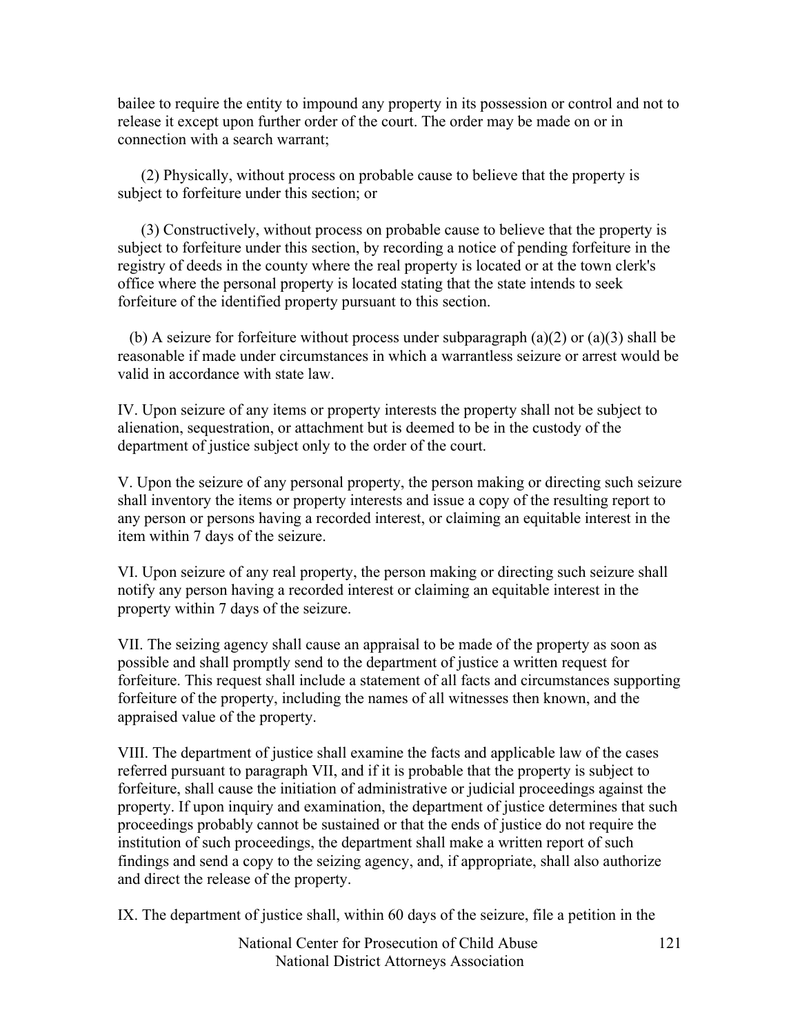bailee to require the entity to impound any property in its possession or control and not to release it except upon further order of the court. The order may be made on or in connection with a search warrant;

(2) Physically, without process on probable cause to believe that the property is subject to forfeiture under this section; or

(3) Constructively, without process on probable cause to believe that the property is subject to forfeiture under this section, by recording a notice of pending forfeiture in the registry of deeds in the county where the real property is located or at the town clerk's office where the personal property is located stating that the state intends to seek forfeiture of the identified property pursuant to this section.

(b) A seizure for forfeiture without process under subparagraph (a)(2) or (a)(3) shall be reasonable if made under circumstances in which a warrantless seizure or arrest would be valid in accordance with state law.

IV. Upon seizure of any items or property interests the property shall not be subject to alienation, sequestration, or attachment but is deemed to be in the custody of the department of justice subject only to the order of the court.

V. Upon the seizure of any personal property, the person making or directing such seizure shall inventory the items or property interests and issue a copy of the resulting report to any person or persons having a recorded interest, or claiming an equitable interest in the item within 7 days of the seizure.

VI. Upon seizure of any real property, the person making or directing such seizure shall notify any person having a recorded interest or claiming an equitable interest in the property within 7 days of the seizure.

VII. The seizing agency shall cause an appraisal to be made of the property as soon as possible and shall promptly send to the department of justice a written request for forfeiture. This request shall include a statement of all facts and circumstances supporting forfeiture of the property, including the names of all witnesses then known, and the appraised value of the property.

VIII. The department of justice shall examine the facts and applicable law of the cases referred pursuant to paragraph VII, and if it is probable that the property is subject to forfeiture, shall cause the initiation of administrative or judicial proceedings against the property. If upon inquiry and examination, the department of justice determines that such proceedings probably cannot be sustained or that the ends of justice do not require the institution of such proceedings, the department shall make a written report of such findings and send a copy to the seizing agency, and, if appropriate, shall also authorize and direct the release of the property.

IX. The department of justice shall, within 60 days of the seizure, file a petition in the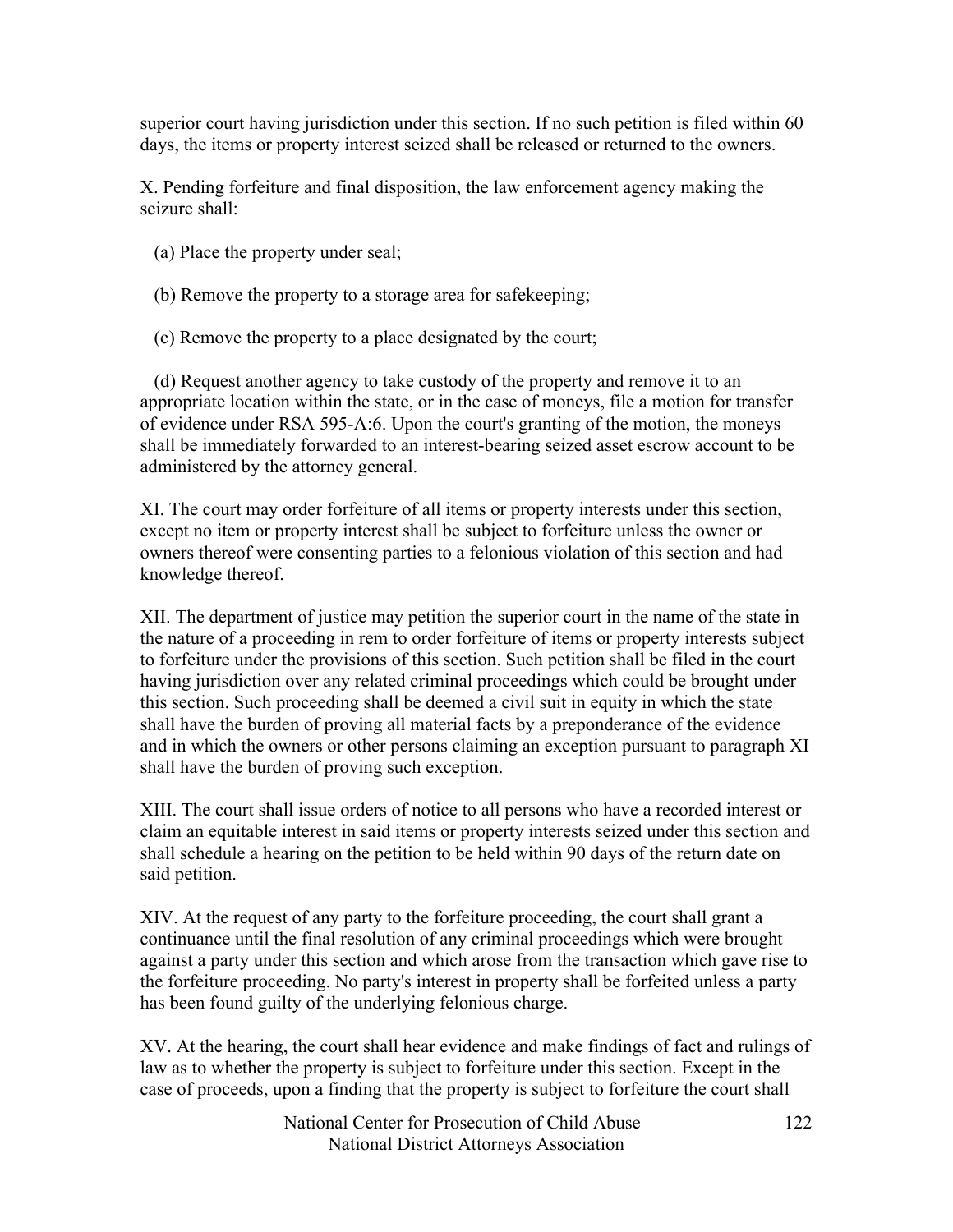superior court having jurisdiction under this section. If no such petition is filed within 60 days, the items or property interest seized shall be released or returned to the owners.

X. Pending forfeiture and final disposition, the law enforcement agency making the seizure shall:

(a) Place the property under seal;

(b) Remove the property to a storage area for safekeeping;

(c) Remove the property to a place designated by the court;

(d) Request another agency to take custody of the property and remove it to an appropriate location within the state, or in the case of moneys, file a motion for transfer of evidence under RSA 595-A:6. Upon the court's granting of the motion, the moneys shall be immediately forwarded to an interest-bearing seized asset escrow account to be administered by the attorney general.

XI. The court may order forfeiture of all items or property interests under this section, except no item or property interest shall be subject to forfeiture unless the owner or owners thereof were consenting parties to a felonious violation of this section and had knowledge thereof.

XII. The department of justice may petition the superior court in the name of the state in the nature of a proceeding in rem to order forfeiture of items or property interests subject to forfeiture under the provisions of this section. Such petition shall be filed in the court having jurisdiction over any related criminal proceedings which could be brought under this section. Such proceeding shall be deemed a civil suit in equity in which the state shall have the burden of proving all material facts by a preponderance of the evidence and in which the owners or other persons claiming an exception pursuant to paragraph XI shall have the burden of proving such exception.

XIII. The court shall issue orders of notice to all persons who have a recorded interest or claim an equitable interest in said items or property interests seized under this section and shall schedule a hearing on the petition to be held within 90 days of the return date on said petition.

XIV. At the request of any party to the forfeiture proceeding, the court shall grant a continuance until the final resolution of any criminal proceedings which were brought against a party under this section and which arose from the transaction which gave rise to the forfeiture proceeding. No party's interest in property shall be forfeited unless a party has been found guilty of the underlying felonious charge.

XV. At the hearing, the court shall hear evidence and make findings of fact and rulings of law as to whether the property is subject to forfeiture under this section. Except in the case of proceeds, upon a finding that the property is subject to forfeiture the court shall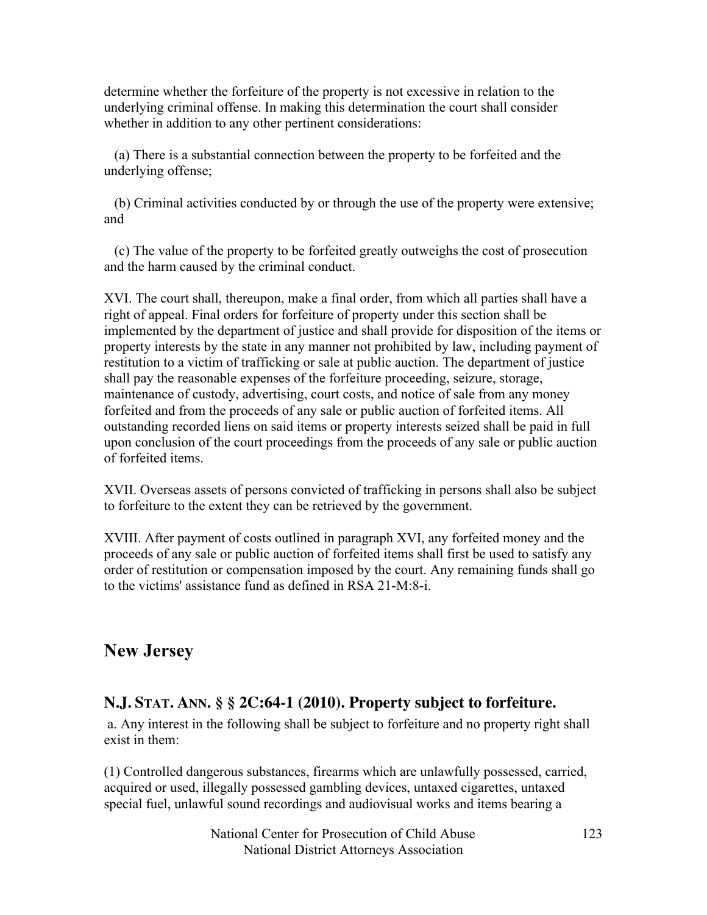determine whether the forfeiture of the property is not excessive in relation to the underlying criminal offense. In making this determination the court shall consider whether in addition to any other pertinent considerations:

(a) There is a substantial connection between the property to be forfeited and the underlying offense;

(b) Criminal activities conducted by or through the use of the property were extensive; and

(c) The value of the property to be forfeited greatly outweighs the cost of prosecution and the harm caused by the criminal conduct.

XVI. The court shall, thereupon, make a final order, from which all parties shall have a right of appeal. Final orders for forfeiture of property under this section shall be implemented by the department of justice and shall provide for disposition of the items or property interests by the state in any manner not prohibited by law, including payment of restitution to a victim of trafficking or sale at public auction. The department of justice shall pay the reasonable expenses of the forfeiture proceeding, seizure, storage, maintenance of custody, advertising, court costs, and notice of sale from any money forfeited and from the proceeds of any sale or public auction of forfeited items. All outstanding recorded liens on said items or property interests seized shall be paid in full upon conclusion of the court proceedings from the proceeds of any sale or public auction of forfeited items.

XVII. Overseas assets of persons convicted of trafficking in persons shall also be subject to forfeiture to the extent they can be retrieved by the government.

XVIII. After payment of costs outlined in paragraph XVI, any forfeited money and the proceeds of any sale or public auction of forfeited items shall first be used to satisfy any order of restitution or compensation imposed by the court. Any remaining funds shall go to the victims' assistance fund as defined in RSA 21-M:8-i.

## New Jersey

### N.J. Stat. Ann. § § 2C:64-1 (2010). Property subject to forfeiture.

a. Any interest in the following shall be subject to forfeiture and no property right shall exist in them:

(1) Controlled dangerous substances, firearms which are unlawfully possessed, carried, acquired or used, illegally possessed gambling devices, untaxed cigarettes, untaxed special fuel, unlawful sound recordings and audiovisual works and items bearing a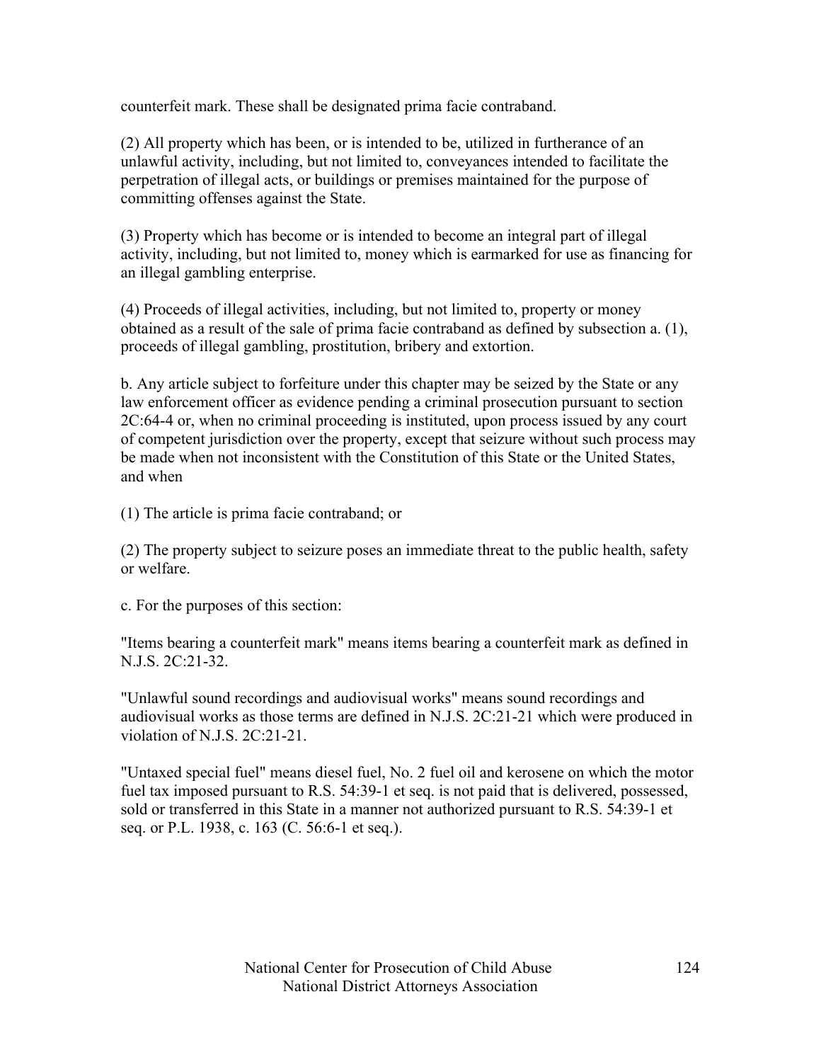counterfeit mark. These shall be designated prima facie contraband.

(2) All property which has been, or is intended to be, utilized in furtherance of an unlawful activity, including, but not limited to, conveyances intended to facilitate the perpetration of illegal acts, or buildings or premises maintained for the purpose of committing offenses against the State.

(3) Property which has become or is intended to become an integral part of illegal activity, including, but not limited to, money which is earmarked for use as financing for an illegal gambling enterprise.

(4) Proceeds of illegal activities, including, but not limited to, property or money obtained as a result of the sale of prima facie contraband as defined by subsection a. (1), proceeds of illegal gambling, prostitution, bribery and extortion.

b. Any article subject to forfeiture under this chapter may be seized by the State or any law enforcement officer as evidence pending a criminal prosecution pursuant to section 2C:64-4 or, when no criminal proceeding is instituted, upon process issued by any court of competent jurisdiction over the property, except that seizure without such process may be made when not inconsistent with the Constitution of this State or the United States, and when

(1) The article is prima facie contraband; or

(2) The property subject to seizure poses an immediate threat to the public health, safety or welfare.

c. For the purposes of this section:

"Items bearing a counterfeit mark" means items bearing a counterfeit mark as defined in N.J.S. 2C:21-32.

"Unlawful sound recordings and audiovisual works" means sound recordings and audiovisual works as those terms are defined in N.J.S. 2C:21-21 which were produced in violation of N.J.S. 2C:21-21.

"Untaxed special fuel" means diesel fuel, No. 2 fuel oil and kerosene on which the motor fuel tax imposed pursuant to R.S. 54:39-1 et seq. is not paid that is delivered, possessed, sold or transferred in this State in a manner not authorized pursuant to R.S. 54:39-1 et seq. or P.L. 1938, c. 163 (C. 56:6-1 et seq.).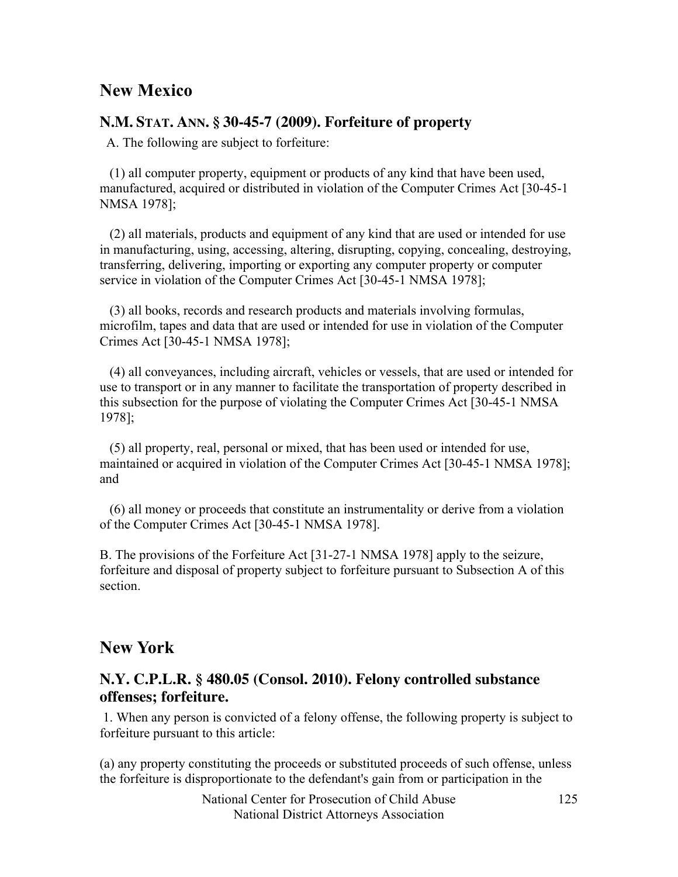## New Mexico

### N.M. STAT. ANN. § 30-45-7 (2009). Forfeiture of property

A. The following are subject to forfeiture:

(1) all computer property, equipment or products of any kind that have been used, manufactured, acquired or distributed in violation of the Computer Crimes Act [30-45-1 NMSA 1978];

(2) all materials, products and equipment of any kind that are used or intended for use in manufacturing, using, accessing, altering, disrupting, copying, concealing, destroying, transferring, delivering, importing or exporting any computer property or computer service in violation of the Computer Crimes Act [30-45-1 NMSA 1978];

(3) all books, records and research products and materials involving formulas, microfilm, tapes and data that are used or intended for use in violation of the Computer Crimes Act [30-45-1 NMSA 1978];

(4) all conveyances, including aircraft, vehicles or vessels, that are used or intended for use to transport or in any manner to facilitate the transportation of property described in this subsection for the purpose of violating the Computer Crimes Act [30-45-1 NMSA 1978];

(5) all property, real, personal or mixed, that has been used or intended for use, maintained or acquired in violation of the Computer Crimes Act [30-45-1 NMSA 1978]; and

(6) all money or proceeds that constitute an instrumentality or derive from a violation of the Computer Crimes Act [30-45-1 NMSA 1978].

B. The provisions of the Forfeiture Act [31-27-1 NMSA 1978] apply to the seizure, forfeiture and disposal of property subject to forfeiture pursuant to Subsection A of this section.

## New York

### N.Y. C.P.L.R. § 480.05 (Consol. 2010). Felony controlled substance offenses; forfeiture.

1. When any person is convicted of a felony offense, the following property is subject to forfeiture pursuant to this article:

(a) any property constituting the proceeds or substituted proceeds of such offense, unless the forfeiture is disproportionate to the defendant's gain from or participation in the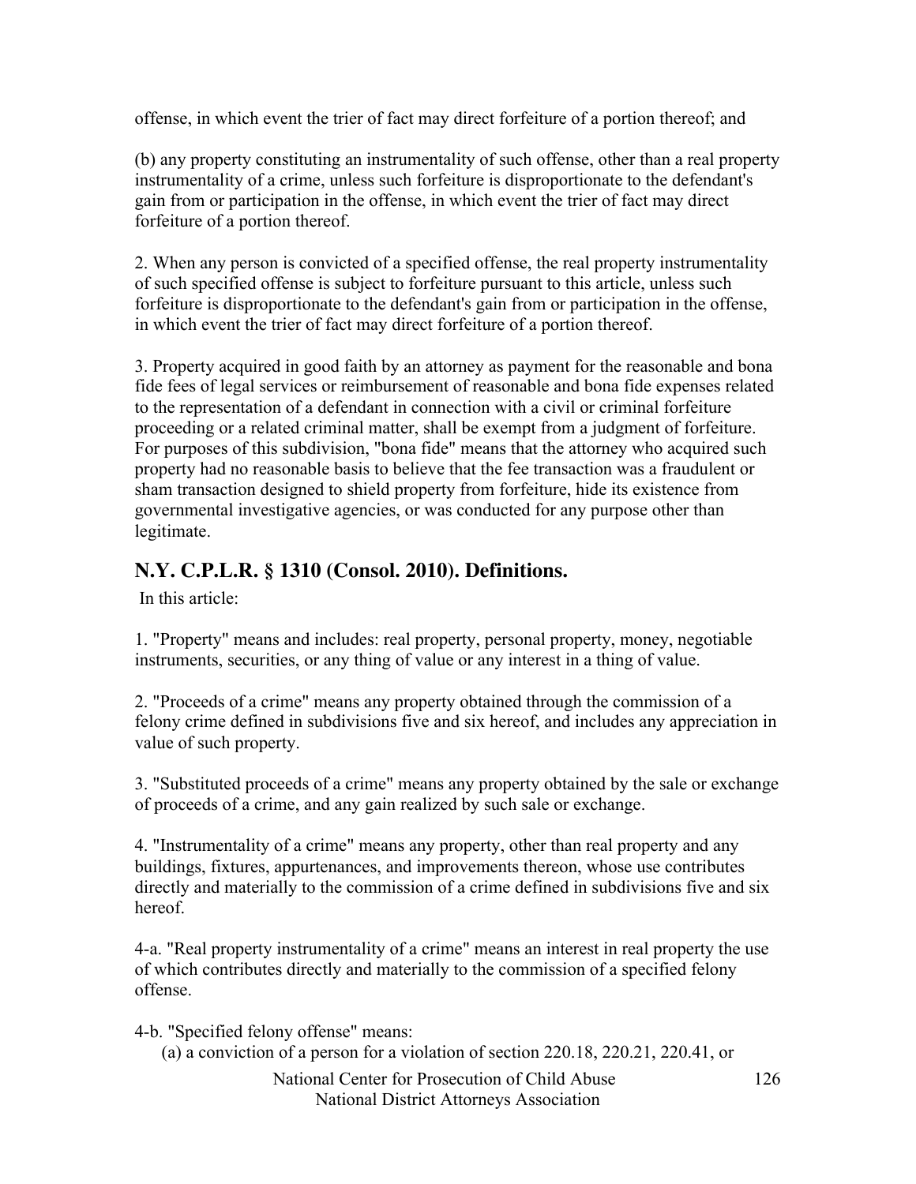offense, in which event the trier of fact may direct forfeiture of a portion thereof; and

(b) any property constituting an instrumentality of such offense, other than a real property instrumentality of a crime, unless such forfeiture is disproportionate to the defendant's gain from or participation in the offense, in which event the trier of fact may direct forfeiture of a portion thereof.

2. When any person is convicted of a specified offense, the real property instrumentality of such specified offense is subject to forfeiture pursuant to this article, unless such forfeiture is disproportionate to the defendant's gain from or participation in the offense, in which event the trier of fact may direct forfeiture of a portion thereof.

3. Property acquired in good faith by an attorney as payment for the reasonable and bona fide fees of legal services or reimbursement of reasonable and bona fide expenses related to the representation of a defendant in connection with a civil or criminal forfeiture proceeding or a related criminal matter, shall be exempt from a judgment of forfeiture. For purposes of this subdivision, "bona fide" means that the attorney who acquired such property had no reasonable basis to believe that the fee transaction was a fraudulent or sham transaction designed to shield property from forfeiture, hide its existence from governmental investigative agencies, or was conducted for any purpose other than legitimate.

## N.Y. C.P.L.R. § 1310 (Consol. 2010). Definitions.

In this article:

1. "Property" means and includes: real property, personal property, money, negotiable instruments, securities, or any thing of value or any interest in a thing of value.

2. "Proceeds of a crime" means any property obtained through the commission of a felony crime defined in subdivisions five and six hereof, and includes any appreciation in value of such property.

3. "Substituted proceeds of a crime" means any property obtained by the sale or exchange of proceeds of a crime, and any gain realized by such sale or exchange.

4. "Instrumentality of a crime" means any property, other than real property and any buildings, fixtures, appurtenances, and improvements thereon, whose use contributes directly and materially to the commission of a crime defined in subdivisions five and six hereof.

4-a. "Real property instrumentality of a crime" means an interest in real property the use of which contributes directly and materially to the commission of a specified felony offense.

4-b. "Specified felony offense" means:

(a) a conviction of a person for a violation of section 220.18, 220.21, 220.41, or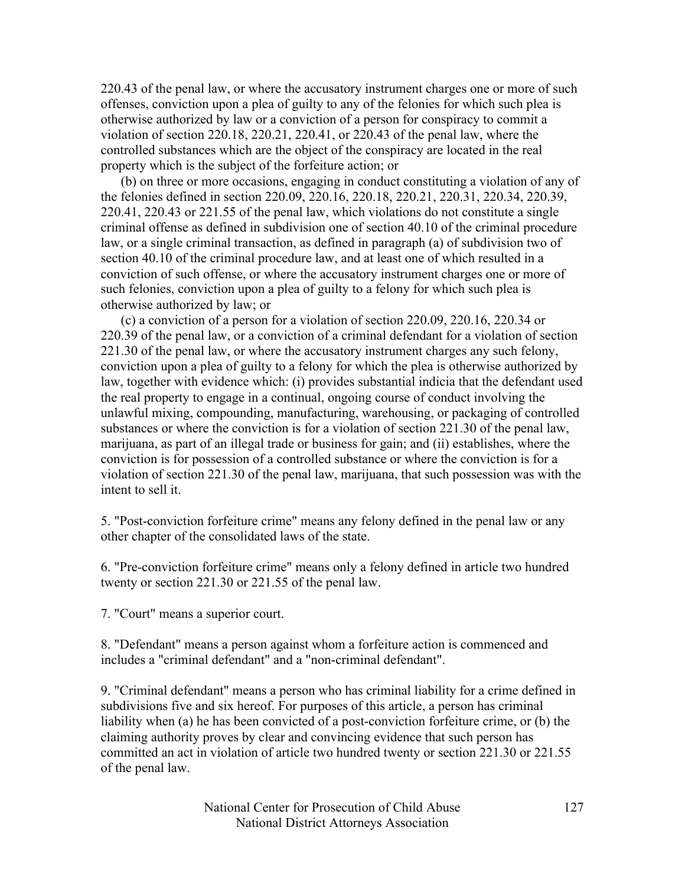220.43 of the penal law, or where the accusatory instrument charges one or more of such offenses, conviction upon a plea of guilty to any of the felonies for which such plea is otherwise authorized by law or a conviction of a person for conspiracy to commit a violation of section 220.18, 220.21, 220.41, or 220.43 of the penal law, where the controlled substances which are the object of the conspiracy are located in the real property which is the subject of the forfeiture action; or

(b) on three or more occasions, engaging in conduct constituting a violation of any of the felonies defined in section 220.09, 220.16, 220.18, 220.21, 220.31, 220.34, 220.39, 220.41, 220.43 or 221.55 of the penal law, which violations do not constitute a single criminal offense as defined in subdivision one of section 40.10 of the criminal procedure law, or a single criminal transaction, as defined in paragraph (a) of subdivision two of section 40.10 of the criminal procedure law, and at least one of which resulted in a conviction of such offense, or where the accusatory instrument charges one or more of such felonies, conviction upon a plea of guilty to a felony for which such plea is otherwise authorized by law; or

(c) a conviction of a person for a violation of section 220.09, 220.16, 220.34 or 220.39 of the penal law, or a conviction of a criminal defendant for a violation of section 221.30 of the penal law, or where the accusatory instrument charges any such felony, conviction upon a plea of guilty to a felony for which the plea is otherwise authorized by law, together with evidence which: (i) provides substantial indicia that the defendant used the real property to engage in a continual, ongoing course of conduct involving the unlawful mixing, compounding, manufacturing, warehousing, or packaging of controlled substances or where the conviction is for a violation of section 221.30 of the penal law, marijuana, as part of an illegal trade or business for gain; and (ii) establishes, where the conviction is for possession of a controlled substance or where the conviction is for a violation of section 221.30 of the penal law, marijuana, that such possession was with the intent to sell it.

5. "Post-conviction forfeiture crime" means any felony defined in the penal law or any other chapter of the consolidated laws of the state.

6. "Pre-conviction forfeiture crime" means only a felony defined in article two hundred twenty or section 221.30 or 221.55 of the penal law.

7. "Court" means a superior court.

8. "Defendant" means a person against whom a forfeiture action is commenced and includes a "criminal defendant" and a "non-criminal defendant".

9. "Criminal defendant" means a person who has criminal liability for a crime defined in subdivisions five and six hereof. For purposes of this article, a person has criminal liability when (a) he has been convicted of a post-conviction forfeiture crime, or (b) the claiming authority proves by clear and convincing evidence that such person has committed an act in violation of article two hundred twenty or section 221.30 or 221.55 of the penal law.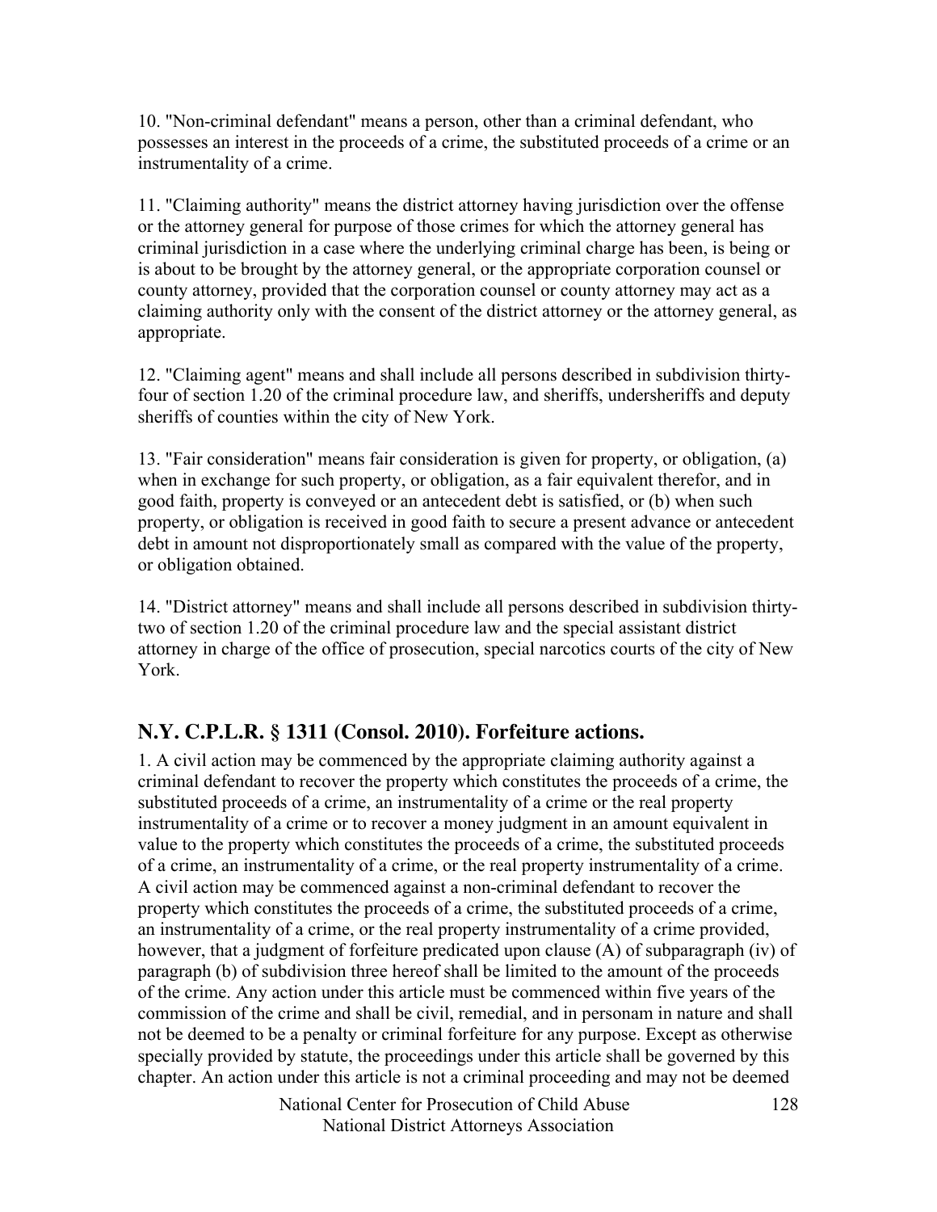10. "Non-criminal defendant" means a person, other than a criminal defendant, who possesses an interest in the proceeds of a crime, the substituted proceeds of a crime or an instrumentality of a crime.

11. "Claiming authority" means the district attorney having jurisdiction over the offense or the attorney general for purpose of those crimes for which the attorney general has criminal jurisdiction in a case where the underlying criminal charge has been, is being or is about to be brought by the attorney general, or the appropriate corporation counsel or county attorney, provided that the corporation counsel or county attorney may act as a claiming authority only with the consent of the district attorney or the attorney general, as appropriate.

12. "Claiming agent" means and shall include all persons described in subdivision thirty-four of section 1.20 of the criminal procedure law, and sheriffs, undersheriffs and deputy sheriffs of counties within the city of New York.

13. "Fair consideration" means fair consideration is given for property, or obligation, (a) when in exchange for such property, or obligation, as a fair equivalent therefor, and in good faith, property is conveyed or an antecedent debt is satisfied, or (b) when such property, or obligation is received in good faith to secure a present advance or antecedent debt in amount not disproportionately small as compared with the value of the property, or obligation obtained.

14. "District attorney" means and shall include all persons described in subdivision thirty-two of section 1.20 of the criminal procedure law and the special assistant district attorney in charge of the office of prosecution, special narcotics courts of the city of New York.

## N.Y. C.P.L.R. § 1311 (Consol. 2010). Forfeiture actions.

1. A civil action may be commenced by the appropriate claiming authority against a criminal defendant to recover the property which constitutes the proceeds of a crime, the substituted proceeds of a crime, an instrumentality of a crime or the real property instrumentality of a crime or to recover a money judgment in an amount equivalent in value to the property which constitutes the proceeds of a crime, the substituted proceeds of a crime, an instrumentality of a crime, or the real property instrumentality of a crime. A civil action may be commenced against a non-criminal defendant to recover the property which constitutes the proceeds of a crime, the substituted proceeds of a crime, an instrumentality of a crime, or the real property instrumentality of a crime provided, however, that a judgment of forfeiture predicated upon clause (A) of subparagraph (iv) of paragraph (b) of subdivision three hereof shall be limited to the amount of the proceeds of the crime. Any action under this article must be commenced within five years of the commission of the crime and shall be civil, remedial, and in personam in nature and shall not be deemed to be a penalty or criminal forfeiture for any purpose. Except as otherwise specially provided by statute, the proceedings under this article shall be governed by this chapter. An action under this article is not a criminal proceeding and may not be deemed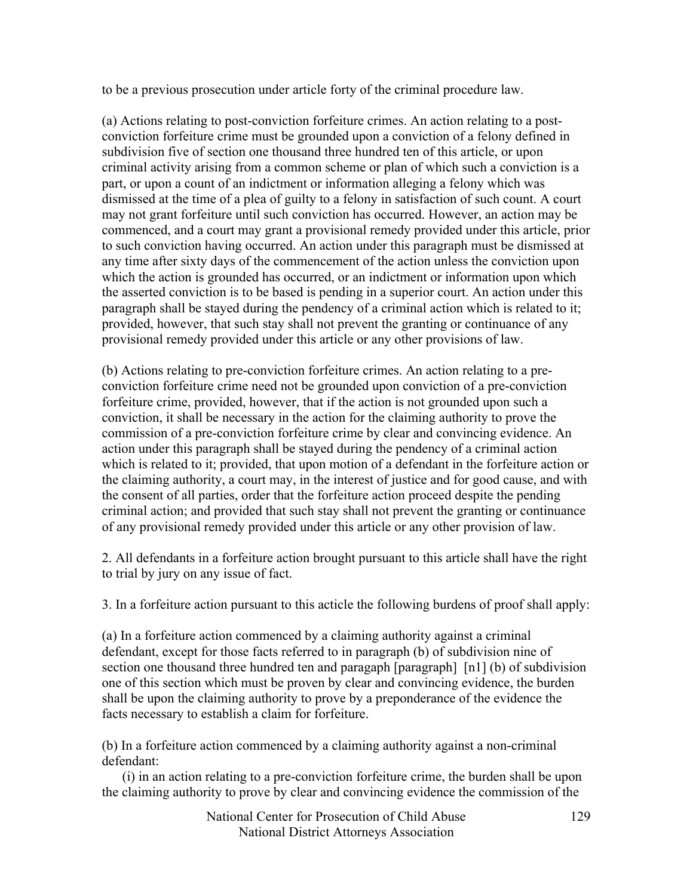to be a previous prosecution under article forty of the criminal procedure law.

(a) Actions relating to post-conviction forfeiture crimes. An action relating to a post-conviction forfeiture crime must be grounded upon a conviction of a felony defined in subdivision five of section one thousand three hundred ten of this article, or upon criminal activity arising from a common scheme or plan of which such a conviction is a part, or upon a count of an indictment or information alleging a felony which was dismissed at the time of a plea of guilty to a felony in satisfaction of such count. A court may not grant forfeiture until such conviction has occurred. However, an action may be commenced, and a court may grant a provisional remedy provided under this article, prior to such conviction having occurred. An action under this paragraph must be dismissed at any time after sixty days of the commencement of the action unless the conviction upon which the action is grounded has occurred, or an indictment or information upon which the asserted conviction is to be based is pending in a superior court. An action under this paragraph shall be stayed during the pendency of a criminal action which is related to it; provided, however, that such stay shall not prevent the granting or continuance of any provisional remedy provided under this article or any other provisions of law.

(b) Actions relating to pre-conviction forfeiture crimes. An action relating to a pre-conviction forfeiture crime need not be grounded upon conviction of a pre-conviction forfeiture crime, provided, however, that if the action is not grounded upon such a conviction, it shall be necessary in the action for the claiming authority to prove the commission of a pre-conviction forfeiture crime by clear and convincing evidence. An action under this paragraph shall be stayed during the pendency of a criminal action which is related to it; provided, that upon motion of a defendant in the forfeiture action or the claiming authority, a court may, in the interest of justice and for good cause, and with the consent of all parties, order that the forfeiture action proceed despite the pending criminal action; and provided that such stay shall not prevent the granting or continuance of any provisional remedy provided under this article or any other provision of law.

2. All defendants in a forfeiture action brought pursuant to this article shall have the right to trial by jury on any issue of fact.

3. In a forfeiture action pursuant to this acticle the following burdens of proof shall apply:

(a) In a forfeiture action commenced by a claiming authority against a criminal defendant, except for those facts referred to in paragraph (b) of subdivision nine of section one thousand three hundred ten and paragaph [paragraph] [n1] (b) of subdivision one of this section which must be proven by clear and convincing evidence, the burden shall be upon the claiming authority to prove by a preponderance of the evidence the facts necessary to establish a claim for forfeiture.

(b) In a forfeiture action commenced by a claiming authority against a non-criminal defendant:

(i) in an action relating to a pre-conviction forfeiture crime, the burden shall be upon the claiming authority to prove by clear and convincing evidence the commission of the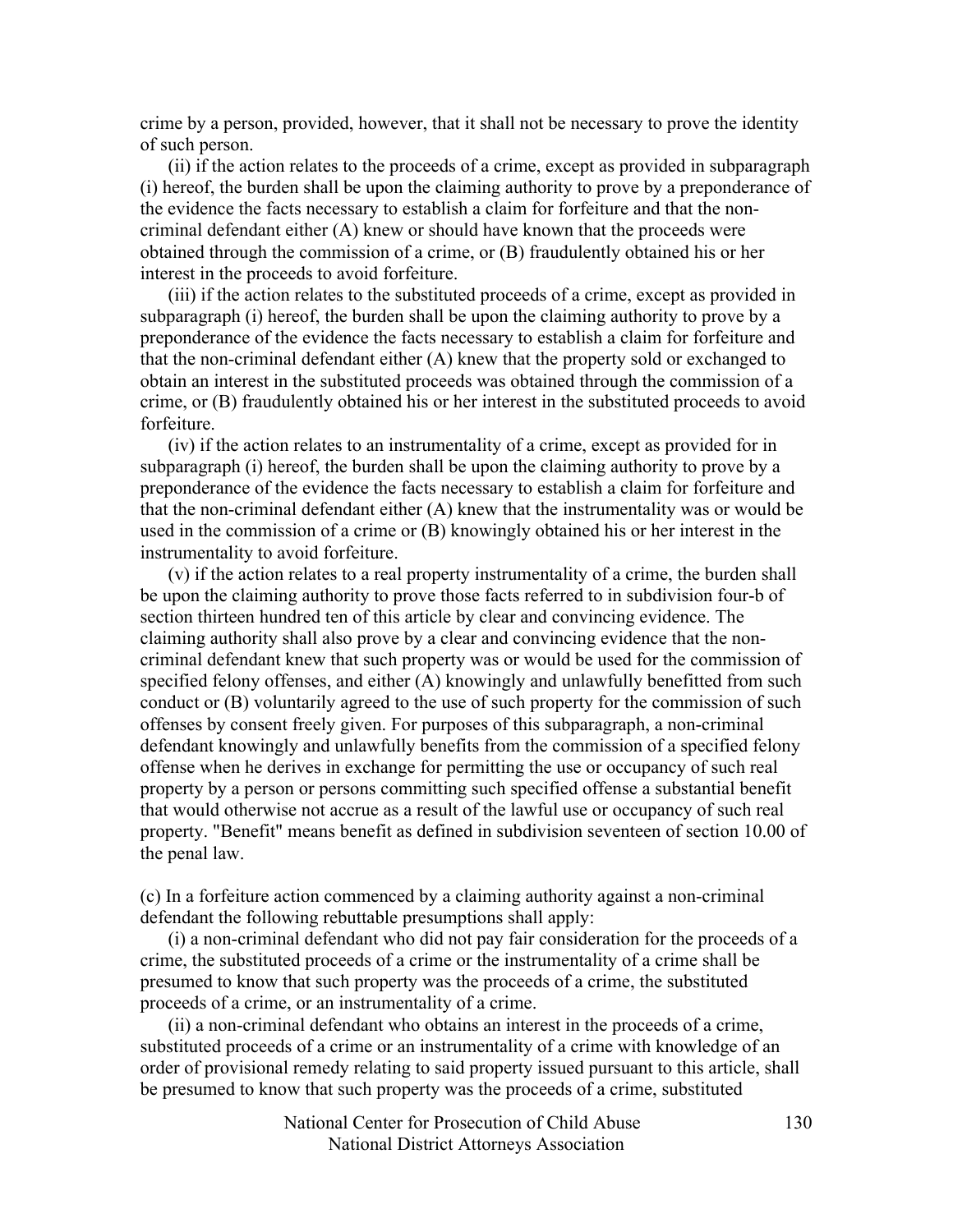crime by a person, provided, however, that it shall not be necessary to prove the identity of such person.

(ii) if the action relates to the proceeds of a crime, except as provided in subparagraph (i) hereof, the burden shall be upon the claiming authority to prove by a preponderance of the evidence the facts necessary to establish a claim for forfeiture and that the non-criminal defendant either (A) knew or should have known that the proceeds were obtained through the commission of a crime, or (B) fraudulently obtained his or her interest in the proceeds to avoid forfeiture.

(iii) if the action relates to the substituted proceeds of a crime, except as provided in subparagraph (i) hereof, the burden shall be upon the claiming authority to prove by a preponderance of the evidence the facts necessary to establish a claim for forfeiture and that the non-criminal defendant either (A) knew that the property sold or exchanged to obtain an interest in the substituted proceeds was obtained through the commission of a crime, or (B) fraudulently obtained his or her interest in the substituted proceeds to avoid forfeiture.

(iv) if the action relates to an instrumentality of a crime, except as provided for in subparagraph (i) hereof, the burden shall be upon the claiming authority to prove by a preponderance of the evidence the facts necessary to establish a claim for forfeiture and that the non-criminal defendant either (A) knew that the instrumentality was or would be used in the commission of a crime or (B) knowingly obtained his or her interest in the instrumentality to avoid forfeiture.

(v) if the action relates to a real property instrumentality of a crime, the burden shall be upon the claiming authority to prove those facts referred to in subdivision four-b of section thirteen hundred ten of this article by clear and convincing evidence. The claiming authority shall also prove by a clear and convincing evidence that the non-criminal defendant knew that such property was or would be used for the commission of specified felony offenses, and either (A) knowingly and unlawfully benefitted from such conduct or (B) voluntarily agreed to the use of such property for the commission of such offenses by consent freely given. For purposes of this subparagraph, a non-criminal defendant knowingly and unlawfully benefits from the commission of a specified felony offense when he derives in exchange for permitting the use or occupancy of such real property by a person or persons committing such specified offense a substantial benefit that would otherwise not accrue as a result of the lawful use or occupancy of such real property. "Benefit" means benefit as defined in subdivision seventeen of section 10.00 of the penal law.

(c) In a forfeiture action commenced by a claiming authority against a non-criminal defendant the following rebuttable presumptions shall apply:

(i) a non-criminal defendant who did not pay fair consideration for the proceeds of a crime, the substituted proceeds of a crime or the instrumentality of a crime shall be presumed to know that such property was the proceeds of a crime, the substituted proceeds of a crime, or an instrumentality of a crime.

(ii) a non-criminal defendant who obtains an interest in the proceeds of a crime, substituted proceeds of a crime or an instrumentality of a crime with knowledge of an order of provisional remedy relating to said property issued pursuant to this article, shall be presumed to know that such property was the proceeds of a crime, substituted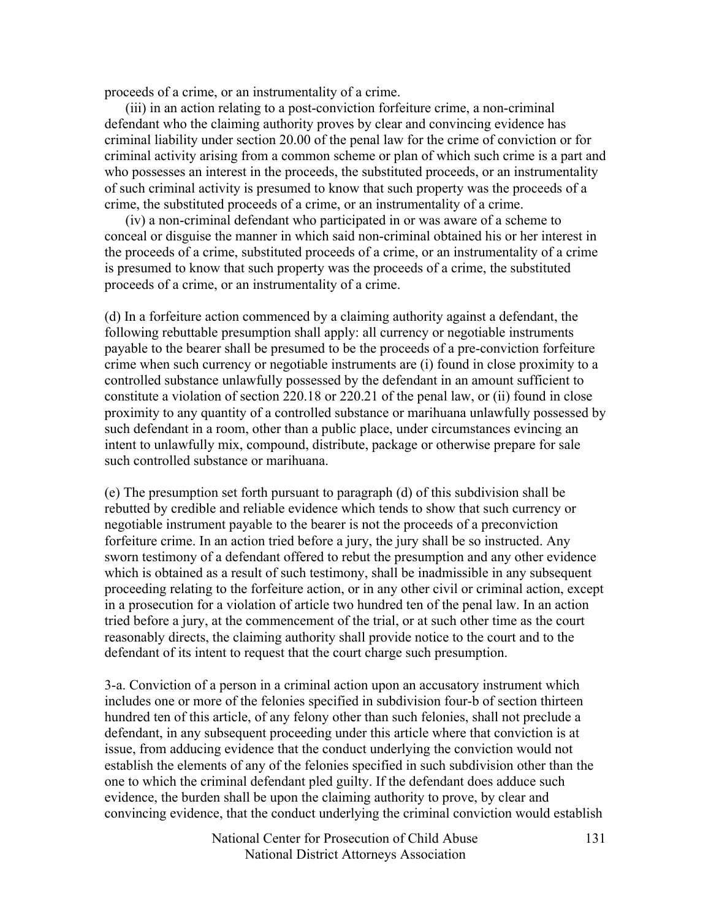proceeds of a crime, or an instrumentality of a crime.

(iii) in an action relating to a post-conviction forfeiture crime, a non-criminal defendant who the claiming authority proves by clear and convincing evidence has criminal liability under section 20.00 of the penal law for the crime of conviction or for criminal activity arising from a common scheme or plan of which such crime is a part and who possesses an interest in the proceeds, the substituted proceeds, or an instrumentality of such criminal activity is presumed to know that such property was the proceeds of a crime, the substituted proceeds of a crime, or an instrumentality of a crime.

(iv) a non-criminal defendant who participated in or was aware of a scheme to conceal or disguise the manner in which said non-criminal obtained his or her interest in the proceeds of a crime, substituted proceeds of a crime, or an instrumentality of a crime is presumed to know that such property was the proceeds of a crime, the substituted proceeds of a crime, or an instrumentality of a crime.

(d) In a forfeiture action commenced by a claiming authority against a defendant, the following rebuttable presumption shall apply: all currency or negotiable instruments payable to the bearer shall be presumed to be the proceeds of a pre-conviction forfeiture crime when such currency or negotiable instruments are (i) found in close proximity to a controlled substance unlawfully possessed by the defendant in an amount sufficient to constitute a violation of section 220.18 or 220.21 of the penal law, or (ii) found in close proximity to any quantity of a controlled substance or marihuana unlawfully possessed by such defendant in a room, other than a public place, under circumstances evincing an intent to unlawfully mix, compound, distribute, package or otherwise prepare for sale such controlled substance or marihuana.

(e) The presumption set forth pursuant to paragraph (d) of this subdivision shall be rebutted by credible and reliable evidence which tends to show that such currency or negotiable instrument payable to the bearer is not the proceeds of a preconviction forfeiture crime. In an action tried before a jury, the jury shall be so instructed. Any sworn testimony of a defendant offered to rebut the presumption and any other evidence which is obtained as a result of such testimony, shall be inadmissible in any subsequent proceeding relating to the forfeiture action, or in any other civil or criminal action, except in a prosecution for a violation of article two hundred ten of the penal law. In an action tried before a jury, at the commencement of the trial, or at such other time as the court reasonably directs, the claiming authority shall provide notice to the court and to the defendant of its intent to request that the court charge such presumption.

3-a. Conviction of a person in a criminal action upon an accusatory instrument which includes one or more of the felonies specified in subdivision four-b of section thirteen hundred ten of this article, of any felony other than such felonies, shall not preclude a defendant, in any subsequent proceeding under this article where that conviction is at issue, from adducing evidence that the conduct underlying the conviction would not establish the elements of any of the felonies specified in such subdivision other than the one to which the criminal defendant pled guilty. If the defendant does adduce such evidence, the burden shall be upon the claiming authority to prove, by clear and convincing evidence, that the conduct underlying the criminal conviction would establish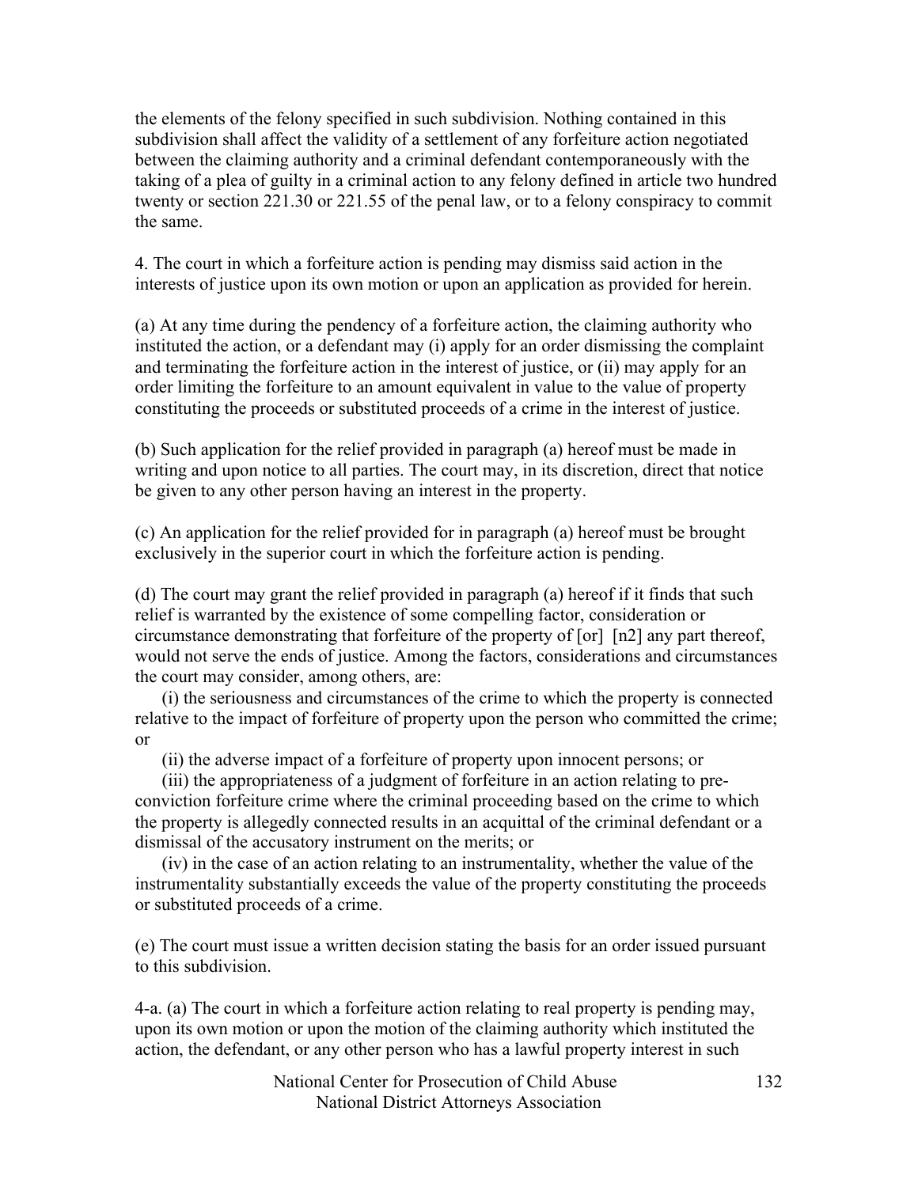the elements of the felony specified in such subdivision. Nothing contained in this subdivision shall affect the validity of a settlement of any forfeiture action negotiated between the claiming authority and a criminal defendant contemporaneously with the taking of a plea of guilty in a criminal action to any felony defined in article two hundred twenty or section 221.30 or 221.55 of the penal law, or to a felony conspiracy to commit the same.

4. The court in which a forfeiture action is pending may dismiss said action in the interests of justice upon its own motion or upon an application as provided for herein.

(a) At any time during the pendency of a forfeiture action, the claiming authority who instituted the action, or a defendant may (i) apply for an order dismissing the complaint and terminating the forfeiture action in the interest of justice, or (ii) may apply for an order limiting the forfeiture to an amount equivalent in value to the value of property constituting the proceeds or substituted proceeds of a crime in the interest of justice.

(b) Such application for the relief provided in paragraph (a) hereof must be made in writing and upon notice to all parties. The court may, in its discretion, direct that notice be given to any other person having an interest in the property.

(c) An application for the relief provided for in paragraph (a) hereof must be brought exclusively in the superior court in which the forfeiture action is pending.

(d) The court may grant the relief provided in paragraph (a) hereof if it finds that such relief is warranted by the existence of some compelling factor, consideration or circumstance demonstrating that forfeiture of the property of [or] [n2] any part thereof, would not serve the ends of justice. Among the factors, considerations and circumstances the court may consider, among others, are:

(i) the seriousness and circumstances of the crime to which the property is connected relative to the impact of forfeiture of property upon the person who committed the crime; or

(ii) the adverse impact of a forfeiture of property upon innocent persons; or

(iii) the appropriateness of a judgment of forfeiture in an action relating to pre-conviction forfeiture crime where the criminal proceeding based on the crime to which the property is allegedly connected results in an acquittal of the criminal defendant or a dismissal of the accusatory instrument on the merits; or

(iv) in the case of an action relating to an instrumentality, whether the value of the instrumentality substantially exceeds the value of the property constituting the proceeds or substituted proceeds of a crime.

(e) The court must issue a written decision stating the basis for an order issued pursuant to this subdivision.

4-a. (a) The court in which a forfeiture action relating to real property is pending may, upon its own motion or upon the motion of the claiming authority which instituted the action, the defendant, or any other person who has a lawful property interest in such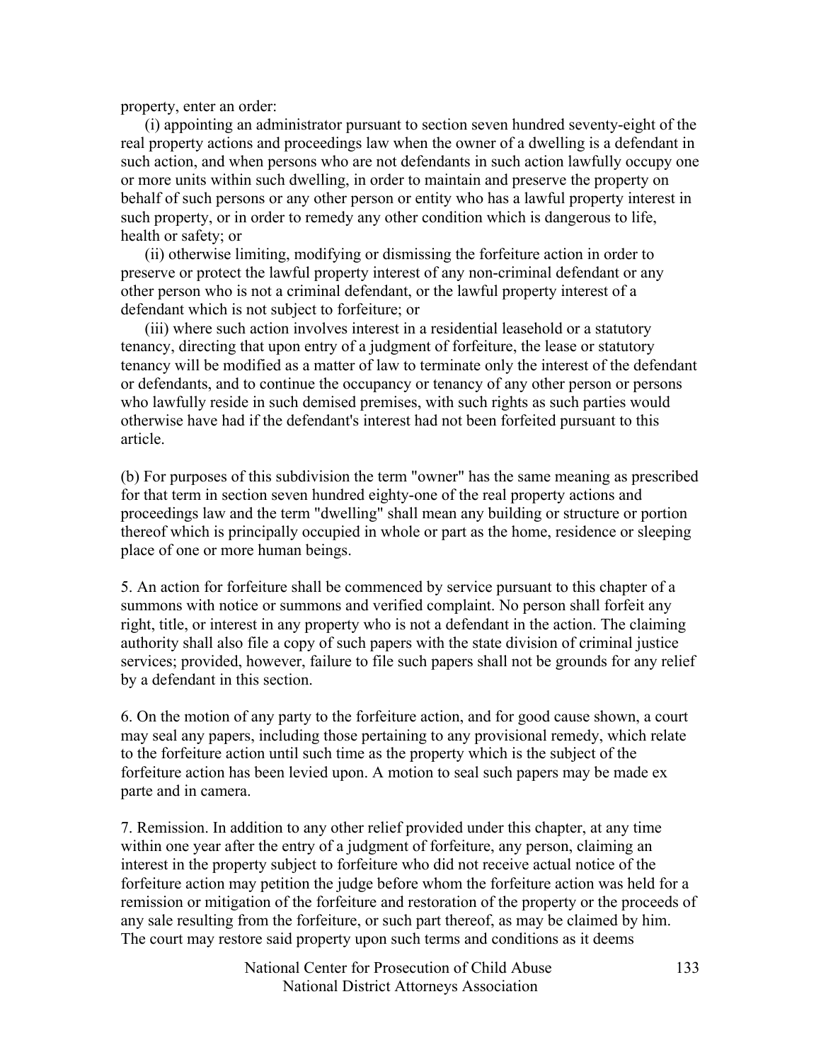property, enter an order:

(i) appointing an administrator pursuant to section seven hundred seventy-eight of the real property actions and proceedings law when the owner of a dwelling is a defendant in such action, and when persons who are not defendants in such action lawfully occupy one or more units within such dwelling, in order to maintain and preserve the property on behalf of such persons or any other person or entity who has a lawful property interest in such property, or in order to remedy any other condition which is dangerous to life, health or safety; or

(ii) otherwise limiting, modifying or dismissing the forfeiture action in order to preserve or protect the lawful property interest of any non-criminal defendant or any other person who is not a criminal defendant, or the lawful property interest of a defendant which is not subject to forfeiture; or

(iii) where such action involves interest in a residential leasehold or a statutory tenancy, directing that upon entry of a judgment of forfeiture, the lease or statutory tenancy will be modified as a matter of law to terminate only the interest of the defendant or defendants, and to continue the occupancy or tenancy of any other person or persons who lawfully reside in such demised premises, with such rights as such parties would otherwise have had if the defendant's interest had not been forfeited pursuant to this article.

(b) For purposes of this subdivision the term "owner" has the same meaning as prescribed for that term in section seven hundred eighty-one of the real property actions and proceedings law and the term "dwelling" shall mean any building or structure or portion thereof which is principally occupied in whole or part as the home, residence or sleeping place of one or more human beings.

5. An action for forfeiture shall be commenced by service pursuant to this chapter of a summons with notice or summons and verified complaint. No person shall forfeit any right, title, or interest in any property who is not a defendant in the action. The claiming authority shall also file a copy of such papers with the state division of criminal justice services; provided, however, failure to file such papers shall not be grounds for any relief by a defendant in this section.

6. On the motion of any party to the forfeiture action, and for good cause shown, a court may seal any papers, including those pertaining to any provisional remedy, which relate to the forfeiture action until such time as the property which is the subject of the forfeiture action has been levied upon. A motion to seal such papers may be made ex parte and in camera.

7. Remission. In addition to any other relief provided under this chapter, at any time within one year after the entry of a judgment of forfeiture, any person, claiming an interest in the property subject to forfeiture who did not receive actual notice of the forfeiture action may petition the judge before whom the forfeiture action was held for a remission or mitigation of the forfeiture and restoration of the property or the proceeds of any sale resulting from the forfeiture, or such part thereof, as may be claimed by him. The court may restore said property upon such terms and conditions as it deems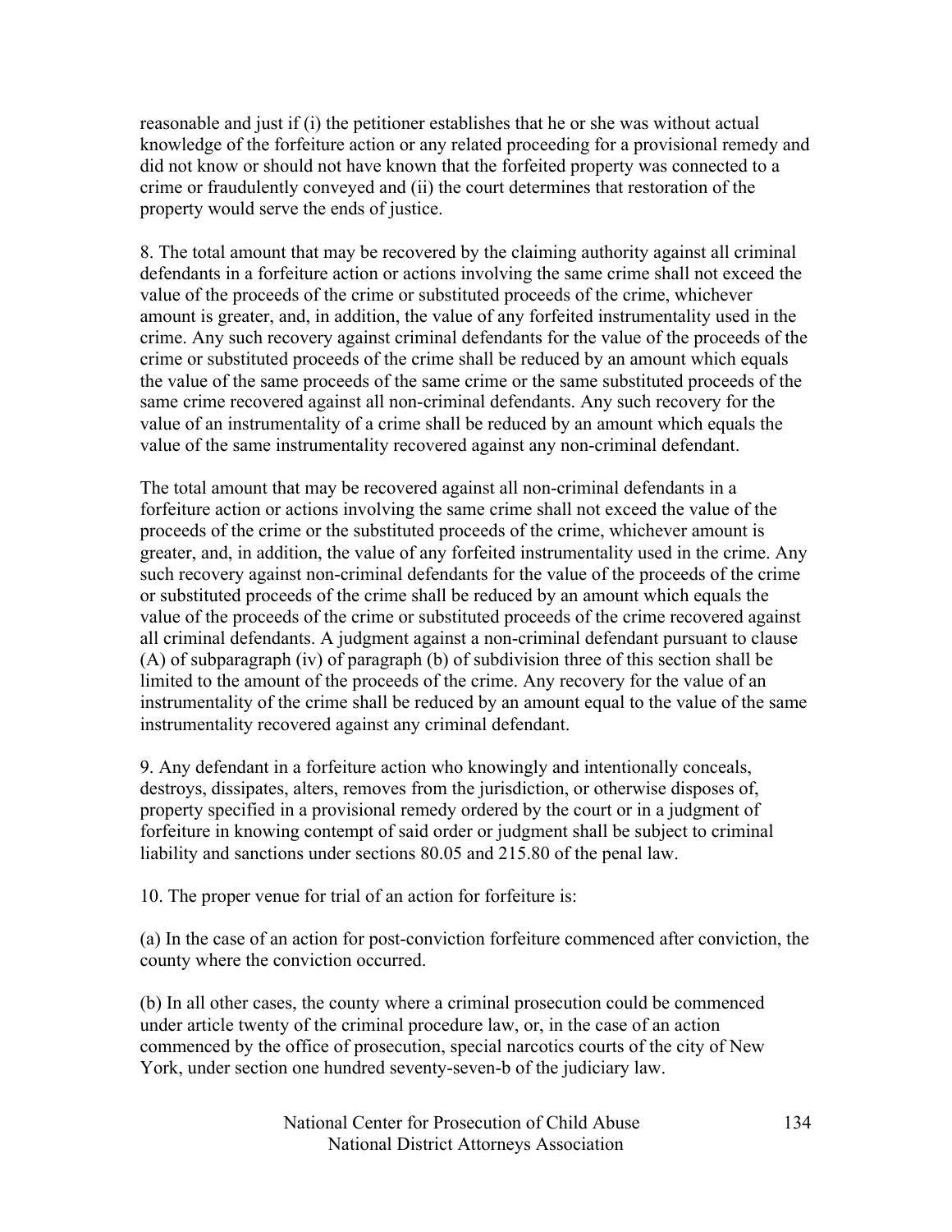reasonable and just if (i) the petitioner establishes that he or she was without actual knowledge of the forfeiture action or any related proceeding for a provisional remedy and did not know or should not have known that the forfeited property was connected to a crime or fraudulently conveyed and (ii) the court determines that restoration of the property would serve the ends of justice.

8. The total amount that may be recovered by the claiming authority against all criminal defendants in a forfeiture action or actions involving the same crime shall not exceed the value of the proceeds of the crime or substituted proceeds of the crime, whichever amount is greater, and, in addition, the value of any forfeited instrumentality used in the crime. Any such recovery against criminal defendants for the value of the proceeds of the crime or substituted proceeds of the crime shall be reduced by an amount which equals the value of the same proceeds of the same crime or the same substituted proceeds of the same crime recovered against all non-criminal defendants. Any such recovery for the value of an instrumentality of a crime shall be reduced by an amount which equals the value of the same instrumentality recovered against any non-criminal defendant.

The total amount that may be recovered against all non-criminal defendants in a forfeiture action or actions involving the same crime shall not exceed the value of the proceeds of the crime or the substituted proceeds of the crime, whichever amount is greater, and, in addition, the value of any forfeited instrumentality used in the crime. Any such recovery against non-criminal defendants for the value of the proceeds of the crime or substituted proceeds of the crime shall be reduced by an amount which equals the value of the proceeds of the crime or substituted proceeds of the crime recovered against all criminal defendants. A judgment against a non-criminal defendant pursuant to clause (A) of subparagraph (iv) of paragraph (b) of subdivision three of this section shall be limited to the amount of the proceeds of the crime. Any recovery for the value of an instrumentality of the crime shall be reduced by an amount equal to the value of the same instrumentality recovered against any criminal defendant.

9. Any defendant in a forfeiture action who knowingly and intentionally conceals, destroys, dissipates, alters, removes from the jurisdiction, or otherwise disposes of, property specified in a provisional remedy ordered by the court or in a judgment of forfeiture in knowing contempt of said order or judgment shall be subject to criminal liability and sanctions under sections 80.05 and 215.80 of the penal law.

10. The proper venue for trial of an action for forfeiture is:

(a) In the case of an action for post-conviction forfeiture commenced after conviction, the county where the conviction occurred.

(b) In all other cases, the county where a criminal prosecution could be commenced under article twenty of the criminal procedure law, or, in the case of an action commenced by the office of prosecution, special narcotics courts of the city of New York, under section one hundred seventy-seven-b of the judiciary law.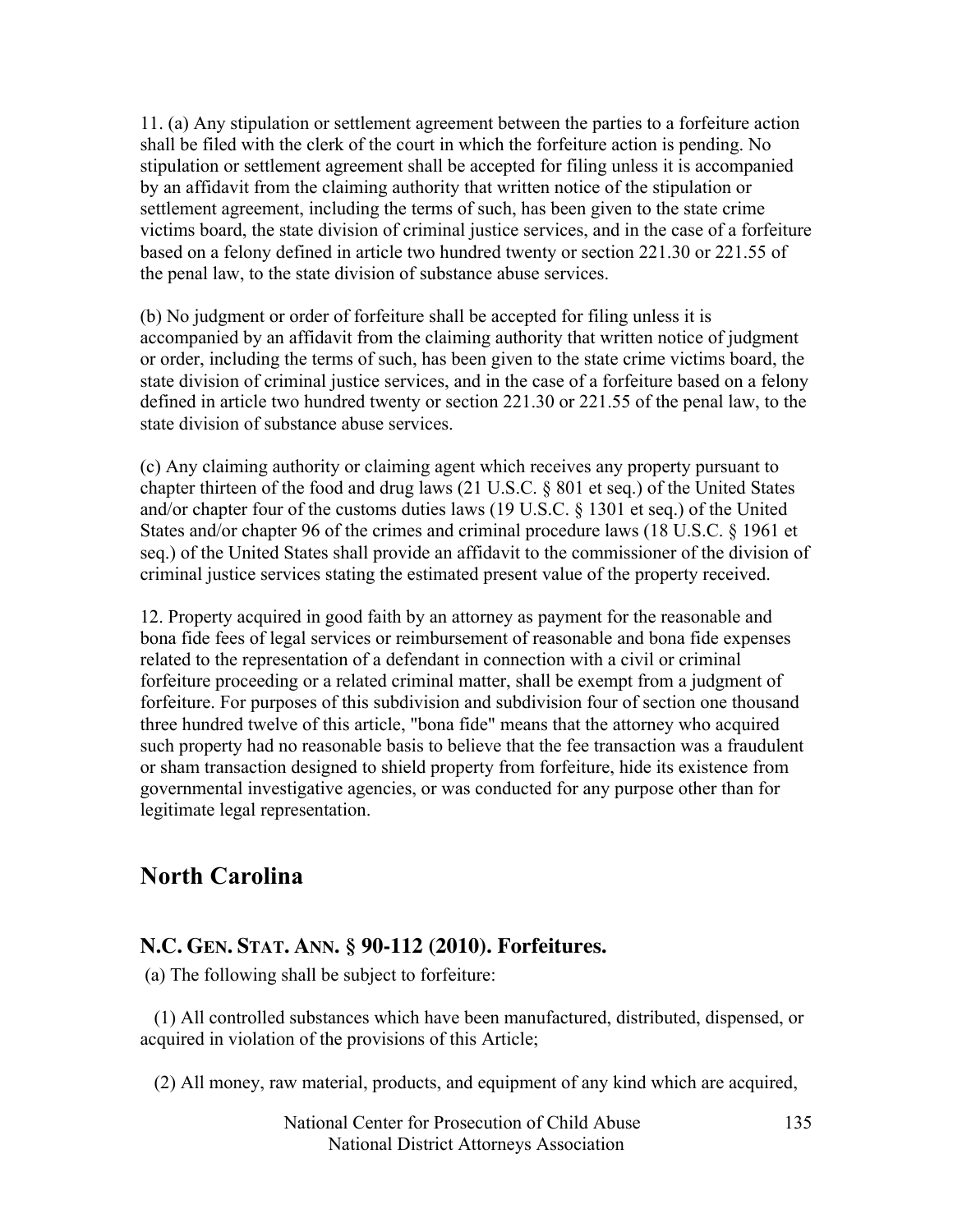11. (a) Any stipulation or settlement agreement between the parties to a forfeiture action shall be filed with the clerk of the court in which the forfeiture action is pending. No stipulation or settlement agreement shall be accepted for filing unless it is accompanied by an affidavit from the claiming authority that written notice of the stipulation or settlement agreement, including the terms of such, has been given to the state crime victims board, the state division of criminal justice services, and in the case of a forfeiture based on a felony defined in article two hundred twenty or section 221.30 or 221.55 of the penal law, to the state division of substance abuse services.

(b) No judgment or order of forfeiture shall be accepted for filing unless it is accompanied by an affidavit from the claiming authority that written notice of judgment or order, including the terms of such, has been given to the state crime victims board, the state division of criminal justice services, and in the case of a forfeiture based on a felony defined in article two hundred twenty or section 221.30 or 221.55 of the penal law, to the state division of substance abuse services.

(c) Any claiming authority or claiming agent which receives any property pursuant to chapter thirteen of the food and drug laws (21 U.S.C. § 801 et seq.) of the United States and/or chapter four of the customs duties laws (19 U.S.C. § 1301 et seq.) of the United States and/or chapter 96 of the crimes and criminal procedure laws (18 U.S.C. § 1961 et seq.) of the United States shall provide an affidavit to the commissioner of the division of criminal justice services stating the estimated present value of the property received.

12. Property acquired in good faith by an attorney as payment for the reasonable and bona fide fees of legal services or reimbursement of reasonable and bona fide expenses related to the representation of a defendant in connection with a civil or criminal forfeiture proceeding or a related criminal matter, shall be exempt from a judgment of forfeiture. For purposes of this subdivision and subdivision four of section one thousand three hundred twelve of this article, "bona fide" means that the attorney who acquired such property had no reasonable basis to believe that the fee transaction was a fraudulent or sham transaction designed to shield property from forfeiture, hide its existence from governmental investigative agencies, or was conducted for any purpose other than for legitimate legal representation.

## North Carolina

### N.C. GEN. STAT. ANN. § 90-112 (2010). Forfeitures.

(a) The following shall be subject to forfeiture:

(1) All controlled substances which have been manufactured, distributed, dispensed, or acquired in violation of the provisions of this Article;

(2) All money, raw material, products, and equipment of any kind which are acquired,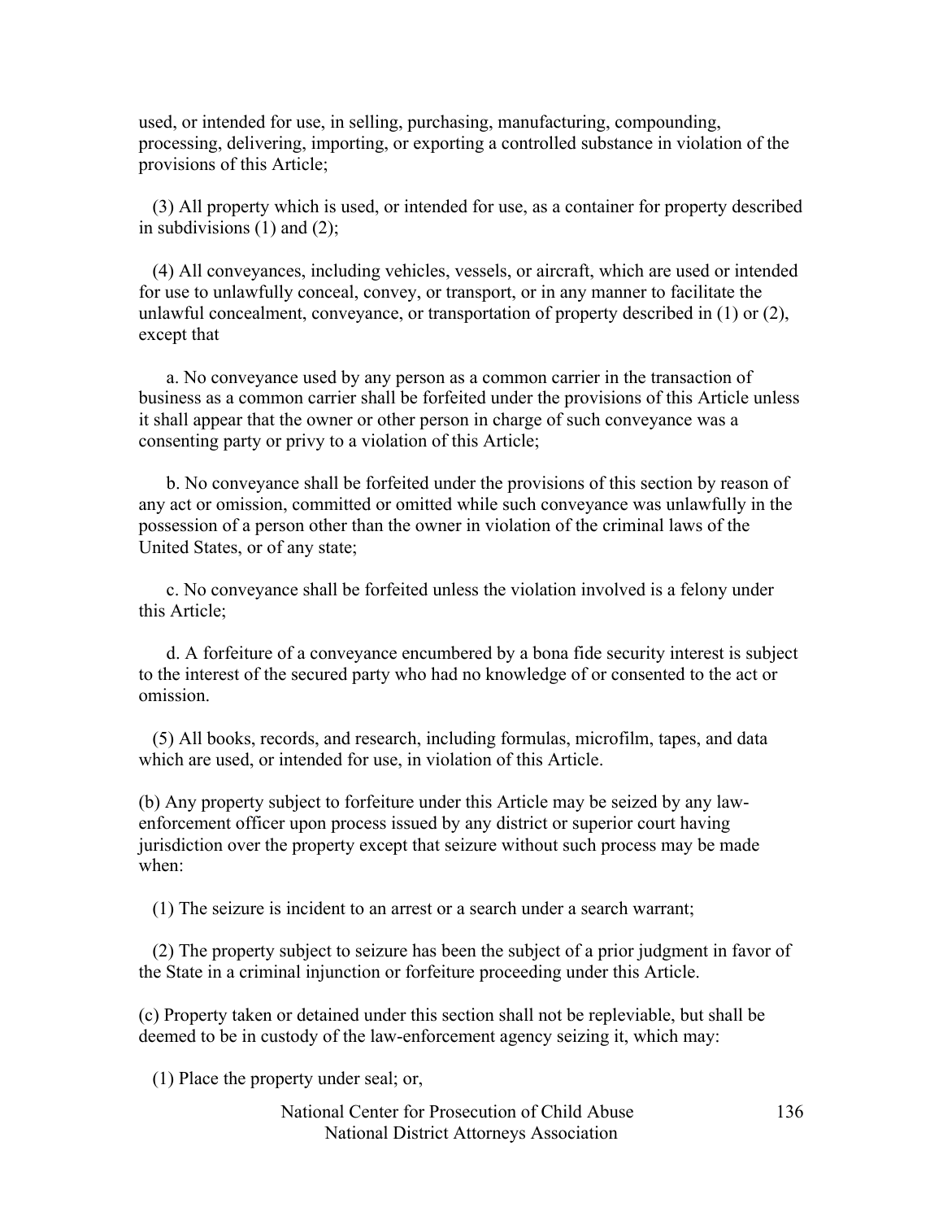used, or intended for use, in selling, purchasing, manufacturing, compounding, processing, delivering, importing, or exporting a controlled substance in violation of the provisions of this Article;

(3) All property which is used, or intended for use, as a container for property described in subdivisions (1) and (2);

(4) All conveyances, including vehicles, vessels, or aircraft, which are used or intended for use to unlawfully conceal, convey, or transport, or in any manner to facilitate the unlawful concealment, conveyance, or transportation of property described in (1) or (2), except that

a. No conveyance used by any person as a common carrier in the transaction of business as a common carrier shall be forfeited under the provisions of this Article unless it shall appear that the owner or other person in charge of such conveyance was a consenting party or privy to a violation of this Article;

b. No conveyance shall be forfeited under the provisions of this section by reason of any act or omission, committed or omitted while such conveyance was unlawfully in the possession of a person other than the owner in violation of the criminal laws of the United States, or of any state;

c. No conveyance shall be forfeited unless the violation involved is a felony under this Article;

d. A forfeiture of a conveyance encumbered by a bona fide security interest is subject to the interest of the secured party who had no knowledge of or consented to the act or omission.

(5) All books, records, and research, including formulas, microfilm, tapes, and data which are used, or intended for use, in violation of this Article.

(b) Any property subject to forfeiture under this Article may be seized by any law-enforcement officer upon process issued by any district or superior court having jurisdiction over the property except that seizure without such process may be made when:

(1) The seizure is incident to an arrest or a search under a search warrant;

(2) The property subject to seizure has been the subject of a prior judgment in favor of the State in a criminal injunction or forfeiture proceeding under this Article.

(c) Property taken or detained under this section shall not be repleviable, but shall be deemed to be in custody of the law-enforcement agency seizing it, which may:

(1) Place the property under seal; or,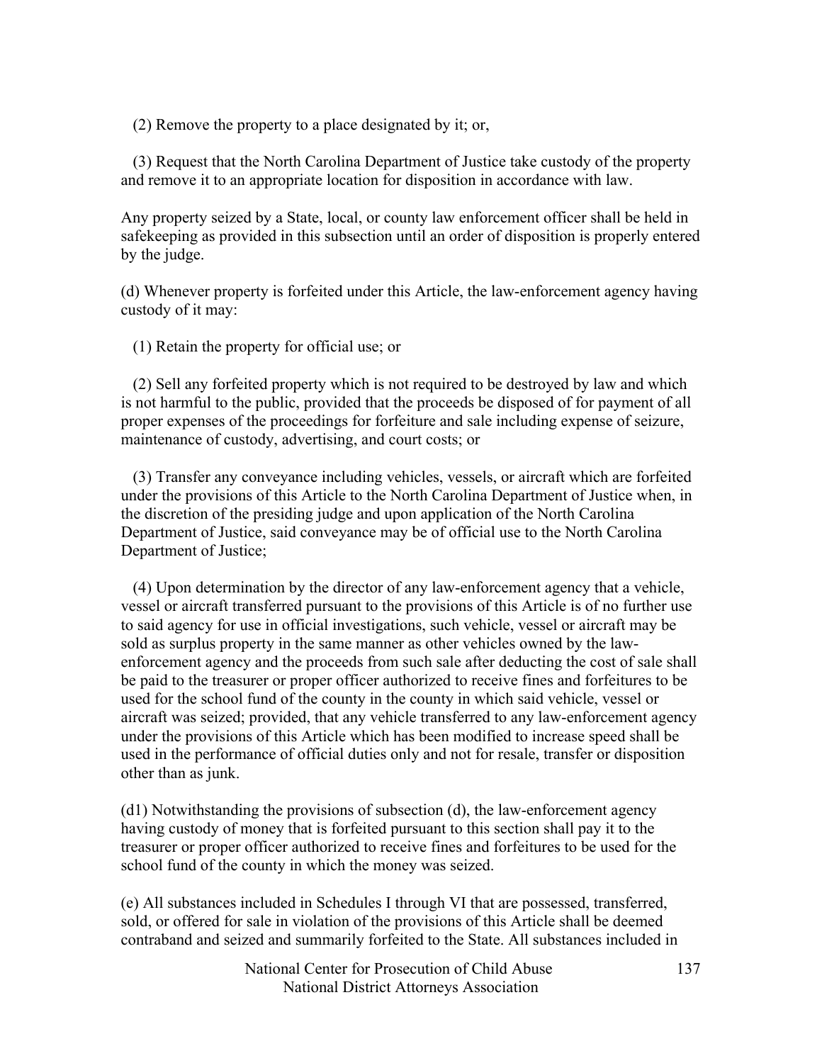(2) Remove the property to a place designated by it; or,

(3) Request that the North Carolina Department of Justice take custody of the property and remove it to an appropriate location for disposition in accordance with law.

Any property seized by a State, local, or county law enforcement officer shall be held in safekeeping as provided in this subsection until an order of disposition is properly entered by the judge.

(d) Whenever property is forfeited under this Article, the law-enforcement agency having custody of it may:

(1) Retain the property for official use; or

(2) Sell any forfeited property which is not required to be destroyed by law and which is not harmful to the public, provided that the proceeds be disposed of for payment of all proper expenses of the proceedings for forfeiture and sale including expense of seizure, maintenance of custody, advertising, and court costs; or

(3) Transfer any conveyance including vehicles, vessels, or aircraft which are forfeited under the provisions of this Article to the North Carolina Department of Justice when, in the discretion of the presiding judge and upon application of the North Carolina Department of Justice, said conveyance may be of official use to the North Carolina Department of Justice;

(4) Upon determination by the director of any law-enforcement agency that a vehicle, vessel or aircraft transferred pursuant to the provisions of this Article is of no further use to said agency for use in official investigations, such vehicle, vessel or aircraft may be sold as surplus property in the same manner as other vehicles owned by the law-enforcement agency and the proceeds from such sale after deducting the cost of sale shall be paid to the treasurer or proper officer authorized to receive fines and forfeitures to be used for the school fund of the county in the county in which said vehicle, vessel or aircraft was seized; provided, that any vehicle transferred to any law-enforcement agency under the provisions of this Article which has been modified to increase speed shall be used in the performance of official duties only and not for resale, transfer or disposition other than as junk.

(d1) Notwithstanding the provisions of subsection (d), the law-enforcement agency having custody of money that is forfeited pursuant to this section shall pay it to the treasurer or proper officer authorized to receive fines and forfeitures to be used for the school fund of the county in which the money was seized.

(e) All substances included in Schedules I through VI that are possessed, transferred, sold, or offered for sale in violation of the provisions of this Article shall be deemed contraband and seized and summarily forfeited to the State. All substances included in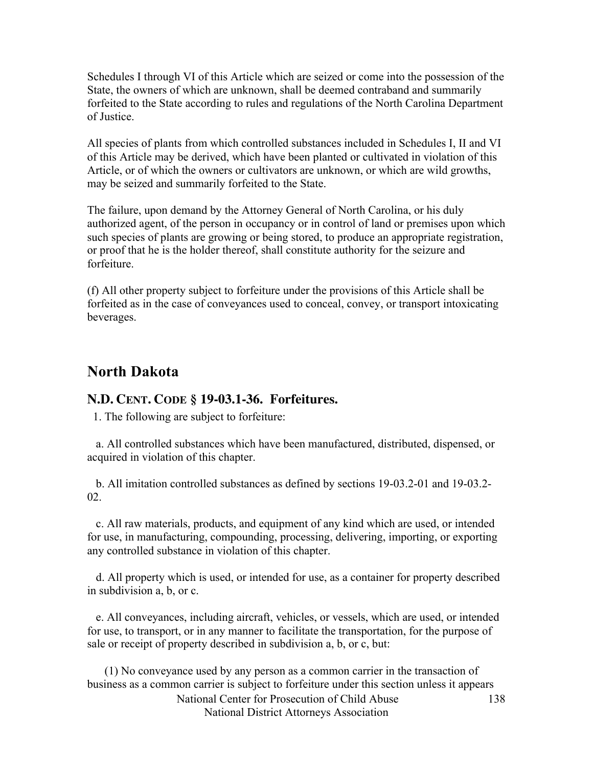Schedules I through VI of this Article which are seized or come into the possession of the State, the owners of which are unknown, shall be deemed contraband and summarily forfeited to the State according to rules and regulations of the North Carolina Department of Justice.

All species of plants from which controlled substances included in Schedules I, II and VI of this Article may be derived, which have been planted or cultivated in violation of this Article, or of which the owners or cultivators are unknown, or which are wild growths, may be seized and summarily forfeited to the State.

The failure, upon demand by the Attorney General of North Carolina, or his duly authorized agent, of the person in occupancy or in control of land or premises upon which such species of plants are growing or being stored, to produce an appropriate registration, or proof that he is the holder thereof, shall constitute authority for the seizure and forfeiture.

(f) All other property subject to forfeiture under the provisions of this Article shall be forfeited as in the case of conveyances used to conceal, convey, or transport intoxicating beverages.

## North Dakota

### N.D. CENT. CODE § 19-03.1-36. Forfeitures.

1. The following are subject to forfeiture:

a. All controlled substances which have been manufactured, distributed, dispensed, or acquired in violation of this chapter.

b. All imitation controlled substances as defined by sections 19-03.2-01 and 19-03.2-02.

c. All raw materials, products, and equipment of any kind which are used, or intended for use, in manufacturing, compounding, processing, delivering, importing, or exporting any controlled substance in violation of this chapter.

d. All property which is used, or intended for use, as a container for property described in subdivision a, b, or c.

e. All conveyances, including aircraft, vehicles, or vessels, which are used, or intended for use, to transport, or in any manner to facilitate the transportation, for the purpose of sale or receipt of property described in subdivision a, b, or c, but:

(1) No conveyance used by any person as a common carrier in the transaction of business as a common carrier is subject to forfeiture under this section unless it appears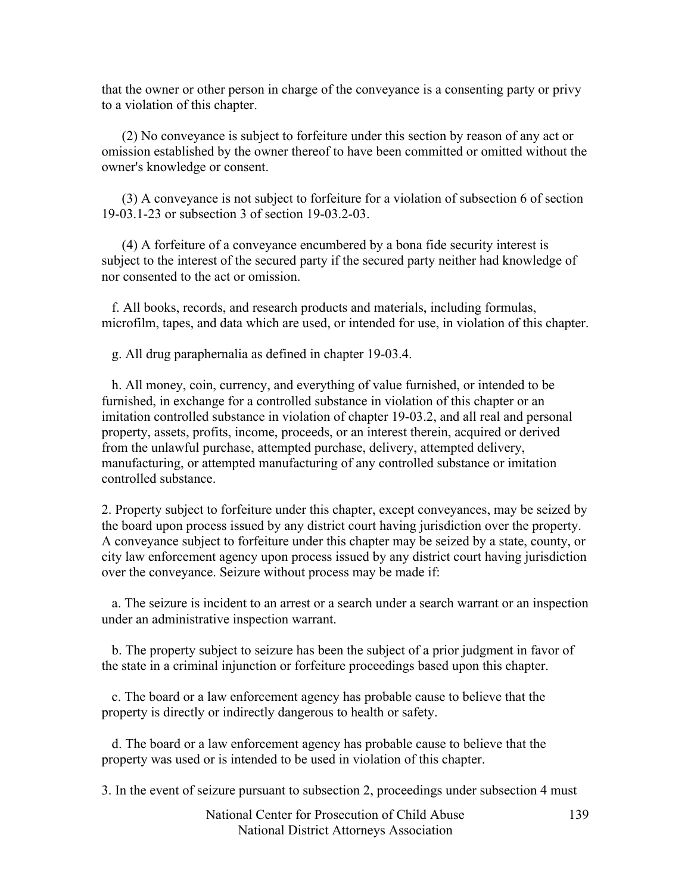that the owner or other person in charge of the conveyance is a consenting party or privy to a violation of this chapter.

(2) No conveyance is subject to forfeiture under this section by reason of any act or omission established by the owner thereof to have been committed or omitted without the owner's knowledge or consent.

(3) A conveyance is not subject to forfeiture for a violation of subsection 6 of section 19-03.1-23 or subsection 3 of section 19-03.2-03.

(4) A forfeiture of a conveyance encumbered by a bona fide security interest is subject to the interest of the secured party if the secured party neither had knowledge of nor consented to the act or omission.

f. All books, records, and research products and materials, including formulas, microfilm, tapes, and data which are used, or intended for use, in violation of this chapter.

g. All drug paraphernalia as defined in chapter 19-03.4.

h. All money, coin, currency, and everything of value furnished, or intended to be furnished, in exchange for a controlled substance in violation of this chapter or an imitation controlled substance in violation of chapter 19-03.2, and all real and personal property, assets, profits, income, proceeds, or an interest therein, acquired or derived from the unlawful purchase, attempted purchase, delivery, attempted delivery, manufacturing, or attempted manufacturing of any controlled substance or imitation controlled substance.

2. Property subject to forfeiture under this chapter, except conveyances, may be seized by the board upon process issued by any district court having jurisdiction over the property. A conveyance subject to forfeiture under this chapter may be seized by a state, county, or city law enforcement agency upon process issued by any district court having jurisdiction over the conveyance. Seizure without process may be made if:

a. The seizure is incident to an arrest or a search under a search warrant or an inspection under an administrative inspection warrant.

b. The property subject to seizure has been the subject of a prior judgment in favor of the state in a criminal injunction or forfeiture proceedings based upon this chapter.

c. The board or a law enforcement agency has probable cause to believe that the property is directly or indirectly dangerous to health or safety.

d. The board or a law enforcement agency has probable cause to believe that the property was used or is intended to be used in violation of this chapter.

3. In the event of seizure pursuant to subsection 2, proceedings under subsection 4 must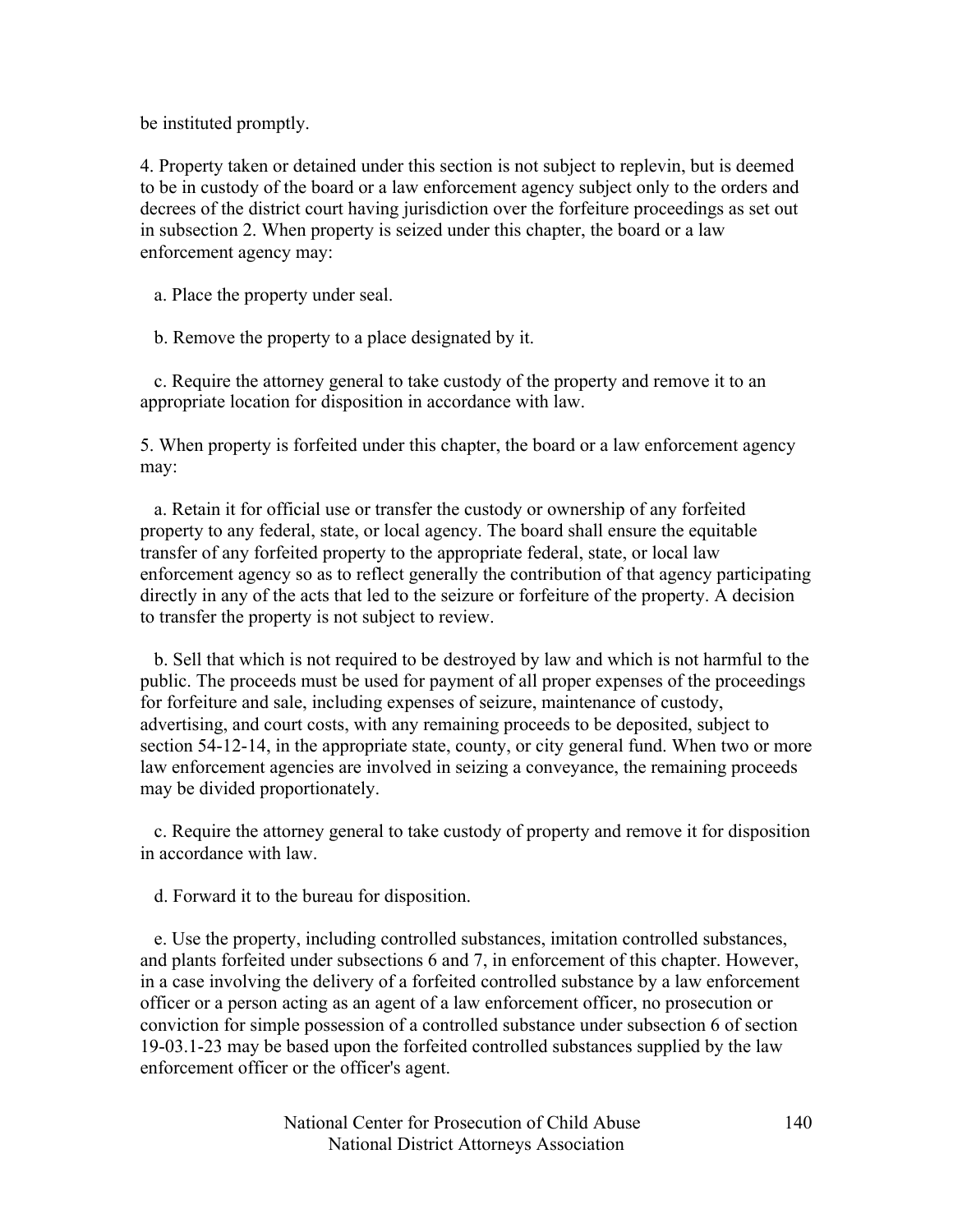be instituted promptly.

4. Property taken or detained under this section is not subject to replevin, but is deemed to be in custody of the board or a law enforcement agency subject only to the orders and decrees of the district court having jurisdiction over the forfeiture proceedings as set out in subsection 2. When property is seized under this chapter, the board or a law enforcement agency may:

a. Place the property under seal.

b. Remove the property to a place designated by it.

c. Require the attorney general to take custody of the property and remove it to an appropriate location for disposition in accordance with law.

5. When property is forfeited under this chapter, the board or a law enforcement agency may:

a. Retain it for official use or transfer the custody or ownership of any forfeited property to any federal, state, or local agency. The board shall ensure the equitable transfer of any forfeited property to the appropriate federal, state, or local law enforcement agency so as to reflect generally the contribution of that agency participating directly in any of the acts that led to the seizure or forfeiture of the property. A decision to transfer the property is not subject to review.

b. Sell that which is not required to be destroyed by law and which is not harmful to the public. The proceeds must be used for payment of all proper expenses of the proceedings for forfeiture and sale, including expenses of seizure, maintenance of custody, advertising, and court costs, with any remaining proceeds to be deposited, subject to section 54-12-14, in the appropriate state, county, or city general fund. When two or more law enforcement agencies are involved in seizing a conveyance, the remaining proceeds may be divided proportionately.

c. Require the attorney general to take custody of property and remove it for disposition in accordance with law.

d. Forward it to the bureau for disposition.

e. Use the property, including controlled substances, imitation controlled substances, and plants forfeited under subsections 6 and 7, in enforcement of this chapter. However, in a case involving the delivery of a forfeited controlled substance by a law enforcement officer or a person acting as an agent of a law enforcement officer, no prosecution or conviction for simple possession of a controlled substance under subsection 6 of section 19-03.1-23 may be based upon the forfeited controlled substances supplied by the law enforcement officer or the officer's agent.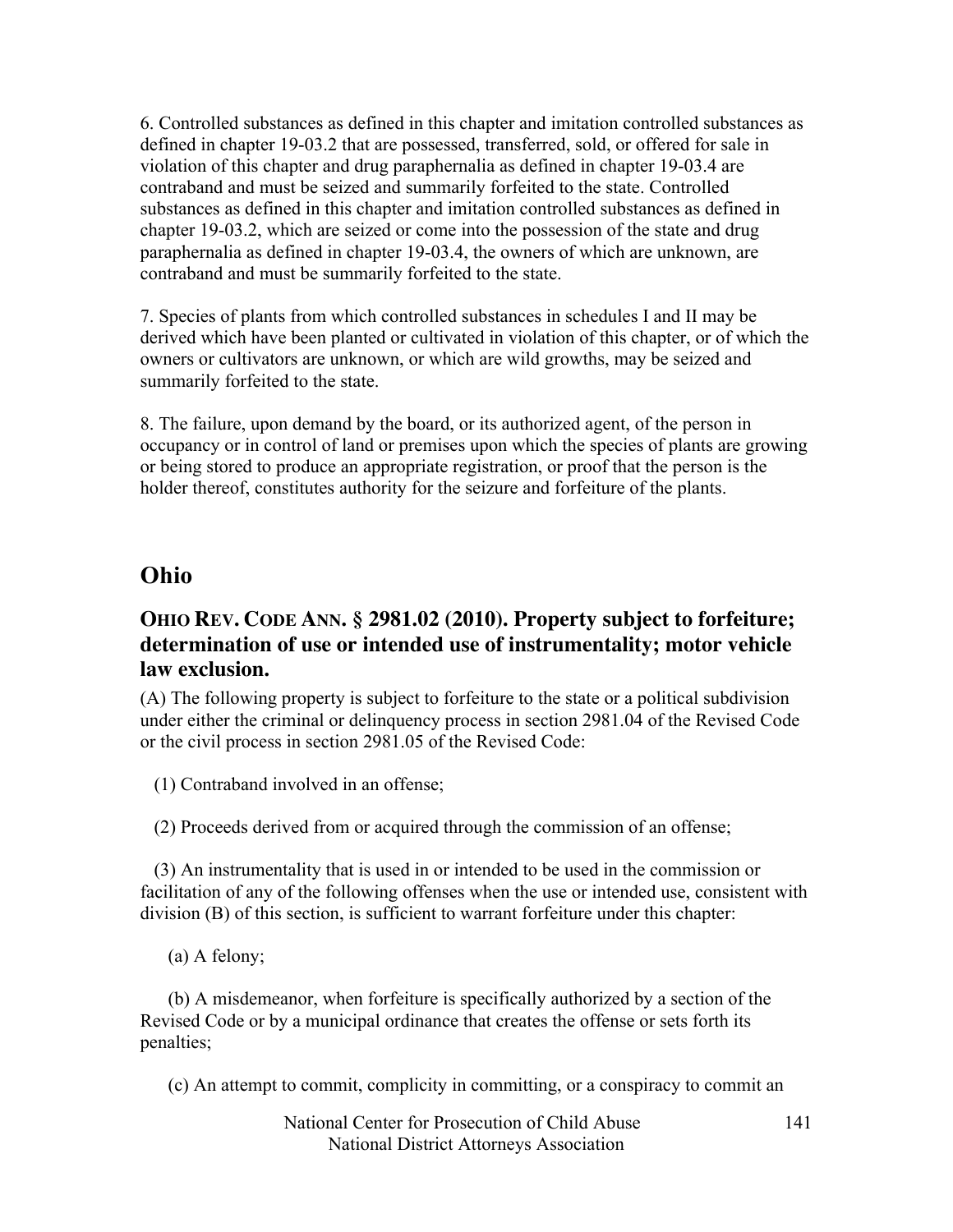6. Controlled substances as defined in this chapter and imitation controlled substances as defined in chapter 19-03.2 that are possessed, transferred, sold, or offered for sale in violation of this chapter and drug paraphernalia as defined in chapter 19-03.4 are contraband and must be seized and summarily forfeited to the state. Controlled substances as defined in this chapter and imitation controlled substances as defined in chapter 19-03.2, which are seized or come into the possession of the state and drug paraphernalia as defined in chapter 19-03.4, the owners of which are unknown, are contraband and must be summarily forfeited to the state.

7. Species of plants from which controlled substances in schedules I and II may be derived which have been planted or cultivated in violation of this chapter, or of which the owners or cultivators are unknown, or which are wild growths, may be seized and summarily forfeited to the state.

8. The failure, upon demand by the board, or its authorized agent, of the person in occupancy or in control of land or premises upon which the species of plants are growing or being stored to produce an appropriate registration, or proof that the person is the holder thereof, constitutes authority for the seizure and forfeiture of the plants.

## Ohio

### OHIO REV. CODE ANN. § 2981.02 (2010). Property subject to forfeiture; determination of use or intended use of instrumentality; motor vehicle law exclusion.

(A) The following property is subject to forfeiture to the state or a political subdivision under either the criminal or delinquency process in section 2981.04 of the Revised Code or the civil process in section 2981.05 of the Revised Code:

(1) Contraband involved in an offense;

(2) Proceeds derived from or acquired through the commission of an offense;

(3) An instrumentality that is used in or intended to be used in the commission or facilitation of any of the following offenses when the use or intended use, consistent with division (B) of this section, is sufficient to warrant forfeiture under this chapter:

(a) A felony;

(b) A misdemeanor, when forfeiture is specifically authorized by a section of the Revised Code or by a municipal ordinance that creates the offense or sets forth its penalties;

(c) An attempt to commit, complicity in committing, or a conspiracy to commit an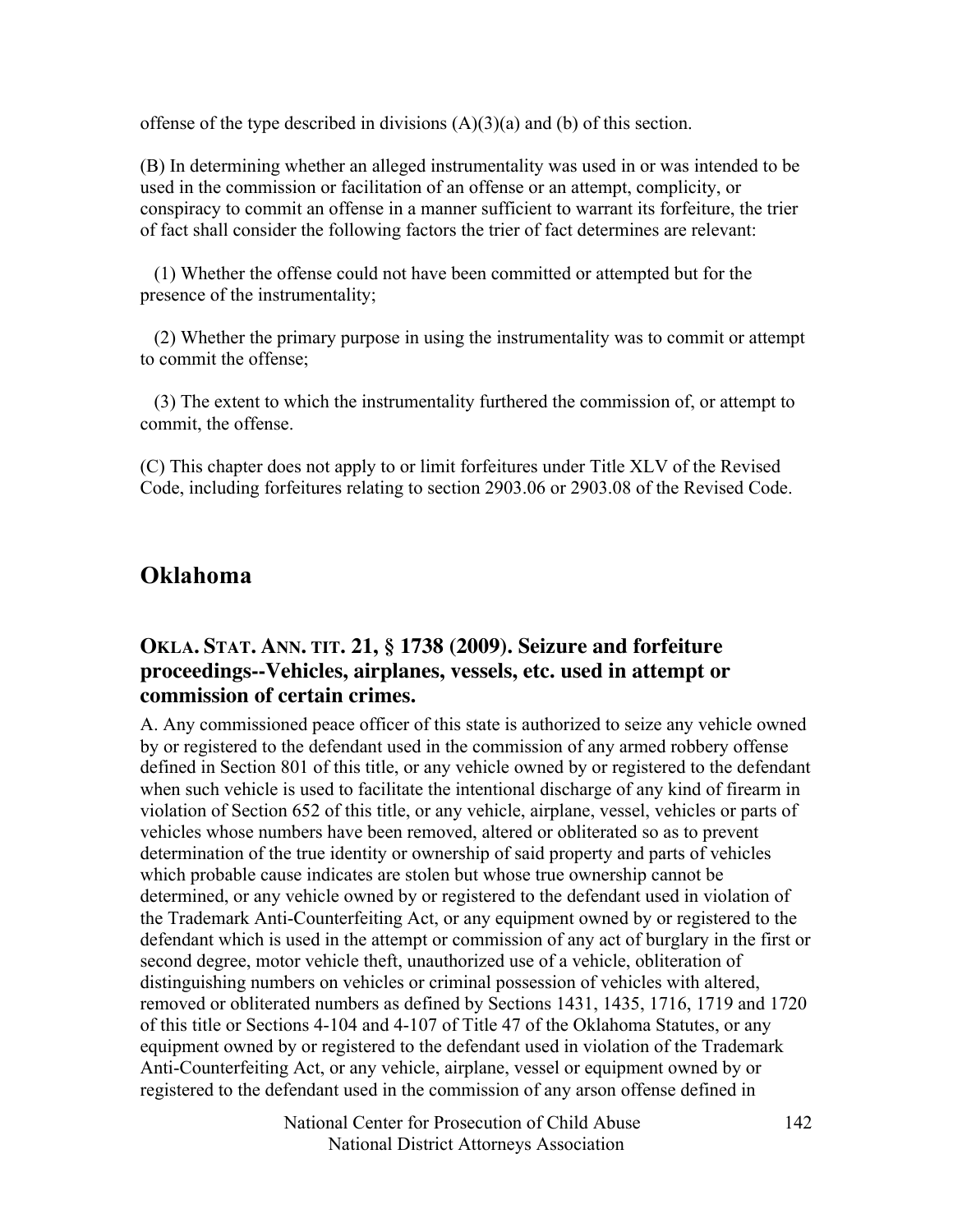offense of the type described in divisions (A)(3)(a) and (b) of this section.

(B) In determining whether an alleged instrumentality was used in or was intended to be used in the commission or facilitation of an offense or an attempt, complicity, or conspiracy to commit an offense in a manner sufficient to warrant its forfeiture, the trier of fact shall consider the following factors the trier of fact determines are relevant:

(1) Whether the offense could not have been committed or attempted but for the presence of the instrumentality;

(2) Whether the primary purpose in using the instrumentality was to commit or attempt to commit the offense;

(3) The extent to which the instrumentality furthered the commission of, or attempt to commit, the offense.

(C) This chapter does not apply to or limit forfeitures under Title XLV of the Revised Code, including forfeitures relating to section 2903.06 or 2903.08 of the Revised Code.

## Oklahoma

### OKLA. STAT. ANN. TIT. 21, § 1738 (2009). Seizure and forfeiture proceedings--Vehicles, airplanes, vessels, etc. used in attempt or commission of certain crimes.

A. Any commissioned peace officer of this state is authorized to seize any vehicle owned by or registered to the defendant used in the commission of any armed robbery offense defined in Section 801 of this title, or any vehicle owned by or registered to the defendant when such vehicle is used to facilitate the intentional discharge of any kind of firearm in violation of Section 652 of this title, or any vehicle, airplane, vessel, vehicles or parts of vehicles whose numbers have been removed, altered or obliterated so as to prevent determination of the true identity or ownership of said property and parts of vehicles which probable cause indicates are stolen but whose true ownership cannot be determined, or any vehicle owned by or registered to the defendant used in violation of the Trademark Anti-Counterfeiting Act, or any equipment owned by or registered to the defendant which is used in the attempt or commission of any act of burglary in the first or second degree, motor vehicle theft, unauthorized use of a vehicle, obliteration of distinguishing numbers on vehicles or criminal possession of vehicles with altered, removed or obliterated numbers as defined by Sections 1431, 1435, 1716, 1719 and 1720 of this title or Sections 4-104 and 4-107 of Title 47 of the Oklahoma Statutes, or any equipment owned by or registered to the defendant used in violation of the Trademark Anti-Counterfeiting Act, or any vehicle, airplane, vessel or equipment owned by or registered to the defendant used in the commission of any arson offense defined in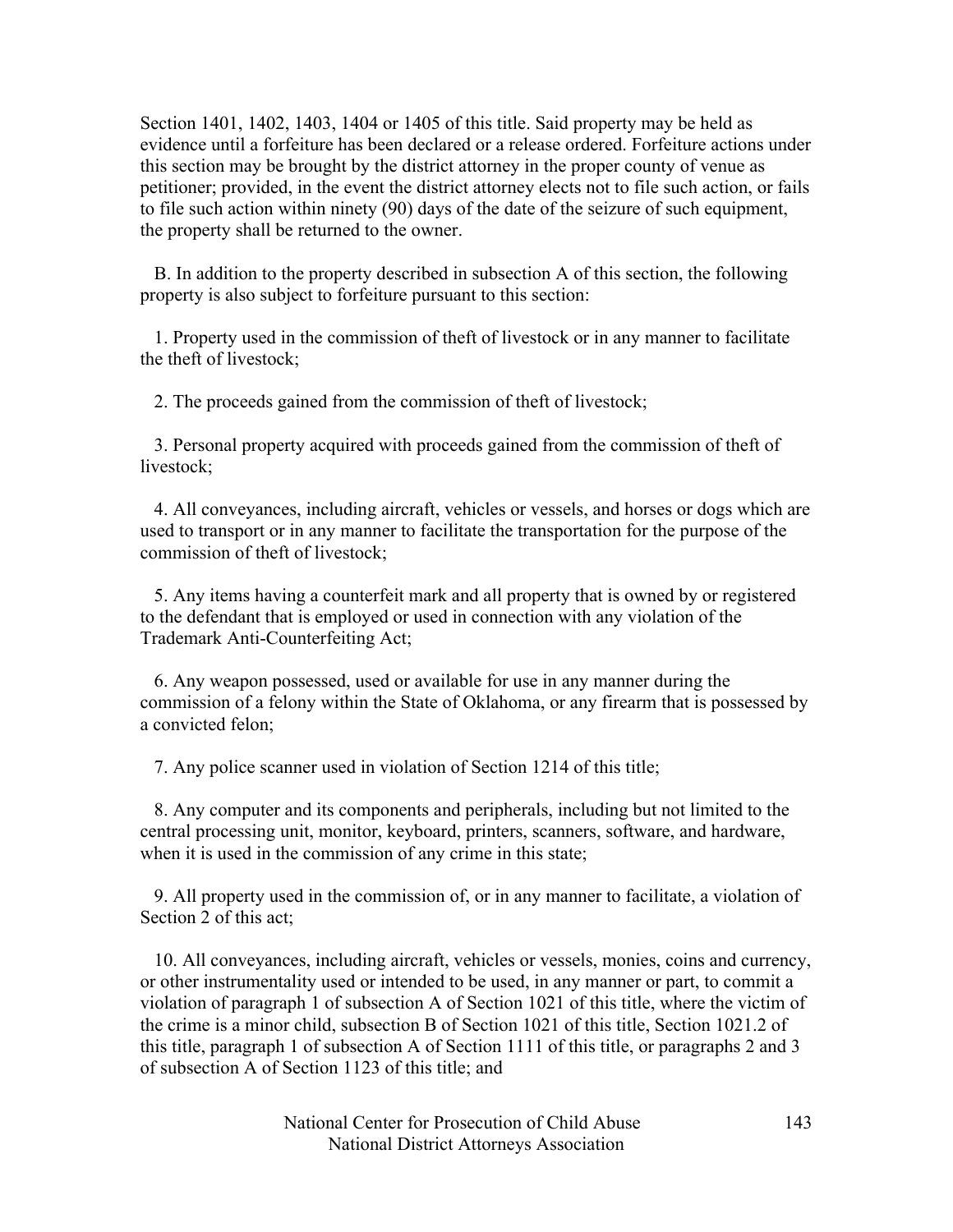Section 1401, 1402, 1403, 1404 or 1405 of this title. Said property may be held as evidence until a forfeiture has been declared or a release ordered. Forfeiture actions under this section may be brought by the district attorney in the proper county of venue as petitioner; provided, in the event the district attorney elects not to file such action, or fails to file such action within ninety (90) days of the date of the seizure of such equipment, the property shall be returned to the owner.

B. In addition to the property described in subsection A of this section, the following property is also subject to forfeiture pursuant to this section:

1. Property used in the commission of theft of livestock or in any manner to facilitate the theft of livestock;

2. The proceeds gained from the commission of theft of livestock;

3. Personal property acquired with proceeds gained from the commission of theft of livestock;

4. All conveyances, including aircraft, vehicles or vessels, and horses or dogs which are used to transport or in any manner to facilitate the transportation for the purpose of the commission of theft of livestock;

5. Any items having a counterfeit mark and all property that is owned by or registered to the defendant that is employed or used in connection with any violation of the Trademark Anti-Counterfeiting Act;

6. Any weapon possessed, used or available for use in any manner during the commission of a felony within the State of Oklahoma, or any firearm that is possessed by a convicted felon;

7. Any police scanner used in violation of Section 1214 of this title;

8. Any computer and its components and peripherals, including but not limited to the central processing unit, monitor, keyboard, printers, scanners, software, and hardware, when it is used in the commission of any crime in this state;

9. All property used in the commission of, or in any manner to facilitate, a violation of Section 2 of this act;

10. All conveyances, including aircraft, vehicles or vessels, monies, coins and currency, or other instrumentality used or intended to be used, in any manner or part, to commit a violation of paragraph 1 of subsection A of Section 1021 of this title, where the victim of the crime is a minor child, subsection B of Section 1021 of this title, Section 1021.2 of this title, paragraph 1 of subsection A of Section 1111 of this title, or paragraphs 2 and 3 of subsection A of Section 1123 of this title; and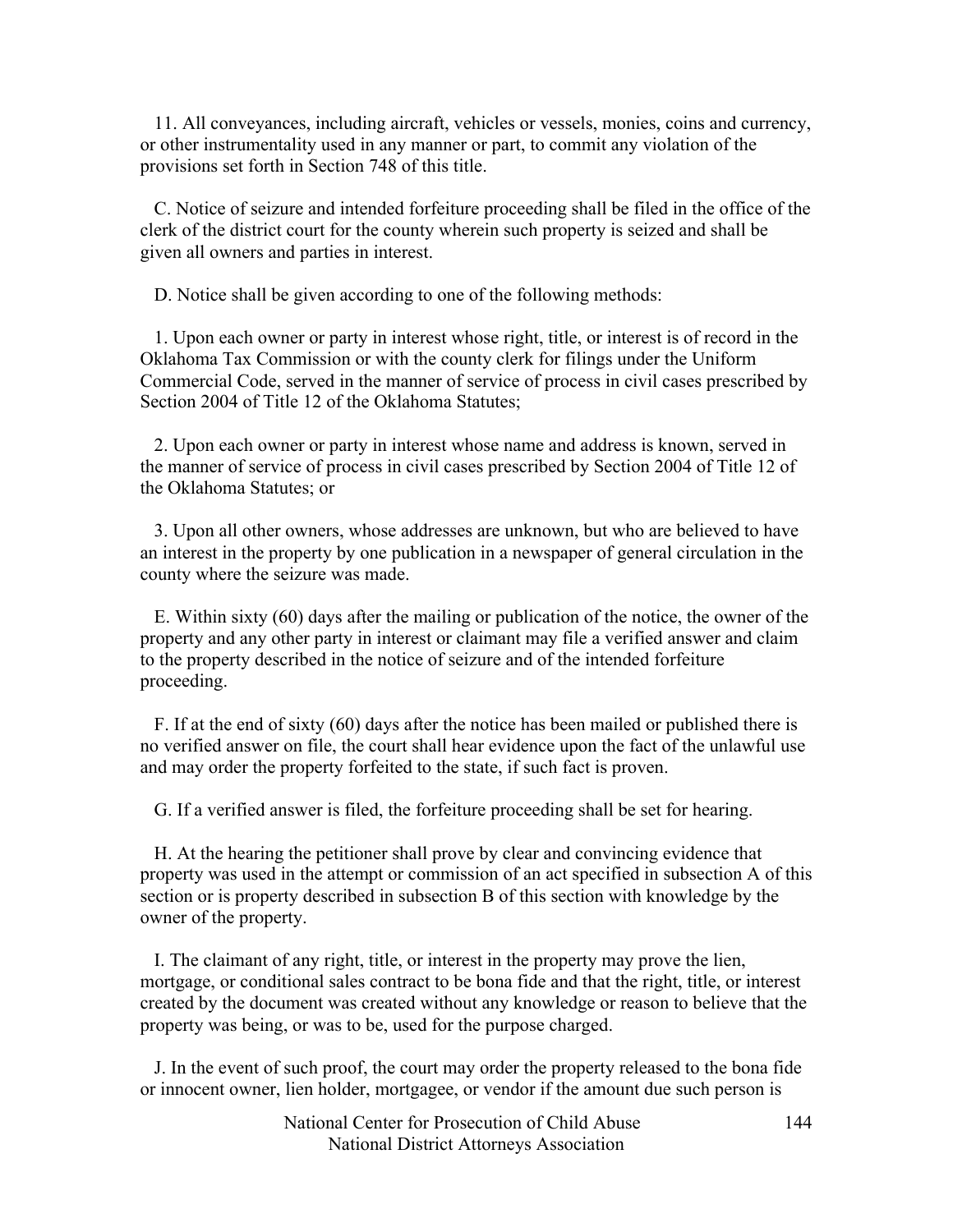11. All conveyances, including aircraft, vehicles or vessels, monies, coins and currency, or other instrumentality used in any manner or part, to commit any violation of the provisions set forth in Section 748 of this title.

C. Notice of seizure and intended forfeiture proceeding shall be filed in the office of the clerk of the district court for the county wherein such property is seized and shall be given all owners and parties in interest.

D. Notice shall be given according to one of the following methods:

1. Upon each owner or party in interest whose right, title, or interest is of record in the Oklahoma Tax Commission or with the county clerk for filings under the Uniform Commercial Code, served in the manner of service of process in civil cases prescribed by Section 2004 of Title 12 of the Oklahoma Statutes;

2. Upon each owner or party in interest whose name and address is known, served in the manner of service of process in civil cases prescribed by Section 2004 of Title 12 of the Oklahoma Statutes; or

3. Upon all other owners, whose addresses are unknown, but who are believed to have an interest in the property by one publication in a newspaper of general circulation in the county where the seizure was made.

E. Within sixty (60) days after the mailing or publication of the notice, the owner of the property and any other party in interest or claimant may file a verified answer and claim to the property described in the notice of seizure and of the intended forfeiture proceeding.

F. If at the end of sixty (60) days after the notice has been mailed or published there is no verified answer on file, the court shall hear evidence upon the fact of the unlawful use and may order the property forfeited to the state, if such fact is proven.

G. If a verified answer is filed, the forfeiture proceeding shall be set for hearing.

H. At the hearing the petitioner shall prove by clear and convincing evidence that property was used in the attempt or commission of an act specified in subsection A of this section or is property described in subsection B of this section with knowledge by the owner of the property.

I. The claimant of any right, title, or interest in the property may prove the lien, mortgage, or conditional sales contract to be bona fide and that the right, title, or interest created by the document was created without any knowledge or reason to believe that the property was being, or was to be, used for the purpose charged.

J. In the event of such proof, the court may order the property released to the bona fide or innocent owner, lien holder, mortgagee, or vendor if the amount due such person is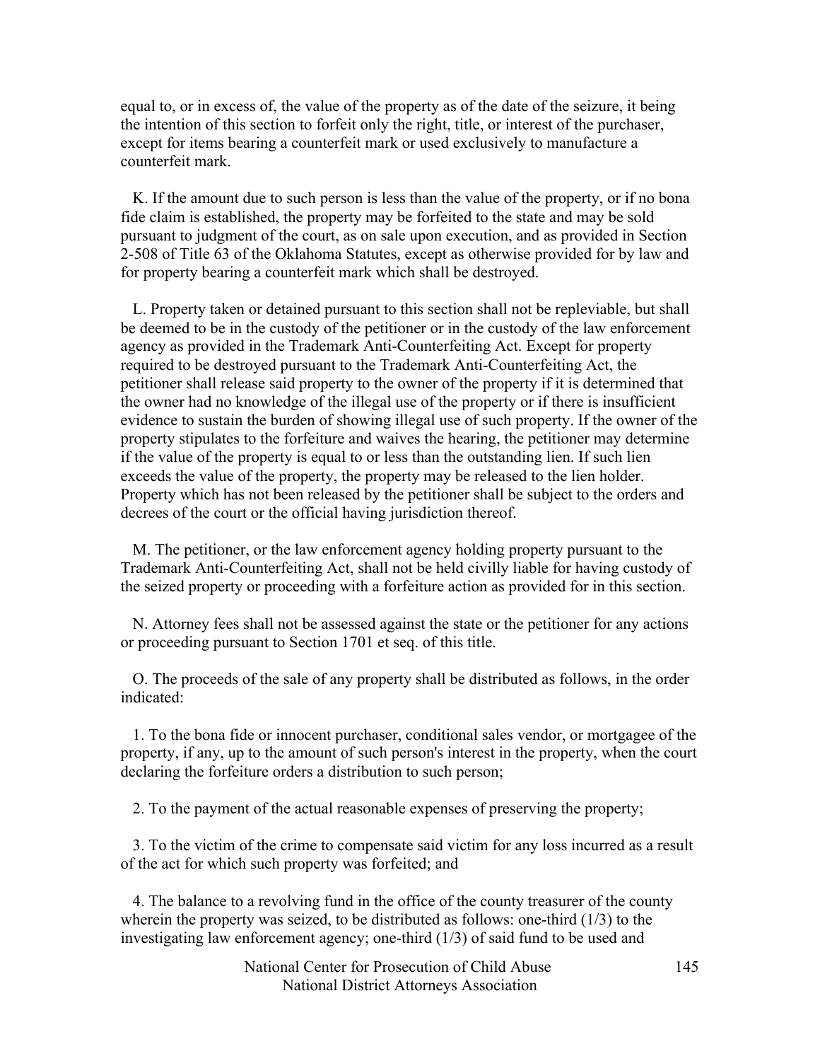equal to, or in excess of, the value of the property as of the date of the seizure, it being the intention of this section to forfeit only the right, title, or interest of the purchaser, except for items bearing a counterfeit mark or used exclusively to manufacture a counterfeit mark.

K. If the amount due to such person is less than the value of the property, or if no bona fide claim is established, the property may be forfeited to the state and may be sold pursuant to judgment of the court, as on sale upon execution, and as provided in Section 2-508 of Title 63 of the Oklahoma Statutes, except as otherwise provided for by law and for property bearing a counterfeit mark which shall be destroyed.

L. Property taken or detained pursuant to this section shall not be repleviable, but shall be deemed to be in the custody of the petitioner or in the custody of the law enforcement agency as provided in the Trademark Anti-Counterfeiting Act. Except for property required to be destroyed pursuant to the Trademark Anti-Counterfeiting Act, the petitioner shall release said property to the owner of the property if it is determined that the owner had no knowledge of the illegal use of the property or if there is insufficient evidence to sustain the burden of showing illegal use of such property. If the owner of the property stipulates to the forfeiture and waives the hearing, the petitioner may determine if the value of the property is equal to or less than the outstanding lien. If such lien exceeds the value of the property, the property may be released to the lien holder. Property which has not been released by the petitioner shall be subject to the orders and decrees of the court or the official having jurisdiction thereof.

M. The petitioner, or the law enforcement agency holding property pursuant to the Trademark Anti-Counterfeiting Act, shall not be held civilly liable for having custody of the seized property or proceeding with a forfeiture action as provided for in this section.

N. Attorney fees shall not be assessed against the state or the petitioner for any actions or proceeding pursuant to Section 1701 et seq. of this title.

O. The proceeds of the sale of any property shall be distributed as follows, in the order indicated:

1. To the bona fide or innocent purchaser, conditional sales vendor, or mortgagee of the property, if any, up to the amount of such person's interest in the property, when the court declaring the forfeiture orders a distribution to such person;

2. To the payment of the actual reasonable expenses of preserving the property;

3. To the victim of the crime to compensate said victim for any loss incurred as a result of the act for which such property was forfeited; and

4. The balance to a revolving fund in the office of the county treasurer of the county wherein the property was seized, to be distributed as follows: one-third (1/3) to the investigating law enforcement agency; one-third (1/3) of said fund to be used and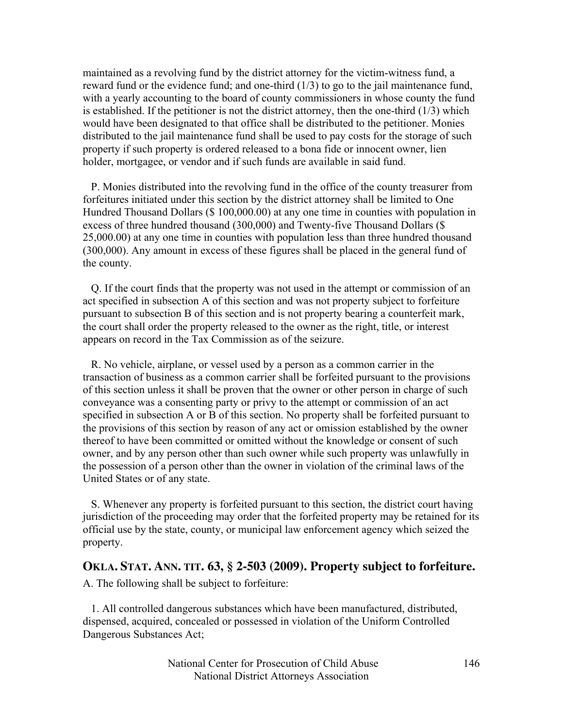maintained as a revolving fund by the district attorney for the victim-witness fund, a reward fund or the evidence fund; and one-third (1/3) to go to the jail maintenance fund, with a yearly accounting to the board of county commissioners in whose county the fund is established. If the petitioner is not the district attorney, then the one-third (1/3) which would have been designated to that office shall be distributed to the petitioner. Monies distributed to the jail maintenance fund shall be used to pay costs for the storage of such property if such property is ordered released to a bona fide or innocent owner, lien holder, mortgagee, or vendor and if such funds are available in said fund.

P. Monies distributed into the revolving fund in the office of the county treasurer from forfeitures initiated under this section by the district attorney shall be limited to One Hundred Thousand Dollars ($ 100,000.00) at any one time in counties with population in excess of three hundred thousand (300,000) and Twenty-five Thousand Dollars ($ 25,000.00) at any one time in counties with population less than three hundred thousand (300,000). Any amount in excess of these figures shall be placed in the general fund of the county.

Q. If the court finds that the property was not used in the attempt or commission of an act specified in subsection A of this section and was not property subject to forfeiture pursuant to subsection B of this section and is not property bearing a counterfeit mark, the court shall order the property released to the owner as the right, title, or interest appears on record in the Tax Commission as of the seizure.

R. No vehicle, airplane, or vessel used by a person as a common carrier in the transaction of business as a common carrier shall be forfeited pursuant to the provisions of this section unless it shall be proven that the owner or other person in charge of such conveyance was a consenting party or privy to the attempt or commission of an act specified in subsection A or B of this section. No property shall be forfeited pursuant to the provisions of this section by reason of any act or omission established by the owner thereof to have been committed or omitted without the knowledge or consent of such owner, and by any person other than such owner while such property was unlawfully in the possession of a person other than the owner in violation of the criminal laws of the United States or of any state.

S. Whenever any property is forfeited pursuant to this section, the district court having jurisdiction of the proceeding may order that the forfeited property may be retained for its official use by the state, county, or municipal law enforcement agency which seized the property.

## OKLA. STAT. ANN. TIT. 63, § 2-503 (2009). Property subject to forfeiture.

A. The following shall be subject to forfeiture:

1. All controlled dangerous substances which have been manufactured, distributed, dispensed, acquired, concealed or possessed in violation of the Uniform Controlled Dangerous Substances Act;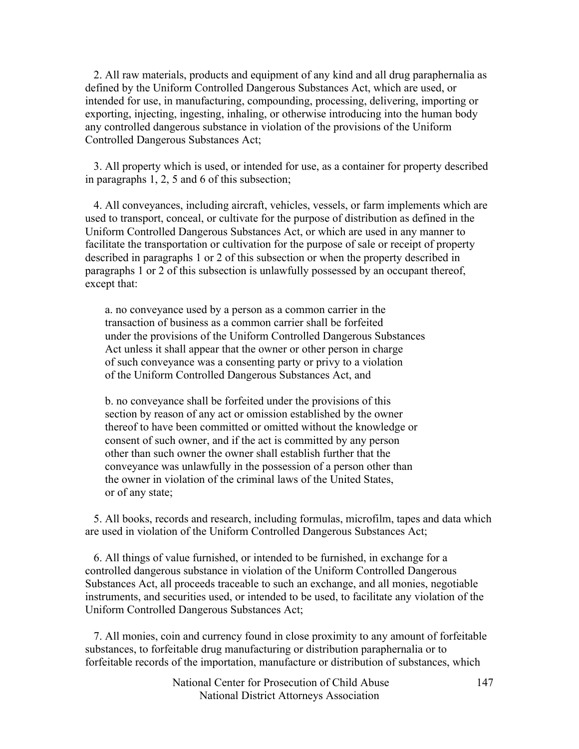2. All raw materials, products and equipment of any kind and all drug paraphernalia as defined by the Uniform Controlled Dangerous Substances Act, which are used, or intended for use, in manufacturing, compounding, processing, delivering, importing or exporting, injecting, ingesting, inhaling, or otherwise introducing into the human body any controlled dangerous substance in violation of the provisions of the Uniform Controlled Dangerous Substances Act;

3. All property which is used, or intended for use, as a container for property described in paragraphs 1, 2, 5 and 6 of this subsection;

4. All conveyances, including aircraft, vehicles, vessels, or farm implements which are used to transport, conceal, or cultivate for the purpose of distribution as defined in the Uniform Controlled Dangerous Substances Act, or which are used in any manner to facilitate the transportation or cultivation for the purpose of sale or receipt of property described in paragraphs 1 or 2 of this subsection or when the property described in paragraphs 1 or 2 of this subsection is unlawfully possessed by an occupant thereof, except that:

> a. no conveyance used by a person as a common carrier in the transaction of business as a common carrier shall be forfeited under the provisions of the Uniform Controlled Dangerous Substances Act unless it shall appear that the owner or other person in charge of such conveyance was a consenting party or privy to a violation of the Uniform Controlled Dangerous Substances Act, and
>
> b. no conveyance shall be forfeited under the provisions of this section by reason of any act or omission established by the owner thereof to have been committed or omitted without the knowledge or consent of such owner, and if the act is committed by any person other than such owner the owner shall establish further that the conveyance was unlawfully in the possession of a person other than the owner in violation of the criminal laws of the United States, or of any state;

5. All books, records and research, including formulas, microfilm, tapes and data which are used in violation of the Uniform Controlled Dangerous Substances Act;

6. All things of value furnished, or intended to be furnished, in exchange for a controlled dangerous substance in violation of the Uniform Controlled Dangerous Substances Act, all proceeds traceable to such an exchange, and all monies, negotiable instruments, and securities used, or intended to be used, to facilitate any violation of the Uniform Controlled Dangerous Substances Act;

7. All monies, coin and currency found in close proximity to any amount of forfeitable substances, to forfeitable drug manufacturing or distribution paraphernalia or to forfeitable records of the importation, manufacture or distribution of substances, which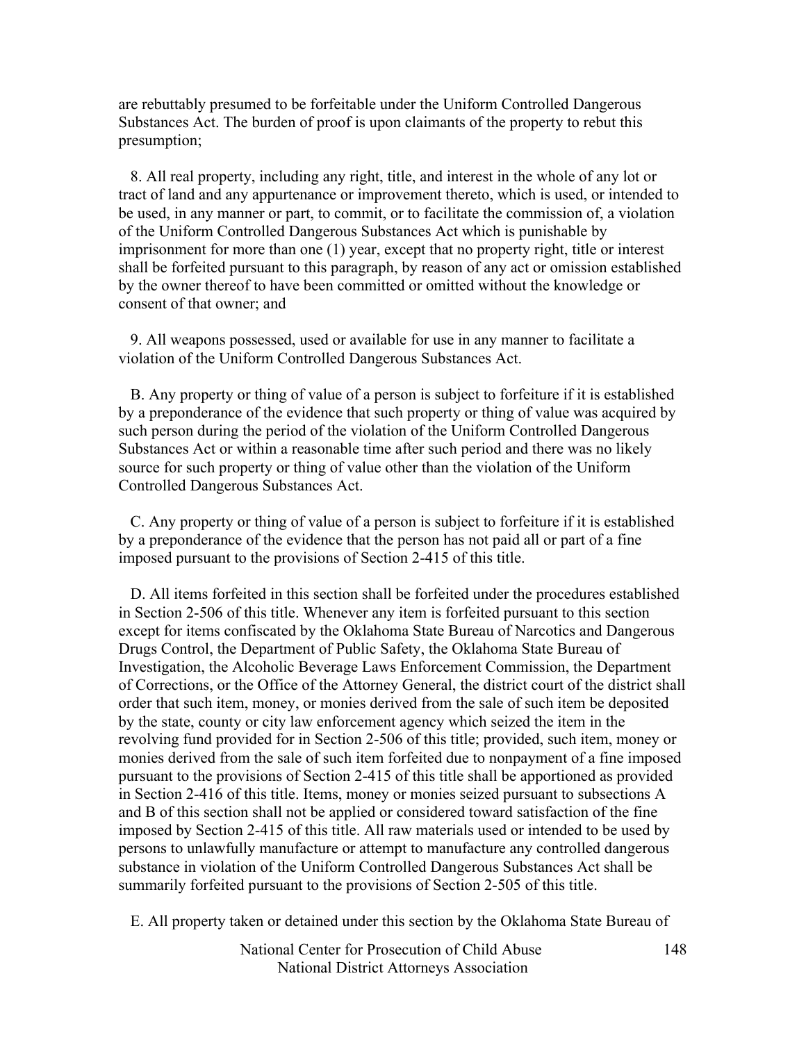are rebuttably presumed to be forfeitable under the Uniform Controlled Dangerous Substances Act. The burden of proof is upon claimants of the property to rebut this presumption;

8. All real property, including any right, title, and interest in the whole of any lot or tract of land and any appurtenance or improvement thereto, which is used, or intended to be used, in any manner or part, to commit, or to facilitate the commission of, a violation of the Uniform Controlled Dangerous Substances Act which is punishable by imprisonment for more than one (1) year, except that no property right, title or interest shall be forfeited pursuant to this paragraph, by reason of any act or omission established by the owner thereof to have been committed or omitted without the knowledge or consent of that owner; and

9. All weapons possessed, used or available for use in any manner to facilitate a violation of the Uniform Controlled Dangerous Substances Act.

B. Any property or thing of value of a person is subject to forfeiture if it is established by a preponderance of the evidence that such property or thing of value was acquired by such person during the period of the violation of the Uniform Controlled Dangerous Substances Act or within a reasonable time after such period and there was no likely source for such property or thing of value other than the violation of the Uniform Controlled Dangerous Substances Act.

C. Any property or thing of value of a person is subject to forfeiture if it is established by a preponderance of the evidence that the person has not paid all or part of a fine imposed pursuant to the provisions of Section 2-415 of this title.

D. All items forfeited in this section shall be forfeited under the procedures established in Section 2-506 of this title. Whenever any item is forfeited pursuant to this section except for items confiscated by the Oklahoma State Bureau of Narcotics and Dangerous Drugs Control, the Department of Public Safety, the Oklahoma State Bureau of Investigation, the Alcoholic Beverage Laws Enforcement Commission, the Department of Corrections, or the Office of the Attorney General, the district court of the district shall order that such item, money, or monies derived from the sale of such item be deposited by the state, county or city law enforcement agency which seized the item in the revolving fund provided for in Section 2-506 of this title; provided, such item, money or monies derived from the sale of such item forfeited due to nonpayment of a fine imposed pursuant to the provisions of Section 2-415 of this title shall be apportioned as provided in Section 2-416 of this title. Items, money or monies seized pursuant to subsections A and B of this section shall not be applied or considered toward satisfaction of the fine imposed by Section 2-415 of this title. All raw materials used or intended to be used by persons to unlawfully manufacture or attempt to manufacture any controlled dangerous substance in violation of the Uniform Controlled Dangerous Substances Act shall be summarily forfeited pursuant to the provisions of Section 2-505 of this title.

E. All property taken or detained under this section by the Oklahoma State Bureau of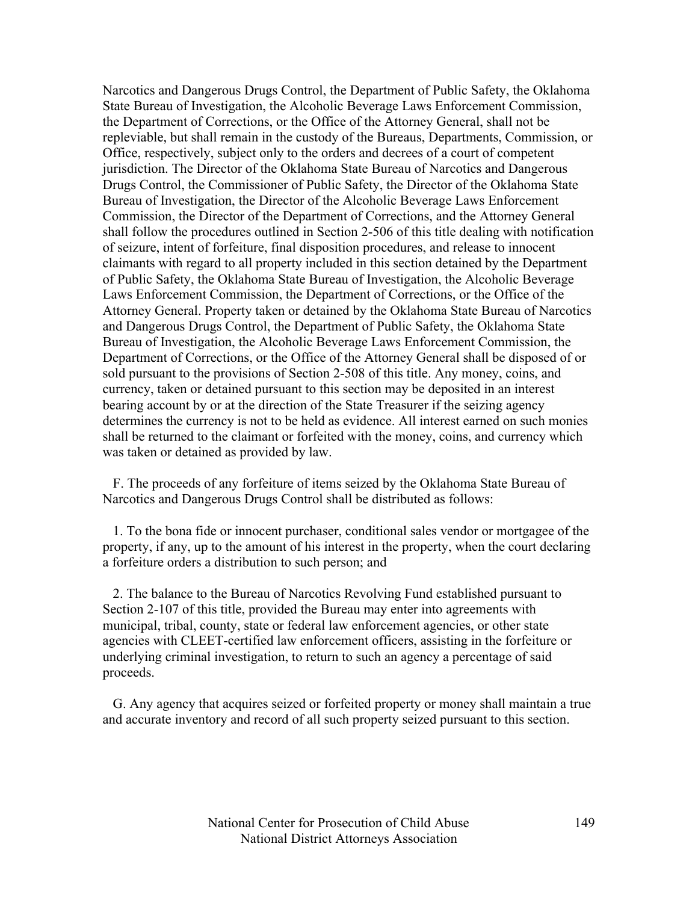Narcotics and Dangerous Drugs Control, the Department of Public Safety, the Oklahoma State Bureau of Investigation, the Alcoholic Beverage Laws Enforcement Commission, the Department of Corrections, or the Office of the Attorney General, shall not be repleviable, but shall remain in the custody of the Bureaus, Departments, Commission, or Office, respectively, subject only to the orders and decrees of a court of competent jurisdiction. The Director of the Oklahoma State Bureau of Narcotics and Dangerous Drugs Control, the Commissioner of Public Safety, the Director of the Oklahoma State Bureau of Investigation, the Director of the Alcoholic Beverage Laws Enforcement Commission, the Director of the Department of Corrections, and the Attorney General shall follow the procedures outlined in Section 2-506 of this title dealing with notification of seizure, intent of forfeiture, final disposition procedures, and release to innocent claimants with regard to all property included in this section detained by the Department of Public Safety, the Oklahoma State Bureau of Investigation, the Alcoholic Beverage Laws Enforcement Commission, the Department of Corrections, or the Office of the Attorney General. Property taken or detained by the Oklahoma State Bureau of Narcotics and Dangerous Drugs Control, the Department of Public Safety, the Oklahoma State Bureau of Investigation, the Alcoholic Beverage Laws Enforcement Commission, the Department of Corrections, or the Office of the Attorney General shall be disposed of or sold pursuant to the provisions of Section 2-508 of this title. Any money, coins, and currency, taken or detained pursuant to this section may be deposited in an interest bearing account by or at the direction of the State Treasurer if the seizing agency determines the currency is not to be held as evidence. All interest earned on such monies shall be returned to the claimant or forfeited with the money, coins, and currency which was taken or detained as provided by law.

F. The proceeds of any forfeiture of items seized by the Oklahoma State Bureau of Narcotics and Dangerous Drugs Control shall be distributed as follows:

1. To the bona fide or innocent purchaser, conditional sales vendor or mortgagee of the property, if any, up to the amount of his interest in the property, when the court declaring a forfeiture orders a distribution to such person; and

2. The balance to the Bureau of Narcotics Revolving Fund established pursuant to Section 2-107 of this title, provided the Bureau may enter into agreements with municipal, tribal, county, state or federal law enforcement agencies, or other state agencies with CLEET-certified law enforcement officers, assisting in the forfeiture or underlying criminal investigation, to return to such an agency a percentage of said proceeds.

G. Any agency that acquires seized or forfeited property or money shall maintain a true and accurate inventory and record of all such property seized pursuant to this section.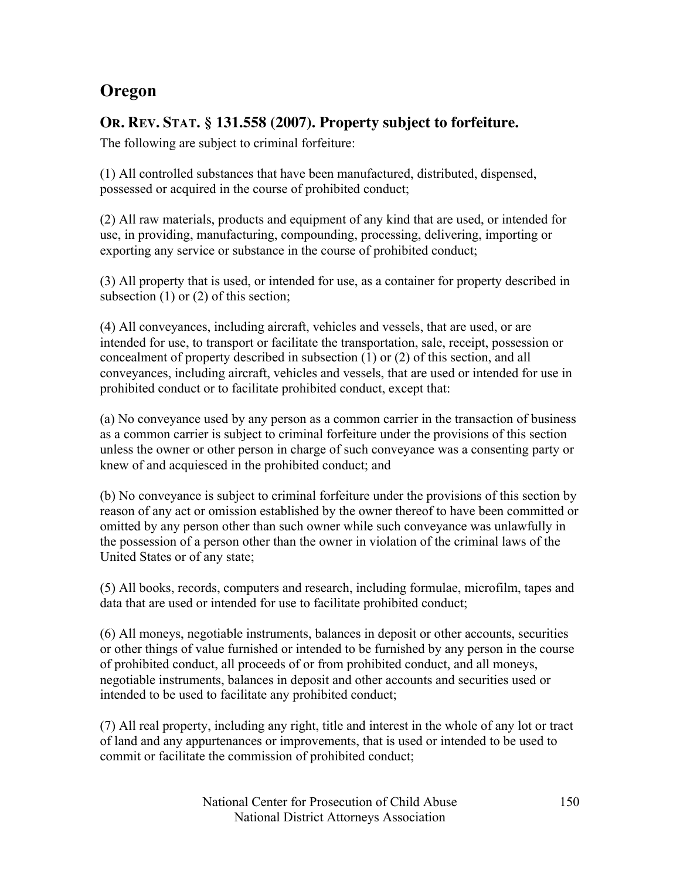## Oregon

### OR. REV. STAT. § 131.558 (2007). Property subject to forfeiture.

The following are subject to criminal forfeiture:

(1) All controlled substances that have been manufactured, distributed, dispensed, possessed or acquired in the course of prohibited conduct;

(2) All raw materials, products and equipment of any kind that are used, or intended for use, in providing, manufacturing, compounding, processing, delivering, importing or exporting any service or substance in the course of prohibited conduct;

(3) All property that is used, or intended for use, as a container for property described in subsection (1) or (2) of this section;

(4) All conveyances, including aircraft, vehicles and vessels, that are used, or are intended for use, to transport or facilitate the transportation, sale, receipt, possession or concealment of property described in subsection (1) or (2) of this section, and all conveyances, including aircraft, vehicles and vessels, that are used or intended for use in prohibited conduct or to facilitate prohibited conduct, except that:

(a) No conveyance used by any person as a common carrier in the transaction of business as a common carrier is subject to criminal forfeiture under the provisions of this section unless the owner or other person in charge of such conveyance was a consenting party or knew of and acquiesced in the prohibited conduct; and

(b) No conveyance is subject to criminal forfeiture under the provisions of this section by reason of any act or omission established by the owner thereof to have been committed or omitted by any person other than such owner while such conveyance was unlawfully in the possession of a person other than the owner in violation of the criminal laws of the United States or of any state;

(5) All books, records, computers and research, including formulae, microfilm, tapes and data that are used or intended for use to facilitate prohibited conduct;

(6) All moneys, negotiable instruments, balances in deposit or other accounts, securities or other things of value furnished or intended to be furnished by any person in the course of prohibited conduct, all proceeds of or from prohibited conduct, and all moneys, negotiable instruments, balances in deposit and other accounts and securities used or intended to be used to facilitate any prohibited conduct;

(7) All real property, including any right, title and interest in the whole of any lot or tract of land and any appurtenances or improvements, that is used or intended to be used to commit or facilitate the commission of prohibited conduct;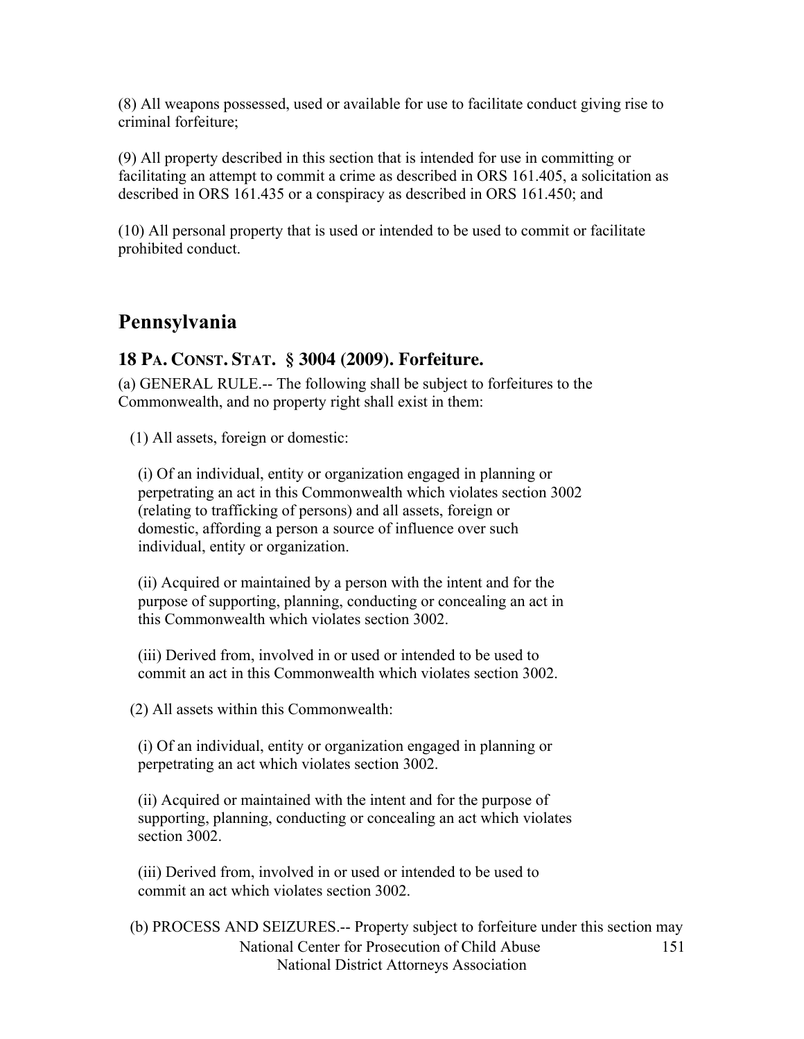(8) All weapons possessed, used or available for use to facilitate conduct giving rise to criminal forfeiture;

(9) All property described in this section that is intended for use in committing or facilitating an attempt to commit a crime as described in ORS 161.405, a solicitation as described in ORS 161.435 or a conspiracy as described in ORS 161.450; and

(10) All personal property that is used or intended to be used to commit or facilitate prohibited conduct.

## Pennsylvania

### 18 PA. CONST. STAT. § 3004 (2009). Forfeiture.

(a) GENERAL RULE.-- The following shall be subject to forfeitures to the Commonwealth, and no property right shall exist in them:

(1) All assets, foreign or domestic:

(i) Of an individual, entity or organization engaged in planning or perpetrating an act in this Commonwealth which violates section 3002 (relating to trafficking of persons) and all assets, foreign or domestic, affording a person a source of influence over such individual, entity or organization.

(ii) Acquired or maintained by a person with the intent and for the purpose of supporting, planning, conducting or concealing an act in this Commonwealth which violates section 3002.

(iii) Derived from, involved in or used or intended to be used to commit an act in this Commonwealth which violates section 3002.

(2) All assets within this Commonwealth:

(i) Of an individual, entity or organization engaged in planning or perpetrating an act which violates section 3002.

(ii) Acquired or maintained with the intent and for the purpose of supporting, planning, conducting or concealing an act which violates section 3002.

(iii) Derived from, involved in or used or intended to be used to commit an act which violates section 3002.

(b) PROCESS AND SEIZURES.-- Property subject to forfeiture under this section may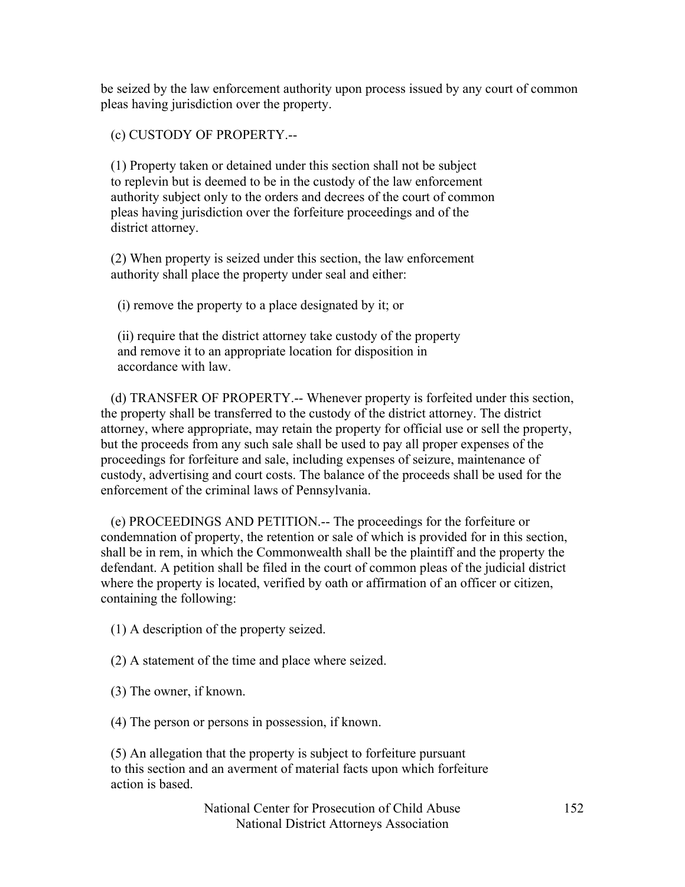be seized by the law enforcement authority upon process issued by any court of common pleas having jurisdiction over the property.

(c) CUSTODY OF PROPERTY.--

(1) Property taken or detained under this section shall not be subject to replevin but is deemed to be in the custody of the law enforcement authority subject only to the orders and decrees of the court of common pleas having jurisdiction over the forfeiture proceedings and of the district attorney.

(2) When property is seized under this section, the law enforcement authority shall place the property under seal and either:

(i) remove the property to a place designated by it; or

(ii) require that the district attorney take custody of the property and remove it to an appropriate location for disposition in accordance with law.

(d) TRANSFER OF PROPERTY.-- Whenever property is forfeited under this section, the property shall be transferred to the custody of the district attorney. The district attorney, where appropriate, may retain the property for official use or sell the property, but the proceeds from any such sale shall be used to pay all proper expenses of the proceedings for forfeiture and sale, including expenses of seizure, maintenance of custody, advertising and court costs. The balance of the proceeds shall be used for the enforcement of the criminal laws of Pennsylvania.

(e) PROCEEDINGS AND PETITION.-- The proceedings for the forfeiture or condemnation of property, the retention or sale of which is provided for in this section, shall be in rem, in which the Commonwealth shall be the plaintiff and the property the defendant. A petition shall be filed in the court of common pleas of the judicial district where the property is located, verified by oath or affirmation of an officer or citizen, containing the following:

(1) A description of the property seized.

(2) A statement of the time and place where seized.

(3) The owner, if known.

(4) The person or persons in possession, if known.

(5) An allegation that the property is subject to forfeiture pursuant to this section and an averment of material facts upon which forfeiture action is based.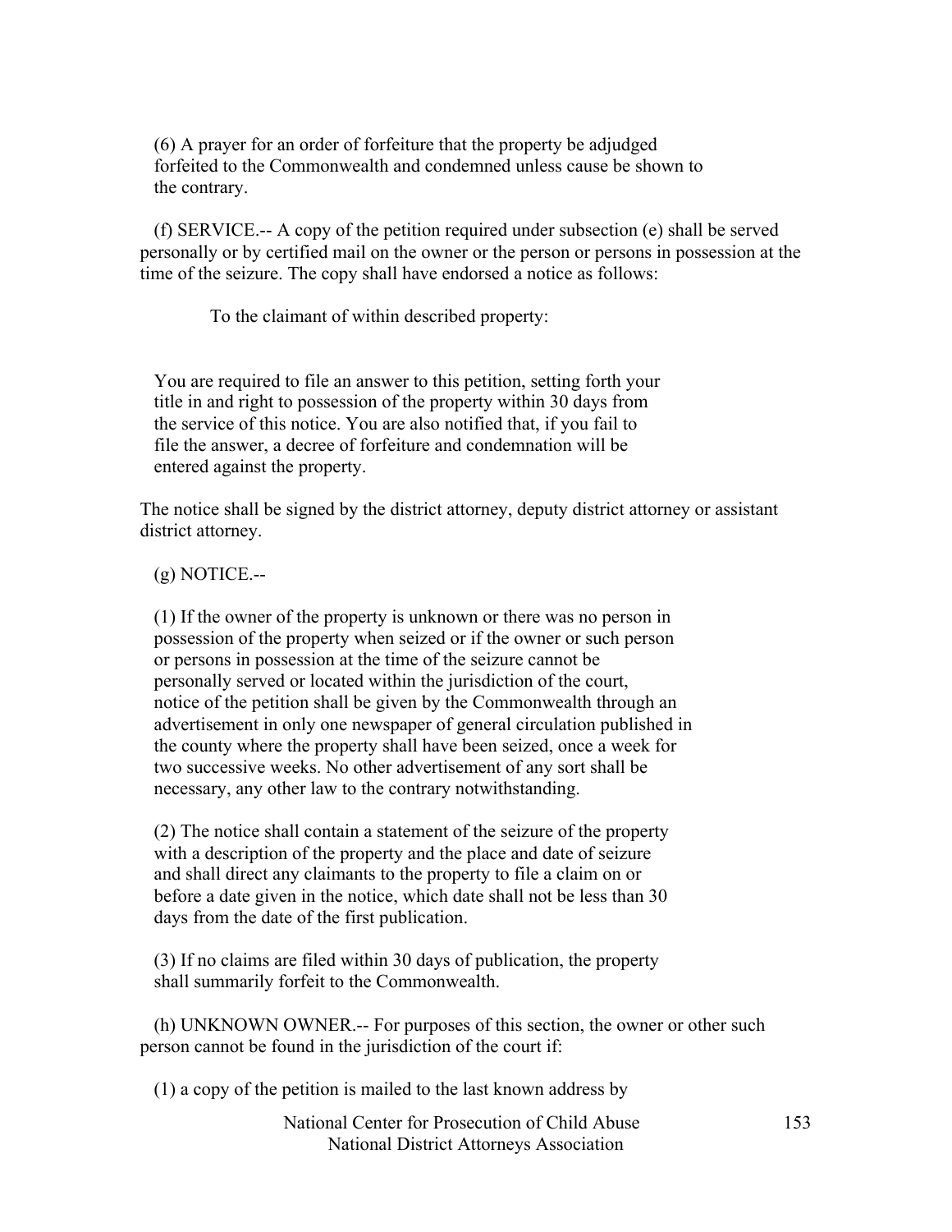(6) A prayer for an order of forfeiture that the property be adjudged forfeited to the Commonwealth and condemned unless cause be shown to the contrary.

(f) SERVICE.-- A copy of the petition required under subsection (e) shall be served personally or by certified mail on the owner or the person or persons in possession at the time of the seizure. The copy shall have endorsed a notice as follows:

To the claimant of within described property:

You are required to file an answer to this petition, setting forth your title in and right to possession of the property within 30 days from the service of this notice. You are also notified that, if you fail to file the answer, a decree of forfeiture and condemnation will be entered against the property.

The notice shall be signed by the district attorney, deputy district attorney or assistant district attorney.

(g) NOTICE.--

(1) If the owner of the property is unknown or there was no person in possession of the property when seized or if the owner or such person or persons in possession at the time of the seizure cannot be personally served or located within the jurisdiction of the court, notice of the petition shall be given by the Commonwealth through an advertisement in only one newspaper of general circulation published in the county where the property shall have been seized, once a week for two successive weeks. No other advertisement of any sort shall be necessary, any other law to the contrary notwithstanding.

(2) The notice shall contain a statement of the seizure of the property with a description of the property and the place and date of seizure and shall direct any claimants to the property to file a claim on or before a date given in the notice, which date shall not be less than 30 days from the date of the first publication.

(3) If no claims are filed within 30 days of publication, the property shall summarily forfeit to the Commonwealth.

(h) UNKNOWN OWNER.-- For purposes of this section, the owner or other such person cannot be found in the jurisdiction of the court if:

(1) a copy of the petition is mailed to the last known address by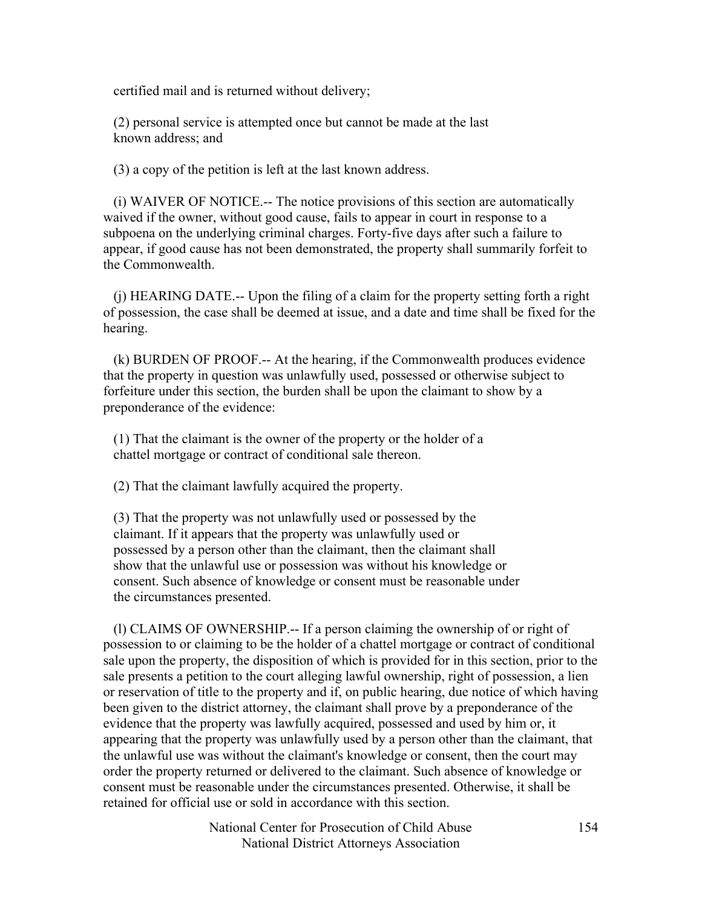certified mail and is returned without delivery;

(2) personal service is attempted once but cannot be made at the last known address; and

(3) a copy of the petition is left at the last known address.

(i) WAIVER OF NOTICE.-- The notice provisions of this section are automatically waived if the owner, without good cause, fails to appear in court in response to a subpoena on the underlying criminal charges. Forty-five days after such a failure to appear, if good cause has not been demonstrated, the property shall summarily forfeit to the Commonwealth.

(j) HEARING DATE.-- Upon the filing of a claim for the property setting forth a right of possession, the case shall be deemed at issue, and a date and time shall be fixed for the hearing.

(k) BURDEN OF PROOF.-- At the hearing, if the Commonwealth produces evidence that the property in question was unlawfully used, possessed or otherwise subject to forfeiture under this section, the burden shall be upon the claimant to show by a preponderance of the evidence:

(1) That the claimant is the owner of the property or the holder of a chattel mortgage or contract of conditional sale thereon.

(2) That the claimant lawfully acquired the property.

(3) That the property was not unlawfully used or possessed by the claimant. If it appears that the property was unlawfully used or possessed by a person other than the claimant, then the claimant shall show that the unlawful use or possession was without his knowledge or consent. Such absence of knowledge or consent must be reasonable under the circumstances presented.

(l) CLAIMS OF OWNERSHIP.-- If a person claiming the ownership of or right of possession to or claiming to be the holder of a chattel mortgage or contract of conditional sale upon the property, the disposition of which is provided for in this section, prior to the sale presents a petition to the court alleging lawful ownership, right of possession, a lien or reservation of title to the property and if, on public hearing, due notice of which having been given to the district attorney, the claimant shall prove by a preponderance of the evidence that the property was lawfully acquired, possessed and used by him or, it appearing that the property was unlawfully used by a person other than the claimant, that the unlawful use was without the claimant's knowledge or consent, then the court may order the property returned or delivered to the claimant. Such absence of knowledge or consent must be reasonable under the circumstances presented. Otherwise, it shall be retained for official use or sold in accordance with this section.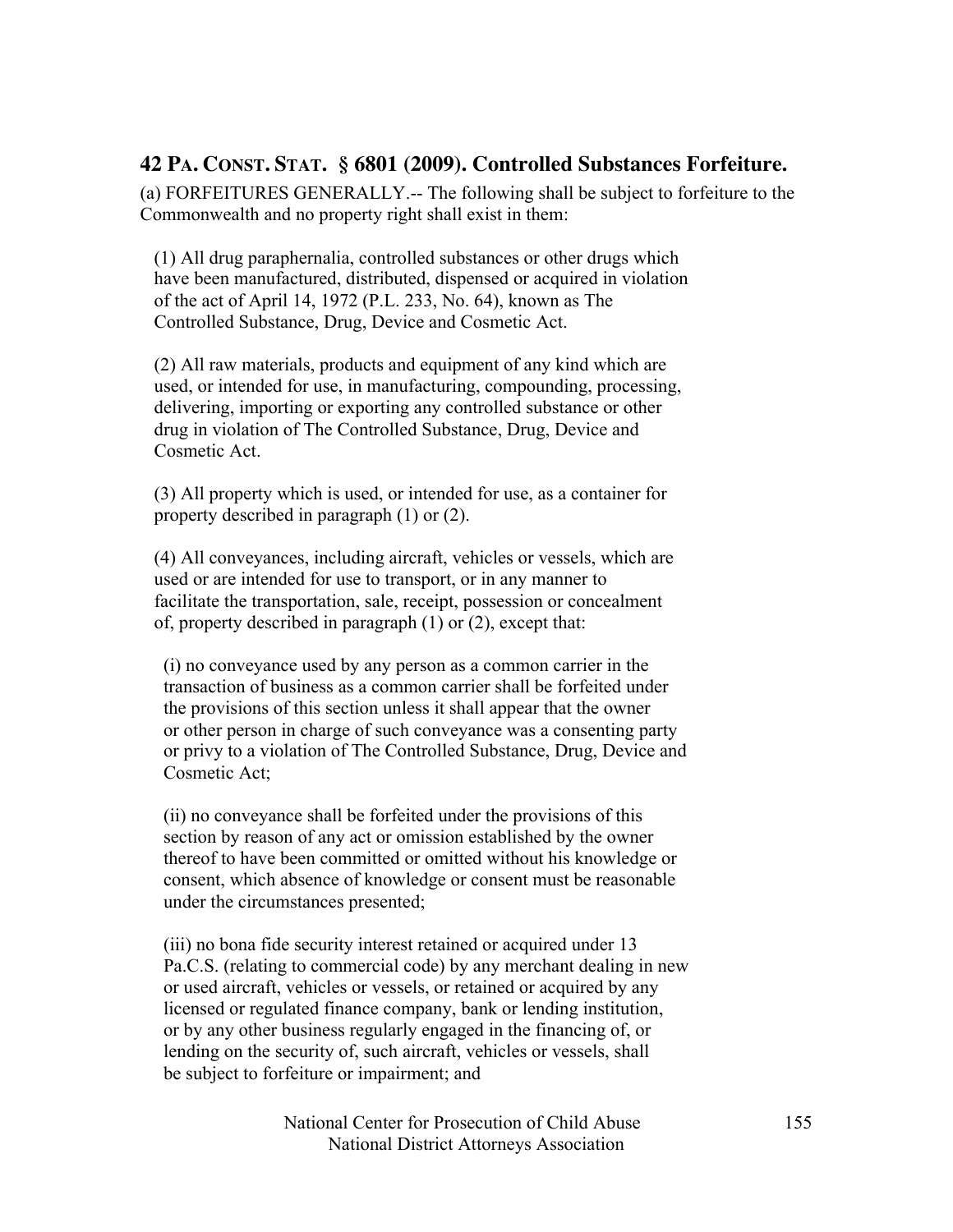## 42 PA. CONST. STAT. § 6801 (2009). Controlled Substances Forfeiture.

(a) FORFEITURES GENERALLY.-- The following shall be subject to forfeiture to the Commonwealth and no property right shall exist in them:

(1) All drug paraphernalia, controlled substances or other drugs which have been manufactured, distributed, dispensed or acquired in violation of the act of April 14, 1972 (P.L. 233, No. 64), known as The Controlled Substance, Drug, Device and Cosmetic Act.

(2) All raw materials, products and equipment of any kind which are used, or intended for use, in manufacturing, compounding, processing, delivering, importing or exporting any controlled substance or other drug in violation of The Controlled Substance, Drug, Device and Cosmetic Act.

(3) All property which is used, or intended for use, as a container for property described in paragraph (1) or (2).

(4) All conveyances, including aircraft, vehicles or vessels, which are used or are intended for use to transport, or in any manner to facilitate the transportation, sale, receipt, possession or concealment of, property described in paragraph (1) or (2), except that:

(i) no conveyance used by any person as a common carrier in the transaction of business as a common carrier shall be forfeited under the provisions of this section unless it shall appear that the owner or other person in charge of such conveyance was a consenting party or privy to a violation of The Controlled Substance, Drug, Device and Cosmetic Act;

(ii) no conveyance shall be forfeited under the provisions of this section by reason of any act or omission established by the owner thereof to have been committed or omitted without his knowledge or consent, which absence of knowledge or consent must be reasonable under the circumstances presented;

(iii) no bona fide security interest retained or acquired under 13 Pa.C.S. (relating to commercial code) by any merchant dealing in new or used aircraft, vehicles or vessels, or retained or acquired by any licensed or regulated finance company, bank or lending institution, or by any other business regularly engaged in the financing of, or lending on the security of, such aircraft, vehicles or vessels, shall be subject to forfeiture or impairment; and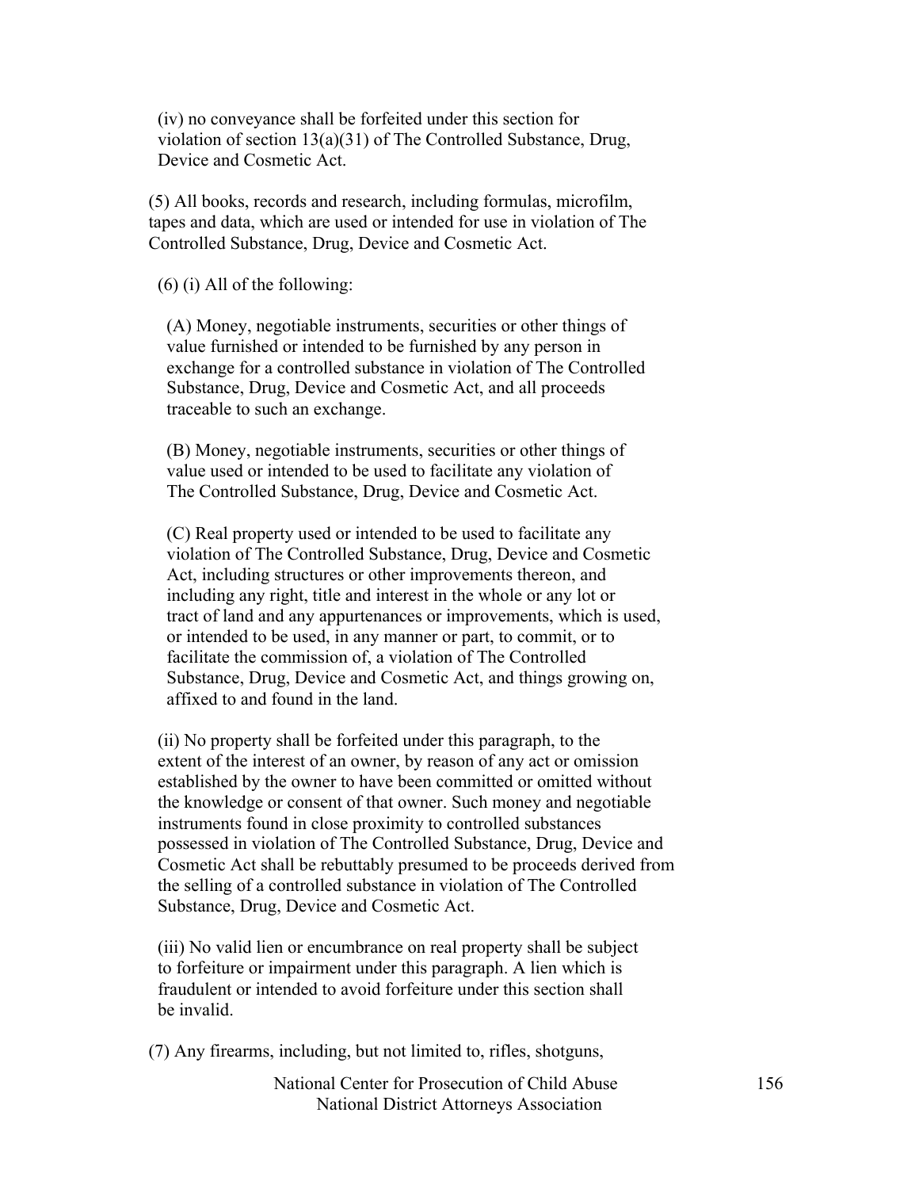(iv) no conveyance shall be forfeited under this section for violation of section 13(a)(31) of The Controlled Substance, Drug, Device and Cosmetic Act.

(5) All books, records and research, including formulas, microfilm, tapes and data, which are used or intended for use in violation of The Controlled Substance, Drug, Device and Cosmetic Act.

(6) (i) All of the following:

(A) Money, negotiable instruments, securities or other things of value furnished or intended to be furnished by any person in exchange for a controlled substance in violation of The Controlled Substance, Drug, Device and Cosmetic Act, and all proceeds traceable to such an exchange.

(B) Money, negotiable instruments, securities or other things of value used or intended to be used to facilitate any violation of The Controlled Substance, Drug, Device and Cosmetic Act.

(C) Real property used or intended to be used to facilitate any violation of The Controlled Substance, Drug, Device and Cosmetic Act, including structures or other improvements thereon, and including any right, title and interest in the whole or any lot or tract of land and any appurtenances or improvements, which is used, or intended to be used, in any manner or part, to commit, or to facilitate the commission of, a violation of The Controlled Substance, Drug, Device and Cosmetic Act, and things growing on, affixed to and found in the land.

(ii) No property shall be forfeited under this paragraph, to the extent of the interest of an owner, by reason of any act or omission established by the owner to have been committed or omitted without the knowledge or consent of that owner. Such money and negotiable instruments found in close proximity to controlled substances possessed in violation of The Controlled Substance, Drug, Device and Cosmetic Act shall be rebuttably presumed to be proceeds derived from the selling of a controlled substance in violation of The Controlled Substance, Drug, Device and Cosmetic Act.

(iii) No valid lien or encumbrance on real property shall be subject to forfeiture or impairment under this paragraph. A lien which is fraudulent or intended to avoid forfeiture under this section shall be invalid.

(7) Any firearms, including, but not limited to, rifles, shotguns,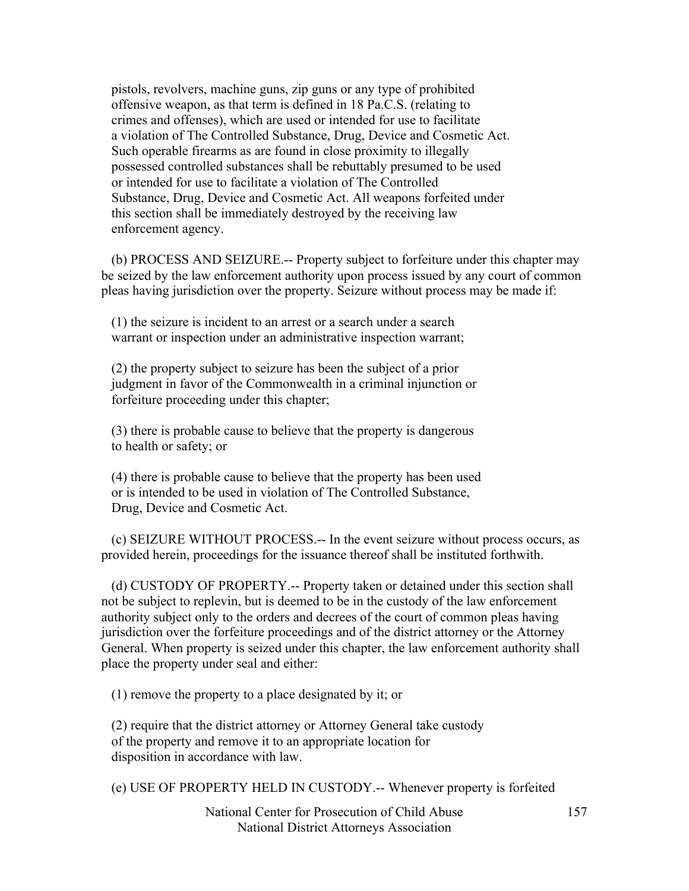pistols, revolvers, machine guns, zip guns or any type of prohibited offensive weapon, as that term is defined in 18 Pa.C.S. (relating to crimes and offenses), which are used or intended for use to facilitate a violation of The Controlled Substance, Drug, Device and Cosmetic Act. Such operable firearms as are found in close proximity to illegally possessed controlled substances shall be rebuttably presumed to be used or intended for use to facilitate a violation of The Controlled Substance, Drug, Device and Cosmetic Act. All weapons forfeited under this section shall be immediately destroyed by the receiving law enforcement agency.

(b) PROCESS AND SEIZURE.-- Property subject to forfeiture under this chapter may be seized by the law enforcement authority upon process issued by any court of common pleas having jurisdiction over the property. Seizure without process may be made if:

(1) the seizure is incident to an arrest or a search under a search warrant or inspection under an administrative inspection warrant;

(2) the property subject to seizure has been the subject of a prior judgment in favor of the Commonwealth in a criminal injunction or forfeiture proceeding under this chapter;

(3) there is probable cause to believe that the property is dangerous to health or safety; or

(4) there is probable cause to believe that the property has been used or is intended to be used in violation of The Controlled Substance, Drug, Device and Cosmetic Act.

(c) SEIZURE WITHOUT PROCESS.-- In the event seizure without process occurs, as provided herein, proceedings for the issuance thereof shall be instituted forthwith.

(d) CUSTODY OF PROPERTY.-- Property taken or detained under this section shall not be subject to replevin, but is deemed to be in the custody of the law enforcement authority subject only to the orders and decrees of the court of common pleas having jurisdiction over the forfeiture proceedings and of the district attorney or the Attorney General. When property is seized under this chapter, the law enforcement authority shall place the property under seal and either:

(1) remove the property to a place designated by it; or

(2) require that the district attorney or Attorney General take custody of the property and remove it to an appropriate location for disposition in accordance with law.

(e) USE OF PROPERTY HELD IN CUSTODY.-- Whenever property is forfeited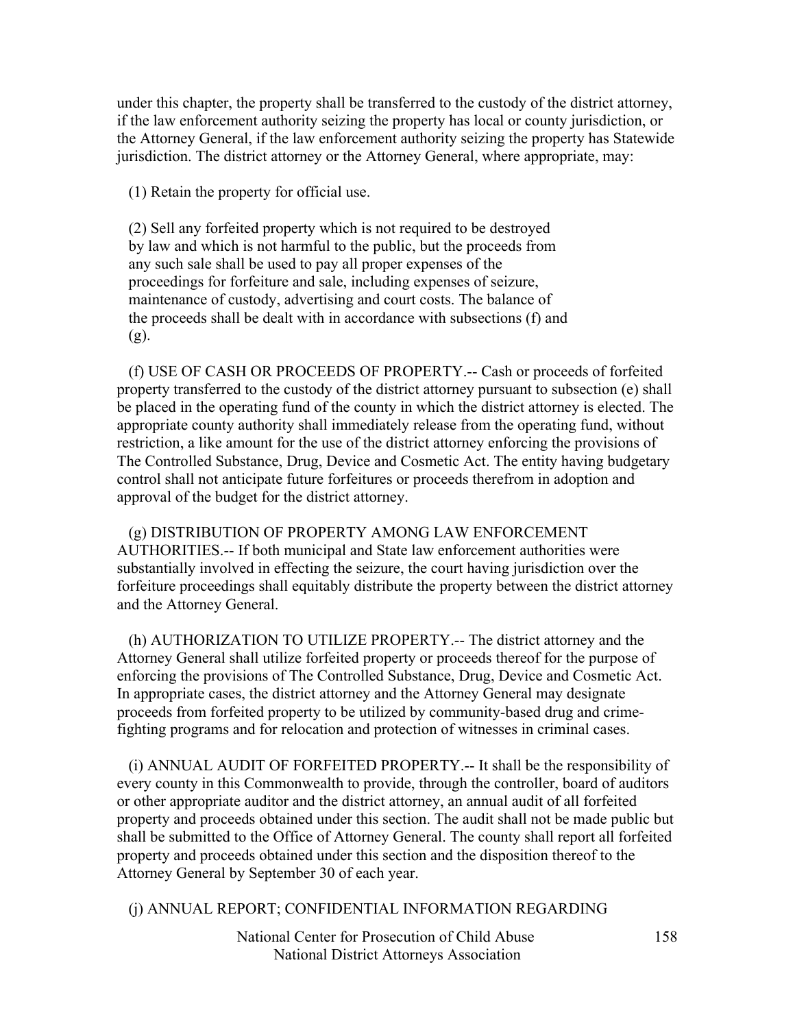under this chapter, the property shall be transferred to the custody of the district attorney, if the law enforcement authority seizing the property has local or county jurisdiction, or the Attorney General, if the law enforcement authority seizing the property has Statewide jurisdiction. The district attorney or the Attorney General, where appropriate, may:

(1) Retain the property for official use.

(2) Sell any forfeited property which is not required to be destroyed by law and which is not harmful to the public, but the proceeds from any such sale shall be used to pay all proper expenses of the proceedings for forfeiture and sale, including expenses of seizure, maintenance of custody, advertising and court costs. The balance of the proceeds shall be dealt with in accordance with subsections (f) and (g).

(f) USE OF CASH OR PROCEEDS OF PROPERTY.-- Cash or proceeds of forfeited property transferred to the custody of the district attorney pursuant to subsection (e) shall be placed in the operating fund of the county in which the district attorney is elected. The appropriate county authority shall immediately release from the operating fund, without restriction, a like amount for the use of the district attorney enforcing the provisions of The Controlled Substance, Drug, Device and Cosmetic Act. The entity having budgetary control shall not anticipate future forfeitures or proceeds therefrom in adoption and approval of the budget for the district attorney.

(g) DISTRIBUTION OF PROPERTY AMONG LAW ENFORCEMENT AUTHORITIES.-- If both municipal and State law enforcement authorities were substantially involved in effecting the seizure, the court having jurisdiction over the forfeiture proceedings shall equitably distribute the property between the district attorney and the Attorney General.

(h) AUTHORIZATION TO UTILIZE PROPERTY.-- The district attorney and the Attorney General shall utilize forfeited property or proceeds thereof for the purpose of enforcing the provisions of The Controlled Substance, Drug, Device and Cosmetic Act. In appropriate cases, the district attorney and the Attorney General may designate proceeds from forfeited property to be utilized by community-based drug and crime-fighting programs and for relocation and protection of witnesses in criminal cases.

(i) ANNUAL AUDIT OF FORFEITED PROPERTY.-- It shall be the responsibility of every county in this Commonwealth to provide, through the controller, board of auditors or other appropriate auditor and the district attorney, an annual audit of all forfeited property and proceeds obtained under this section. The audit shall not be made public but shall be submitted to the Office of Attorney General. The county shall report all forfeited property and proceeds obtained under this section and the disposition thereof to the Attorney General by September 30 of each year.

(j) ANNUAL REPORT; CONFIDENTIAL INFORMATION REGARDING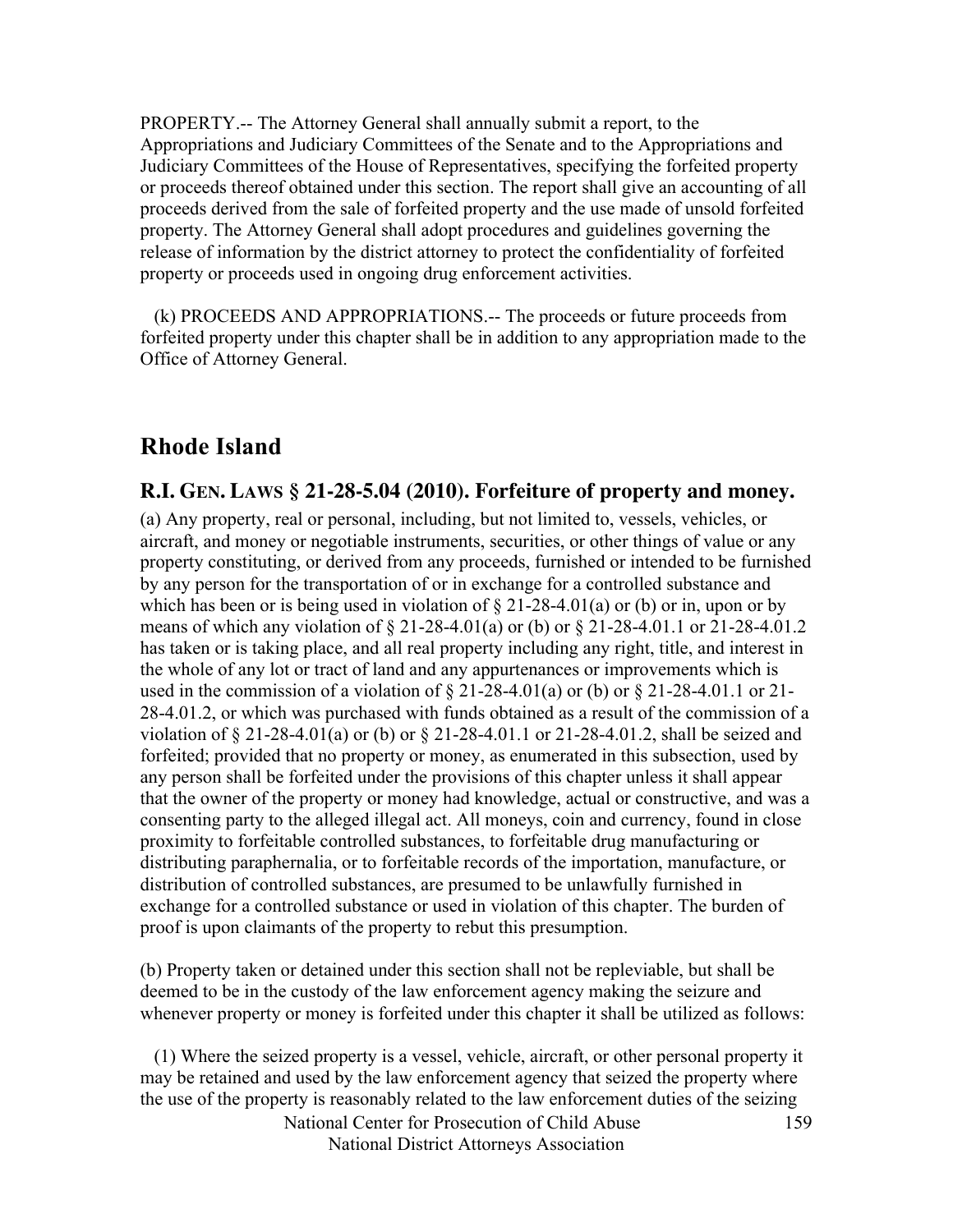PROPERTY.-- The Attorney General shall annually submit a report, to the Appropriations and Judiciary Committees of the Senate and to the Appropriations and Judiciary Committees of the House of Representatives, specifying the forfeited property or proceeds thereof obtained under this section. The report shall give an accounting of all proceeds derived from the sale of forfeited property and the use made of unsold forfeited property. The Attorney General shall adopt procedures and guidelines governing the release of information by the district attorney to protect the confidentiality of forfeited property or proceeds used in ongoing drug enforcement activities.

(k) PROCEEDS AND APPROPRIATIONS.-- The proceeds or future proceeds from forfeited property under this chapter shall be in addition to any appropriation made to the Office of Attorney General.

## Rhode Island

### R.I. GEN. LAWS § 21-28-5.04 (2010). Forfeiture of property and money.

(a) Any property, real or personal, including, but not limited to, vessels, vehicles, or aircraft, and money or negotiable instruments, securities, or other things of value or any property constituting, or derived from any proceeds, furnished or intended to be furnished by any person for the transportation of or in exchange for a controlled substance and which has been or is being used in violation of § 21-28-4.01(a) or (b) or in, upon or by means of which any violation of § 21-28-4.01(a) or (b) or § 21-28-4.01.1 or 21-28-4.01.2 has taken or is taking place, and all real property including any right, title, and interest in the whole of any lot or tract of land and any appurtenances or improvements which is used in the commission of a violation of § 21-28-4.01(a) or (b) or § 21-28-4.01.1 or 21-28-4.01.2, or which was purchased with funds obtained as a result of the commission of a violation of § 21-28-4.01(a) or (b) or § 21-28-4.01.1 or 21-28-4.01.2, shall be seized and forfeited; provided that no property or money, as enumerated in this subsection, used by any person shall be forfeited under the provisions of this chapter unless it shall appear that the owner of the property or money had knowledge, actual or constructive, and was a consenting party to the alleged illegal act. All moneys, coin and currency, found in close proximity to forfeitable controlled substances, to forfeitable drug manufacturing or distributing paraphernalia, or to forfeitable records of the importation, manufacture, or distribution of controlled substances, are presumed to be unlawfully furnished in exchange for a controlled substance or used in violation of this chapter. The burden of proof is upon claimants of the property to rebut this presumption.

(b) Property taken or detained under this section shall not be repleviable, but shall be deemed to be in the custody of the law enforcement agency making the seizure and whenever property or money is forfeited under this chapter it shall be utilized as follows:

(1) Where the seized property is a vessel, vehicle, aircraft, or other personal property it may be retained and used by the law enforcement agency that seized the property where the use of the property is reasonably related to the law enforcement duties of the seizing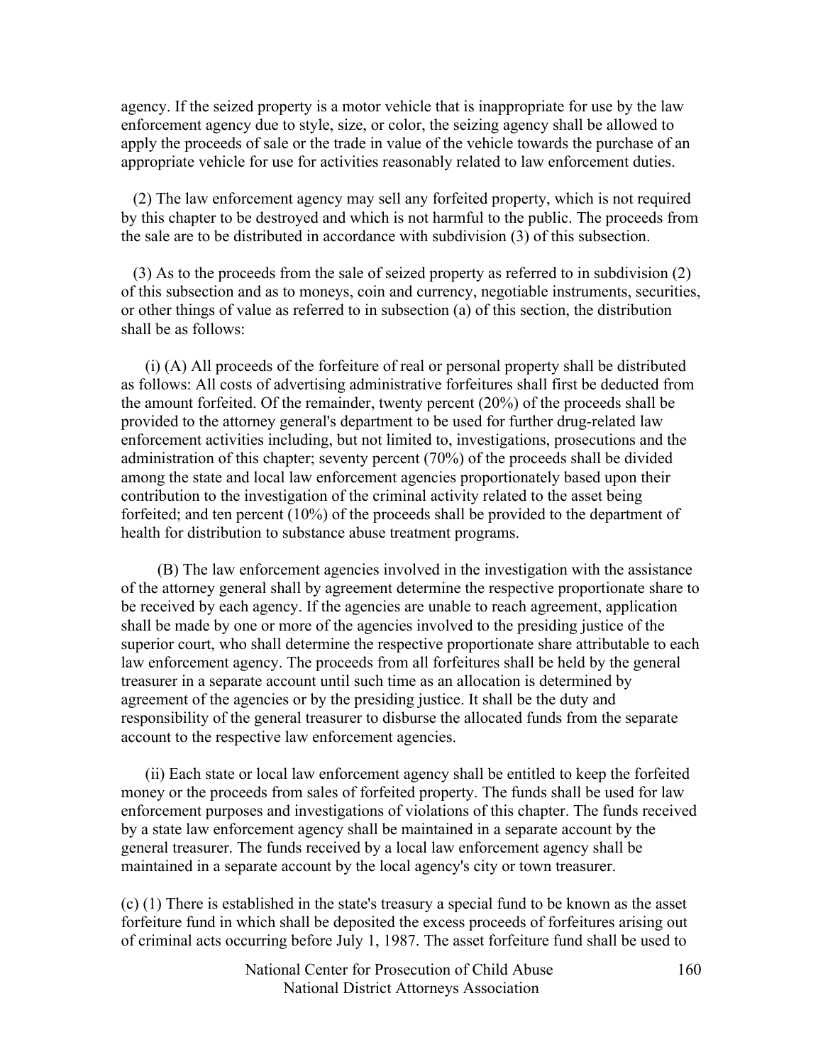agency. If the seized property is a motor vehicle that is inappropriate for use by the law enforcement agency due to style, size, or color, the seizing agency shall be allowed to apply the proceeds of sale or the trade in value of the vehicle towards the purchase of an appropriate vehicle for use for activities reasonably related to law enforcement duties.

(2) The law enforcement agency may sell any forfeited property, which is not required by this chapter to be destroyed and which is not harmful to the public. The proceeds from the sale are to be distributed in accordance with subdivision (3) of this subsection.

(3) As to the proceeds from the sale of seized property as referred to in subdivision (2) of this subsection and as to moneys, coin and currency, negotiable instruments, securities, or other things of value as referred to in subsection (a) of this section, the distribution shall be as follows:

(i) (A) All proceeds of the forfeiture of real or personal property shall be distributed as follows: All costs of advertising administrative forfeitures shall first be deducted from the amount forfeited. Of the remainder, twenty percent (20%) of the proceeds shall be provided to the attorney general's department to be used for further drug-related law enforcement activities including, but not limited to, investigations, prosecutions and the administration of this chapter; seventy percent (70%) of the proceeds shall be divided among the state and local law enforcement agencies proportionately based upon their contribution to the investigation of the criminal activity related to the asset being forfeited; and ten percent (10%) of the proceeds shall be provided to the department of health for distribution to substance abuse treatment programs.

(B) The law enforcement agencies involved in the investigation with the assistance of the attorney general shall by agreement determine the respective proportionate share to be received by each agency. If the agencies are unable to reach agreement, application shall be made by one or more of the agencies involved to the presiding justice of the superior court, who shall determine the respective proportionate share attributable to each law enforcement agency. The proceeds from all forfeitures shall be held by the general treasurer in a separate account until such time as an allocation is determined by agreement of the agencies or by the presiding justice. It shall be the duty and responsibility of the general treasurer to disburse the allocated funds from the separate account to the respective law enforcement agencies.

(ii) Each state or local law enforcement agency shall be entitled to keep the forfeited money or the proceeds from sales of forfeited property. The funds shall be used for law enforcement purposes and investigations of violations of this chapter. The funds received by a state law enforcement agency shall be maintained in a separate account by the general treasurer. The funds received by a local law enforcement agency shall be maintained in a separate account by the local agency's city or town treasurer.

(c) (1) There is established in the state's treasury a special fund to be known as the asset forfeiture fund in which shall be deposited the excess proceeds of forfeitures arising out of criminal acts occurring before July 1, 1987. The asset forfeiture fund shall be used to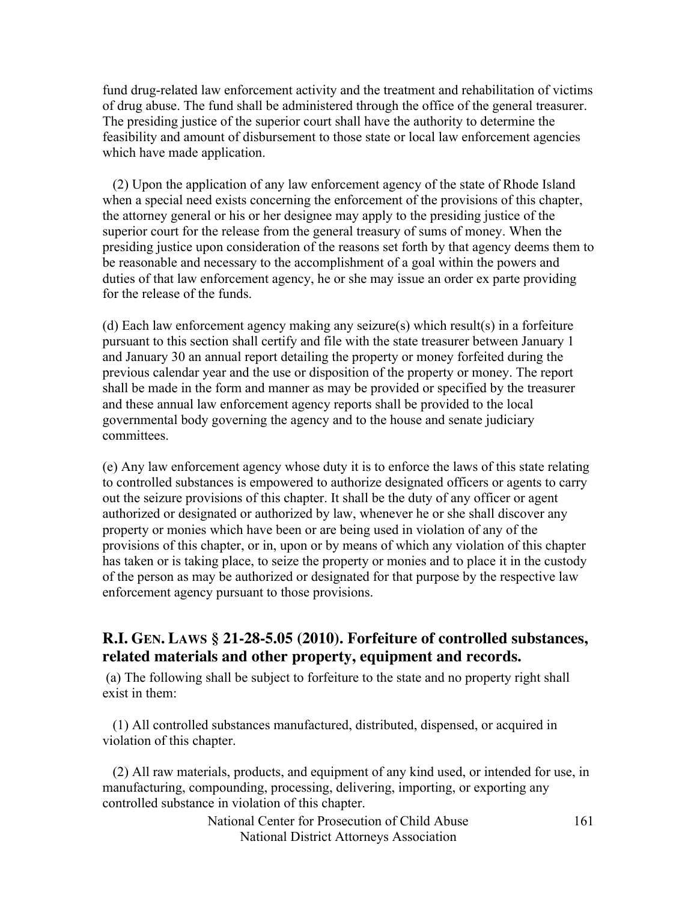fund drug-related law enforcement activity and the treatment and rehabilitation of victims of drug abuse. The fund shall be administered through the office of the general treasurer. The presiding justice of the superior court shall have the authority to determine the feasibility and amount of disbursement to those state or local law enforcement agencies which have made application.

(2) Upon the application of any law enforcement agency of the state of Rhode Island when a special need exists concerning the enforcement of the provisions of this chapter, the attorney general or his or her designee may apply to the presiding justice of the superior court for the release from the general treasury of sums of money. When the presiding justice upon consideration of the reasons set forth by that agency deems them to be reasonable and necessary to the accomplishment of a goal within the powers and duties of that law enforcement agency, he or she may issue an order ex parte providing for the release of the funds.

(d) Each law enforcement agency making any seizure(s) which result(s) in a forfeiture pursuant to this section shall certify and file with the state treasurer between January 1 and January 30 an annual report detailing the property or money forfeited during the previous calendar year and the use or disposition of the property or money. The report shall be made in the form and manner as may be provided or specified by the treasurer and these annual law enforcement agency reports shall be provided to the local governmental body governing the agency and to the house and senate judiciary committees.

(e) Any law enforcement agency whose duty it is to enforce the laws of this state relating to controlled substances is empowered to authorize designated officers or agents to carry out the seizure provisions of this chapter. It shall be the duty of any officer or agent authorized or designated or authorized by law, whenever he or she shall discover any property or monies which have been or are being used in violation of any of the provisions of this chapter, or in, upon or by means of which any violation of this chapter has taken or is taking place, to seize the property or monies and to place it in the custody of the person as may be authorized or designated for that purpose by the respective law enforcement agency pursuant to those provisions.

## R.I. GEN. LAWS § 21-28-5.05 (2010). Forfeiture of controlled substances, related materials and other property, equipment and records.

(a) The following shall be subject to forfeiture to the state and no property right shall exist in them:

(1) All controlled substances manufactured, distributed, dispensed, or acquired in violation of this chapter.

(2) All raw materials, products, and equipment of any kind used, or intended for use, in manufacturing, compounding, processing, delivering, importing, or exporting any controlled substance in violation of this chapter.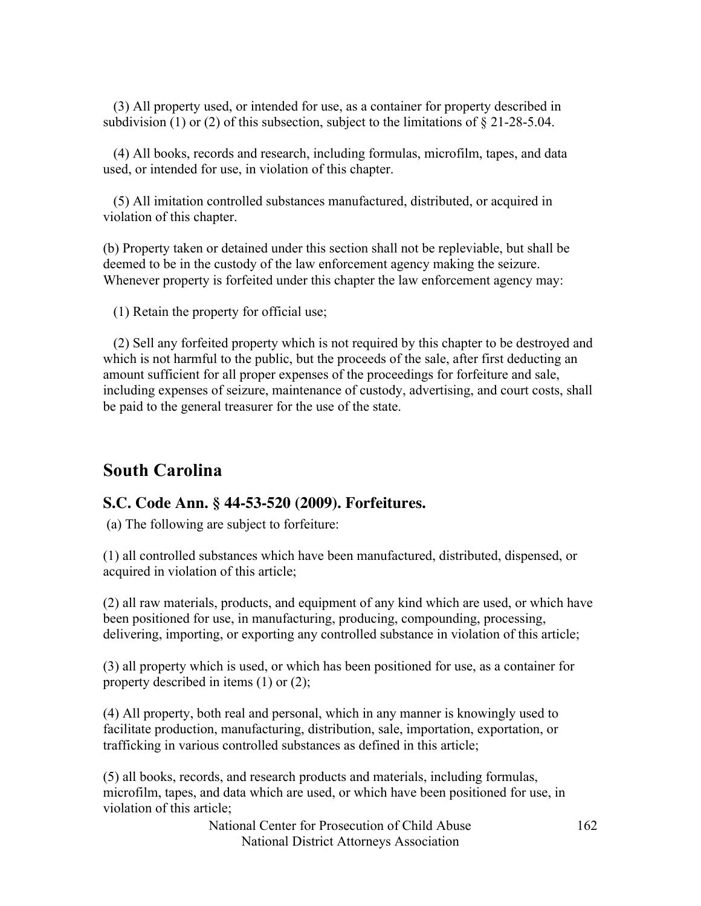(3) All property used, or intended for use, as a container for property described in subdivision (1) or (2) of this subsection, subject to the limitations of § 21-28-5.04.

(4) All books, records and research, including formulas, microfilm, tapes, and data used, or intended for use, in violation of this chapter.

(5) All imitation controlled substances manufactured, distributed, or acquired in violation of this chapter.

(b) Property taken or detained under this section shall not be repleviable, but shall be deemed to be in the custody of the law enforcement agency making the seizure. Whenever property is forfeited under this chapter the law enforcement agency may:

(1) Retain the property for official use;

(2) Sell any forfeited property which is not required by this chapter to be destroyed and which is not harmful to the public, but the proceeds of the sale, after first deducting an amount sufficient for all proper expenses of the proceedings for forfeiture and sale, including expenses of seizure, maintenance of custody, advertising, and court costs, shall be paid to the general treasurer for the use of the state.

## South Carolina

### S.C. Code Ann. § 44-53-520 (2009). Forfeitures.

(a) The following are subject to forfeiture:

(1) all controlled substances which have been manufactured, distributed, dispensed, or acquired in violation of this article;

(2) all raw materials, products, and equipment of any kind which are used, or which have been positioned for use, in manufacturing, producing, compounding, processing, delivering, importing, or exporting any controlled substance in violation of this article;

(3) all property which is used, or which has been positioned for use, as a container for property described in items (1) or (2);

(4) All property, both real and personal, which in any manner is knowingly used to facilitate production, manufacturing, distribution, sale, importation, exportation, or trafficking in various controlled substances as defined in this article;

(5) all books, records, and research products and materials, including formulas, microfilm, tapes, and data which are used, or which have been positioned for use, in violation of this article;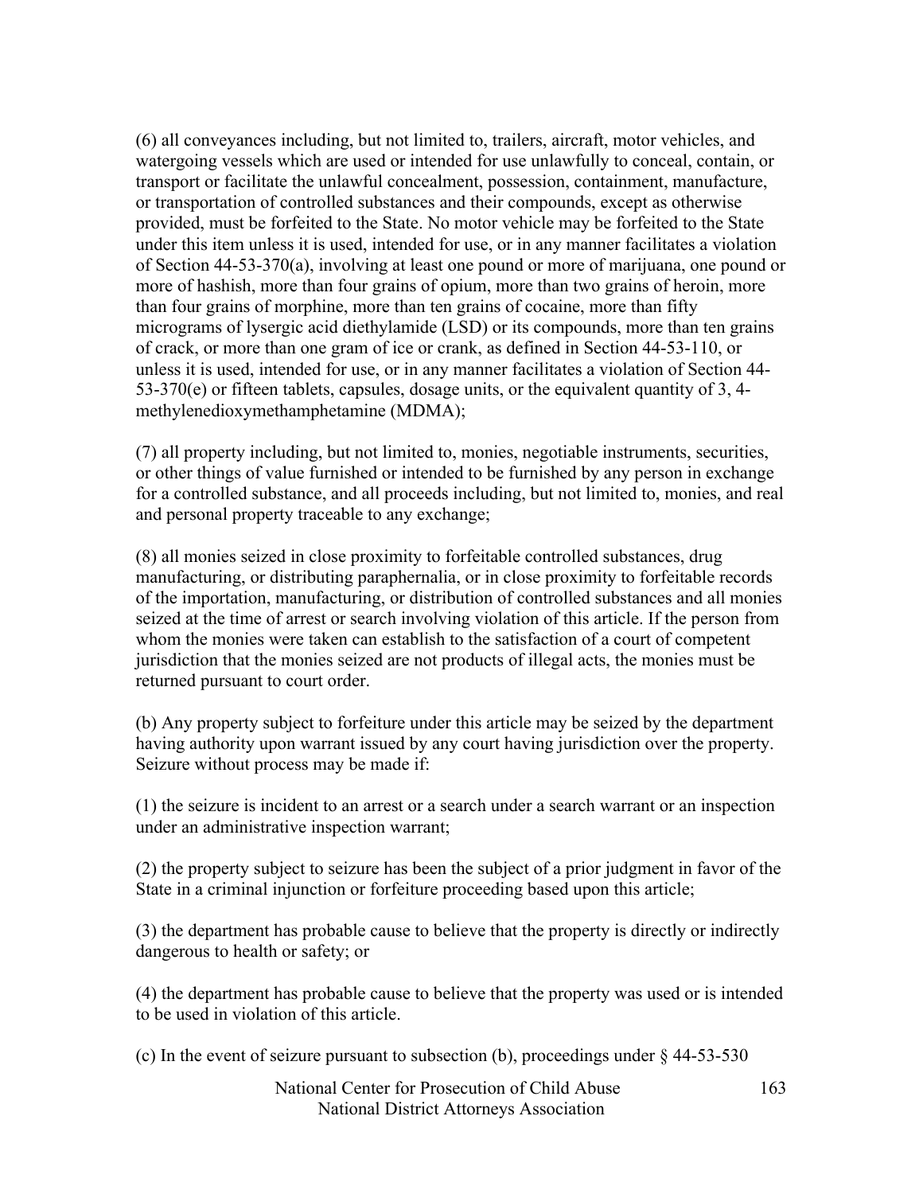(6) all conveyances including, but not limited to, trailers, aircraft, motor vehicles, and watergoing vessels which are used or intended for use unlawfully to conceal, contain, or transport or facilitate the unlawful concealment, possession, containment, manufacture, or transportation of controlled substances and their compounds, except as otherwise provided, must be forfeited to the State. No motor vehicle may be forfeited to the State under this item unless it is used, intended for use, or in any manner facilitates a violation of Section 44-53-370(a), involving at least one pound or more of marijuana, one pound or more of hashish, more than four grains of opium, more than two grains of heroin, more than four grains of morphine, more than ten grains of cocaine, more than fifty micrograms of lysergic acid diethylamide (LSD) or its compounds, more than ten grains of crack, or more than one gram of ice or crank, as defined in Section 44-53-110, or unless it is used, intended for use, or in any manner facilitates a violation of Section 44-53-370(e) or fifteen tablets, capsules, dosage units, or the equivalent quantity of 3, 4-methylenedioxymethamphetamine (MDMA);

(7) all property including, but not limited to, monies, negotiable instruments, securities, or other things of value furnished or intended to be furnished by any person in exchange for a controlled substance, and all proceeds including, but not limited to, monies, and real and personal property traceable to any exchange;

(8) all monies seized in close proximity to forfeitable controlled substances, drug manufacturing, or distributing paraphernalia, or in close proximity to forfeitable records of the importation, manufacturing, or distribution of controlled substances and all monies seized at the time of arrest or search involving violation of this article. If the person from whom the monies were taken can establish to the satisfaction of a court of competent jurisdiction that the monies seized are not products of illegal acts, the monies must be returned pursuant to court order.

(b) Any property subject to forfeiture under this article may be seized by the department having authority upon warrant issued by any court having jurisdiction over the property. Seizure without process may be made if:

(1) the seizure is incident to an arrest or a search under a search warrant or an inspection under an administrative inspection warrant;

(2) the property subject to seizure has been the subject of a prior judgment in favor of the State in a criminal injunction or forfeiture proceeding based upon this article;

(3) the department has probable cause to believe that the property is directly or indirectly dangerous to health or safety; or

(4) the department has probable cause to believe that the property was used or is intended to be used in violation of this article.

(c) In the event of seizure pursuant to subsection (b), proceedings under § 44-53-530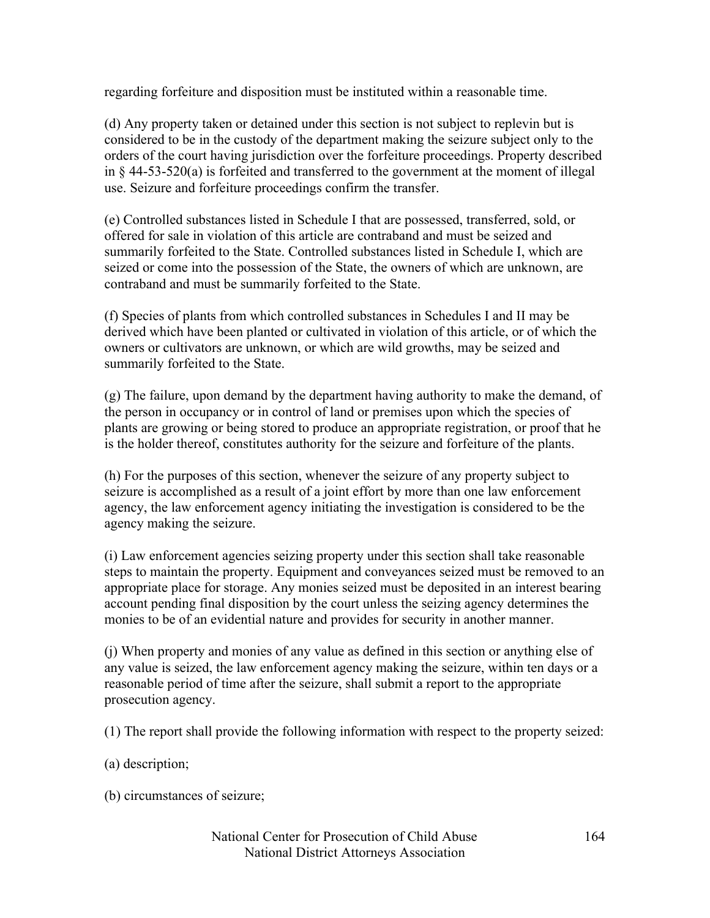regarding forfeiture and disposition must be instituted within a reasonable time.

(d) Any property taken or detained under this section is not subject to replevin but is considered to be in the custody of the department making the seizure subject only to the orders of the court having jurisdiction over the forfeiture proceedings. Property described in § 44-53-520(a) is forfeited and transferred to the government at the moment of illegal use. Seizure and forfeiture proceedings confirm the transfer.

(e) Controlled substances listed in Schedule I that are possessed, transferred, sold, or offered for sale in violation of this article are contraband and must be seized and summarily forfeited to the State. Controlled substances listed in Schedule I, which are seized or come into the possession of the State, the owners of which are unknown, are contraband and must be summarily forfeited to the State.

(f) Species of plants from which controlled substances in Schedules I and II may be derived which have been planted or cultivated in violation of this article, or of which the owners or cultivators are unknown, or which are wild growths, may be seized and summarily forfeited to the State.

(g) The failure, upon demand by the department having authority to make the demand, of the person in occupancy or in control of land or premises upon which the species of plants are growing or being stored to produce an appropriate registration, or proof that he is the holder thereof, constitutes authority for the seizure and forfeiture of the plants.

(h) For the purposes of this section, whenever the seizure of any property subject to seizure is accomplished as a result of a joint effort by more than one law enforcement agency, the law enforcement agency initiating the investigation is considered to be the agency making the seizure.

(i) Law enforcement agencies seizing property under this section shall take reasonable steps to maintain the property. Equipment and conveyances seized must be removed to an appropriate place for storage. Any monies seized must be deposited in an interest bearing account pending final disposition by the court unless the seizing agency determines the monies to be of an evidential nature and provides for security in another manner.

(j) When property and monies of any value as defined in this section or anything else of any value is seized, the law enforcement agency making the seizure, within ten days or a reasonable period of time after the seizure, shall submit a report to the appropriate prosecution agency.

(1) The report shall provide the following information with respect to the property seized:

(a) description;

(b) circumstances of seizure;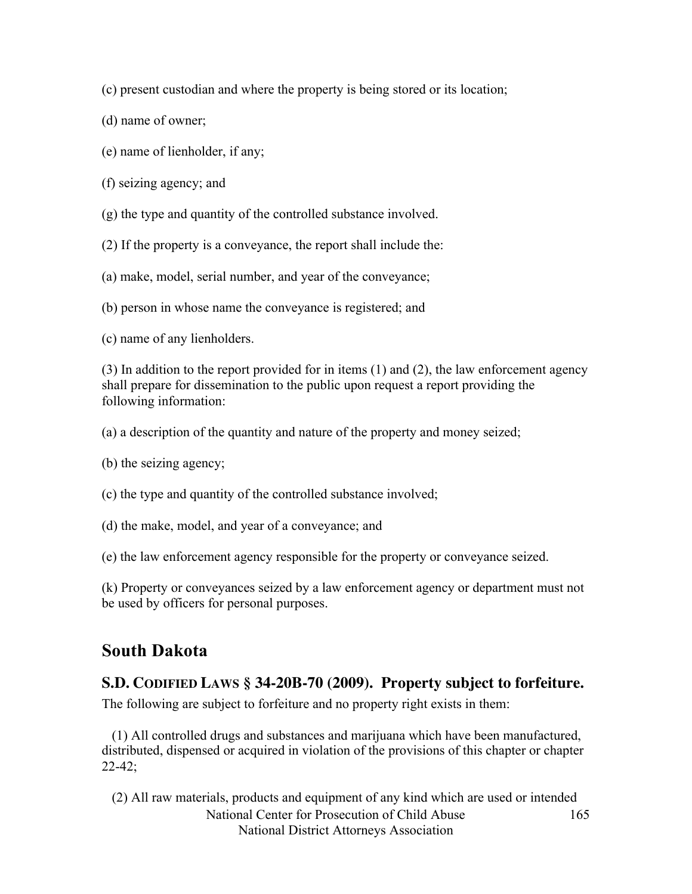(c) present custodian and where the property is being stored or its location;

(d) name of owner;

(e) name of lienholder, if any;

(f) seizing agency; and

(g) the type and quantity of the controlled substance involved.

(2) If the property is a conveyance, the report shall include the:

(a) make, model, serial number, and year of the conveyance;

(b) person in whose name the conveyance is registered; and

(c) name of any lienholders.

(3) In addition to the report provided for in items (1) and (2), the law enforcement agency shall prepare for dissemination to the public upon request a report providing the following information:

(a) a description of the quantity and nature of the property and money seized;

(b) the seizing agency;

(c) the type and quantity of the controlled substance involved;

(d) the make, model, and year of a conveyance; and

(e) the law enforcement agency responsible for the property or conveyance seized.

(k) Property or conveyances seized by a law enforcement agency or department must not be used by officers for personal purposes.

## South Dakota

### S.D. Codified Laws § 34-20B-70 (2009). Property subject to forfeiture.

The following are subject to forfeiture and no property right exists in them:

(1) All controlled drugs and substances and marijuana which have been manufactured, distributed, dispensed or acquired in violation of the provisions of this chapter or chapter 22-42;

(2) All raw materials, products and equipment of any kind which are used or intended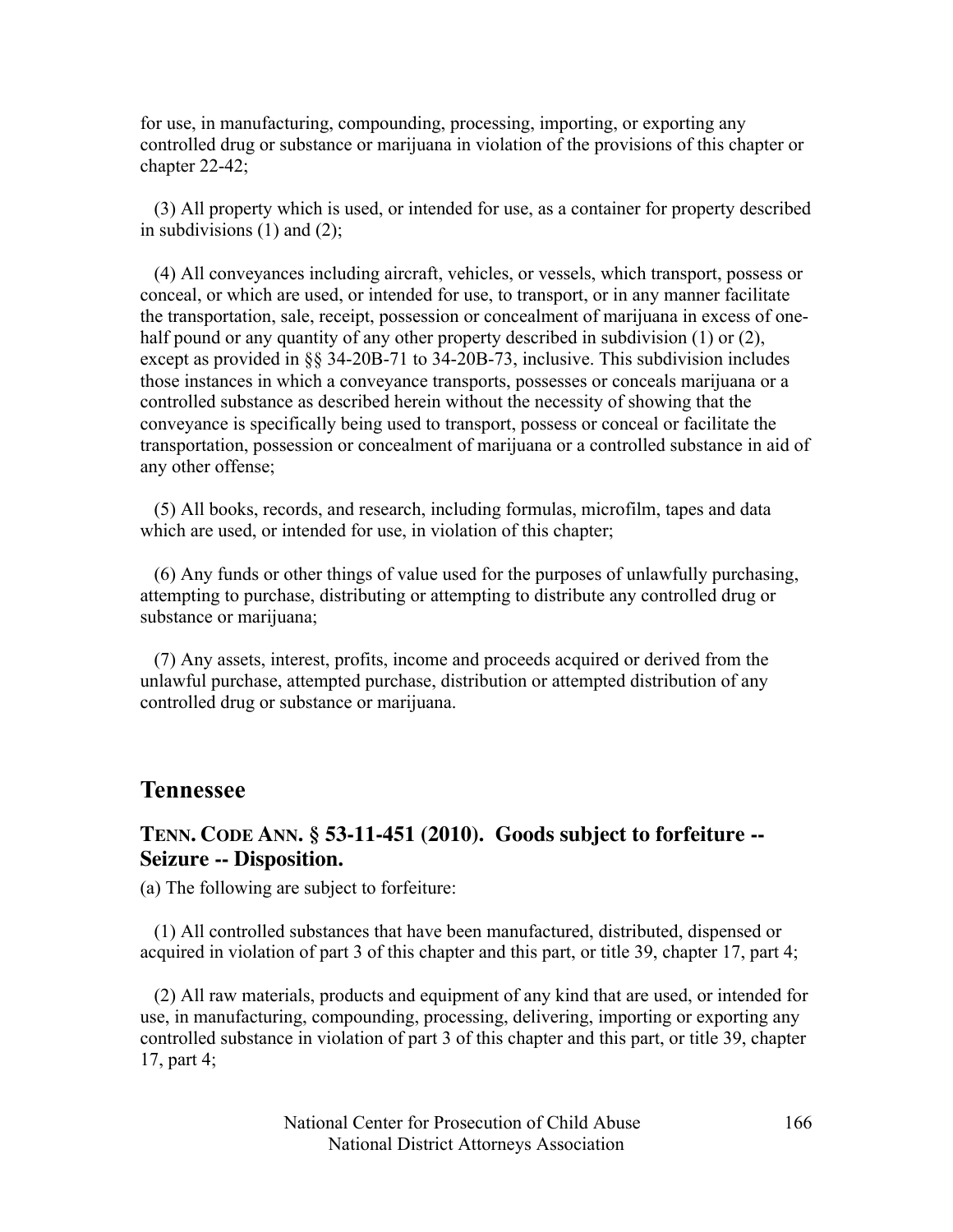for use, in manufacturing, compounding, processing, importing, or exporting any controlled drug or substance or marijuana in violation of the provisions of this chapter or chapter 22-42;

(3) All property which is used, or intended for use, as a container for property described in subdivisions (1) and (2);

(4) All conveyances including aircraft, vehicles, or vessels, which transport, possess or conceal, or which are used, or intended for use, to transport, or in any manner facilitate the transportation, sale, receipt, possession or concealment of marijuana in excess of one-half pound or any quantity of any other property described in subdivision (1) or (2), except as provided in §§ 34-20B-71 to 34-20B-73, inclusive. This subdivision includes those instances in which a conveyance transports, possesses or conceals marijuana or a controlled substance as described herein without the necessity of showing that the conveyance is specifically being used to transport, possess or conceal or facilitate the transportation, possession or concealment of marijuana or a controlled substance in aid of any other offense;

(5) All books, records, and research, including formulas, microfilm, tapes and data which are used, or intended for use, in violation of this chapter;

(6) Any funds or other things of value used for the purposes of unlawfully purchasing, attempting to purchase, distributing or attempting to distribute any controlled drug or substance or marijuana;

(7) Any assets, interest, profits, income and proceeds acquired or derived from the unlawful purchase, attempted purchase, distribution or attempted distribution of any controlled drug or substance or marijuana.

## Tennessee

### TENN. CODE ANN. § 53-11-451 (2010). Goods subject to forfeiture -- Seizure -- Disposition.

(a) The following are subject to forfeiture:

(1) All controlled substances that have been manufactured, distributed, dispensed or acquired in violation of part 3 of this chapter and this part, or title 39, chapter 17, part 4;

(2) All raw materials, products and equipment of any kind that are used, or intended for use, in manufacturing, compounding, processing, delivering, importing or exporting any controlled substance in violation of part 3 of this chapter and this part, or title 39, chapter 17, part 4;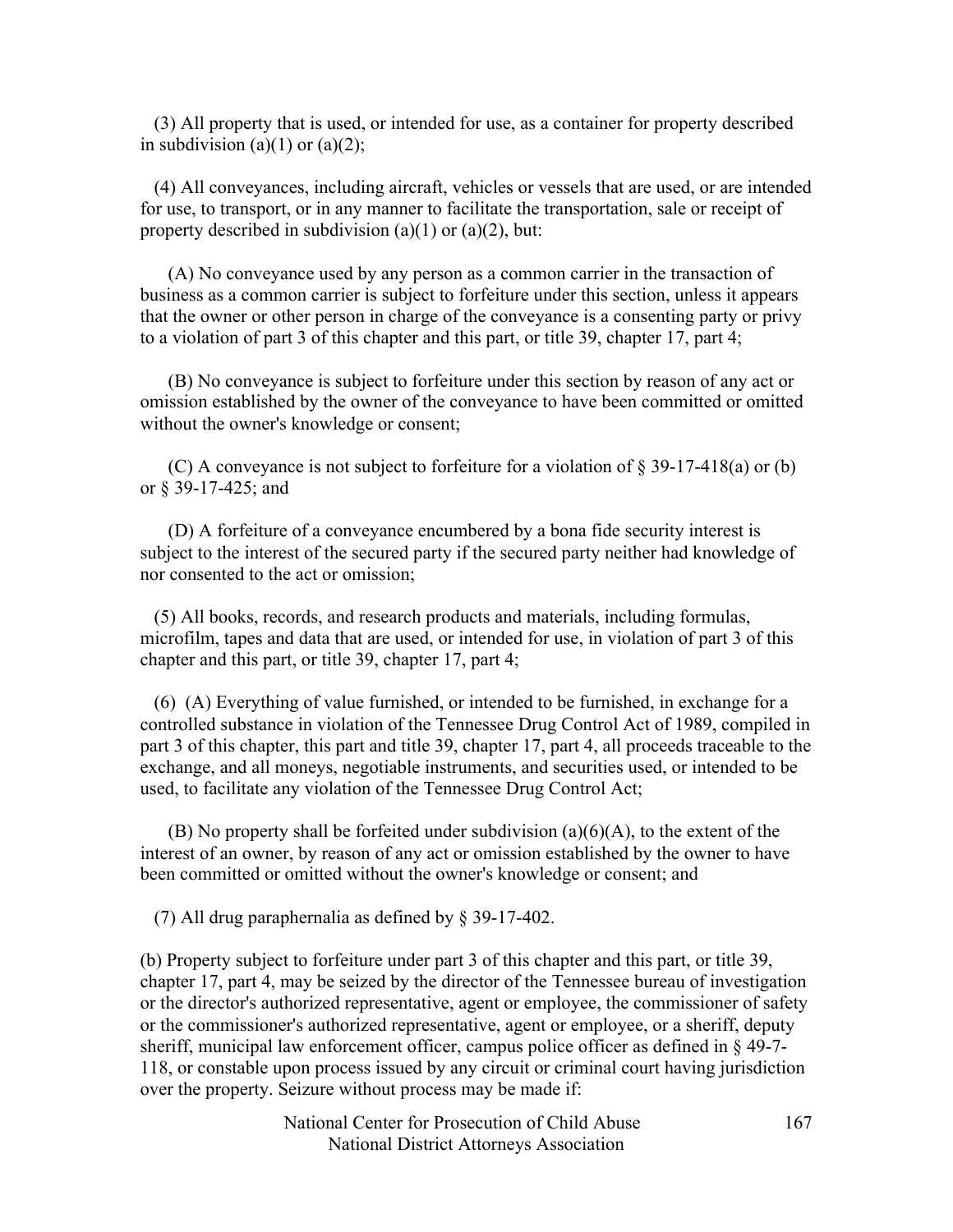(3) All property that is used, or intended for use, as a container for property described in subdivision (a)(1) or (a)(2);

(4) All conveyances, including aircraft, vehicles or vessels that are used, or are intended for use, to transport, or in any manner to facilitate the transportation, sale or receipt of property described in subdivision (a)(1) or (a)(2), but:

(A) No conveyance used by any person as a common carrier in the transaction of business as a common carrier is subject to forfeiture under this section, unless it appears that the owner or other person in charge of the conveyance is a consenting party or privy to a violation of part 3 of this chapter and this part, or title 39, chapter 17, part 4;

(B) No conveyance is subject to forfeiture under this section by reason of any act or omission established by the owner of the conveyance to have been committed or omitted without the owner's knowledge or consent;

(C) A conveyance is not subject to forfeiture for a violation of § 39-17-418(a) or (b) or § 39-17-425; and

(D) A forfeiture of a conveyance encumbered by a bona fide security interest is subject to the interest of the secured party if the secured party neither had knowledge of nor consented to the act or omission;

(5) All books, records, and research products and materials, including formulas, microfilm, tapes and data that are used, or intended for use, in violation of part 3 of this chapter and this part, or title 39, chapter 17, part 4;

(6) (A) Everything of value furnished, or intended to be furnished, in exchange for a controlled substance in violation of the Tennessee Drug Control Act of 1989, compiled in part 3 of this chapter, this part and title 39, chapter 17, part 4, all proceeds traceable to the exchange, and all moneys, negotiable instruments, and securities used, or intended to be used, to facilitate any violation of the Tennessee Drug Control Act;

(B) No property shall be forfeited under subdivision (a)(6)(A), to the extent of the interest of an owner, by reason of any act or omission established by the owner to have been committed or omitted without the owner's knowledge or consent; and

(7) All drug paraphernalia as defined by § 39-17-402.

(b) Property subject to forfeiture under part 3 of this chapter and this part, or title 39, chapter 17, part 4, may be seized by the director of the Tennessee bureau of investigation or the director's authorized representative, agent or employee, the commissioner of safety or the commissioner's authorized representative, agent or employee, or a sheriff, deputy sheriff, municipal law enforcement officer, campus police officer as defined in § 49-7-118, or constable upon process issued by any circuit or criminal court having jurisdiction over the property. Seizure without process may be made if: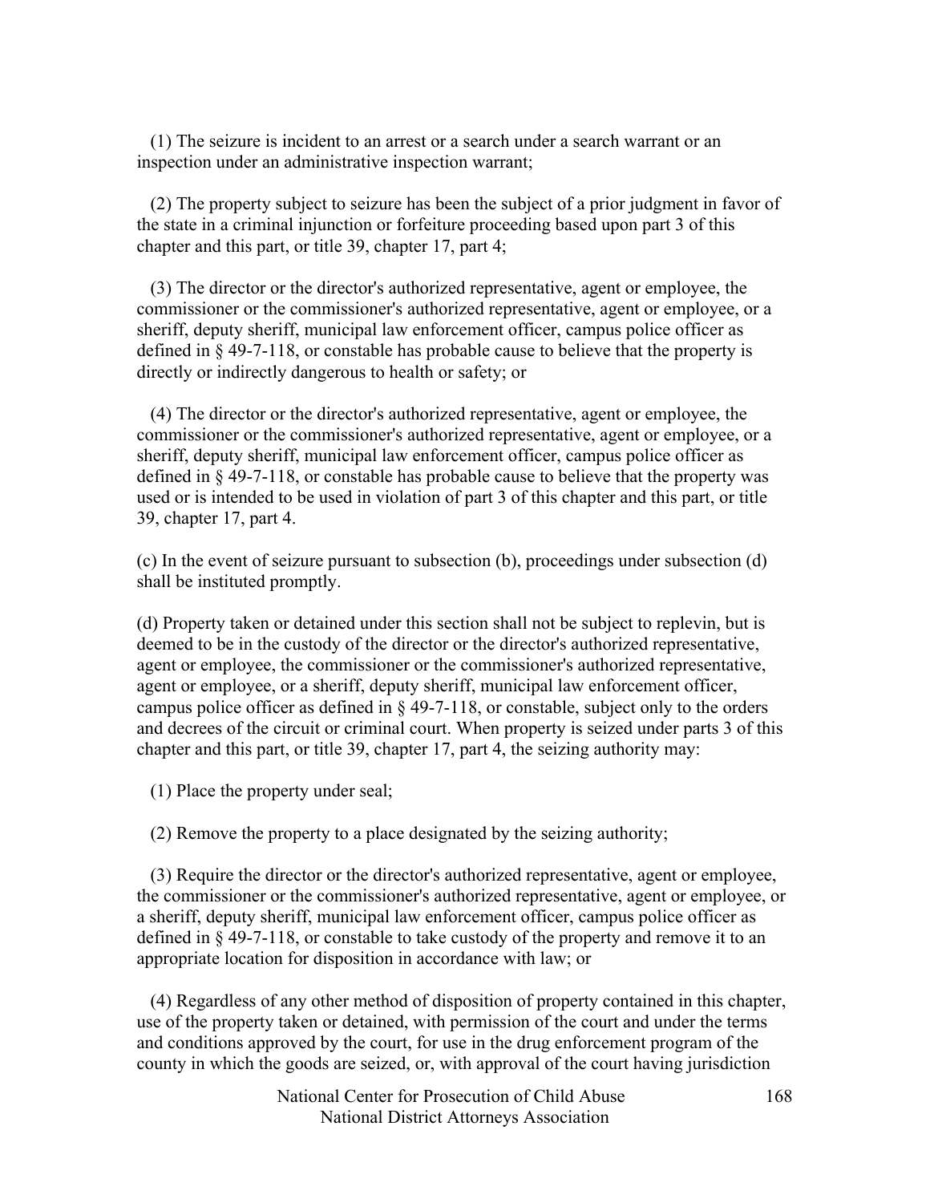(1) The seizure is incident to an arrest or a search under a search warrant or an inspection under an administrative inspection warrant;

(2) The property subject to seizure has been the subject of a prior judgment in favor of the state in a criminal injunction or forfeiture proceeding based upon part 3 of this chapter and this part, or title 39, chapter 17, part 4;

(3) The director or the director's authorized representative, agent or employee, the commissioner or the commissioner's authorized representative, agent or employee, or a sheriff, deputy sheriff, municipal law enforcement officer, campus police officer as defined in § 49-7-118, or constable has probable cause to believe that the property is directly or indirectly dangerous to health or safety; or

(4) The director or the director's authorized representative, agent or employee, the commissioner or the commissioner's authorized representative, agent or employee, or a sheriff, deputy sheriff, municipal law enforcement officer, campus police officer as defined in § 49-7-118, or constable has probable cause to believe that the property was used or is intended to be used in violation of part 3 of this chapter and this part, or title 39, chapter 17, part 4.

(c) In the event of seizure pursuant to subsection (b), proceedings under subsection (d) shall be instituted promptly.

(d) Property taken or detained under this section shall not be subject to replevin, but is deemed to be in the custody of the director or the director's authorized representative, agent or employee, the commissioner or the commissioner's authorized representative, agent or employee, or a sheriff, deputy sheriff, municipal law enforcement officer, campus police officer as defined in § 49-7-118, or constable, subject only to the orders and decrees of the circuit or criminal court. When property is seized under parts 3 of this chapter and this part, or title 39, chapter 17, part 4, the seizing authority may:

(1) Place the property under seal;

(2) Remove the property to a place designated by the seizing authority;

(3) Require the director or the director's authorized representative, agent or employee, the commissioner or the commissioner's authorized representative, agent or employee, or a sheriff, deputy sheriff, municipal law enforcement officer, campus police officer as defined in § 49-7-118, or constable to take custody of the property and remove it to an appropriate location for disposition in accordance with law; or

(4) Regardless of any other method of disposition of property contained in this chapter, use of the property taken or detained, with permission of the court and under the terms and conditions approved by the court, for use in the drug enforcement program of the county in which the goods are seized, or, with approval of the court having jurisdiction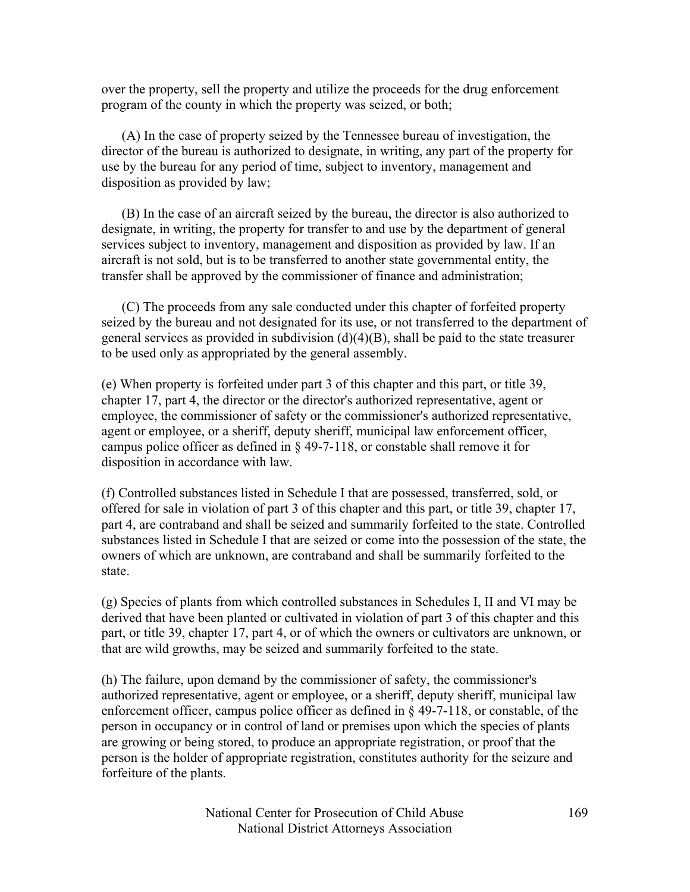over the property, sell the property and utilize the proceeds for the drug enforcement program of the county in which the property was seized, or both;

(A) In the case of property seized by the Tennessee bureau of investigation, the director of the bureau is authorized to designate, in writing, any part of the property for use by the bureau for any period of time, subject to inventory, management and disposition as provided by law;

(B) In the case of an aircraft seized by the bureau, the director is also authorized to designate, in writing, the property for transfer to and use by the department of general services subject to inventory, management and disposition as provided by law. If an aircraft is not sold, but is to be transferred to another state governmental entity, the transfer shall be approved by the commissioner of finance and administration;

(C) The proceeds from any sale conducted under this chapter of forfeited property seized by the bureau and not designated for its use, or not transferred to the department of general services as provided in subdivision (d)(4)(B), shall be paid to the state treasurer to be used only as appropriated by the general assembly.

(e) When property is forfeited under part 3 of this chapter and this part, or title 39, chapter 17, part 4, the director or the director's authorized representative, agent or employee, the commissioner of safety or the commissioner's authorized representative, agent or employee, or a sheriff, deputy sheriff, municipal law enforcement officer, campus police officer as defined in § 49-7-118, or constable shall remove it for disposition in accordance with law.

(f) Controlled substances listed in Schedule I that are possessed, transferred, sold, or offered for sale in violation of part 3 of this chapter and this part, or title 39, chapter 17, part 4, are contraband and shall be seized and summarily forfeited to the state. Controlled substances listed in Schedule I that are seized or come into the possession of the state, the owners of which are unknown, are contraband and shall be summarily forfeited to the state.

(g) Species of plants from which controlled substances in Schedules I, II and VI may be derived that have been planted or cultivated in violation of part 3 of this chapter and this part, or title 39, chapter 17, part 4, or of which the owners or cultivators are unknown, or that are wild growths, may be seized and summarily forfeited to the state.

(h) The failure, upon demand by the commissioner of safety, the commissioner's authorized representative, agent or employee, or a sheriff, deputy sheriff, municipal law enforcement officer, campus police officer as defined in § 49-7-118, or constable, of the person in occupancy or in control of land or premises upon which the species of plants are growing or being stored, to produce an appropriate registration, or proof that the person is the holder of appropriate registration, constitutes authority for the seizure and forfeiture of the plants.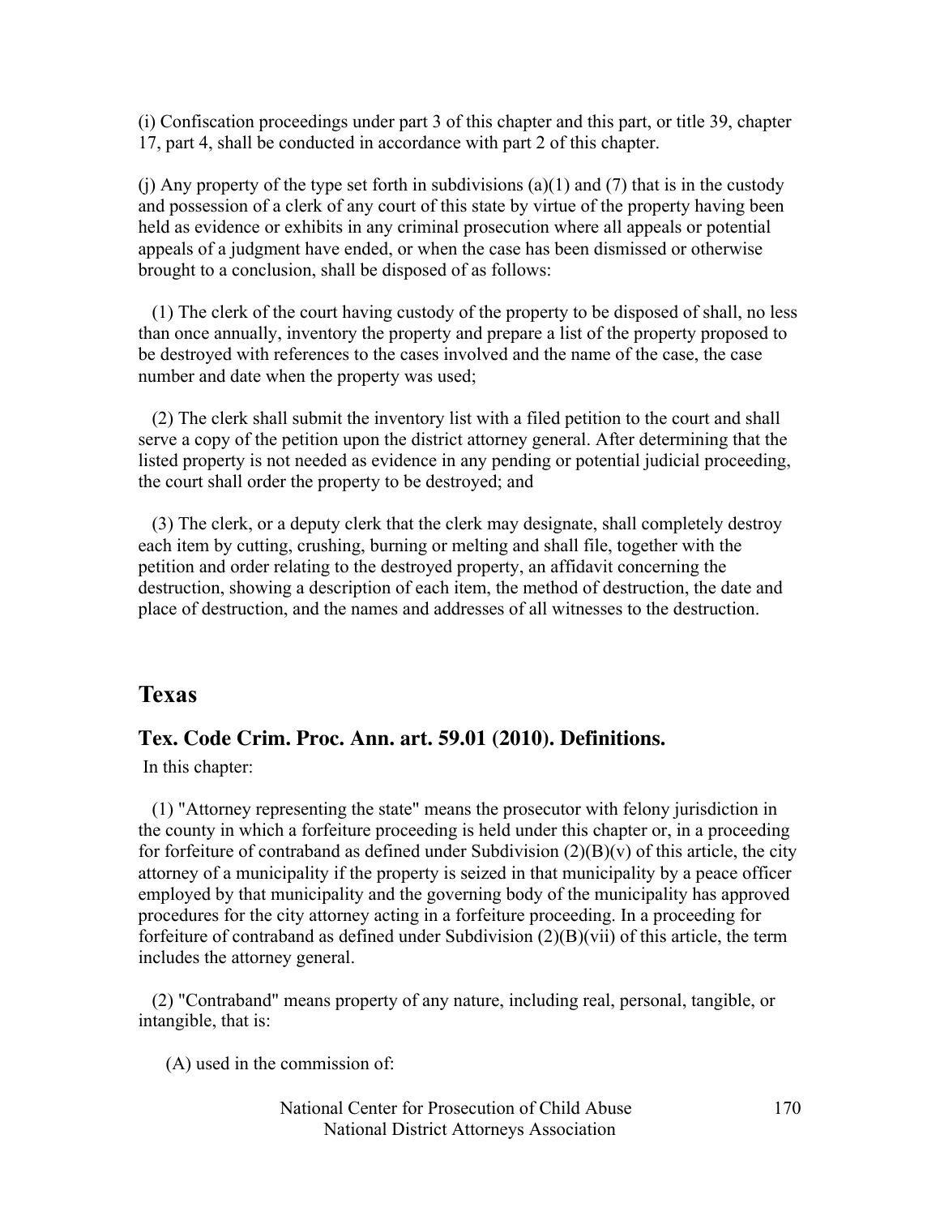(i) Confiscation proceedings under part 3 of this chapter and this part, or title 39, chapter 17, part 4, shall be conducted in accordance with part 2 of this chapter.

(j) Any property of the type set forth in subdivisions (a)(1) and (7) that is in the custody and possession of a clerk of any court of this state by virtue of the property having been held as evidence or exhibits in any criminal prosecution where all appeals or potential appeals of a judgment have ended, or when the case has been dismissed or otherwise brought to a conclusion, shall be disposed of as follows:

(1) The clerk of the court having custody of the property to be disposed of shall, no less than once annually, inventory the property and prepare a list of the property proposed to be destroyed with references to the cases involved and the name of the case, the case number and date when the property was used;

(2) The clerk shall submit the inventory list with a filed petition to the court and shall serve a copy of the petition upon the district attorney general. After determining that the listed property is not needed as evidence in any pending or potential judicial proceeding, the court shall order the property to be destroyed; and

(3) The clerk, or a deputy clerk that the clerk may designate, shall completely destroy each item by cutting, crushing, burning or melting and shall file, together with the petition and order relating to the destroyed property, an affidavit concerning the destruction, showing a description of each item, the method of destruction, the date and place of destruction, and the names and addresses of all witnesses to the destruction.

## Texas

### Tex. Code Crim. Proc. Ann. art. 59.01 (2010). Definitions.

In this chapter:

(1) "Attorney representing the state" means the prosecutor with felony jurisdiction in the county in which a forfeiture proceeding is held under this chapter or, in a proceeding for forfeiture of contraband as defined under Subdivision (2)(B)(v) of this article, the city attorney of a municipality if the property is seized in that municipality by a peace officer employed by that municipality and the governing body of the municipality has approved procedures for the city attorney acting in a forfeiture proceeding. In a proceeding for forfeiture of contraband as defined under Subdivision (2)(B)(vii) of this article, the term includes the attorney general.

(2) "Contraband" means property of any nature, including real, personal, tangible, or intangible, that is:

(A) used in the commission of: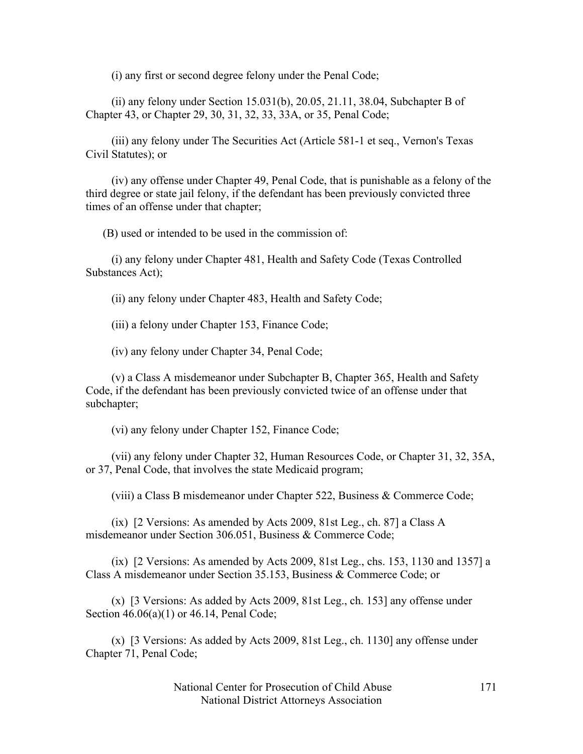(i) any first or second degree felony under the Penal Code;

(ii) any felony under Section 15.031(b), 20.05, 21.11, 38.04, Subchapter B of Chapter 43, or Chapter 29, 30, 31, 32, 33, 33A, or 35, Penal Code;

(iii) any felony under The Securities Act (Article 581-1 et seq., Vernon's Texas Civil Statutes); or

(iv) any offense under Chapter 49, Penal Code, that is punishable as a felony of the third degree or state jail felony, if the defendant has been previously convicted three times of an offense under that chapter;

(B) used or intended to be used in the commission of:

(i) any felony under Chapter 481, Health and Safety Code (Texas Controlled Substances Act);

(ii) any felony under Chapter 483, Health and Safety Code;

(iii) a felony under Chapter 153, Finance Code;

(iv) any felony under Chapter 34, Penal Code;

(v) a Class A misdemeanor under Subchapter B, Chapter 365, Health and Safety Code, if the defendant has been previously convicted twice of an offense under that subchapter;

(vi) any felony under Chapter 152, Finance Code;

(vii) any felony under Chapter 32, Human Resources Code, or Chapter 31, 32, 35A, or 37, Penal Code, that involves the state Medicaid program;

(viii) a Class B misdemeanor under Chapter 522, Business & Commerce Code;

(ix) [2 Versions: As amended by Acts 2009, 81st Leg., ch. 87] a Class A misdemeanor under Section 306.051, Business & Commerce Code;

(ix) [2 Versions: As amended by Acts 2009, 81st Leg., chs. 153, 1130 and 1357] a Class A misdemeanor under Section 35.153, Business & Commerce Code; or

(x) [3 Versions: As added by Acts 2009, 81st Leg., ch. 153] any offense under Section 46.06(a)(1) or 46.14, Penal Code;

(x) [3 Versions: As added by Acts 2009, 81st Leg., ch. 1130] any offense under Chapter 71, Penal Code;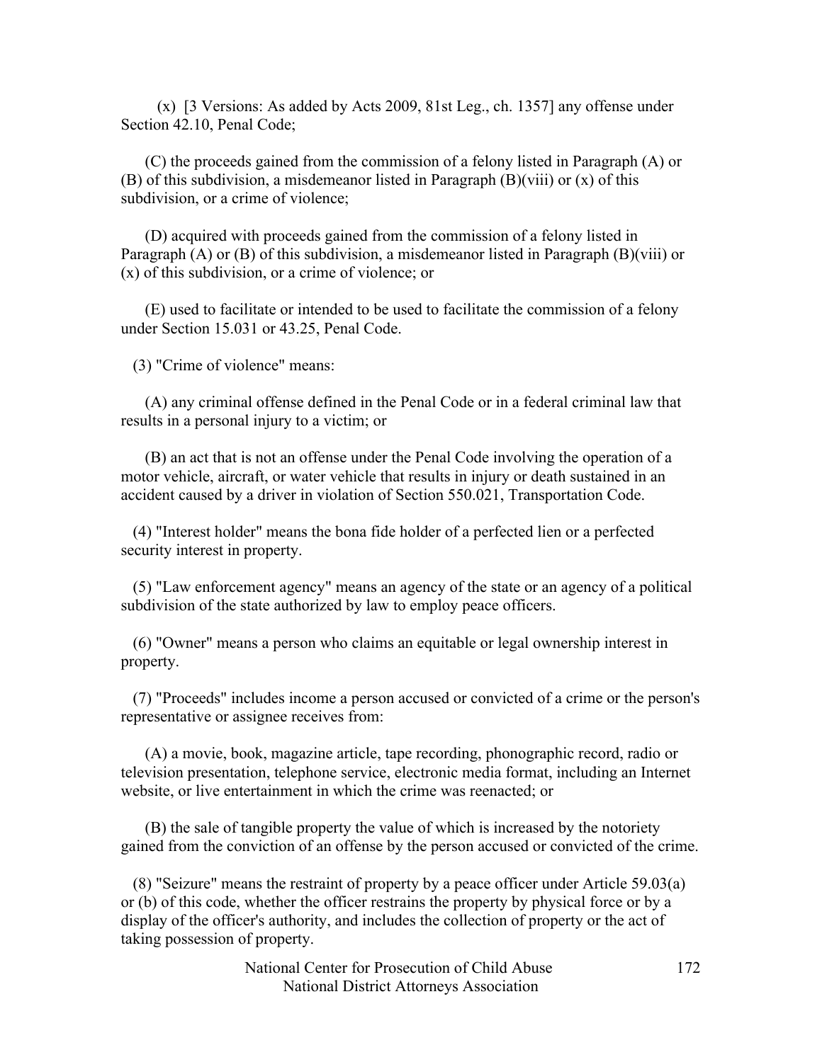(x) [3 Versions: As added by Acts 2009, 81st Leg., ch. 1357] any offense under Section 42.10, Penal Code;

(C) the proceeds gained from the commission of a felony listed in Paragraph (A) or (B) of this subdivision, a misdemeanor listed in Paragraph (B)(viii) or (x) of this subdivision, or a crime of violence;

(D) acquired with proceeds gained from the commission of a felony listed in Paragraph (A) or (B) of this subdivision, a misdemeanor listed in Paragraph (B)(viii) or (x) of this subdivision, or a crime of violence; or

(E) used to facilitate or intended to be used to facilitate the commission of a felony under Section 15.031 or 43.25, Penal Code.

(3) "Crime of violence" means:

(A) any criminal offense defined in the Penal Code or in a federal criminal law that results in a personal injury to a victim; or

(B) an act that is not an offense under the Penal Code involving the operation of a motor vehicle, aircraft, or water vehicle that results in injury or death sustained in an accident caused by a driver in violation of Section 550.021, Transportation Code.

(4) "Interest holder" means the bona fide holder of a perfected lien or a perfected security interest in property.

(5) "Law enforcement agency" means an agency of the state or an agency of a political subdivision of the state authorized by law to employ peace officers.

(6) "Owner" means a person who claims an equitable or legal ownership interest in property.

(7) "Proceeds" includes income a person accused or convicted of a crime or the person's representative or assignee receives from:

(A) a movie, book, magazine article, tape recording, phonographic record, radio or television presentation, telephone service, electronic media format, including an Internet website, or live entertainment in which the crime was reenacted; or

(B) the sale of tangible property the value of which is increased by the notoriety gained from the conviction of an offense by the person accused or convicted of the crime.

(8) "Seizure" means the restraint of property by a peace officer under Article 59.03(a) or (b) of this code, whether the officer restrains the property by physical force or by a display of the officer's authority, and includes the collection of property or the act of taking possession of property.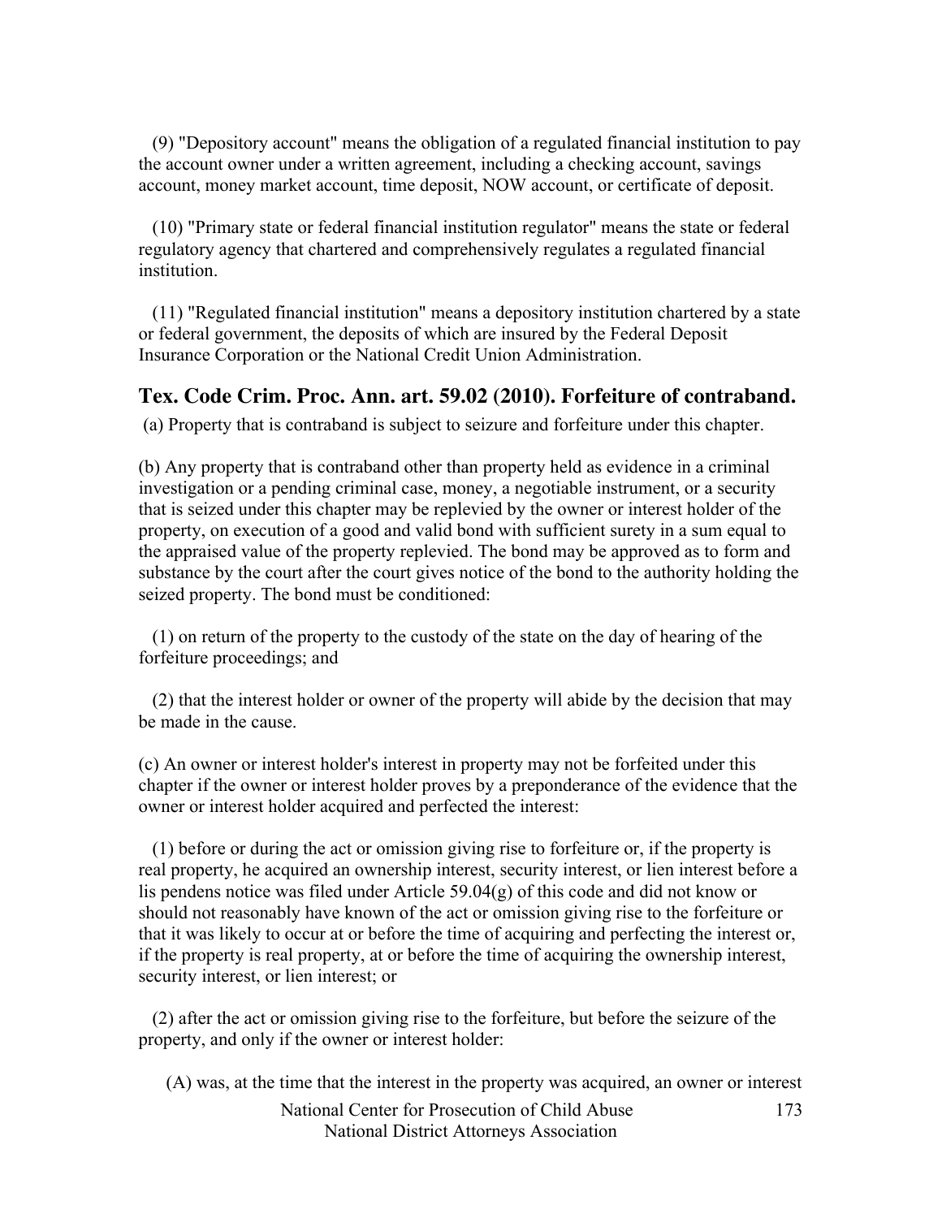(9) "Depository account" means the obligation of a regulated financial institution to pay the account owner under a written agreement, including a checking account, savings account, money market account, time deposit, NOW account, or certificate of deposit.

(10) "Primary state or federal financial institution regulator" means the state or federal regulatory agency that chartered and comprehensively regulates a regulated financial institution.

(11) "Regulated financial institution" means a depository institution chartered by a state or federal government, the deposits of which are insured by the Federal Deposit Insurance Corporation or the National Credit Union Administration.

## Tex. Code Crim. Proc. Ann. art. 59.02 (2010). Forfeiture of contraband.

(a) Property that is contraband is subject to seizure and forfeiture under this chapter.

(b) Any property that is contraband other than property held as evidence in a criminal investigation or a pending criminal case, money, a negotiable instrument, or a security that is seized under this chapter may be replevied by the owner or interest holder of the property, on execution of a good and valid bond with sufficient surety in a sum equal to the appraised value of the property replevied. The bond may be approved as to form and substance by the court after the court gives notice of the bond to the authority holding the seized property. The bond must be conditioned:

(1) on return of the property to the custody of the state on the day of hearing of the forfeiture proceedings; and

(2) that the interest holder or owner of the property will abide by the decision that may be made in the cause.

(c) An owner or interest holder's interest in property may not be forfeited under this chapter if the owner or interest holder proves by a preponderance of the evidence that the owner or interest holder acquired and perfected the interest:

(1) before or during the act or omission giving rise to forfeiture or, if the property is real property, he acquired an ownership interest, security interest, or lien interest before a lis pendens notice was filed under Article 59.04(g) of this code and did not know or should not reasonably have known of the act or omission giving rise to the forfeiture or that it was likely to occur at or before the time of acquiring and perfecting the interest or, if the property is real property, at or before the time of acquiring the ownership interest, security interest, or lien interest; or

(2) after the act or omission giving rise to the forfeiture, but before the seizure of the property, and only if the owner or interest holder:

(A) was, at the time that the interest in the property was acquired, an owner or interest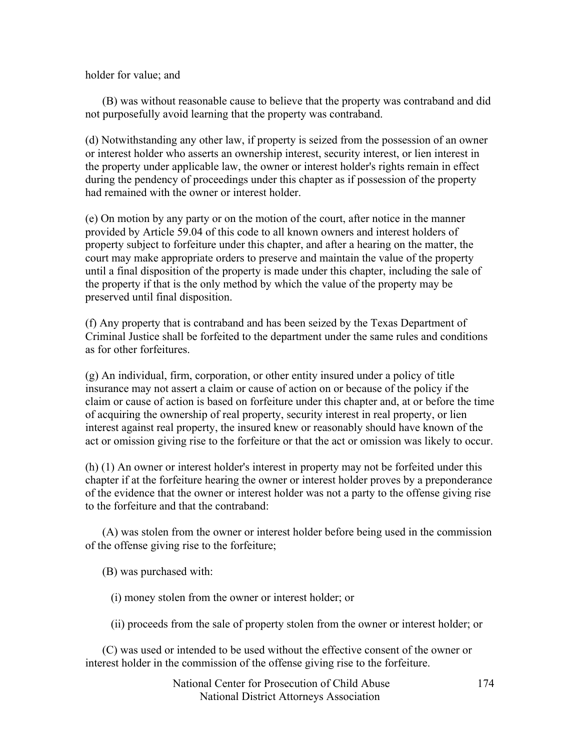holder for value; and

(B) was without reasonable cause to believe that the property was contraband and did not purposefully avoid learning that the property was contraband.

(d) Notwithstanding any other law, if property is seized from the possession of an owner or interest holder who asserts an ownership interest, security interest, or lien interest in the property under applicable law, the owner or interest holder's rights remain in effect during the pendency of proceedings under this chapter as if possession of the property had remained with the owner or interest holder.

(e) On motion by any party or on the motion of the court, after notice in the manner provided by Article 59.04 of this code to all known owners and interest holders of property subject to forfeiture under this chapter, and after a hearing on the matter, the court may make appropriate orders to preserve and maintain the value of the property until a final disposition of the property is made under this chapter, including the sale of the property if that is the only method by which the value of the property may be preserved until final disposition.

(f) Any property that is contraband and has been seized by the Texas Department of Criminal Justice shall be forfeited to the department under the same rules and conditions as for other forfeitures.

(g) An individual, firm, corporation, or other entity insured under a policy of title insurance may not assert a claim or cause of action on or because of the policy if the claim or cause of action is based on forfeiture under this chapter and, at or before the time of acquiring the ownership of real property, security interest in real property, or lien interest against real property, the insured knew or reasonably should have known of the act or omission giving rise to the forfeiture or that the act or omission was likely to occur.

(h) (1) An owner or interest holder's interest in property may not be forfeited under this chapter if at the forfeiture hearing the owner or interest holder proves by a preponderance of the evidence that the owner or interest holder was not a party to the offense giving rise to the forfeiture and that the contraband:

(A) was stolen from the owner or interest holder before being used in the commission of the offense giving rise to the forfeiture;

(B) was purchased with:

(i) money stolen from the owner or interest holder; or

(ii) proceeds from the sale of property stolen from the owner or interest holder; or

(C) was used or intended to be used without the effective consent of the owner or interest holder in the commission of the offense giving rise to the forfeiture.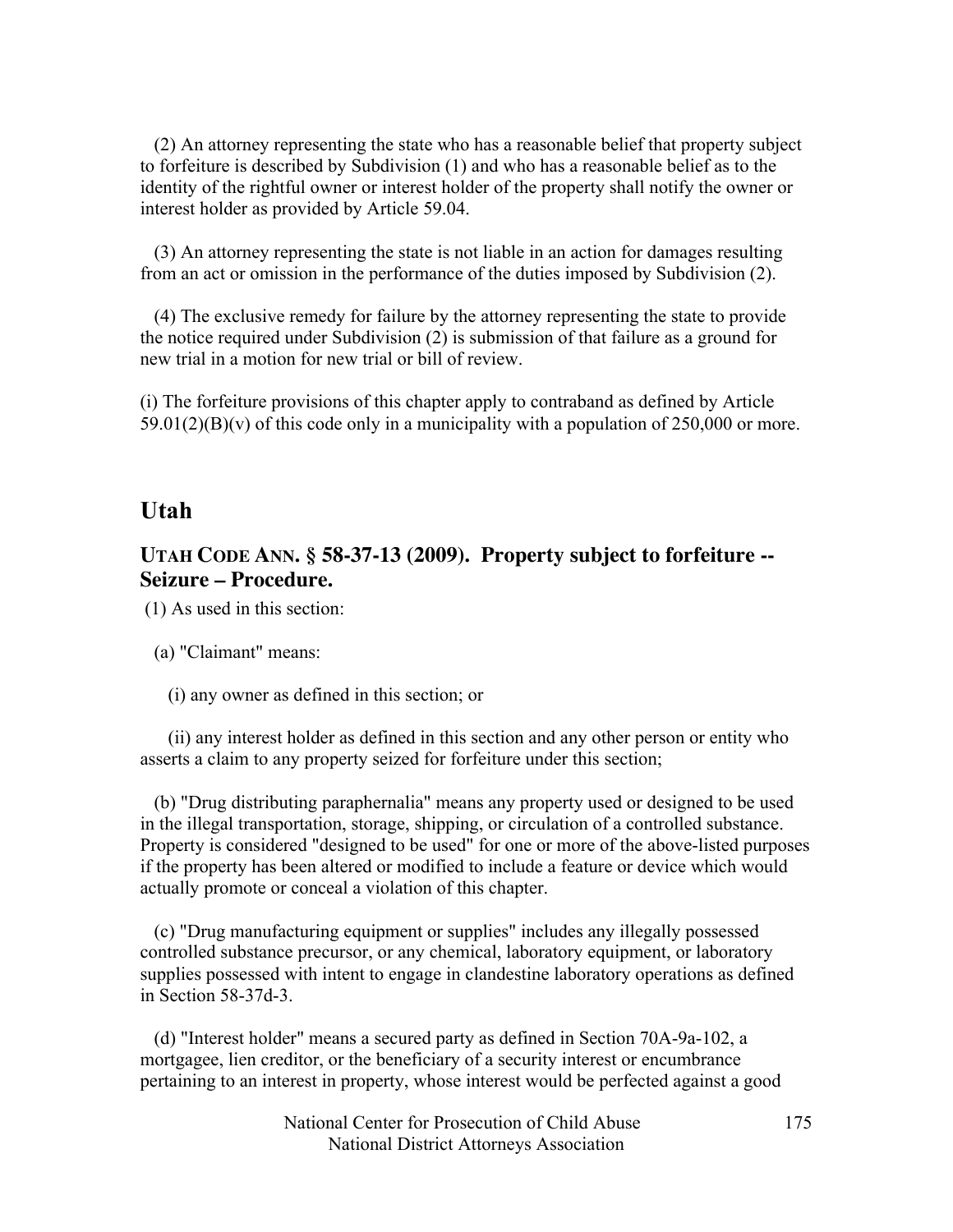(2) An attorney representing the state who has a reasonable belief that property subject to forfeiture is described by Subdivision (1) and who has a reasonable belief as to the identity of the rightful owner or interest holder of the property shall notify the owner or interest holder as provided by Article 59.04.

(3) An attorney representing the state is not liable in an action for damages resulting from an act or omission in the performance of the duties imposed by Subdivision (2).

(4) The exclusive remedy for failure by the attorney representing the state to provide the notice required under Subdivision (2) is submission of that failure as a ground for new trial in a motion for new trial or bill of review.

(i) The forfeiture provisions of this chapter apply to contraband as defined by Article 59.01(2)(B)(v) of this code only in a municipality with a population of 250,000 or more.

## Utah

### UTAH CODE ANN. § 58-37-13 (2009). Property subject to forfeiture -- Seizure – Procedure.

(1) As used in this section:

(a) "Claimant" means:

(i) any owner as defined in this section; or

(ii) any interest holder as defined in this section and any other person or entity who asserts a claim to any property seized for forfeiture under this section;

(b) "Drug distributing paraphernalia" means any property used or designed to be used in the illegal transportation, storage, shipping, or circulation of a controlled substance. Property is considered "designed to be used" for one or more of the above-listed purposes if the property has been altered or modified to include a feature or device which would actually promote or conceal a violation of this chapter.

(c) "Drug manufacturing equipment or supplies" includes any illegally possessed controlled substance precursor, or any chemical, laboratory equipment, or laboratory supplies possessed with intent to engage in clandestine laboratory operations as defined in Section 58-37d-3.

(d) "Interest holder" means a secured party as defined in Section 70A-9a-102, a mortgagee, lien creditor, or the beneficiary of a security interest or encumbrance pertaining to an interest in property, whose interest would be perfected against a good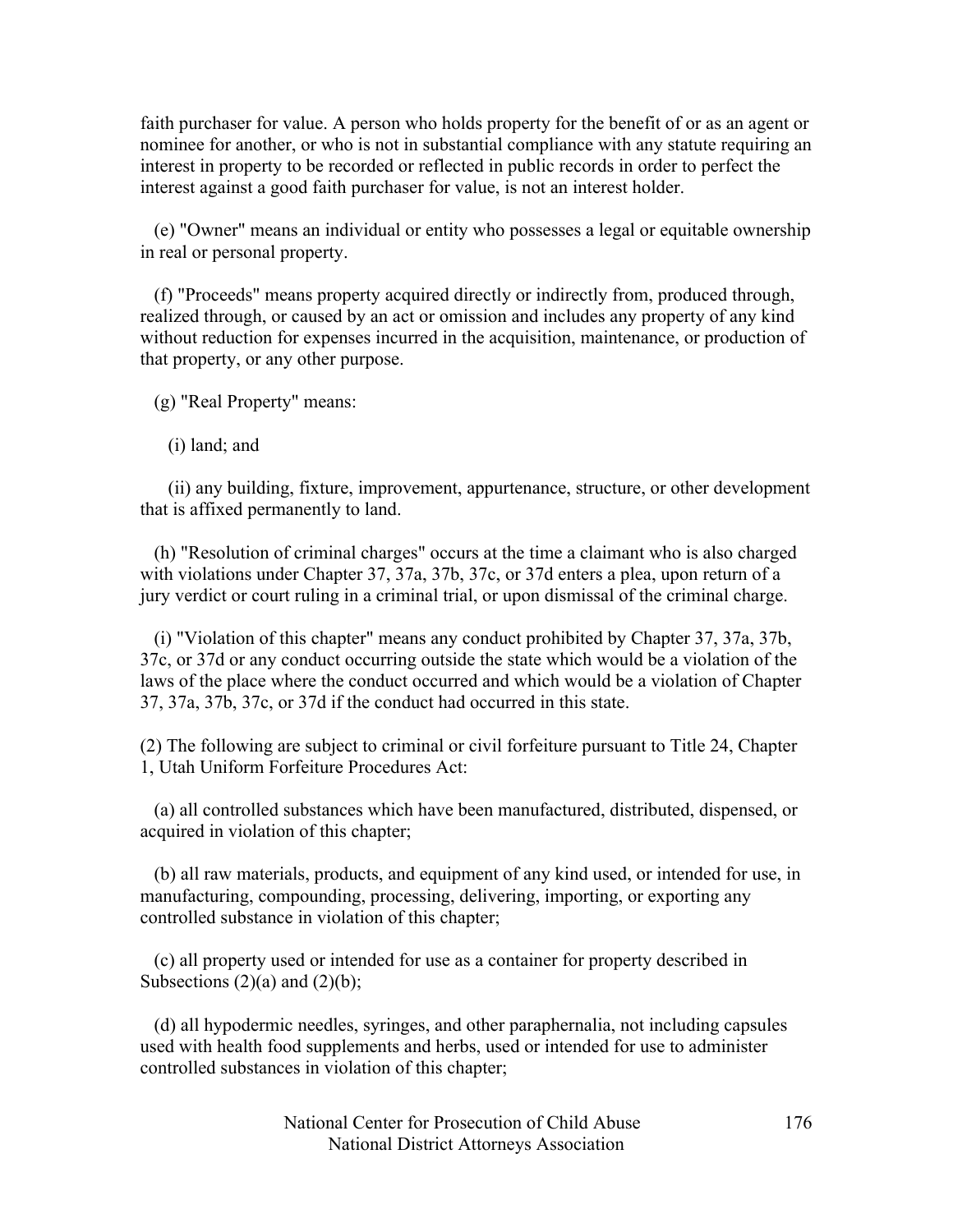faith purchaser for value. A person who holds property for the benefit of or as an agent or nominee for another, or who is not in substantial compliance with any statute requiring an interest in property to be recorded or reflected in public records in order to perfect the interest against a good faith purchaser for value, is not an interest holder.

(e) "Owner" means an individual or entity who possesses a legal or equitable ownership in real or personal property.

(f) "Proceeds" means property acquired directly or indirectly from, produced through, realized through, or caused by an act or omission and includes any property of any kind without reduction for expenses incurred in the acquisition, maintenance, or production of that property, or any other purpose.

(g) "Real Property" means:

(i) land; and

(ii) any building, fixture, improvement, appurtenance, structure, or other development that is affixed permanently to land.

(h) "Resolution of criminal charges" occurs at the time a claimant who is also charged with violations under Chapter 37, 37a, 37b, 37c, or 37d enters a plea, upon return of a jury verdict or court ruling in a criminal trial, or upon dismissal of the criminal charge.

(i) "Violation of this chapter" means any conduct prohibited by Chapter 37, 37a, 37b, 37c, or 37d or any conduct occurring outside the state which would be a violation of the laws of the place where the conduct occurred and which would be a violation of Chapter 37, 37a, 37b, 37c, or 37d if the conduct had occurred in this state.

(2) The following are subject to criminal or civil forfeiture pursuant to Title 24, Chapter 1, Utah Uniform Forfeiture Procedures Act:

(a) all controlled substances which have been manufactured, distributed, dispensed, or acquired in violation of this chapter;

(b) all raw materials, products, and equipment of any kind used, or intended for use, in manufacturing, compounding, processing, delivering, importing, or exporting any controlled substance in violation of this chapter;

(c) all property used or intended for use as a container for property described in Subsections (2)(a) and (2)(b);

(d) all hypodermic needles, syringes, and other paraphernalia, not including capsules used with health food supplements and herbs, used or intended for use to administer controlled substances in violation of this chapter;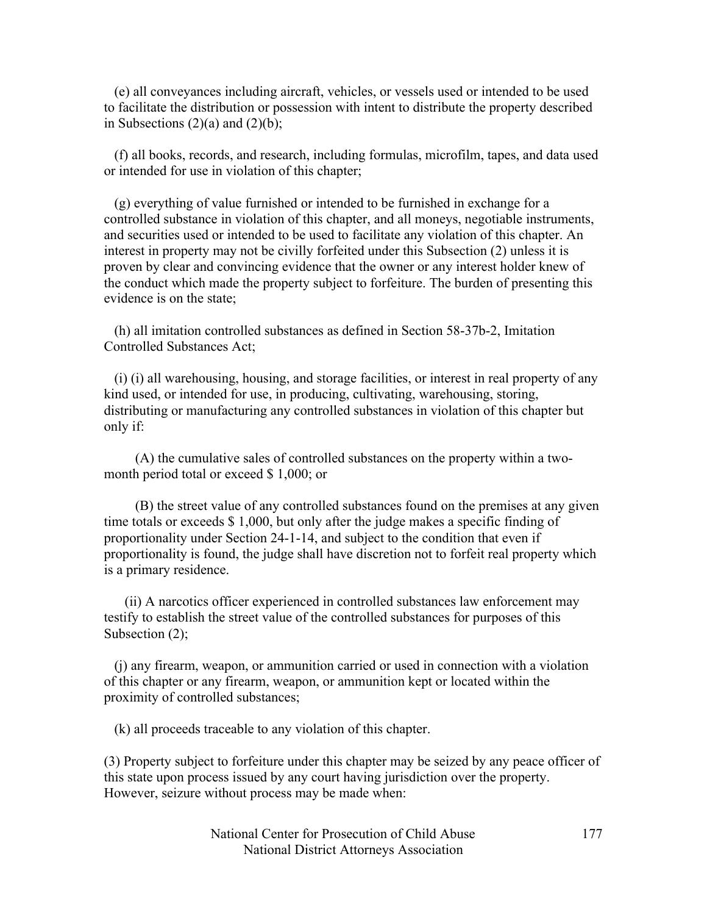(e) all conveyances including aircraft, vehicles, or vessels used or intended to be used to facilitate the distribution or possession with intent to distribute the property described in Subsections (2)(a) and (2)(b);

(f) all books, records, and research, including formulas, microfilm, tapes, and data used or intended for use in violation of this chapter;

(g) everything of value furnished or intended to be furnished in exchange for a controlled substance in violation of this chapter, and all moneys, negotiable instruments, and securities used or intended to be used to facilitate any violation of this chapter. An interest in property may not be civilly forfeited under this Subsection (2) unless it is proven by clear and convincing evidence that the owner or any interest holder knew of the conduct which made the property subject to forfeiture. The burden of presenting this evidence is on the state;

(h) all imitation controlled substances as defined in Section 58-37b-2, Imitation Controlled Substances Act;

(i) (i) all warehousing, housing, and storage facilities, or interest in real property of any kind used, or intended for use, in producing, cultivating, warehousing, storing, distributing or manufacturing any controlled substances in violation of this chapter but only if:

(A) the cumulative sales of controlled substances on the property within a two-month period total or exceed $ 1,000; or

(B) the street value of any controlled substances found on the premises at any given time totals or exceeds $ 1,000, but only after the judge makes a specific finding of proportionality under Section 24-1-14, and subject to the condition that even if proportionality is found, the judge shall have discretion not to forfeit real property which is a primary residence.

(ii) A narcotics officer experienced in controlled substances law enforcement may testify to establish the street value of the controlled substances for purposes of this Subsection (2);

(j) any firearm, weapon, or ammunition carried or used in connection with a violation of this chapter or any firearm, weapon, or ammunition kept or located within the proximity of controlled substances;

(k) all proceeds traceable to any violation of this chapter.

(3) Property subject to forfeiture under this chapter may be seized by any peace officer of this state upon process issued by any court having jurisdiction over the property. However, seizure without process may be made when: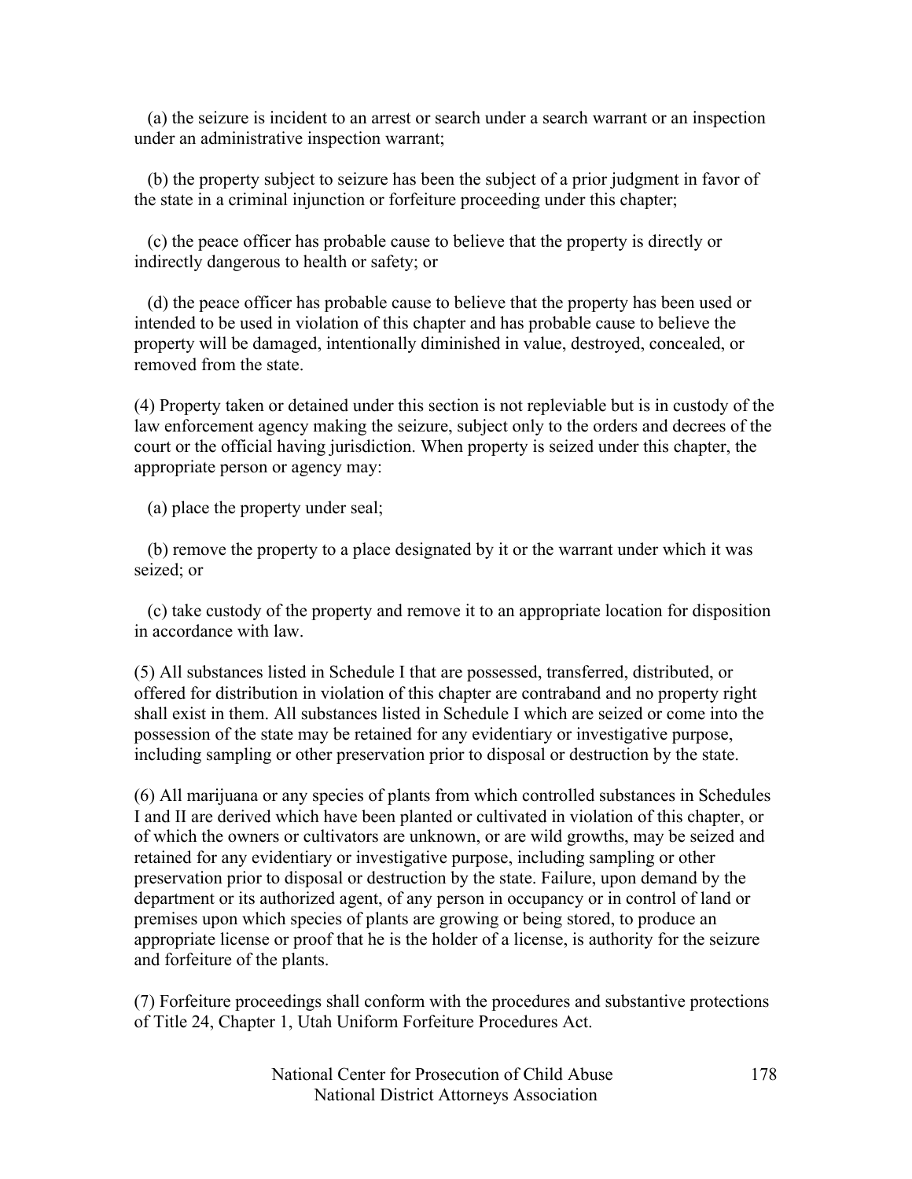(a) the seizure is incident to an arrest or search under a search warrant or an inspection under an administrative inspection warrant;

(b) the property subject to seizure has been the subject of a prior judgment in favor of the state in a criminal injunction or forfeiture proceeding under this chapter;

(c) the peace officer has probable cause to believe that the property is directly or indirectly dangerous to health or safety; or

(d) the peace officer has probable cause to believe that the property has been used or intended to be used in violation of this chapter and has probable cause to believe the property will be damaged, intentionally diminished in value, destroyed, concealed, or removed from the state.

(4) Property taken or detained under this section is not repleviable but is in custody of the law enforcement agency making the seizure, subject only to the orders and decrees of the court or the official having jurisdiction. When property is seized under this chapter, the appropriate person or agency may:

(a) place the property under seal;

(b) remove the property to a place designated by it or the warrant under which it was seized; or

(c) take custody of the property and remove it to an appropriate location for disposition in accordance with law.

(5) All substances listed in Schedule I that are possessed, transferred, distributed, or offered for distribution in violation of this chapter are contraband and no property right shall exist in them. All substances listed in Schedule I which are seized or come into the possession of the state may be retained for any evidentiary or investigative purpose, including sampling or other preservation prior to disposal or destruction by the state.

(6) All marijuana or any species of plants from which controlled substances in Schedules I and II are derived which have been planted or cultivated in violation of this chapter, or of which the owners or cultivators are unknown, or are wild growths, may be seized and retained for any evidentiary or investigative purpose, including sampling or other preservation prior to disposal or destruction by the state. Failure, upon demand by the department or its authorized agent, of any person in occupancy or in control of land or premises upon which species of plants are growing or being stored, to produce an appropriate license or proof that he is the holder of a license, is authority for the seizure and forfeiture of the plants.

(7) Forfeiture proceedings shall conform with the procedures and substantive protections of Title 24, Chapter 1, Utah Uniform Forfeiture Procedures Act.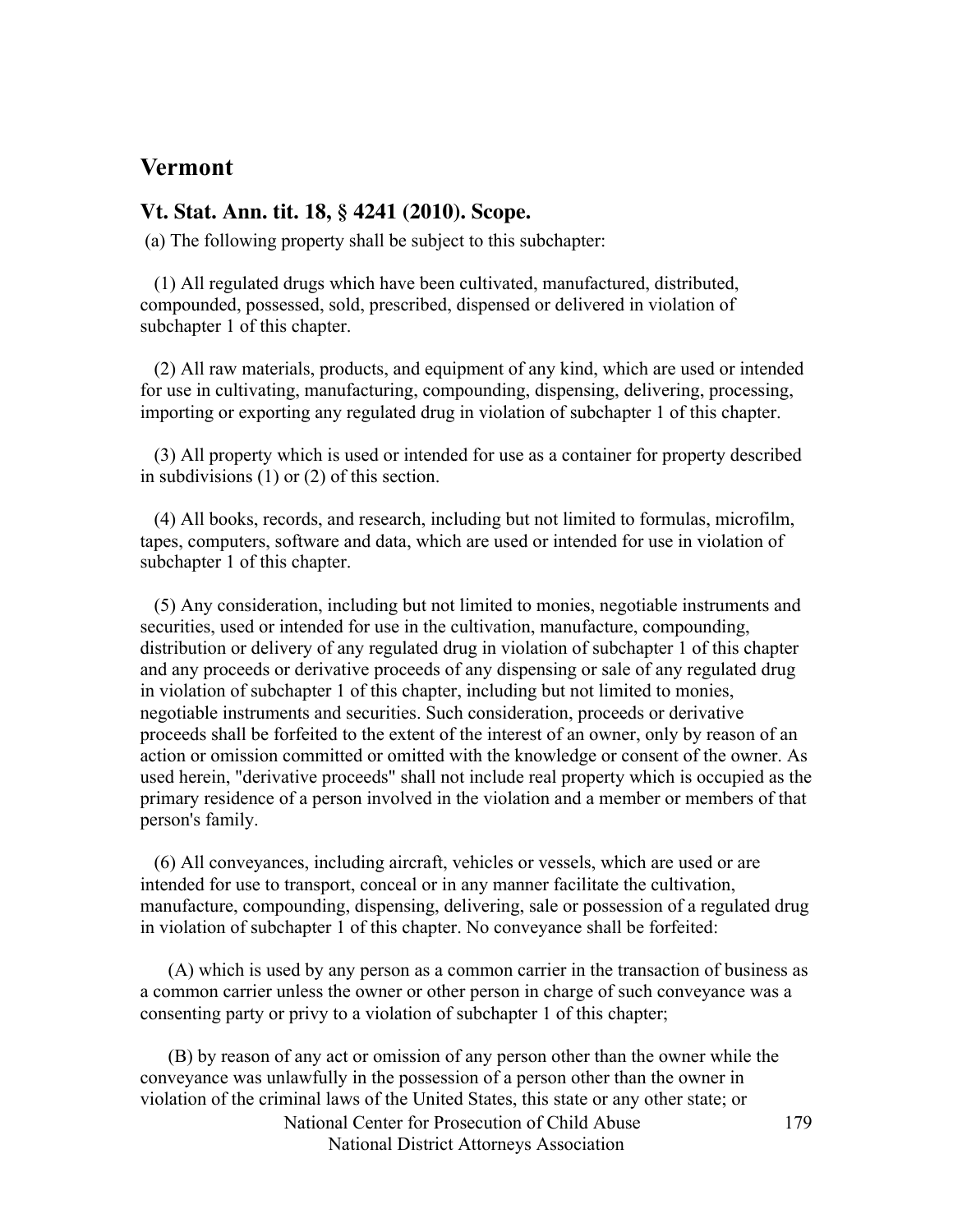## Vermont

### Vt. Stat. Ann. tit. 18, § 4241 (2010). Scope.

(a) The following property shall be subject to this subchapter:

(1) All regulated drugs which have been cultivated, manufactured, distributed, compounded, possessed, sold, prescribed, dispensed or delivered in violation of subchapter 1 of this chapter.

(2) All raw materials, products, and equipment of any kind, which are used or intended for use in cultivating, manufacturing, compounding, dispensing, delivering, processing, importing or exporting any regulated drug in violation of subchapter 1 of this chapter.

(3) All property which is used or intended for use as a container for property described in subdivisions (1) or (2) of this section.

(4) All books, records, and research, including but not limited to formulas, microfilm, tapes, computers, software and data, which are used or intended for use in violation of subchapter 1 of this chapter.

(5) Any consideration, including but not limited to monies, negotiable instruments and securities, used or intended for use in the cultivation, manufacture, compounding, distribution or delivery of any regulated drug in violation of subchapter 1 of this chapter and any proceeds or derivative proceeds of any dispensing or sale of any regulated drug in violation of subchapter 1 of this chapter, including but not limited to monies, negotiable instruments and securities. Such consideration, proceeds or derivative proceeds shall be forfeited to the extent of the interest of an owner, only by reason of an action or omission committed or omitted with the knowledge or consent of the owner. As used herein, "derivative proceeds" shall not include real property which is occupied as the primary residence of a person involved in the violation and a member or members of that person's family.

(6) All conveyances, including aircraft, vehicles or vessels, which are used or are intended for use to transport, conceal or in any manner facilitate the cultivation, manufacture, compounding, dispensing, delivering, sale or possession of a regulated drug in violation of subchapter 1 of this chapter. No conveyance shall be forfeited:

(A) which is used by any person as a common carrier in the transaction of business as a common carrier unless the owner or other person in charge of such conveyance was a consenting party or privy to a violation of subchapter 1 of this chapter;

(B) by reason of any act or omission of any person other than the owner while the conveyance was unlawfully in the possession of a person other than the owner in violation of the criminal laws of the United States, this state or any other state; or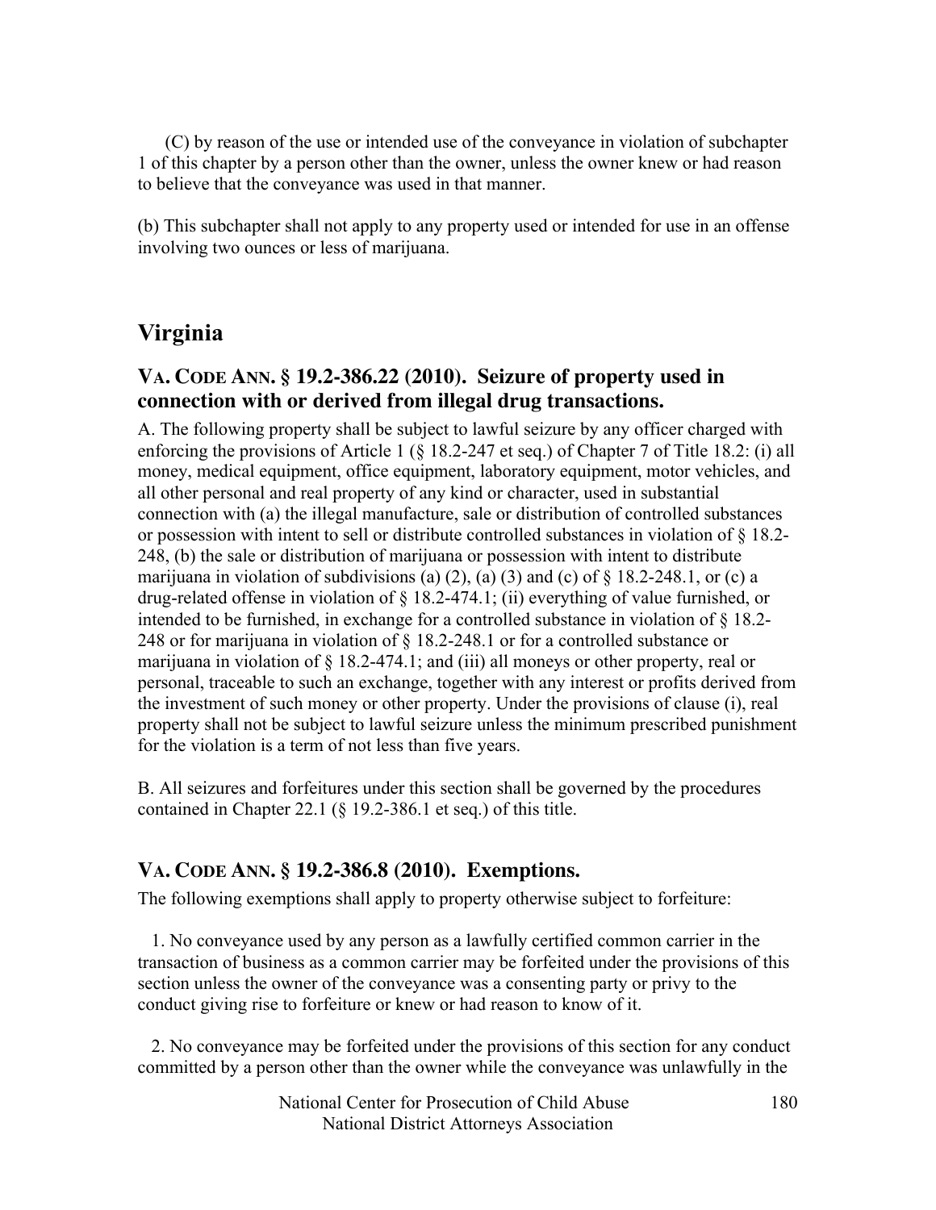(C) by reason of the use or intended use of the conveyance in violation of subchapter 1 of this chapter by a person other than the owner, unless the owner knew or had reason to believe that the conveyance was used in that manner.

(b) This subchapter shall not apply to any property used or intended for use in an offense involving two ounces or less of marijuana.

## Virginia

### VA. CODE ANN. § 19.2-386.22 (2010). Seizure of property used in connection with or derived from illegal drug transactions.

A. The following property shall be subject to lawful seizure by any officer charged with enforcing the provisions of Article 1 (§ 18.2-247 et seq.) of Chapter 7 of Title 18.2: (i) all money, medical equipment, office equipment, laboratory equipment, motor vehicles, and all other personal and real property of any kind or character, used in substantial connection with (a) the illegal manufacture, sale or distribution of controlled substances or possession with intent to sell or distribute controlled substances in violation of § 18.2-248, (b) the sale or distribution of marijuana or possession with intent to distribute marijuana in violation of subdivisions (a) (2), (a) (3) and (c) of § 18.2-248.1, or (c) a drug-related offense in violation of § 18.2-474.1; (ii) everything of value furnished, or intended to be furnished, in exchange for a controlled substance in violation of § 18.2-248 or for marijuana in violation of § 18.2-248.1 or for a controlled substance or marijuana in violation of § 18.2-474.1; and (iii) all moneys or other property, real or personal, traceable to such an exchange, together with any interest or profits derived from the investment of such money or other property. Under the provisions of clause (i), real property shall not be subject to lawful seizure unless the minimum prescribed punishment for the violation is a term of not less than five years.

B. All seizures and forfeitures under this section shall be governed by the procedures contained in Chapter 22.1 (§ 19.2-386.1 et seq.) of this title.

### VA. CODE ANN. § 19.2-386.8 (2010). Exemptions.

The following exemptions shall apply to property otherwise subject to forfeiture:

1. No conveyance used by any person as a lawfully certified common carrier in the transaction of business as a common carrier may be forfeited under the provisions of this section unless the owner of the conveyance was a consenting party or privy to the conduct giving rise to forfeiture or knew or had reason to know of it.

2. No conveyance may be forfeited under the provisions of this section for any conduct committed by a person other than the owner while the conveyance was unlawfully in the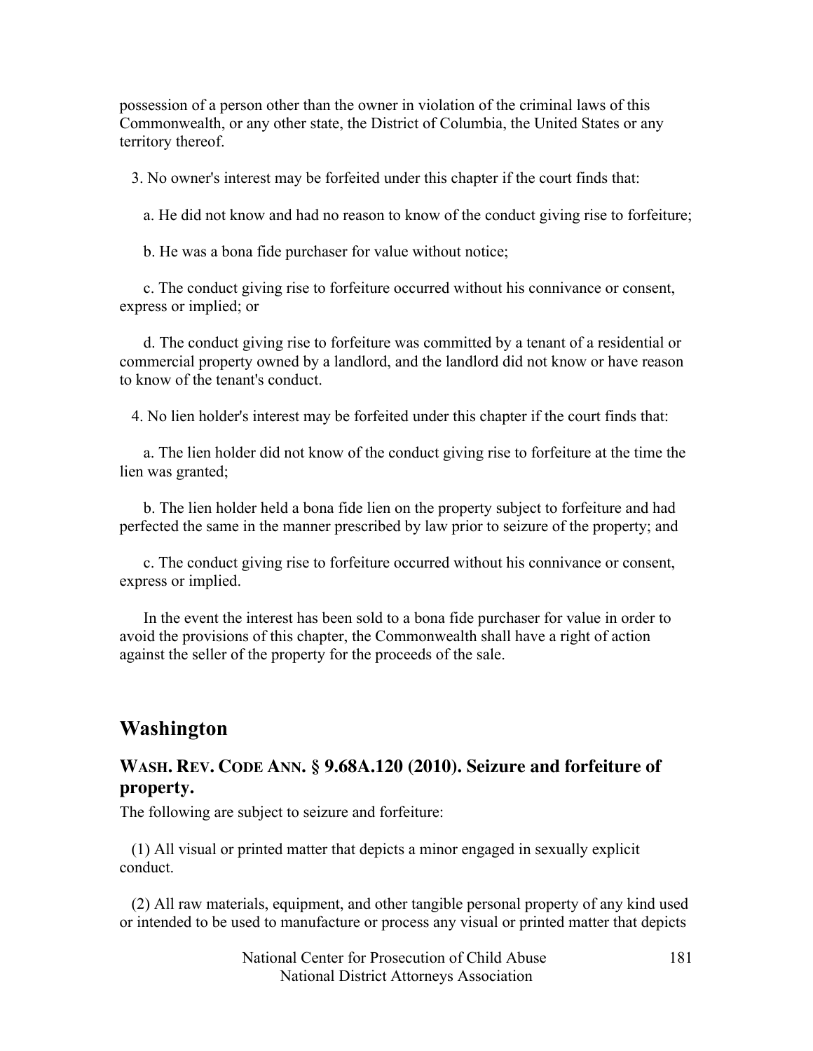possession of a person other than the owner in violation of the criminal laws of this Commonwealth, or any other state, the District of Columbia, the United States or any territory thereof.

3. No owner's interest may be forfeited under this chapter if the court finds that:

a. He did not know and had no reason to know of the conduct giving rise to forfeiture;

b. He was a bona fide purchaser for value without notice;

c. The conduct giving rise to forfeiture occurred without his connivance or consent, express or implied; or

d. The conduct giving rise to forfeiture was committed by a tenant of a residential or commercial property owned by a landlord, and the landlord did not know or have reason to know of the tenant's conduct.

4. No lien holder's interest may be forfeited under this chapter if the court finds that:

a. The lien holder did not know of the conduct giving rise to forfeiture at the time the lien was granted;

b. The lien holder held a bona fide lien on the property subject to forfeiture and had perfected the same in the manner prescribed by law prior to seizure of the property; and

c. The conduct giving rise to forfeiture occurred without his connivance or consent, express or implied.

In the event the interest has been sold to a bona fide purchaser for value in order to avoid the provisions of this chapter, the Commonwealth shall have a right of action against the seller of the property for the proceeds of the sale.

## Washington

### WASH. REV. CODE ANN. § 9.68A.120 (2010). Seizure and forfeiture of property.

The following are subject to seizure and forfeiture:

(1) All visual or printed matter that depicts a minor engaged in sexually explicit conduct.

(2) All raw materials, equipment, and other tangible personal property of any kind used or intended to be used to manufacture or process any visual or printed matter that depicts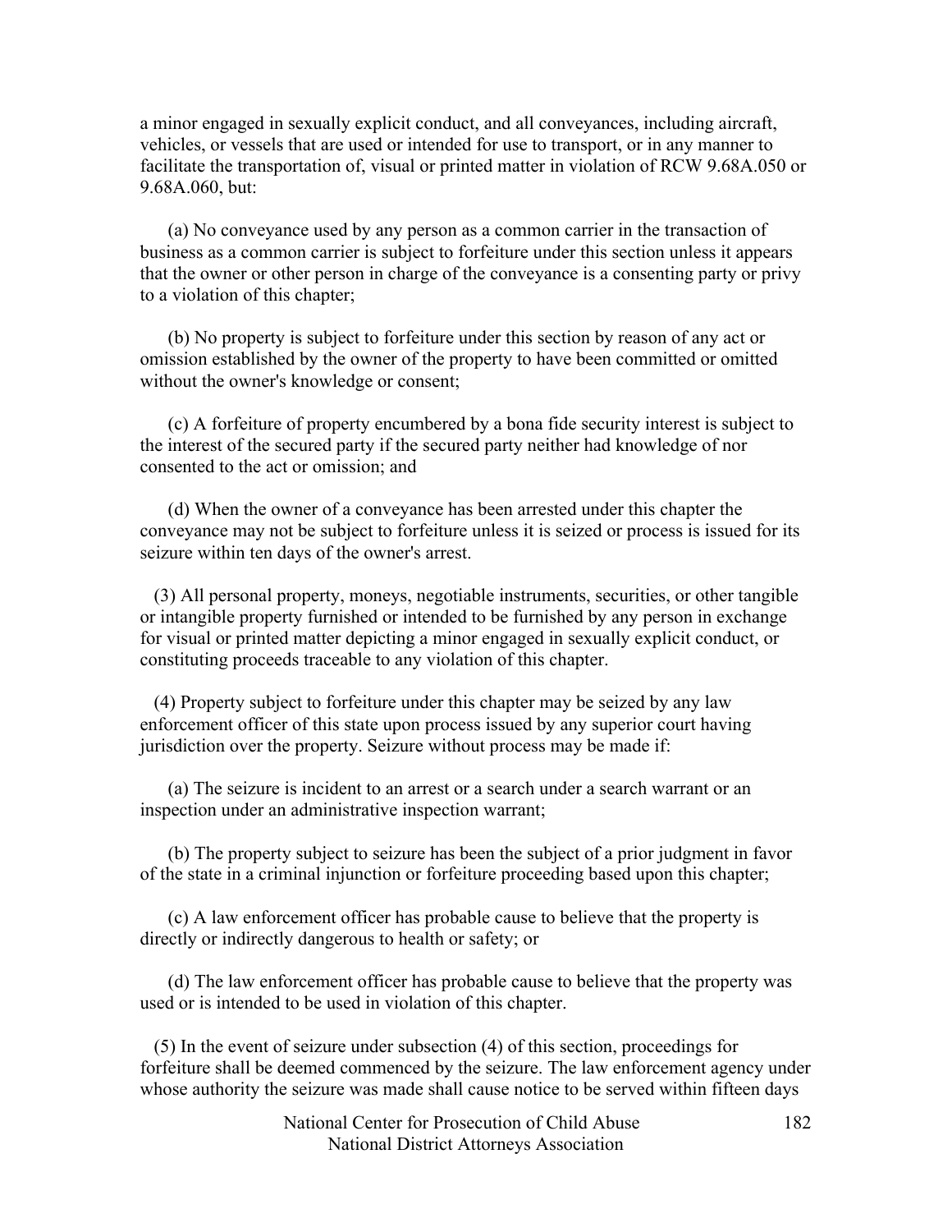a minor engaged in sexually explicit conduct, and all conveyances, including aircraft, vehicles, or vessels that are used or intended for use to transport, or in any manner to facilitate the transportation of, visual or printed matter in violation of RCW 9.68A.050 or 9.68A.060, but:

(a) No conveyance used by any person as a common carrier in the transaction of business as a common carrier is subject to forfeiture under this section unless it appears that the owner or other person in charge of the conveyance is a consenting party or privy to a violation of this chapter;

(b) No property is subject to forfeiture under this section by reason of any act or omission established by the owner of the property to have been committed or omitted without the owner's knowledge or consent;

(c) A forfeiture of property encumbered by a bona fide security interest is subject to the interest of the secured party if the secured party neither had knowledge of nor consented to the act or omission; and

(d) When the owner of a conveyance has been arrested under this chapter the conveyance may not be subject to forfeiture unless it is seized or process is issued for its seizure within ten days of the owner's arrest.

(3) All personal property, moneys, negotiable instruments, securities, or other tangible or intangible property furnished or intended to be furnished by any person in exchange for visual or printed matter depicting a minor engaged in sexually explicit conduct, or constituting proceeds traceable to any violation of this chapter.

(4) Property subject to forfeiture under this chapter may be seized by any law enforcement officer of this state upon process issued by any superior court having jurisdiction over the property. Seizure without process may be made if:

(a) The seizure is incident to an arrest or a search under a search warrant or an inspection under an administrative inspection warrant;

(b) The property subject to seizure has been the subject of a prior judgment in favor of the state in a criminal injunction or forfeiture proceeding based upon this chapter;

(c) A law enforcement officer has probable cause to believe that the property is directly or indirectly dangerous to health or safety; or

(d) The law enforcement officer has probable cause to believe that the property was used or is intended to be used in violation of this chapter.

(5) In the event of seizure under subsection (4) of this section, proceedings for forfeiture shall be deemed commenced by the seizure. The law enforcement agency under whose authority the seizure was made shall cause notice to be served within fifteen days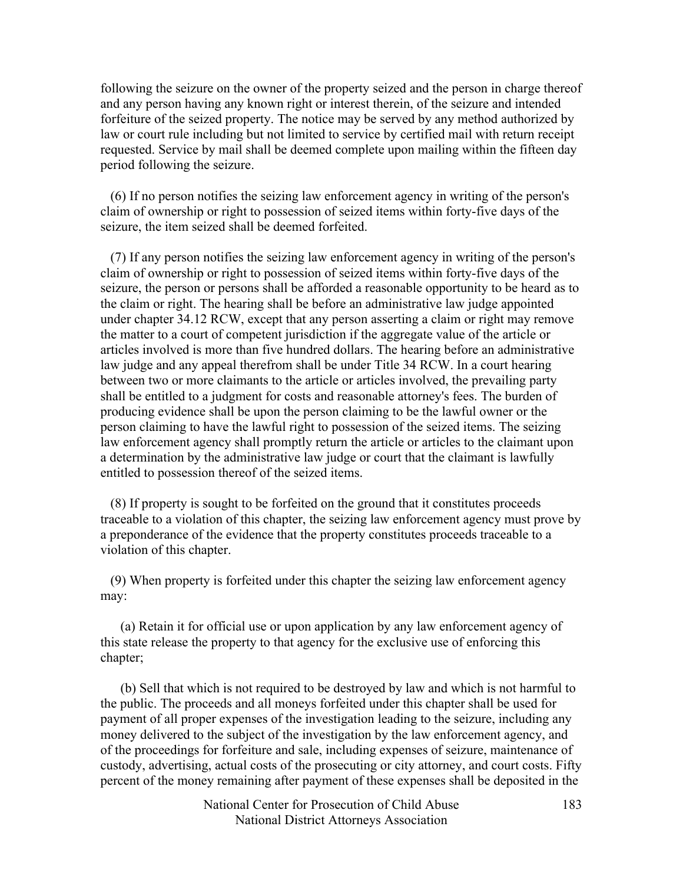following the seizure on the owner of the property seized and the person in charge thereof and any person having any known right or interest therein, of the seizure and intended forfeiture of the seized property. The notice may be served by any method authorized by law or court rule including but not limited to service by certified mail with return receipt requested. Service by mail shall be deemed complete upon mailing within the fifteen day period following the seizure.

(6) If no person notifies the seizing law enforcement agency in writing of the person's claim of ownership or right to possession of seized items within forty-five days of the seizure, the item seized shall be deemed forfeited.

(7) If any person notifies the seizing law enforcement agency in writing of the person's claim of ownership or right to possession of seized items within forty-five days of the seizure, the person or persons shall be afforded a reasonable opportunity to be heard as to the claim or right. The hearing shall be before an administrative law judge appointed under chapter 34.12 RCW, except that any person asserting a claim or right may remove the matter to a court of competent jurisdiction if the aggregate value of the article or articles involved is more than five hundred dollars. The hearing before an administrative law judge and any appeal therefrom shall be under Title 34 RCW. In a court hearing between two or more claimants to the article or articles involved, the prevailing party shall be entitled to a judgment for costs and reasonable attorney's fees. The burden of producing evidence shall be upon the person claiming to be the lawful owner or the person claiming to have the lawful right to possession of the seized items. The seizing law enforcement agency shall promptly return the article or articles to the claimant upon a determination by the administrative law judge or court that the claimant is lawfully entitled to possession thereof of the seized items.

(8) If property is sought to be forfeited on the ground that it constitutes proceeds traceable to a violation of this chapter, the seizing law enforcement agency must prove by a preponderance of the evidence that the property constitutes proceeds traceable to a violation of this chapter.

(9) When property is forfeited under this chapter the seizing law enforcement agency may:

(a) Retain it for official use or upon application by any law enforcement agency of this state release the property to that agency for the exclusive use of enforcing this chapter;

(b) Sell that which is not required to be destroyed by law and which is not harmful to the public. The proceeds and all moneys forfeited under this chapter shall be used for payment of all proper expenses of the investigation leading to the seizure, including any money delivered to the subject of the investigation by the law enforcement agency, and of the proceedings for forfeiture and sale, including expenses of seizure, maintenance of custody, advertising, actual costs of the prosecuting or city attorney, and court costs. Fifty percent of the money remaining after payment of these expenses shall be deposited in the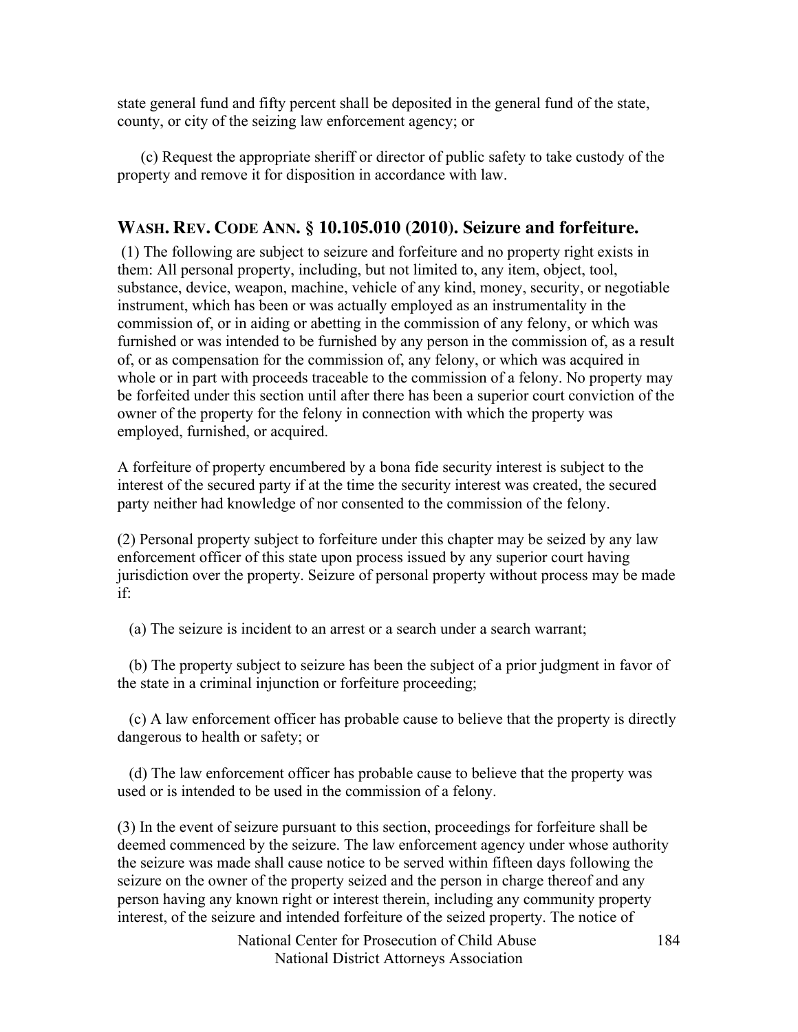state general fund and fifty percent shall be deposited in the general fund of the state, county, or city of the seizing law enforcement agency; or

(c) Request the appropriate sheriff or director of public safety to take custody of the property and remove it for disposition in accordance with law.

## WASH. REV. CODE ANN. § 10.105.010 (2010). Seizure and forfeiture.

(1) The following are subject to seizure and forfeiture and no property right exists in them: All personal property, including, but not limited to, any item, object, tool, substance, device, weapon, machine, vehicle of any kind, money, security, or negotiable instrument, which has been or was actually employed as an instrumentality in the commission of, or in aiding or abetting in the commission of any felony, or which was furnished or was intended to be furnished by any person in the commission of, as a result of, or as compensation for the commission of, any felony, or which was acquired in whole or in part with proceeds traceable to the commission of a felony. No property may be forfeited under this section until after there has been a superior court conviction of the owner of the property for the felony in connection with which the property was employed, furnished, or acquired.

A forfeiture of property encumbered by a bona fide security interest is subject to the interest of the secured party if at the time the security interest was created, the secured party neither had knowledge of nor consented to the commission of the felony.

(2) Personal property subject to forfeiture under this chapter may be seized by any law enforcement officer of this state upon process issued by any superior court having jurisdiction over the property. Seizure of personal property without process may be made if:

(a) The seizure is incident to an arrest or a search under a search warrant;

(b) The property subject to seizure has been the subject of a prior judgment in favor of the state in a criminal injunction or forfeiture proceeding;

(c) A law enforcement officer has probable cause to believe that the property is directly dangerous to health or safety; or

(d) The law enforcement officer has probable cause to believe that the property was used or is intended to be used in the commission of a felony.

(3) In the event of seizure pursuant to this section, proceedings for forfeiture shall be deemed commenced by the seizure. The law enforcement agency under whose authority the seizure was made shall cause notice to be served within fifteen days following the seizure on the owner of the property seized and the person in charge thereof and any person having any known right or interest therein, including any community property interest, of the seizure and intended forfeiture of the seized property. The notice of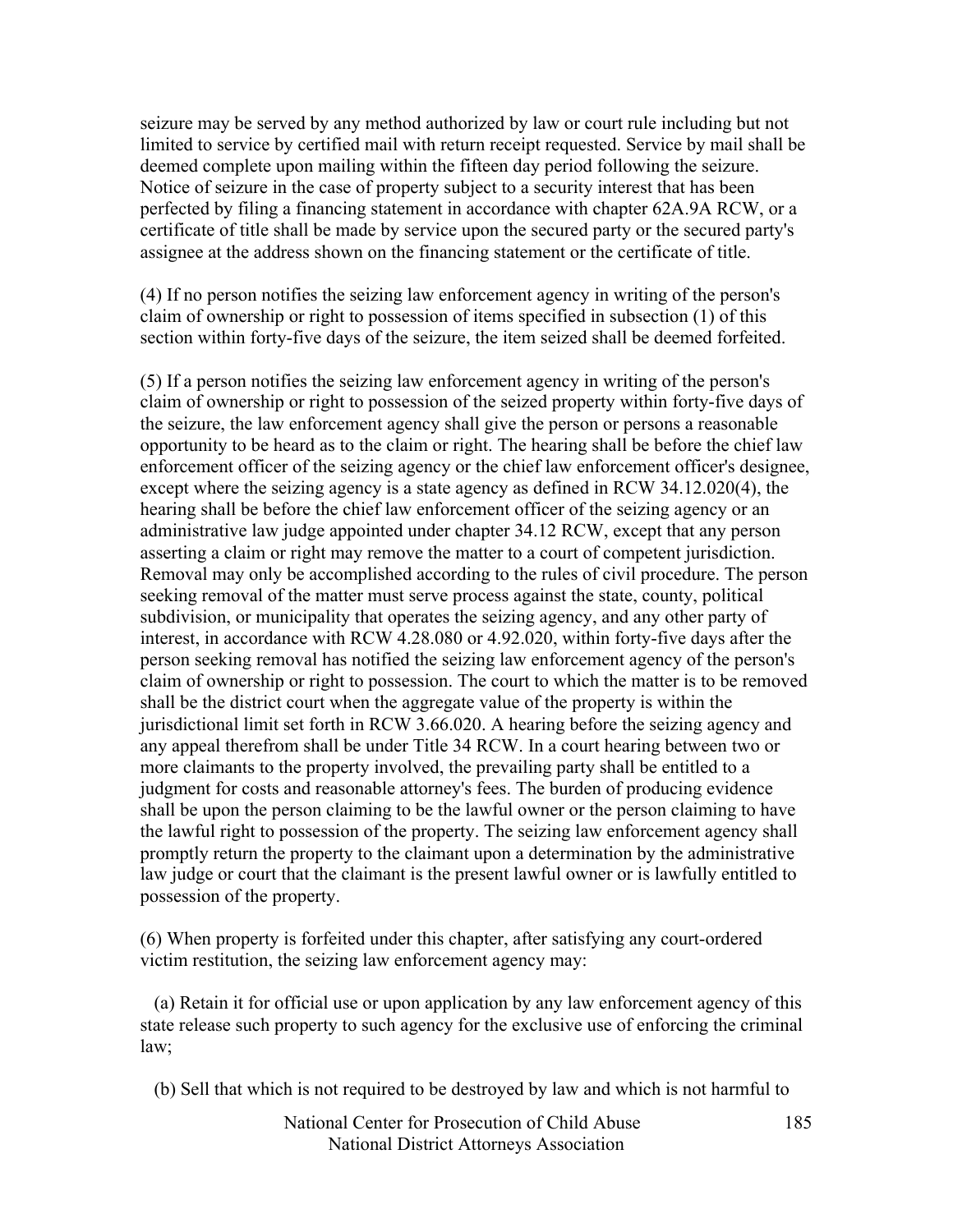seizure may be served by any method authorized by law or court rule including but not limited to service by certified mail with return receipt requested. Service by mail shall be deemed complete upon mailing within the fifteen day period following the seizure. Notice of seizure in the case of property subject to a security interest that has been perfected by filing a financing statement in accordance with chapter 62A.9A RCW, or a certificate of title shall be made by service upon the secured party or the secured party's assignee at the address shown on the financing statement or the certificate of title.

(4) If no person notifies the seizing law enforcement agency in writing of the person's claim of ownership or right to possession of items specified in subsection (1) of this section within forty-five days of the seizure, the item seized shall be deemed forfeited.

(5) If a person notifies the seizing law enforcement agency in writing of the person's claim of ownership or right to possession of the seized property within forty-five days of the seizure, the law enforcement agency shall give the person or persons a reasonable opportunity to be heard as to the claim or right. The hearing shall be before the chief law enforcement officer of the seizing agency or the chief law enforcement officer's designee, except where the seizing agency is a state agency as defined in RCW 34.12.020(4), the hearing shall be before the chief law enforcement officer of the seizing agency or an administrative law judge appointed under chapter 34.12 RCW, except that any person asserting a claim or right may remove the matter to a court of competent jurisdiction. Removal may only be accomplished according to the rules of civil procedure. The person seeking removal of the matter must serve process against the state, county, political subdivision, or municipality that operates the seizing agency, and any other party of interest, in accordance with RCW 4.28.080 or 4.92.020, within forty-five days after the person seeking removal has notified the seizing law enforcement agency of the person's claim of ownership or right to possession. The court to which the matter is to be removed shall be the district court when the aggregate value of the property is within the jurisdictional limit set forth in RCW 3.66.020. A hearing before the seizing agency and any appeal therefrom shall be under Title 34 RCW. In a court hearing between two or more claimants to the property involved, the prevailing party shall be entitled to a judgment for costs and reasonable attorney's fees. The burden of producing evidence shall be upon the person claiming to be the lawful owner or the person claiming to have the lawful right to possession of the property. The seizing law enforcement agency shall promptly return the property to the claimant upon a determination by the administrative law judge or court that the claimant is the present lawful owner or is lawfully entitled to possession of the property.

(6) When property is forfeited under this chapter, after satisfying any court-ordered victim restitution, the seizing law enforcement agency may:

(a) Retain it for official use or upon application by any law enforcement agency of this state release such property to such agency for the exclusive use of enforcing the criminal law;

(b) Sell that which is not required to be destroyed by law and which is not harmful to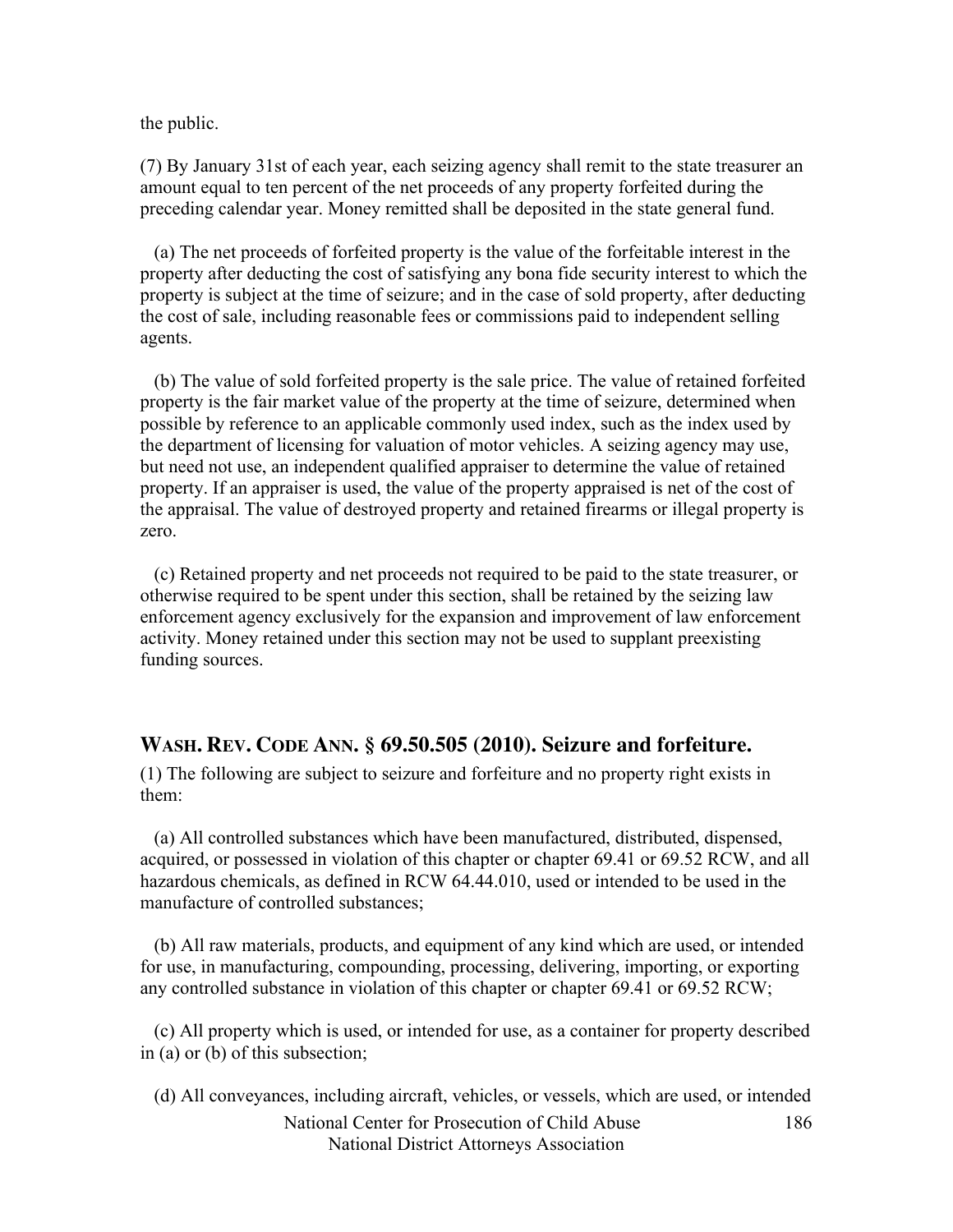the public.

(7) By January 31st of each year, each seizing agency shall remit to the state treasurer an amount equal to ten percent of the net proceeds of any property forfeited during the preceding calendar year. Money remitted shall be deposited in the state general fund.

(a) The net proceeds of forfeited property is the value of the forfeitable interest in the property after deducting the cost of satisfying any bona fide security interest to which the property is subject at the time of seizure; and in the case of sold property, after deducting the cost of sale, including reasonable fees or commissions paid to independent selling agents.

(b) The value of sold forfeited property is the sale price. The value of retained forfeited property is the fair market value of the property at the time of seizure, determined when possible by reference to an applicable commonly used index, such as the index used by the department of licensing for valuation of motor vehicles. A seizing agency may use, but need not use, an independent qualified appraiser to determine the value of retained property. If an appraiser is used, the value of the property appraised is net of the cost of the appraisal. The value of destroyed property and retained firearms or illegal property is zero.

(c) Retained property and net proceeds not required to be paid to the state treasurer, or otherwise required to be spent under this section, shall be retained by the seizing law enforcement agency exclusively for the expansion and improvement of law enforcement activity. Money retained under this section may not be used to supplant preexisting funding sources.

## WASH. REV. CODE ANN. § 69.50.505 (2010). Seizure and forfeiture.

(1) The following are subject to seizure and forfeiture and no property right exists in them:

(a) All controlled substances which have been manufactured, distributed, dispensed, acquired, or possessed in violation of this chapter or chapter 69.41 or 69.52 RCW, and all hazardous chemicals, as defined in RCW 64.44.010, used or intended to be used in the manufacture of controlled substances;

(b) All raw materials, products, and equipment of any kind which are used, or intended for use, in manufacturing, compounding, processing, delivering, importing, or exporting any controlled substance in violation of this chapter or chapter 69.41 or 69.52 RCW;

(c) All property which is used, or intended for use, as a container for property described in (a) or (b) of this subsection;

(d) All conveyances, including aircraft, vehicles, or vessels, which are used, or intended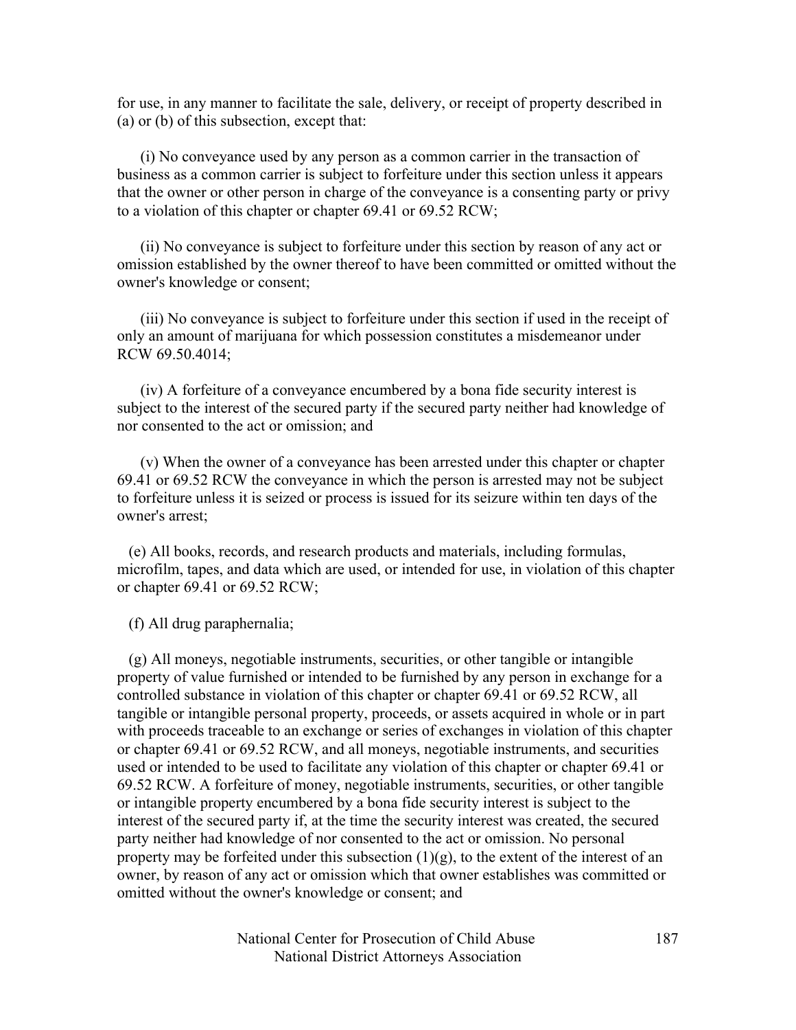for use, in any manner to facilitate the sale, delivery, or receipt of property described in (a) or (b) of this subsection, except that:

(i) No conveyance used by any person as a common carrier in the transaction of business as a common carrier is subject to forfeiture under this section unless it appears that the owner or other person in charge of the conveyance is a consenting party or privy to a violation of this chapter or chapter 69.41 or 69.52 RCW;

(ii) No conveyance is subject to forfeiture under this section by reason of any act or omission established by the owner thereof to have been committed or omitted without the owner's knowledge or consent;

(iii) No conveyance is subject to forfeiture under this section if used in the receipt of only an amount of marijuana for which possession constitutes a misdemeanor under RCW 69.50.4014;

(iv) A forfeiture of a conveyance encumbered by a bona fide security interest is subject to the interest of the secured party if the secured party neither had knowledge of nor consented to the act or omission; and

(v) When the owner of a conveyance has been arrested under this chapter or chapter 69.41 or 69.52 RCW the conveyance in which the person is arrested may not be subject to forfeiture unless it is seized or process is issued for its seizure within ten days of the owner's arrest;

(e) All books, records, and research products and materials, including formulas, microfilm, tapes, and data which are used, or intended for use, in violation of this chapter or chapter 69.41 or 69.52 RCW;

(f) All drug paraphernalia;

(g) All moneys, negotiable instruments, securities, or other tangible or intangible property of value furnished or intended to be furnished by any person in exchange for a controlled substance in violation of this chapter or chapter 69.41 or 69.52 RCW, all tangible or intangible personal property, proceeds, or assets acquired in whole or in part with proceeds traceable to an exchange or series of exchanges in violation of this chapter or chapter 69.41 or 69.52 RCW, and all moneys, negotiable instruments, and securities used or intended to be used to facilitate any violation of this chapter or chapter 69.41 or 69.52 RCW. A forfeiture of money, negotiable instruments, securities, or other tangible or intangible property encumbered by a bona fide security interest is subject to the interest of the secured party if, at the time the security interest was created, the secured party neither had knowledge of nor consented to the act or omission. No personal property may be forfeited under this subsection (1)(g), to the extent of the interest of an owner, by reason of any act or omission which that owner establishes was committed or omitted without the owner's knowledge or consent; and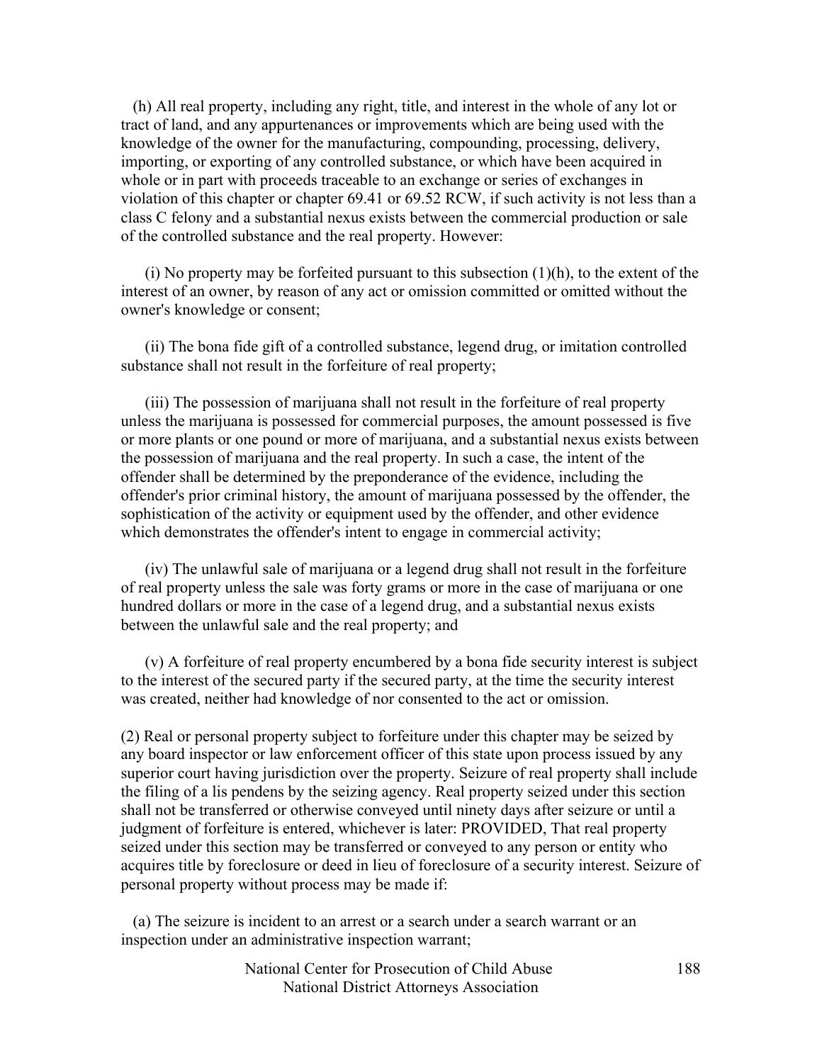(h) All real property, including any right, title, and interest in the whole of any lot or tract of land, and any appurtenances or improvements which are being used with the knowledge of the owner for the manufacturing, compounding, processing, delivery, importing, or exporting of any controlled substance, or which have been acquired in whole or in part with proceeds traceable to an exchange or series of exchanges in violation of this chapter or chapter 69.41 or 69.52 RCW, if such activity is not less than a class C felony and a substantial nexus exists between the commercial production or sale of the controlled substance and the real property. However:

(i) No property may be forfeited pursuant to this subsection (1)(h), to the extent of the interest of an owner, by reason of any act or omission committed or omitted without the owner's knowledge or consent;

(ii) The bona fide gift of a controlled substance, legend drug, or imitation controlled substance shall not result in the forfeiture of real property;

(iii) The possession of marijuana shall not result in the forfeiture of real property unless the marijuana is possessed for commercial purposes, the amount possessed is five or more plants or one pound or more of marijuana, and a substantial nexus exists between the possession of marijuana and the real property. In such a case, the intent of the offender shall be determined by the preponderance of the evidence, including the offender's prior criminal history, the amount of marijuana possessed by the offender, the sophistication of the activity or equipment used by the offender, and other evidence which demonstrates the offender's intent to engage in commercial activity;

(iv) The unlawful sale of marijuana or a legend drug shall not result in the forfeiture of real property unless the sale was forty grams or more in the case of marijuana or one hundred dollars or more in the case of a legend drug, and a substantial nexus exists between the unlawful sale and the real property; and

(v) A forfeiture of real property encumbered by a bona fide security interest is subject to the interest of the secured party if the secured party, at the time the security interest was created, neither had knowledge of nor consented to the act or omission.

(2) Real or personal property subject to forfeiture under this chapter may be seized by any board inspector or law enforcement officer of this state upon process issued by any superior court having jurisdiction over the property. Seizure of real property shall include the filing of a lis pendens by the seizing agency. Real property seized under this section shall not be transferred or otherwise conveyed until ninety days after seizure or until a judgment of forfeiture is entered, whichever is later: PROVIDED, That real property seized under this section may be transferred or conveyed to any person or entity who acquires title by foreclosure or deed in lieu of foreclosure of a security interest. Seizure of personal property without process may be made if:

(a) The seizure is incident to an arrest or a search under a search warrant or an inspection under an administrative inspection warrant;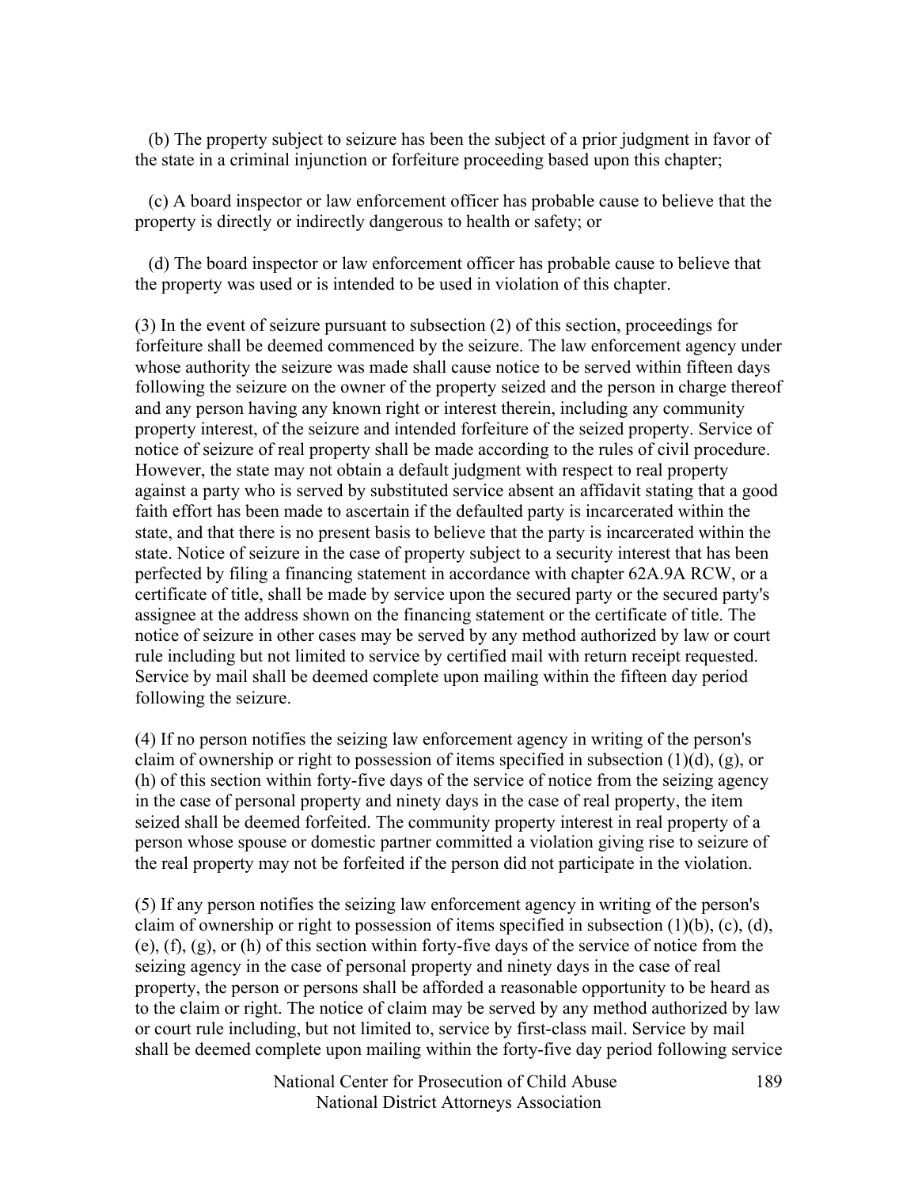(b) The property subject to seizure has been the subject of a prior judgment in favor of the state in a criminal injunction or forfeiture proceeding based upon this chapter;

(c) A board inspector or law enforcement officer has probable cause to believe that the property is directly or indirectly dangerous to health or safety; or

(d) The board inspector or law enforcement officer has probable cause to believe that the property was used or is intended to be used in violation of this chapter.

(3) In the event of seizure pursuant to subsection (2) of this section, proceedings for forfeiture shall be deemed commenced by the seizure. The law enforcement agency under whose authority the seizure was made shall cause notice to be served within fifteen days following the seizure on the owner of the property seized and the person in charge thereof and any person having any known right or interest therein, including any community property interest, of the seizure and intended forfeiture of the seized property. Service of notice of seizure of real property shall be made according to the rules of civil procedure. However, the state may not obtain a default judgment with respect to real property against a party who is served by substituted service absent an affidavit stating that a good faith effort has been made to ascertain if the defaulted party is incarcerated within the state, and that there is no present basis to believe that the party is incarcerated within the state. Notice of seizure in the case of property subject to a security interest that has been perfected by filing a financing statement in accordance with chapter 62A.9A RCW, or a certificate of title, shall be made by service upon the secured party or the secured party's assignee at the address shown on the financing statement or the certificate of title. The notice of seizure in other cases may be served by any method authorized by law or court rule including but not limited to service by certified mail with return receipt requested. Service by mail shall be deemed complete upon mailing within the fifteen day period following the seizure.

(4) If no person notifies the seizing law enforcement agency in writing of the person's claim of ownership or right to possession of items specified in subsection (1)(d), (g), or (h) of this section within forty-five days of the service of notice from the seizing agency in the case of personal property and ninety days in the case of real property, the item seized shall be deemed forfeited. The community property interest in real property of a person whose spouse or domestic partner committed a violation giving rise to seizure of the real property may not be forfeited if the person did not participate in the violation.

(5) If any person notifies the seizing law enforcement agency in writing of the person's claim of ownership or right to possession of items specified in subsection (1)(b), (c), (d), (e), (f), (g), or (h) of this section within forty-five days of the service of notice from the seizing agency in the case of personal property and ninety days in the case of real property, the person or persons shall be afforded a reasonable opportunity to be heard as to the claim or right. The notice of claim may be served by any method authorized by law or court rule including, but not limited to, service by first-class mail. Service by mail shall be deemed complete upon mailing within the forty-five day period following service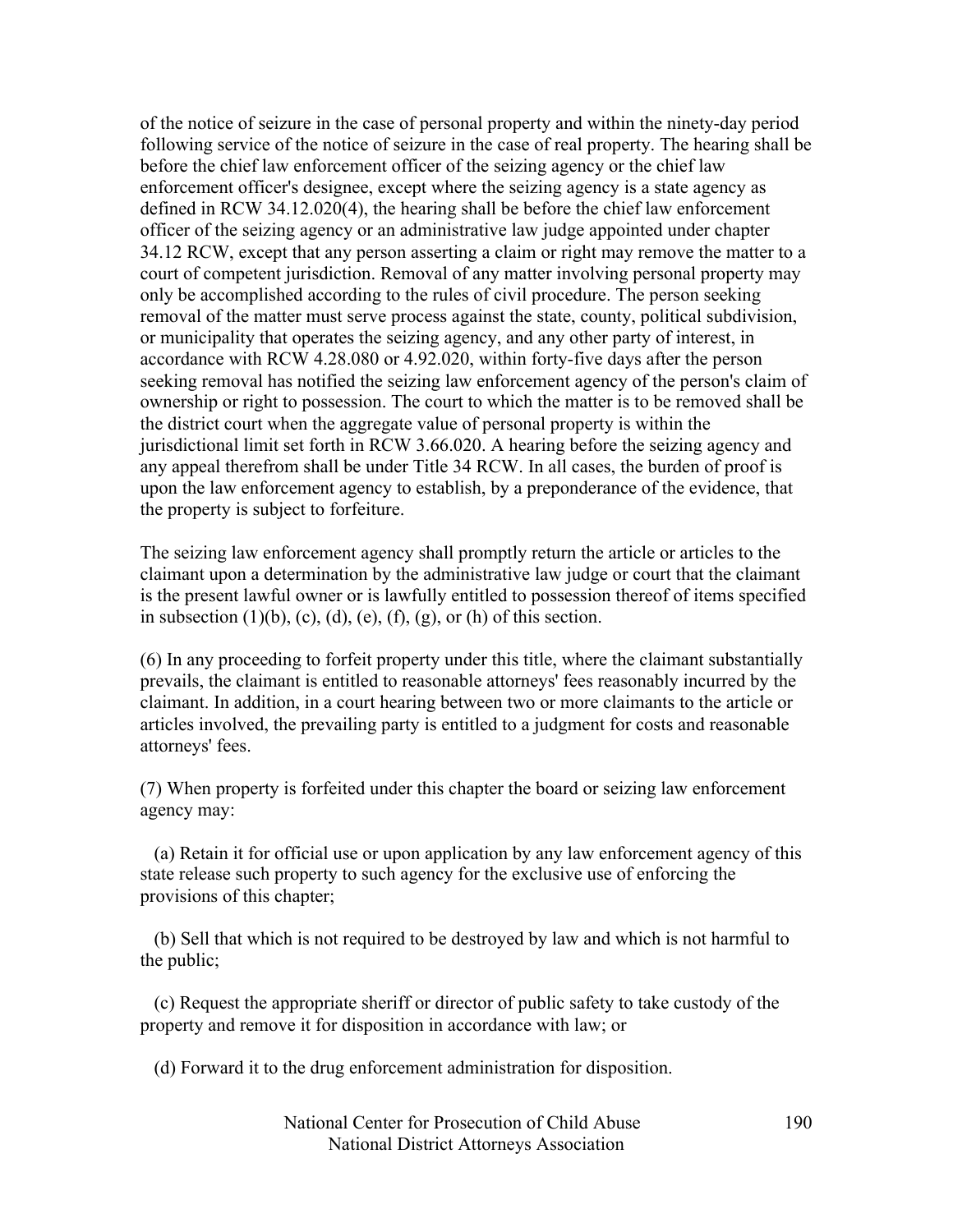of the notice of seizure in the case of personal property and within the ninety-day period following service of the notice of seizure in the case of real property. The hearing shall be before the chief law enforcement officer of the seizing agency or the chief law enforcement officer's designee, except where the seizing agency is a state agency as defined in RCW 34.12.020(4), the hearing shall be before the chief law enforcement officer of the seizing agency or an administrative law judge appointed under chapter 34.12 RCW, except that any person asserting a claim or right may remove the matter to a court of competent jurisdiction. Removal of any matter involving personal property may only be accomplished according to the rules of civil procedure. The person seeking removal of the matter must serve process against the state, county, political subdivision, or municipality that operates the seizing agency, and any other party of interest, in accordance with RCW 4.28.080 or 4.92.020, within forty-five days after the person seeking removal has notified the seizing law enforcement agency of the person's claim of ownership or right to possession. The court to which the matter is to be removed shall be the district court when the aggregate value of personal property is within the jurisdictional limit set forth in RCW 3.66.020. A hearing before the seizing agency and any appeal therefrom shall be under Title 34 RCW. In all cases, the burden of proof is upon the law enforcement agency to establish, by a preponderance of the evidence, that the property is subject to forfeiture.

The seizing law enforcement agency shall promptly return the article or articles to the claimant upon a determination by the administrative law judge or court that the claimant is the present lawful owner or is lawfully entitled to possession thereof of items specified in subsection (1)(b), (c), (d), (e), (f), (g), or (h) of this section.

(6) In any proceeding to forfeit property under this title, where the claimant substantially prevails, the claimant is entitled to reasonable attorneys' fees reasonably incurred by the claimant. In addition, in a court hearing between two or more claimants to the article or articles involved, the prevailing party is entitled to a judgment for costs and reasonable attorneys' fees.

(7) When property is forfeited under this chapter the board or seizing law enforcement agency may:

(a) Retain it for official use or upon application by any law enforcement agency of this state release such property to such agency for the exclusive use of enforcing the provisions of this chapter;

(b) Sell that which is not required to be destroyed by law and which is not harmful to the public;

(c) Request the appropriate sheriff or director of public safety to take custody of the property and remove it for disposition in accordance with law; or

(d) Forward it to the drug enforcement administration for disposition.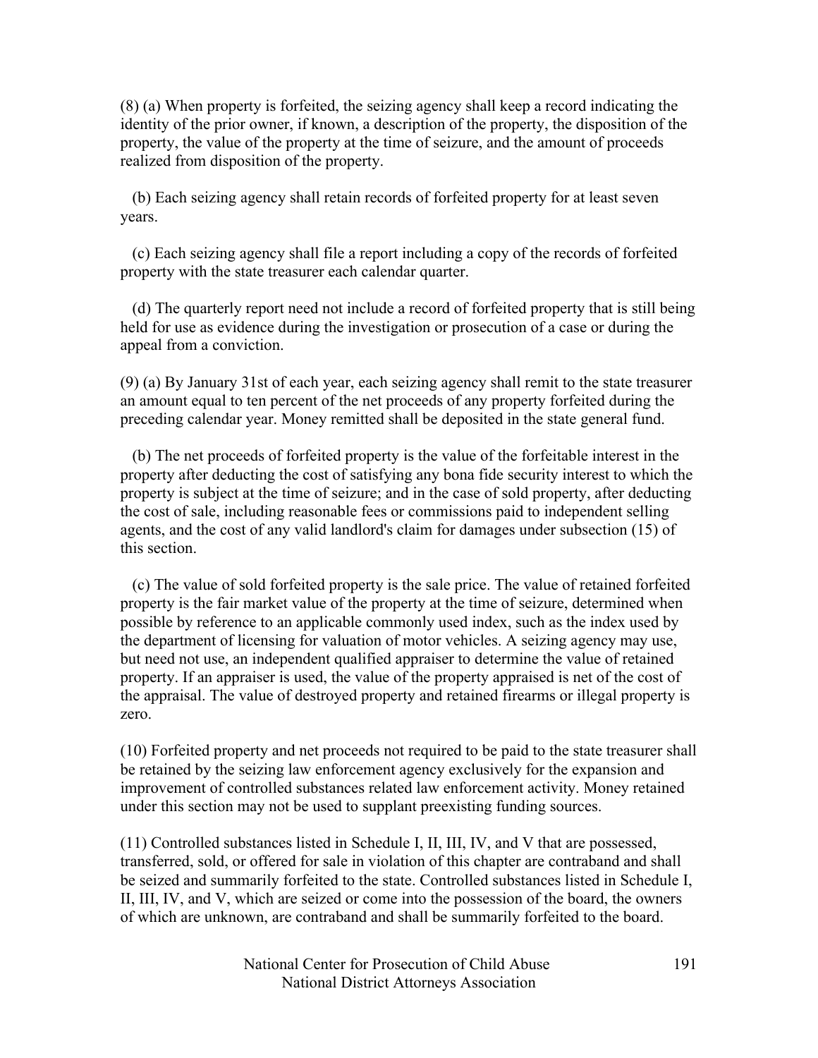(8) (a) When property is forfeited, the seizing agency shall keep a record indicating the identity of the prior owner, if known, a description of the property, the disposition of the property, the value of the property at the time of seizure, and the amount of proceeds realized from disposition of the property.

(b) Each seizing agency shall retain records of forfeited property for at least seven years.

(c) Each seizing agency shall file a report including a copy of the records of forfeited property with the state treasurer each calendar quarter.

(d) The quarterly report need not include a record of forfeited property that is still being held for use as evidence during the investigation or prosecution of a case or during the appeal from a conviction.

(9) (a) By January 31st of each year, each seizing agency shall remit to the state treasurer an amount equal to ten percent of the net proceeds of any property forfeited during the preceding calendar year. Money remitted shall be deposited in the state general fund.

(b) The net proceeds of forfeited property is the value of the forfeitable interest in the property after deducting the cost of satisfying any bona fide security interest to which the property is subject at the time of seizure; and in the case of sold property, after deducting the cost of sale, including reasonable fees or commissions paid to independent selling agents, and the cost of any valid landlord's claim for damages under subsection (15) of this section.

(c) The value of sold forfeited property is the sale price. The value of retained forfeited property is the fair market value of the property at the time of seizure, determined when possible by reference to an applicable commonly used index, such as the index used by the department of licensing for valuation of motor vehicles. A seizing agency may use, but need not use, an independent qualified appraiser to determine the value of retained property. If an appraiser is used, the value of the property appraised is net of the cost of the appraisal. The value of destroyed property and retained firearms or illegal property is zero.

(10) Forfeited property and net proceeds not required to be paid to the state treasurer shall be retained by the seizing law enforcement agency exclusively for the expansion and improvement of controlled substances related law enforcement activity. Money retained under this section may not be used to supplant preexisting funding sources.

(11) Controlled substances listed in Schedule I, II, III, IV, and V that are possessed, transferred, sold, or offered for sale in violation of this chapter are contraband and shall be seized and summarily forfeited to the state. Controlled substances listed in Schedule I, II, III, IV, and V, which are seized or come into the possession of the board, the owners of which are unknown, are contraband and shall be summarily forfeited to the board.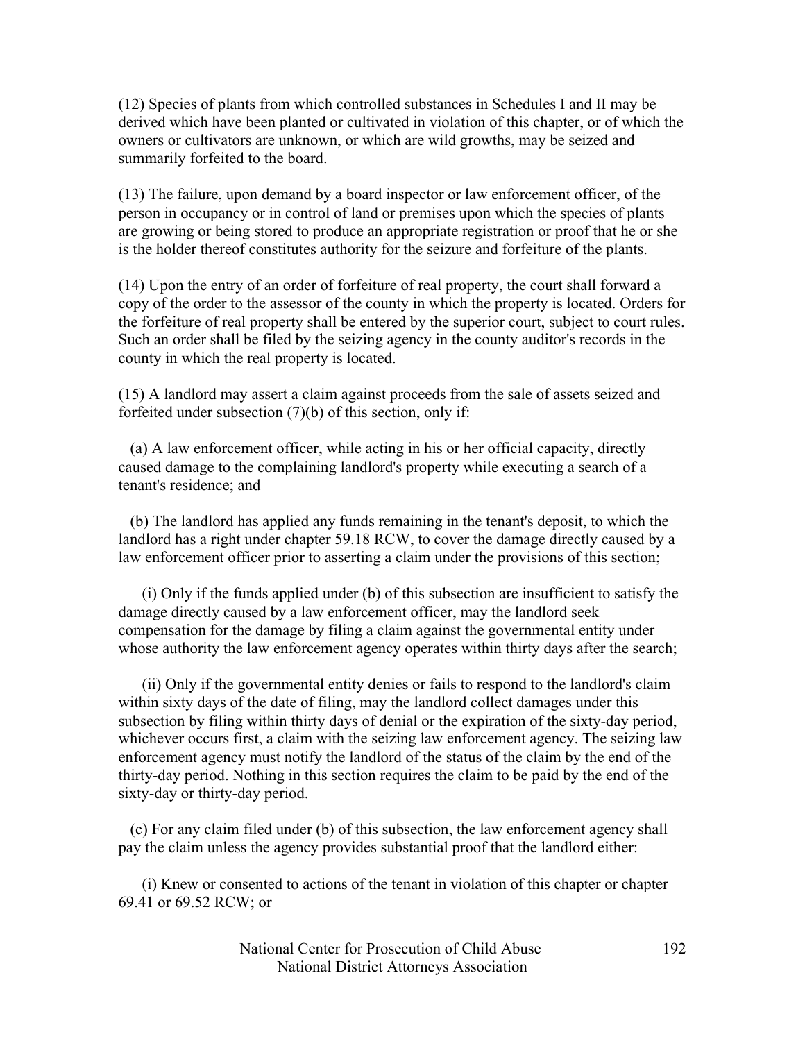(12) Species of plants from which controlled substances in Schedules I and II may be derived which have been planted or cultivated in violation of this chapter, or of which the owners or cultivators are unknown, or which are wild growths, may be seized and summarily forfeited to the board.

(13) The failure, upon demand by a board inspector or law enforcement officer, of the person in occupancy or in control of land or premises upon which the species of plants are growing or being stored to produce an appropriate registration or proof that he or she is the holder thereof constitutes authority for the seizure and forfeiture of the plants.

(14) Upon the entry of an order of forfeiture of real property, the court shall forward a copy of the order to the assessor of the county in which the property is located. Orders for the forfeiture of real property shall be entered by the superior court, subject to court rules. Such an order shall be filed by the seizing agency in the county auditor's records in the county in which the real property is located.

(15) A landlord may assert a claim against proceeds from the sale of assets seized and forfeited under subsection (7)(b) of this section, only if:

(a) A law enforcement officer, while acting in his or her official capacity, directly caused damage to the complaining landlord's property while executing a search of a tenant's residence; and

(b) The landlord has applied any funds remaining in the tenant's deposit, to which the landlord has a right under chapter 59.18 RCW, to cover the damage directly caused by a law enforcement officer prior to asserting a claim under the provisions of this section;

(i) Only if the funds applied under (b) of this subsection are insufficient to satisfy the damage directly caused by a law enforcement officer, may the landlord seek compensation for the damage by filing a claim against the governmental entity under whose authority the law enforcement agency operates within thirty days after the search;

(ii) Only if the governmental entity denies or fails to respond to the landlord's claim within sixty days of the date of filing, may the landlord collect damages under this subsection by filing within thirty days of denial or the expiration of the sixty-day period, whichever occurs first, a claim with the seizing law enforcement agency. The seizing law enforcement agency must notify the landlord of the status of the claim by the end of the thirty-day period. Nothing in this section requires the claim to be paid by the end of the sixty-day or thirty-day period.

(c) For any claim filed under (b) of this subsection, the law enforcement agency shall pay the claim unless the agency provides substantial proof that the landlord either:

(i) Knew or consented to actions of the tenant in violation of this chapter or chapter 69.41 or 69.52 RCW; or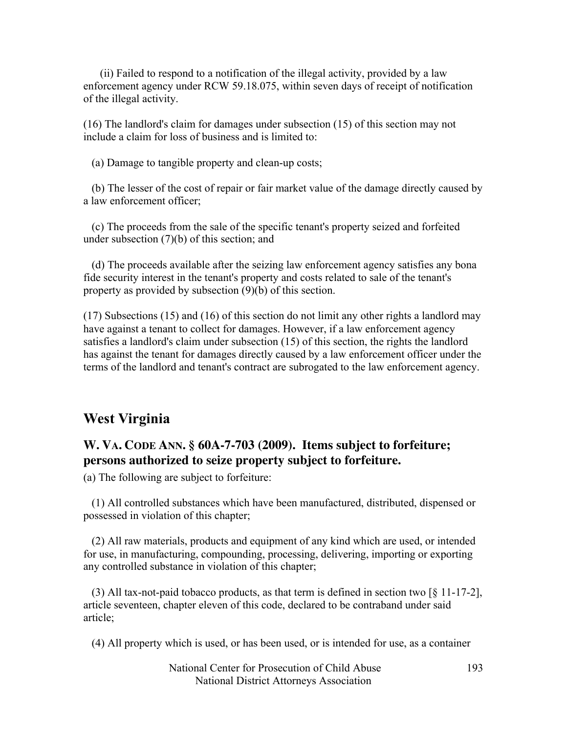(ii) Failed to respond to a notification of the illegal activity, provided by a law enforcement agency under RCW 59.18.075, within seven days of receipt of notification of the illegal activity.

(16) The landlord's claim for damages under subsection (15) of this section may not include a claim for loss of business and is limited to:

(a) Damage to tangible property and clean-up costs;

(b) The lesser of the cost of repair or fair market value of the damage directly caused by a law enforcement officer;

(c) The proceeds from the sale of the specific tenant's property seized and forfeited under subsection (7)(b) of this section; and

(d) The proceeds available after the seizing law enforcement agency satisfies any bona fide security interest in the tenant's property and costs related to sale of the tenant's property as provided by subsection (9)(b) of this section.

(17) Subsections (15) and (16) of this section do not limit any other rights a landlord may have against a tenant to collect for damages. However, if a law enforcement agency satisfies a landlord's claim under subsection (15) of this section, the rights the landlord has against the tenant for damages directly caused by a law enforcement officer under the terms of the landlord and tenant's contract are subrogated to the law enforcement agency.

## West Virginia

### W. VA. CODE ANN. § 60A-7-703 (2009). Items subject to forfeiture; persons authorized to seize property subject to forfeiture.

(a) The following are subject to forfeiture:

(1) All controlled substances which have been manufactured, distributed, dispensed or possessed in violation of this chapter;

(2) All raw materials, products and equipment of any kind which are used, or intended for use, in manufacturing, compounding, processing, delivering, importing or exporting any controlled substance in violation of this chapter;

(3) All tax-not-paid tobacco products, as that term is defined in section two [§ 11-17-2], article seventeen, chapter eleven of this code, declared to be contraband under said article;

(4) All property which is used, or has been used, or is intended for use, as a container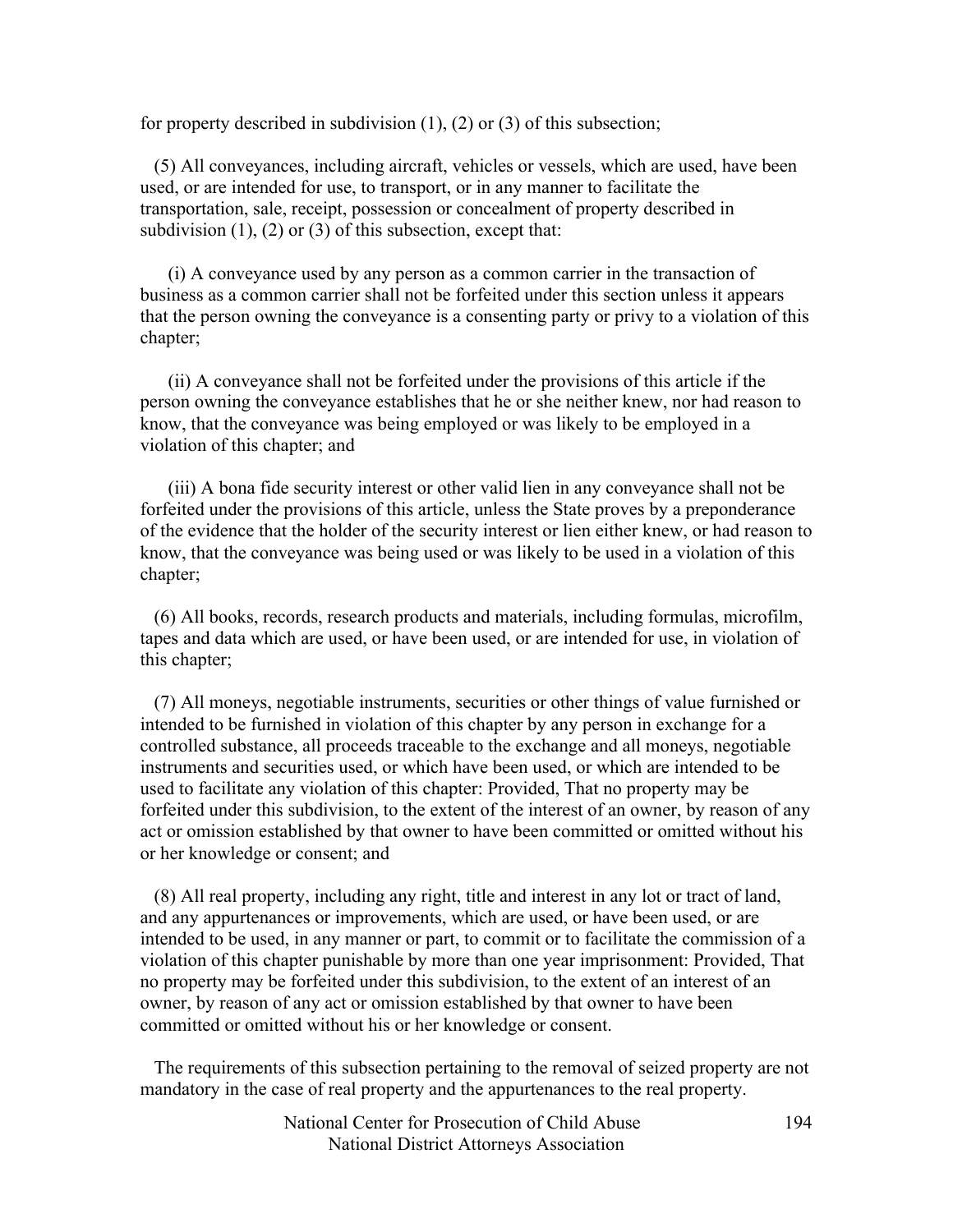for property described in subdivision (1), (2) or (3) of this subsection;

(5) All conveyances, including aircraft, vehicles or vessels, which are used, have been used, or are intended for use, to transport, or in any manner to facilitate the transportation, sale, receipt, possession or concealment of property described in subdivision (1), (2) or (3) of this subsection, except that:

(i) A conveyance used by any person as a common carrier in the transaction of business as a common carrier shall not be forfeited under this section unless it appears that the person owning the conveyance is a consenting party or privy to a violation of this chapter;

(ii) A conveyance shall not be forfeited under the provisions of this article if the person owning the conveyance establishes that he or she neither knew, nor had reason to know, that the conveyance was being employed or was likely to be employed in a violation of this chapter; and

(iii) A bona fide security interest or other valid lien in any conveyance shall not be forfeited under the provisions of this article, unless the State proves by a preponderance of the evidence that the holder of the security interest or lien either knew, or had reason to know, that the conveyance was being used or was likely to be used in a violation of this chapter;

(6) All books, records, research products and materials, including formulas, microfilm, tapes and data which are used, or have been used, or are intended for use, in violation of this chapter;

(7) All moneys, negotiable instruments, securities or other things of value furnished or intended to be furnished in violation of this chapter by any person in exchange for a controlled substance, all proceeds traceable to the exchange and all moneys, negotiable instruments and securities used, or which have been used, or which are intended to be used to facilitate any violation of this chapter: Provided, That no property may be forfeited under this subdivision, to the extent of the interest of an owner, by reason of any act or omission established by that owner to have been committed or omitted without his or her knowledge or consent; and

(8) All real property, including any right, title and interest in any lot or tract of land, and any appurtenances or improvements, which are used, or have been used, or are intended to be used, in any manner or part, to commit or to facilitate the commission of a violation of this chapter punishable by more than one year imprisonment: Provided, That no property may be forfeited under this subdivision, to the extent of an interest of an owner, by reason of any act or omission established by that owner to have been committed or omitted without his or her knowledge or consent.

The requirements of this subsection pertaining to the removal of seized property are not mandatory in the case of real property and the appurtenances to the real property.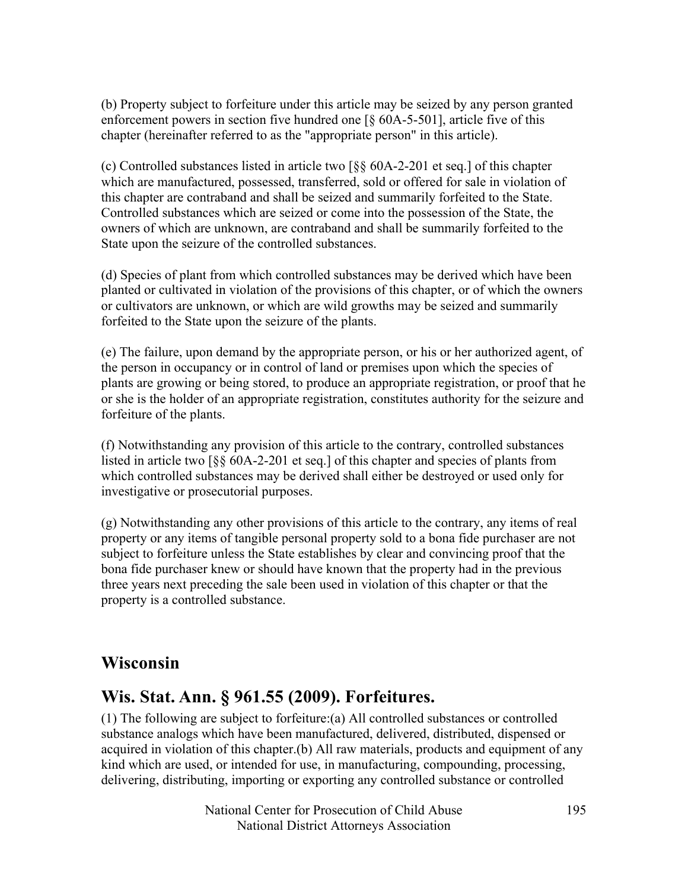(b) Property subject to forfeiture under this article may be seized by any person granted enforcement powers in section five hundred one [§ 60A-5-501], article five of this chapter (hereinafter referred to as the "appropriate person" in this article).

(c) Controlled substances listed in article two [§§ 60A-2-201 et seq.] of this chapter which are manufactured, possessed, transferred, sold or offered for sale in violation of this chapter are contraband and shall be seized and summarily forfeited to the State. Controlled substances which are seized or come into the possession of the State, the owners of which are unknown, are contraband and shall be summarily forfeited to the State upon the seizure of the controlled substances.

(d) Species of plant from which controlled substances may be derived which have been planted or cultivated in violation of the provisions of this chapter, or of which the owners or cultivators are unknown, or which are wild growths may be seized and summarily forfeited to the State upon the seizure of the plants.

(e) The failure, upon demand by the appropriate person, or his or her authorized agent, of the person in occupancy or in control of land or premises upon which the species of plants are growing or being stored, to produce an appropriate registration, or proof that he or she is the holder of an appropriate registration, constitutes authority for the seizure and forfeiture of the plants.

(f) Notwithstanding any provision of this article to the contrary, controlled substances listed in article two [§§ 60A-2-201 et seq.] of this chapter and species of plants from which controlled substances may be derived shall either be destroyed or used only for investigative or prosecutorial purposes.

(g) Notwithstanding any other provisions of this article to the contrary, any items of real property or any items of tangible personal property sold to a bona fide purchaser are not subject to forfeiture unless the State establishes by clear and convincing proof that the bona fide purchaser knew or should have known that the property had in the previous three years next preceding the sale been used in violation of this chapter or that the property is a controlled substance.

## Wisconsin

## Wis. Stat. Ann. § 961.55 (2009). Forfeitures.

(1) The following are subject to forfeiture:(a) All controlled substances or controlled substance analogs which have been manufactured, delivered, distributed, dispensed or acquired in violation of this chapter.(b) All raw materials, products and equipment of any kind which are used, or intended for use, in manufacturing, compounding, processing, delivering, distributing, importing or exporting any controlled substance or controlled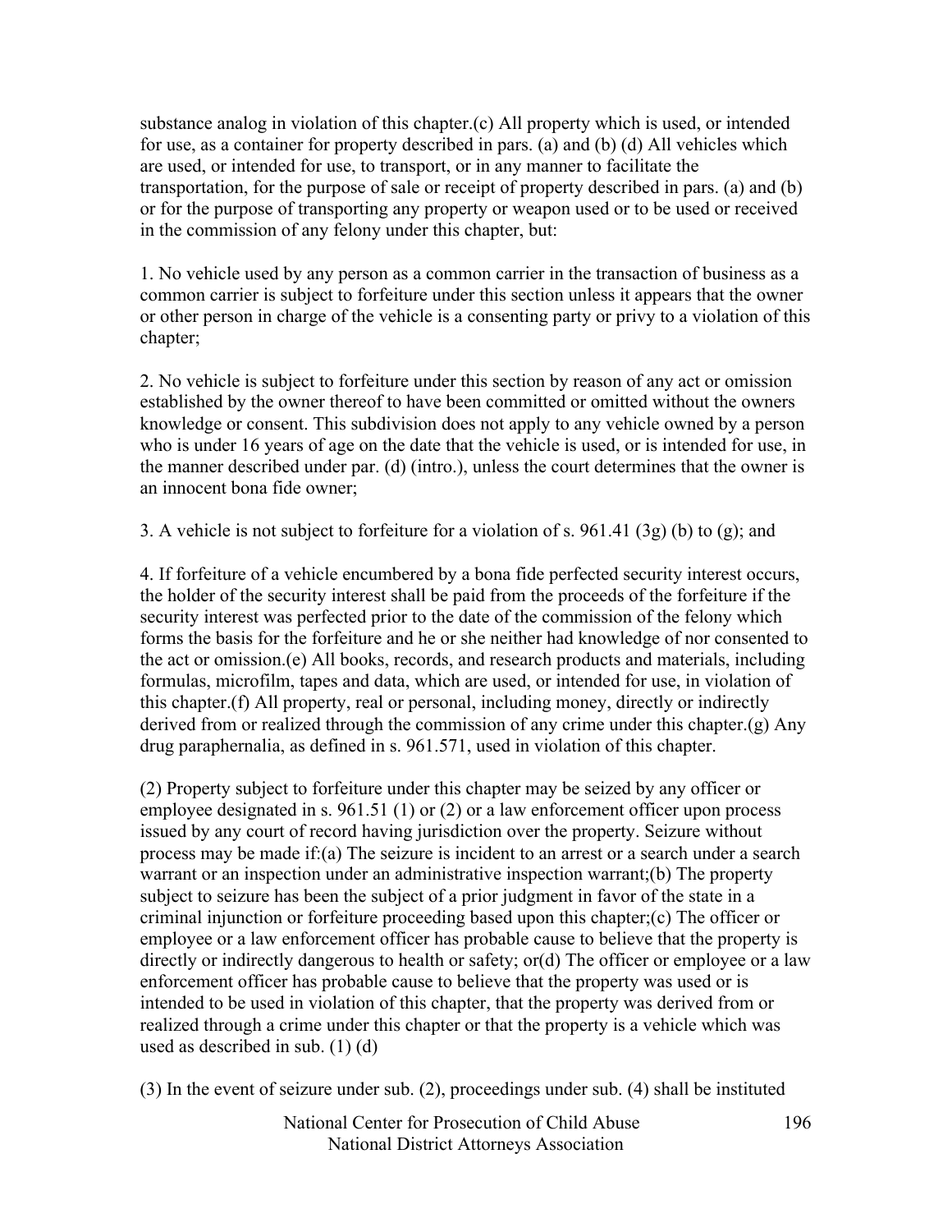substance analog in violation of this chapter.(c) All property which is used, or intended for use, as a container for property described in pars. (a) and (b) (d) All vehicles which are used, or intended for use, to transport, or in any manner to facilitate the transportation, for the purpose of sale or receipt of property described in pars. (a) and (b) or for the purpose of transporting any property or weapon used or to be used or received in the commission of any felony under this chapter, but:

1. No vehicle used by any person as a common carrier in the transaction of business as a common carrier is subject to forfeiture under this section unless it appears that the owner or other person in charge of the vehicle is a consenting party or privy to a violation of this chapter;

2. No vehicle is subject to forfeiture under this section by reason of any act or omission established by the owner thereof to have been committed or omitted without the owners knowledge or consent. This subdivision does not apply to any vehicle owned by a person who is under 16 years of age on the date that the vehicle is used, or is intended for use, in the manner described under par. (d) (intro.), unless the court determines that the owner is an innocent bona fide owner;

3. A vehicle is not subject to forfeiture for a violation of s. 961.41 (3g) (b) to (g); and

4. If forfeiture of a vehicle encumbered by a bona fide perfected security interest occurs, the holder of the security interest shall be paid from the proceeds of the forfeiture if the security interest was perfected prior to the date of the commission of the felony which forms the basis for the forfeiture and he or she neither had knowledge of nor consented to the act or omission.(e) All books, records, and research products and materials, including formulas, microfilm, tapes and data, which are used, or intended for use, in violation of this chapter.(f) All property, real or personal, including money, directly or indirectly derived from or realized through the commission of any crime under this chapter.(g) Any drug paraphernalia, as defined in s. 961.571, used in violation of this chapter.

(2) Property subject to forfeiture under this chapter may be seized by any officer or employee designated in s. 961.51 (1) or (2) or a law enforcement officer upon process issued by any court of record having jurisdiction over the property. Seizure without process may be made if:(a) The seizure is incident to an arrest or a search under a search warrant or an inspection under an administrative inspection warrant;(b) The property subject to seizure has been the subject of a prior judgment in favor of the state in a criminal injunction or forfeiture proceeding based upon this chapter;(c) The officer or employee or a law enforcement officer has probable cause to believe that the property is directly or indirectly dangerous to health or safety; or(d) The officer or employee or a law enforcement officer has probable cause to believe that the property was used or is intended to be used in violation of this chapter, that the property was derived from or realized through a crime under this chapter or that the property is a vehicle which was used as described in sub. (1) (d)

(3) In the event of seizure under sub. (2), proceedings under sub. (4) shall be instituted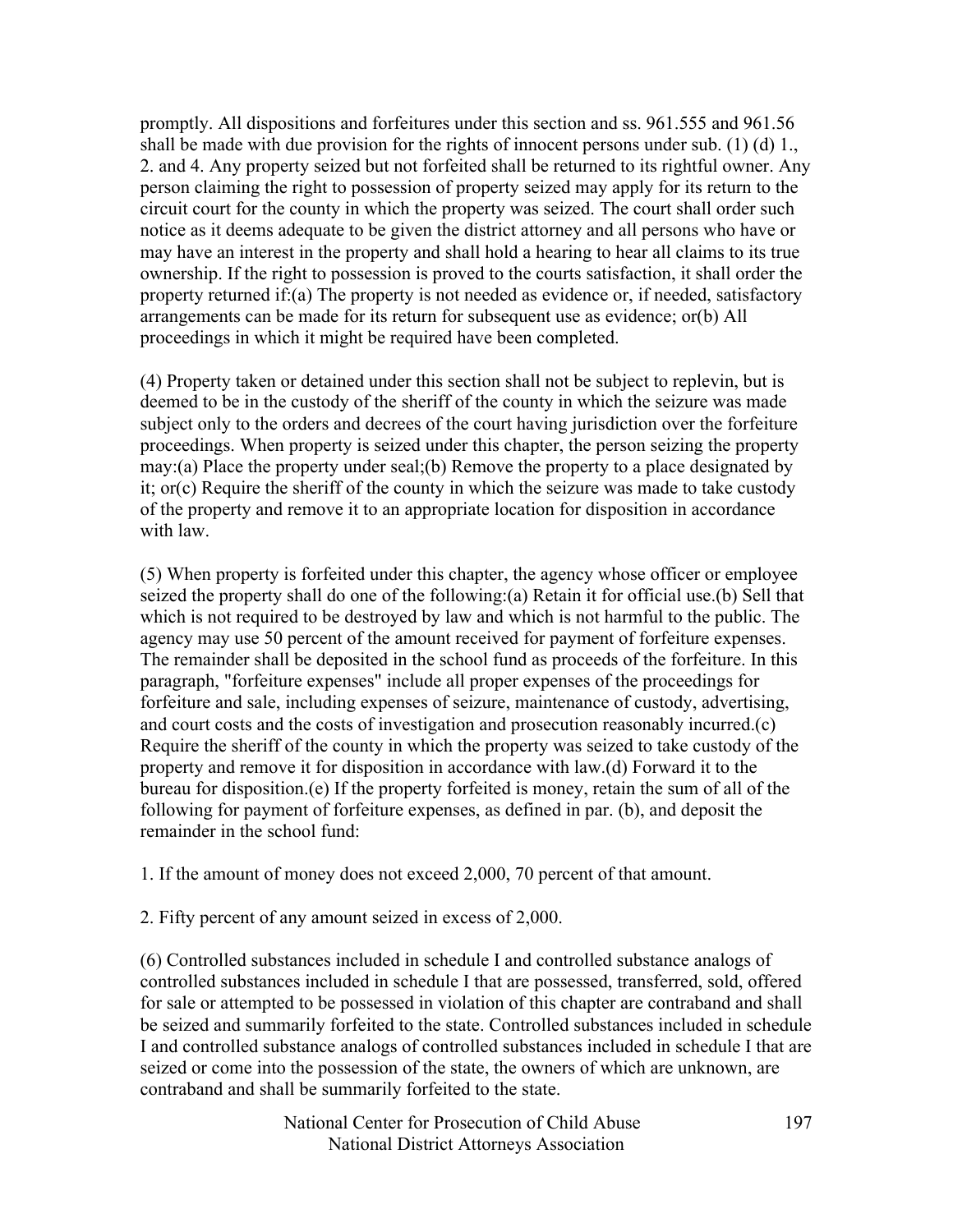promptly. All dispositions and forfeitures under this section and ss. 961.555 and 961.56 shall be made with due provision for the rights of innocent persons under sub. (1) (d) 1., 2. and 4. Any property seized but not forfeited shall be returned to its rightful owner. Any person claiming the right to possession of property seized may apply for its return to the circuit court for the county in which the property was seized. The court shall order such notice as it deems adequate to be given the district attorney and all persons who have or may have an interest in the property and shall hold a hearing to hear all claims to its true ownership. If the right to possession is proved to the courts satisfaction, it shall order the property returned if:(a) The property is not needed as evidence or, if needed, satisfactory arrangements can be made for its return for subsequent use as evidence; or(b) All proceedings in which it might be required have been completed.

(4) Property taken or detained under this section shall not be subject to replevin, but is deemed to be in the custody of the sheriff of the county in which the seizure was made subject only to the orders and decrees of the court having jurisdiction over the forfeiture proceedings. When property is seized under this chapter, the person seizing the property may:(a) Place the property under seal;(b) Remove the property to a place designated by it; or(c) Require the sheriff of the county in which the seizure was made to take custody of the property and remove it to an appropriate location for disposition in accordance with law.

(5) When property is forfeited under this chapter, the agency whose officer or employee seized the property shall do one of the following:(a) Retain it for official use.(b) Sell that which is not required to be destroyed by law and which is not harmful to the public. The agency may use 50 percent of the amount received for payment of forfeiture expenses. The remainder shall be deposited in the school fund as proceeds of the forfeiture. In this paragraph, "forfeiture expenses" include all proper expenses of the proceedings for forfeiture and sale, including expenses of seizure, maintenance of custody, advertising, and court costs and the costs of investigation and prosecution reasonably incurred.(c) Require the sheriff of the county in which the property was seized to take custody of the property and remove it for disposition in accordance with law.(d) Forward it to the bureau for disposition.(e) If the property forfeited is money, retain the sum of all of the following for payment of forfeiture expenses, as defined in par. (b), and deposit the remainder in the school fund:

1. If the amount of money does not exceed 2,000, 70 percent of that amount.

2. Fifty percent of any amount seized in excess of 2,000.

(6) Controlled substances included in schedule I and controlled substance analogs of controlled substances included in schedule I that are possessed, transferred, sold, offered for sale or attempted to be possessed in violation of this chapter are contraband and shall be seized and summarily forfeited to the state. Controlled substances included in schedule I and controlled substance analogs of controlled substances included in schedule I that are seized or come into the possession of the state, the owners of which are unknown, are contraband and shall be summarily forfeited to the state.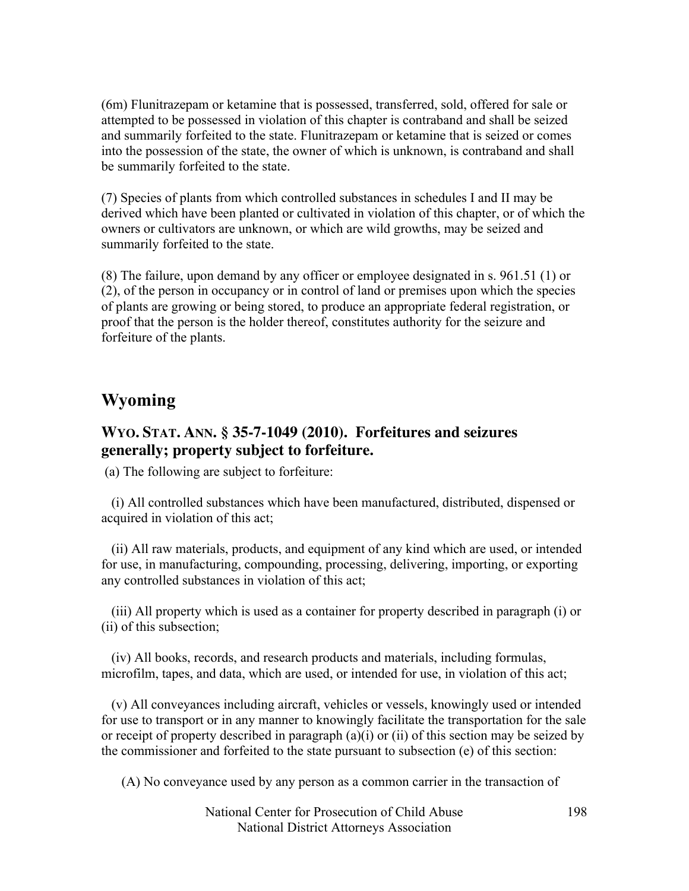(6m) Flunitrazepam or ketamine that is possessed, transferred, sold, offered for sale or attempted to be possessed in violation of this chapter is contraband and shall be seized and summarily forfeited to the state. Flunitrazepam or ketamine that is seized or comes into the possession of the state, the owner of which is unknown, is contraband and shall be summarily forfeited to the state.

(7) Species of plants from which controlled substances in schedules I and II may be derived which have been planted or cultivated in violation of this chapter, or of which the owners or cultivators are unknown, or which are wild growths, may be seized and summarily forfeited to the state.

(8) The failure, upon demand by any officer or employee designated in s. 961.51 (1) or (2), of the person in occupancy or in control of land or premises upon which the species of plants are growing or being stored, to produce an appropriate federal registration, or proof that the person is the holder thereof, constitutes authority for the seizure and forfeiture of the plants.

## Wyoming

### WYO. STAT. ANN. § 35-7-1049 (2010). Forfeitures and seizures generally; property subject to forfeiture.

(a) The following are subject to forfeiture:

(i) All controlled substances which have been manufactured, distributed, dispensed or acquired in violation of this act;

(ii) All raw materials, products, and equipment of any kind which are used, or intended for use, in manufacturing, compounding, processing, delivering, importing, or exporting any controlled substances in violation of this act;

(iii) All property which is used as a container for property described in paragraph (i) or (ii) of this subsection;

(iv) All books, records, and research products and materials, including formulas, microfilm, tapes, and data, which are used, or intended for use, in violation of this act;

(v) All conveyances including aircraft, vehicles or vessels, knowingly used or intended for use to transport or in any manner to knowingly facilitate the transportation for the sale or receipt of property described in paragraph (a)(i) or (ii) of this section may be seized by the commissioner and forfeited to the state pursuant to subsection (e) of this section:

(A) No conveyance used by any person as a common carrier in the transaction of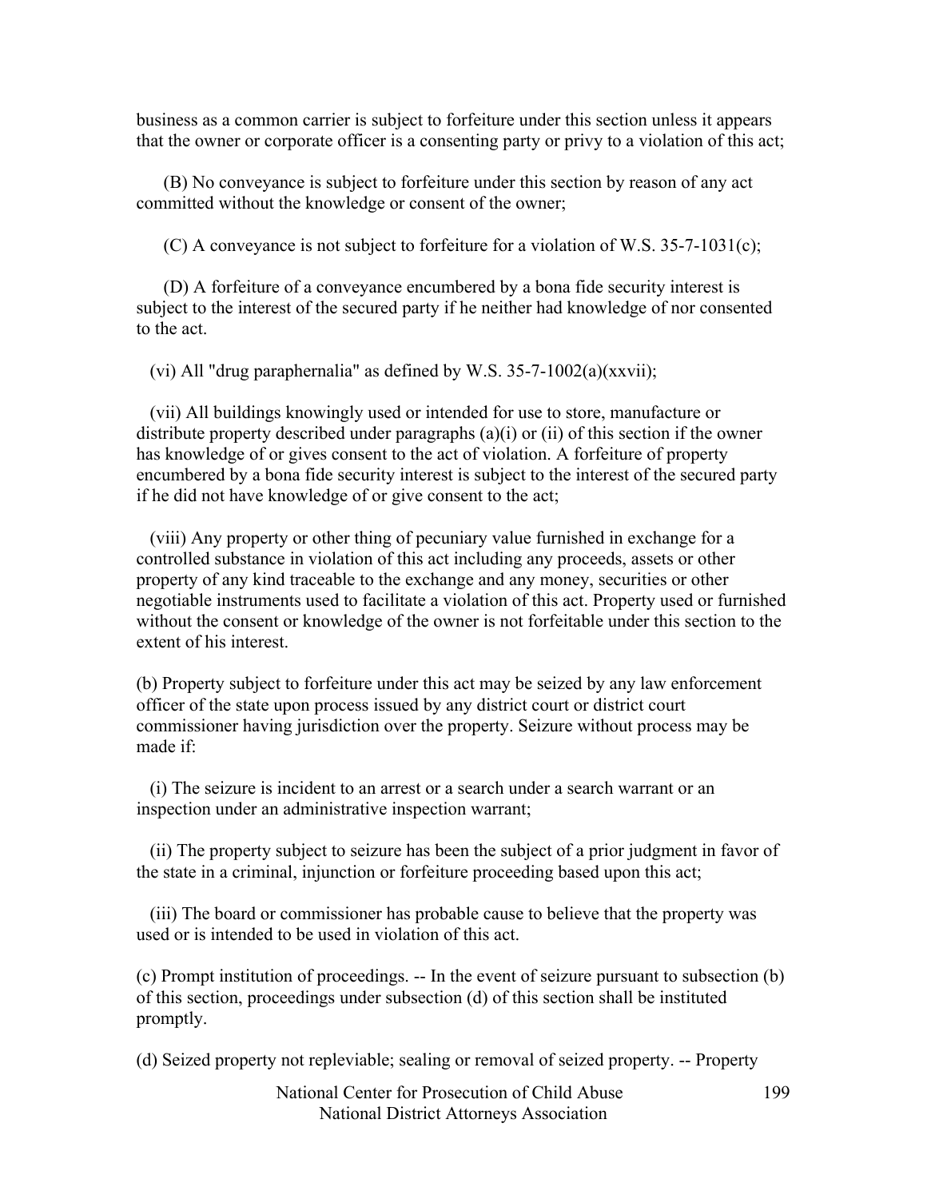business as a common carrier is subject to forfeiture under this section unless it appears that the owner or corporate officer is a consenting party or privy to a violation of this act;

(B) No conveyance is subject to forfeiture under this section by reason of any act committed without the knowledge or consent of the owner;

(C) A conveyance is not subject to forfeiture for a violation of W.S. 35-7-1031(c);

(D) A forfeiture of a conveyance encumbered by a bona fide security interest is subject to the interest of the secured party if he neither had knowledge of nor consented to the act.

(vi) All "drug paraphernalia" as defined by W.S. 35-7-1002(a)(xxvii);

(vii) All buildings knowingly used or intended for use to store, manufacture or distribute property described under paragraphs (a)(i) or (ii) of this section if the owner has knowledge of or gives consent to the act of violation. A forfeiture of property encumbered by a bona fide security interest is subject to the interest of the secured party if he did not have knowledge of or give consent to the act;

(viii) Any property or other thing of pecuniary value furnished in exchange for a controlled substance in violation of this act including any proceeds, assets or other property of any kind traceable to the exchange and any money, securities or other negotiable instruments used to facilitate a violation of this act. Property used or furnished without the consent or knowledge of the owner is not forfeitable under this section to the extent of his interest.

(b) Property subject to forfeiture under this act may be seized by any law enforcement officer of the state upon process issued by any district court or district court commissioner having jurisdiction over the property. Seizure without process may be made if:

(i) The seizure is incident to an arrest or a search under a search warrant or an inspection under an administrative inspection warrant;

(ii) The property subject to seizure has been the subject of a prior judgment in favor of the state in a criminal, injunction or forfeiture proceeding based upon this act;

(iii) The board or commissioner has probable cause to believe that the property was used or is intended to be used in violation of this act.

(c) Prompt institution of proceedings. -- In the event of seizure pursuant to subsection (b) of this section, proceedings under subsection (d) of this section shall be instituted promptly.

(d) Seized property not repleviable; sealing or removal of seized property. -- Property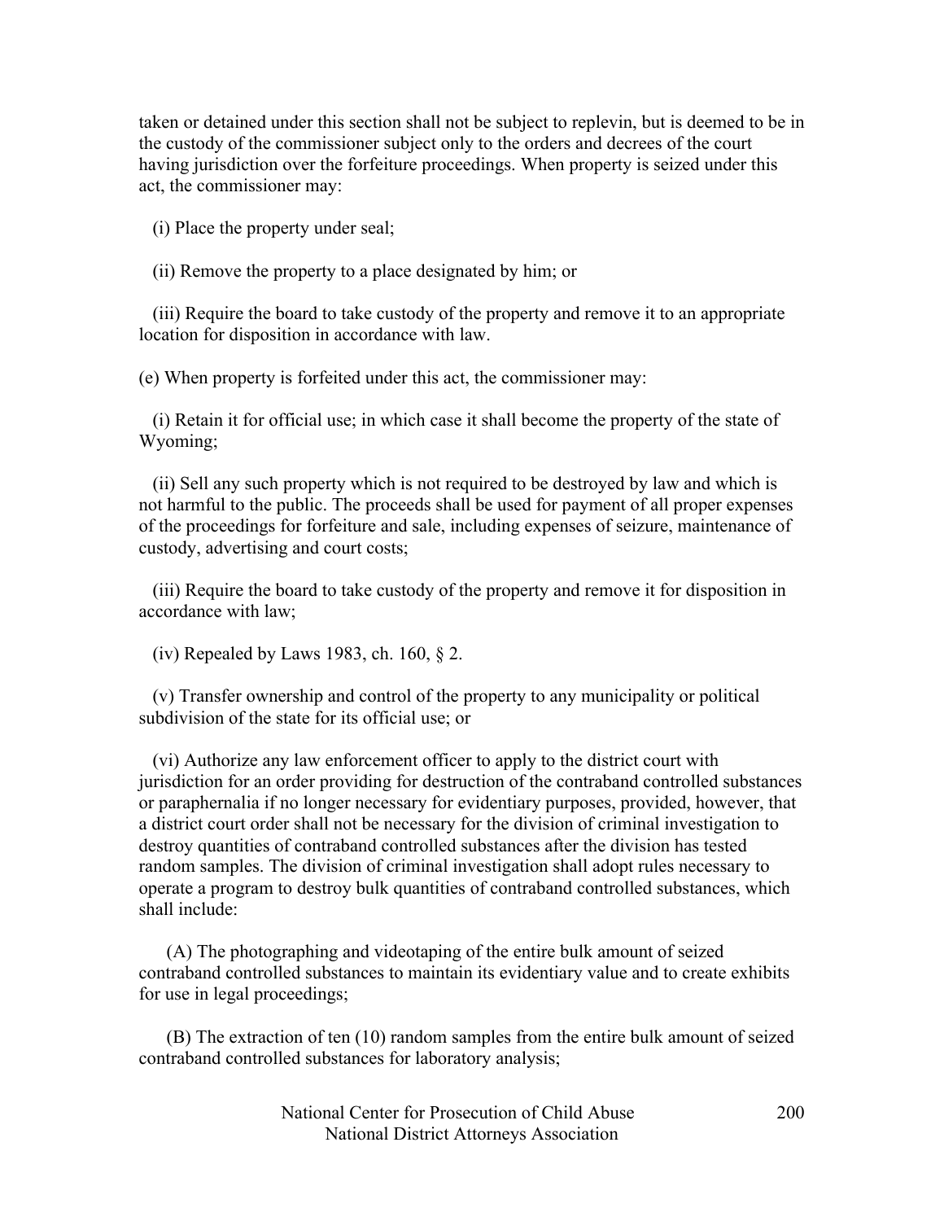taken or detained under this section shall not be subject to replevin, but is deemed to be in the custody of the commissioner subject only to the orders and decrees of the court having jurisdiction over the forfeiture proceedings. When property is seized under this act, the commissioner may:

(i) Place the property under seal;

(ii) Remove the property to a place designated by him; or

(iii) Require the board to take custody of the property and remove it to an appropriate location for disposition in accordance with law.

(e) When property is forfeited under this act, the commissioner may:

(i) Retain it for official use; in which case it shall become the property of the state of Wyoming;

(ii) Sell any such property which is not required to be destroyed by law and which is not harmful to the public. The proceeds shall be used for payment of all proper expenses of the proceedings for forfeiture and sale, including expenses of seizure, maintenance of custody, advertising and court costs;

(iii) Require the board to take custody of the property and remove it for disposition in accordance with law;

(iv) Repealed by Laws 1983, ch. 160, § 2.

(v) Transfer ownership and control of the property to any municipality or political subdivision of the state for its official use; or

(vi) Authorize any law enforcement officer to apply to the district court with jurisdiction for an order providing for destruction of the contraband controlled substances or paraphernalia if no longer necessary for evidentiary purposes, provided, however, that a district court order shall not be necessary for the division of criminal investigation to destroy quantities of contraband controlled substances after the division has tested random samples. The division of criminal investigation shall adopt rules necessary to operate a program to destroy bulk quantities of contraband controlled substances, which shall include:

(A) The photographing and videotaping of the entire bulk amount of seized contraband controlled substances to maintain its evidentiary value and to create exhibits for use in legal proceedings;

(B) The extraction of ten (10) random samples from the entire bulk amount of seized contraband controlled substances for laboratory analysis;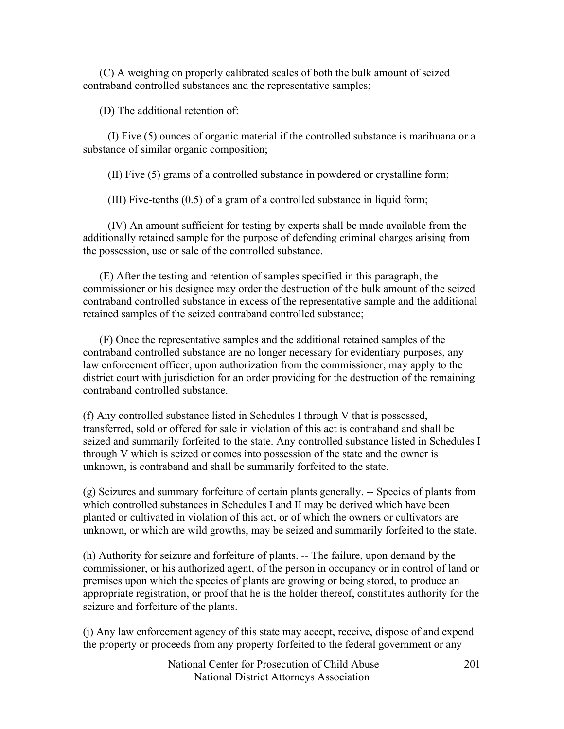(C) A weighing on properly calibrated scales of both the bulk amount of seized contraband controlled substances and the representative samples;

(D) The additional retention of:

(I) Five (5) ounces of organic material if the controlled substance is marihuana or a substance of similar organic composition;

(II) Five (5) grams of a controlled substance in powdered or crystalline form;

(III) Five-tenths (0.5) of a gram of a controlled substance in liquid form;

(IV) An amount sufficient for testing by experts shall be made available from the additionally retained sample for the purpose of defending criminal charges arising from the possession, use or sale of the controlled substance.

(E) After the testing and retention of samples specified in this paragraph, the commissioner or his designee may order the destruction of the bulk amount of the seized contraband controlled substance in excess of the representative sample and the additional retained samples of the seized contraband controlled substance;

(F) Once the representative samples and the additional retained samples of the contraband controlled substance are no longer necessary for evidentiary purposes, any law enforcement officer, upon authorization from the commissioner, may apply to the district court with jurisdiction for an order providing for the destruction of the remaining contraband controlled substance.

(f) Any controlled substance listed in Schedules I through V that is possessed, transferred, sold or offered for sale in violation of this act is contraband and shall be seized and summarily forfeited to the state. Any controlled substance listed in Schedules I through V which is seized or comes into possession of the state and the owner is unknown, is contraband and shall be summarily forfeited to the state.

(g) Seizures and summary forfeiture of certain plants generally. -- Species of plants from which controlled substances in Schedules I and II may be derived which have been planted or cultivated in violation of this act, or of which the owners or cultivators are unknown, or which are wild growths, may be seized and summarily forfeited to the state.

(h) Authority for seizure and forfeiture of plants. -- The failure, upon demand by the commissioner, or his authorized agent, of the person in occupancy or in control of land or premises upon which the species of plants are growing or being stored, to produce an appropriate registration, or proof that he is the holder thereof, constitutes authority for the seizure and forfeiture of the plants.

(j) Any law enforcement agency of this state may accept, receive, dispose of and expend the property or proceeds from any property forfeited to the federal government or any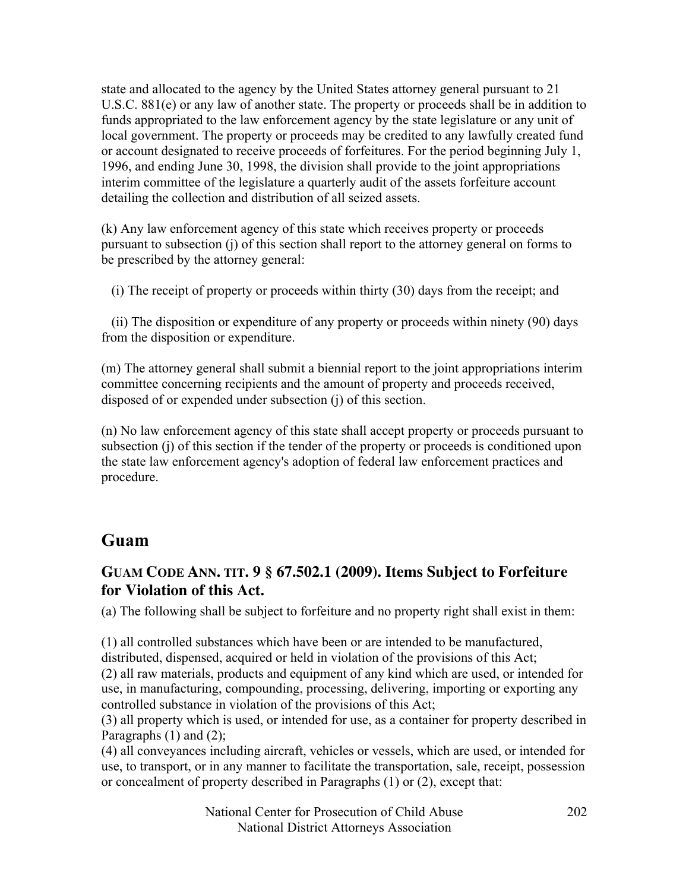state and allocated to the agency by the United States attorney general pursuant to 21 U.S.C. 881(e) or any law of another state. The property or proceeds shall be in addition to funds appropriated to the law enforcement agency by the state legislature or any unit of local government. The property or proceeds may be credited to any lawfully created fund or account designated to receive proceeds of forfeitures. For the period beginning July 1, 1996, and ending June 30, 1998, the division shall provide to the joint appropriations interim committee of the legislature a quarterly audit of the assets forfeiture account detailing the collection and distribution of all seized assets.

(k) Any law enforcement agency of this state which receives property or proceeds pursuant to subsection (j) of this section shall report to the attorney general on forms to be prescribed by the attorney general:

(i) The receipt of property or proceeds within thirty (30) days from the receipt; and

(ii) The disposition or expenditure of any property or proceeds within ninety (90) days from the disposition or expenditure.

(m) The attorney general shall submit a biennial report to the joint appropriations interim committee concerning recipients and the amount of property and proceeds received, disposed of or expended under subsection (j) of this section.

(n) No law enforcement agency of this state shall accept property or proceeds pursuant to subsection (j) of this section if the tender of the property or proceeds is conditioned upon the state law enforcement agency's adoption of federal law enforcement practices and procedure.

## Guam

### GUAM CODE ANN. TIT. 9 § 67.502.1 (2009). Items Subject to Forfeiture for Violation of this Act.

(a) The following shall be subject to forfeiture and no property right shall exist in them:

(1) all controlled substances which have been or are intended to be manufactured, distributed, dispensed, acquired or held in violation of the provisions of this Act;
(2) all raw materials, products and equipment of any kind which are used, or intended for use, in manufacturing, compounding, processing, delivering, importing or exporting any controlled substance in violation of the provisions of this Act;
(3) all property which is used, or intended for use, as a container for property described in Paragraphs (1) and (2);
(4) all conveyances including aircraft, vehicles or vessels, which are used, or intended for use, to transport, or in any manner to facilitate the transportation, sale, receipt, possession or concealment of property described in Paragraphs (1) or (2), except that: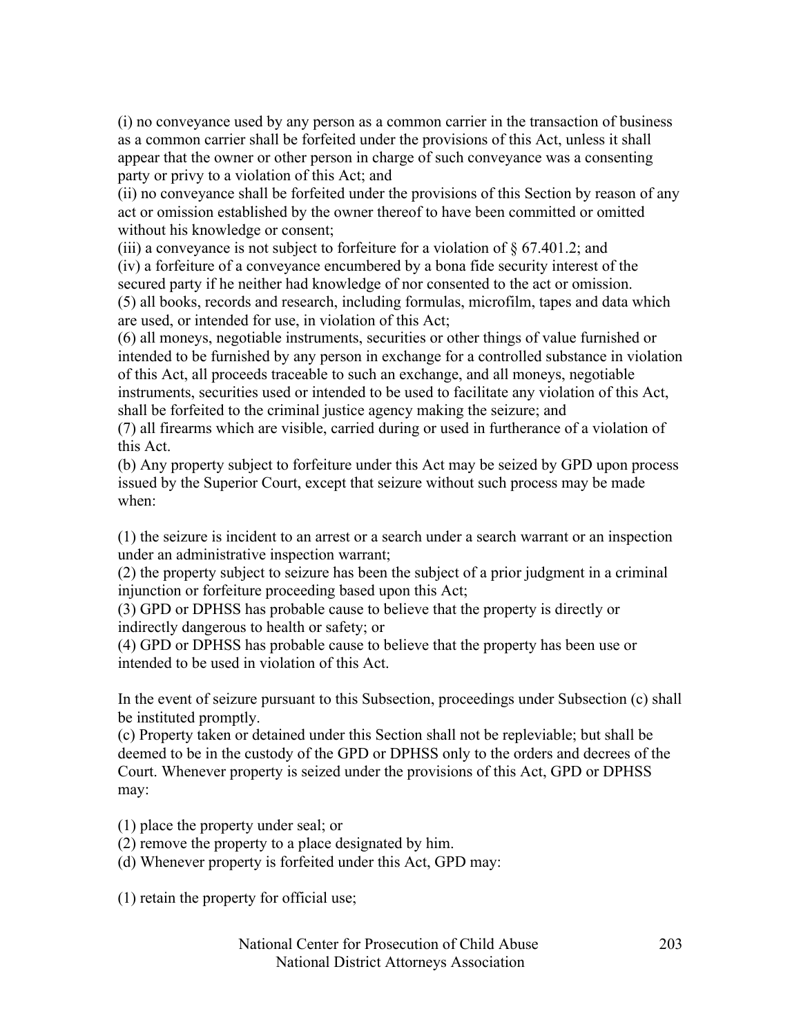(i) no conveyance used by any person as a common carrier in the transaction of business as a common carrier shall be forfeited under the provisions of this Act, unless it shall appear that the owner or other person in charge of such conveyance was a consenting party or privy to a violation of this Act; and
(ii) no conveyance shall be forfeited under the provisions of this Section by reason of any act or omission established by the owner thereof to have been committed or omitted without his knowledge or consent;
(iii) a conveyance is not subject to forfeiture for a violation of § 67.401.2; and
(iv) a forfeiture of a conveyance encumbered by a bona fide security interest of the secured party if he neither had knowledge of nor consented to the act or omission.
(5) all books, records and research, including formulas, microfilm, tapes and data which are used, or intended for use, in violation of this Act;
(6) all moneys, negotiable instruments, securities or other things of value furnished or intended to be furnished by any person in exchange for a controlled substance in violation of this Act, all proceeds traceable to such an exchange, and all moneys, negotiable instruments, securities used or intended to be used to facilitate any violation of this Act, shall be forfeited to the criminal justice agency making the seizure; and
(7) all firearms which are visible, carried during or used in furtherance of a violation of this Act.
(b) Any property subject to forfeiture under this Act may be seized by GPD upon process issued by the Superior Court, except that seizure without such process may be made when:

(1) the seizure is incident to an arrest or a search under a search warrant or an inspection under an administrative inspection warrant;
(2) the property subject to seizure has been the subject of a prior judgment in a criminal injunction or forfeiture proceeding based upon this Act;
(3) GPD or DPHSS has probable cause to believe that the property is directly or indirectly dangerous to health or safety; or
(4) GPD or DPHSS has probable cause to believe that the property has been use or intended to be used in violation of this Act.

In the event of seizure pursuant to this Subsection, proceedings under Subsection (c) shall be instituted promptly.
(c) Property taken or detained under this Section shall not be repleviable; but shall be deemed to be in the custody of the GPD or DPHSS only to the orders and decrees of the Court. Whenever property is seized under the provisions of this Act, GPD or DPHSS may:

(1) place the property under seal; or
(2) remove the property to a place designated by him.
(d) Whenever property is forfeited under this Act, GPD may:

(1) retain the property for official use;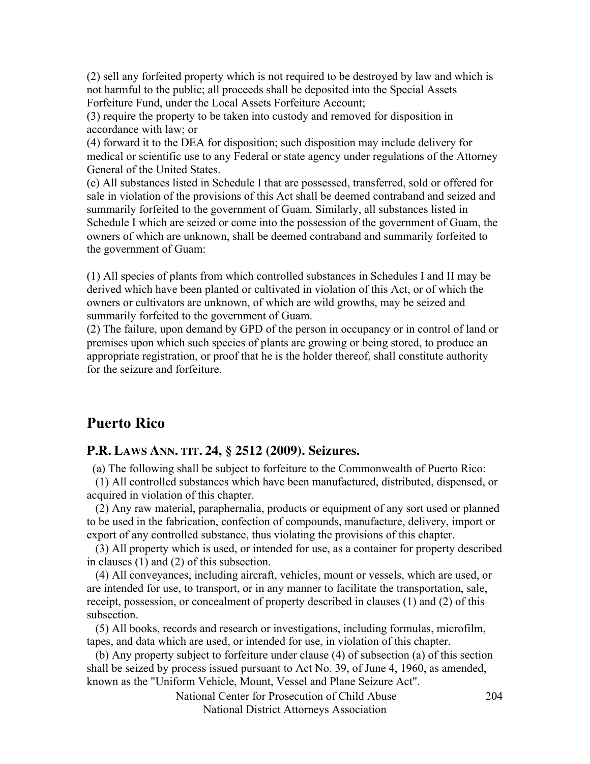(2) sell any forfeited property which is not required to be destroyed by law and which is not harmful to the public; all proceeds shall be deposited into the Special Assets Forfeiture Fund, under the Local Assets Forfeiture Account;
(3) require the property to be taken into custody and removed for disposition in accordance with law; or
(4) forward it to the DEA for disposition; such disposition may include delivery for medical or scientific use to any Federal or state agency under regulations of the Attorney General of the United States.
(e) All substances listed in Schedule I that are possessed, transferred, sold or offered for sale in violation of the provisions of this Act shall be deemed contraband and seized and summarily forfeited to the government of Guam. Similarly, all substances listed in Schedule I which are seized or come into the possession of the government of Guam, the owners of which are unknown, shall be deemed contraband and summarily forfeited to the government of Guam:

(1) All species of plants from which controlled substances in Schedules I and II may be derived which have been planted or cultivated in violation of this Act, or of which the owners or cultivators are unknown, of which are wild growths, may be seized and summarily forfeited to the government of Guam.
(2) The failure, upon demand by GPD of the person in occupancy or in control of land or premises upon which such species of plants are growing or being stored, to produce an appropriate registration, or proof that he is the holder thereof, shall constitute authority for the seizure and forfeiture.

## Puerto Rico

### P.R. Laws Ann. tit. 24, § 2512 (2009). Seizures.

(a) The following shall be subject to forfeiture to the Commonwealth of Puerto Rico:

(1) All controlled substances which have been manufactured, distributed, dispensed, or acquired in violation of this chapter.

(2) Any raw material, paraphernalia, products or equipment of any sort used or planned to be used in the fabrication, confection of compounds, manufacture, delivery, import or export of any controlled substance, thus violating the provisions of this chapter.

(3) All property which is used, or intended for use, as a container for property described in clauses (1) and (2) of this subsection.

(4) All conveyances, including aircraft, vehicles, mount or vessels, which are used, or are intended for use, to transport, or in any manner to facilitate the transportation, sale, receipt, possession, or concealment of property described in clauses (1) and (2) of this subsection.

(5) All books, records and research or investigations, including formulas, microfilm, tapes, and data which are used, or intended for use, in violation of this chapter.

(b) Any property subject to forfeiture under clause (4) of subsection (a) of this section shall be seized by process issued pursuant to Act No. 39, of June 4, 1960, as amended, known as the "Uniform Vehicle, Mount, Vessel and Plane Seizure Act".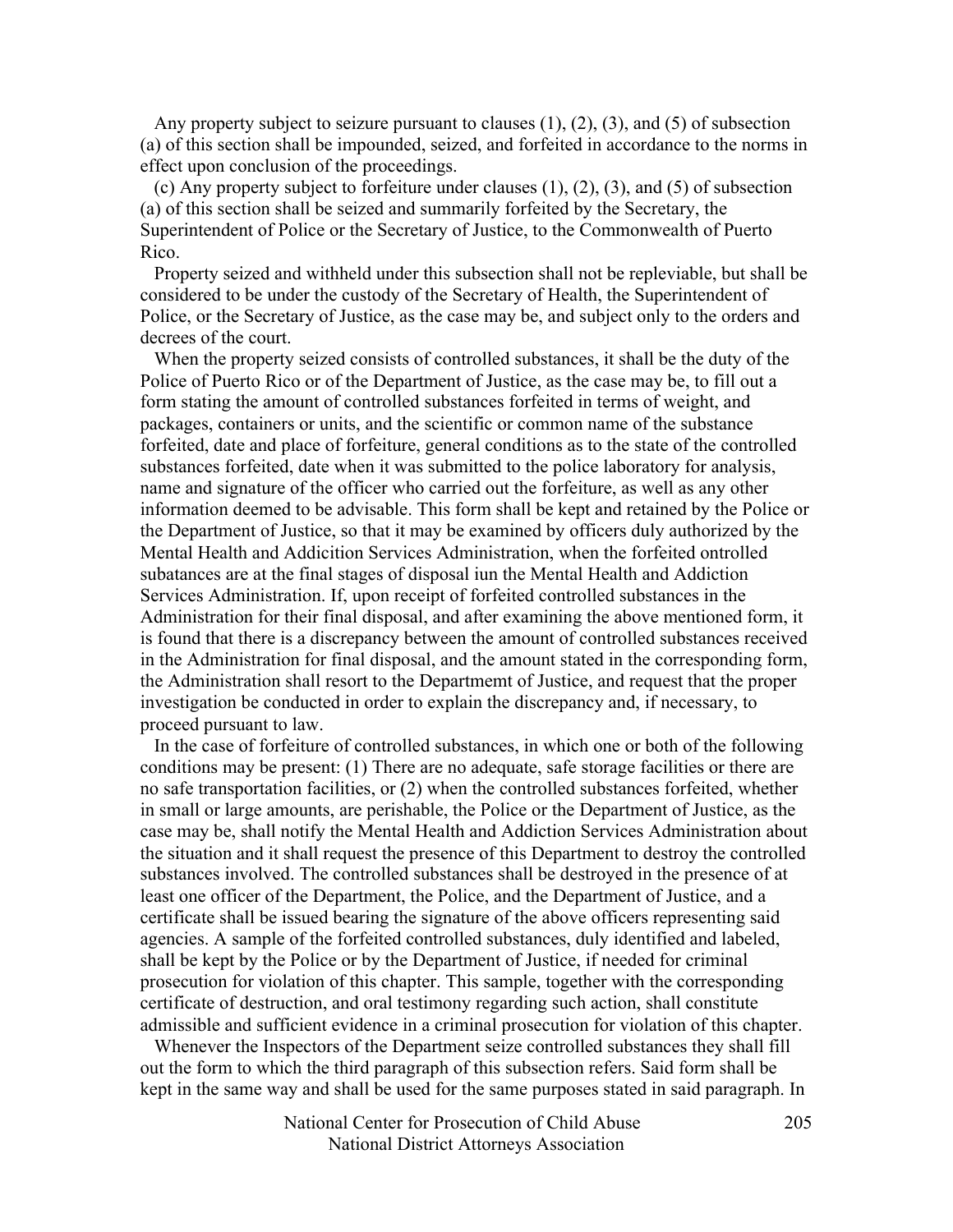Any property subject to seizure pursuant to clauses (1), (2), (3), and (5) of subsection (a) of this section shall be impounded, seized, and forfeited in accordance to the norms in effect upon conclusion of the proceedings.

(c) Any property subject to forfeiture under clauses (1), (2), (3), and (5) of subsection (a) of this section shall be seized and summarily forfeited by the Secretary, the Superintendent of Police or the Secretary of Justice, to the Commonwealth of Puerto Rico.

Property seized and withheld under this subsection shall not be repleviable, but shall be considered to be under the custody of the Secretary of Health, the Superintendent of Police, or the Secretary of Justice, as the case may be, and subject only to the orders and decrees of the court.

When the property seized consists of controlled substances, it shall be the duty of the Police of Puerto Rico or of the Department of Justice, as the case may be, to fill out a form stating the amount of controlled substances forfeited in terms of weight, and packages, containers or units, and the scientific or common name of the substance forfeited, date and place of forfeiture, general conditions as to the state of the controlled substances forfeited, date when it was submitted to the police laboratory for analysis, name and signature of the officer who carried out the forfeiture, as well as any other information deemed to be advisable. This form shall be kept and retained by the Police or the Department of Justice, so that it may be examined by officers duly authorized by the Mental Health and Addicition Services Administration, when the forfeited ontrolled subatances are at the final stages of disposal iun the Mental Health and Addiction Services Administration. If, upon receipt of forfeited controlled substances in the Administration for their final disposal, and after examining the above mentioned form, it is found that there is a discrepancy between the amount of controlled substances received in the Administration for final disposal, and the amount stated in the corresponding form, the Administration shall resort to the Departmemt of Justice, and request that the proper investigation be conducted in order to explain the discrepancy and, if necessary, to proceed pursuant to law.

In the case of forfeiture of controlled substances, in which one or both of the following conditions may be present: (1) There are no adequate, safe storage facilities or there are no safe transportation facilities, or (2) when the controlled substances forfeited, whether in small or large amounts, are perishable, the Police or the Department of Justice, as the case may be, shall notify the Mental Health and Addiction Services Administration about the situation and it shall request the presence of this Department to destroy the controlled substances involved. The controlled substances shall be destroyed in the presence of at least one officer of the Department, the Police, and the Department of Justice, and a certificate shall be issued bearing the signature of the above officers representing said agencies. A sample of the forfeited controlled substances, duly identified and labeled, shall be kept by the Police or by the Department of Justice, if needed for criminal prosecution for violation of this chapter. This sample, together with the corresponding certificate of destruction, and oral testimony regarding such action, shall constitute admissible and sufficient evidence in a criminal prosecution for violation of this chapter.

Whenever the Inspectors of the Department seize controlled substances they shall fill out the form to which the third paragraph of this subsection refers. Said form shall be kept in the same way and shall be used for the same purposes stated in said paragraph. In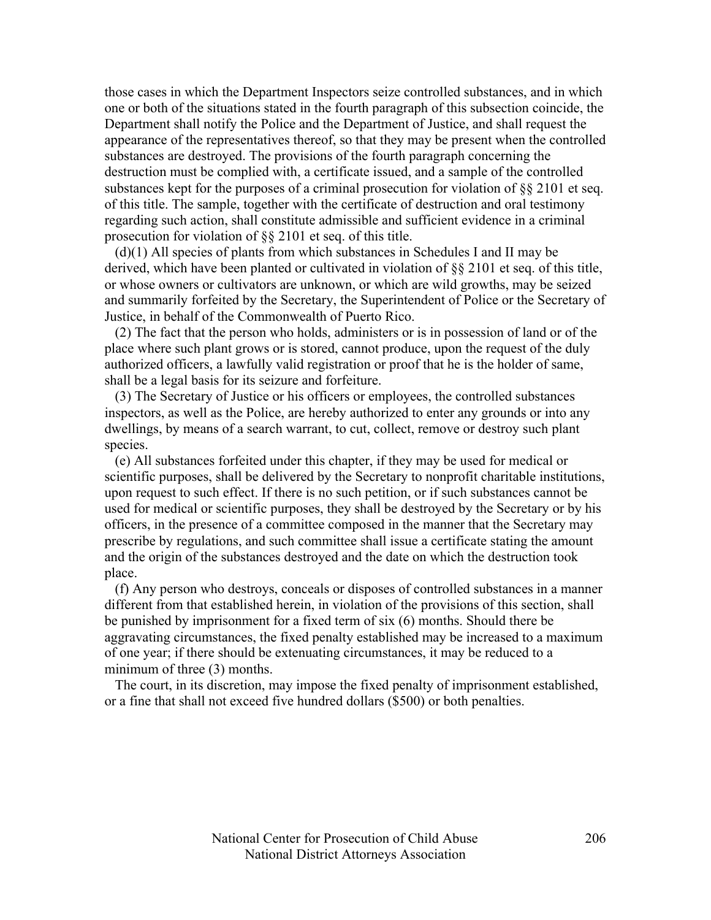those cases in which the Department Inspectors seize controlled substances, and in which one or both of the situations stated in the fourth paragraph of this subsection coincide, the Department shall notify the Police and the Department of Justice, and shall request the appearance of the representatives thereof, so that they may be present when the controlled substances are destroyed. The provisions of the fourth paragraph concerning the destruction must be complied with, a certificate issued, and a sample of the controlled substances kept for the purposes of a criminal prosecution for violation of §§ 2101 et seq. of this title. The sample, together with the certificate of destruction and oral testimony regarding such action, shall constitute admissible and sufficient evidence in a criminal prosecution for violation of §§ 2101 et seq. of this title.

(d)(1) All species of plants from which substances in Schedules I and II may be derived, which have been planted or cultivated in violation of §§ 2101 et seq. of this title, or whose owners or cultivators are unknown, or which are wild growths, may be seized and summarily forfeited by the Secretary, the Superintendent of Police or the Secretary of Justice, in behalf of the Commonwealth of Puerto Rico.

(2) The fact that the person who holds, administers or is in possession of land or of the place where such plant grows or is stored, cannot produce, upon the request of the duly authorized officers, a lawfully valid registration or proof that he is the holder of same, shall be a legal basis for its seizure and forfeiture.

(3) The Secretary of Justice or his officers or employees, the controlled substances inspectors, as well as the Police, are hereby authorized to enter any grounds or into any dwellings, by means of a search warrant, to cut, collect, remove or destroy such plant species.

(e) All substances forfeited under this chapter, if they may be used for medical or scientific purposes, shall be delivered by the Secretary to nonprofit charitable institutions, upon request to such effect. If there is no such petition, or if such substances cannot be used for medical or scientific purposes, they shall be destroyed by the Secretary or by his officers, in the presence of a committee composed in the manner that the Secretary may prescribe by regulations, and such committee shall issue a certificate stating the amount and the origin of the substances destroyed and the date on which the destruction took place.

(f) Any person who destroys, conceals or disposes of controlled substances in a manner different from that established herein, in violation of the provisions of this section, shall be punished by imprisonment for a fixed term of six (6) months. Should there be aggravating circumstances, the fixed penalty established may be increased to a maximum of one year; if there should be extenuating circumstances, it may be reduced to a minimum of three (3) months.

The court, in its discretion, may impose the fixed penalty of imprisonment established, or a fine that shall not exceed five hundred dollars ($500) or both penalties.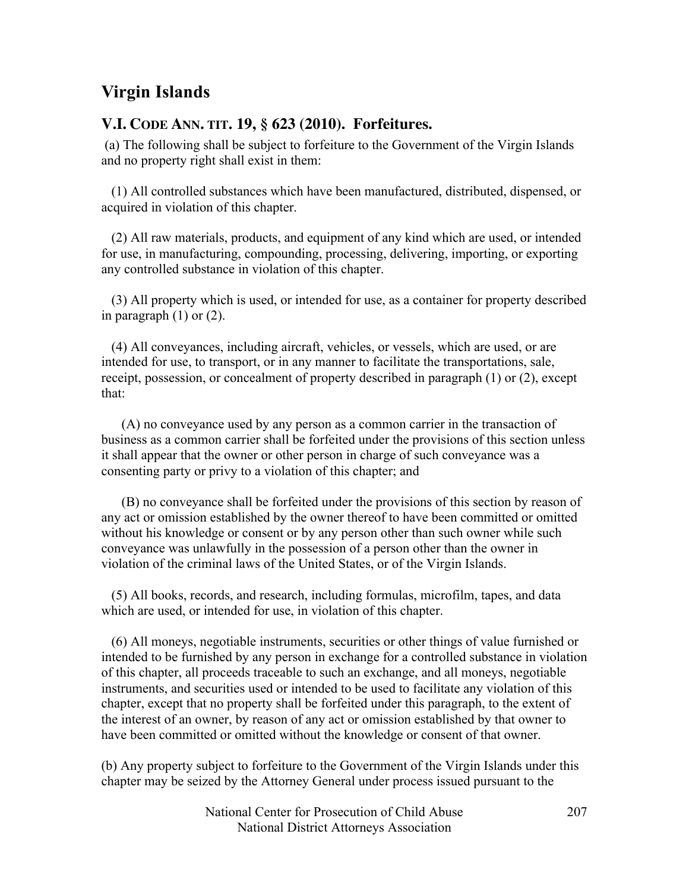## Virgin Islands

### V.I. CODE ANN. TIT. 19, § 623 (2010). Forfeitures.

(a) The following shall be subject to forfeiture to the Government of the Virgin Islands and no property right shall exist in them:

(1) All controlled substances which have been manufactured, distributed, dispensed, or acquired in violation of this chapter.

(2) All raw materials, products, and equipment of any kind which are used, or intended for use, in manufacturing, compounding, processing, delivering, importing, or exporting any controlled substance in violation of this chapter.

(3) All property which is used, or intended for use, as a container for property described in paragraph (1) or (2).

(4) All conveyances, including aircraft, vehicles, or vessels, which are used, or are intended for use, to transport, or in any manner to facilitate the transportations, sale, receipt, possession, or concealment of property described in paragraph (1) or (2), except that:

(A) no conveyance used by any person as a common carrier in the transaction of business as a common carrier shall be forfeited under the provisions of this section unless it shall appear that the owner or other person in charge of such conveyance was a consenting party or privy to a violation of this chapter; and

(B) no conveyance shall be forfeited under the provisions of this section by reason of any act or omission established by the owner thereof to have been committed or omitted without his knowledge or consent or by any person other than such owner while such conveyance was unlawfully in the possession of a person other than the owner in violation of the criminal laws of the United States, or of the Virgin Islands.

(5) All books, records, and research, including formulas, microfilm, tapes, and data which are used, or intended for use, in violation of this chapter.

(6) All moneys, negotiable instruments, securities or other things of value furnished or intended to be furnished by any person in exchange for a controlled substance in violation of this chapter, all proceeds traceable to such an exchange, and all moneys, negotiable instruments, and securities used or intended to be used to facilitate any violation of this chapter, except that no property shall be forfeited under this paragraph, to the extent of the interest of an owner, by reason of any act or omission established by that owner to have been committed or omitted without the knowledge or consent of that owner.

(b) Any property subject to forfeiture to the Government of the Virgin Islands under this chapter may be seized by the Attorney General under process issued pursuant to the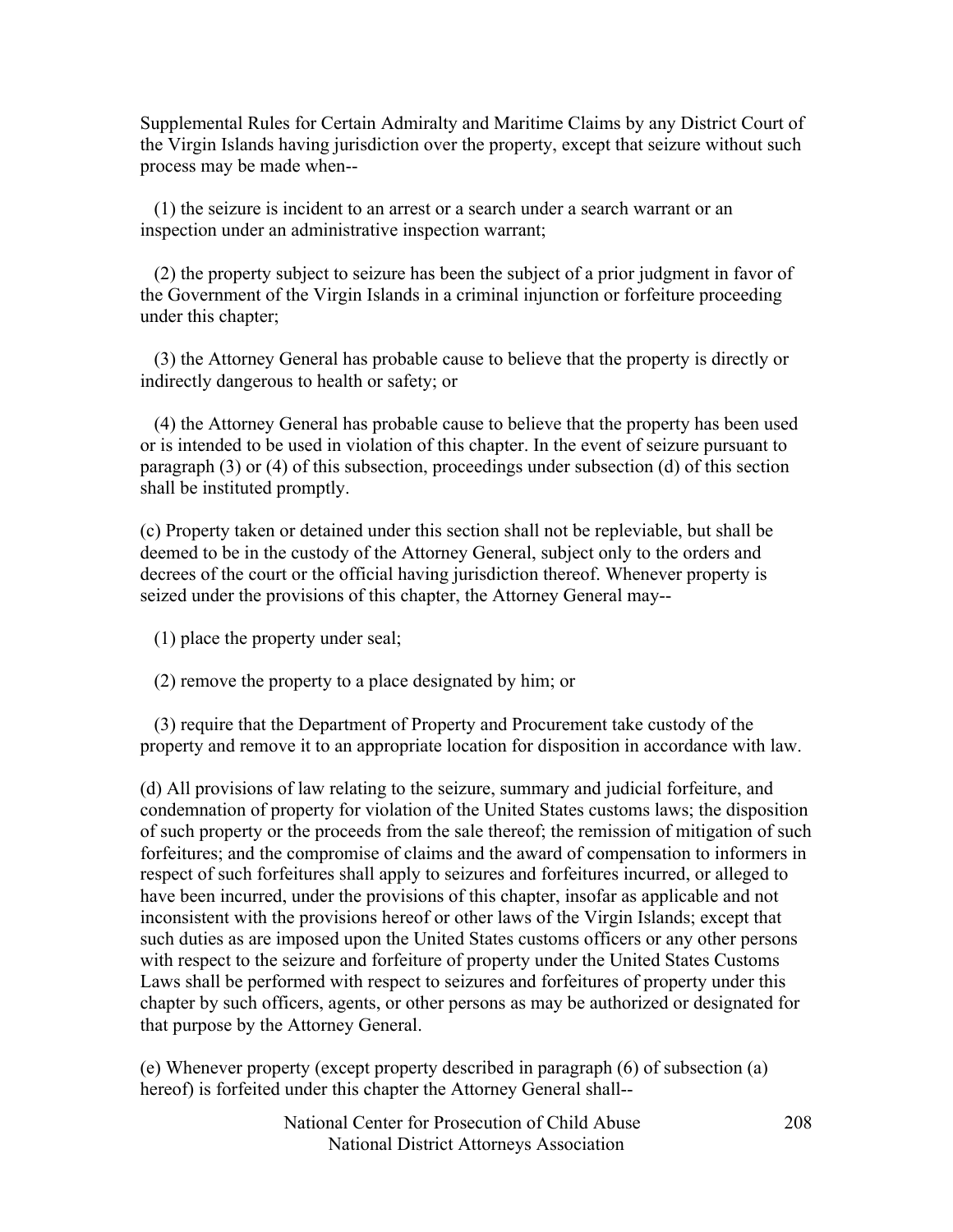Supplemental Rules for Certain Admiralty and Maritime Claims by any District Court of the Virgin Islands having jurisdiction over the property, except that seizure without such process may be made when--

(1) the seizure is incident to an arrest or a search under a search warrant or an inspection under an administrative inspection warrant;

(2) the property subject to seizure has been the subject of a prior judgment in favor of the Government of the Virgin Islands in a criminal injunction or forfeiture proceeding under this chapter;

(3) the Attorney General has probable cause to believe that the property is directly or indirectly dangerous to health or safety; or

(4) the Attorney General has probable cause to believe that the property has been used or is intended to be used in violation of this chapter. In the event of seizure pursuant to paragraph (3) or (4) of this subsection, proceedings under subsection (d) of this section shall be instituted promptly.

(c) Property taken or detained under this section shall not be repleviable, but shall be deemed to be in the custody of the Attorney General, subject only to the orders and decrees of the court or the official having jurisdiction thereof. Whenever property is seized under the provisions of this chapter, the Attorney General may--

(1) place the property under seal;

(2) remove the property to a place designated by him; or

(3) require that the Department of Property and Procurement take custody of the property and remove it to an appropriate location for disposition in accordance with law.

(d) All provisions of law relating to the seizure, summary and judicial forfeiture, and condemnation of property for violation of the United States customs laws; the disposition of such property or the proceeds from the sale thereof; the remission of mitigation of such forfeitures; and the compromise of claims and the award of compensation to informers in respect of such forfeitures shall apply to seizures and forfeitures incurred, or alleged to have been incurred, under the provisions of this chapter, insofar as applicable and not inconsistent with the provisions hereof or other laws of the Virgin Islands; except that such duties as are imposed upon the United States customs officers or any other persons with respect to the seizure and forfeiture of property under the United States Customs Laws shall be performed with respect to seizures and forfeitures of property under this chapter by such officers, agents, or other persons as may be authorized or designated for that purpose by the Attorney General.

(e) Whenever property (except property described in paragraph (6) of subsection (a) hereof) is forfeited under this chapter the Attorney General shall--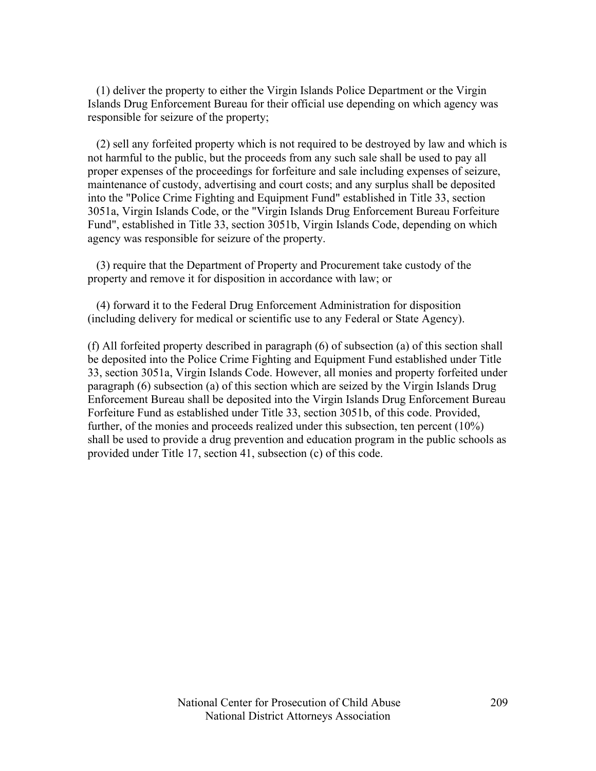(1) deliver the property to either the Virgin Islands Police Department or the Virgin Islands Drug Enforcement Bureau for their official use depending on which agency was responsible for seizure of the property;

(2) sell any forfeited property which is not required to be destroyed by law and which is not harmful to the public, but the proceeds from any such sale shall be used to pay all proper expenses of the proceedings for forfeiture and sale including expenses of seizure, maintenance of custody, advertising and court costs; and any surplus shall be deposited into the "Police Crime Fighting and Equipment Fund" established in Title 33, section 3051a, Virgin Islands Code, or the "Virgin Islands Drug Enforcement Bureau Forfeiture Fund", established in Title 33, section 3051b, Virgin Islands Code, depending on which agency was responsible for seizure of the property.

(3) require that the Department of Property and Procurement take custody of the property and remove it for disposition in accordance with law; or

(4) forward it to the Federal Drug Enforcement Administration for disposition (including delivery for medical or scientific use to any Federal or State Agency).

(f) All forfeited property described in paragraph (6) of subsection (a) of this section shall be deposited into the Police Crime Fighting and Equipment Fund established under Title 33, section 3051a, Virgin Islands Code. However, all monies and property forfeited under paragraph (6) subsection (a) of this section which are seized by the Virgin Islands Drug Enforcement Bureau shall be deposited into the Virgin Islands Drug Enforcement Bureau Forfeiture Fund as established under Title 33, section 3051b, of this code. Provided, further, of the monies and proceeds realized under this subsection, ten percent (10%) shall be used to provide a drug prevention and education program in the public schools as provided under Title 17, section 41, subsection (c) of this code.